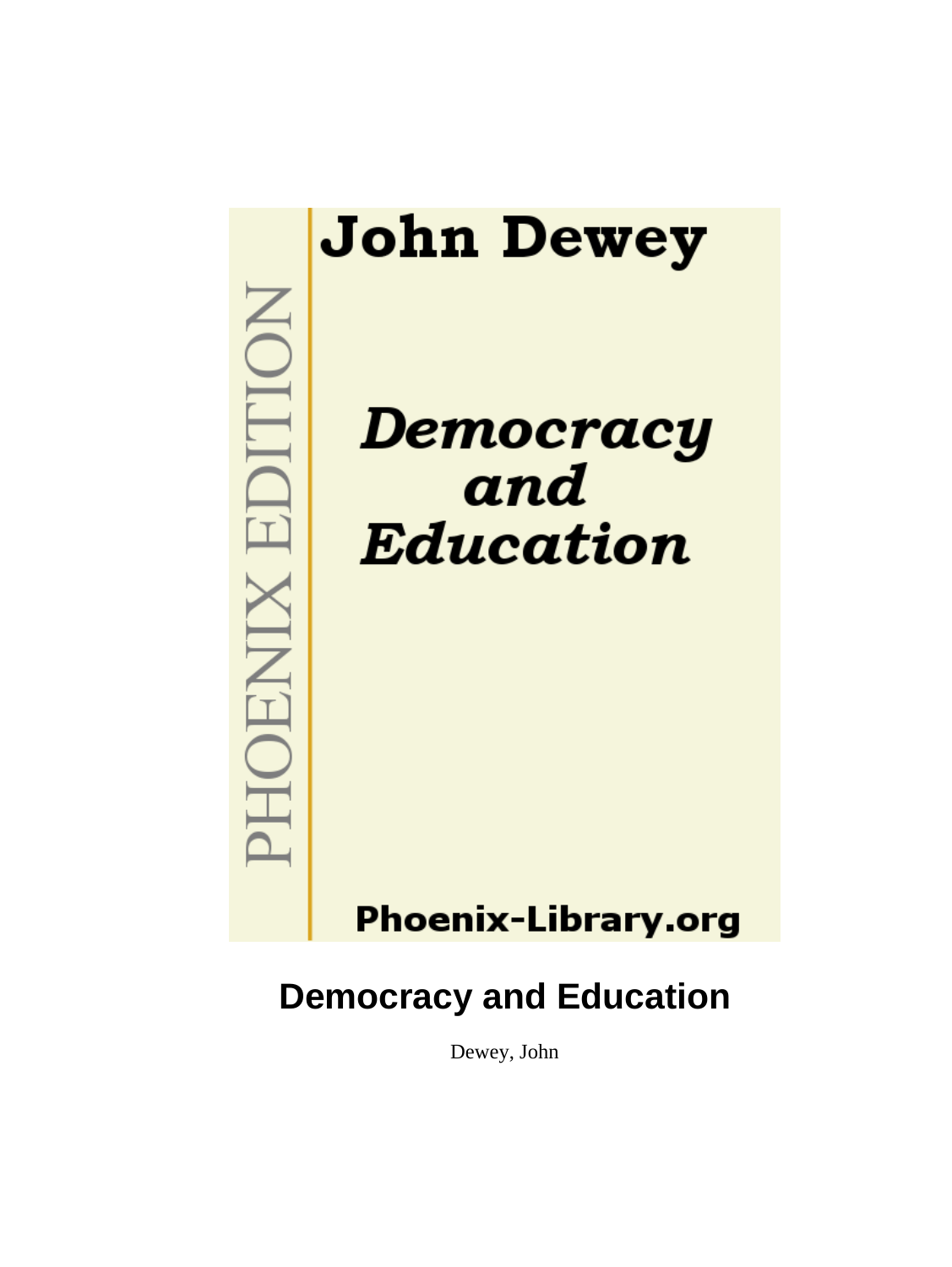John Dewey

PHOENIX EDITION

*Democracy and Education*

Phoenix-Library.org

# Democracy and Education

Dewey, John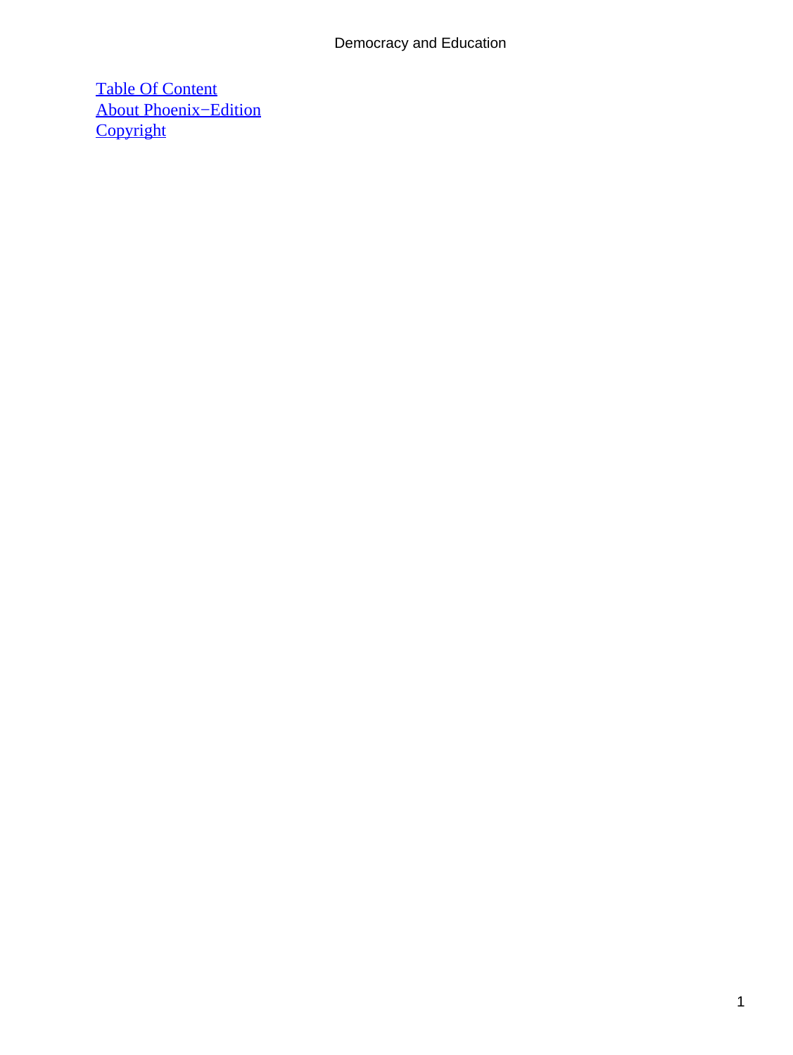[Table Of Content](#)
[About Phoenix−Edition](#)
[Copyright](#)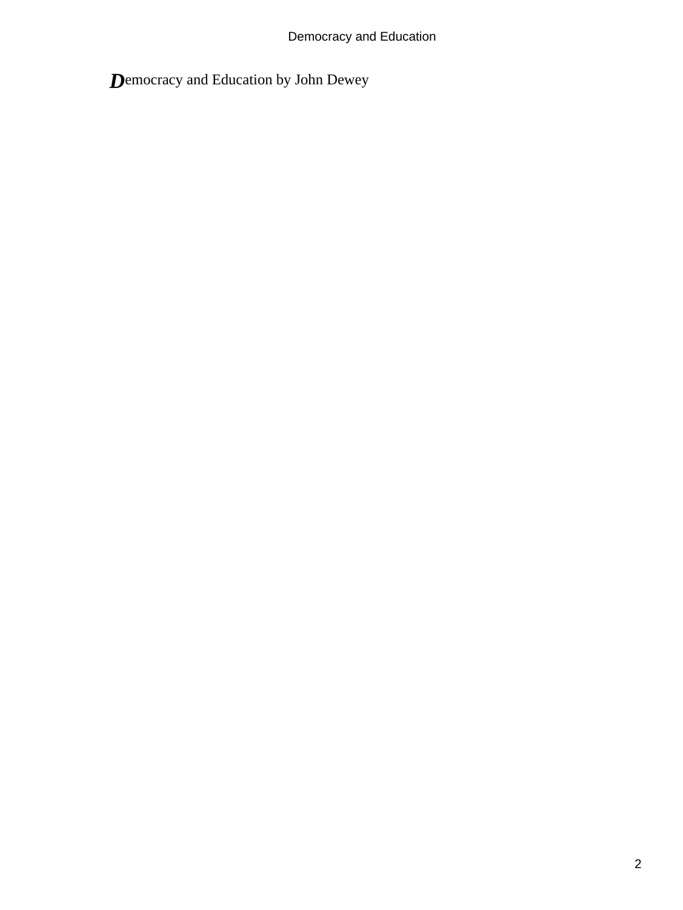Democracy and Education by John Dewey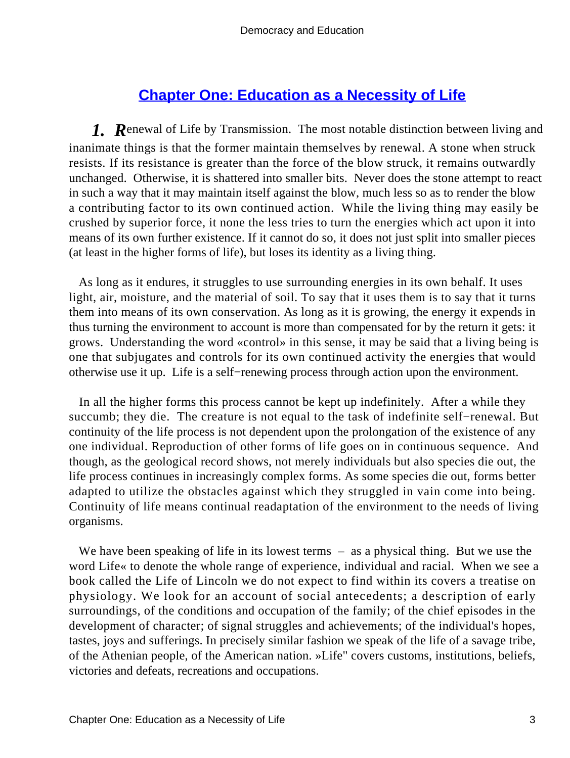## Chapter One: Education as a Necessity of Life

***1.*** ***R***enewal of Life by Transmission. The most notable distinction between living and inanimate things is that the former maintain themselves by renewal. A stone when struck resists. If its resistance is greater than the force of the blow struck, it remains outwardly unchanged. Otherwise, it is shattered into smaller bits. Never does the stone attempt to react in such a way that it may maintain itself against the blow, much less so as to render the blow a contributing factor to its own continued action. While the living thing may easily be crushed by superior force, it none the less tries to turn the energies which act upon it into means of its own further existence. If it cannot do so, it does not just split into smaller pieces (at least in the higher forms of life), but loses its identity as a living thing.

As long as it endures, it struggles to use surrounding energies in its own behalf. It uses light, air, moisture, and the material of soil. To say that it uses them is to say that it turns them into means of its own conservation. As long as it is growing, the energy it expends in thus turning the environment to account is more than compensated for by the return it gets: it grows. Understanding the word «control» in this sense, it may be said that a living being is one that subjugates and controls for its own continued activity the energies that would otherwise use it up. Life is a self−renewing process through action upon the environment.

In all the higher forms this process cannot be kept up indefinitely. After a while they succumb; they die. The creature is not equal to the task of indefinite self−renewal. But continuity of the life process is not dependent upon the prolongation of the existence of any one individual. Reproduction of other forms of life goes on in continuous sequence. And though, as the geological record shows, not merely individuals but also species die out, the life process continues in increasingly complex forms. As some species die out, forms better adapted to utilize the obstacles against which they struggled in vain come into being. Continuity of life means continual readaptation of the environment to the needs of living organisms.

We have been speaking of life in its lowest terms – as a physical thing. But we use the word Life« to denote the whole range of experience, individual and racial. When we see a book called the Life of Lincoln we do not expect to find within its covers a treatise on physiology. We look for an account of social antecedents; a description of early surroundings, of the conditions and occupation of the family; of the chief episodes in the development of character; of signal struggles and achievements; of the individual's hopes, tastes, joys and sufferings. In precisely similar fashion we speak of the life of a savage tribe, of the Athenian people, of the American nation. »Life" covers customs, institutions, beliefs, victories and defeats, recreations and occupations.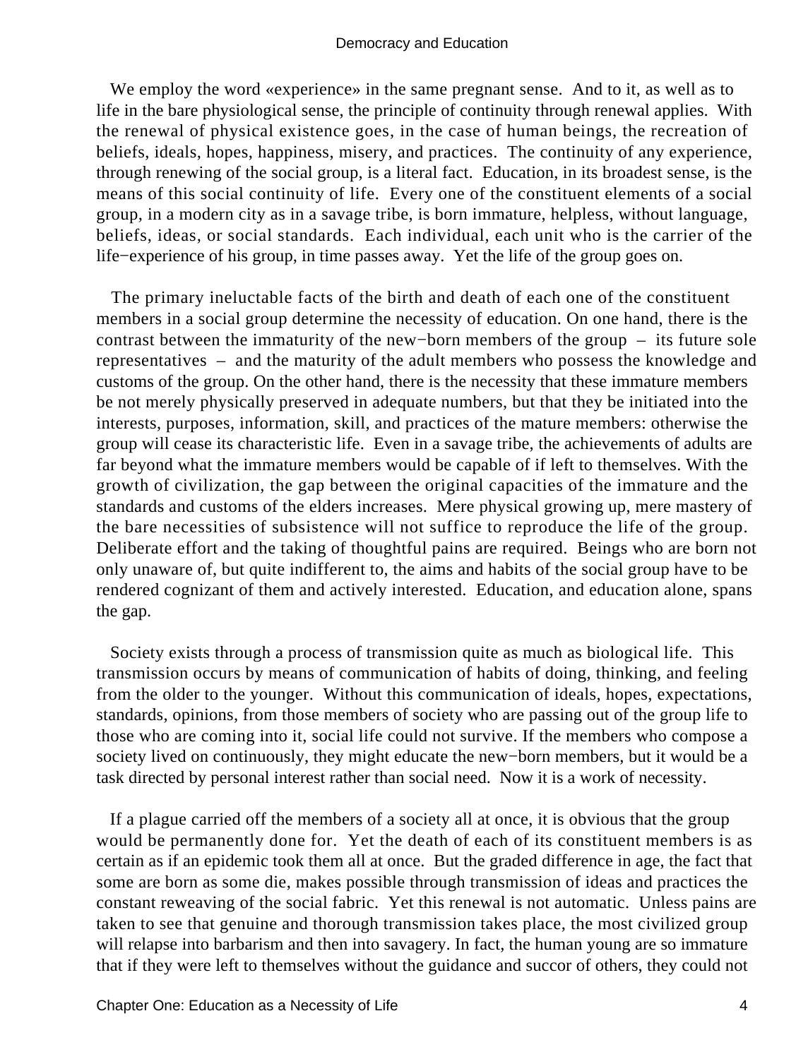We employ the word «experience» in the same pregnant sense. And to it, as well as to life in the bare physiological sense, the principle of continuity through renewal applies. With the renewal of physical existence goes, in the case of human beings, the recreation of beliefs, ideals, hopes, happiness, misery, and practices. The continuity of any experience, through renewing of the social group, is a literal fact. Education, in its broadest sense, is the means of this social continuity of life. Every one of the constituent elements of a social group, in a modern city as in a savage tribe, is born immature, helpless, without language, beliefs, ideas, or social standards. Each individual, each unit who is the carrier of the life−experience of his group, in time passes away. Yet the life of the group goes on.

The primary ineluctable facts of the birth and death of each one of the constituent members in a social group determine the necessity of education. On one hand, there is the contrast between the immaturity of the new−born members of the group – its future sole representatives – and the maturity of the adult members who possess the knowledge and customs of the group. On the other hand, there is the necessity that these immature members be not merely physically preserved in adequate numbers, but that they be initiated into the interests, purposes, information, skill, and practices of the mature members: otherwise the group will cease its characteristic life. Even in a savage tribe, the achievements of adults are far beyond what the immature members would be capable of if left to themselves. With the growth of civilization, the gap between the original capacities of the immature and the standards and customs of the elders increases. Mere physical growing up, mere mastery of the bare necessities of subsistence will not suffice to reproduce the life of the group. Deliberate effort and the taking of thoughtful pains are required. Beings who are born not only unaware of, but quite indifferent to, the aims and habits of the social group have to be rendered cognizant of them and actively interested. Education, and education alone, spans the gap.

Society exists through a process of transmission quite as much as biological life. This transmission occurs by means of communication of habits of doing, thinking, and feeling from the older to the younger. Without this communication of ideals, hopes, expectations, standards, opinions, from those members of society who are passing out of the group life to those who are coming into it, social life could not survive. If the members who compose a society lived on continuously, they might educate the new−born members, but it would be a task directed by personal interest rather than social need. Now it is a work of necessity.

If a plague carried off the members of a society all at once, it is obvious that the group would be permanently done for. Yet the death of each of its constituent members is as certain as if an epidemic took them all at once. But the graded difference in age, the fact that some are born as some die, makes possible through transmission of ideas and practices the constant reweaving of the social fabric. Yet this renewal is not automatic. Unless pains are taken to see that genuine and thorough transmission takes place, the most civilized group will relapse into barbarism and then into savagery. In fact, the human young are so immature that if they were left to themselves without the guidance and succor of others, they could not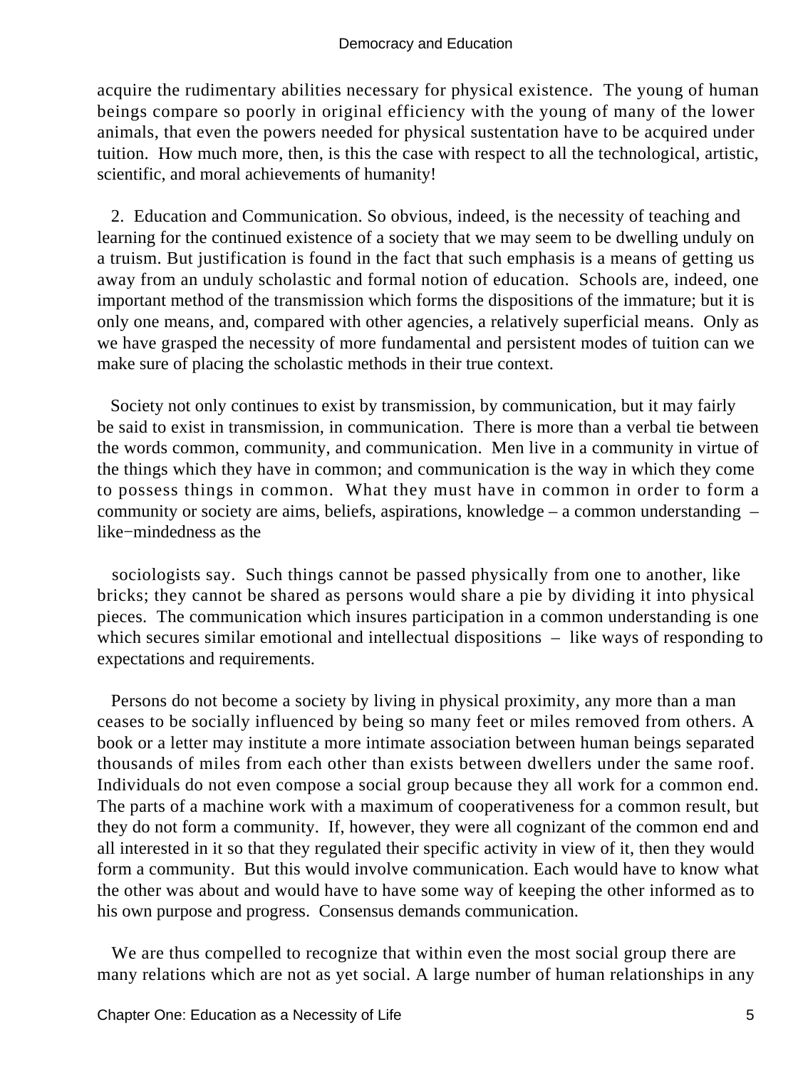acquire the rudimentary abilities necessary for physical existence. The young of human beings compare so poorly in original efficiency with the young of many of the lower animals, that even the powers needed for physical sustentation have to be acquired under tuition. How much more, then, is this the case with respect to all the technological, artistic, scientific, and moral achievements of humanity!

2. Education and Communication. So obvious, indeed, is the necessity of teaching and learning for the continued existence of a society that we may seem to be dwelling unduly on a truism. But justification is found in the fact that such emphasis is a means of getting us away from an unduly scholastic and formal notion of education. Schools are, indeed, one important method of the transmission which forms the dispositions of the immature; but it is only one means, and, compared with other agencies, a relatively superficial means. Only as we have grasped the necessity of more fundamental and persistent modes of tuition can we make sure of placing the scholastic methods in their true context.

Society not only continues to exist by transmission, by communication, but it may fairly be said to exist in transmission, in communication. There is more than a verbal tie between the words common, community, and communication. Men live in a community in virtue of the things which they have in common; and communication is the way in which they come to possess things in common. What they must have in common in order to form a community or society are aims, beliefs, aspirations, knowledge – a common understanding – like−mindedness as the sociologists say. Such things cannot be passed physically from one to another, like bricks; they cannot be shared as persons would share a pie by dividing it into physical pieces. The communication which insures participation in a common understanding is one which secures similar emotional and intellectual dispositions – like ways of responding to expectations and requirements.

Persons do not become a society by living in physical proximity, any more than a man ceases to be socially influenced by being so many feet or miles removed from others. A book or a letter may institute a more intimate association between human beings separated thousands of miles from each other than exists between dwellers under the same roof. Individuals do not even compose a social group because they all work for a common end. The parts of a machine work with a maximum of cooperativeness for a common result, but they do not form a community. If, however, they were all cognizant of the common end and all interested in it so that they regulated their specific activity in view of it, then they would form a community. But this would involve communication. Each would have to know what the other was about and would have to have some way of keeping the other informed as to his own purpose and progress. Consensus demands communication.

We are thus compelled to recognize that within even the most social group there are many relations which are not as yet social. A large number of human relationships in any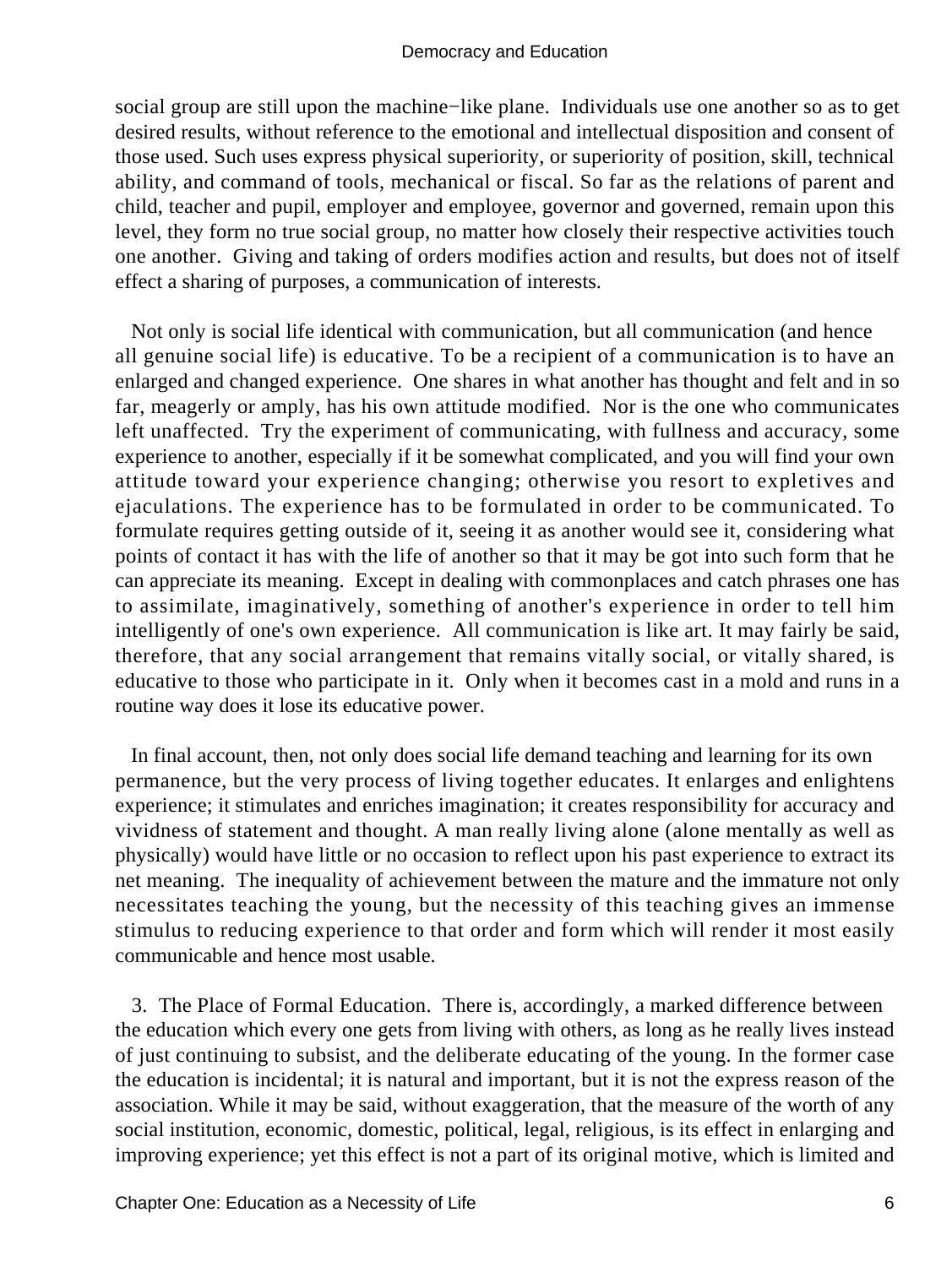social group are still upon the machine−like plane. Individuals use one another so as to get desired results, without reference to the emotional and intellectual disposition and consent of those used. Such uses express physical superiority, or superiority of position, skill, technical ability, and command of tools, mechanical or fiscal. So far as the relations of parent and child, teacher and pupil, employer and employee, governor and governed, remain upon this level, they form no true social group, no matter how closely their respective activities touch one another. Giving and taking of orders modifies action and results, but does not of itself effect a sharing of purposes, a communication of interests.

Not only is social life identical with communication, but all communication (and hence all genuine social life) is educative. To be a recipient of a communication is to have an enlarged and changed experience. One shares in what another has thought and felt and in so far, meagerly or amply, has his own attitude modified. Nor is the one who communicates left unaffected. Try the experiment of communicating, with fullness and accuracy, some experience to another, especially if it be somewhat complicated, and you will find your own attitude toward your experience changing; otherwise you resort to expletives and ejaculations. The experience has to be formulated in order to be communicated. To formulate requires getting outside of it, seeing it as another would see it, considering what points of contact it has with the life of another so that it may be got into such form that he can appreciate its meaning. Except in dealing with commonplaces and catch phrases one has to assimilate, imaginatively, something of another's experience in order to tell him intelligently of one's own experience. All communication is like art. It may fairly be said, therefore, that any social arrangement that remains vitally social, or vitally shared, is educative to those who participate in it. Only when it becomes cast in a mold and runs in a routine way does it lose its educative power.

In final account, then, not only does social life demand teaching and learning for its own permanence, but the very process of living together educates. It enlarges and enlightens experience; it stimulates and enriches imagination; it creates responsibility for accuracy and vividness of statement and thought. A man really living alone (alone mentally as well as physically) would have little or no occasion to reflect upon his past experience to extract its net meaning. The inequality of achievement between the mature and the immature not only necessitates teaching the young, but the necessity of this teaching gives an immense stimulus to reducing experience to that order and form which will render it most easily communicable and hence most usable.

3. The Place of Formal Education. There is, accordingly, a marked difference between the education which every one gets from living with others, as long as he really lives instead of just continuing to subsist, and the deliberate educating of the young. In the former case the education is incidental; it is natural and important, but it is not the express reason of the association. While it may be said, without exaggeration, that the measure of the worth of any social institution, economic, domestic, political, legal, religious, is its effect in enlarging and improving experience; yet this effect is not a part of its original motive, which is limited and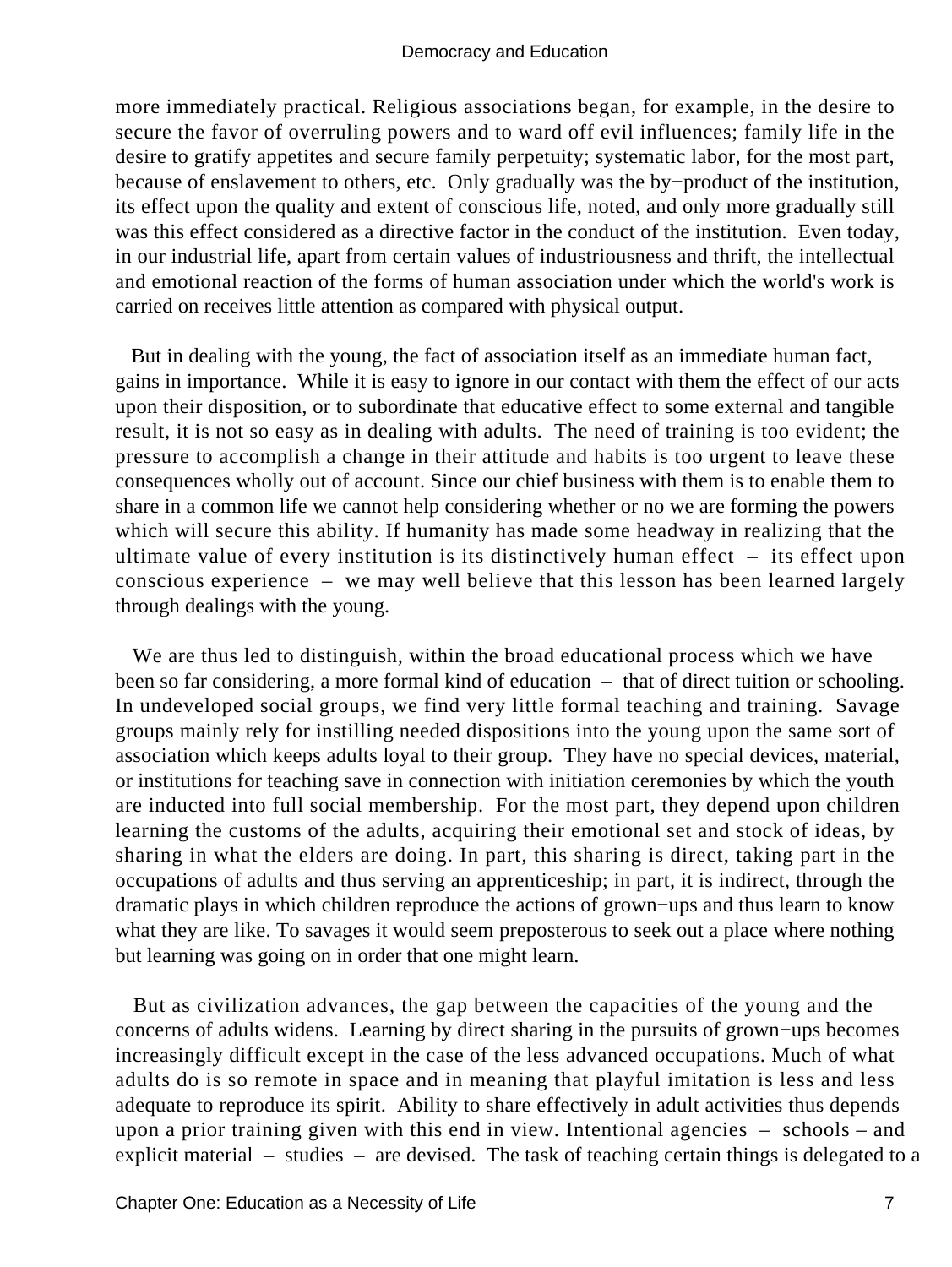more immediately practical. Religious associations began, for example, in the desire to secure the favor of overruling powers and to ward off evil influences; family life in the desire to gratify appetites and secure family perpetuity; systematic labor, for the most part, because of enslavement to others, etc. Only gradually was the by−product of the institution, its effect upon the quality and extent of conscious life, noted, and only more gradually still was this effect considered as a directive factor in the conduct of the institution. Even today, in our industrial life, apart from certain values of industriousness and thrift, the intellectual and emotional reaction of the forms of human association under which the world's work is carried on receives little attention as compared with physical output.

But in dealing with the young, the fact of association itself as an immediate human fact, gains in importance. While it is easy to ignore in our contact with them the effect of our acts upon their disposition, or to subordinate that educative effect to some external and tangible result, it is not so easy as in dealing with adults. The need of training is too evident; the pressure to accomplish a change in their attitude and habits is too urgent to leave these consequences wholly out of account. Since our chief business with them is to enable them to share in a common life we cannot help considering whether or no we are forming the powers which will secure this ability. If humanity has made some headway in realizing that the ultimate value of every institution is its distinctively human effect – its effect upon conscious experience – we may well believe that this lesson has been learned largely through dealings with the young.

We are thus led to distinguish, within the broad educational process which we have been so far considering, a more formal kind of education – that of direct tuition or schooling. In undeveloped social groups, we find very little formal teaching and training. Savage groups mainly rely for instilling needed dispositions into the young upon the same sort of association which keeps adults loyal to their group. They have no special devices, material, or institutions for teaching save in connection with initiation ceremonies by which the youth are inducted into full social membership. For the most part, they depend upon children learning the customs of the adults, acquiring their emotional set and stock of ideas, by sharing in what the elders are doing. In part, this sharing is direct, taking part in the occupations of adults and thus serving an apprenticeship; in part, it is indirect, through the dramatic plays in which children reproduce the actions of grown−ups and thus learn to know what they are like. To savages it would seem preposterous to seek out a place where nothing but learning was going on in order that one might learn.

But as civilization advances, the gap between the capacities of the young and the concerns of adults widens. Learning by direct sharing in the pursuits of grown−ups becomes increasingly difficult except in the case of the less advanced occupations. Much of what adults do is so remote in space and in meaning that playful imitation is less and less adequate to reproduce its spirit. Ability to share effectively in adult activities thus depends upon a prior training given with this end in view. Intentional agencies – schools – and explicit material – studies – are devised. The task of teaching certain things is delegated to a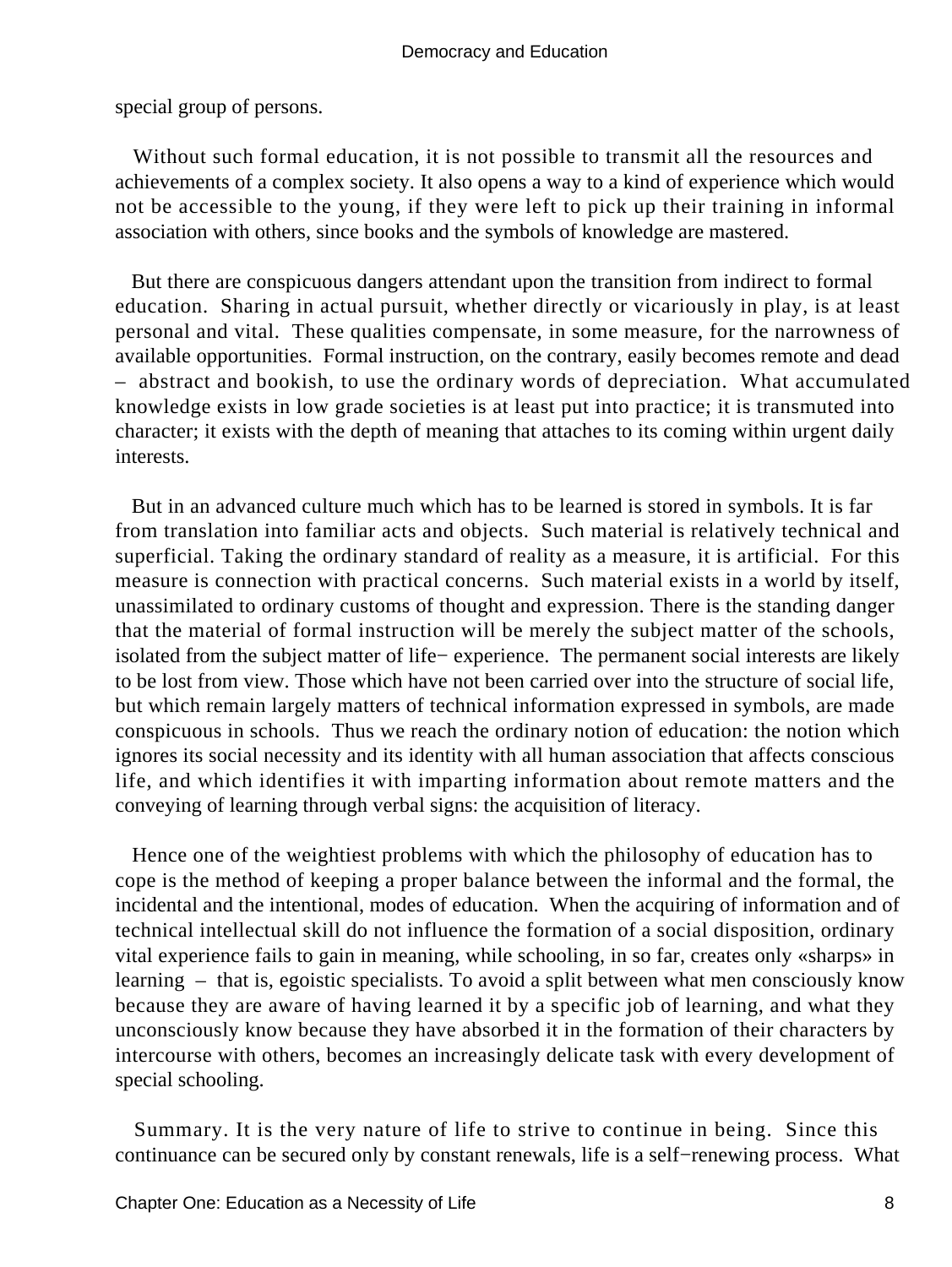special group of persons.

Without such formal education, it is not possible to transmit all the resources and achievements of a complex society. It also opens a way to a kind of experience which would not be accessible to the young, if they were left to pick up their training in informal association with others, since books and the symbols of knowledge are mastered.

But there are conspicuous dangers attendant upon the transition from indirect to formal education. Sharing in actual pursuit, whether directly or vicariously in play, is at least personal and vital. These qualities compensate, in some measure, for the narrowness of available opportunities. Formal instruction, on the contrary, easily becomes remote and dead – abstract and bookish, to use the ordinary words of depreciation. What accumulated knowledge exists in low grade societies is at least put into practice; it is transmuted into character; it exists with the depth of meaning that attaches to its coming within urgent daily interests.

But in an advanced culture much which has to be learned is stored in symbols. It is far from translation into familiar acts and objects. Such material is relatively technical and superficial. Taking the ordinary standard of reality as a measure, it is artificial. For this measure is connection with practical concerns. Such material exists in a world by itself, unassimilated to ordinary customs of thought and expression. There is the standing danger that the material of formal instruction will be merely the subject matter of the schools, isolated from the subject matter of life− experience. The permanent social interests are likely to be lost from view. Those which have not been carried over into the structure of social life, but which remain largely matters of technical information expressed in symbols, are made conspicuous in schools. Thus we reach the ordinary notion of education: the notion which ignores its social necessity and its identity with all human association that affects conscious life, and which identifies it with imparting information about remote matters and the conveying of learning through verbal signs: the acquisition of literacy.

Hence one of the weightiest problems with which the philosophy of education has to cope is the method of keeping a proper balance between the informal and the formal, the incidental and the intentional, modes of education. When the acquiring of information and of technical intellectual skill do not influence the formation of a social disposition, ordinary vital experience fails to gain in meaning, while schooling, in so far, creates only «sharps» in learning – that is, egoistic specialists. To avoid a split between what men consciously know because they are aware of having learned it by a specific job of learning, and what they unconsciously know because they have absorbed it in the formation of their characters by intercourse with others, becomes an increasingly delicate task with every development of special schooling.

Summary. It is the very nature of life to strive to continue in being. Since this continuance can be secured only by constant renewals, life is a self−renewing process. What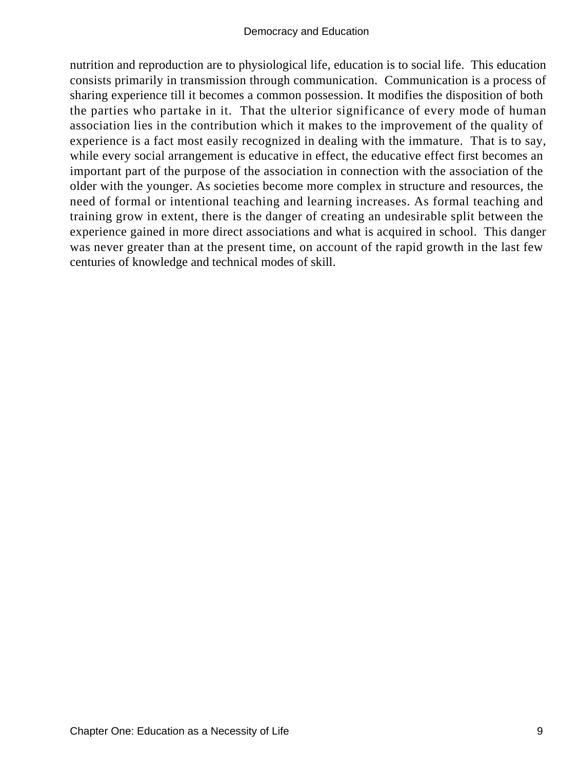nutrition and reproduction are to physiological life, education is to social life. This education consists primarily in transmission through communication. Communication is a process of sharing experience till it becomes a common possession. It modifies the disposition of both the parties who partake in it. That the ulterior significance of every mode of human association lies in the contribution which it makes to the improvement of the quality of experience is a fact most easily recognized in dealing with the immature. That is to say, while every social arrangement is educative in effect, the educative effect first becomes an important part of the purpose of the association in connection with the association of the older with the younger. As societies become more complex in structure and resources, the need of formal or intentional teaching and learning increases. As formal teaching and training grow in extent, there is the danger of creating an undesirable split between the experience gained in more direct associations and what is acquired in school. This danger was never greater than at the present time, on account of the rapid growth in the last few centuries of knowledge and technical modes of skill.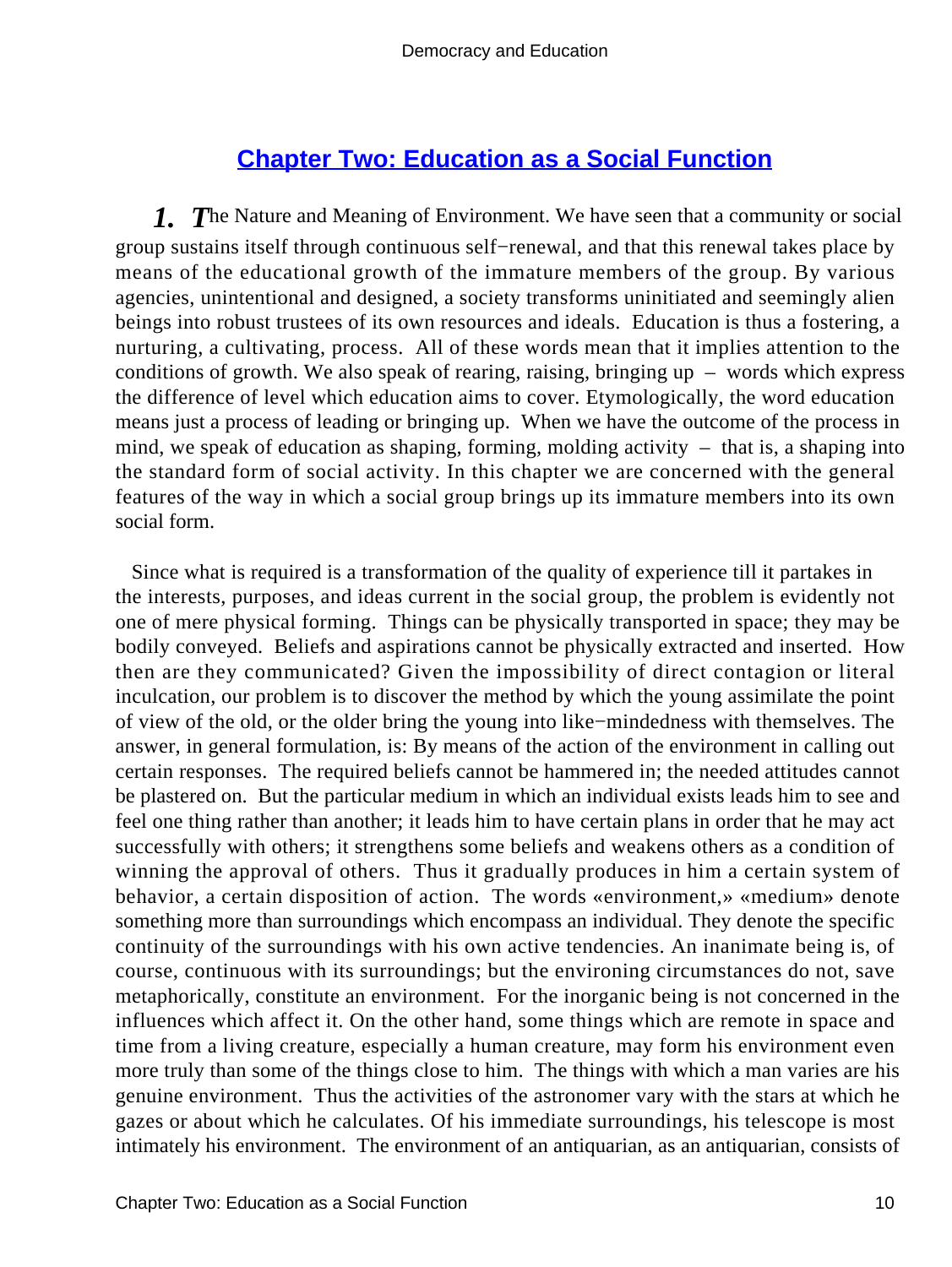## Chapter Two: Education as a Social Function

***1.*** ***T***he Nature and Meaning of Environment. We have seen that a community or social group sustains itself through continuous self−renewal, and that this renewal takes place by means of the educational growth of the immature members of the group. By various agencies, unintentional and designed, a society transforms uninitiated and seemingly alien beings into robust trustees of its own resources and ideals. Education is thus a fostering, a nurturing, a cultivating, process. All of these words mean that it implies attention to the conditions of growth. We also speak of rearing, raising, bringing up – words which express the difference of level which education aims to cover. Etymologically, the word education means just a process of leading or bringing up. When we have the outcome of the process in mind, we speak of education as shaping, forming, molding activity – that is, a shaping into the standard form of social activity. In this chapter we are concerned with the general features of the way in which a social group brings up its immature members into its own social form.

Since what is required is a transformation of the quality of experience till it partakes in the interests, purposes, and ideas current in the social group, the problem is evidently not one of mere physical forming. Things can be physically transported in space; they may be bodily conveyed. Beliefs and aspirations cannot be physically extracted and inserted. How then are they communicated? Given the impossibility of direct contagion or literal inculcation, our problem is to discover the method by which the young assimilate the point of view of the old, or the older bring the young into like−mindedness with themselves. The answer, in general formulation, is: By means of the action of the environment in calling out certain responses. The required beliefs cannot be hammered in; the needed attitudes cannot be plastered on. But the particular medium in which an individual exists leads him to see and feel one thing rather than another; it leads him to have certain plans in order that he may act successfully with others; it strengthens some beliefs and weakens others as a condition of winning the approval of others. Thus it gradually produces in him a certain system of behavior, a certain disposition of action. The words «environment,» «medium» denote something more than surroundings which encompass an individual. They denote the specific continuity of the surroundings with his own active tendencies. An inanimate being is, of course, continuous with its surroundings; but the environing circumstances do not, save metaphorically, constitute an environment. For the inorganic being is not concerned in the influences which affect it. On the other hand, some things which are remote in space and time from a living creature, especially a human creature, may form his environment even more truly than some of the things close to him. The things with which a man varies are his genuine environment. Thus the activities of the astronomer vary with the stars at which he gazes or about which he calculates. Of his immediate surroundings, his telescope is most intimately his environment. The environment of an antiquarian, as an antiquarian, consists of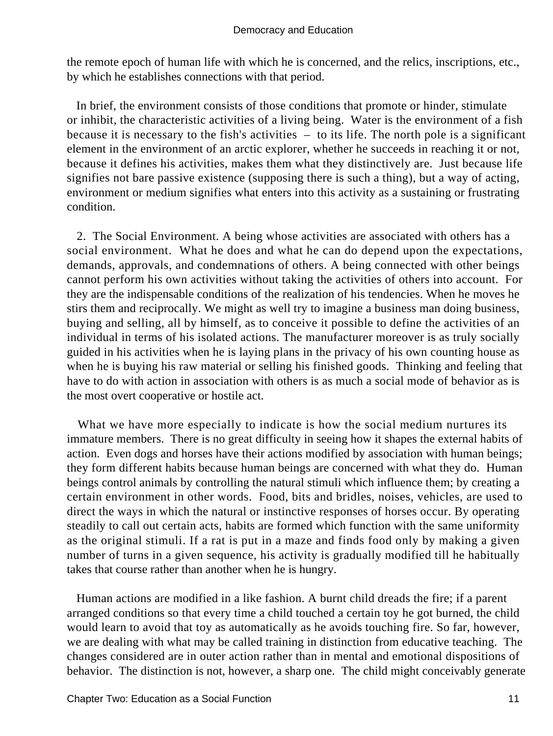the remote epoch of human life with which he is concerned, and the relics, inscriptions, etc., by which he establishes connections with that period.

In brief, the environment consists of those conditions that promote or hinder, stimulate or inhibit, the characteristic activities of a living being. Water is the environment of a fish because it is necessary to the fish's activities – to its life. The north pole is a significant element in the environment of an arctic explorer, whether he succeeds in reaching it or not, because it defines his activities, makes them what they distinctively are. Just because life signifies not bare passive existence (supposing there is such a thing), but a way of acting, environment or medium signifies what enters into this activity as a sustaining or frustrating condition.

2. The Social Environment. A being whose activities are associated with others has a social environment. What he does and what he can do depend upon the expectations, demands, approvals, and condemnations of others. A being connected with other beings cannot perform his own activities without taking the activities of others into account. For they are the indispensable conditions of the realization of his tendencies. When he moves he stirs them and reciprocally. We might as well try to imagine a business man doing business, buying and selling, all by himself, as to conceive it possible to define the activities of an individual in terms of his isolated actions. The manufacturer moreover is as truly socially guided in his activities when he is laying plans in the privacy of his own counting house as when he is buying his raw material or selling his finished goods. Thinking and feeling that have to do with action in association with others is as much a social mode of behavior as is the most overt cooperative or hostile act.

What we have more especially to indicate is how the social medium nurtures its immature members. There is no great difficulty in seeing how it shapes the external habits of action. Even dogs and horses have their actions modified by association with human beings; they form different habits because human beings are concerned with what they do. Human beings control animals by controlling the natural stimuli which influence them; by creating a certain environment in other words. Food, bits and bridles, noises, vehicles, are used to direct the ways in which the natural or instinctive responses of horses occur. By operating steadily to call out certain acts, habits are formed which function with the same uniformity as the original stimuli. If a rat is put in a maze and finds food only by making a given number of turns in a given sequence, his activity is gradually modified till he habitually takes that course rather than another when he is hungry.

Human actions are modified in a like fashion. A burnt child dreads the fire; if a parent arranged conditions so that every time a child touched a certain toy he got burned, the child would learn to avoid that toy as automatically as he avoids touching fire. So far, however, we are dealing with what may be called training in distinction from educative teaching. The changes considered are in outer action rather than in mental and emotional dispositions of behavior. The distinction is not, however, a sharp one. The child might conceivably generate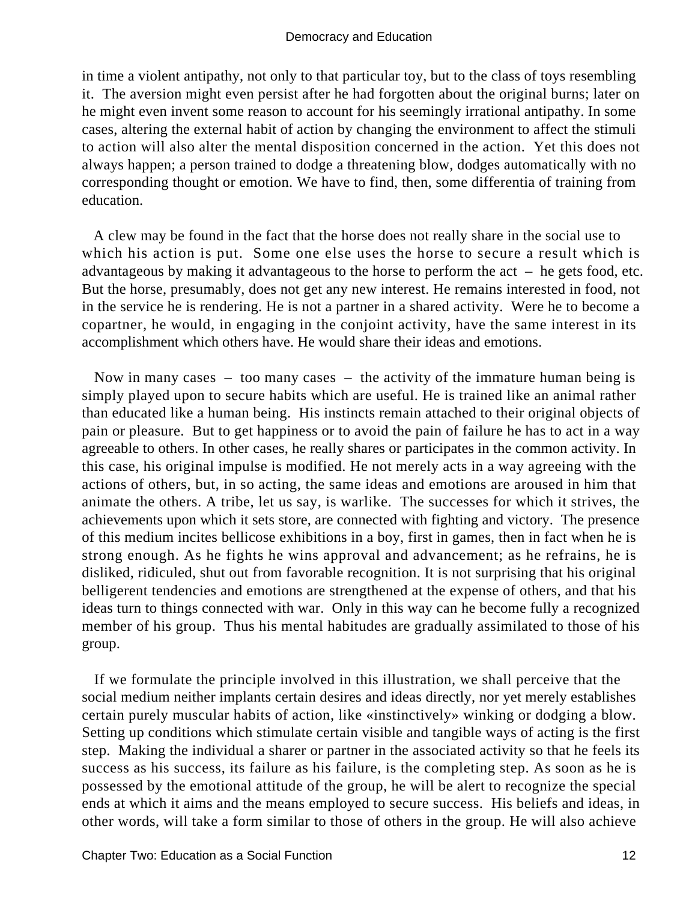in time a violent antipathy, not only to that particular toy, but to the class of toys resembling it. The aversion might even persist after he had forgotten about the original burns; later on he might even invent some reason to account for his seemingly irrational antipathy. In some cases, altering the external habit of action by changing the environment to affect the stimuli to action will also alter the mental disposition concerned in the action. Yet this does not always happen; a person trained to dodge a threatening blow, dodges automatically with no corresponding thought or emotion. We have to find, then, some differentia of training from education.

A clew may be found in the fact that the horse does not really share in the social use to which his action is put. Some one else uses the horse to secure a result which is advantageous by making it advantageous to the horse to perform the act – he gets food, etc. But the horse, presumably, does not get any new interest. He remains interested in food, not in the service he is rendering. He is not a partner in a shared activity. Were he to become a copartner, he would, in engaging in the conjoint activity, have the same interest in its accomplishment which others have. He would share their ideas and emotions.

Now in many cases – too many cases – the activity of the immature human being is simply played upon to secure habits which are useful. He is trained like an animal rather than educated like a human being. His instincts remain attached to their original objects of pain or pleasure. But to get happiness or to avoid the pain of failure he has to act in a way agreeable to others. In other cases, he really shares or participates in the common activity. In this case, his original impulse is modified. He not merely acts in a way agreeing with the actions of others, but, in so acting, the same ideas and emotions are aroused in him that animate the others. A tribe, let us say, is warlike. The successes for which it strives, the achievements upon which it sets store, are connected with fighting and victory. The presence of this medium incites bellicose exhibitions in a boy, first in games, then in fact when he is strong enough. As he fights he wins approval and advancement; as he refrains, he is disliked, ridiculed, shut out from favorable recognition. It is not surprising that his original belligerent tendencies and emotions are strengthened at the expense of others, and that his ideas turn to things connected with war. Only in this way can he become fully a recognized member of his group. Thus his mental habitudes are gradually assimilated to those of his group.

If we formulate the principle involved in this illustration, we shall perceive that the social medium neither implants certain desires and ideas directly, nor yet merely establishes certain purely muscular habits of action, like «instinctively» winking or dodging a blow. Setting up conditions which stimulate certain visible and tangible ways of acting is the first step. Making the individual a sharer or partner in the associated activity so that he feels its success as his success, its failure as his failure, is the completing step. As soon as he is possessed by the emotional attitude of the group, he will be alert to recognize the special ends at which it aims and the means employed to secure success. His beliefs and ideas, in other words, will take a form similar to those of others in the group. He will also achieve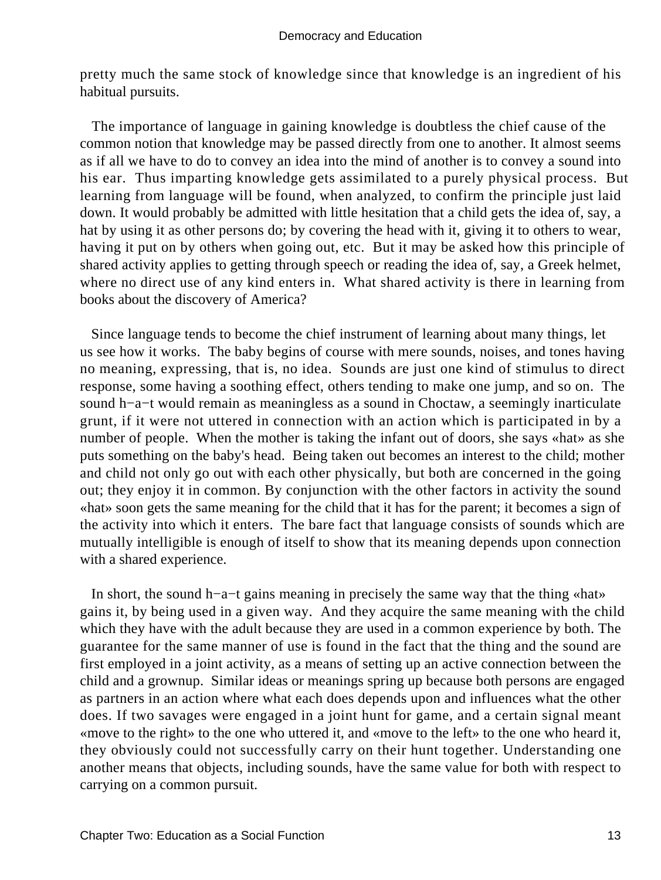pretty much the same stock of knowledge since that knowledge is an ingredient of his habitual pursuits.

The importance of language in gaining knowledge is doubtless the chief cause of the common notion that knowledge may be passed directly from one to another. It almost seems as if all we have to do to convey an idea into the mind of another is to convey a sound into his ear. Thus imparting knowledge gets assimilated to a purely physical process. But learning from language will be found, when analyzed, to confirm the principle just laid down. It would probably be admitted with little hesitation that a child gets the idea of, say, a hat by using it as other persons do; by covering the head with it, giving it to others to wear, having it put on by others when going out, etc. But it may be asked how this principle of shared activity applies to getting through speech or reading the idea of, say, a Greek helmet, where no direct use of any kind enters in. What shared activity is there in learning from books about the discovery of America?

Since language tends to become the chief instrument of learning about many things, let us see how it works. The baby begins of course with mere sounds, noises, and tones having no meaning, expressing, that is, no idea. Sounds are just one kind of stimulus to direct response, some having a soothing effect, others tending to make one jump, and so on. The sound h−a−t would remain as meaningless as a sound in Choctaw, a seemingly inarticulate grunt, if it were not uttered in connection with an action which is participated in by a number of people. When the mother is taking the infant out of doors, she says «hat» as she puts something on the baby's head. Being taken out becomes an interest to the child; mother and child not only go out with each other physically, but both are concerned in the going out; they enjoy it in common. By conjunction with the other factors in activity the sound «hat» soon gets the same meaning for the child that it has for the parent; it becomes a sign of the activity into which it enters. The bare fact that language consists of sounds which are mutually intelligible is enough of itself to show that its meaning depends upon connection with a shared experience.

In short, the sound h−a−t gains meaning in precisely the same way that the thing «hat» gains it, by being used in a given way. And they acquire the same meaning with the child which they have with the adult because they are used in a common experience by both. The guarantee for the same manner of use is found in the fact that the thing and the sound are first employed in a joint activity, as a means of setting up an active connection between the child and a grownup. Similar ideas or meanings spring up because both persons are engaged as partners in an action where what each does depends upon and influences what the other does. If two savages were engaged in a joint hunt for game, and a certain signal meant «move to the right» to the one who uttered it, and «move to the left» to the one who heard it, they obviously could not successfully carry on their hunt together. Understanding one another means that objects, including sounds, have the same value for both with respect to carrying on a common pursuit.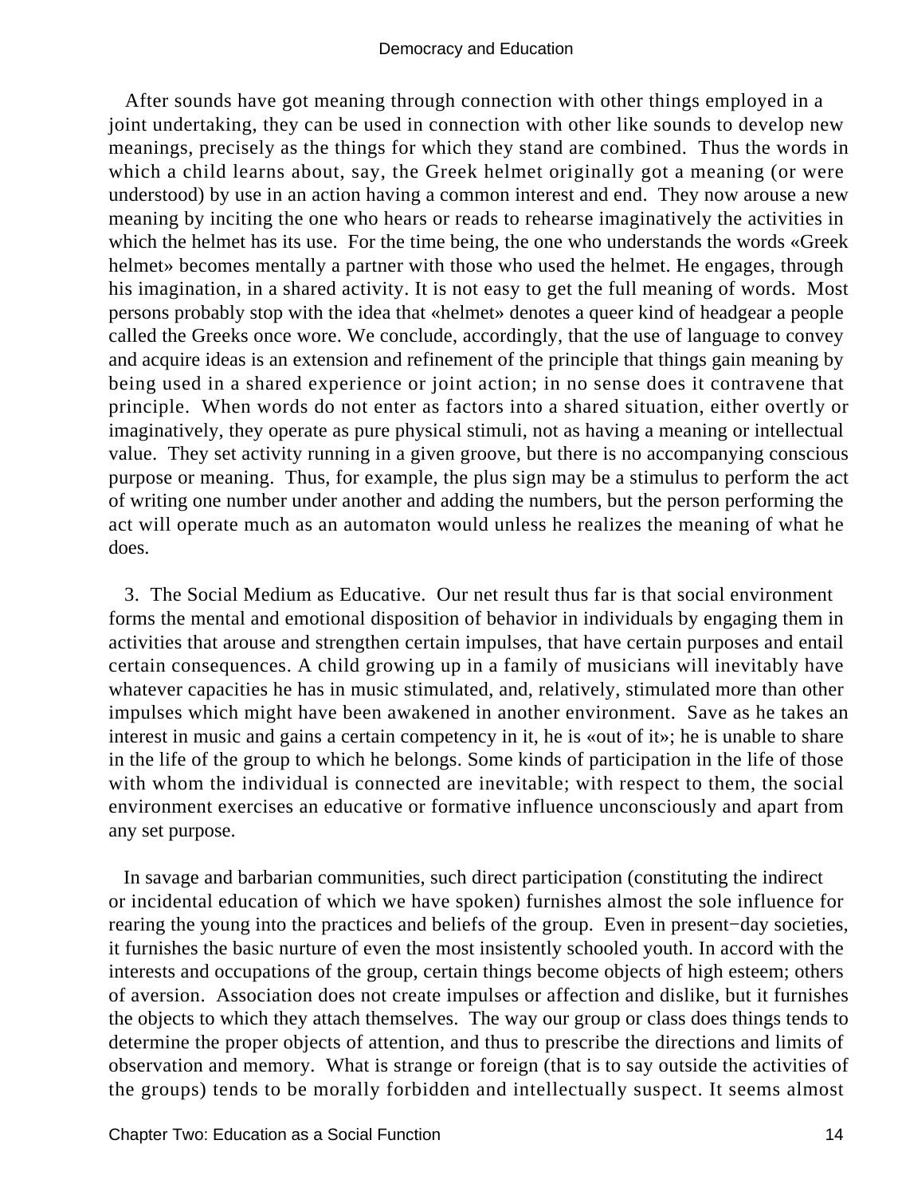After sounds have got meaning through connection with other things employed in a joint undertaking, they can be used in connection with other like sounds to develop new meanings, precisely as the things for which they stand are combined. Thus the words in which a child learns about, say, the Greek helmet originally got a meaning (or were understood) by use in an action having a common interest and end. They now arouse a new meaning by inciting the one who hears or reads to rehearse imaginatively the activities in which the helmet has its use. For the time being, the one who understands the words «Greek helmet» becomes mentally a partner with those who used the helmet. He engages, through his imagination, in a shared activity. It is not easy to get the full meaning of words. Most persons probably stop with the idea that «helmet» denotes a queer kind of headgear a people called the Greeks once wore. We conclude, accordingly, that the use of language to convey and acquire ideas is an extension and refinement of the principle that things gain meaning by being used in a shared experience or joint action; in no sense does it contravene that principle. When words do not enter as factors into a shared situation, either overtly or imaginatively, they operate as pure physical stimuli, not as having a meaning or intellectual value. They set activity running in a given groove, but there is no accompanying conscious purpose or meaning. Thus, for example, the plus sign may be a stimulus to perform the act of writing one number under another and adding the numbers, but the person performing the act will operate much as an automaton would unless he realizes the meaning of what he does.

3. The Social Medium as Educative. Our net result thus far is that social environment forms the mental and emotional disposition of behavior in individuals by engaging them in activities that arouse and strengthen certain impulses, that have certain purposes and entail certain consequences. A child growing up in a family of musicians will inevitably have whatever capacities he has in music stimulated, and, relatively, stimulated more than other impulses which might have been awakened in another environment. Save as he takes an interest in music and gains a certain competency in it, he is «out of it»; he is unable to share in the life of the group to which he belongs. Some kinds of participation in the life of those with whom the individual is connected are inevitable; with respect to them, the social environment exercises an educative or formative influence unconsciously and apart from any set purpose.

In savage and barbarian communities, such direct participation (constituting the indirect or incidental education of which we have spoken) furnishes almost the sole influence for rearing the young into the practices and beliefs of the group. Even in present−day societies, it furnishes the basic nurture of even the most insistently schooled youth. In accord with the interests and occupations of the group, certain things become objects of high esteem; others of aversion. Association does not create impulses or affection and dislike, but it furnishes the objects to which they attach themselves. The way our group or class does things tends to determine the proper objects of attention, and thus to prescribe the directions and limits of observation and memory. What is strange or foreign (that is to say outside the activities of the groups) tends to be morally forbidden and intellectually suspect. It seems almost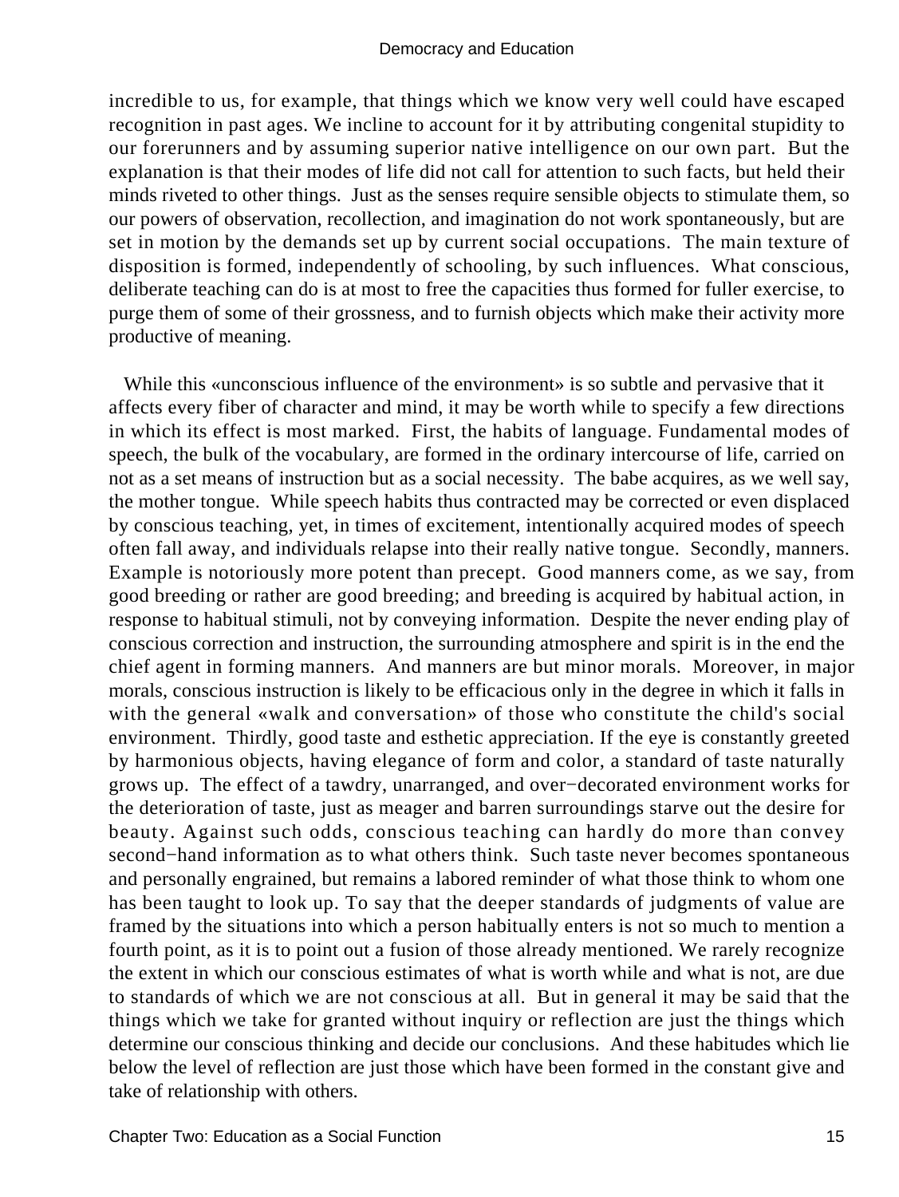incredible to us, for example, that things which we know very well could have escaped recognition in past ages. We incline to account for it by attributing congenital stupidity to our forerunners and by assuming superior native intelligence on our own part. But the explanation is that their modes of life did not call for attention to such facts, but held their minds riveted to other things. Just as the senses require sensible objects to stimulate them, so our powers of observation, recollection, and imagination do not work spontaneously, but are set in motion by the demands set up by current social occupations. The main texture of disposition is formed, independently of schooling, by such influences. What conscious, deliberate teaching can do is at most to free the capacities thus formed for fuller exercise, to purge them of some of their grossness, and to furnish objects which make their activity more productive of meaning.

While this «unconscious influence of the environment» is so subtle and pervasive that it affects every fiber of character and mind, it may be worth while to specify a few directions in which its effect is most marked. First, the habits of language. Fundamental modes of speech, the bulk of the vocabulary, are formed in the ordinary intercourse of life, carried on not as a set means of instruction but as a social necessity. The babe acquires, as we well say, the mother tongue. While speech habits thus contracted may be corrected or even displaced by conscious teaching, yet, in times of excitement, intentionally acquired modes of speech often fall away, and individuals relapse into their really native tongue. Secondly, manners. Example is notoriously more potent than precept. Good manners come, as we say, from good breeding or rather are good breeding; and breeding is acquired by habitual action, in response to habitual stimuli, not by conveying information. Despite the never ending play of conscious correction and instruction, the surrounding atmosphere and spirit is in the end the chief agent in forming manners. And manners are but minor morals. Moreover, in major morals, conscious instruction is likely to be efficacious only in the degree in which it falls in with the general «walk and conversation» of those who constitute the child's social environment. Thirdly, good taste and esthetic appreciation. If the eye is constantly greeted by harmonious objects, having elegance of form and color, a standard of taste naturally grows up. The effect of a tawdry, unarranged, and over−decorated environment works for the deterioration of taste, just as meager and barren surroundings starve out the desire for beauty. Against such odds, conscious teaching can hardly do more than convey second−hand information as to what others think. Such taste never becomes spontaneous and personally engrained, but remains a labored reminder of what those think to whom one has been taught to look up. To say that the deeper standards of judgments of value are framed by the situations into which a person habitually enters is not so much to mention a fourth point, as it is to point out a fusion of those already mentioned. We rarely recognize the extent in which our conscious estimates of what is worth while and what is not, are due to standards of which we are not conscious at all. But in general it may be said that the things which we take for granted without inquiry or reflection are just the things which determine our conscious thinking and decide our conclusions. And these habitudes which lie below the level of reflection are just those which have been formed in the constant give and take of relationship with others.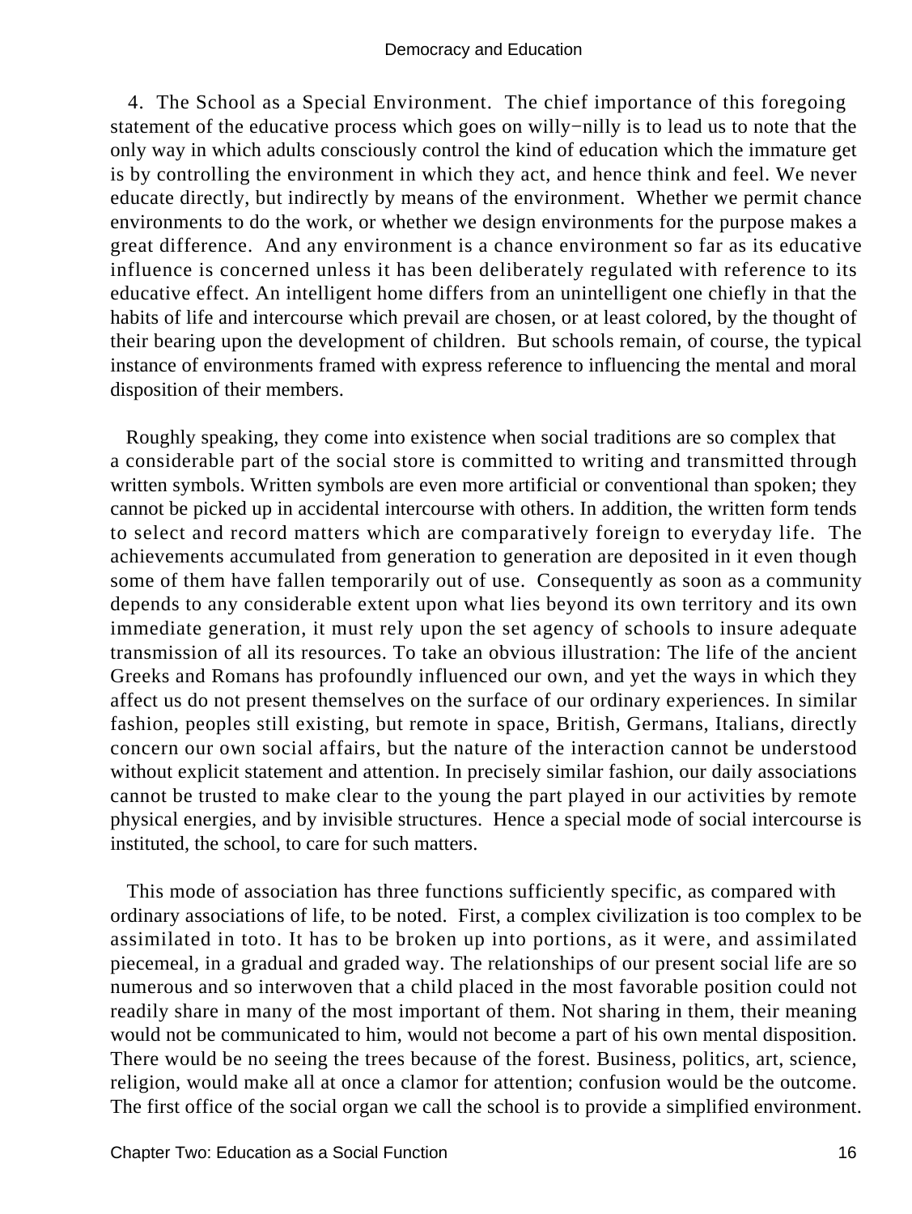4. The School as a Special Environment. The chief importance of this foregoing statement of the educative process which goes on willy−nilly is to lead us to note that the only way in which adults consciously control the kind of education which the immature get is by controlling the environment in which they act, and hence think and feel. We never educate directly, but indirectly by means of the environment. Whether we permit chance environments to do the work, or whether we design environments for the purpose makes a great difference. And any environment is a chance environment so far as its educative influence is concerned unless it has been deliberately regulated with reference to its educative effect. An intelligent home differs from an unintelligent one chiefly in that the habits of life and intercourse which prevail are chosen, or at least colored, by the thought of their bearing upon the development of children. But schools remain, of course, the typical instance of environments framed with express reference to influencing the mental and moral disposition of their members.

Roughly speaking, they come into existence when social traditions are so complex that a considerable part of the social store is committed to writing and transmitted through written symbols. Written symbols are even more artificial or conventional than spoken; they cannot be picked up in accidental intercourse with others. In addition, the written form tends to select and record matters which are comparatively foreign to everyday life. The achievements accumulated from generation to generation are deposited in it even though some of them have fallen temporarily out of use. Consequently as soon as a community depends to any considerable extent upon what lies beyond its own territory and its own immediate generation, it must rely upon the set agency of schools to insure adequate transmission of all its resources. To take an obvious illustration: The life of the ancient Greeks and Romans has profoundly influenced our own, and yet the ways in which they affect us do not present themselves on the surface of our ordinary experiences. In similar fashion, peoples still existing, but remote in space, British, Germans, Italians, directly concern our own social affairs, but the nature of the interaction cannot be understood without explicit statement and attention. In precisely similar fashion, our daily associations cannot be trusted to make clear to the young the part played in our activities by remote physical energies, and by invisible structures. Hence a special mode of social intercourse is instituted, the school, to care for such matters.

This mode of association has three functions sufficiently specific, as compared with ordinary associations of life, to be noted. First, a complex civilization is too complex to be assimilated in toto. It has to be broken up into portions, as it were, and assimilated piecemeal, in a gradual and graded way. The relationships of our present social life are so numerous and so interwoven that a child placed in the most favorable position could not readily share in many of the most important of them. Not sharing in them, their meaning would not be communicated to him, would not become a part of his own mental disposition. There would be no seeing the trees because of the forest. Business, politics, art, science, religion, would make all at once a clamor for attention; confusion would be the outcome. The first office of the social organ we call the school is to provide a simplified environment.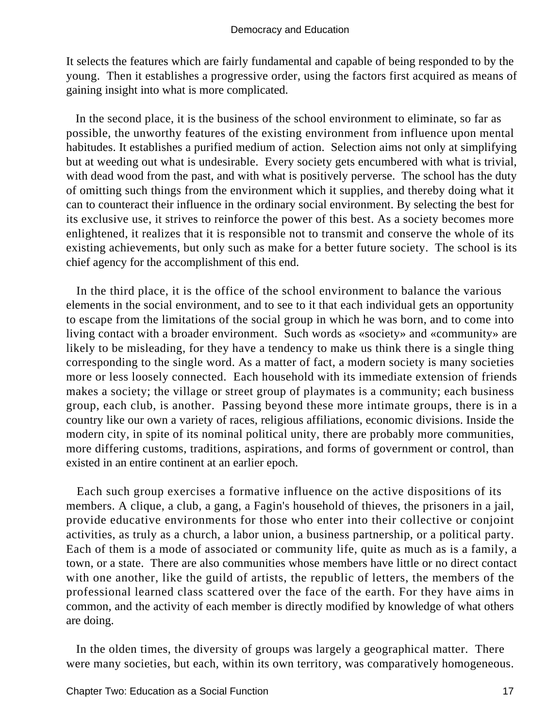It selects the features which are fairly fundamental and capable of being responded to by the young. Then it establishes a progressive order, using the factors first acquired as means of gaining insight into what is more complicated.

In the second place, it is the business of the school environment to eliminate, so far as possible, the unworthy features of the existing environment from influence upon mental habitudes. It establishes a purified medium of action. Selection aims not only at simplifying but at weeding out what is undesirable. Every society gets encumbered with what is trivial, with dead wood from the past, and with what is positively perverse. The school has the duty of omitting such things from the environment which it supplies, and thereby doing what it can to counteract their influence in the ordinary social environment. By selecting the best for its exclusive use, it strives to reinforce the power of this best. As a society becomes more enlightened, it realizes that it is responsible not to transmit and conserve the whole of its existing achievements, but only such as make for a better future society. The school is its chief agency for the accomplishment of this end.

In the third place, it is the office of the school environment to balance the various elements in the social environment, and to see to it that each individual gets an opportunity to escape from the limitations of the social group in which he was born, and to come into living contact with a broader environment. Such words as «society» and «community» are likely to be misleading, for they have a tendency to make us think there is a single thing corresponding to the single word. As a matter of fact, a modern society is many societies more or less loosely connected. Each household with its immediate extension of friends makes a society; the village or street group of playmates is a community; each business group, each club, is another. Passing beyond these more intimate groups, there is in a country like our own a variety of races, religious affiliations, economic divisions. Inside the modern city, in spite of its nominal political unity, there are probably more communities, more differing customs, traditions, aspirations, and forms of government or control, than existed in an entire continent at an earlier epoch.

Each such group exercises a formative influence on the active dispositions of its members. A clique, a club, a gang, a Fagin's household of thieves, the prisoners in a jail, provide educative environments for those who enter into their collective or conjoint activities, as truly as a church, a labor union, a business partnership, or a political party. Each of them is a mode of associated or community life, quite as much as is a family, a town, or a state. There are also communities whose members have little or no direct contact with one another, like the guild of artists, the republic of letters, the members of the professional learned class scattered over the face of the earth. For they have aims in common, and the activity of each member is directly modified by knowledge of what others are doing.

In the olden times, the diversity of groups was largely a geographical matter. There were many societies, but each, within its own territory, was comparatively homogeneous.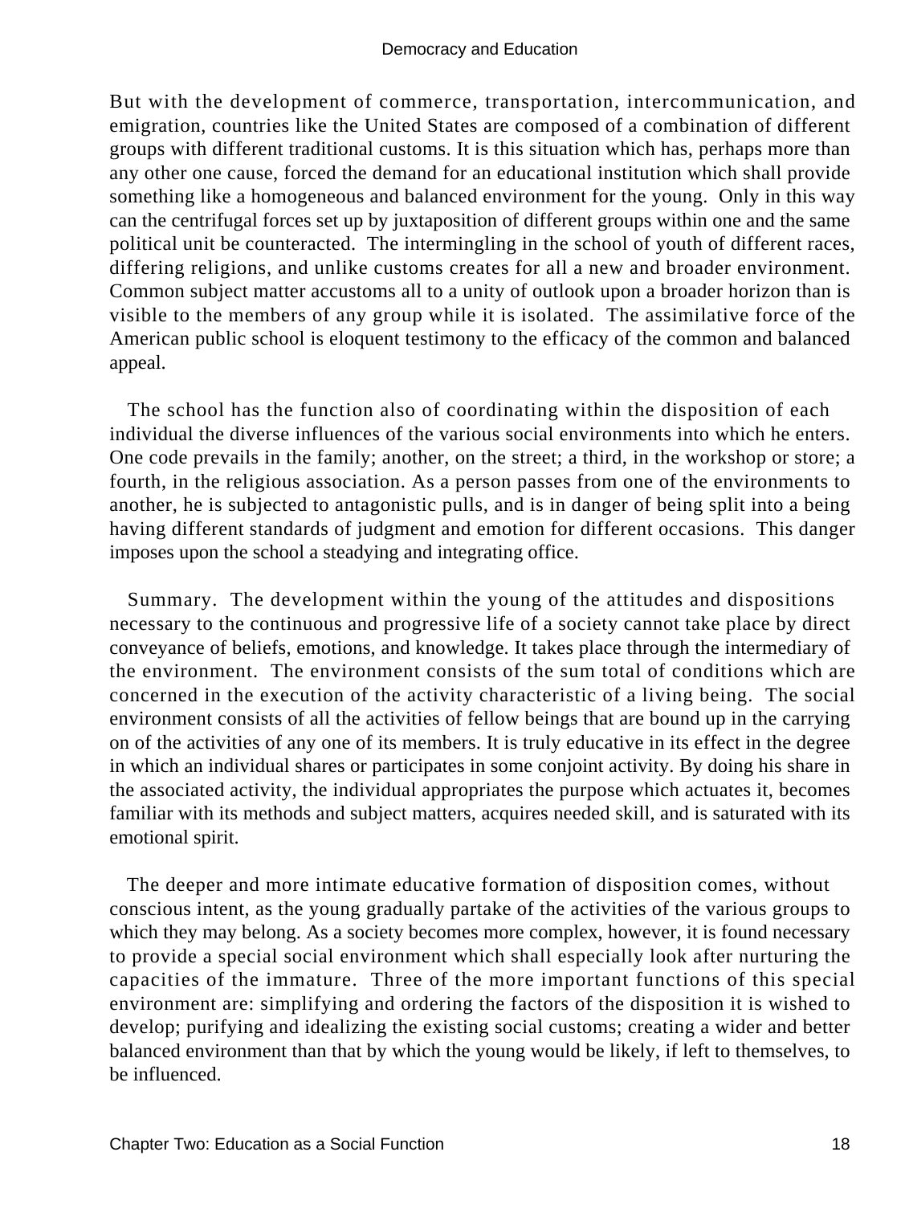But with the development of commerce, transportation, intercommunication, and emigration, countries like the United States are composed of a combination of different groups with different traditional customs. It is this situation which has, perhaps more than any other one cause, forced the demand for an educational institution which shall provide something like a homogeneous and balanced environment for the young. Only in this way can the centrifugal forces set up by juxtaposition of different groups within one and the same political unit be counteracted. The intermingling in the school of youth of different races, differing religions, and unlike customs creates for all a new and broader environment. Common subject matter accustoms all to a unity of outlook upon a broader horizon than is visible to the members of any group while it is isolated. The assimilative force of the American public school is eloquent testimony to the efficacy of the common and balanced appeal.

The school has the function also of coordinating within the disposition of each individual the diverse influences of the various social environments into which he enters. One code prevails in the family; another, on the street; a third, in the workshop or store; a fourth, in the religious association. As a person passes from one of the environments to another, he is subjected to antagonistic pulls, and is in danger of being split into a being having different standards of judgment and emotion for different occasions. This danger imposes upon the school a steadying and integrating office.

Summary. The development within the young of the attitudes and dispositions necessary to the continuous and progressive life of a society cannot take place by direct conveyance of beliefs, emotions, and knowledge. It takes place through the intermediary of the environment. The environment consists of the sum total of conditions which are concerned in the execution of the activity characteristic of a living being. The social environment consists of all the activities of fellow beings that are bound up in the carrying on of the activities of any one of its members. It is truly educative in its effect in the degree in which an individual shares or participates in some conjoint activity. By doing his share in the associated activity, the individual appropriates the purpose which actuates it, becomes familiar with its methods and subject matters, acquires needed skill, and is saturated with its emotional spirit.

The deeper and more intimate educative formation of disposition comes, without conscious intent, as the young gradually partake of the activities of the various groups to which they may belong. As a society becomes more complex, however, it is found necessary to provide a special social environment which shall especially look after nurturing the capacities of the immature. Three of the more important functions of this special environment are: simplifying and ordering the factors of the disposition it is wished to develop; purifying and idealizing the existing social customs; creating a wider and better balanced environment than that by which the young would be likely, if left to themselves, to be influenced.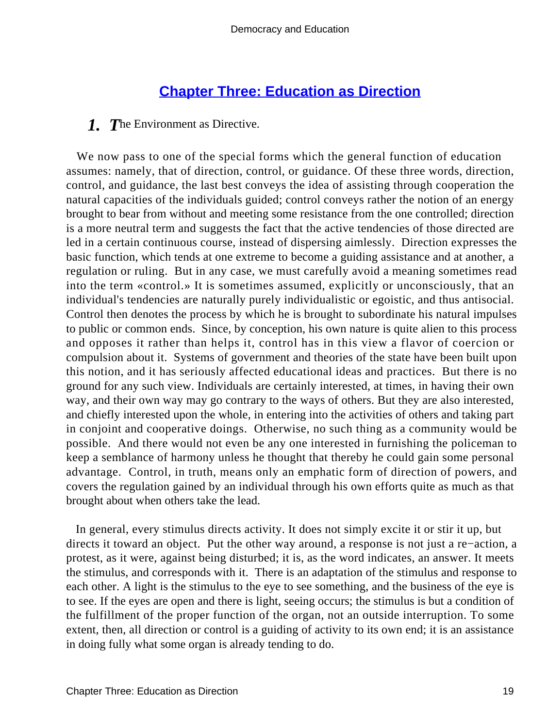## Chapter Three: Education as Direction

### 1. The Environment as Directive.

We now pass to one of the special forms which the general function of education assumes: namely, that of direction, control, or guidance. Of these three words, direction, control, and guidance, the last best conveys the idea of assisting through cooperation the natural capacities of the individuals guided; control conveys rather the notion of an energy brought to bear from without and meeting some resistance from the one controlled; direction is a more neutral term and suggests the fact that the active tendencies of those directed are led in a certain continuous course, instead of dispersing aimlessly. Direction expresses the basic function, which tends at one extreme to become a guiding assistance and at another, a regulation or ruling. But in any case, we must carefully avoid a meaning sometimes read into the term «control.» It is sometimes assumed, explicitly or unconsciously, that an individual's tendencies are naturally purely individualistic or egoistic, and thus antisocial. Control then denotes the process by which he is brought to subordinate his natural impulses to public or common ends. Since, by conception, his own nature is quite alien to this process and opposes it rather than helps it, control has in this view a flavor of coercion or compulsion about it. Systems of government and theories of the state have been built upon this notion, and it has seriously affected educational ideas and practices. But there is no ground for any such view. Individuals are certainly interested, at times, in having their own way, and their own way may go contrary to the ways of others. But they are also interested, and chiefly interested upon the whole, in entering into the activities of others and taking part in conjoint and cooperative doings. Otherwise, no such thing as a community would be possible. And there would not even be any one interested in furnishing the policeman to keep a semblance of harmony unless he thought that thereby he could gain some personal advantage. Control, in truth, means only an emphatic form of direction of powers, and covers the regulation gained by an individual through his own efforts quite as much as that brought about when others take the lead.

In general, every stimulus directs activity. It does not simply excite it or stir it up, but directs it toward an object. Put the other way around, a response is not just a re−action, a protest, as it were, against being disturbed; it is, as the word indicates, an answer. It meets the stimulus, and corresponds with it. There is an adaptation of the stimulus and response to each other. A light is the stimulus to the eye to see something, and the business of the eye is to see. If the eyes are open and there is light, seeing occurs; the stimulus is but a condition of the fulfillment of the proper function of the organ, not an outside interruption. To some extent, then, all direction or control is a guiding of activity to its own end; it is an assistance in doing fully what some organ is already tending to do.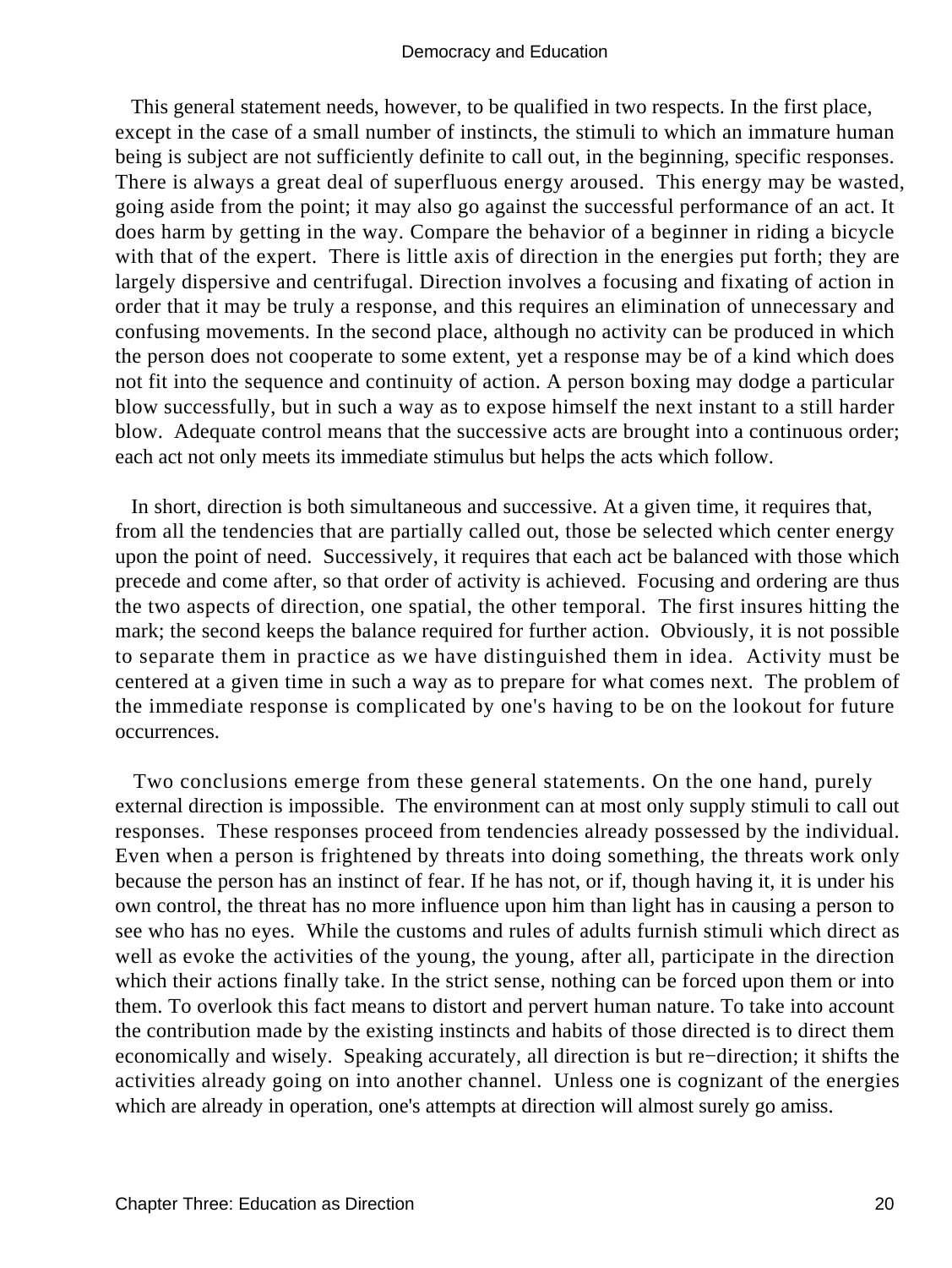This general statement needs, however, to be qualified in two respects. In the first place, except in the case of a small number of instincts, the stimuli to which an immature human being is subject are not sufficiently definite to call out, in the beginning, specific responses. There is always a great deal of superfluous energy aroused. This energy may be wasted, going aside from the point; it may also go against the successful performance of an act. It does harm by getting in the way. Compare the behavior of a beginner in riding a bicycle with that of the expert. There is little axis of direction in the energies put forth; they are largely dispersive and centrifugal. Direction involves a focusing and fixating of action in order that it may be truly a response, and this requires an elimination of unnecessary and confusing movements. In the second place, although no activity can be produced in which the person does not cooperate to some extent, yet a response may be of a kind which does not fit into the sequence and continuity of action. A person boxing may dodge a particular blow successfully, but in such a way as to expose himself the next instant to a still harder blow. Adequate control means that the successive acts are brought into a continuous order; each act not only meets its immediate stimulus but helps the acts which follow.

In short, direction is both simultaneous and successive. At a given time, it requires that, from all the tendencies that are partially called out, those be selected which center energy upon the point of need. Successively, it requires that each act be balanced with those which precede and come after, so that order of activity is achieved. Focusing and ordering are thus the two aspects of direction, one spatial, the other temporal. The first insures hitting the mark; the second keeps the balance required for further action. Obviously, it is not possible to separate them in practice as we have distinguished them in idea. Activity must be centered at a given time in such a way as to prepare for what comes next. The problem of the immediate response is complicated by one's having to be on the lookout for future occurrences.

Two conclusions emerge from these general statements. On the one hand, purely external direction is impossible. The environment can at most only supply stimuli to call out responses. These responses proceed from tendencies already possessed by the individual. Even when a person is frightened by threats into doing something, the threats work only because the person has an instinct of fear. If he has not, or if, though having it, it is under his own control, the threat has no more influence upon him than light has in causing a person to see who has no eyes. While the customs and rules of adults furnish stimuli which direct as well as evoke the activities of the young, the young, after all, participate in the direction which their actions finally take. In the strict sense, nothing can be forced upon them or into them. To overlook this fact means to distort and pervert human nature. To take into account the contribution made by the existing instincts and habits of those directed is to direct them economically and wisely. Speaking accurately, all direction is but re−direction; it shifts the activities already going on into another channel. Unless one is cognizant of the energies which are already in operation, one's attempts at direction will almost surely go amiss.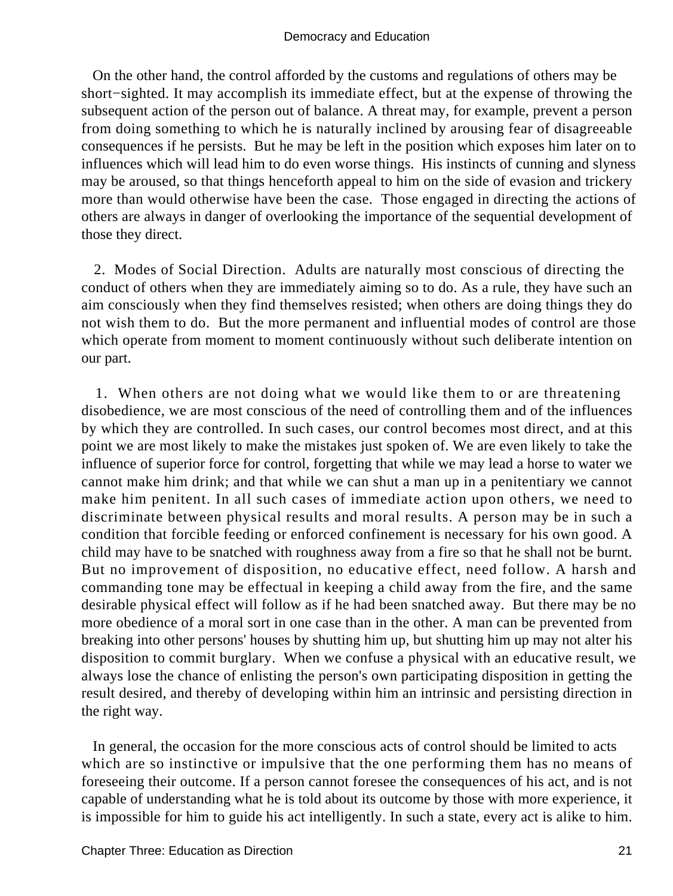On the other hand, the control afforded by the customs and regulations of others may be short−sighted. It may accomplish its immediate effect, but at the expense of throwing the subsequent action of the person out of balance. A threat may, for example, prevent a person from doing something to which he is naturally inclined by arousing fear of disagreeable consequences if he persists. But he may be left in the position which exposes him later on to influences which will lead him to do even worse things. His instincts of cunning and slyness may be aroused, so that things henceforth appeal to him on the side of evasion and trickery more than would otherwise have been the case. Those engaged in directing the actions of others are always in danger of overlooking the importance of the sequential development of those they direct.

2. Modes of Social Direction. Adults are naturally most conscious of directing the conduct of others when they are immediately aiming so to do. As a rule, they have such an aim consciously when they find themselves resisted; when others are doing things they do not wish them to do. But the more permanent and influential modes of control are those which operate from moment to moment continuously without such deliberate intention on our part.

1. When others are not doing what we would like them to or are threatening disobedience, we are most conscious of the need of controlling them and of the influences by which they are controlled. In such cases, our control becomes most direct, and at this point we are most likely to make the mistakes just spoken of. We are even likely to take the influence of superior force for control, forgetting that while we may lead a horse to water we cannot make him drink; and that while we can shut a man up in a penitentiary we cannot make him penitent. In all such cases of immediate action upon others, we need to discriminate between physical results and moral results. A person may be in such a condition that forcible feeding or enforced confinement is necessary for his own good. A child may have to be snatched with roughness away from a fire so that he shall not be burnt. But no improvement of disposition, no educative effect, need follow. A harsh and commanding tone may be effectual in keeping a child away from the fire, and the same desirable physical effect will follow as if he had been snatched away. But there may be no more obedience of a moral sort in one case than in the other. A man can be prevented from breaking into other persons' houses by shutting him up, but shutting him up may not alter his disposition to commit burglary. When we confuse a physical with an educative result, we always lose the chance of enlisting the person's own participating disposition in getting the result desired, and thereby of developing within him an intrinsic and persisting direction in the right way.

In general, the occasion for the more conscious acts of control should be limited to acts which are so instinctive or impulsive that the one performing them has no means of foreseeing their outcome. If a person cannot foresee the consequences of his act, and is not capable of understanding what he is told about its outcome by those with more experience, it is impossible for him to guide his act intelligently. In such a state, every act is alike to him.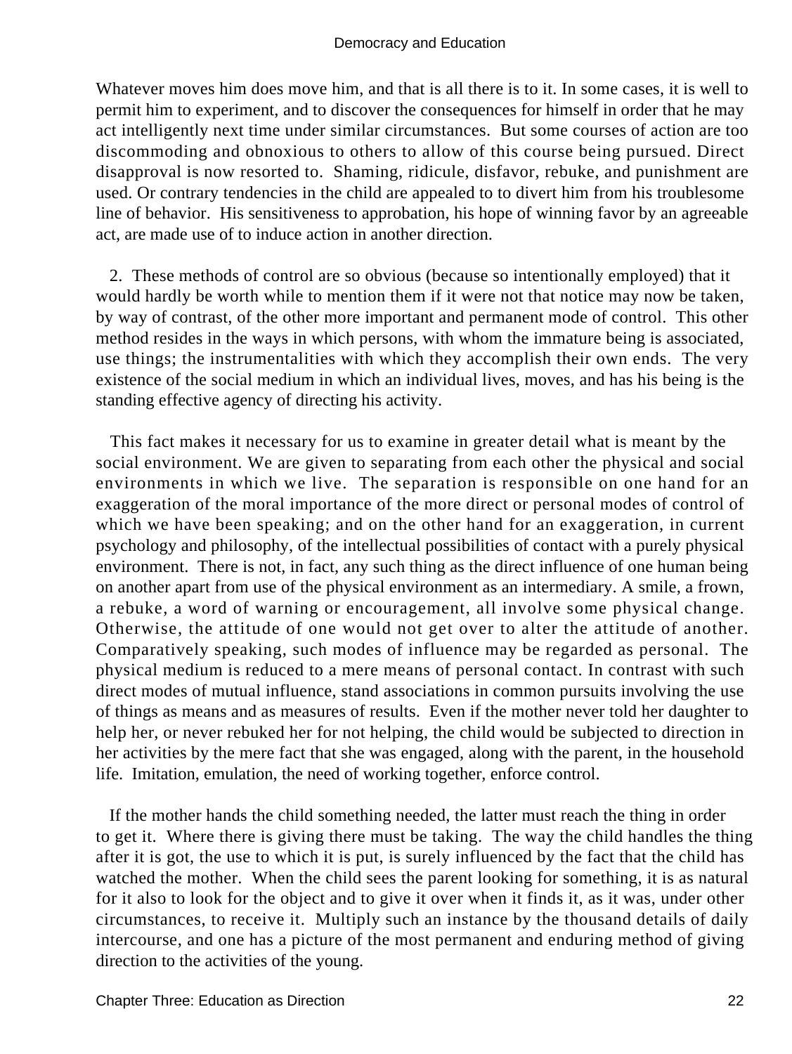Whatever moves him does move him, and that is all there is to it. In some cases, it is well to permit him to experiment, and to discover the consequences for himself in order that he may act intelligently next time under similar circumstances. But some courses of action are too discommoding and obnoxious to others to allow of this course being pursued. Direct disapproval is now resorted to. Shaming, ridicule, disfavor, rebuke, and punishment are used. Or contrary tendencies in the child are appealed to to divert him from his troublesome line of behavior. His sensitiveness to approbation, his hope of winning favor by an agreeable act, are made use of to induce action in another direction.

2. These methods of control are so obvious (because so intentionally employed) that it would hardly be worth while to mention them if it were not that notice may now be taken, by way of contrast, of the other more important and permanent mode of control. This other method resides in the ways in which persons, with whom the immature being is associated, use things; the instrumentalities with which they accomplish their own ends. The very existence of the social medium in which an individual lives, moves, and has his being is the standing effective agency of directing his activity.

This fact makes it necessary for us to examine in greater detail what is meant by the social environment. We are given to separating from each other the physical and social environments in which we live. The separation is responsible on one hand for an exaggeration of the moral importance of the more direct or personal modes of control of which we have been speaking; and on the other hand for an exaggeration, in current psychology and philosophy, of the intellectual possibilities of contact with a purely physical environment. There is not, in fact, any such thing as the direct influence of one human being on another apart from use of the physical environment as an intermediary. A smile, a frown, a rebuke, a word of warning or encouragement, all involve some physical change. Otherwise, the attitude of one would not get over to alter the attitude of another. Comparatively speaking, such modes of influence may be regarded as personal. The physical medium is reduced to a mere means of personal contact. In contrast with such direct modes of mutual influence, stand associations in common pursuits involving the use of things as means and as measures of results. Even if the mother never told her daughter to help her, or never rebuked her for not helping, the child would be subjected to direction in her activities by the mere fact that she was engaged, along with the parent, in the household life. Imitation, emulation, the need of working together, enforce control.

If the mother hands the child something needed, the latter must reach the thing in order to get it. Where there is giving there must be taking. The way the child handles the thing after it is got, the use to which it is put, is surely influenced by the fact that the child has watched the mother. When the child sees the parent looking for something, it is as natural for it also to look for the object and to give it over when it finds it, as it was, under other circumstances, to receive it. Multiply such an instance by the thousand details of daily intercourse, and one has a picture of the most permanent and enduring method of giving direction to the activities of the young.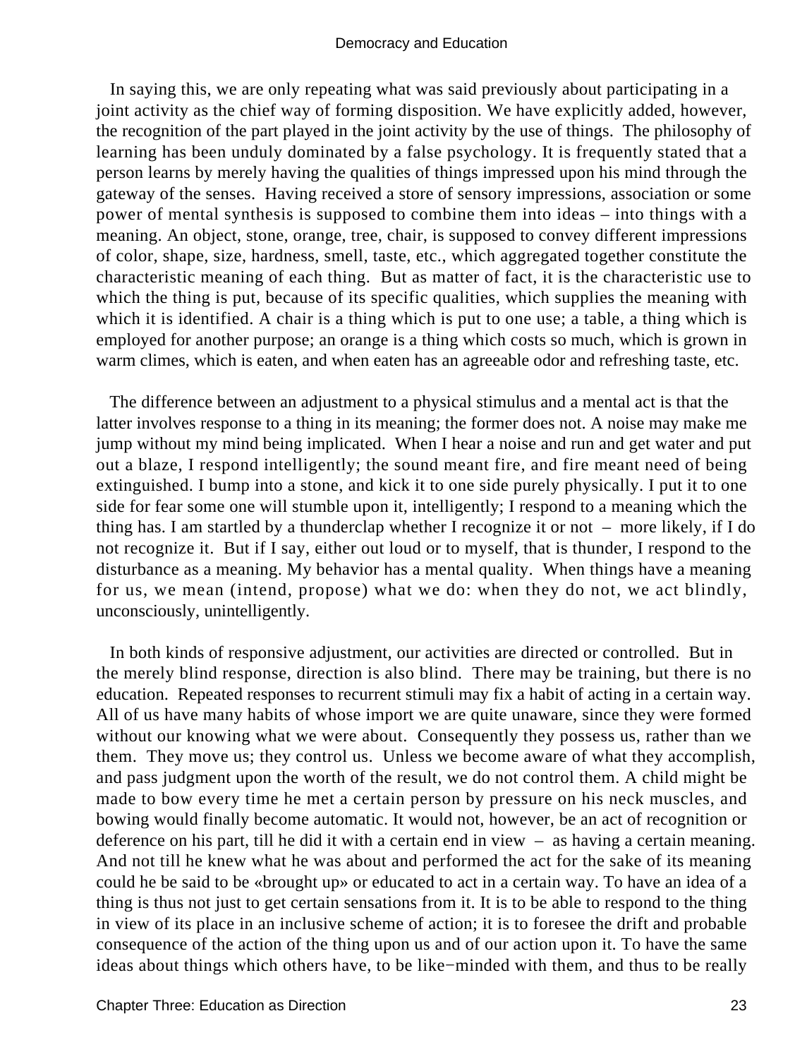In saying this, we are only repeating what was said previously about participating in a joint activity as the chief way of forming disposition. We have explicitly added, however, the recognition of the part played in the joint activity by the use of things. The philosophy of learning has been unduly dominated by a false psychology. It is frequently stated that a person learns by merely having the qualities of things impressed upon his mind through the gateway of the senses. Having received a store of sensory impressions, association or some power of mental synthesis is supposed to combine them into ideas – into things with a meaning. An object, stone, orange, tree, chair, is supposed to convey different impressions of color, shape, size, hardness, smell, taste, etc., which aggregated together constitute the characteristic meaning of each thing. But as matter of fact, it is the characteristic use to which the thing is put, because of its specific qualities, which supplies the meaning with which it is identified. A chair is a thing which is put to one use; a table, a thing which is employed for another purpose; an orange is a thing which costs so much, which is grown in warm climes, which is eaten, and when eaten has an agreeable odor and refreshing taste, etc.

The difference between an adjustment to a physical stimulus and a mental act is that the latter involves response to a thing in its meaning; the former does not. A noise may make me jump without my mind being implicated. When I hear a noise and run and get water and put out a blaze, I respond intelligently; the sound meant fire, and fire meant need of being extinguished. I bump into a stone, and kick it to one side purely physically. I put it to one side for fear some one will stumble upon it, intelligently; I respond to a meaning which the thing has. I am startled by a thunderclap whether I recognize it or not – more likely, if I do not recognize it. But if I say, either out loud or to myself, that is thunder, I respond to the disturbance as a meaning. My behavior has a mental quality. When things have a meaning for us, we mean (intend, propose) what we do: when they do not, we act blindly, unconsciously, unintelligently.

In both kinds of responsive adjustment, our activities are directed or controlled. But in the merely blind response, direction is also blind. There may be training, but there is no education. Repeated responses to recurrent stimuli may fix a habit of acting in a certain way. All of us have many habits of whose import we are quite unaware, since they were formed without our knowing what we were about. Consequently they possess us, rather than we them. They move us; they control us. Unless we become aware of what they accomplish, and pass judgment upon the worth of the result, we do not control them. A child might be made to bow every time he met a certain person by pressure on his neck muscles, and bowing would finally become automatic. It would not, however, be an act of recognition or deference on his part, till he did it with a certain end in view – as having a certain meaning. And not till he knew what he was about and performed the act for the sake of its meaning could he be said to be «brought up» or educated to act in a certain way. To have an idea of a thing is thus not just to get certain sensations from it. It is to be able to respond to the thing in view of its place in an inclusive scheme of action; it is to foresee the drift and probable consequence of the action of the thing upon us and of our action upon it. To have the same ideas about things which others have, to be like−minded with them, and thus to be really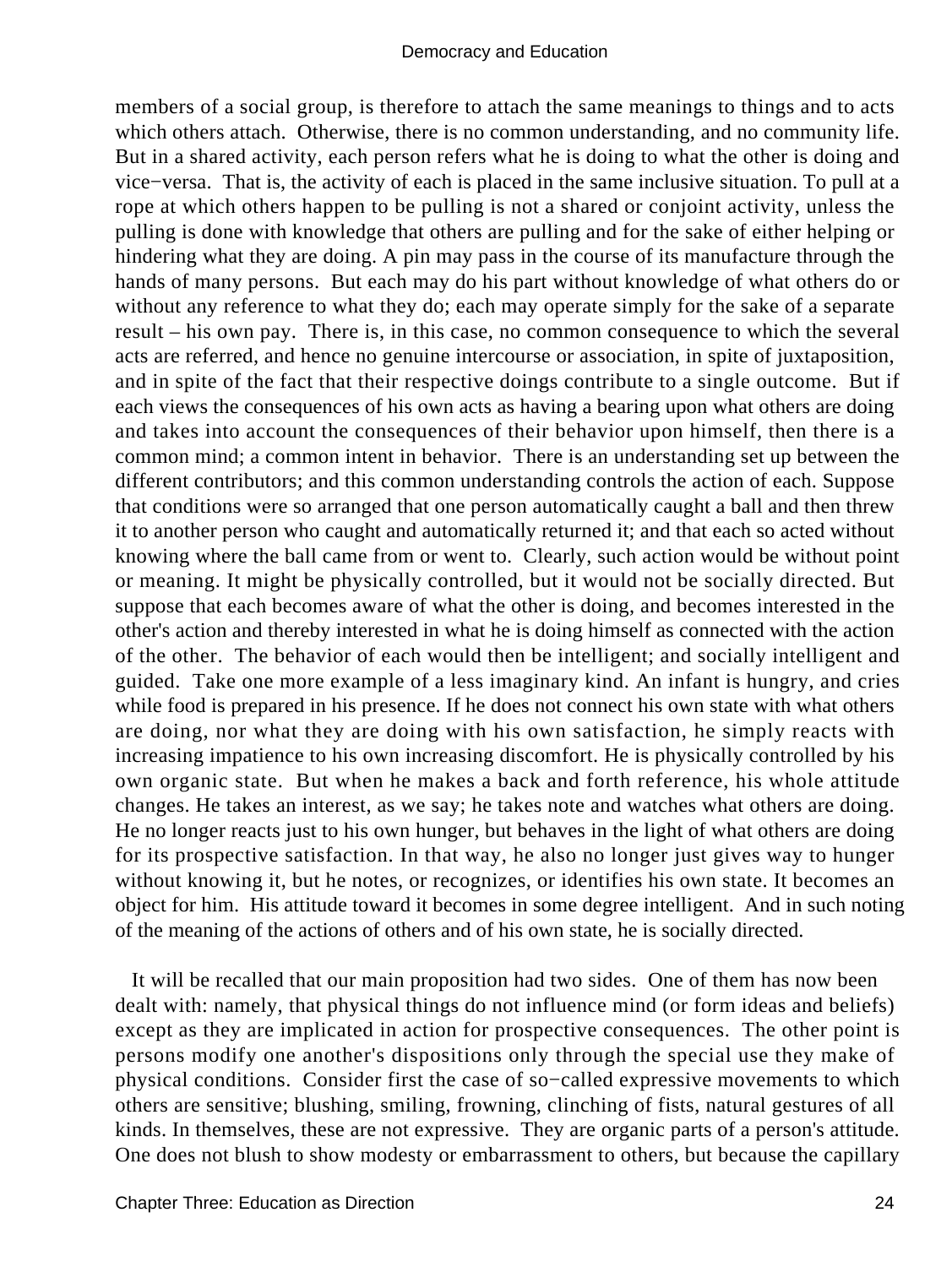members of a social group, is therefore to attach the same meanings to things and to acts which others attach. Otherwise, there is no common understanding, and no community life. But in a shared activity, each person refers what he is doing to what the other is doing and vice−versa. That is, the activity of each is placed in the same inclusive situation. To pull at a rope at which others happen to be pulling is not a shared or conjoint activity, unless the pulling is done with knowledge that others are pulling and for the sake of either helping or hindering what they are doing. A pin may pass in the course of its manufacture through the hands of many persons. But each may do his part without knowledge of what others do or without any reference to what they do; each may operate simply for the sake of a separate result – his own pay. There is, in this case, no common consequence to which the several acts are referred, and hence no genuine intercourse or association, in spite of juxtaposition, and in spite of the fact that their respective doings contribute to a single outcome. But if each views the consequences of his own acts as having a bearing upon what others are doing and takes into account the consequences of their behavior upon himself, then there is a common mind; a common intent in behavior. There is an understanding set up between the different contributors; and this common understanding controls the action of each. Suppose that conditions were so arranged that one person automatically caught a ball and then threw it to another person who caught and automatically returned it; and that each so acted without knowing where the ball came from or went to. Clearly, such action would be without point or meaning. It might be physically controlled, but it would not be socially directed. But suppose that each becomes aware of what the other is doing, and becomes interested in the other's action and thereby interested in what he is doing himself as connected with the action of the other. The behavior of each would then be intelligent; and socially intelligent and guided. Take one more example of a less imaginary kind. An infant is hungry, and cries while food is prepared in his presence. If he does not connect his own state with what others are doing, nor what they are doing with his own satisfaction, he simply reacts with increasing impatience to his own increasing discomfort. He is physically controlled by his own organic state. But when he makes a back and forth reference, his whole attitude changes. He takes an interest, as we say; he takes note and watches what others are doing. He no longer reacts just to his own hunger, but behaves in the light of what others are doing for its prospective satisfaction. In that way, he also no longer just gives way to hunger without knowing it, but he notes, or recognizes, or identifies his own state. It becomes an object for him. His attitude toward it becomes in some degree intelligent. And in such noting of the meaning of the actions of others and of his own state, he is socially directed.

It will be recalled that our main proposition had two sides. One of them has now been dealt with: namely, that physical things do not influence mind (or form ideas and beliefs) except as they are implicated in action for prospective consequences. The other point is persons modify one another's dispositions only through the special use they make of physical conditions. Consider first the case of so−called expressive movements to which others are sensitive; blushing, smiling, frowning, clinching of fists, natural gestures of all kinds. In themselves, these are not expressive. They are organic parts of a person's attitude. One does not blush to show modesty or embarrassment to others, but because the capillary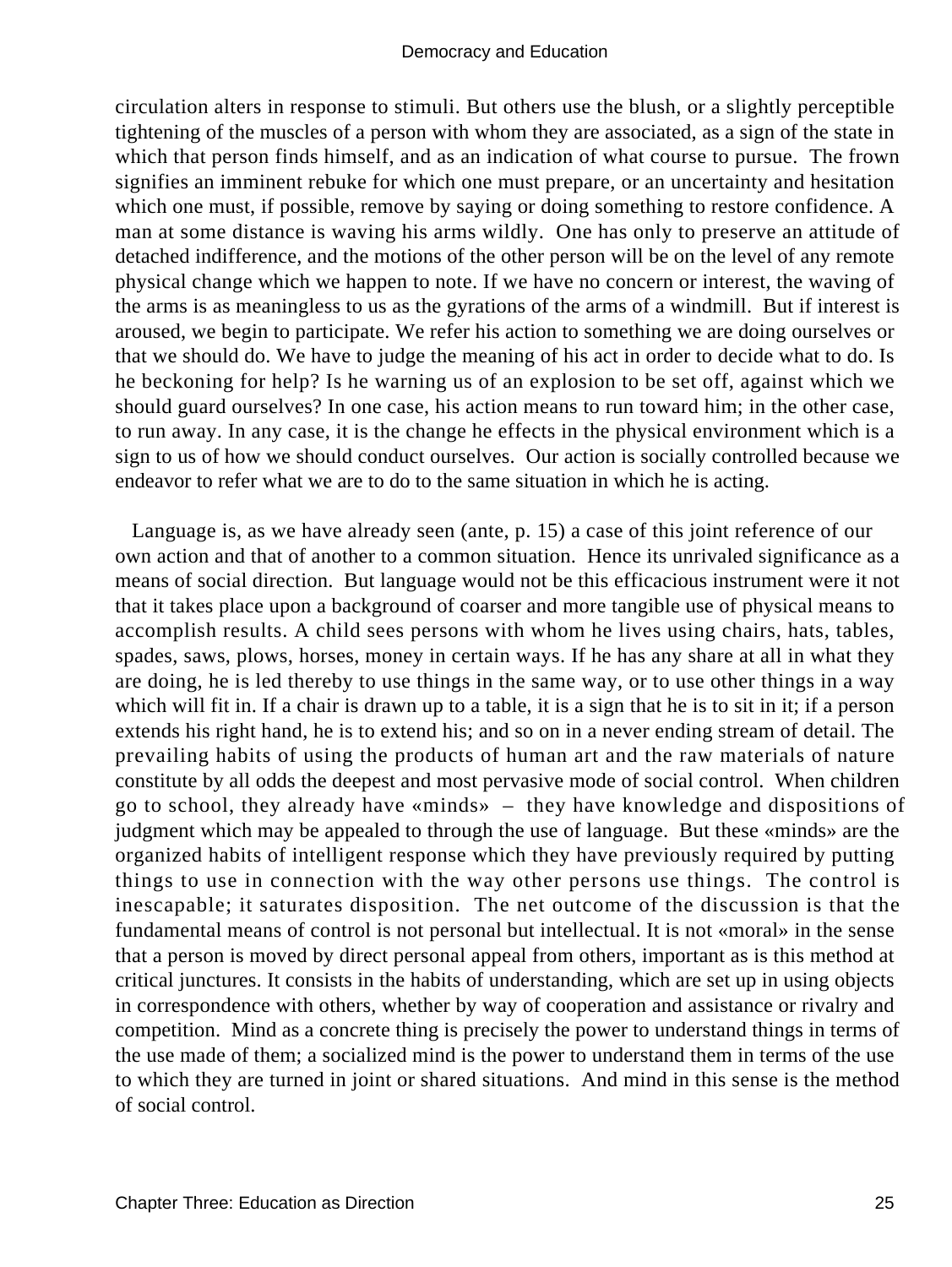circulation alters in response to stimuli. But others use the blush, or a slightly perceptible tightening of the muscles of a person with whom they are associated, as a sign of the state in which that person finds himself, and as an indication of what course to pursue. The frown signifies an imminent rebuke for which one must prepare, or an uncertainty and hesitation which one must, if possible, remove by saying or doing something to restore confidence. A man at some distance is waving his arms wildly. One has only to preserve an attitude of detached indifference, and the motions of the other person will be on the level of any remote physical change which we happen to note. If we have no concern or interest, the waving of the arms is as meaningless to us as the gyrations of the arms of a windmill. But if interest is aroused, we begin to participate. We refer his action to something we are doing ourselves or that we should do. We have to judge the meaning of his act in order to decide what to do. Is he beckoning for help? Is he warning us of an explosion to be set off, against which we should guard ourselves? In one case, his action means to run toward him; in the other case, to run away. In any case, it is the change he effects in the physical environment which is a sign to us of how we should conduct ourselves. Our action is socially controlled because we endeavor to refer what we are to do to the same situation in which he is acting.

Language is, as we have already seen (ante, p. 15) a case of this joint reference of our own action and that of another to a common situation. Hence its unrivaled significance as a means of social direction. But language would not be this efficacious instrument were it not that it takes place upon a background of coarser and more tangible use of physical means to accomplish results. A child sees persons with whom he lives using chairs, hats, tables, spades, saws, plows, horses, money in certain ways. If he has any share at all in what they are doing, he is led thereby to use things in the same way, or to use other things in a way which will fit in. If a chair is drawn up to a table, it is a sign that he is to sit in it; if a person extends his right hand, he is to extend his; and so on in a never ending stream of detail. The prevailing habits of using the products of human art and the raw materials of nature constitute by all odds the deepest and most pervasive mode of social control. When children go to school, they already have «minds» – they have knowledge and dispositions of judgment which may be appealed to through the use of language. But these «minds» are the organized habits of intelligent response which they have previously required by putting things to use in connection with the way other persons use things. The control is inescapable; it saturates disposition. The net outcome of the discussion is that the fundamental means of control is not personal but intellectual. It is not «moral» in the sense that a person is moved by direct personal appeal from others, important as is this method at critical junctures. It consists in the habits of understanding, which are set up in using objects in correspondence with others, whether by way of cooperation and assistance or rivalry and competition. Mind as a concrete thing is precisely the power to understand things in terms of the use made of them; a socialized mind is the power to understand them in terms of the use to which they are turned in joint or shared situations. And mind in this sense is the method of social control.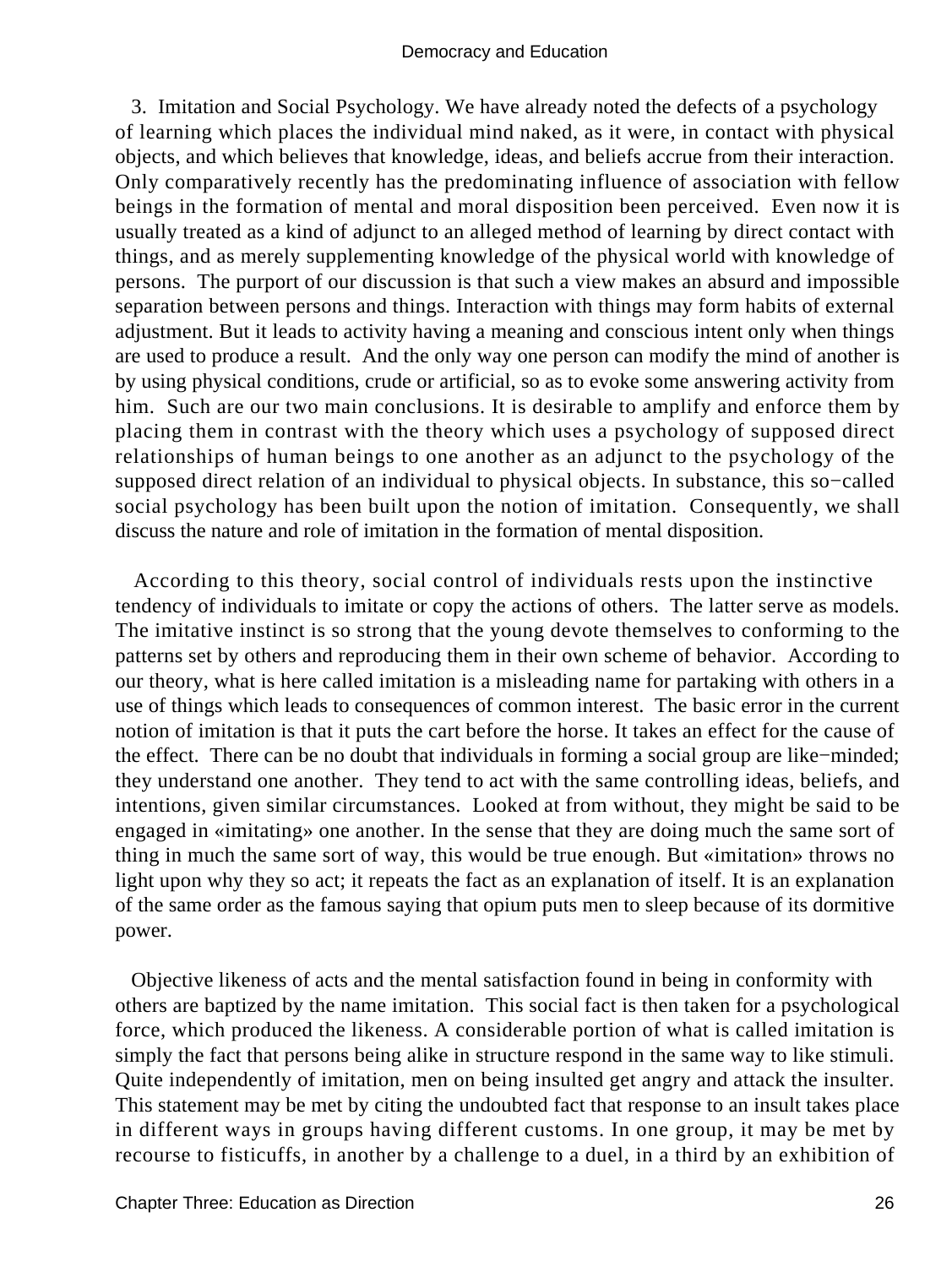3. Imitation and Social Psychology. We have already noted the defects of a psychology of learning which places the individual mind naked, as it were, in contact with physical objects, and which believes that knowledge, ideas, and beliefs accrue from their interaction. Only comparatively recently has the predominating influence of association with fellow beings in the formation of mental and moral disposition been perceived. Even now it is usually treated as a kind of adjunct to an alleged method of learning by direct contact with things, and as merely supplementing knowledge of the physical world with knowledge of persons. The purport of our discussion is that such a view makes an absurd and impossible separation between persons and things. Interaction with things may form habits of external adjustment. But it leads to activity having a meaning and conscious intent only when things are used to produce a result. And the only way one person can modify the mind of another is by using physical conditions, crude or artificial, so as to evoke some answering activity from him. Such are our two main conclusions. It is desirable to amplify and enforce them by placing them in contrast with the theory which uses a psychology of supposed direct relationships of human beings to one another as an adjunct to the psychology of the supposed direct relation of an individual to physical objects. In substance, this so−called social psychology has been built upon the notion of imitation. Consequently, we shall discuss the nature and role of imitation in the formation of mental disposition.

According to this theory, social control of individuals rests upon the instinctive tendency of individuals to imitate or copy the actions of others. The latter serve as models. The imitative instinct is so strong that the young devote themselves to conforming to the patterns set by others and reproducing them in their own scheme of behavior. According to our theory, what is here called imitation is a misleading name for partaking with others in a use of things which leads to consequences of common interest. The basic error in the current notion of imitation is that it puts the cart before the horse. It takes an effect for the cause of the effect. There can be no doubt that individuals in forming a social group are like−minded; they understand one another. They tend to act with the same controlling ideas, beliefs, and intentions, given similar circumstances. Looked at from without, they might be said to be engaged in «imitating» one another. In the sense that they are doing much the same sort of thing in much the same sort of way, this would be true enough. But «imitation» throws no light upon why they so act; it repeats the fact as an explanation of itself. It is an explanation of the same order as the famous saying that opium puts men to sleep because of its dormitive power.

Objective likeness of acts and the mental satisfaction found in being in conformity with others are baptized by the name imitation. This social fact is then taken for a psychological force, which produced the likeness. A considerable portion of what is called imitation is simply the fact that persons being alike in structure respond in the same way to like stimuli. Quite independently of imitation, men on being insulted get angry and attack the insulter. This statement may be met by citing the undoubted fact that response to an insult takes place in different ways in groups having different customs. In one group, it may be met by recourse to fisticuffs, in another by a challenge to a duel, in a third by an exhibition of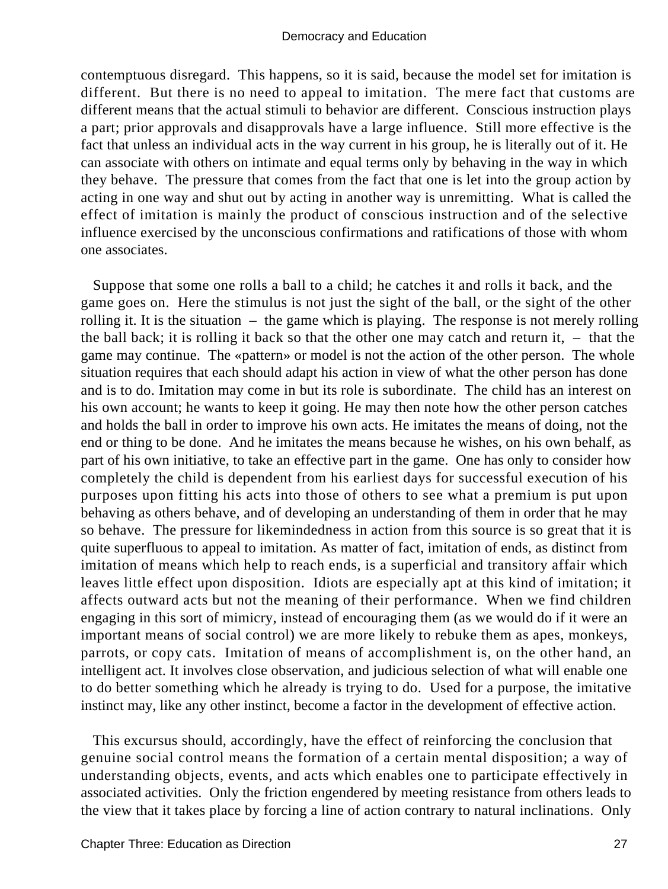contemptuous disregard. This happens, so it is said, because the model set for imitation is different. But there is no need to appeal to imitation. The mere fact that customs are different means that the actual stimuli to behavior are different. Conscious instruction plays a part; prior approvals and disapprovals have a large influence. Still more effective is the fact that unless an individual acts in the way current in his group, he is literally out of it. He can associate with others on intimate and equal terms only by behaving in the way in which they behave. The pressure that comes from the fact that one is let into the group action by acting in one way and shut out by acting in another way is unremitting. What is called the effect of imitation is mainly the product of conscious instruction and of the selective influence exercised by the unconscious confirmations and ratifications of those with whom one associates.

Suppose that some one rolls a ball to a child; he catches it and rolls it back, and the game goes on. Here the stimulus is not just the sight of the ball, or the sight of the other rolling it. It is the situation – the game which is playing. The response is not merely rolling the ball back; it is rolling it back so that the other one may catch and return it, – that the game may continue. The «pattern» or model is not the action of the other person. The whole situation requires that each should adapt his action in view of what the other person has done and is to do. Imitation may come in but its role is subordinate. The child has an interest on his own account; he wants to keep it going. He may then note how the other person catches and holds the ball in order to improve his own acts. He imitates the means of doing, not the end or thing to be done. And he imitates the means because he wishes, on his own behalf, as part of his own initiative, to take an effective part in the game. One has only to consider how completely the child is dependent from his earliest days for successful execution of his purposes upon fitting his acts into those of others to see what a premium is put upon behaving as others behave, and of developing an understanding of them in order that he may so behave. The pressure for likemindedness in action from this source is so great that it is quite superfluous to appeal to imitation. As matter of fact, imitation of ends, as distinct from imitation of means which help to reach ends, is a superficial and transitory affair which leaves little effect upon disposition. Idiots are especially apt at this kind of imitation; it affects outward acts but not the meaning of their performance. When we find children engaging in this sort of mimicry, instead of encouraging them (as we would do if it were an important means of social control) we are more likely to rebuke them as apes, monkeys, parrots, or copy cats. Imitation of means of accomplishment is, on the other hand, an intelligent act. It involves close observation, and judicious selection of what will enable one to do better something which he already is trying to do. Used for a purpose, the imitative instinct may, like any other instinct, become a factor in the development of effective action.

This excursus should, accordingly, have the effect of reinforcing the conclusion that genuine social control means the formation of a certain mental disposition; a way of understanding objects, events, and acts which enables one to participate effectively in associated activities. Only the friction engendered by meeting resistance from others leads to the view that it takes place by forcing a line of action contrary to natural inclinations. Only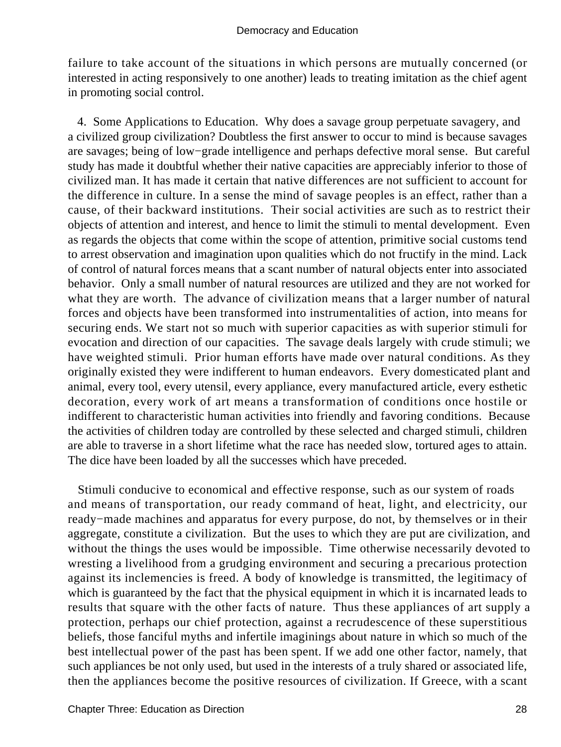failure to take account of the situations in which persons are mutually concerned (or interested in acting responsively to one another) leads to treating imitation as the chief agent in promoting social control.

4. Some Applications to Education. Why does a savage group perpetuate savagery, and a civilized group civilization? Doubtless the first answer to occur to mind is because savages are savages; being of low−grade intelligence and perhaps defective moral sense. But careful study has made it doubtful whether their native capacities are appreciably inferior to those of civilized man. It has made it certain that native differences are not sufficient to account for the difference in culture. In a sense the mind of savage peoples is an effect, rather than a cause, of their backward institutions. Their social activities are such as to restrict their objects of attention and interest, and hence to limit the stimuli to mental development. Even as regards the objects that come within the scope of attention, primitive social customs tend to arrest observation and imagination upon qualities which do not fructify in the mind. Lack of control of natural forces means that a scant number of natural objects enter into associated behavior. Only a small number of natural resources are utilized and they are not worked for what they are worth. The advance of civilization means that a larger number of natural forces and objects have been transformed into instrumentalities of action, into means for securing ends. We start not so much with superior capacities as with superior stimuli for evocation and direction of our capacities. The savage deals largely with crude stimuli; we have weighted stimuli. Prior human efforts have made over natural conditions. As they originally existed they were indifferent to human endeavors. Every domesticated plant and animal, every tool, every utensil, every appliance, every manufactured article, every esthetic decoration, every work of art means a transformation of conditions once hostile or indifferent to characteristic human activities into friendly and favoring conditions. Because the activities of children today are controlled by these selected and charged stimuli, children are able to traverse in a short lifetime what the race has needed slow, tortured ages to attain. The dice have been loaded by all the successes which have preceded.

Stimuli conducive to economical and effective response, such as our system of roads and means of transportation, our ready command of heat, light, and electricity, our ready−made machines and apparatus for every purpose, do not, by themselves or in their aggregate, constitute a civilization. But the uses to which they are put are civilization, and without the things the uses would be impossible. Time otherwise necessarily devoted to wresting a livelihood from a grudging environment and securing a precarious protection against its inclemencies is freed. A body of knowledge is transmitted, the legitimacy of which is guaranteed by the fact that the physical equipment in which it is incarnated leads to results that square with the other facts of nature. Thus these appliances of art supply a protection, perhaps our chief protection, against a recrudescence of these superstitious beliefs, those fanciful myths and infertile imaginings about nature in which so much of the best intellectual power of the past has been spent. If we add one other factor, namely, that such appliances be not only used, but used in the interests of a truly shared or associated life, then the appliances become the positive resources of civilization. If Greece, with a scant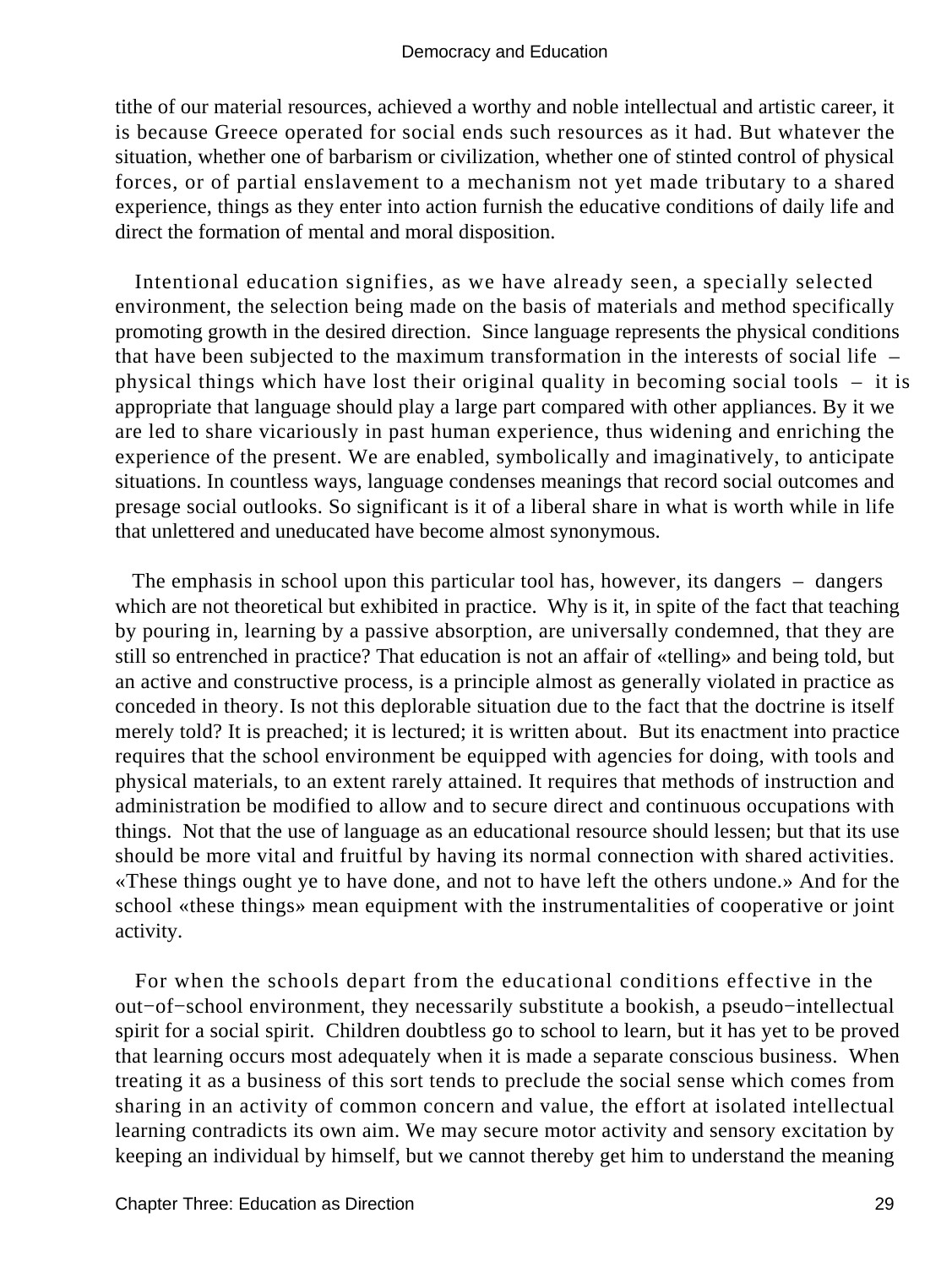tithe of our material resources, achieved a worthy and noble intellectual and artistic career, it is because Greece operated for social ends such resources as it had. But whatever the situation, whether one of barbarism or civilization, whether one of stinted control of physical forces, or of partial enslavement to a mechanism not yet made tributary to a shared experience, things as they enter into action furnish the educative conditions of daily life and direct the formation of mental and moral disposition.

Intentional education signifies, as we have already seen, a specially selected environment, the selection being made on the basis of materials and method specifically promoting growth in the desired direction. Since language represents the physical conditions that have been subjected to the maximum transformation in the interests of social life – physical things which have lost their original quality in becoming social tools – it is appropriate that language should play a large part compared with other appliances. By it we are led to share vicariously in past human experience, thus widening and enriching the experience of the present. We are enabled, symbolically and imaginatively, to anticipate situations. In countless ways, language condenses meanings that record social outcomes and presage social outlooks. So significant is it of a liberal share in what is worth while in life that unlettered and uneducated have become almost synonymous.

The emphasis in school upon this particular tool has, however, its dangers – dangers which are not theoretical but exhibited in practice. Why is it, in spite of the fact that teaching by pouring in, learning by a passive absorption, are universally condemned, that they are still so entrenched in practice? That education is not an affair of «telling» and being told, but an active and constructive process, is a principle almost as generally violated in practice as conceded in theory. Is not this deplorable situation due to the fact that the doctrine is itself merely told? It is preached; it is lectured; it is written about. But its enactment into practice requires that the school environment be equipped with agencies for doing, with tools and physical materials, to an extent rarely attained. It requires that methods of instruction and administration be modified to allow and to secure direct and continuous occupations with things. Not that the use of language as an educational resource should lessen; but that its use should be more vital and fruitful by having its normal connection with shared activities. «These things ought ye to have done, and not to have left the others undone.» And for the school «these things» mean equipment with the instrumentalities of cooperative or joint activity.

For when the schools depart from the educational conditions effective in the out−of−school environment, they necessarily substitute a bookish, a pseudo−intellectual spirit for a social spirit. Children doubtless go to school to learn, but it has yet to be proved that learning occurs most adequately when it is made a separate conscious business. When treating it as a business of this sort tends to preclude the social sense which comes from sharing in an activity of common concern and value, the effort at isolated intellectual learning contradicts its own aim. We may secure motor activity and sensory excitation by keeping an individual by himself, but we cannot thereby get him to understand the meaning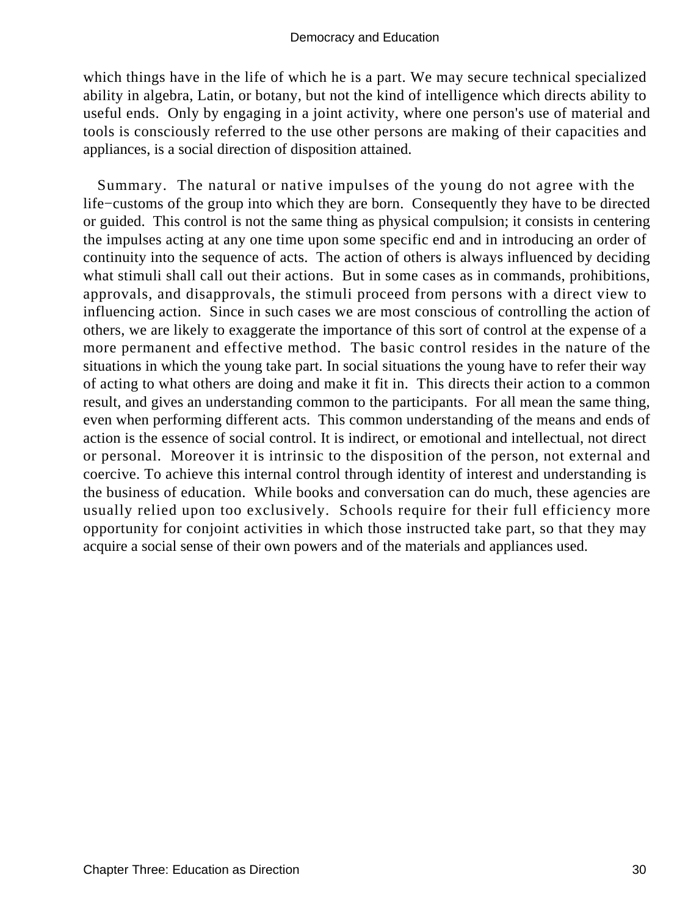which things have in the life of which he is a part. We may secure technical specialized ability in algebra, Latin, or botany, but not the kind of intelligence which directs ability to useful ends. Only by engaging in a joint activity, where one person's use of material and tools is consciously referred to the use other persons are making of their capacities and appliances, is a social direction of disposition attained.

Summary. The natural or native impulses of the young do not agree with the life−customs of the group into which they are born. Consequently they have to be directed or guided. This control is not the same thing as physical compulsion; it consists in centering the impulses acting at any one time upon some specific end and in introducing an order of continuity into the sequence of acts. The action of others is always influenced by deciding what stimuli shall call out their actions. But in some cases as in commands, prohibitions, approvals, and disapprovals, the stimuli proceed from persons with a direct view to influencing action. Since in such cases we are most conscious of controlling the action of others, we are likely to exaggerate the importance of this sort of control at the expense of a more permanent and effective method. The basic control resides in the nature of the situations in which the young take part. In social situations the young have to refer their way of acting to what others are doing and make it fit in. This directs their action to a common result, and gives an understanding common to the participants. For all mean the same thing, even when performing different acts. This common understanding of the means and ends of action is the essence of social control. It is indirect, or emotional and intellectual, not direct or personal. Moreover it is intrinsic to the disposition of the person, not external and coercive. To achieve this internal control through identity of interest and understanding is the business of education. While books and conversation can do much, these agencies are usually relied upon too exclusively. Schools require for their full efficiency more opportunity for conjoint activities in which those instructed take part, so that they may acquire a social sense of their own powers and of the materials and appliances used.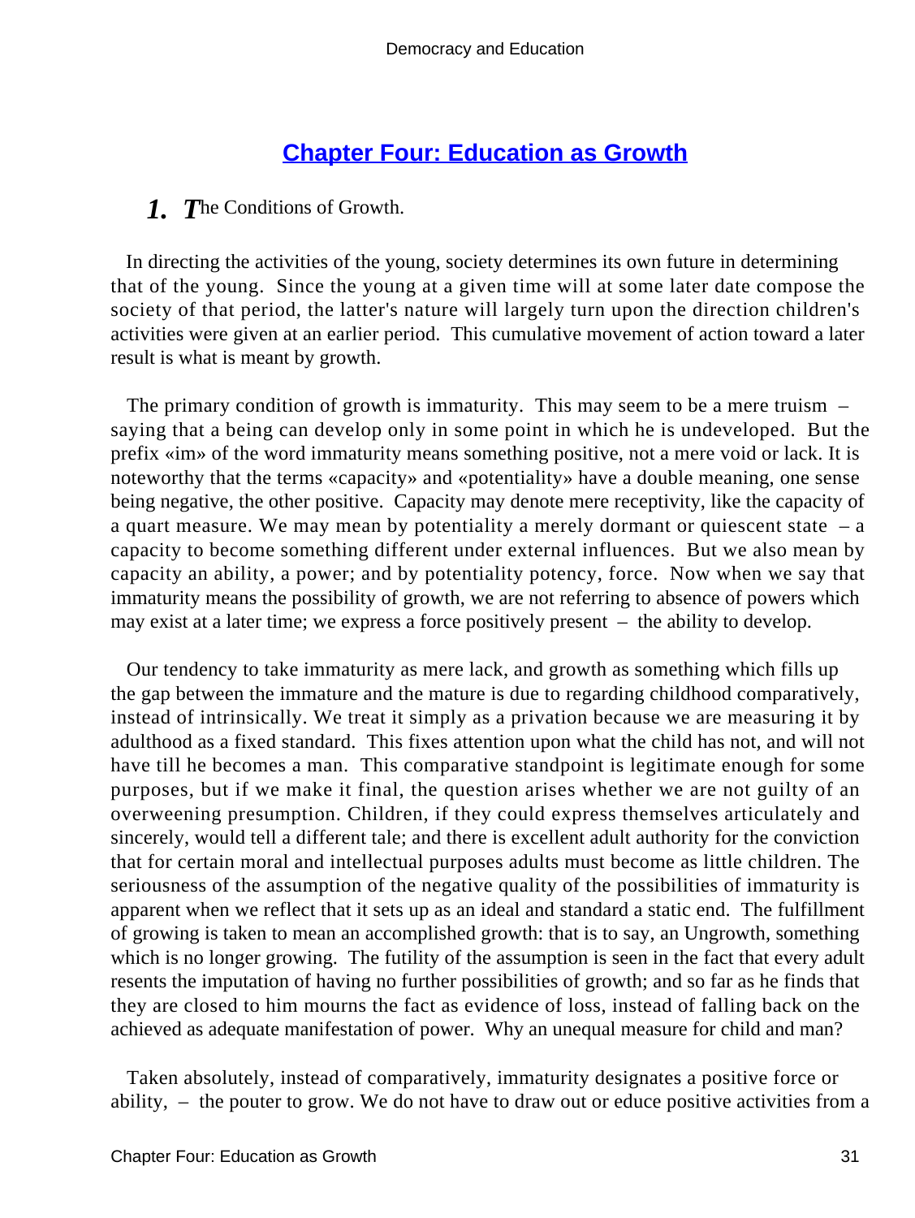## Chapter Four: Education as Growth

### 1. The Conditions of Growth.

In directing the activities of the young, society determines its own future in determining that of the young. Since the young at a given time will at some later date compose the society of that period, the latter's nature will largely turn upon the direction children's activities were given at an earlier period. This cumulative movement of action toward a later result is what is meant by growth.

The primary condition of growth is immaturity. This may seem to be a mere truism – saying that a being can develop only in some point in which he is undeveloped. But the prefix «im» of the word immaturity means something positive, not a mere void or lack. It is noteworthy that the terms «capacity» and «potentiality» have a double meaning, one sense being negative, the other positive. Capacity may denote mere receptivity, like the capacity of a quart measure. We may mean by potentiality a merely dormant or quiescent state – a capacity to become something different under external influences. But we also mean by capacity an ability, a power; and by potentiality potency, force. Now when we say that immaturity means the possibility of growth, we are not referring to absence of powers which may exist at a later time; we express a force positively present – the ability to develop.

Our tendency to take immaturity as mere lack, and growth as something which fills up the gap between the immature and the mature is due to regarding childhood comparatively, instead of intrinsically. We treat it simply as a privation because we are measuring it by adulthood as a fixed standard. This fixes attention upon what the child has not, and will not have till he becomes a man. This comparative standpoint is legitimate enough for some purposes, but if we make it final, the question arises whether we are not guilty of an overweening presumption. Children, if they could express themselves articulately and sincerely, would tell a different tale; and there is excellent adult authority for the conviction that for certain moral and intellectual purposes adults must become as little children. The seriousness of the assumption of the negative quality of the possibilities of immaturity is apparent when we reflect that it sets up as an ideal and standard a static end. The fulfillment of growing is taken to mean an accomplished growth: that is to say, an Ungrowth, something which is no longer growing. The futility of the assumption is seen in the fact that every adult resents the imputation of having no further possibilities of growth; and so far as he finds that they are closed to him mourns the fact as evidence of loss, instead of falling back on the achieved as adequate manifestation of power. Why an unequal measure for child and man?

Taken absolutely, instead of comparatively, immaturity designates a positive force or ability, – the pouter to grow. We do not have to draw out or educe positive activities from a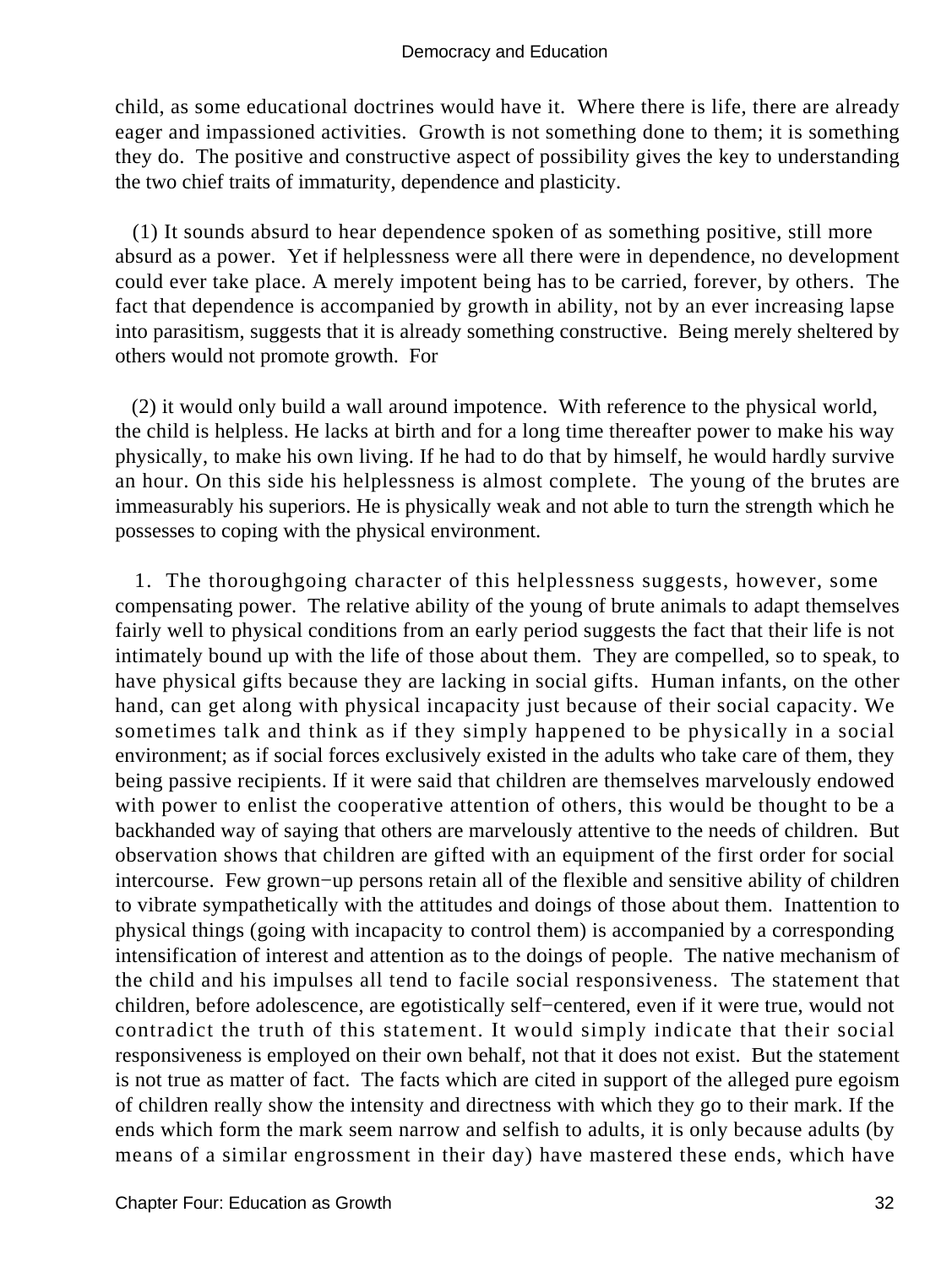child, as some educational doctrines would have it. Where there is life, there are already eager and impassioned activities. Growth is not something done to them; it is something they do. The positive and constructive aspect of possibility gives the key to understanding the two chief traits of immaturity, dependence and plasticity.

(1) It sounds absurd to hear dependence spoken of as something positive, still more absurd as a power. Yet if helplessness were all there were in dependence, no development could ever take place. A merely impotent being has to be carried, forever, by others. The fact that dependence is accompanied by growth in ability, not by an ever increasing lapse into parasitism, suggests that it is already something constructive. Being merely sheltered by others would not promote growth. For

(2) it would only build a wall around impotence. With reference to the physical world, the child is helpless. He lacks at birth and for a long time thereafter power to make his way physically, to make his own living. If he had to do that by himself, he would hardly survive an hour. On this side his helplessness is almost complete. The young of the brutes are immeasurably his superiors. He is physically weak and not able to turn the strength which he possesses to coping with the physical environment.

1. The thoroughgoing character of this helplessness suggests, however, some compensating power. The relative ability of the young of brute animals to adapt themselves fairly well to physical conditions from an early period suggests the fact that their life is not intimately bound up with the life of those about them. They are compelled, so to speak, to have physical gifts because they are lacking in social gifts. Human infants, on the other hand, can get along with physical incapacity just because of their social capacity. We sometimes talk and think as if they simply happened to be physically in a social environment; as if social forces exclusively existed in the adults who take care of them, they being passive recipients. If it were said that children are themselves marvelously endowed with power to enlist the cooperative attention of others, this would be thought to be a backhanded way of saying that others are marvelously attentive to the needs of children. But observation shows that children are gifted with an equipment of the first order for social intercourse. Few grown−up persons retain all of the flexible and sensitive ability of children to vibrate sympathetically with the attitudes and doings of those about them. Inattention to physical things (going with incapacity to control them) is accompanied by a corresponding intensification of interest and attention as to the doings of people. The native mechanism of the child and his impulses all tend to facile social responsiveness. The statement that children, before adolescence, are egotistically self−centered, even if it were true, would not contradict the truth of this statement. It would simply indicate that their social responsiveness is employed on their own behalf, not that it does not exist. But the statement is not true as matter of fact. The facts which are cited in support of the alleged pure egoism of children really show the intensity and directness with which they go to their mark. If the ends which form the mark seem narrow and selfish to adults, it is only because adults (by means of a similar engrossment in their day) have mastered these ends, which have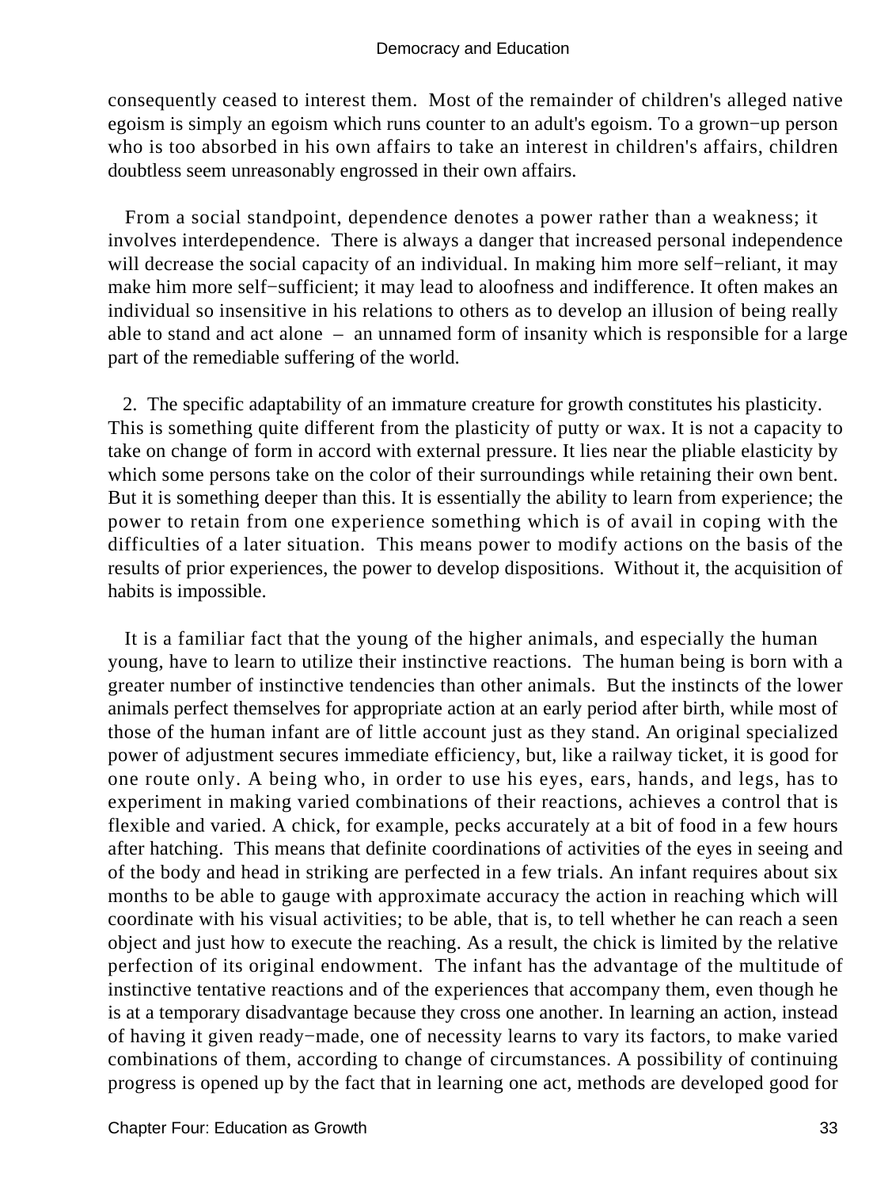consequently ceased to interest them. Most of the remainder of children's alleged native egoism is simply an egoism which runs counter to an adult's egoism. To a grown−up person who is too absorbed in his own affairs to take an interest in children's affairs, children doubtless seem unreasonably engrossed in their own affairs.

From a social standpoint, dependence denotes a power rather than a weakness; it involves interdependence. There is always a danger that increased personal independence will decrease the social capacity of an individual. In making him more self−reliant, it may make him more self−sufficient; it may lead to aloofness and indifference. It often makes an individual so insensitive in his relations to others as to develop an illusion of being really able to stand and act alone – an unnamed form of insanity which is responsible for a large part of the remediable suffering of the world.

2. The specific adaptability of an immature creature for growth constitutes his plasticity. This is something quite different from the plasticity of putty or wax. It is not a capacity to take on change of form in accord with external pressure. It lies near the pliable elasticity by which some persons take on the color of their surroundings while retaining their own bent. But it is something deeper than this. It is essentially the ability to learn from experience; the power to retain from one experience something which is of avail in coping with the difficulties of a later situation. This means power to modify actions on the basis of the results of prior experiences, the power to develop dispositions. Without it, the acquisition of habits is impossible.

It is a familiar fact that the young of the higher animals, and especially the human young, have to learn to utilize their instinctive reactions. The human being is born with a greater number of instinctive tendencies than other animals. But the instincts of the lower animals perfect themselves for appropriate action at an early period after birth, while most of those of the human infant are of little account just as they stand. An original specialized power of adjustment secures immediate efficiency, but, like a railway ticket, it is good for one route only. A being who, in order to use his eyes, ears, hands, and legs, has to experiment in making varied combinations of their reactions, achieves a control that is flexible and varied. A chick, for example, pecks accurately at a bit of food in a few hours after hatching. This means that definite coordinations of activities of the eyes in seeing and of the body and head in striking are perfected in a few trials. An infant requires about six months to be able to gauge with approximate accuracy the action in reaching which will coordinate with his visual activities; to be able, that is, to tell whether he can reach a seen object and just how to execute the reaching. As a result, the chick is limited by the relative perfection of its original endowment. The infant has the advantage of the multitude of instinctive tentative reactions and of the experiences that accompany them, even though he is at a temporary disadvantage because they cross one another. In learning an action, instead of having it given ready−made, one of necessity learns to vary its factors, to make varied combinations of them, according to change of circumstances. A possibility of continuing progress is opened up by the fact that in learning one act, methods are developed good for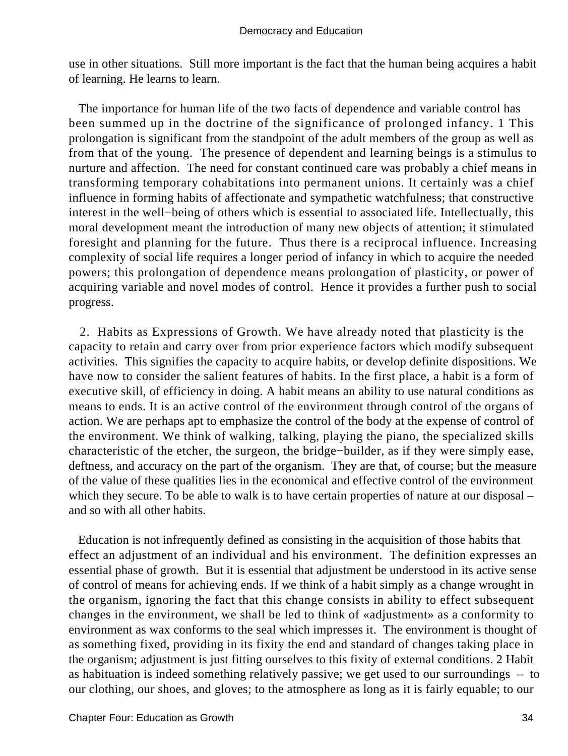use in other situations. Still more important is the fact that the human being acquires a habit of learning. He learns to learn.

The importance for human life of the two facts of dependence and variable control has been summed up in the doctrine of the significance of prolonged infancy. 1 This prolongation is significant from the standpoint of the adult members of the group as well as from that of the young. The presence of dependent and learning beings is a stimulus to nurture and affection. The need for constant continued care was probably a chief means in transforming temporary cohabitations into permanent unions. It certainly was a chief influence in forming habits of affectionate and sympathetic watchfulness; that constructive interest in the well−being of others which is essential to associated life. Intellectually, this moral development meant the introduction of many new objects of attention; it stimulated foresight and planning for the future. Thus there is a reciprocal influence. Increasing complexity of social life requires a longer period of infancy in which to acquire the needed powers; this prolongation of dependence means prolongation of plasticity, or power of acquiring variable and novel modes of control. Hence it provides a further push to social progress.

2. Habits as Expressions of Growth. We have already noted that plasticity is the capacity to retain and carry over from prior experience factors which modify subsequent activities. This signifies the capacity to acquire habits, or develop definite dispositions. We have now to consider the salient features of habits. In the first place, a habit is a form of executive skill, of efficiency in doing. A habit means an ability to use natural conditions as means to ends. It is an active control of the environment through control of the organs of action. We are perhaps apt to emphasize the control of the body at the expense of control of the environment. We think of walking, talking, playing the piano, the specialized skills characteristic of the etcher, the surgeon, the bridge−builder, as if they were simply ease, deftness, and accuracy on the part of the organism. They are that, of course; but the measure of the value of these qualities lies in the economical and effective control of the environment which they secure. To be able to walk is to have certain properties of nature at our disposal – and so with all other habits.

Education is not infrequently defined as consisting in the acquisition of those habits that effect an adjustment of an individual and his environment. The definition expresses an essential phase of growth. But it is essential that adjustment be understood in its active sense of control of means for achieving ends. If we think of a habit simply as a change wrought in the organism, ignoring the fact that this change consists in ability to effect subsequent changes in the environment, we shall be led to think of «adjustment» as a conformity to environment as wax conforms to the seal which impresses it. The environment is thought of as something fixed, providing in its fixity the end and standard of changes taking place in the organism; adjustment is just fitting ourselves to this fixity of external conditions. 2 Habit as habituation is indeed something relatively passive; we get used to our surroundings – to our clothing, our shoes, and gloves; to the atmosphere as long as it is fairly equable; to our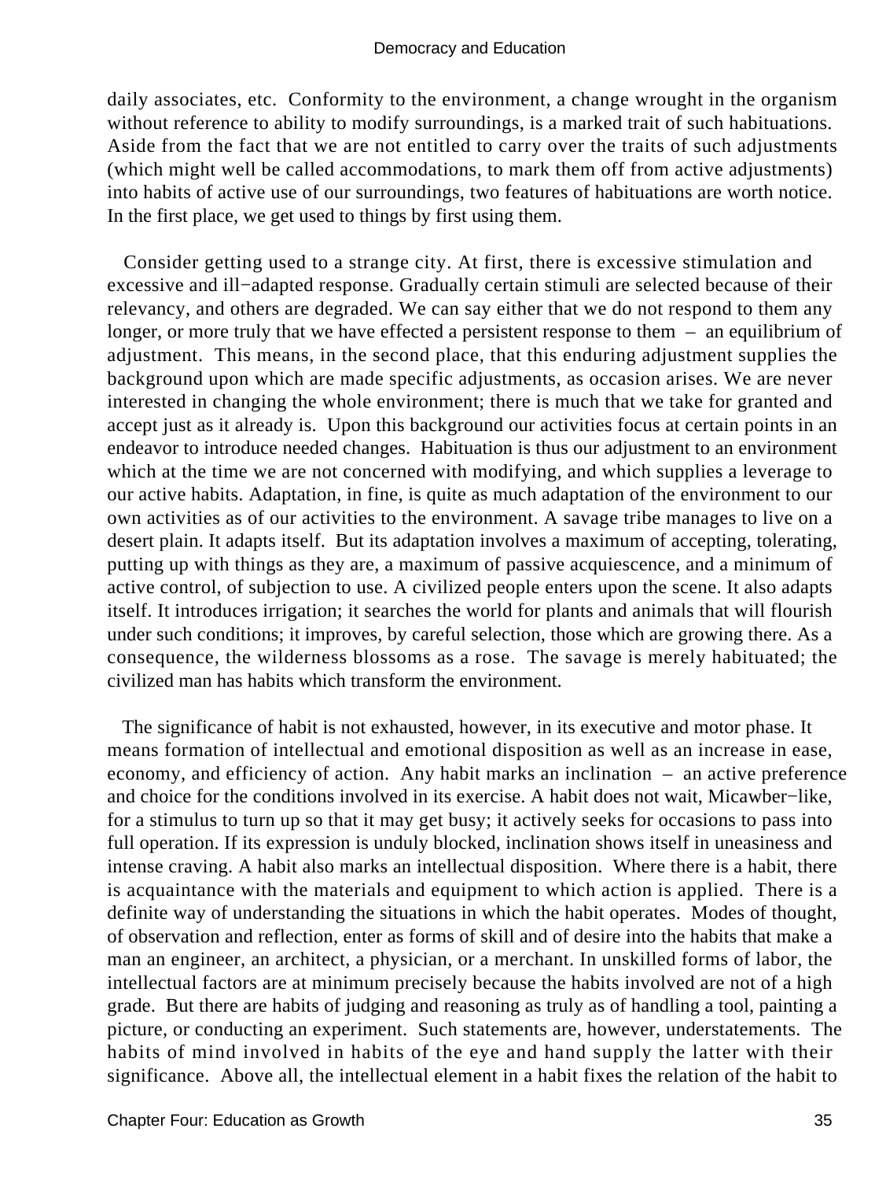daily associates, etc. Conformity to the environment, a change wrought in the organism without reference to ability to modify surroundings, is a marked trait of such habituations. Aside from the fact that we are not entitled to carry over the traits of such adjustments (which might well be called accommodations, to mark them off from active adjustments) into habits of active use of our surroundings, two features of habituations are worth notice. In the first place, we get used to things by first using them.

Consider getting used to a strange city. At first, there is excessive stimulation and excessive and ill−adapted response. Gradually certain stimuli are selected because of their relevancy, and others are degraded. We can say either that we do not respond to them any longer, or more truly that we have effected a persistent response to them – an equilibrium of adjustment. This means, in the second place, that this enduring adjustment supplies the background upon which are made specific adjustments, as occasion arises. We are never interested in changing the whole environment; there is much that we take for granted and accept just as it already is. Upon this background our activities focus at certain points in an endeavor to introduce needed changes. Habituation is thus our adjustment to an environment which at the time we are not concerned with modifying, and which supplies a leverage to our active habits. Adaptation, in fine, is quite as much adaptation of the environment to our own activities as of our activities to the environment. A savage tribe manages to live on a desert plain. It adapts itself. But its adaptation involves a maximum of accepting, tolerating, putting up with things as they are, a maximum of passive acquiescence, and a minimum of active control, of subjection to use. A civilized people enters upon the scene. It also adapts itself. It introduces irrigation; it searches the world for plants and animals that will flourish under such conditions; it improves, by careful selection, those which are growing there. As a consequence, the wilderness blossoms as a rose. The savage is merely habituated; the civilized man has habits which transform the environment.

The significance of habit is not exhausted, however, in its executive and motor phase. It means formation of intellectual and emotional disposition as well as an increase in ease, economy, and efficiency of action. Any habit marks an inclination – an active preference and choice for the conditions involved in its exercise. A habit does not wait, Micawber−like, for a stimulus to turn up so that it may get busy; it actively seeks for occasions to pass into full operation. If its expression is unduly blocked, inclination shows itself in uneasiness and intense craving. A habit also marks an intellectual disposition. Where there is a habit, there is acquaintance with the materials and equipment to which action is applied. There is a definite way of understanding the situations in which the habit operates. Modes of thought, of observation and reflection, enter as forms of skill and of desire into the habits that make a man an engineer, an architect, a physician, or a merchant. In unskilled forms of labor, the intellectual factors are at minimum precisely because the habits involved are not of a high grade. But there are habits of judging and reasoning as truly as of handling a tool, painting a picture, or conducting an experiment. Such statements are, however, understatements. The habits of mind involved in habits of the eye and hand supply the latter with their significance. Above all, the intellectual element in a habit fixes the relation of the habit to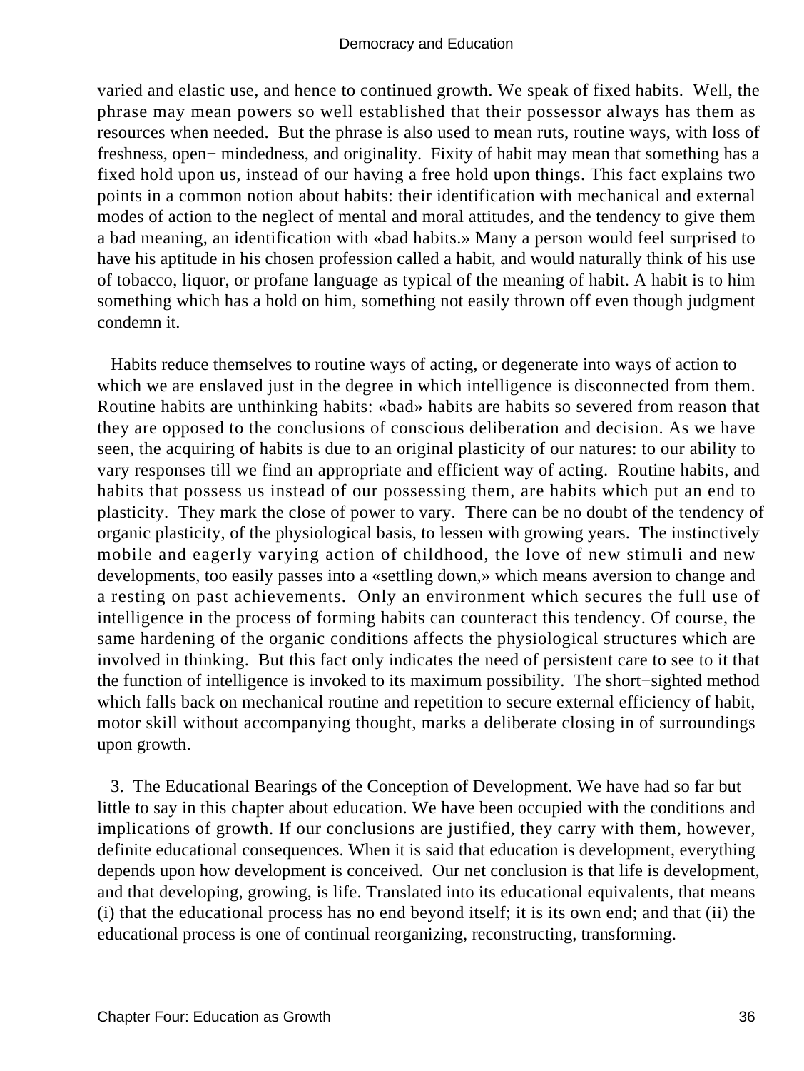varied and elastic use, and hence to continued growth. We speak of fixed habits. Well, the phrase may mean powers so well established that their possessor always has them as resources when needed. But the phrase is also used to mean ruts, routine ways, with loss of freshness, open− mindedness, and originality. Fixity of habit may mean that something has a fixed hold upon us, instead of our having a free hold upon things. This fact explains two points in a common notion about habits: their identification with mechanical and external modes of action to the neglect of mental and moral attitudes, and the tendency to give them a bad meaning, an identification with «bad habits.» Many a person would feel surprised to have his aptitude in his chosen profession called a habit, and would naturally think of his use of tobacco, liquor, or profane language as typical of the meaning of habit. A habit is to him something which has a hold on him, something not easily thrown off even though judgment condemn it.

Habits reduce themselves to routine ways of acting, or degenerate into ways of action to which we are enslaved just in the degree in which intelligence is disconnected from them. Routine habits are unthinking habits: «bad» habits are habits so severed from reason that they are opposed to the conclusions of conscious deliberation and decision. As we have seen, the acquiring of habits is due to an original plasticity of our natures: to our ability to vary responses till we find an appropriate and efficient way of acting. Routine habits, and habits that possess us instead of our possessing them, are habits which put an end to plasticity. They mark the close of power to vary. There can be no doubt of the tendency of organic plasticity, of the physiological basis, to lessen with growing years. The instinctively mobile and eagerly varying action of childhood, the love of new stimuli and new developments, too easily passes into a «settling down,» which means aversion to change and a resting on past achievements. Only an environment which secures the full use of intelligence in the process of forming habits can counteract this tendency. Of course, the same hardening of the organic conditions affects the physiological structures which are involved in thinking. But this fact only indicates the need of persistent care to see to it that the function of intelligence is invoked to its maximum possibility. The short−sighted method which falls back on mechanical routine and repetition to secure external efficiency of habit, motor skill without accompanying thought, marks a deliberate closing in of surroundings upon growth.

3. The Educational Bearings of the Conception of Development. We have had so far but little to say in this chapter about education. We have been occupied with the conditions and implications of growth. If our conclusions are justified, they carry with them, however, definite educational consequences. When it is said that education is development, everything depends upon how development is conceived. Our net conclusion is that life is development, and that developing, growing, is life. Translated into its educational equivalents, that means (i) that the educational process has no end beyond itself; it is its own end; and that (ii) the educational process is one of continual reorganizing, reconstructing, transforming.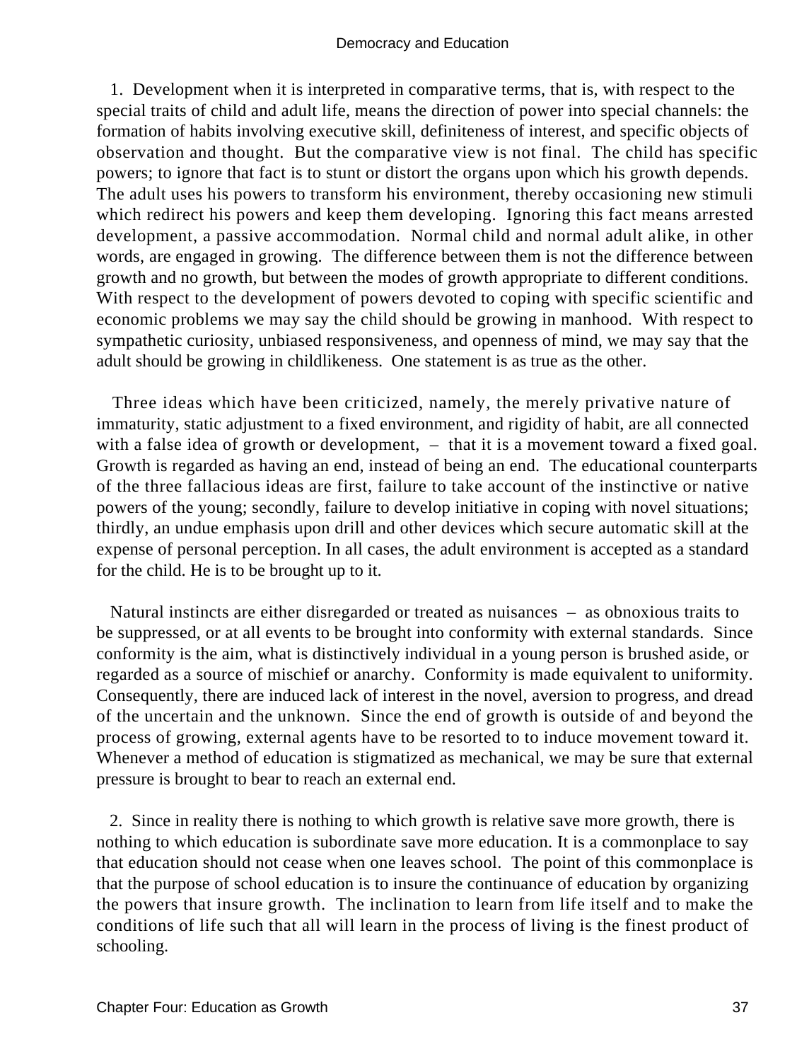1. Development when it is interpreted in comparative terms, that is, with respect to the special traits of child and adult life, means the direction of power into special channels: the formation of habits involving executive skill, definiteness of interest, and specific objects of observation and thought. But the comparative view is not final. The child has specific powers; to ignore that fact is to stunt or distort the organs upon which his growth depends. The adult uses his powers to transform his environment, thereby occasioning new stimuli which redirect his powers and keep them developing. Ignoring this fact means arrested development, a passive accommodation. Normal child and normal adult alike, in other words, are engaged in growing. The difference between them is not the difference between growth and no growth, but between the modes of growth appropriate to different conditions. With respect to the development of powers devoted to coping with specific scientific and economic problems we may say the child should be growing in manhood. With respect to sympathetic curiosity, unbiased responsiveness, and openness of mind, we may say that the adult should be growing in childlikeness. One statement is as true as the other.

Three ideas which have been criticized, namely, the merely privative nature of immaturity, static adjustment to a fixed environment, and rigidity of habit, are all connected with a false idea of growth or development, – that it is a movement toward a fixed goal. Growth is regarded as having an end, instead of being an end. The educational counterparts of the three fallacious ideas are first, failure to take account of the instinctive or native powers of the young; secondly, failure to develop initiative in coping with novel situations; thirdly, an undue emphasis upon drill and other devices which secure automatic skill at the expense of personal perception. In all cases, the adult environment is accepted as a standard for the child. He is to be brought up to it.

Natural instincts are either disregarded or treated as nuisances – as obnoxious traits to be suppressed, or at all events to be brought into conformity with external standards. Since conformity is the aim, what is distinctively individual in a young person is brushed aside, or regarded as a source of mischief or anarchy. Conformity is made equivalent to uniformity. Consequently, there are induced lack of interest in the novel, aversion to progress, and dread of the uncertain and the unknown. Since the end of growth is outside of and beyond the process of growing, external agents have to be resorted to to induce movement toward it. Whenever a method of education is stigmatized as mechanical, we may be sure that external pressure is brought to bear to reach an external end.

2. Since in reality there is nothing to which growth is relative save more growth, there is nothing to which education is subordinate save more education. It is a commonplace to say that education should not cease when one leaves school. The point of this commonplace is that the purpose of school education is to insure the continuance of education by organizing the powers that insure growth. The inclination to learn from life itself and to make the conditions of life such that all will learn in the process of living is the finest product of schooling.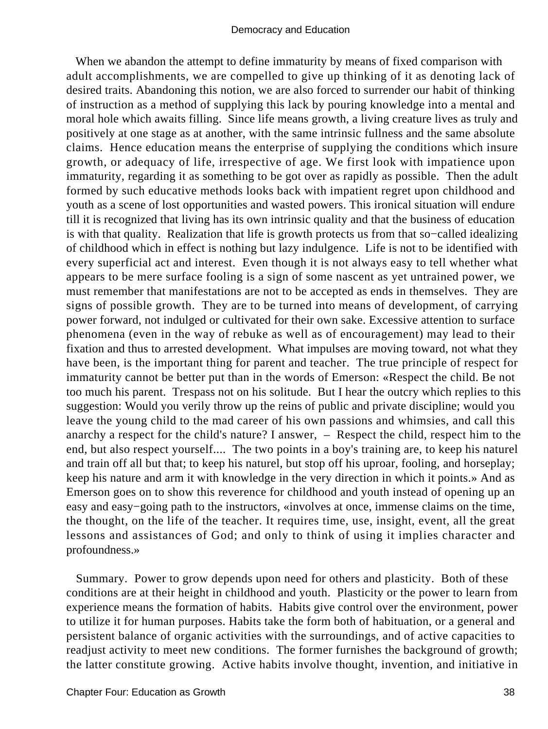When we abandon the attempt to define immaturity by means of fixed comparison with adult accomplishments, we are compelled to give up thinking of it as denoting lack of desired traits. Abandoning this notion, we are also forced to surrender our habit of thinking of instruction as a method of supplying this lack by pouring knowledge into a mental and moral hole which awaits filling. Since life means growth, a living creature lives as truly and positively at one stage as at another, with the same intrinsic fullness and the same absolute claims. Hence education means the enterprise of supplying the conditions which insure growth, or adequacy of life, irrespective of age. We first look with impatience upon immaturity, regarding it as something to be got over as rapidly as possible. Then the adult formed by such educative methods looks back with impatient regret upon childhood and youth as a scene of lost opportunities and wasted powers. This ironical situation will endure till it is recognized that living has its own intrinsic quality and that the business of education is with that quality. Realization that life is growth protects us from that so−called idealizing of childhood which in effect is nothing but lazy indulgence. Life is not to be identified with every superficial act and interest. Even though it is not always easy to tell whether what appears to be mere surface fooling is a sign of some nascent as yet untrained power, we must remember that manifestations are not to be accepted as ends in themselves. They are signs of possible growth. They are to be turned into means of development, of carrying power forward, not indulged or cultivated for their own sake. Excessive attention to surface phenomena (even in the way of rebuke as well as of encouragement) may lead to their fixation and thus to arrested development. What impulses are moving toward, not what they have been, is the important thing for parent and teacher. The true principle of respect for immaturity cannot be better put than in the words of Emerson: «Respect the child. Be not too much his parent. Trespass not on his solitude. But I hear the outcry which replies to this suggestion: Would you verily throw up the reins of public and private discipline; would you leave the young child to the mad career of his own passions and whimsies, and call this anarchy a respect for the child's nature? I answer, – Respect the child, respect him to the end, but also respect yourself.... The two points in a boy's training are, to keep his naturel and train off all but that; to keep his naturel, but stop off his uproar, fooling, and horseplay; keep his nature and arm it with knowledge in the very direction in which it points.» And as Emerson goes on to show this reverence for childhood and youth instead of opening up an easy and easy−going path to the instructors, «involves at once, immense claims on the time, the thought, on the life of the teacher. It requires time, use, insight, event, all the great lessons and assistances of God; and only to think of using it implies character and profoundness.»

Summary. Power to grow depends upon need for others and plasticity. Both of these conditions are at their height in childhood and youth. Plasticity or the power to learn from experience means the formation of habits. Habits give control over the environment, power to utilize it for human purposes. Habits take the form both of habituation, or a general and persistent balance of organic activities with the surroundings, and of active capacities to readjust activity to meet new conditions. The former furnishes the background of growth; the latter constitute growing. Active habits involve thought, invention, and initiative in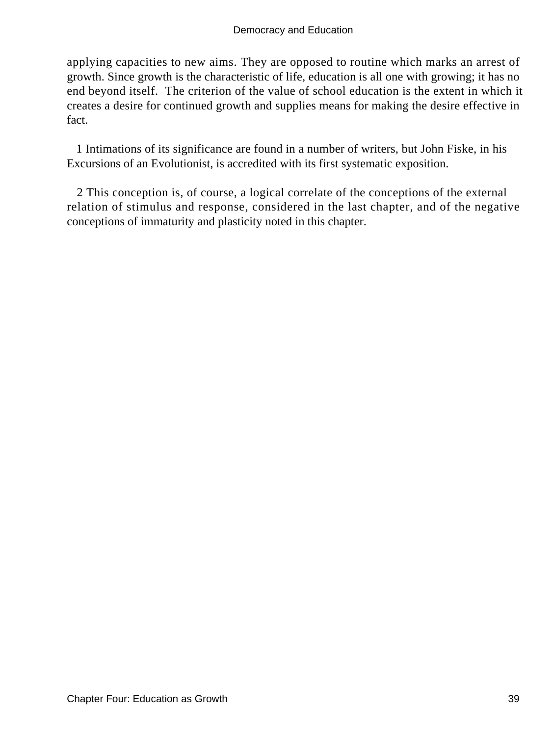applying capacities to new aims. They are opposed to routine which marks an arrest of growth. Since growth is the characteristic of life, education is all one with growing; it has no end beyond itself. The criterion of the value of school education is the extent in which it creates a desire for continued growth and supplies means for making the desire effective in fact.

1 Intimations of its significance are found in a number of writers, but John Fiske, in his Excursions of an Evolutionist, is accredited with its first systematic exposition.

2 This conception is, of course, a logical correlate of the conceptions of the external relation of stimulus and response, considered in the last chapter, and of the negative conceptions of immaturity and plasticity noted in this chapter.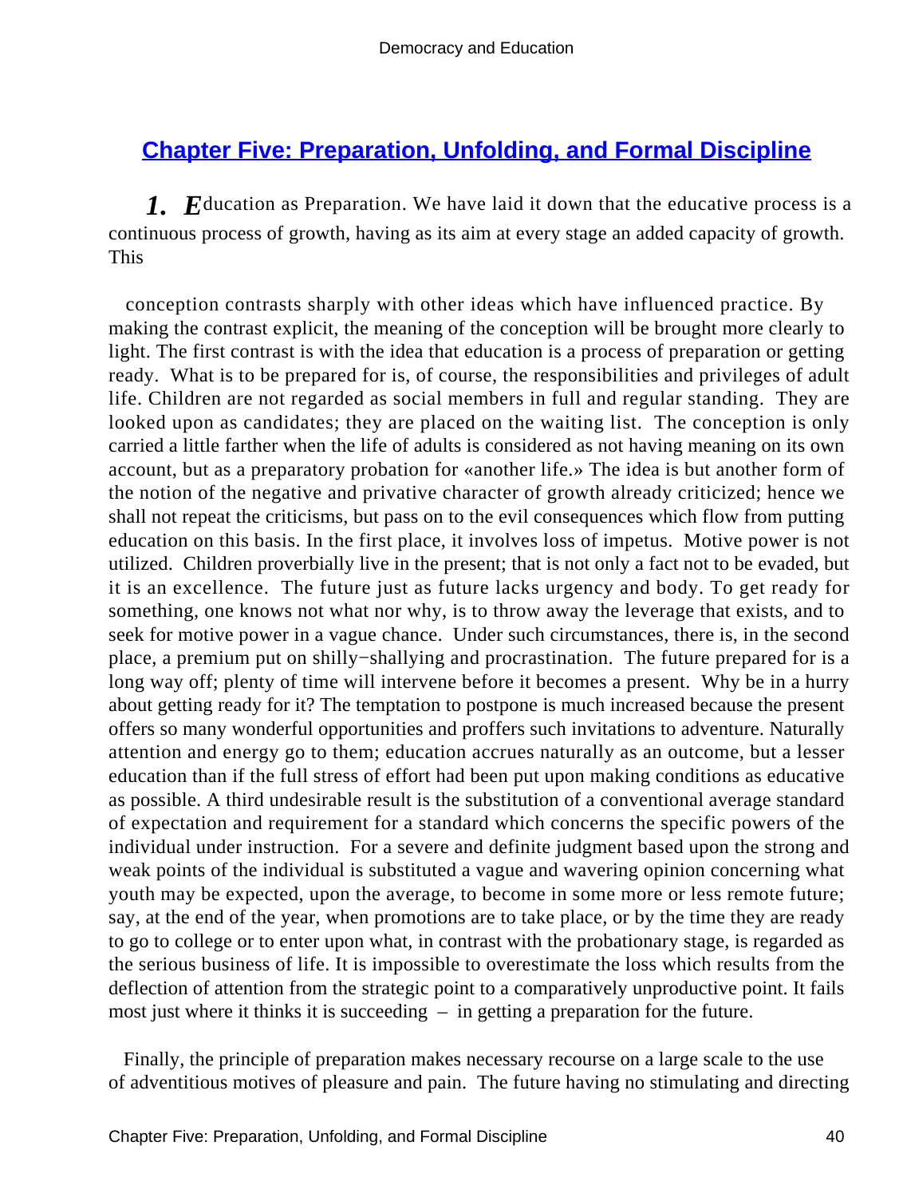## Chapter Five: Preparation, Unfolding, and Formal Discipline

***1. E***ducation as Preparation. We have laid it down that the educative process is a continuous process of growth, having as its aim at every stage an added capacity of growth. This conception contrasts sharply with other ideas which have influenced practice. By making the contrast explicit, the meaning of the conception will be brought more clearly to light. The first contrast is with the idea that education is a process of preparation or getting ready. What is to be prepared for is, of course, the responsibilities and privileges of adult life. Children are not regarded as social members in full and regular standing. They are looked upon as candidates; they are placed on the waiting list. The conception is only carried a little farther when the life of adults is considered as not having meaning on its own account, but as a preparatory probation for «another life.» The idea is but another form of the notion of the negative and privative character of growth already criticized; hence we shall not repeat the criticisms, but pass on to the evil consequences which flow from putting education on this basis. In the first place, it involves loss of impetus. Motive power is not utilized. Children proverbially live in the present; that is not only a fact not to be evaded, but it is an excellence. The future just as future lacks urgency and body. To get ready for something, one knows not what nor why, is to throw away the leverage that exists, and to seek for motive power in a vague chance. Under such circumstances, there is, in the second place, a premium put on shilly−shallying and procrastination. The future prepared for is a long way off; plenty of time will intervene before it becomes a present. Why be in a hurry about getting ready for it? The temptation to postpone is much increased because the present offers so many wonderful opportunities and proffers such invitations to adventure. Naturally attention and energy go to them; education accrues naturally as an outcome, but a lesser education than if the full stress of effort had been put upon making conditions as educative as possible. A third undesirable result is the substitution of a conventional average standard of expectation and requirement for a standard which concerns the specific powers of the individual under instruction. For a severe and definite judgment based upon the strong and weak points of the individual is substituted a vague and wavering opinion concerning what youth may be expected, upon the average, to become in some more or less remote future; say, at the end of the year, when promotions are to take place, or by the time they are ready to go to college or to enter upon what, in contrast with the probationary stage, is regarded as the serious business of life. It is impossible to overestimate the loss which results from the deflection of attention from the strategic point to a comparatively unproductive point. It fails most just where it thinks it is succeeding – in getting a preparation for the future.

Finally, the principle of preparation makes necessary recourse on a large scale to the use of adventitious motives of pleasure and pain. The future having no stimulating and directing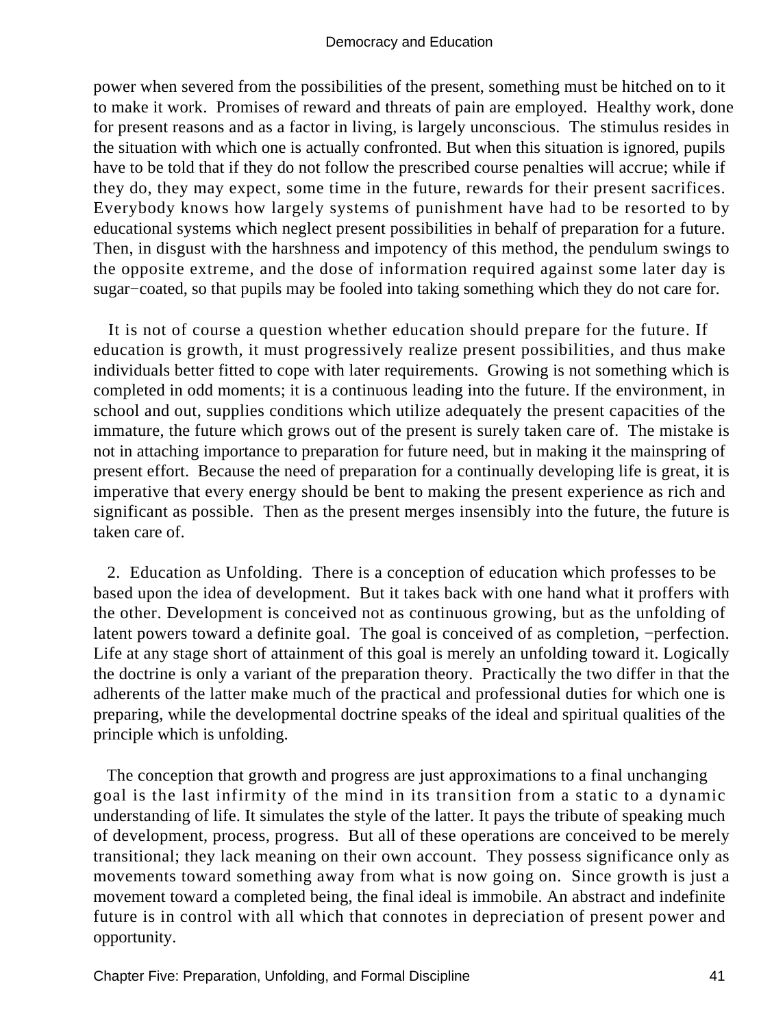power when severed from the possibilities of the present, something must be hitched on to it to make it work. Promises of reward and threats of pain are employed. Healthy work, done for present reasons and as a factor in living, is largely unconscious. The stimulus resides in the situation with which one is actually confronted. But when this situation is ignored, pupils have to be told that if they do not follow the prescribed course penalties will accrue; while if they do, they may expect, some time in the future, rewards for their present sacrifices. Everybody knows how largely systems of punishment have had to be resorted to by educational systems which neglect present possibilities in behalf of preparation for a future. Then, in disgust with the harshness and impotency of this method, the pendulum swings to the opposite extreme, and the dose of information required against some later day is sugar−coated, so that pupils may be fooled into taking something which they do not care for.

It is not of course a question whether education should prepare for the future. If education is growth, it must progressively realize present possibilities, and thus make individuals better fitted to cope with later requirements. Growing is not something which is completed in odd moments; it is a continuous leading into the future. If the environment, in school and out, supplies conditions which utilize adequately the present capacities of the immature, the future which grows out of the present is surely taken care of. The mistake is not in attaching importance to preparation for future need, but in making it the mainspring of present effort. Because the need of preparation for a continually developing life is great, it is imperative that every energy should be bent to making the present experience as rich and significant as possible. Then as the present merges insensibly into the future, the future is taken care of.

2. Education as Unfolding. There is a conception of education which professes to be based upon the idea of development. But it takes back with one hand what it proffers with the other. Development is conceived not as continuous growing, but as the unfolding of latent powers toward a definite goal. The goal is conceived of as completion, −perfection. Life at any stage short of attainment of this goal is merely an unfolding toward it. Logically the doctrine is only a variant of the preparation theory. Practically the two differ in that the adherents of the latter make much of the practical and professional duties for which one is preparing, while the developmental doctrine speaks of the ideal and spiritual qualities of the principle which is unfolding.

The conception that growth and progress are just approximations to a final unchanging goal is the last infirmity of the mind in its transition from a static to a dynamic understanding of life. It simulates the style of the latter. It pays the tribute of speaking much of development, process, progress. But all of these operations are conceived to be merely transitional; they lack meaning on their own account. They possess significance only as movements toward something away from what is now going on. Since growth is just a movement toward a completed being, the final ideal is immobile. An abstract and indefinite future is in control with all which that connotes in depreciation of present power and opportunity.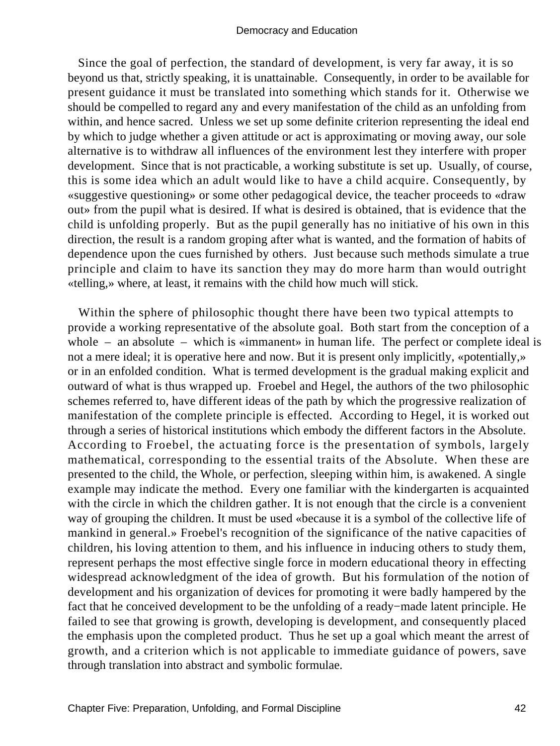Since the goal of perfection, the standard of development, is very far away, it is so beyond us that, strictly speaking, it is unattainable. Consequently, in order to be available for present guidance it must be translated into something which stands for it. Otherwise we should be compelled to regard any and every manifestation of the child as an unfolding from within, and hence sacred. Unless we set up some definite criterion representing the ideal end by which to judge whether a given attitude or act is approximating or moving away, our sole alternative is to withdraw all influences of the environment lest they interfere with proper development. Since that is not practicable, a working substitute is set up. Usually, of course, this is some idea which an adult would like to have a child acquire. Consequently, by «suggestive questioning» or some other pedagogical device, the teacher proceeds to «draw out» from the pupil what is desired. If what is desired is obtained, that is evidence that the child is unfolding properly. But as the pupil generally has no initiative of his own in this direction, the result is a random groping after what is wanted, and the formation of habits of dependence upon the cues furnished by others. Just because such methods simulate a true principle and claim to have its sanction they may do more harm than would outright «telling,» where, at least, it remains with the child how much will stick.

Within the sphere of philosophic thought there have been two typical attempts to provide a working representative of the absolute goal. Both start from the conception of a whole – an absolute – which is «immanent» in human life. The perfect or complete ideal is not a mere ideal; it is operative here and now. But it is present only implicitly, «potentially,» or in an enfolded condition. What is termed development is the gradual making explicit and outward of what is thus wrapped up. Froebel and Hegel, the authors of the two philosophic schemes referred to, have different ideas of the path by which the progressive realization of manifestation of the complete principle is effected. According to Hegel, it is worked out through a series of historical institutions which embody the different factors in the Absolute. According to Froebel, the actuating force is the presentation of symbols, largely mathematical, corresponding to the essential traits of the Absolute. When these are presented to the child, the Whole, or perfection, sleeping within him, is awakened. A single example may indicate the method. Every one familiar with the kindergarten is acquainted with the circle in which the children gather. It is not enough that the circle is a convenient way of grouping the children. It must be used «because it is a symbol of the collective life of mankind in general.» Froebel's recognition of the significance of the native capacities of children, his loving attention to them, and his influence in inducing others to study them, represent perhaps the most effective single force in modern educational theory in effecting widespread acknowledgment of the idea of growth. But his formulation of the notion of development and his organization of devices for promoting it were badly hampered by the fact that he conceived development to be the unfolding of a ready-made latent principle. He failed to see that growing is growth, developing is development, and consequently placed the emphasis upon the completed product. Thus he set up a goal which meant the arrest of growth, and a criterion which is not applicable to immediate guidance of powers, save through translation into abstract and symbolic formulae.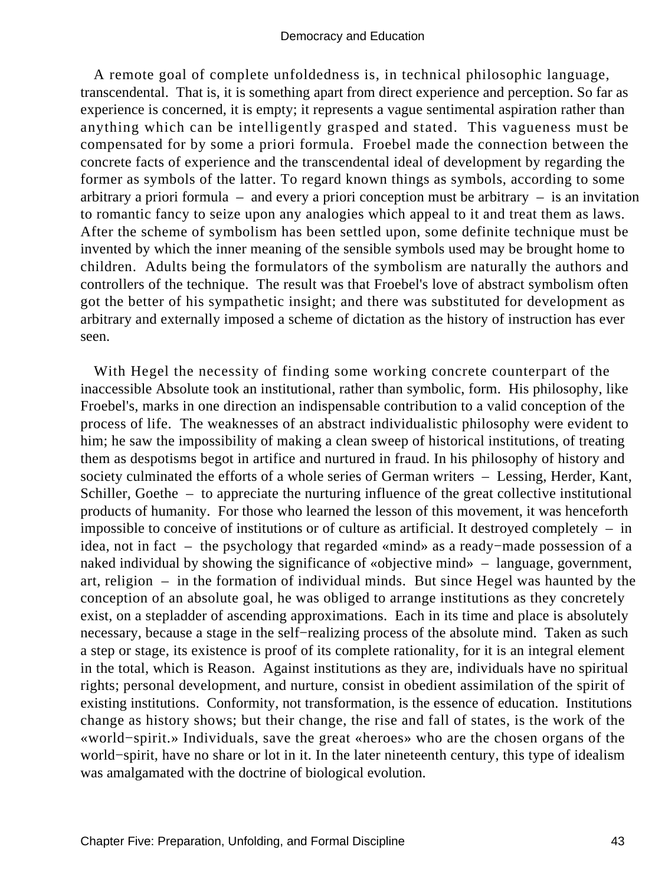A remote goal of complete unfoldedness is, in technical philosophic language, transcendental. That is, it is something apart from direct experience and perception. So far as experience is concerned, it is empty; it represents a vague sentimental aspiration rather than anything which can be intelligently grasped and stated. This vagueness must be compensated for by some a priori formula. Froebel made the connection between the concrete facts of experience and the transcendental ideal of development by regarding the former as symbols of the latter. To regard known things as symbols, according to some arbitrary a priori formula – and every a priori conception must be arbitrary – is an invitation to romantic fancy to seize upon any analogies which appeal to it and treat them as laws. After the scheme of symbolism has been settled upon, some definite technique must be invented by which the inner meaning of the sensible symbols used may be brought home to children. Adults being the formulators of the symbolism are naturally the authors and controllers of the technique. The result was that Froebel's love of abstract symbolism often got the better of his sympathetic insight; and there was substituted for development as arbitrary and externally imposed a scheme of dictation as the history of instruction has ever seen.

With Hegel the necessity of finding some working concrete counterpart of the inaccessible Absolute took an institutional, rather than symbolic, form. His philosophy, like Froebel's, marks in one direction an indispensable contribution to a valid conception of the process of life. The weaknesses of an abstract individualistic philosophy were evident to him; he saw the impossibility of making a clean sweep of historical institutions, of treating them as despotisms begot in artifice and nurtured in fraud. In his philosophy of history and society culminated the efforts of a whole series of German writers – Lessing, Herder, Kant, Schiller, Goethe – to appreciate the nurturing influence of the great collective institutional products of humanity. For those who learned the lesson of this movement, it was henceforth impossible to conceive of institutions or of culture as artificial. It destroyed completely – in idea, not in fact – the psychology that regarded «mind» as a ready−made possession of a naked individual by showing the significance of «objective mind» – language, government, art, religion – in the formation of individual minds. But since Hegel was haunted by the conception of an absolute goal, he was obliged to arrange institutions as they concretely exist, on a stepladder of ascending approximations. Each in its time and place is absolutely necessary, because a stage in the self−realizing process of the absolute mind. Taken as such a step or stage, its existence is proof of its complete rationality, for it is an integral element in the total, which is Reason. Against institutions as they are, individuals have no spiritual rights; personal development, and nurture, consist in obedient assimilation of the spirit of existing institutions. Conformity, not transformation, is the essence of education. Institutions change as history shows; but their change, the rise and fall of states, is the work of the «world−spirit.» Individuals, save the great «heroes» who are the chosen organs of the world−spirit, have no share or lot in it. In the later nineteenth century, this type of idealism was amalgamated with the doctrine of biological evolution.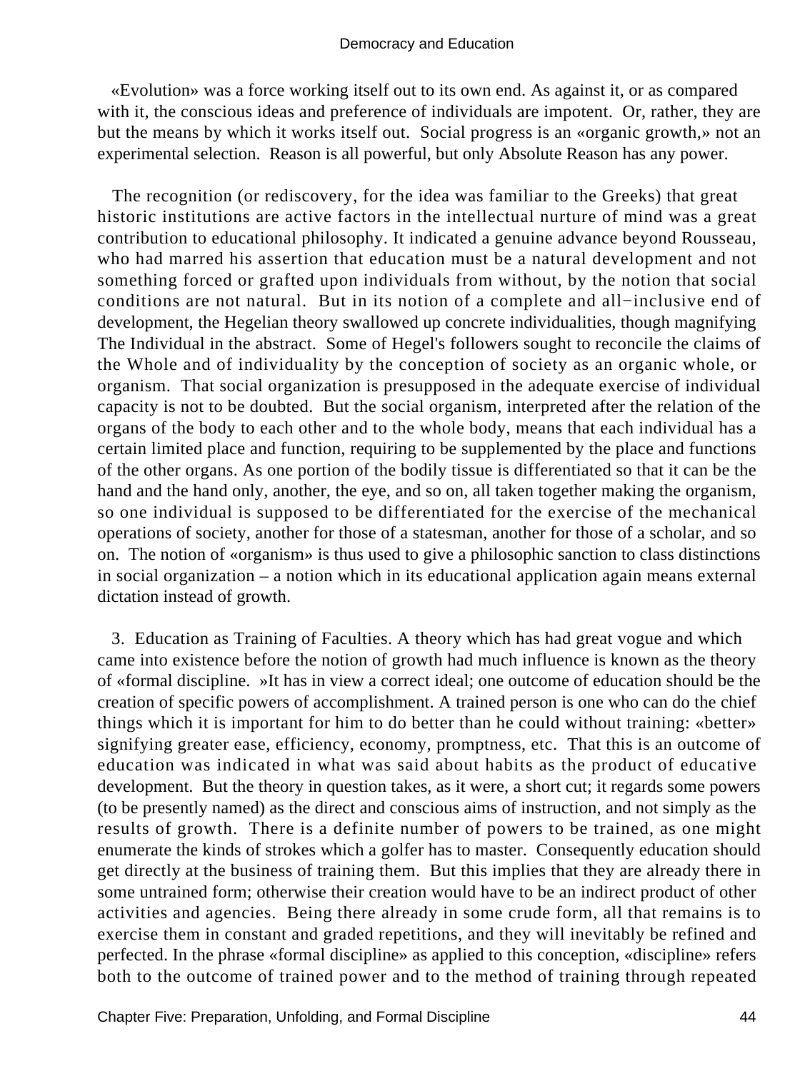«Evolution» was a force working itself out to its own end. As against it, or as compared with it, the conscious ideas and preference of individuals are impotent. Or, rather, they are but the means by which it works itself out. Social progress is an «organic growth,» not an experimental selection. Reason is all powerful, but only Absolute Reason has any power.

The recognition (or rediscovery, for the idea was familiar to the Greeks) that great historic institutions are active factors in the intellectual nurture of mind was a great contribution to educational philosophy. It indicated a genuine advance beyond Rousseau, who had marred his assertion that education must be a natural development and not something forced or grafted upon individuals from without, by the notion that social conditions are not natural. But in its notion of a complete and all−inclusive end of development, the Hegelian theory swallowed up concrete individualities, though magnifying The Individual in the abstract. Some of Hegel's followers sought to reconcile the claims of the Whole and of individuality by the conception of society as an organic whole, or organism. That social organization is presupposed in the adequate exercise of individual capacity is not to be doubted. But the social organism, interpreted after the relation of the organs of the body to each other and to the whole body, means that each individual has a certain limited place and function, requiring to be supplemented by the place and functions of the other organs. As one portion of the bodily tissue is differentiated so that it can be the hand and the hand only, another, the eye, and so on, all taken together making the organism, so one individual is supposed to be differentiated for the exercise of the mechanical operations of society, another for those of a statesman, another for those of a scholar, and so on. The notion of «organism» is thus used to give a philosophic sanction to class distinctions in social organization – a notion which in its educational application again means external dictation instead of growth.

3. Education as Training of Faculties. A theory which has had great vogue and which came into existence before the notion of growth had much influence is known as the theory of «formal discipline. »It has in view a correct ideal; one outcome of education should be the creation of specific powers of accomplishment. A trained person is one who can do the chief things which it is important for him to do better than he could without training: «better» signifying greater ease, efficiency, economy, promptness, etc. That this is an outcome of education was indicated in what was said about habits as the product of educative development. But the theory in question takes, as it were, a short cut; it regards some powers (to be presently named) as the direct and conscious aims of instruction, and not simply as the results of growth. There is a definite number of powers to be trained, as one might enumerate the kinds of strokes which a golfer has to master. Consequently education should get directly at the business of training them. But this implies that they are already there in some untrained form; otherwise their creation would have to be an indirect product of other activities and agencies. Being there already in some crude form, all that remains is to exercise them in constant and graded repetitions, and they will inevitably be refined and perfected. In the phrase «formal discipline» as applied to this conception, «discipline» refers both to the outcome of trained power and to the method of training through repeated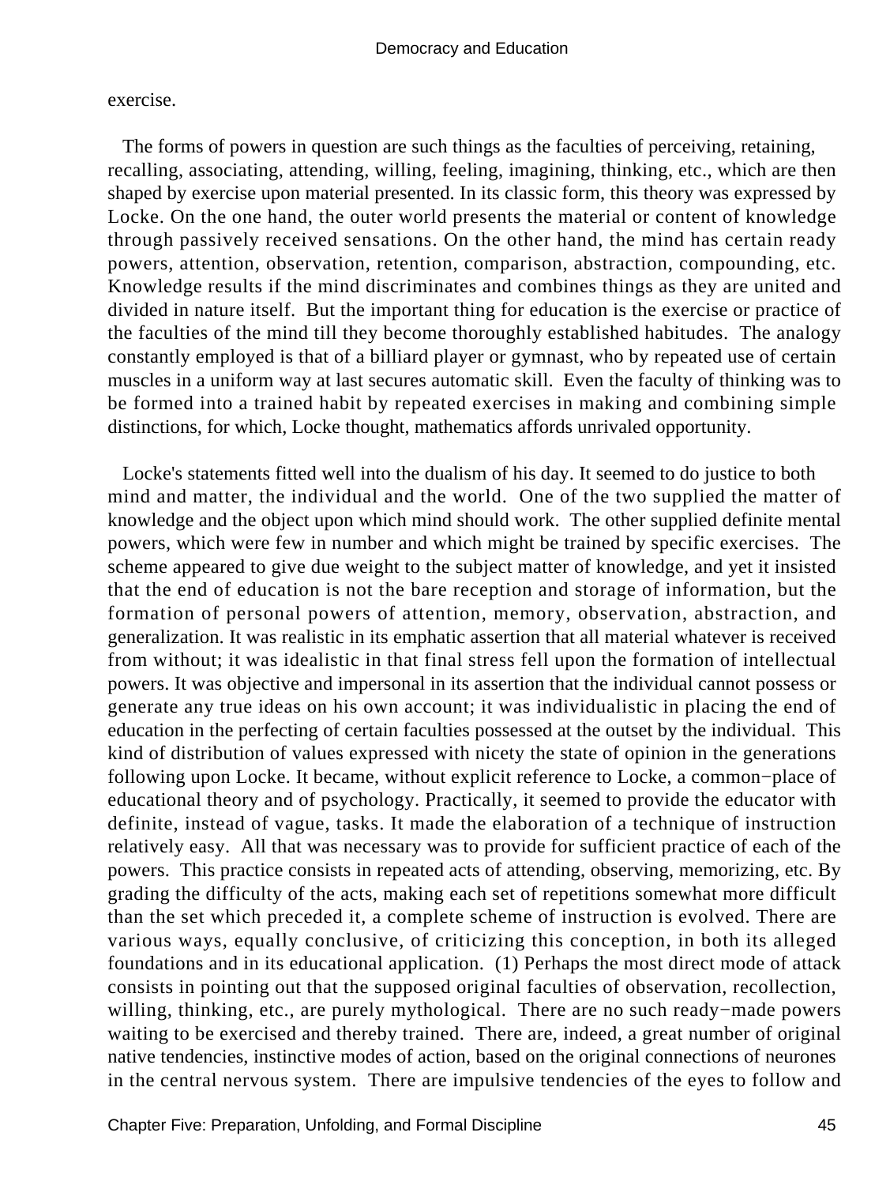exercise.

The forms of powers in question are such things as the faculties of perceiving, retaining, recalling, associating, attending, willing, feeling, imagining, thinking, etc., which are then shaped by exercise upon material presented. In its classic form, this theory was expressed by Locke. On the one hand, the outer world presents the material or content of knowledge through passively received sensations. On the other hand, the mind has certain ready powers, attention, observation, retention, comparison, abstraction, compounding, etc. Knowledge results if the mind discriminates and combines things as they are united and divided in nature itself. But the important thing for education is the exercise or practice of the faculties of the mind till they become thoroughly established habitudes. The analogy constantly employed is that of a billiard player or gymnast, who by repeated use of certain muscles in a uniform way at last secures automatic skill. Even the faculty of thinking was to be formed into a trained habit by repeated exercises in making and combining simple distinctions, for which, Locke thought, mathematics affords unrivaled opportunity.

Locke's statements fitted well into the dualism of his day. It seemed to do justice to both mind and matter, the individual and the world. One of the two supplied the matter of knowledge and the object upon which mind should work. The other supplied definite mental powers, which were few in number and which might be trained by specific exercises. The scheme appeared to give due weight to the subject matter of knowledge, and yet it insisted that the end of education is not the bare reception and storage of information, but the formation of personal powers of attention, memory, observation, abstraction, and generalization. It was realistic in its emphatic assertion that all material whatever is received from without; it was idealistic in that final stress fell upon the formation of intellectual powers. It was objective and impersonal in its assertion that the individual cannot possess or generate any true ideas on his own account; it was individualistic in placing the end of education in the perfecting of certain faculties possessed at the outset by the individual. This kind of distribution of values expressed with nicety the state of opinion in the generations following upon Locke. It became, without explicit reference to Locke, a common−place of educational theory and of psychology. Practically, it seemed to provide the educator with definite, instead of vague, tasks. It made the elaboration of a technique of instruction relatively easy. All that was necessary was to provide for sufficient practice of each of the powers. This practice consists in repeated acts of attending, observing, memorizing, etc. By grading the difficulty of the acts, making each set of repetitions somewhat more difficult than the set which preceded it, a complete scheme of instruction is evolved. There are various ways, equally conclusive, of criticizing this conception, in both its alleged foundations and in its educational application. (1) Perhaps the most direct mode of attack consists in pointing out that the supposed original faculties of observation, recollection, willing, thinking, etc., are purely mythological. There are no such ready−made powers waiting to be exercised and thereby trained. There are, indeed, a great number of original native tendencies, instinctive modes of action, based on the original connections of neurones in the central nervous system. There are impulsive tendencies of the eyes to follow and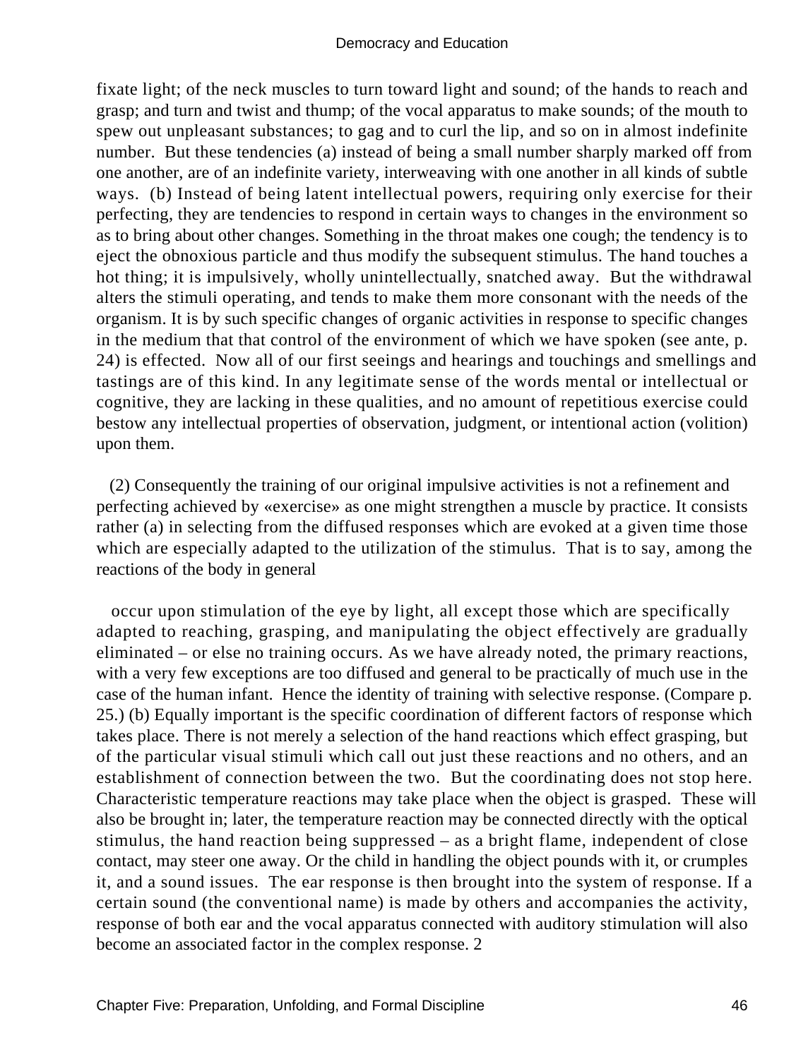fixate light; of the neck muscles to turn toward light and sound; of the hands to reach and grasp; and turn and twist and thump; of the vocal apparatus to make sounds; of the mouth to spew out unpleasant substances; to gag and to curl the lip, and so on in almost indefinite number. But these tendencies (a) instead of being a small number sharply marked off from one another, are of an indefinite variety, interweaving with one another in all kinds of subtle ways. (b) Instead of being latent intellectual powers, requiring only exercise for their perfecting, they are tendencies to respond in certain ways to changes in the environment so as to bring about other changes. Something in the throat makes one cough; the tendency is to eject the obnoxious particle and thus modify the subsequent stimulus. The hand touches a hot thing; it is impulsively, wholly unintellectually, snatched away. But the withdrawal alters the stimuli operating, and tends to make them more consonant with the needs of the organism. It is by such specific changes of organic activities in response to specific changes in the medium that that control of the environment of which we have spoken (see ante, p. 24) is effected. Now all of our first seeings and hearings and touchings and smellings and tastings are of this kind. In any legitimate sense of the words mental or intellectual or cognitive, they are lacking in these qualities, and no amount of repetitious exercise could bestow any intellectual properties of observation, judgment, or intentional action (volition) upon them.

(2) Consequently the training of our original impulsive activities is not a refinement and perfecting achieved by «exercise» as one might strengthen a muscle by practice. It consists rather (a) in selecting from the diffused responses which are evoked at a given time those which are especially adapted to the utilization of the stimulus. That is to say, among the reactions of the body in general

occur upon stimulation of the eye by light, all except those which are specifically adapted to reaching, grasping, and manipulating the object effectively are gradually eliminated – or else no training occurs. As we have already noted, the primary reactions, with a very few exceptions are too diffused and general to be practically of much use in the case of the human infant. Hence the identity of training with selective response. (Compare p. 25.) (b) Equally important is the specific coordination of different factors of response which takes place. There is not merely a selection of the hand reactions which effect grasping, but of the particular visual stimuli which call out just these reactions and no others, and an establishment of connection between the two. But the coordinating does not stop here. Characteristic temperature reactions may take place when the object is grasped. These will also be brought in; later, the temperature reaction may be connected directly with the optical stimulus, the hand reaction being suppressed – as a bright flame, independent of close contact, may steer one away. Or the child in handling the object pounds with it, or crumples it, and a sound issues. The ear response is then brought into the system of response. If a certain sound (the conventional name) is made by others and accompanies the activity, response of both ear and the vocal apparatus connected with auditory stimulation will also become an associated factor in the complex response. 2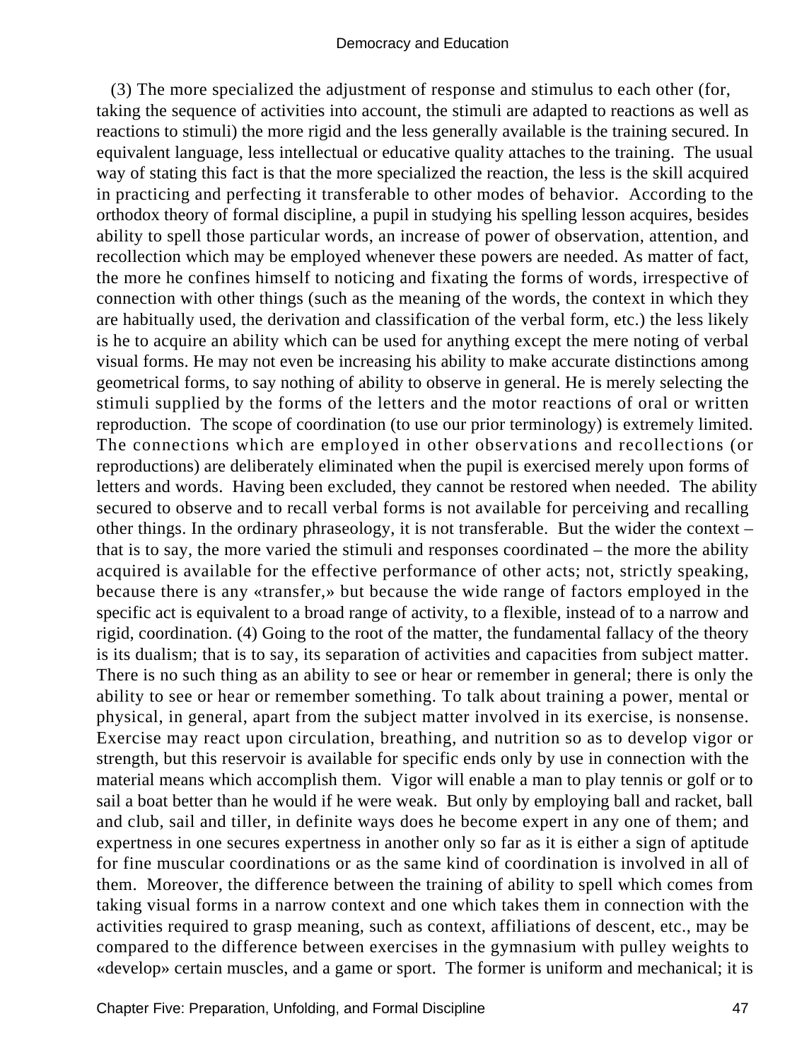(3) The more specialized the adjustment of response and stimulus to each other (for, taking the sequence of activities into account, the stimuli are adapted to reactions as well as reactions to stimuli) the more rigid and the less generally available is the training secured. In equivalent language, less intellectual or educative quality attaches to the training. The usual way of stating this fact is that the more specialized the reaction, the less is the skill acquired in practicing and perfecting it transferable to other modes of behavior. According to the orthodox theory of formal discipline, a pupil in studying his spelling lesson acquires, besides ability to spell those particular words, an increase of power of observation, attention, and recollection which may be employed whenever these powers are needed. As matter of fact, the more he confines himself to noticing and fixating the forms of words, irrespective of connection with other things (such as the meaning of the words, the context in which they are habitually used, the derivation and classification of the verbal form, etc.) the less likely is he to acquire an ability which can be used for anything except the mere noting of verbal visual forms. He may not even be increasing his ability to make accurate distinctions among geometrical forms, to say nothing of ability to observe in general. He is merely selecting the stimuli supplied by the forms of the letters and the motor reactions of oral or written reproduction. The scope of coordination (to use our prior terminology) is extremely limited. The connections which are employed in other observations and recollections (or reproductions) are deliberately eliminated when the pupil is exercised merely upon forms of letters and words. Having been excluded, they cannot be restored when needed. The ability secured to observe and to recall verbal forms is not available for perceiving and recalling other things. In the ordinary phraseology, it is not transferable. But the wider the context – that is to say, the more varied the stimuli and responses coordinated – the more the ability acquired is available for the effective performance of other acts; not, strictly speaking, because there is any «transfer,» but because the wide range of factors employed in the specific act is equivalent to a broad range of activity, to a flexible, instead of to a narrow and rigid, coordination. (4) Going to the root of the matter, the fundamental fallacy of the theory is its dualism; that is to say, its separation of activities and capacities from subject matter. There is no such thing as an ability to see or hear or remember in general; there is only the ability to see or hear or remember something. To talk about training a power, mental or physical, in general, apart from the subject matter involved in its exercise, is nonsense. Exercise may react upon circulation, breathing, and nutrition so as to develop vigor or strength, but this reservoir is available for specific ends only by use in connection with the material means which accomplish them. Vigor will enable a man to play tennis or golf or to sail a boat better than he would if he were weak. But only by employing ball and racket, ball and club, sail and tiller, in definite ways does he become expert in any one of them; and expertness in one secures expertness in another only so far as it is either a sign of aptitude for fine muscular coordinations or as the same kind of coordination is involved in all of them. Moreover, the difference between the training of ability to spell which comes from taking visual forms in a narrow context and one which takes them in connection with the activities required to grasp meaning, such as context, affiliations of descent, etc., may be compared to the difference between exercises in the gymnasium with pulley weights to «develop» certain muscles, and a game or sport. The former is uniform and mechanical; it is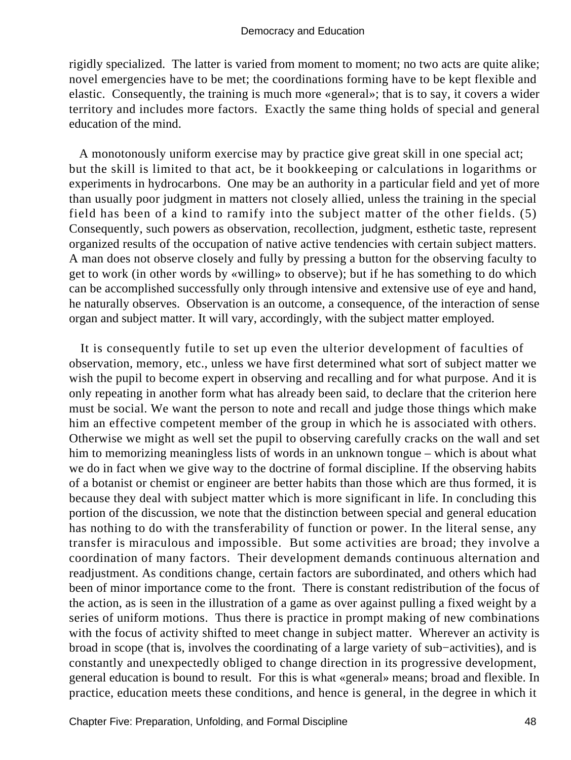rigidly specialized. The latter is varied from moment to moment; no two acts are quite alike; novel emergencies have to be met; the coordinations forming have to be kept flexible and elastic. Consequently, the training is much more «general»; that is to say, it covers a wider territory and includes more factors. Exactly the same thing holds of special and general education of the mind.

A monotonously uniform exercise may by practice give great skill in one special act; but the skill is limited to that act, be it bookkeeping or calculations in logarithms or experiments in hydrocarbons. One may be an authority in a particular field and yet of more than usually poor judgment in matters not closely allied, unless the training in the special field has been of a kind to ramify into the subject matter of the other fields. (5) Consequently, such powers as observation, recollection, judgment, esthetic taste, represent organized results of the occupation of native active tendencies with certain subject matters. A man does not observe closely and fully by pressing a button for the observing faculty to get to work (in other words by «willing» to observe); but if he has something to do which can be accomplished successfully only through intensive and extensive use of eye and hand, he naturally observes. Observation is an outcome, a consequence, of the interaction of sense organ and subject matter. It will vary, accordingly, with the subject matter employed.

It is consequently futile to set up even the ulterior development of faculties of observation, memory, etc., unless we have first determined what sort of subject matter we wish the pupil to become expert in observing and recalling and for what purpose. And it is only repeating in another form what has already been said, to declare that the criterion here must be social. We want the person to note and recall and judge those things which make him an effective competent member of the group in which he is associated with others. Otherwise we might as well set the pupil to observing carefully cracks on the wall and set him to memorizing meaningless lists of words in an unknown tongue – which is about what we do in fact when we give way to the doctrine of formal discipline. If the observing habits of a botanist or chemist or engineer are better habits than those which are thus formed, it is because they deal with subject matter which is more significant in life. In concluding this portion of the discussion, we note that the distinction between special and general education has nothing to do with the transferability of function or power. In the literal sense, any transfer is miraculous and impossible. But some activities are broad; they involve a coordination of many factors. Their development demands continuous alternation and readjustment. As conditions change, certain factors are subordinated, and others which had been of minor importance come to the front. There is constant redistribution of the focus of the action, as is seen in the illustration of a game as over against pulling a fixed weight by a series of uniform motions. Thus there is practice in prompt making of new combinations with the focus of activity shifted to meet change in subject matter. Wherever an activity is broad in scope (that is, involves the coordinating of a large variety of sub−activities), and is constantly and unexpectedly obliged to change direction in its progressive development, general education is bound to result. For this is what «general» means; broad and flexible. In practice, education meets these conditions, and hence is general, in the degree in which it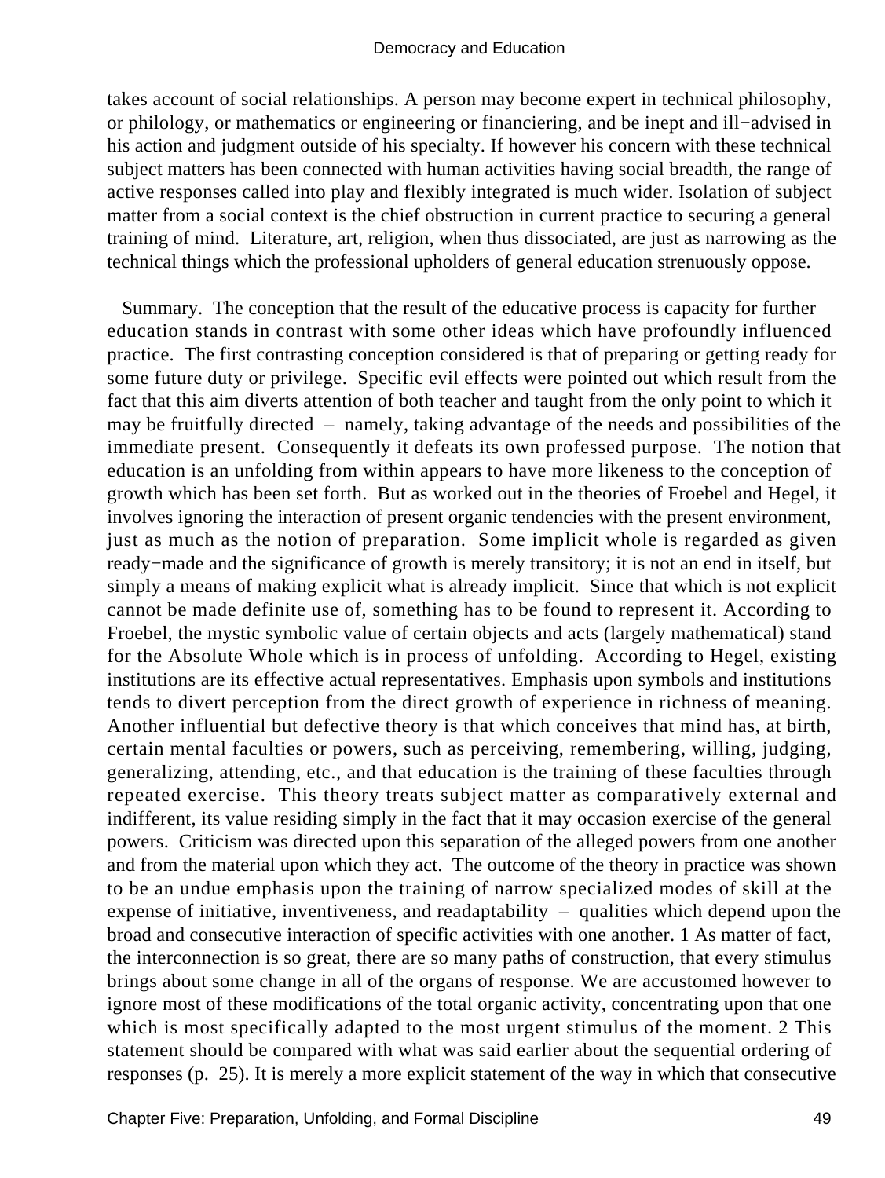takes account of social relationships. A person may become expert in technical philosophy, or philology, or mathematics or engineering or financiering, and be inept and ill−advised in his action and judgment outside of his specialty. If however his concern with these technical subject matters has been connected with human activities having social breadth, the range of active responses called into play and flexibly integrated is much wider. Isolation of subject matter from a social context is the chief obstruction in current practice to securing a general training of mind. Literature, art, religion, when thus dissociated, are just as narrowing as the technical things which the professional upholders of general education strenuously oppose.

Summary. The conception that the result of the educative process is capacity for further education stands in contrast with some other ideas which have profoundly influenced practice. The first contrasting conception considered is that of preparing or getting ready for some future duty or privilege. Specific evil effects were pointed out which result from the fact that this aim diverts attention of both teacher and taught from the only point to which it may be fruitfully directed – namely, taking advantage of the needs and possibilities of the immediate present. Consequently it defeats its own professed purpose. The notion that education is an unfolding from within appears to have more likeness to the conception of growth which has been set forth. But as worked out in the theories of Froebel and Hegel, it involves ignoring the interaction of present organic tendencies with the present environment, just as much as the notion of preparation. Some implicit whole is regarded as given ready−made and the significance of growth is merely transitory; it is not an end in itself, but simply a means of making explicit what is already implicit. Since that which is not explicit cannot be made definite use of, something has to be found to represent it. According to Froebel, the mystic symbolic value of certain objects and acts (largely mathematical) stand for the Absolute Whole which is in process of unfolding. According to Hegel, existing institutions are its effective actual representatives. Emphasis upon symbols and institutions tends to divert perception from the direct growth of experience in richness of meaning. Another influential but defective theory is that which conceives that mind has, at birth, certain mental faculties or powers, such as perceiving, remembering, willing, judging, generalizing, attending, etc., and that education is the training of these faculties through repeated exercise. This theory treats subject matter as comparatively external and indifferent, its value residing simply in the fact that it may occasion exercise of the general powers. Criticism was directed upon this separation of the alleged powers from one another and from the material upon which they act. The outcome of the theory in practice was shown to be an undue emphasis upon the training of narrow specialized modes of skill at the expense of initiative, inventiveness, and readaptability – qualities which depend upon the broad and consecutive interaction of specific activities with one another. 1 As matter of fact, the interconnection is so great, there are so many paths of construction, that every stimulus brings about some change in all of the organs of response. We are accustomed however to ignore most of these modifications of the total organic activity, concentrating upon that one which is most specifically adapted to the most urgent stimulus of the moment. 2 This statement should be compared with what was said earlier about the sequential ordering of responses (p. 25). It is merely a more explicit statement of the way in which that consecutive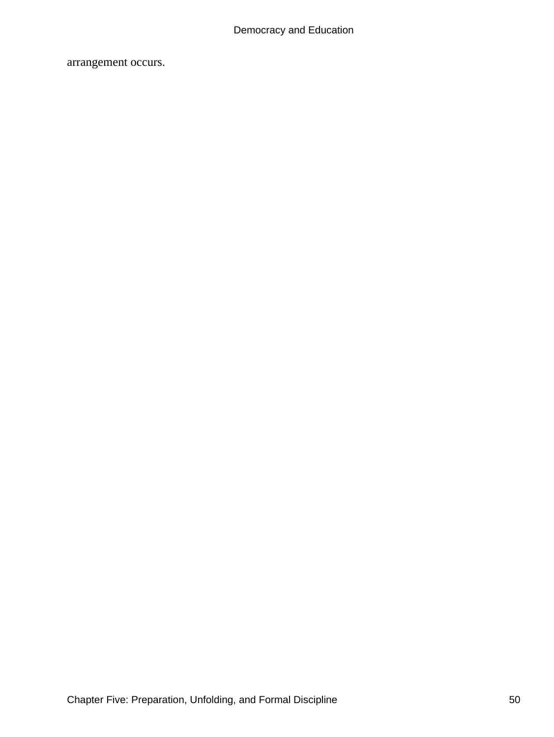arrangement occurs.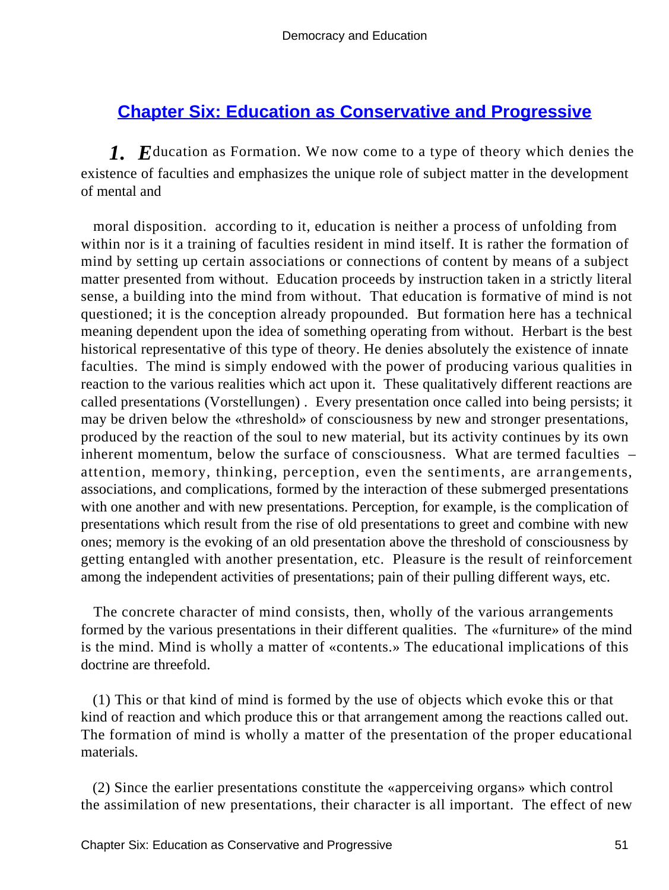## Chapter Six: Education as Conservative and Progressive

*1.* *E*ducation as Formation. We now come to a type of theory which denies the existence of faculties and emphasizes the unique role of subject matter in the development of mental and

moral disposition. according to it, education is neither a process of unfolding from within nor is it a training of faculties resident in mind itself. It is rather the formation of mind by setting up certain associations or connections of content by means of a subject matter presented from without. Education proceeds by instruction taken in a strictly literal sense, a building into the mind from without. That education is formative of mind is not questioned; it is the conception already propounded. But formation here has a technical meaning dependent upon the idea of something operating from without. Herbart is the best historical representative of this type of theory. He denies absolutely the existence of innate faculties. The mind is simply endowed with the power of producing various qualities in reaction to the various realities which act upon it. These qualitatively different reactions are called presentations (Vorstellungen) . Every presentation once called into being persists; it may be driven below the «threshold» of consciousness by new and stronger presentations, produced by the reaction of the soul to new material, but its activity continues by its own inherent momentum, below the surface of consciousness. What are termed faculties – attention, memory, thinking, perception, even the sentiments, are arrangements, associations, and complications, formed by the interaction of these submerged presentations with one another and with new presentations. Perception, for example, is the complication of presentations which result from the rise of old presentations to greet and combine with new ones; memory is the evoking of an old presentation above the threshold of consciousness by getting entangled with another presentation, etc. Pleasure is the result of reinforcement among the independent activities of presentations; pain of their pulling different ways, etc.

The concrete character of mind consists, then, wholly of the various arrangements formed by the various presentations in their different qualities. The «furniture» of the mind is the mind. Mind is wholly a matter of «contents.» The educational implications of this doctrine are threefold.

(1) This or that kind of mind is formed by the use of objects which evoke this or that kind of reaction and which produce this or that arrangement among the reactions called out. The formation of mind is wholly a matter of the presentation of the proper educational materials.

(2) Since the earlier presentations constitute the «apperceiving organs» which control the assimilation of new presentations, their character is all important. The effect of new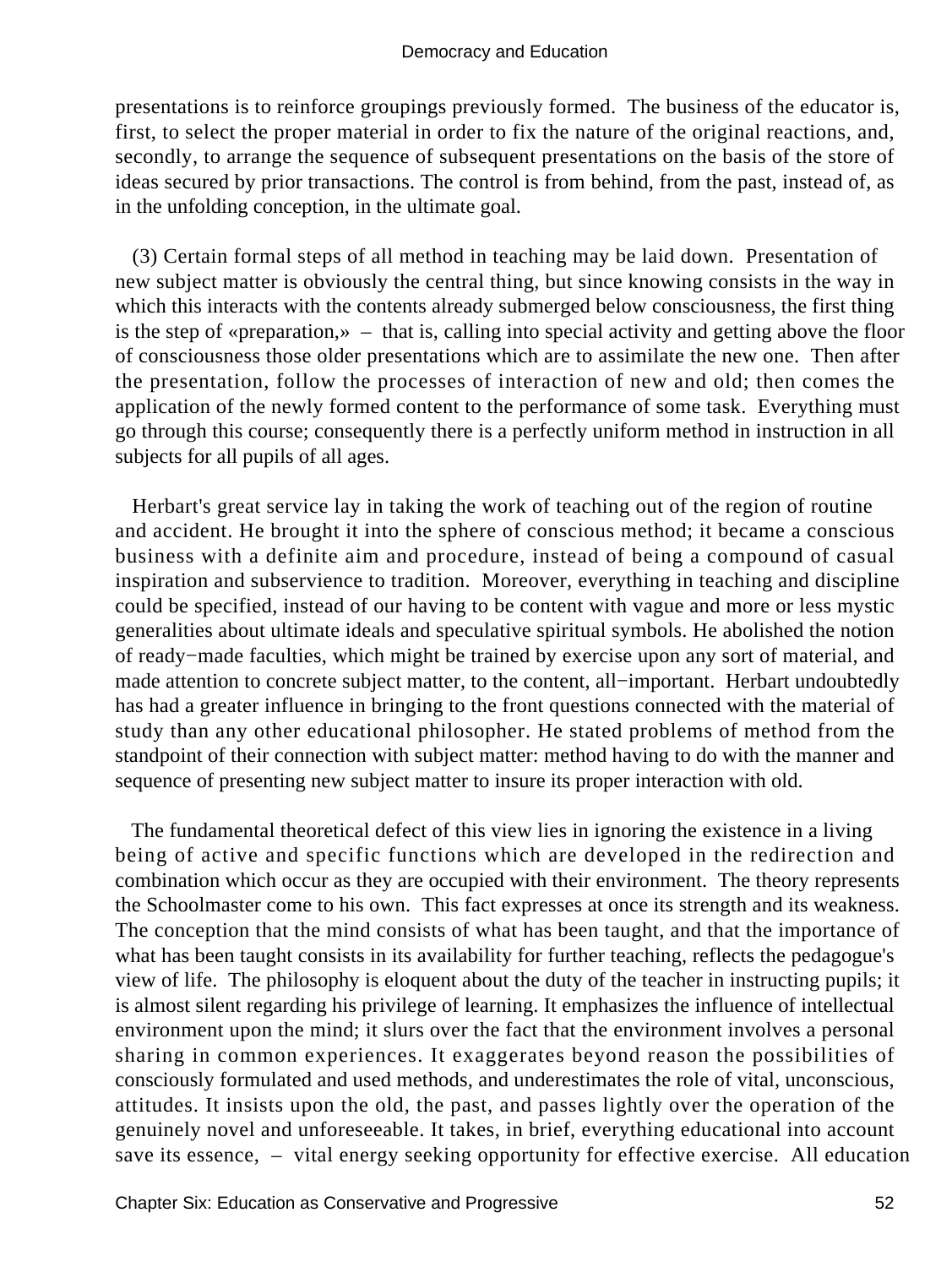presentations is to reinforce groupings previously formed. The business of the educator is, first, to select the proper material in order to fix the nature of the original reactions, and, secondly, to arrange the sequence of subsequent presentations on the basis of the store of ideas secured by prior transactions. The control is from behind, from the past, instead of, as in the unfolding conception, in the ultimate goal.

(3) Certain formal steps of all method in teaching may be laid down. Presentation of new subject matter is obviously the central thing, but since knowing consists in the way in which this interacts with the contents already submerged below consciousness, the first thing is the step of «preparation,» – that is, calling into special activity and getting above the floor of consciousness those older presentations which are to assimilate the new one. Then after the presentation, follow the processes of interaction of new and old; then comes the application of the newly formed content to the performance of some task. Everything must go through this course; consequently there is a perfectly uniform method in instruction in all subjects for all pupils of all ages.

Herbart's great service lay in taking the work of teaching out of the region of routine and accident. He brought it into the sphere of conscious method; it became a conscious business with a definite aim and procedure, instead of being a compound of casual inspiration and subservience to tradition. Moreover, everything in teaching and discipline could be specified, instead of our having to be content with vague and more or less mystic generalities about ultimate ideals and speculative spiritual symbols. He abolished the notion of ready−made faculties, which might be trained by exercise upon any sort of material, and made attention to concrete subject matter, to the content, all−important. Herbart undoubtedly has had a greater influence in bringing to the front questions connected with the material of study than any other educational philosopher. He stated problems of method from the standpoint of their connection with subject matter: method having to do with the manner and sequence of presenting new subject matter to insure its proper interaction with old.

The fundamental theoretical defect of this view lies in ignoring the existence in a living being of active and specific functions which are developed in the redirection and combination which occur as they are occupied with their environment. The theory represents the Schoolmaster come to his own. This fact expresses at once its strength and its weakness. The conception that the mind consists of what has been taught, and that the importance of what has been taught consists in its availability for further teaching, reflects the pedagogue's view of life. The philosophy is eloquent about the duty of the teacher in instructing pupils; it is almost silent regarding his privilege of learning. It emphasizes the influence of intellectual environment upon the mind; it slurs over the fact that the environment involves a personal sharing in common experiences. It exaggerates beyond reason the possibilities of consciously formulated and used methods, and underestimates the role of vital, unconscious, attitudes. It insists upon the old, the past, and passes lightly over the operation of the genuinely novel and unforeseeable. It takes, in brief, everything educational into account save its essence, – vital energy seeking opportunity for effective exercise. All education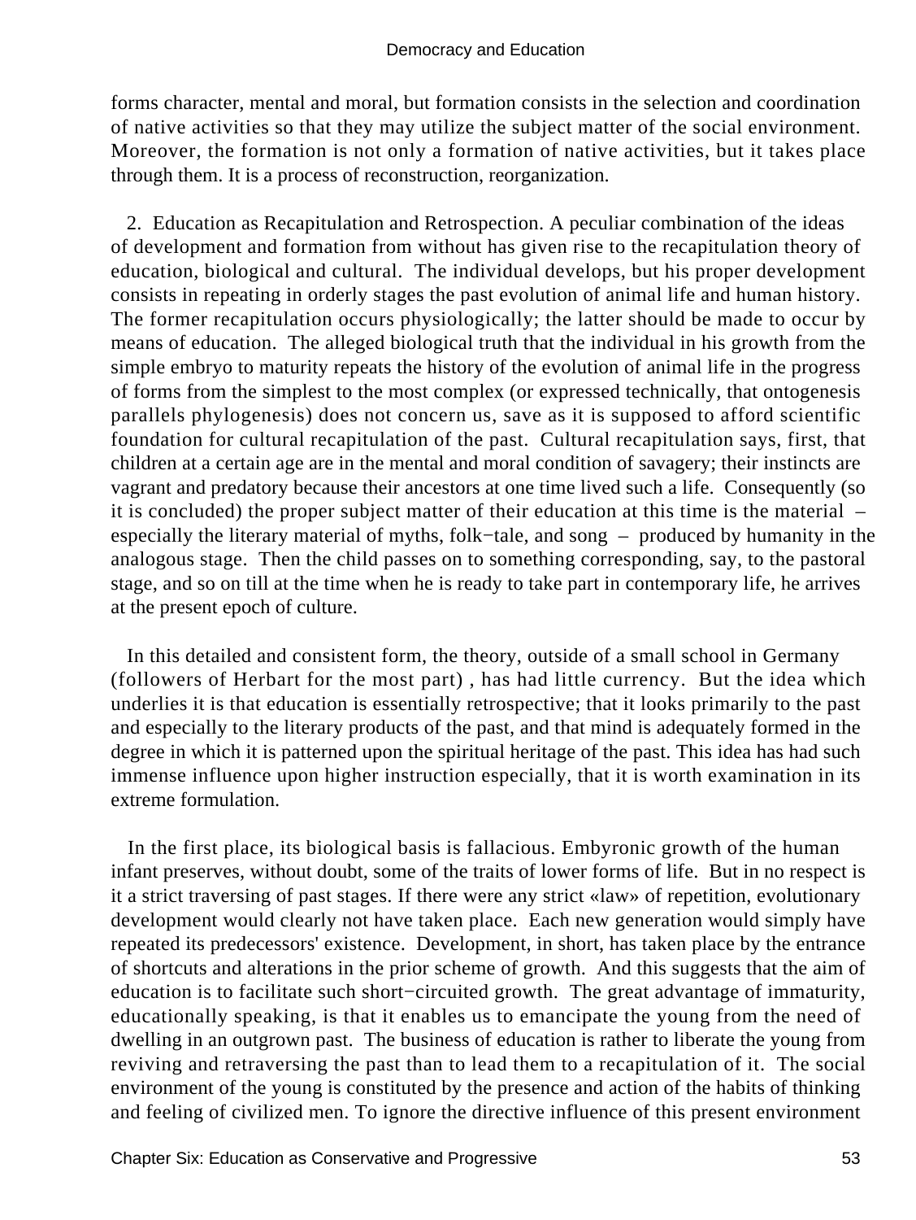forms character, mental and moral, but formation consists in the selection and coordination of native activities so that they may utilize the subject matter of the social environment. Moreover, the formation is not only a formation of native activities, but it takes place through them. It is a process of reconstruction, reorganization.

2. Education as Recapitulation and Retrospection. A peculiar combination of the ideas of development and formation from without has given rise to the recapitulation theory of education, biological and cultural. The individual develops, but his proper development consists in repeating in orderly stages the past evolution of animal life and human history. The former recapitulation occurs physiologically; the latter should be made to occur by means of education. The alleged biological truth that the individual in his growth from the simple embryo to maturity repeats the history of the evolution of animal life in the progress of forms from the simplest to the most complex (or expressed technically, that ontogenesis parallels phylogenesis) does not concern us, save as it is supposed to afford scientific foundation for cultural recapitulation of the past. Cultural recapitulation says, first, that children at a certain age are in the mental and moral condition of savagery; their instincts are vagrant and predatory because their ancestors at one time lived such a life. Consequently (so it is concluded) the proper subject matter of their education at this time is the material – especially the literary material of myths, folk−tale, and song – produced by humanity in the analogous stage. Then the child passes on to something corresponding, say, to the pastoral stage, and so on till at the time when he is ready to take part in contemporary life, he arrives at the present epoch of culture.

In this detailed and consistent form, the theory, outside of a small school in Germany (followers of Herbart for the most part) , has had little currency. But the idea which underlies it is that education is essentially retrospective; that it looks primarily to the past and especially to the literary products of the past, and that mind is adequately formed in the degree in which it is patterned upon the spiritual heritage of the past. This idea has had such immense influence upon higher instruction especially, that it is worth examination in its extreme formulation.

In the first place, its biological basis is fallacious. Embyronic growth of the human infant preserves, without doubt, some of the traits of lower forms of life. But in no respect is it a strict traversing of past stages. If there were any strict «law» of repetition, evolutionary development would clearly not have taken place. Each new generation would simply have repeated its predecessors' existence. Development, in short, has taken place by the entrance of shortcuts and alterations in the prior scheme of growth. And this suggests that the aim of education is to facilitate such short−circuited growth. The great advantage of immaturity, educationally speaking, is that it enables us to emancipate the young from the need of dwelling in an outgrown past. The business of education is rather to liberate the young from reviving and retraversing the past than to lead them to a recapitulation of it. The social environment of the young is constituted by the presence and action of the habits of thinking and feeling of civilized men. To ignore the directive influence of this present environment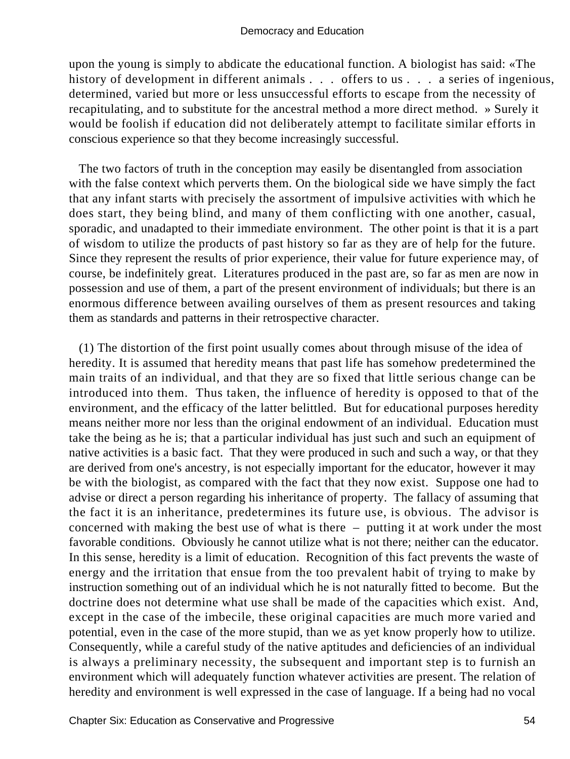upon the young is simply to abdicate the educational function. A biologist has said: «The history of development in different animals . . . offers to us . . . a series of ingenious, determined, varied but more or less unsuccessful efforts to escape from the necessity of recapitulating, and to substitute for the ancestral method a more direct method. » Surely it would be foolish if education did not deliberately attempt to facilitate similar efforts in conscious experience so that they become increasingly successful.

The two factors of truth in the conception may easily be disentangled from association with the false context which perverts them. On the biological side we have simply the fact that any infant starts with precisely the assortment of impulsive activities with which he does start, they being blind, and many of them conflicting with one another, casual, sporadic, and unadapted to their immediate environment. The other point is that it is a part of wisdom to utilize the products of past history so far as they are of help for the future. Since they represent the results of prior experience, their value for future experience may, of course, be indefinitely great. Literatures produced in the past are, so far as men are now in possession and use of them, a part of the present environment of individuals; but there is an enormous difference between availing ourselves of them as present resources and taking them as standards and patterns in their retrospective character.

(1) The distortion of the first point usually comes about through misuse of the idea of heredity. It is assumed that heredity means that past life has somehow predetermined the main traits of an individual, and that they are so fixed that little serious change can be introduced into them. Thus taken, the influence of heredity is opposed to that of the environment, and the efficacy of the latter belittled. But for educational purposes heredity means neither more nor less than the original endowment of an individual. Education must take the being as he is; that a particular individual has just such and such an equipment of native activities is a basic fact. That they were produced in such and such a way, or that they are derived from one's ancestry, is not especially important for the educator, however it may be with the biologist, as compared with the fact that they now exist. Suppose one had to advise or direct a person regarding his inheritance of property. The fallacy of assuming that the fact it is an inheritance, predetermines its future use, is obvious. The advisor is concerned with making the best use of what is there – putting it at work under the most favorable conditions. Obviously he cannot utilize what is not there; neither can the educator. In this sense, heredity is a limit of education. Recognition of this fact prevents the waste of energy and the irritation that ensue from the too prevalent habit of trying to make by instruction something out of an individual which he is not naturally fitted to become. But the doctrine does not determine what use shall be made of the capacities which exist. And, except in the case of the imbecile, these original capacities are much more varied and potential, even in the case of the more stupid, than we as yet know properly how to utilize. Consequently, while a careful study of the native aptitudes and deficiencies of an individual is always a preliminary necessity, the subsequent and important step is to furnish an environment which will adequately function whatever activities are present. The relation of heredity and environment is well expressed in the case of language. If a being had no vocal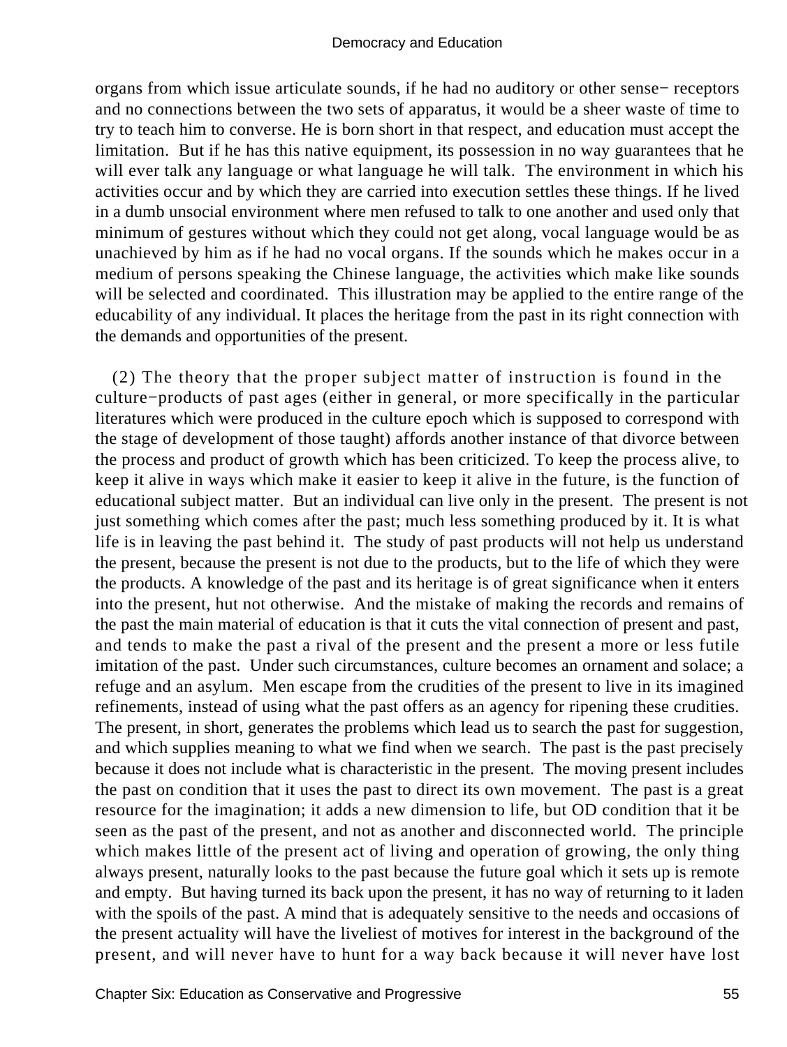organs from which issue articulate sounds, if he had no auditory or other sense− receptors and no connections between the two sets of apparatus, it would be a sheer waste of time to try to teach him to converse. He is born short in that respect, and education must accept the limitation. But if he has this native equipment, its possession in no way guarantees that he will ever talk any language or what language he will talk. The environment in which his activities occur and by which they are carried into execution settles these things. If he lived in a dumb unsocial environment where men refused to talk to one another and used only that minimum of gestures without which they could not get along, vocal language would be as unachieved by him as if he had no vocal organs. If the sounds which he makes occur in a medium of persons speaking the Chinese language, the activities which make like sounds will be selected and coordinated. This illustration may be applied to the entire range of the educability of any individual. It places the heritage from the past in its right connection with the demands and opportunities of the present.

(2) The theory that the proper subject matter of instruction is found in the culture−products of past ages (either in general, or more specifically in the particular literatures which were produced in the culture epoch which is supposed to correspond with the stage of development of those taught) affords another instance of that divorce between the process and product of growth which has been criticized. To keep the process alive, to keep it alive in ways which make it easier to keep it alive in the future, is the function of educational subject matter. But an individual can live only in the present. The present is not just something which comes after the past; much less something produced by it. It is what life is in leaving the past behind it. The study of past products will not help us understand the present, because the present is not due to the products, but to the life of which they were the products. A knowledge of the past and its heritage is of great significance when it enters into the present, hut not otherwise. And the mistake of making the records and remains of the past the main material of education is that it cuts the vital connection of present and past, and tends to make the past a rival of the present and the present a more or less futile imitation of the past. Under such circumstances, culture becomes an ornament and solace; a refuge and an asylum. Men escape from the crudities of the present to live in its imagined refinements, instead of using what the past offers as an agency for ripening these crudities. The present, in short, generates the problems which lead us to search the past for suggestion, and which supplies meaning to what we find when we search. The past is the past precisely because it does not include what is characteristic in the present. The moving present includes the past on condition that it uses the past to direct its own movement. The past is a great resource for the imagination; it adds a new dimension to life, but OD condition that it be seen as the past of the present, and not as another and disconnected world. The principle which makes little of the present act of living and operation of growing, the only thing always present, naturally looks to the past because the future goal which it sets up is remote and empty. But having turned its back upon the present, it has no way of returning to it laden with the spoils of the past. A mind that is adequately sensitive to the needs and occasions of the present actuality will have the liveliest of motives for interest in the background of the present, and will never have to hunt for a way back because it will never have lost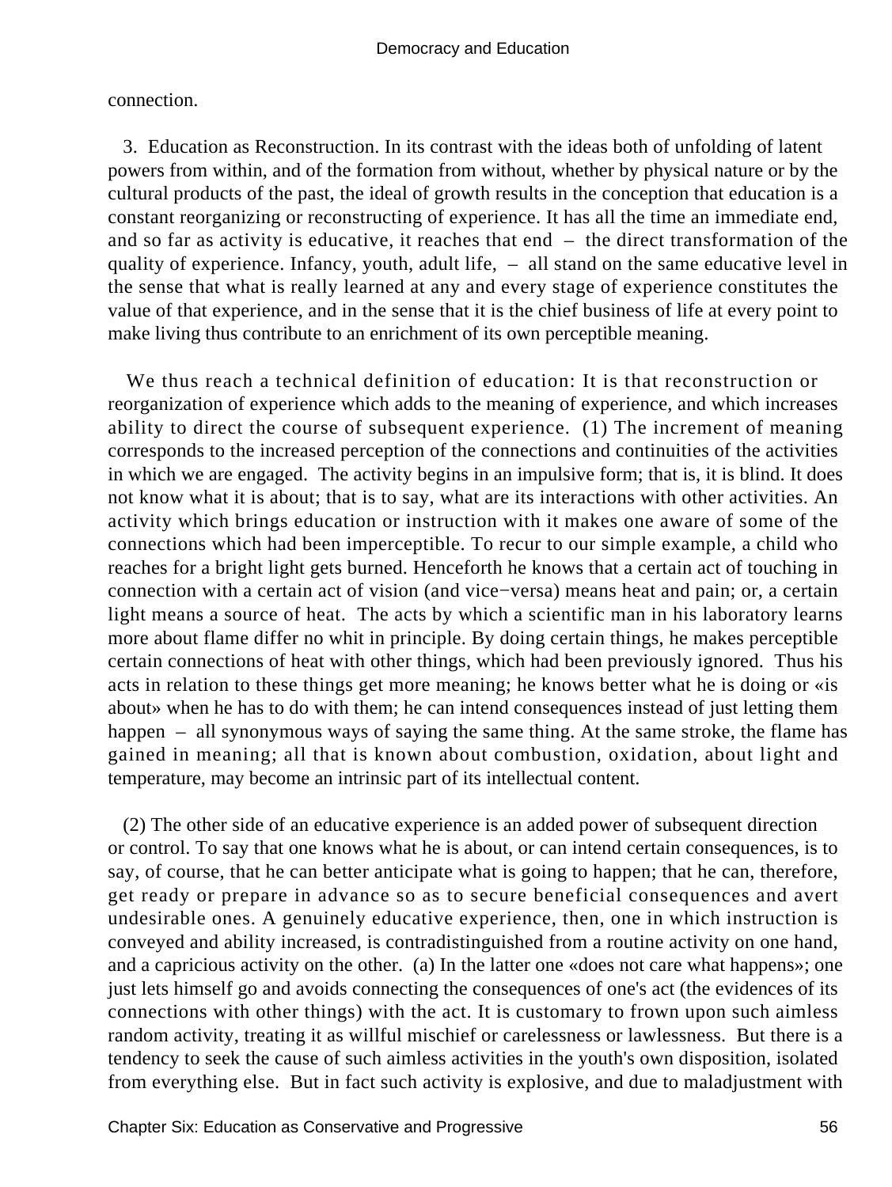connection.

3. Education as Reconstruction. In its contrast with the ideas both of unfolding of latent powers from within, and of the formation from without, whether by physical nature or by the cultural products of the past, the ideal of growth results in the conception that education is a constant reorganizing or reconstructing of experience. It has all the time an immediate end, and so far as activity is educative, it reaches that end – the direct transformation of the quality of experience. Infancy, youth, adult life, – all stand on the same educative level in the sense that what is really learned at any and every stage of experience constitutes the value of that experience, and in the sense that it is the chief business of life at every point to make living thus contribute to an enrichment of its own perceptible meaning.

We thus reach a technical definition of education: It is that reconstruction or reorganization of experience which adds to the meaning of experience, and which increases ability to direct the course of subsequent experience. (1) The increment of meaning corresponds to the increased perception of the connections and continuities of the activities in which we are engaged. The activity begins in an impulsive form; that is, it is blind. It does not know what it is about; that is to say, what are its interactions with other activities. An activity which brings education or instruction with it makes one aware of some of the connections which had been imperceptible. To recur to our simple example, a child who reaches for a bright light gets burned. Henceforth he knows that a certain act of touching in connection with a certain act of vision (and vice−versa) means heat and pain; or, a certain light means a source of heat. The acts by which a scientific man in his laboratory learns more about flame differ no whit in principle. By doing certain things, he makes perceptible certain connections of heat with other things, which had been previously ignored. Thus his acts in relation to these things get more meaning; he knows better what he is doing or «is about» when he has to do with them; he can intend consequences instead of just letting them happen – all synonymous ways of saying the same thing. At the same stroke, the flame has gained in meaning; all that is known about combustion, oxidation, about light and temperature, may become an intrinsic part of its intellectual content.

(2) The other side of an educative experience is an added power of subsequent direction or control. To say that one knows what he is about, or can intend certain consequences, is to say, of course, that he can better anticipate what is going to happen; that he can, therefore, get ready or prepare in advance so as to secure beneficial consequences and avert undesirable ones. A genuinely educative experience, then, one in which instruction is conveyed and ability increased, is contradistinguished from a routine activity on one hand, and a capricious activity on the other. (a) In the latter one «does not care what happens»; one just lets himself go and avoids connecting the consequences of one's act (the evidences of its connections with other things) with the act. It is customary to frown upon such aimless random activity, treating it as willful mischief or carelessness or lawlessness. But there is a tendency to seek the cause of such aimless activities in the youth's own disposition, isolated from everything else. But in fact such activity is explosive, and due to maladjustment with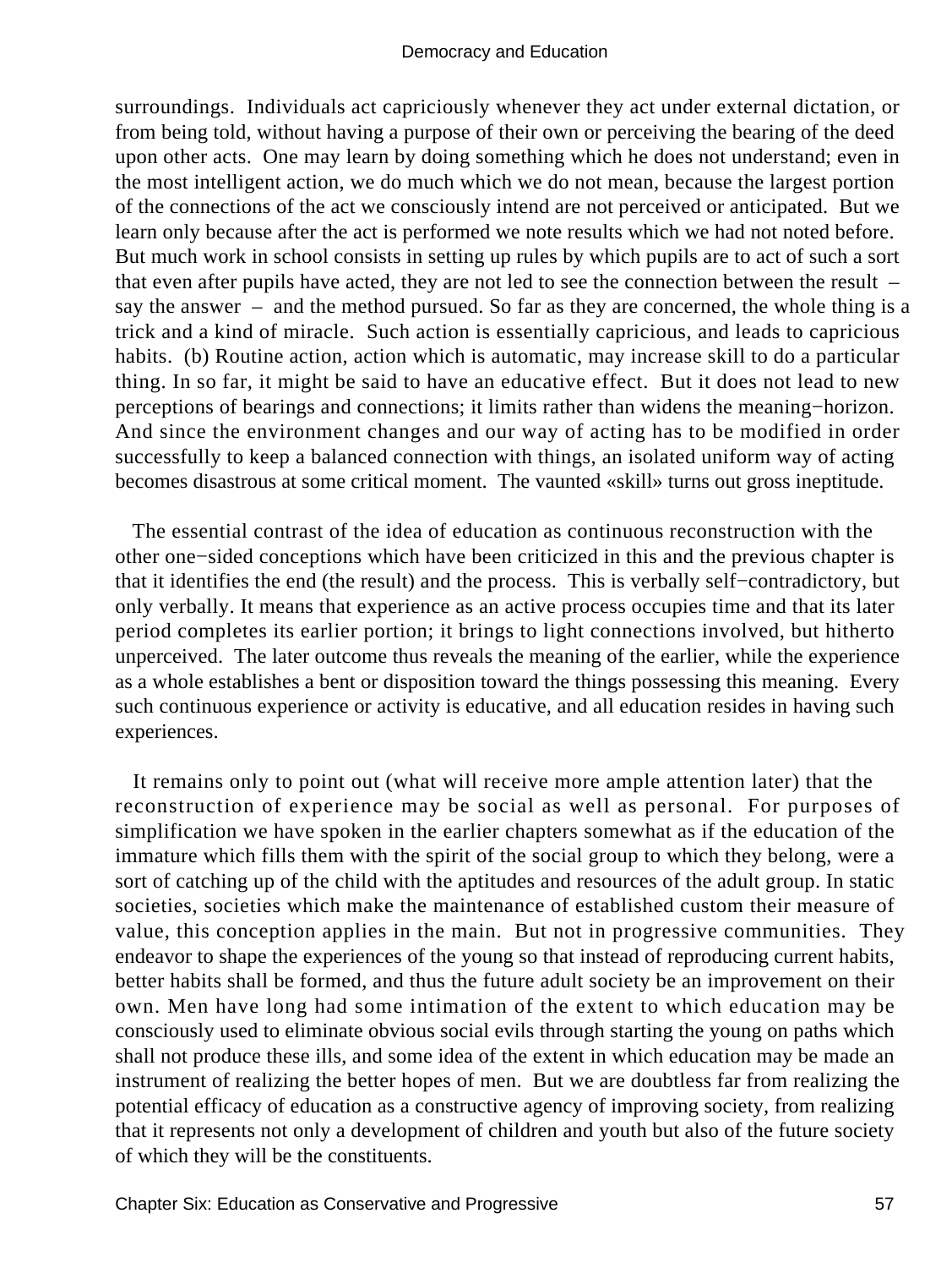surroundings. Individuals act capriciously whenever they act under external dictation, or from being told, without having a purpose of their own or perceiving the bearing of the deed upon other acts. One may learn by doing something which he does not understand; even in the most intelligent action, we do much which we do not mean, because the largest portion of the connections of the act we consciously intend are not perceived or anticipated. But we learn only because after the act is performed we note results which we had not noted before. But much work in school consists in setting up rules by which pupils are to act of such a sort that even after pupils have acted, they are not led to see the connection between the result – say the answer – and the method pursued. So far as they are concerned, the whole thing is a trick and a kind of miracle. Such action is essentially capricious, and leads to capricious habits. (b) Routine action, action which is automatic, may increase skill to do a particular thing. In so far, it might be said to have an educative effect. But it does not lead to new perceptions of bearings and connections; it limits rather than widens the meaning−horizon. And since the environment changes and our way of acting has to be modified in order successfully to keep a balanced connection with things, an isolated uniform way of acting becomes disastrous at some critical moment. The vaunted «skill» turns out gross ineptitude.

The essential contrast of the idea of education as continuous reconstruction with the other one−sided conceptions which have been criticized in this and the previous chapter is that it identifies the end (the result) and the process. This is verbally self−contradictory, but only verbally. It means that experience as an active process occupies time and that its later period completes its earlier portion; it brings to light connections involved, but hitherto unperceived. The later outcome thus reveals the meaning of the earlier, while the experience as a whole establishes a bent or disposition toward the things possessing this meaning. Every such continuous experience or activity is educative, and all education resides in having such experiences.

It remains only to point out (what will receive more ample attention later) that the reconstruction of experience may be social as well as personal. For purposes of simplification we have spoken in the earlier chapters somewhat as if the education of the immature which fills them with the spirit of the social group to which they belong, were a sort of catching up of the child with the aptitudes and resources of the adult group. In static societies, societies which make the maintenance of established custom their measure of value, this conception applies in the main. But not in progressive communities. They endeavor to shape the experiences of the young so that instead of reproducing current habits, better habits shall be formed, and thus the future adult society be an improvement on their own. Men have long had some intimation of the extent to which education may be consciously used to eliminate obvious social evils through starting the young on paths which shall not produce these ills, and some idea of the extent in which education may be made an instrument of realizing the better hopes of men. But we are doubtless far from realizing the potential efficacy of education as a constructive agency of improving society, from realizing that it represents not only a development of children and youth but also of the future society of which they will be the constituents.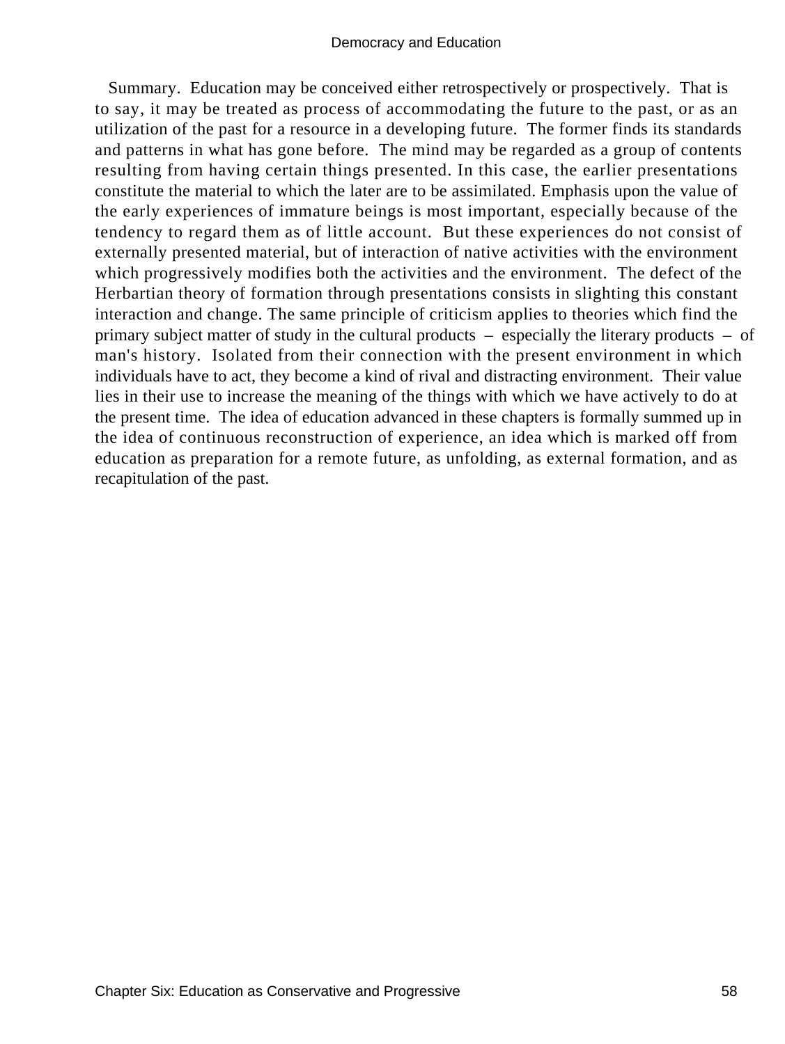Summary. Education may be conceived either retrospectively or prospectively. That is to say, it may be treated as process of accommodating the future to the past, or as an utilization of the past for a resource in a developing future. The former finds its standards and patterns in what has gone before. The mind may be regarded as a group of contents resulting from having certain things presented. In this case, the earlier presentations constitute the material to which the later are to be assimilated. Emphasis upon the value of the early experiences of immature beings is most important, especially because of the tendency to regard them as of little account. But these experiences do not consist of externally presented material, but of interaction of native activities with the environment which progressively modifies both the activities and the environment. The defect of the Herbartian theory of formation through presentations consists in slighting this constant interaction and change. The same principle of criticism applies to theories which find the primary subject matter of study in the cultural products – especially the literary products – of man's history. Isolated from their connection with the present environment in which individuals have to act, they become a kind of rival and distracting environment. Their value lies in their use to increase the meaning of the things with which we have actively to do at the present time. The idea of education advanced in these chapters is formally summed up in the idea of continuous reconstruction of experience, an idea which is marked off from education as preparation for a remote future, as unfolding, as external formation, and as recapitulation of the past.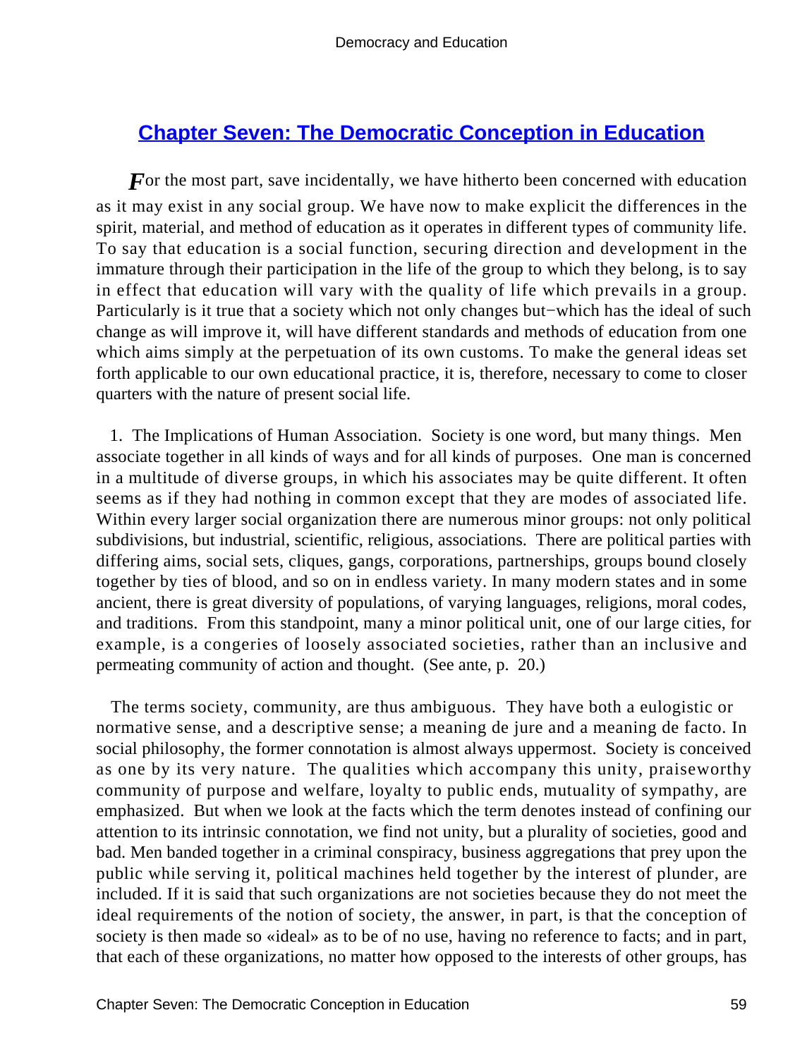## Chapter Seven: The Democratic Conception in Education

*F*or the most part, save incidentally, we have hitherto been concerned with education as it may exist in any social group. We have now to make explicit the differences in the spirit, material, and method of education as it operates in different types of community life. To say that education is a social function, securing direction and development in the immature through their participation in the life of the group to which they belong, is to say in effect that education will vary with the quality of life which prevails in a group. Particularly is it true that a society which not only changes but−which has the ideal of such change as will improve it, will have different standards and methods of education from one which aims simply at the perpetuation of its own customs. To make the general ideas set forth applicable to our own educational practice, it is, therefore, necessary to come to closer quarters with the nature of present social life.

1. The Implications of Human Association. Society is one word, but many things. Men associate together in all kinds of ways and for all kinds of purposes. One man is concerned in a multitude of diverse groups, in which his associates may be quite different. It often seems as if they had nothing in common except that they are modes of associated life. Within every larger social organization there are numerous minor groups: not only political subdivisions, but industrial, scientific, religious, associations. There are political parties with differing aims, social sets, cliques, gangs, corporations, partnerships, groups bound closely together by ties of blood, and so on in endless variety. In many modern states and in some ancient, there is great diversity of populations, of varying languages, religions, moral codes, and traditions. From this standpoint, many a minor political unit, one of our large cities, for example, is a congeries of loosely associated societies, rather than an inclusive and permeating community of action and thought. (See ante, p. 20.)

The terms society, community, are thus ambiguous. They have both a eulogistic or normative sense, and a descriptive sense; a meaning de jure and a meaning de facto. In social philosophy, the former connotation is almost always uppermost. Society is conceived as one by its very nature. The qualities which accompany this unity, praiseworthy community of purpose and welfare, loyalty to public ends, mutuality of sympathy, are emphasized. But when we look at the facts which the term denotes instead of confining our attention to its intrinsic connotation, we find not unity, but a plurality of societies, good and bad. Men banded together in a criminal conspiracy, business aggregations that prey upon the public while serving it, political machines held together by the interest of plunder, are included. If it is said that such organizations are not societies because they do not meet the ideal requirements of the notion of society, the answer, in part, is that the conception of society is then made so «ideal» as to be of no use, having no reference to facts; and in part, that each of these organizations, no matter how opposed to the interests of other groups, has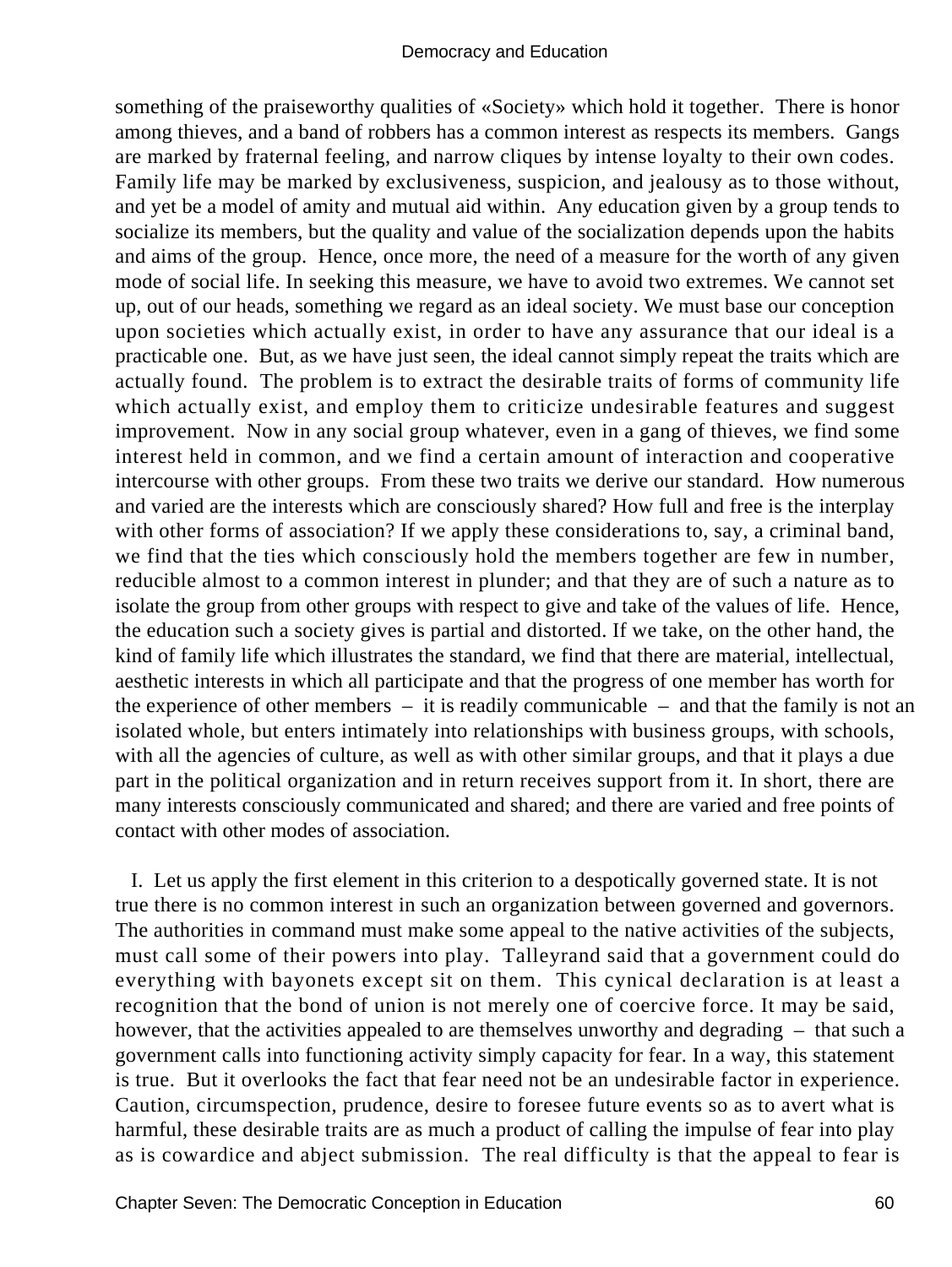something of the praiseworthy qualities of «Society» which hold it together. There is honor among thieves, and a band of robbers has a common interest as respects its members. Gangs are marked by fraternal feeling, and narrow cliques by intense loyalty to their own codes. Family life may be marked by exclusiveness, suspicion, and jealousy as to those without, and yet be a model of amity and mutual aid within. Any education given by a group tends to socialize its members, but the quality and value of the socialization depends upon the habits and aims of the group. Hence, once more, the need of a measure for the worth of any given mode of social life. In seeking this measure, we have to avoid two extremes. We cannot set up, out of our heads, something we regard as an ideal society. We must base our conception upon societies which actually exist, in order to have any assurance that our ideal is a practicable one. But, as we have just seen, the ideal cannot simply repeat the traits which are actually found. The problem is to extract the desirable traits of forms of community life which actually exist, and employ them to criticize undesirable features and suggest improvement. Now in any social group whatever, even in a gang of thieves, we find some interest held in common, and we find a certain amount of interaction and cooperative intercourse with other groups. From these two traits we derive our standard. How numerous and varied are the interests which are consciously shared? How full and free is the interplay with other forms of association? If we apply these considerations to, say, a criminal band, we find that the ties which consciously hold the members together are few in number, reducible almost to a common interest in plunder; and that they are of such a nature as to isolate the group from other groups with respect to give and take of the values of life. Hence, the education such a society gives is partial and distorted. If we take, on the other hand, the kind of family life which illustrates the standard, we find that there are material, intellectual, aesthetic interests in which all participate and that the progress of one member has worth for the experience of other members – it is readily communicable – and that the family is not an isolated whole, but enters intimately into relationships with business groups, with schools, with all the agencies of culture, as well as with other similar groups, and that it plays a due part in the political organization and in return receives support from it. In short, there are many interests consciously communicated and shared; and there are varied and free points of contact with other modes of association.

I. Let us apply the first element in this criterion to a despotically governed state. It is not true there is no common interest in such an organization between governed and governors. The authorities in command must make some appeal to the native activities of the subjects, must call some of their powers into play. Talleyrand said that a government could do everything with bayonets except sit on them. This cynical declaration is at least a recognition that the bond of union is not merely one of coercive force. It may be said, however, that the activities appealed to are themselves unworthy and degrading – that such a government calls into functioning activity simply capacity for fear. In a way, this statement is true. But it overlooks the fact that fear need not be an undesirable factor in experience. Caution, circumspection, prudence, desire to foresee future events so as to avert what is harmful, these desirable traits are as much a product of calling the impulse of fear into play as is cowardice and abject submission. The real difficulty is that the appeal to fear is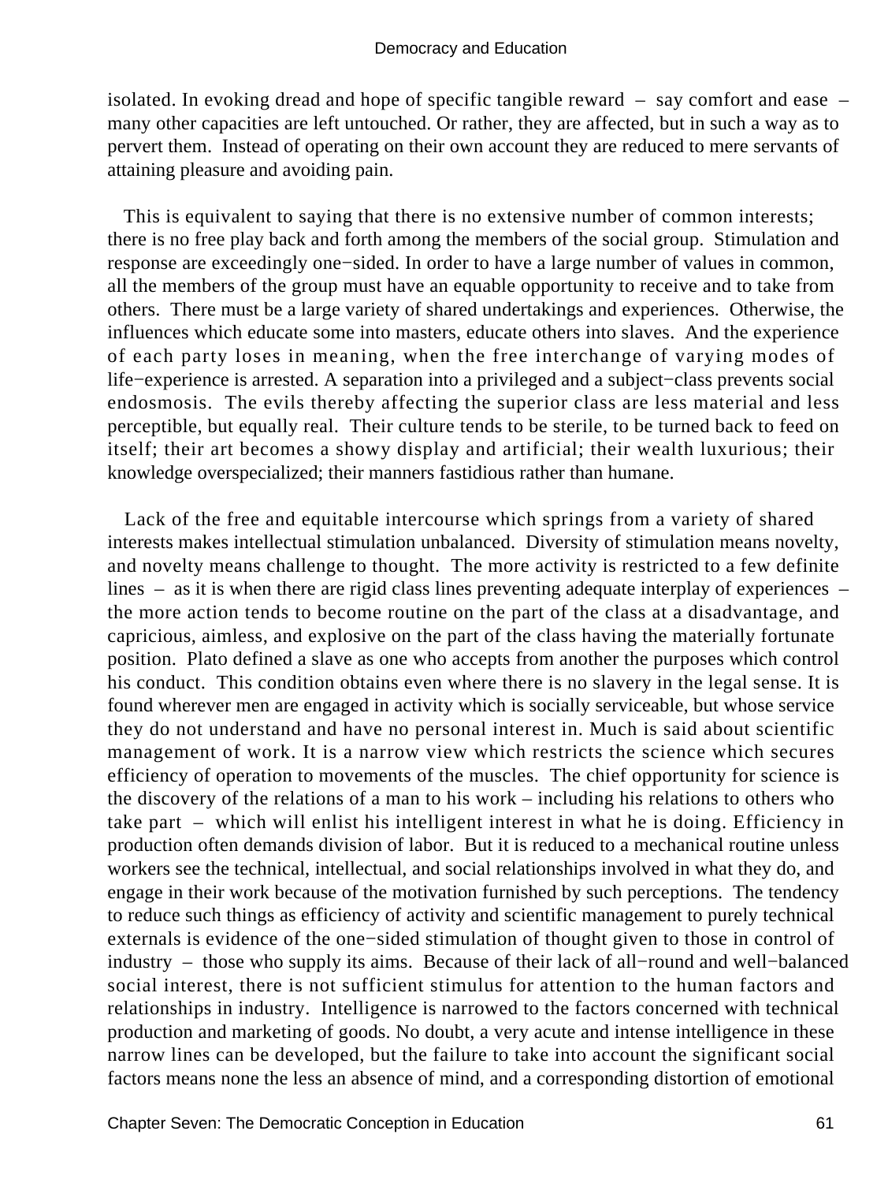isolated. In evoking dread and hope of specific tangible reward – say comfort and ease – many other capacities are left untouched. Or rather, they are affected, but in such a way as to pervert them. Instead of operating on their own account they are reduced to mere servants of attaining pleasure and avoiding pain.

This is equivalent to saying that there is no extensive number of common interests; there is no free play back and forth among the members of the social group. Stimulation and response are exceedingly one−sided. In order to have a large number of values in common, all the members of the group must have an equable opportunity to receive and to take from others. There must be a large variety of shared undertakings and experiences. Otherwise, the influences which educate some into masters, educate others into slaves. And the experience of each party loses in meaning, when the free interchange of varying modes of life−experience is arrested. A separation into a privileged and a subject−class prevents social endosmosis. The evils thereby affecting the superior class are less material and less perceptible, but equally real. Their culture tends to be sterile, to be turned back to feed on itself; their art becomes a showy display and artificial; their wealth luxurious; their knowledge overspecialized; their manners fastidious rather than humane.

Lack of the free and equitable intercourse which springs from a variety of shared interests makes intellectual stimulation unbalanced. Diversity of stimulation means novelty, and novelty means challenge to thought. The more activity is restricted to a few definite lines – as it is when there are rigid class lines preventing adequate interplay of experiences – the more action tends to become routine on the part of the class at a disadvantage, and capricious, aimless, and explosive on the part of the class having the materially fortunate position. Plato defined a slave as one who accepts from another the purposes which control his conduct. This condition obtains even where there is no slavery in the legal sense. It is found wherever men are engaged in activity which is socially serviceable, but whose service they do not understand and have no personal interest in. Much is said about scientific management of work. It is a narrow view which restricts the science which secures efficiency of operation to movements of the muscles. The chief opportunity for science is the discovery of the relations of a man to his work – including his relations to others who take part – which will enlist his intelligent interest in what he is doing. Efficiency in production often demands division of labor. But it is reduced to a mechanical routine unless workers see the technical, intellectual, and social relationships involved in what they do, and engage in their work because of the motivation furnished by such perceptions. The tendency to reduce such things as efficiency of activity and scientific management to purely technical externals is evidence of the one−sided stimulation of thought given to those in control of industry – those who supply its aims. Because of their lack of all−round and well−balanced social interest, there is not sufficient stimulus for attention to the human factors and relationships in industry. Intelligence is narrowed to the factors concerned with technical production and marketing of goods. No doubt, a very acute and intense intelligence in these narrow lines can be developed, but the failure to take into account the significant social factors means none the less an absence of mind, and a corresponding distortion of emotional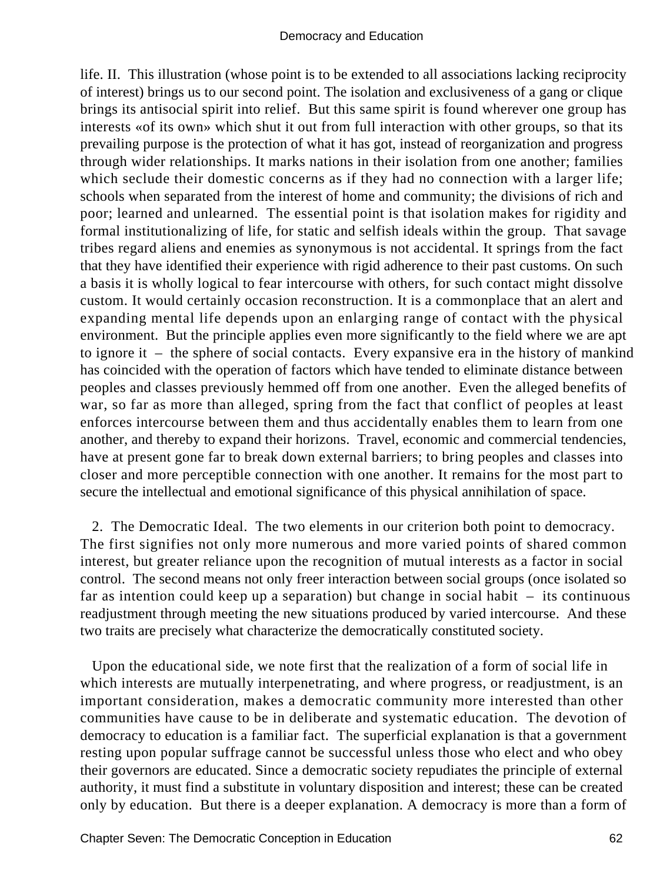life. II. This illustration (whose point is to be extended to all associations lacking reciprocity of interest) brings us to our second point. The isolation and exclusiveness of a gang or clique brings its antisocial spirit into relief. But this same spirit is found wherever one group has interests «of its own» which shut it out from full interaction with other groups, so that its prevailing purpose is the protection of what it has got, instead of reorganization and progress through wider relationships. It marks nations in their isolation from one another; families which seclude their domestic concerns as if they had no connection with a larger life; schools when separated from the interest of home and community; the divisions of rich and poor; learned and unlearned. The essential point is that isolation makes for rigidity and formal institutionalizing of life, for static and selfish ideals within the group. That savage tribes regard aliens and enemies as synonymous is not accidental. It springs from the fact that they have identified their experience with rigid adherence to their past customs. On such a basis it is wholly logical to fear intercourse with others, for such contact might dissolve custom. It would certainly occasion reconstruction. It is a commonplace that an alert and expanding mental life depends upon an enlarging range of contact with the physical environment. But the principle applies even more significantly to the field where we are apt to ignore it – the sphere of social contacts. Every expansive era in the history of mankind has coincided with the operation of factors which have tended to eliminate distance between peoples and classes previously hemmed off from one another. Even the alleged benefits of war, so far as more than alleged, spring from the fact that conflict of peoples at least enforces intercourse between them and thus accidentally enables them to learn from one another, and thereby to expand their horizons. Travel, economic and commercial tendencies, have at present gone far to break down external barriers; to bring peoples and classes into closer and more perceptible connection with one another. It remains for the most part to secure the intellectual and emotional significance of this physical annihilation of space.

2. The Democratic Ideal. The two elements in our criterion both point to democracy. The first signifies not only more numerous and more varied points of shared common interest, but greater reliance upon the recognition of mutual interests as a factor in social control. The second means not only freer interaction between social groups (once isolated so far as intention could keep up a separation) but change in social habit – its continuous readjustment through meeting the new situations produced by varied intercourse. And these two traits are precisely what characterize the democratically constituted society.

Upon the educational side, we note first that the realization of a form of social life in which interests are mutually interpenetrating, and where progress, or readjustment, is an important consideration, makes a democratic community more interested than other communities have cause to be in deliberate and systematic education. The devotion of democracy to education is a familiar fact. The superficial explanation is that a government resting upon popular suffrage cannot be successful unless those who elect and who obey their governors are educated. Since a democratic society repudiates the principle of external authority, it must find a substitute in voluntary disposition and interest; these can be created only by education. But there is a deeper explanation. A democracy is more than a form of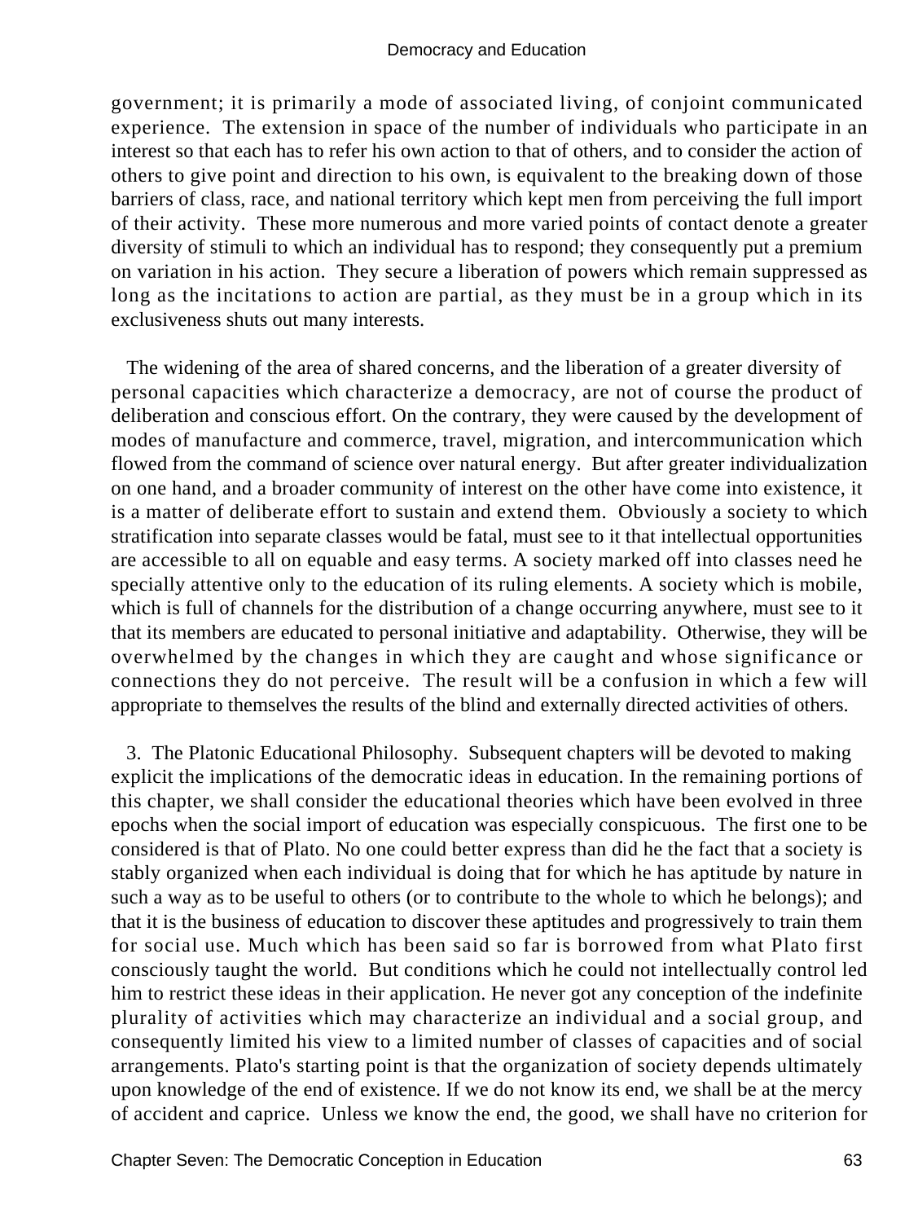government; it is primarily a mode of associated living, of conjoint communicated experience. The extension in space of the number of individuals who participate in an interest so that each has to refer his own action to that of others, and to consider the action of others to give point and direction to his own, is equivalent to the breaking down of those barriers of class, race, and national territory which kept men from perceiving the full import of their activity. These more numerous and more varied points of contact denote a greater diversity of stimuli to which an individual has to respond; they consequently put a premium on variation in his action. They secure a liberation of powers which remain suppressed as long as the incitations to action are partial, as they must be in a group which in its exclusiveness shuts out many interests.

The widening of the area of shared concerns, and the liberation of a greater diversity of personal capacities which characterize a democracy, are not of course the product of deliberation and conscious effort. On the contrary, they were caused by the development of modes of manufacture and commerce, travel, migration, and intercommunication which flowed from the command of science over natural energy. But after greater individualization on one hand, and a broader community of interest on the other have come into existence, it is a matter of deliberate effort to sustain and extend them. Obviously a society to which stratification into separate classes would be fatal, must see to it that intellectual opportunities are accessible to all on equable and easy terms. A society marked off into classes need he specially attentive only to the education of its ruling elements. A society which is mobile, which is full of channels for the distribution of a change occurring anywhere, must see to it that its members are educated to personal initiative and adaptability. Otherwise, they will be overwhelmed by the changes in which they are caught and whose significance or connections they do not perceive. The result will be a confusion in which a few will appropriate to themselves the results of the blind and externally directed activities of others.

3. The Platonic Educational Philosophy. Subsequent chapters will be devoted to making explicit the implications of the democratic ideas in education. In the remaining portions of this chapter, we shall consider the educational theories which have been evolved in three epochs when the social import of education was especially conspicuous. The first one to be considered is that of Plato. No one could better express than did he the fact that a society is stably organized when each individual is doing that for which he has aptitude by nature in such a way as to be useful to others (or to contribute to the whole to which he belongs); and that it is the business of education to discover these aptitudes and progressively to train them for social use. Much which has been said so far is borrowed from what Plato first consciously taught the world. But conditions which he could not intellectually control led him to restrict these ideas in their application. He never got any conception of the indefinite plurality of activities which may characterize an individual and a social group, and consequently limited his view to a limited number of classes of capacities and of social arrangements. Plato's starting point is that the organization of society depends ultimately upon knowledge of the end of existence. If we do not know its end, we shall be at the mercy of accident and caprice. Unless we know the end, the good, we shall have no criterion for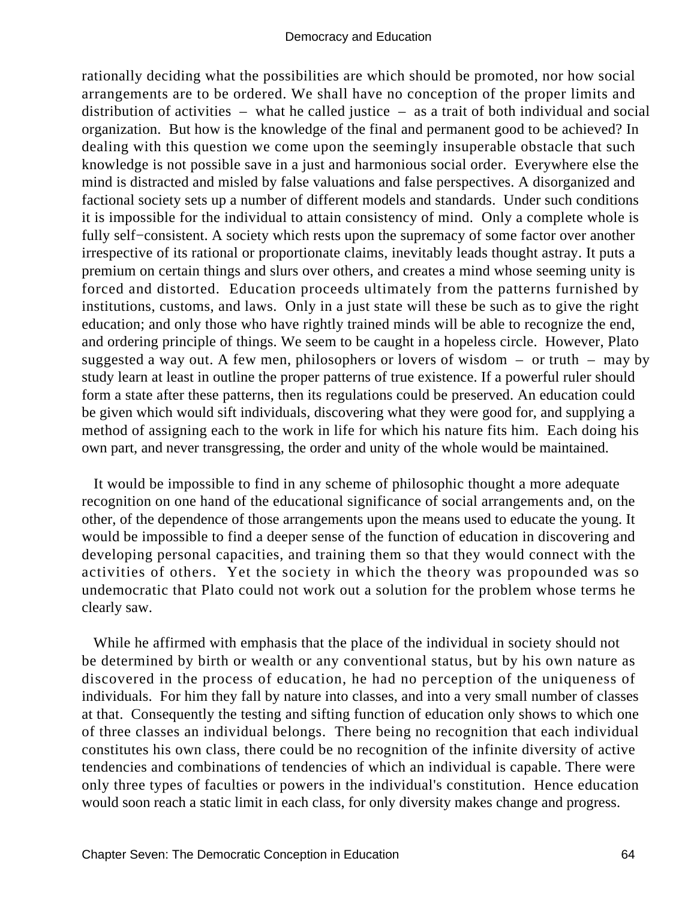rationally deciding what the possibilities are which should be promoted, nor how social arrangements are to be ordered. We shall have no conception of the proper limits and distribution of activities – what he called justice – as a trait of both individual and social organization. But how is the knowledge of the final and permanent good to be achieved? In dealing with this question we come upon the seemingly insuperable obstacle that such knowledge is not possible save in a just and harmonious social order. Everywhere else the mind is distracted and misled by false valuations and false perspectives. A disorganized and factional society sets up a number of different models and standards. Under such conditions it is impossible for the individual to attain consistency of mind. Only a complete whole is fully self−consistent. A society which rests upon the supremacy of some factor over another irrespective of its rational or proportionate claims, inevitably leads thought astray. It puts a premium on certain things and slurs over others, and creates a mind whose seeming unity is forced and distorted. Education proceeds ultimately from the patterns furnished by institutions, customs, and laws. Only in a just state will these be such as to give the right education; and only those who have rightly trained minds will be able to recognize the end, and ordering principle of things. We seem to be caught in a hopeless circle. However, Plato suggested a way out. A few men, philosophers or lovers of wisdom – or truth – may by study learn at least in outline the proper patterns of true existence. If a powerful ruler should form a state after these patterns, then its regulations could be preserved. An education could be given which would sift individuals, discovering what they were good for, and supplying a method of assigning each to the work in life for which his nature fits him. Each doing his own part, and never transgressing, the order and unity of the whole would be maintained.

It would be impossible to find in any scheme of philosophic thought a more adequate recognition on one hand of the educational significance of social arrangements and, on the other, of the dependence of those arrangements upon the means used to educate the young. It would be impossible to find a deeper sense of the function of education in discovering and developing personal capacities, and training them so that they would connect with the activities of others. Yet the society in which the theory was propounded was so undemocratic that Plato could not work out a solution for the problem whose terms he clearly saw.

While he affirmed with emphasis that the place of the individual in society should not be determined by birth or wealth or any conventional status, but by his own nature as discovered in the process of education, he had no perception of the uniqueness of individuals. For him they fall by nature into classes, and into a very small number of classes at that. Consequently the testing and sifting function of education only shows to which one of three classes an individual belongs. There being no recognition that each individual constitutes his own class, there could be no recognition of the infinite diversity of active tendencies and combinations of tendencies of which an individual is capable. There were only three types of faculties or powers in the individual's constitution. Hence education would soon reach a static limit in each class, for only diversity makes change and progress.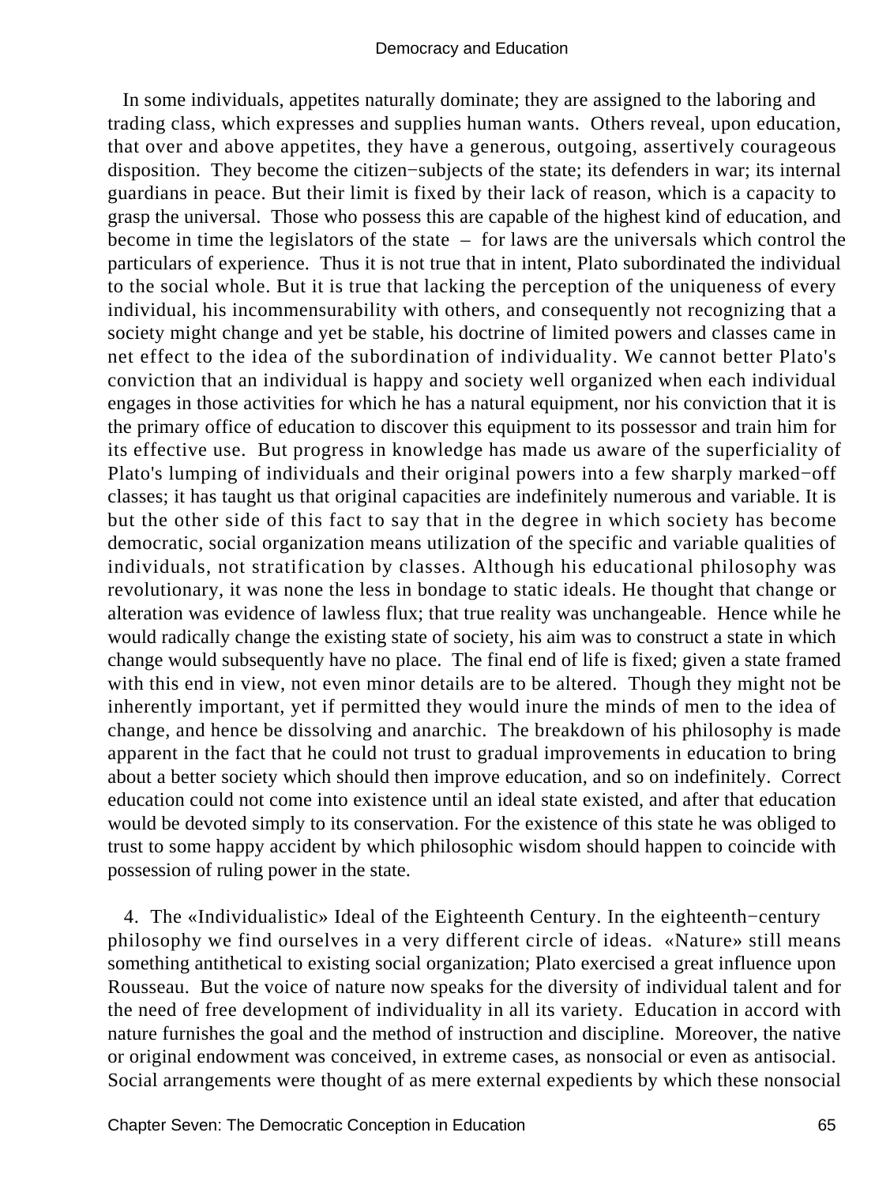In some individuals, appetites naturally dominate; they are assigned to the laboring and trading class, which expresses and supplies human wants. Others reveal, upon education, that over and above appetites, they have a generous, outgoing, assertively courageous disposition. They become the citizen−subjects of the state; its defenders in war; its internal guardians in peace. But their limit is fixed by their lack of reason, which is a capacity to grasp the universal. Those who possess this are capable of the highest kind of education, and become in time the legislators of the state – for laws are the universals which control the particulars of experience. Thus it is not true that in intent, Plato subordinated the individual to the social whole. But it is true that lacking the perception of the uniqueness of every individual, his incommensurability with others, and consequently not recognizing that a society might change and yet be stable, his doctrine of limited powers and classes came in net effect to the idea of the subordination of individuality. We cannot better Plato's conviction that an individual is happy and society well organized when each individual engages in those activities for which he has a natural equipment, nor his conviction that it is the primary office of education to discover this equipment to its possessor and train him for its effective use. But progress in knowledge has made us aware of the superficiality of Plato's lumping of individuals and their original powers into a few sharply marked−off classes; it has taught us that original capacities are indefinitely numerous and variable. It is but the other side of this fact to say that in the degree in which society has become democratic, social organization means utilization of the specific and variable qualities of individuals, not stratification by classes. Although his educational philosophy was revolutionary, it was none the less in bondage to static ideals. He thought that change or alteration was evidence of lawless flux; that true reality was unchangeable. Hence while he would radically change the existing state of society, his aim was to construct a state in which change would subsequently have no place. The final end of life is fixed; given a state framed with this end in view, not even minor details are to be altered. Though they might not be inherently important, yet if permitted they would inure the minds of men to the idea of change, and hence be dissolving and anarchic. The breakdown of his philosophy is made apparent in the fact that he could not trust to gradual improvements in education to bring about a better society which should then improve education, and so on indefinitely. Correct education could not come into existence until an ideal state existed, and after that education would be devoted simply to its conservation. For the existence of this state he was obliged to trust to some happy accident by which philosophic wisdom should happen to coincide with possession of ruling power in the state.

4. The «Individualistic» Ideal of the Eighteenth Century. In the eighteenth−century philosophy we find ourselves in a very different circle of ideas. «Nature» still means something antithetical to existing social organization; Plato exercised a great influence upon Rousseau. But the voice of nature now speaks for the diversity of individual talent and for the need of free development of individuality in all its variety. Education in accord with nature furnishes the goal and the method of instruction and discipline. Moreover, the native or original endowment was conceived, in extreme cases, as nonsocial or even as antisocial. Social arrangements were thought of as mere external expedients by which these nonsocial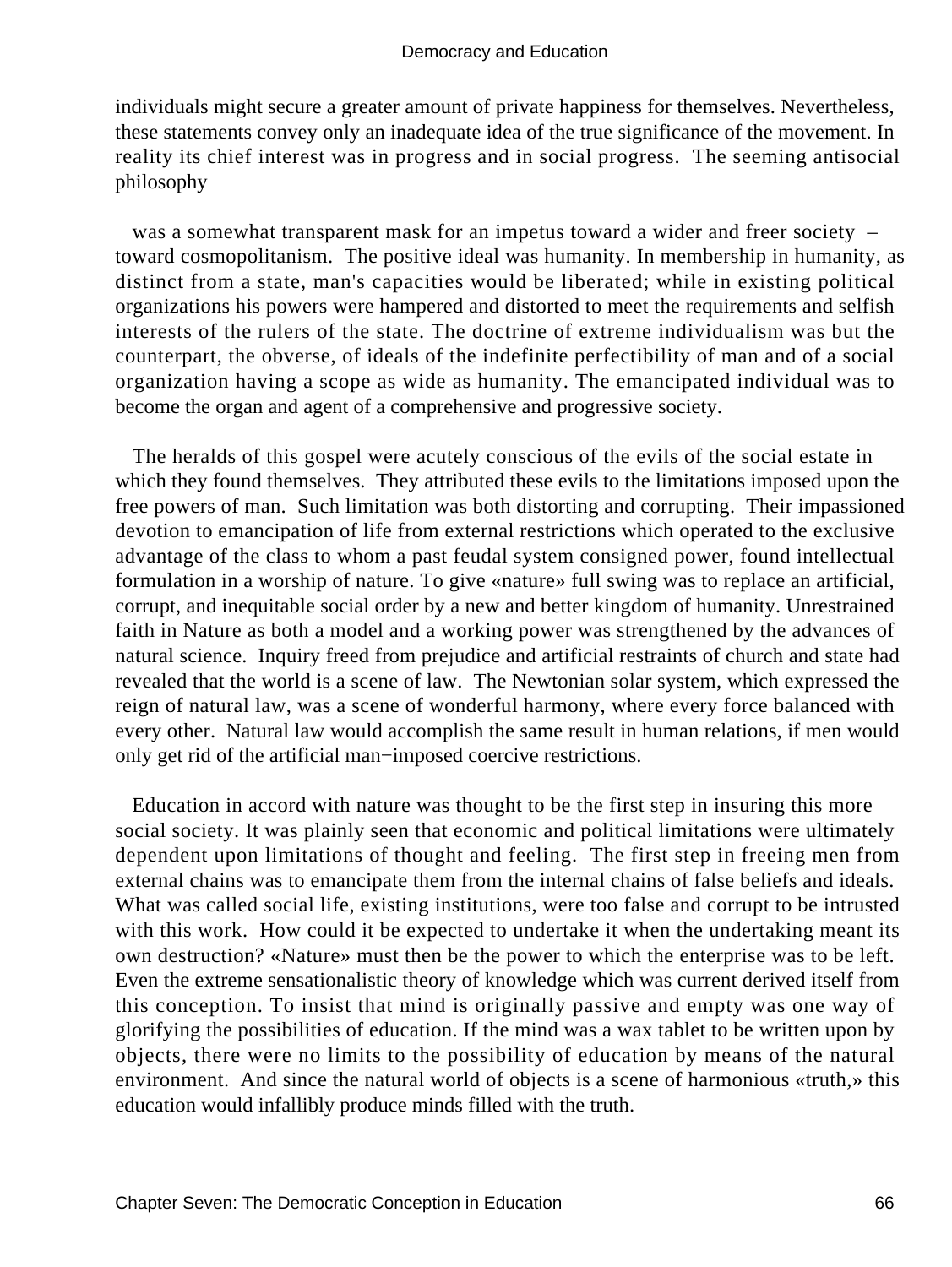individuals might secure a greater amount of private happiness for themselves. Nevertheless, these statements convey only an inadequate idea of the true significance of the movement. In reality its chief interest was in progress and in social progress. The seeming antisocial philosophy was a somewhat transparent mask for an impetus toward a wider and freer society – toward cosmopolitanism. The positive ideal was humanity. In membership in humanity, as distinct from a state, man's capacities would be liberated; while in existing political organizations his powers were hampered and distorted to meet the requirements and selfish interests of the rulers of the state. The doctrine of extreme individualism was but the counterpart, the obverse, of ideals of the indefinite perfectibility of man and of a social organization having a scope as wide as humanity. The emancipated individual was to become the organ and agent of a comprehensive and progressive society.

The heralds of this gospel were acutely conscious of the evils of the social estate in which they found themselves. They attributed these evils to the limitations imposed upon the free powers of man. Such limitation was both distorting and corrupting. Their impassioned devotion to emancipation of life from external restrictions which operated to the exclusive advantage of the class to whom a past feudal system consigned power, found intellectual formulation in a worship of nature. To give «nature» full swing was to replace an artificial, corrupt, and inequitable social order by a new and better kingdom of humanity. Unrestrained faith in Nature as both a model and a working power was strengthened by the advances of natural science. Inquiry freed from prejudice and artificial restraints of church and state had revealed that the world is a scene of law. The Newtonian solar system, which expressed the reign of natural law, was a scene of wonderful harmony, where every force balanced with every other. Natural law would accomplish the same result in human relations, if men would only get rid of the artificial man−imposed coercive restrictions.

Education in accord with nature was thought to be the first step in insuring this more social society. It was plainly seen that economic and political limitations were ultimately dependent upon limitations of thought and feeling. The first step in freeing men from external chains was to emancipate them from the internal chains of false beliefs and ideals. What was called social life, existing institutions, were too false and corrupt to be intrusted with this work. How could it be expected to undertake it when the undertaking meant its own destruction? «Nature» must then be the power to which the enterprise was to be left. Even the extreme sensationalistic theory of knowledge which was current derived itself from this conception. To insist that mind is originally passive and empty was one way of glorifying the possibilities of education. If the mind was a wax tablet to be written upon by objects, there were no limits to the possibility of education by means of the natural environment. And since the natural world of objects is a scene of harmonious «truth,» this education would infallibly produce minds filled with the truth.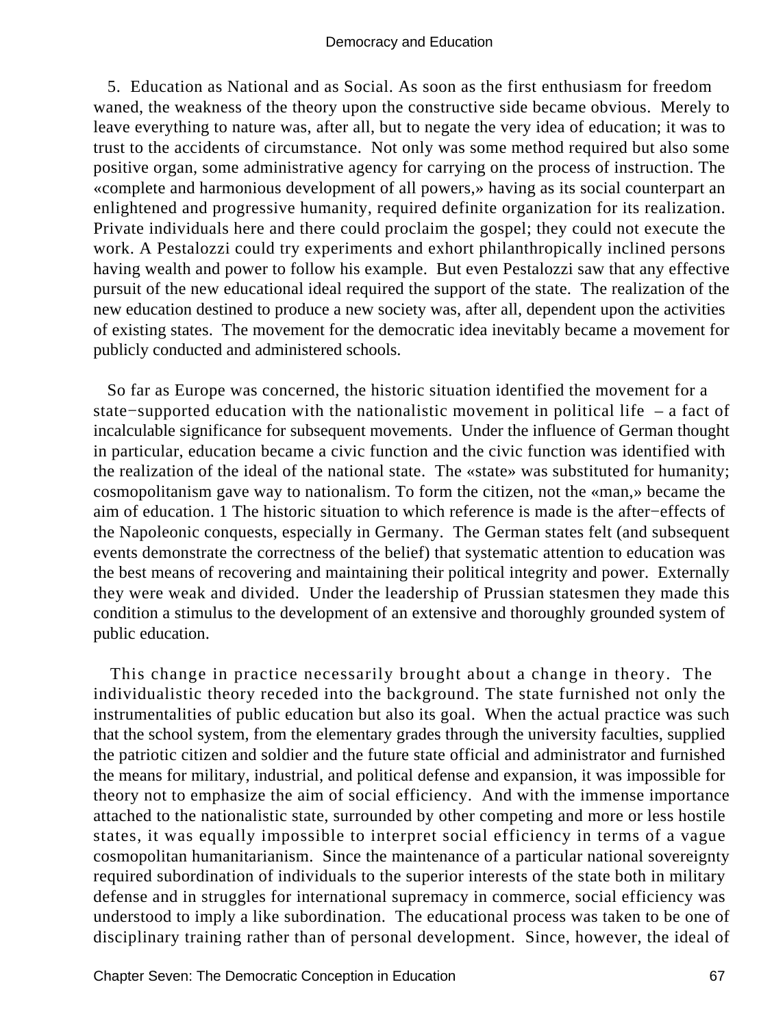5. Education as National and as Social. As soon as the first enthusiasm for freedom waned, the weakness of the theory upon the constructive side became obvious. Merely to leave everything to nature was, after all, but to negate the very idea of education; it was to trust to the accidents of circumstance. Not only was some method required but also some positive organ, some administrative agency for carrying on the process of instruction. The «complete and harmonious development of all powers,» having as its social counterpart an enlightened and progressive humanity, required definite organization for its realization. Private individuals here and there could proclaim the gospel; they could not execute the work. A Pestalozzi could try experiments and exhort philanthropically inclined persons having wealth and power to follow his example. But even Pestalozzi saw that any effective pursuit of the new educational ideal required the support of the state. The realization of the new education destined to produce a new society was, after all, dependent upon the activities of existing states. The movement for the democratic idea inevitably became a movement for publicly conducted and administered schools.

So far as Europe was concerned, the historic situation identified the movement for a state−supported education with the nationalistic movement in political life – a fact of incalculable significance for subsequent movements. Under the influence of German thought in particular, education became a civic function and the civic function was identified with the realization of the ideal of the national state. The «state» was substituted for humanity; cosmopolitanism gave way to nationalism. To form the citizen, not the «man,» became the aim of education. 1 The historic situation to which reference is made is the after−effects of the Napoleonic conquests, especially in Germany. The German states felt (and subsequent events demonstrate the correctness of the belief) that systematic attention to education was the best means of recovering and maintaining their political integrity and power. Externally they were weak and divided. Under the leadership of Prussian statesmen they made this condition a stimulus to the development of an extensive and thoroughly grounded system of public education.

This change in practice necessarily brought about a change in theory. The individualistic theory receded into the background. The state furnished not only the instrumentalities of public education but also its goal. When the actual practice was such that the school system, from the elementary grades through the university faculties, supplied the patriotic citizen and soldier and the future state official and administrator and furnished the means for military, industrial, and political defense and expansion, it was impossible for theory not to emphasize the aim of social efficiency. And with the immense importance attached to the nationalistic state, surrounded by other competing and more or less hostile states, it was equally impossible to interpret social efficiency in terms of a vague cosmopolitan humanitarianism. Since the maintenance of a particular national sovereignty required subordination of individuals to the superior interests of the state both in military defense and in struggles for international supremacy in commerce, social efficiency was understood to imply a like subordination. The educational process was taken to be one of disciplinary training rather than of personal development. Since, however, the ideal of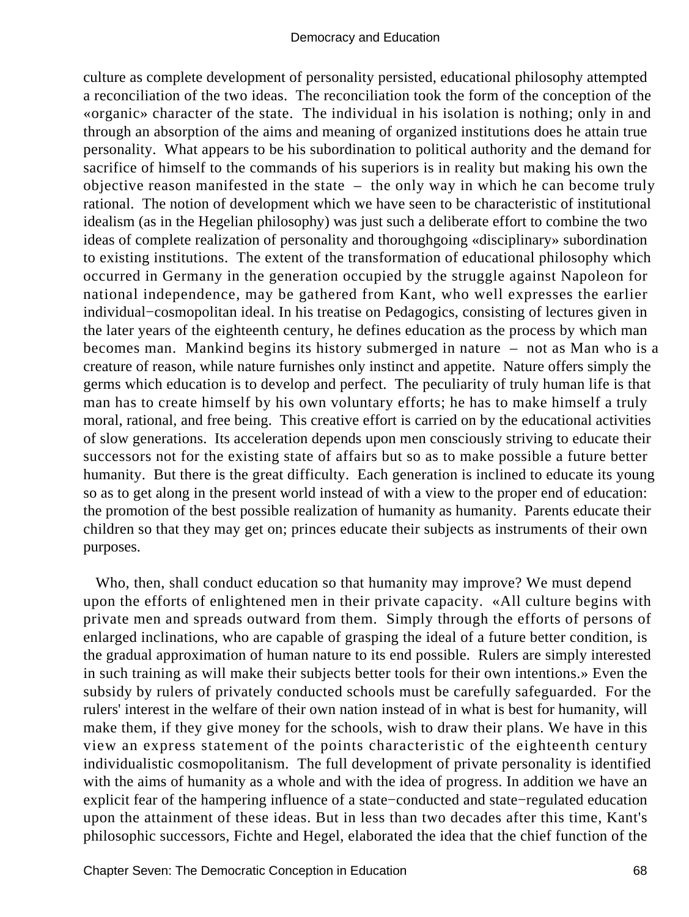culture as complete development of personality persisted, educational philosophy attempted a reconciliation of the two ideas. The reconciliation took the form of the conception of the «organic» character of the state. The individual in his isolation is nothing; only in and through an absorption of the aims and meaning of organized institutions does he attain true personality. What appears to be his subordination to political authority and the demand for sacrifice of himself to the commands of his superiors is in reality but making his own the objective reason manifested in the state – the only way in which he can become truly rational. The notion of development which we have seen to be characteristic of institutional idealism (as in the Hegelian philosophy) was just such a deliberate effort to combine the two ideas of complete realization of personality and thoroughgoing «disciplinary» subordination to existing institutions. The extent of the transformation of educational philosophy which occurred in Germany in the generation occupied by the struggle against Napoleon for national independence, may be gathered from Kant, who well expresses the earlier individual−cosmopolitan ideal. In his treatise on Pedagogics, consisting of lectures given in the later years of the eighteenth century, he defines education as the process by which man becomes man. Mankind begins its history submerged in nature – not as Man who is a creature of reason, while nature furnishes only instinct and appetite. Nature offers simply the germs which education is to develop and perfect. The peculiarity of truly human life is that man has to create himself by his own voluntary efforts; he has to make himself a truly moral, rational, and free being. This creative effort is carried on by the educational activities of slow generations. Its acceleration depends upon men consciously striving to educate their successors not for the existing state of affairs but so as to make possible a future better humanity. But there is the great difficulty. Each generation is inclined to educate its young so as to get along in the present world instead of with a view to the proper end of education: the promotion of the best possible realization of humanity as humanity. Parents educate their children so that they may get on; princes educate their subjects as instruments of their own purposes.

Who, then, shall conduct education so that humanity may improve? We must depend upon the efforts of enlightened men in their private capacity. «All culture begins with private men and spreads outward from them. Simply through the efforts of persons of enlarged inclinations, who are capable of grasping the ideal of a future better condition, is the gradual approximation of human nature to its end possible. Rulers are simply interested in such training as will make their subjects better tools for their own intentions.» Even the subsidy by rulers of privately conducted schools must be carefully safeguarded. For the rulers' interest in the welfare of their own nation instead of in what is best for humanity, will make them, if they give money for the schools, wish to draw their plans. We have in this view an express statement of the points characteristic of the eighteenth century individualistic cosmopolitanism. The full development of private personality is identified with the aims of humanity as a whole and with the idea of progress. In addition we have an explicit fear of the hampering influence of a state−conducted and state−regulated education upon the attainment of these ideas. But in less than two decades after this time, Kant's philosophic successors, Fichte and Hegel, elaborated the idea that the chief function of the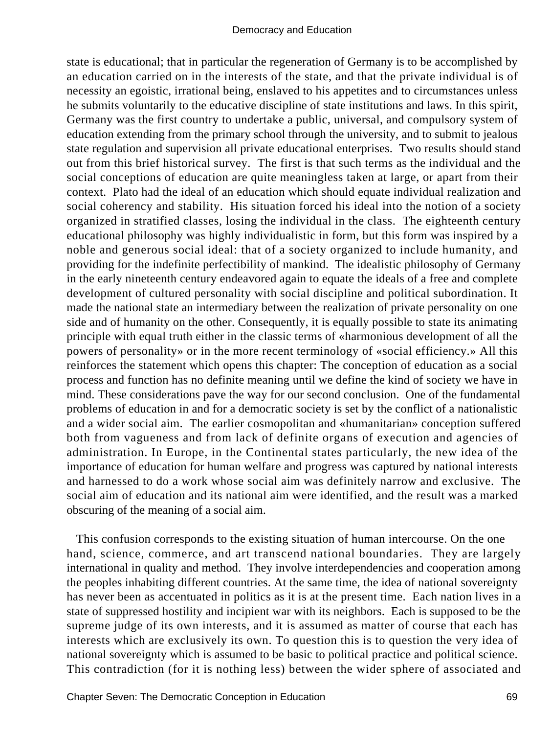state is educational; that in particular the regeneration of Germany is to be accomplished by an education carried on in the interests of the state, and that the private individual is of necessity an egoistic, irrational being, enslaved to his appetites and to circumstances unless he submits voluntarily to the educative discipline of state institutions and laws. In this spirit, Germany was the first country to undertake a public, universal, and compulsory system of education extending from the primary school through the university, and to submit to jealous state regulation and supervision all private educational enterprises. Two results should stand out from this brief historical survey. The first is that such terms as the individual and the social conceptions of education are quite meaningless taken at large, or apart from their context. Plato had the ideal of an education which should equate individual realization and social coherency and stability. His situation forced his ideal into the notion of a society organized in stratified classes, losing the individual in the class. The eighteenth century educational philosophy was highly individualistic in form, but this form was inspired by a noble and generous social ideal: that of a society organized to include humanity, and providing for the indefinite perfectibility of mankind. The idealistic philosophy of Germany in the early nineteenth century endeavored again to equate the ideals of a free and complete development of cultured personality with social discipline and political subordination. It made the national state an intermediary between the realization of private personality on one side and of humanity on the other. Consequently, it is equally possible to state its animating principle with equal truth either in the classic terms of «harmonious development of all the powers of personality» or in the more recent terminology of «social efficiency.» All this reinforces the statement which opens this chapter: The conception of education as a social process and function has no definite meaning until we define the kind of society we have in mind. These considerations pave the way for our second conclusion. One of the fundamental problems of education in and for a democratic society is set by the conflict of a nationalistic and a wider social aim. The earlier cosmopolitan and «humanitarian» conception suffered both from vagueness and from lack of definite organs of execution and agencies of administration. In Europe, in the Continental states particularly, the new idea of the importance of education for human welfare and progress was captured by national interests and harnessed to do a work whose social aim was definitely narrow and exclusive. The social aim of education and its national aim were identified, and the result was a marked obscuring of the meaning of a social aim.

This confusion corresponds to the existing situation of human intercourse. On the one hand, science, commerce, and art transcend national boundaries. They are largely international in quality and method. They involve interdependencies and cooperation among the peoples inhabiting different countries. At the same time, the idea of national sovereignty has never been as accentuated in politics as it is at the present time. Each nation lives in a state of suppressed hostility and incipient war with its neighbors. Each is supposed to be the supreme judge of its own interests, and it is assumed as matter of course that each has interests which are exclusively its own. To question this is to question the very idea of national sovereignty which is assumed to be basic to political practice and political science. This contradiction (for it is nothing less) between the wider sphere of associated and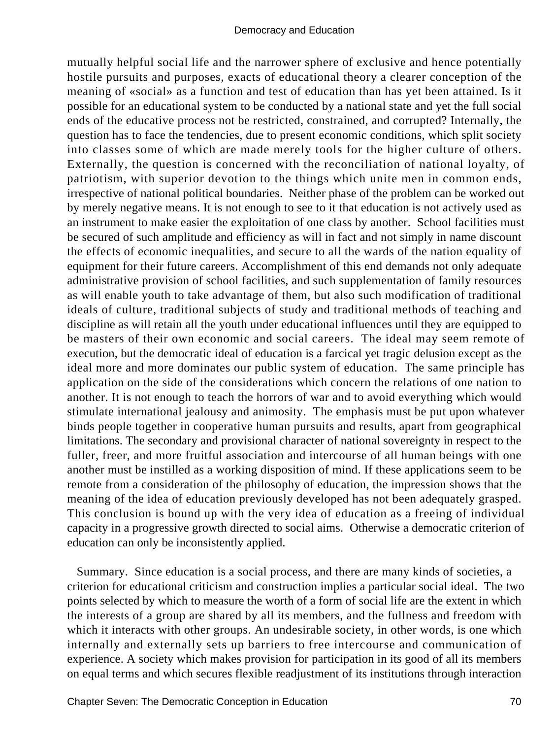mutually helpful social life and the narrower sphere of exclusive and hence potentially hostile pursuits and purposes, exacts of educational theory a clearer conception of the meaning of «social» as a function and test of education than has yet been attained. Is it possible for an educational system to be conducted by a national state and yet the full social ends of the educative process not be restricted, constrained, and corrupted? Internally, the question has to face the tendencies, due to present economic conditions, which split society into classes some of which are made merely tools for the higher culture of others. Externally, the question is concerned with the reconciliation of national loyalty, of patriotism, with superior devotion to the things which unite men in common ends, irrespective of national political boundaries. Neither phase of the problem can be worked out by merely negative means. It is not enough to see to it that education is not actively used as an instrument to make easier the exploitation of one class by another. School facilities must be secured of such amplitude and efficiency as will in fact and not simply in name discount the effects of economic inequalities, and secure to all the wards of the nation equality of equipment for their future careers. Accomplishment of this end demands not only adequate administrative provision of school facilities, and such supplementation of family resources as will enable youth to take advantage of them, but also such modification of traditional ideals of culture, traditional subjects of study and traditional methods of teaching and discipline as will retain all the youth under educational influences until they are equipped to be masters of their own economic and social careers. The ideal may seem remote of execution, but the democratic ideal of education is a farcical yet tragic delusion except as the ideal more and more dominates our public system of education. The same principle has application on the side of the considerations which concern the relations of one nation to another. It is not enough to teach the horrors of war and to avoid everything which would stimulate international jealousy and animosity. The emphasis must be put upon whatever binds people together in cooperative human pursuits and results, apart from geographical limitations. The secondary and provisional character of national sovereignty in respect to the fuller, freer, and more fruitful association and intercourse of all human beings with one another must be instilled as a working disposition of mind. If these applications seem to be remote from a consideration of the philosophy of education, the impression shows that the meaning of the idea of education previously developed has not been adequately grasped. This conclusion is bound up with the very idea of education as a freeing of individual capacity in a progressive growth directed to social aims. Otherwise a democratic criterion of education can only be inconsistently applied.

Summary. Since education is a social process, and there are many kinds of societies, a criterion for educational criticism and construction implies a particular social ideal. The two points selected by which to measure the worth of a form of social life are the extent in which the interests of a group are shared by all its members, and the fullness and freedom with which it interacts with other groups. An undesirable society, in other words, is one which internally and externally sets up barriers to free intercourse and communication of experience. A society which makes provision for participation in its good of all its members on equal terms and which secures flexible readjustment of its institutions through interaction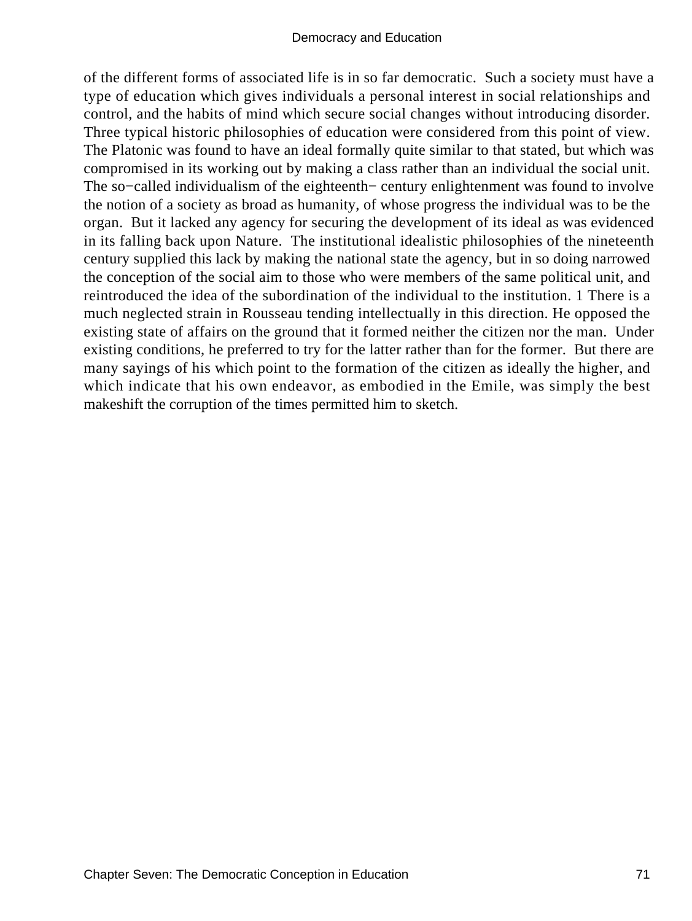of the different forms of associated life is in so far democratic. Such a society must have a type of education which gives individuals a personal interest in social relationships and control, and the habits of mind which secure social changes without introducing disorder. Three typical historic philosophies of education were considered from this point of view. The Platonic was found to have an ideal formally quite similar to that stated, but which was compromised in its working out by making a class rather than an individual the social unit. The so−called individualism of the eighteenth− century enlightenment was found to involve the notion of a society as broad as humanity, of whose progress the individual was to be the organ. But it lacked any agency for securing the development of its ideal as was evidenced in its falling back upon Nature. The institutional idealistic philosophies of the nineteenth century supplied this lack by making the national state the agency, but in so doing narrowed the conception of the social aim to those who were members of the same political unit, and reintroduced the idea of the subordination of the individual to the institution. 1 There is a much neglected strain in Rousseau tending intellectually in this direction. He opposed the existing state of affairs on the ground that it formed neither the citizen nor the man. Under existing conditions, he preferred to try for the latter rather than for the former. But there are many sayings of his which point to the formation of the citizen as ideally the higher, and which indicate that his own endeavor, as embodied in the Emile, was simply the best makeshift the corruption of the times permitted him to sketch.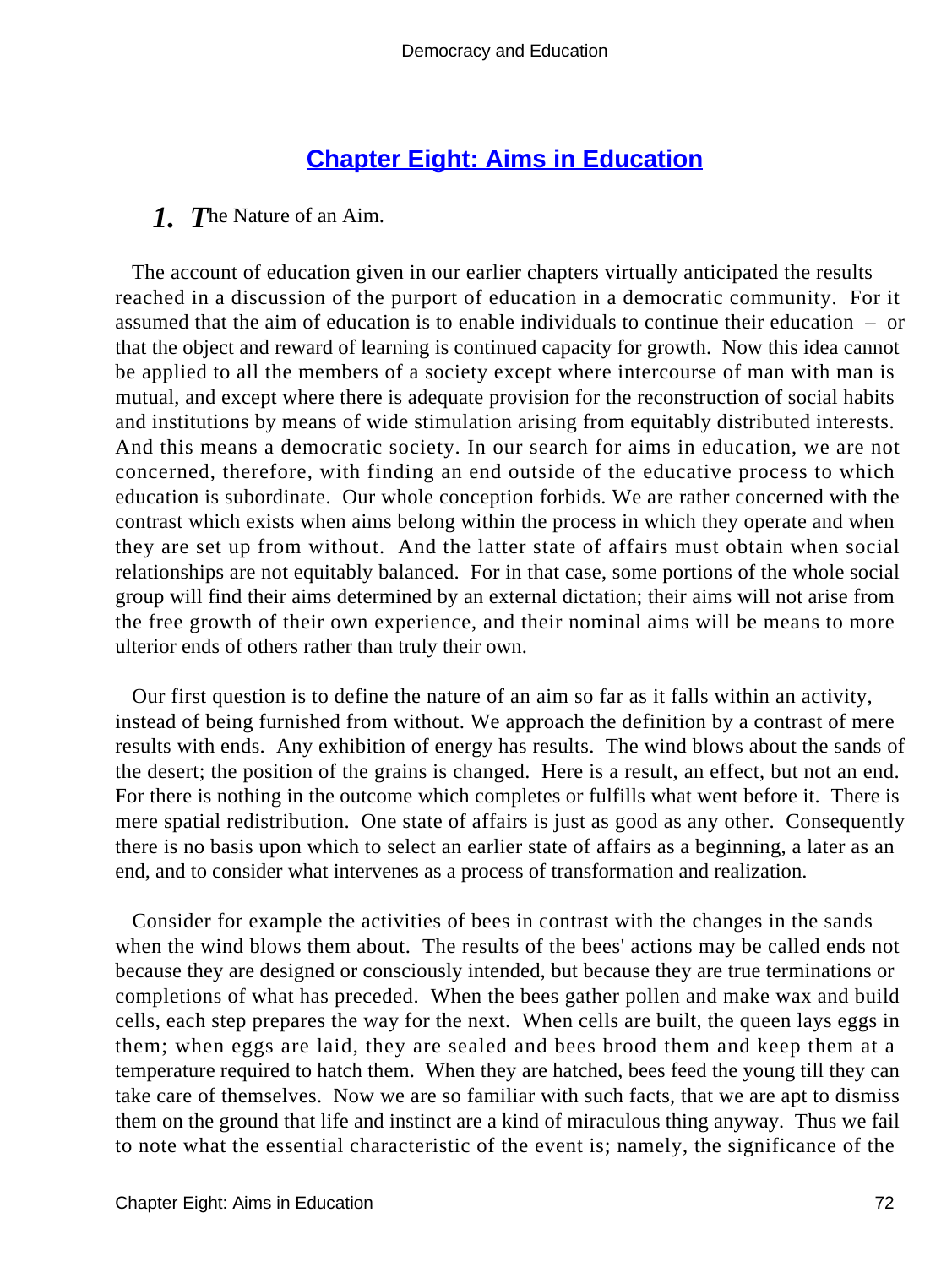## [Chapter Eight: Aims in Education]

### 1. The Nature of an Aim.

The account of education given in our earlier chapters virtually anticipated the results reached in a discussion of the purport of education in a democratic community. For it assumed that the aim of education is to enable individuals to continue their education – or that the object and reward of learning is continued capacity for growth. Now this idea cannot be applied to all the members of a society except where intercourse of man with man is mutual, and except where there is adequate provision for the reconstruction of social habits and institutions by means of wide stimulation arising from equitably distributed interests. And this means a democratic society. In our search for aims in education, we are not concerned, therefore, with finding an end outside of the educative process to which education is subordinate. Our whole conception forbids. We are rather concerned with the contrast which exists when aims belong within the process in which they operate and when they are set up from without. And the latter state of affairs must obtain when social relationships are not equitably balanced. For in that case, some portions of the whole social group will find their aims determined by an external dictation; their aims will not arise from the free growth of their own experience, and their nominal aims will be means to more ulterior ends of others rather than truly their own.

Our first question is to define the nature of an aim so far as it falls within an activity, instead of being furnished from without. We approach the definition by a contrast of mere results with ends. Any exhibition of energy has results. The wind blows about the sands of the desert; the position of the grains is changed. Here is a result, an effect, but not an end. For there is nothing in the outcome which completes or fulfills what went before it. There is mere spatial redistribution. One state of affairs is just as good as any other. Consequently there is no basis upon which to select an earlier state of affairs as a beginning, a later as an end, and to consider what intervenes as a process of transformation and realization.

Consider for example the activities of bees in contrast with the changes in the sands when the wind blows them about. The results of the bees' actions may be called ends not because they are designed or consciously intended, but because they are true terminations or completions of what has preceded. When the bees gather pollen and make wax and build cells, each step prepares the way for the next. When cells are built, the queen lays eggs in them; when eggs are laid, they are sealed and bees brood them and keep them at a temperature required to hatch them. When they are hatched, bees feed the young till they can take care of themselves. Now we are so familiar with such facts, that we are apt to dismiss them on the ground that life and instinct are a kind of miraculous thing anyway. Thus we fail to note what the essential characteristic of the event is; namely, the significance of the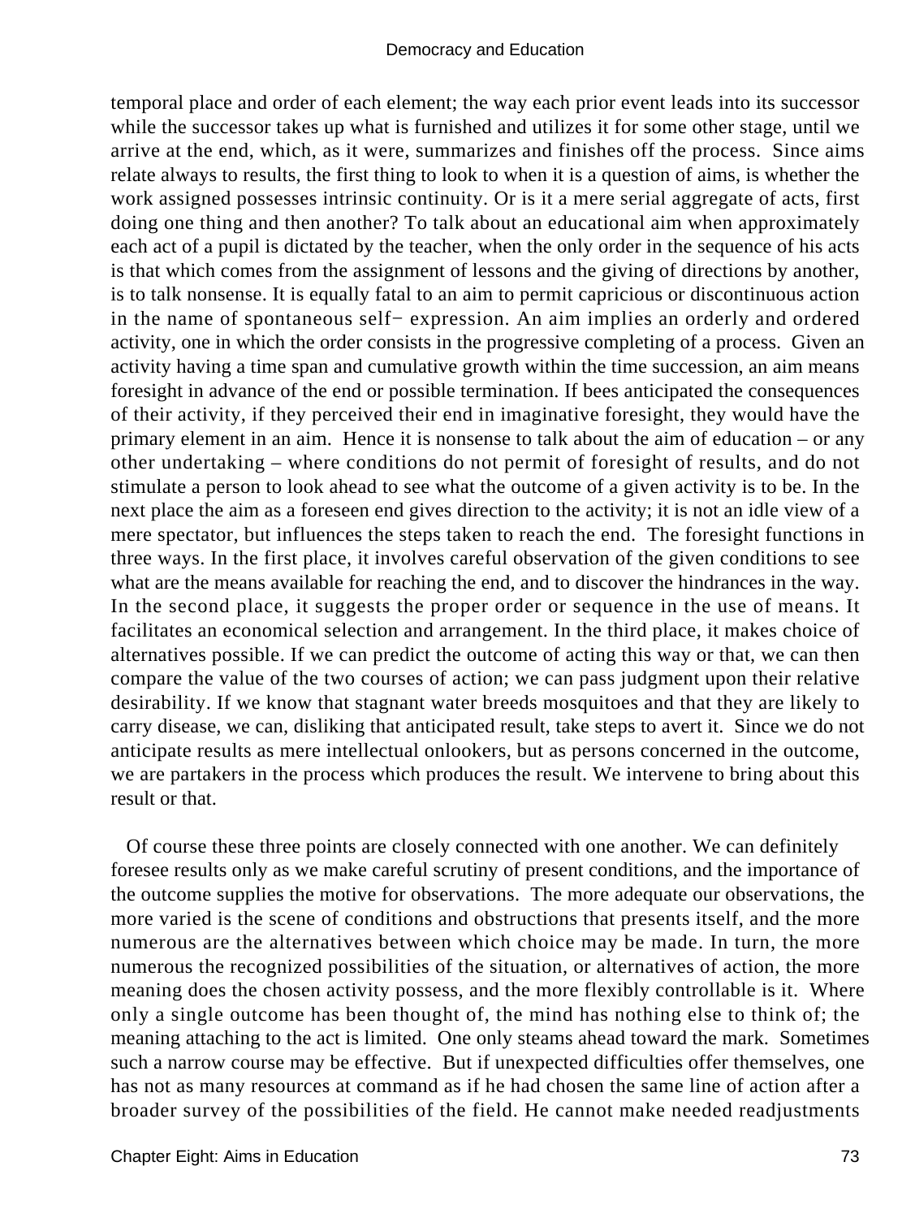temporal place and order of each element; the way each prior event leads into its successor while the successor takes up what is furnished and utilizes it for some other stage, until we arrive at the end, which, as it were, summarizes and finishes off the process. Since aims relate always to results, the first thing to look to when it is a question of aims, is whether the work assigned possesses intrinsic continuity. Or is it a mere serial aggregate of acts, first doing one thing and then another? To talk about an educational aim when approximately each act of a pupil is dictated by the teacher, when the only order in the sequence of his acts is that which comes from the assignment of lessons and the giving of directions by another, is to talk nonsense. It is equally fatal to an aim to permit capricious or discontinuous action in the name of spontaneous self− expression. An aim implies an orderly and ordered activity, one in which the order consists in the progressive completing of a process. Given an activity having a time span and cumulative growth within the time succession, an aim means foresight in advance of the end or possible termination. If bees anticipated the consequences of their activity, if they perceived their end in imaginative foresight, they would have the primary element in an aim. Hence it is nonsense to talk about the aim of education – or any other undertaking – where conditions do not permit of foresight of results, and do not stimulate a person to look ahead to see what the outcome of a given activity is to be. In the next place the aim as a foreseen end gives direction to the activity; it is not an idle view of a mere spectator, but influences the steps taken to reach the end. The foresight functions in three ways. In the first place, it involves careful observation of the given conditions to see what are the means available for reaching the end, and to discover the hindrances in the way. In the second place, it suggests the proper order or sequence in the use of means. It facilitates an economical selection and arrangement. In the third place, it makes choice of alternatives possible. If we can predict the outcome of acting this way or that, we can then compare the value of the two courses of action; we can pass judgment upon their relative desirability. If we know that stagnant water breeds mosquitoes and that they are likely to carry disease, we can, disliking that anticipated result, take steps to avert it. Since we do not anticipate results as mere intellectual onlookers, but as persons concerned in the outcome, we are partakers in the process which produces the result. We intervene to bring about this result or that.

Of course these three points are closely connected with one another. We can definitely foresee results only as we make careful scrutiny of present conditions, and the importance of the outcome supplies the motive for observations. The more adequate our observations, the more varied is the scene of conditions and obstructions that presents itself, and the more numerous are the alternatives between which choice may be made. In turn, the more numerous the recognized possibilities of the situation, or alternatives of action, the more meaning does the chosen activity possess, and the more flexibly controllable is it. Where only a single outcome has been thought of, the mind has nothing else to think of; the meaning attaching to the act is limited. One only steams ahead toward the mark. Sometimes such a narrow course may be effective. But if unexpected difficulties offer themselves, one has not as many resources at command as if he had chosen the same line of action after a broader survey of the possibilities of the field. He cannot make needed readjustments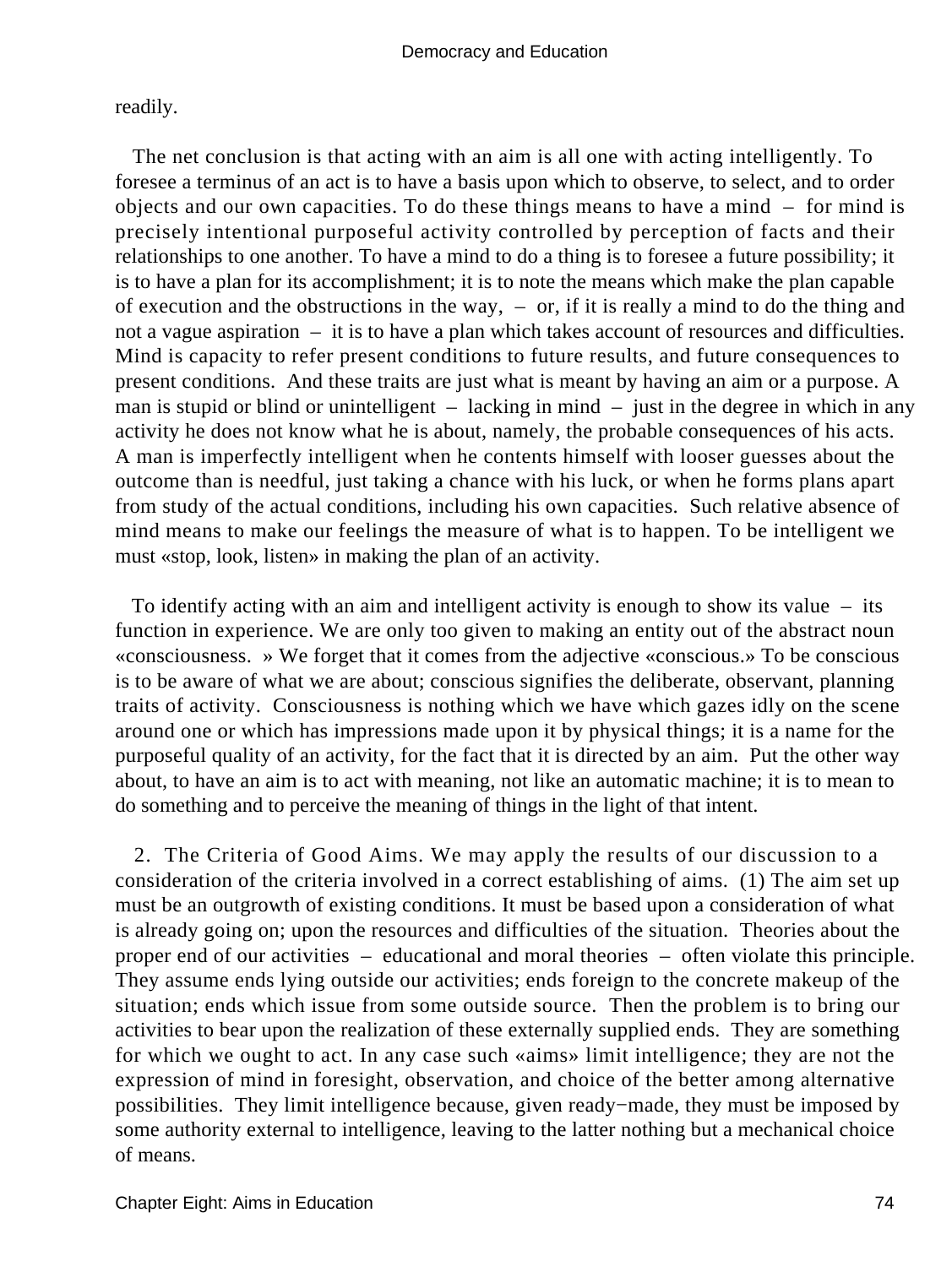readily.

The net conclusion is that acting with an aim is all one with acting intelligently. To foresee a terminus of an act is to have a basis upon which to observe, to select, and to order objects and our own capacities. To do these things means to have a mind – for mind is precisely intentional purposeful activity controlled by perception of facts and their relationships to one another. To have a mind to do a thing is to foresee a future possibility; it is to have a plan for its accomplishment; it is to note the means which make the plan capable of execution and the obstructions in the way, – or, if it is really a mind to do the thing and not a vague aspiration – it is to have a plan which takes account of resources and difficulties. Mind is capacity to refer present conditions to future results, and future consequences to present conditions. And these traits are just what is meant by having an aim or a purpose. A man is stupid or blind or unintelligent – lacking in mind – just in the degree in which in any activity he does not know what he is about, namely, the probable consequences of his acts. A man is imperfectly intelligent when he contents himself with looser guesses about the outcome than is needful, just taking a chance with his luck, or when he forms plans apart from study of the actual conditions, including his own capacities. Such relative absence of mind means to make our feelings the measure of what is to happen. To be intelligent we must «stop, look, listen» in making the plan of an activity.

To identify acting with an aim and intelligent activity is enough to show its value – its function in experience. We are only too given to making an entity out of the abstract noun «consciousness. » We forget that it comes from the adjective «conscious.» To be conscious is to be aware of what we are about; conscious signifies the deliberate, observant, planning traits of activity. Consciousness is nothing which we have which gazes idly on the scene around one or which has impressions made upon it by physical things; it is a name for the purposeful quality of an activity, for the fact that it is directed by an aim. Put the other way about, to have an aim is to act with meaning, not like an automatic machine; it is to mean to do something and to perceive the meaning of things in the light of that intent.

2. The Criteria of Good Aims. We may apply the results of our discussion to a consideration of the criteria involved in a correct establishing of aims. (1) The aim set up must be an outgrowth of existing conditions. It must be based upon a consideration of what is already going on; upon the resources and difficulties of the situation. Theories about the proper end of our activities – educational and moral theories – often violate this principle. They assume ends lying outside our activities; ends foreign to the concrete makeup of the situation; ends which issue from some outside source. Then the problem is to bring our activities to bear upon the realization of these externally supplied ends. They are something for which we ought to act. In any case such «aims» limit intelligence; they are not the expression of mind in foresight, observation, and choice of the better among alternative possibilities. They limit intelligence because, given ready−made, they must be imposed by some authority external to intelligence, leaving to the latter nothing but a mechanical choice of means.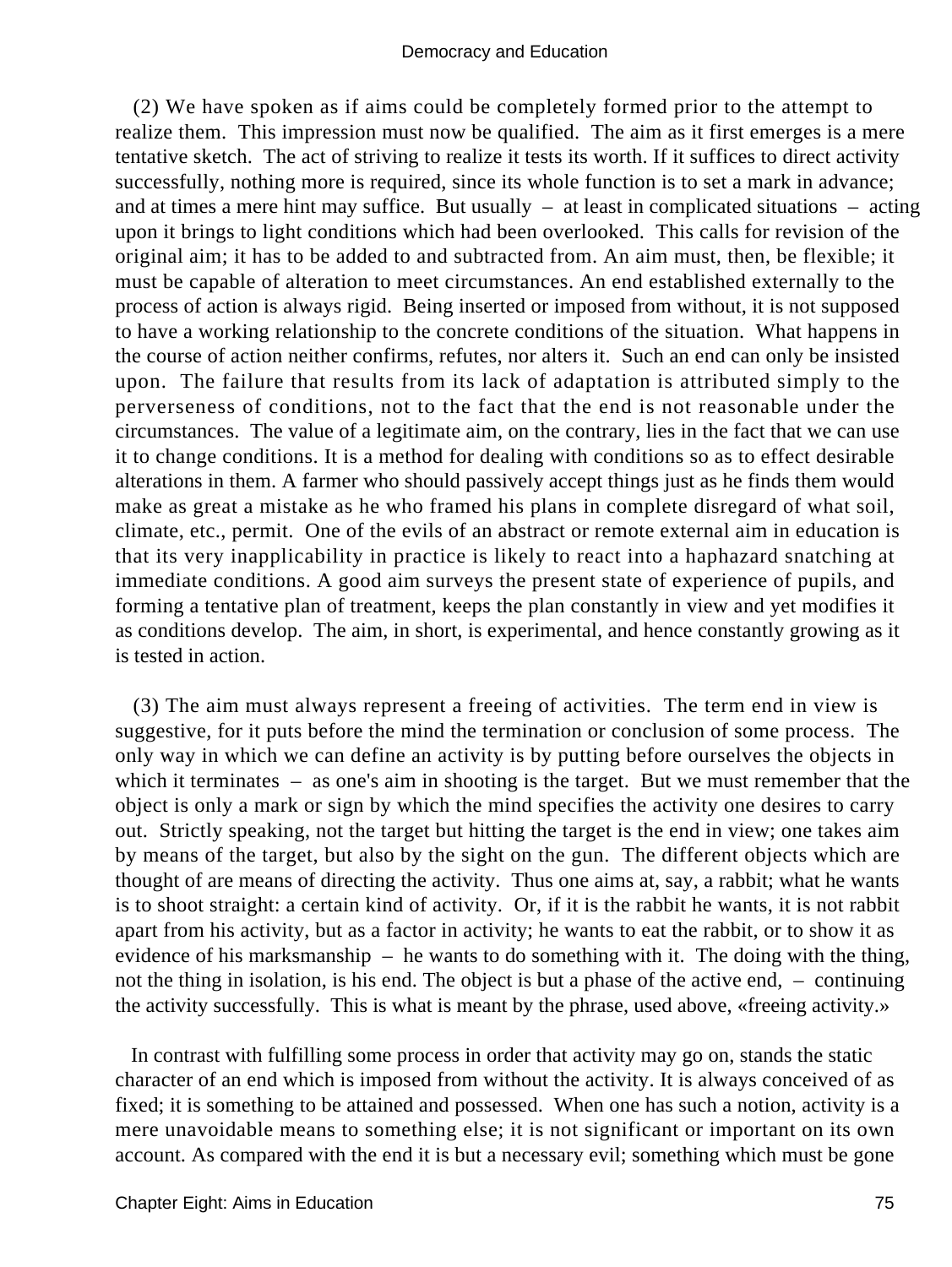(2) We have spoken as if aims could be completely formed prior to the attempt to realize them. This impression must now be qualified. The aim as it first emerges is a mere tentative sketch. The act of striving to realize it tests its worth. If it suffices to direct activity successfully, nothing more is required, since its whole function is to set a mark in advance; and at times a mere hint may suffice. But usually – at least in complicated situations – acting upon it brings to light conditions which had been overlooked. This calls for revision of the original aim; it has to be added to and subtracted from. An aim must, then, be flexible; it must be capable of alteration to meet circumstances. An end established externally to the process of action is always rigid. Being inserted or imposed from without, it is not supposed to have a working relationship to the concrete conditions of the situation. What happens in the course of action neither confirms, refutes, nor alters it. Such an end can only be insisted upon. The failure that results from its lack of adaptation is attributed simply to the perverseness of conditions, not to the fact that the end is not reasonable under the circumstances. The value of a legitimate aim, on the contrary, lies in the fact that we can use it to change conditions. It is a method for dealing with conditions so as to effect desirable alterations in them. A farmer who should passively accept things just as he finds them would make as great a mistake as he who framed his plans in complete disregard of what soil, climate, etc., permit. One of the evils of an abstract or remote external aim in education is that its very inapplicability in practice is likely to react into a haphazard snatching at immediate conditions. A good aim surveys the present state of experience of pupils, and forming a tentative plan of treatment, keeps the plan constantly in view and yet modifies it as conditions develop. The aim, in short, is experimental, and hence constantly growing as it is tested in action.

(3) The aim must always represent a freeing of activities. The term end in view is suggestive, for it puts before the mind the termination or conclusion of some process. The only way in which we can define an activity is by putting before ourselves the objects in which it terminates – as one's aim in shooting is the target. But we must remember that the object is only a mark or sign by which the mind specifies the activity one desires to carry out. Strictly speaking, not the target but hitting the target is the end in view; one takes aim by means of the target, but also by the sight on the gun. The different objects which are thought of are means of directing the activity. Thus one aims at, say, a rabbit; what he wants is to shoot straight: a certain kind of activity. Or, if it is the rabbit he wants, it is not rabbit apart from his activity, but as a factor in activity; he wants to eat the rabbit, or to show it as evidence of his marksmanship – he wants to do something with it. The doing with the thing, not the thing in isolation, is his end. The object is but a phase of the active end, – continuing the activity successfully. This is what is meant by the phrase, used above, «freeing activity.»

In contrast with fulfilling some process in order that activity may go on, stands the static character of an end which is imposed from without the activity. It is always conceived of as fixed; it is something to be attained and possessed. When one has such a notion, activity is a mere unavoidable means to something else; it is not significant or important on its own account. As compared with the end it is but a necessary evil; something which must be gone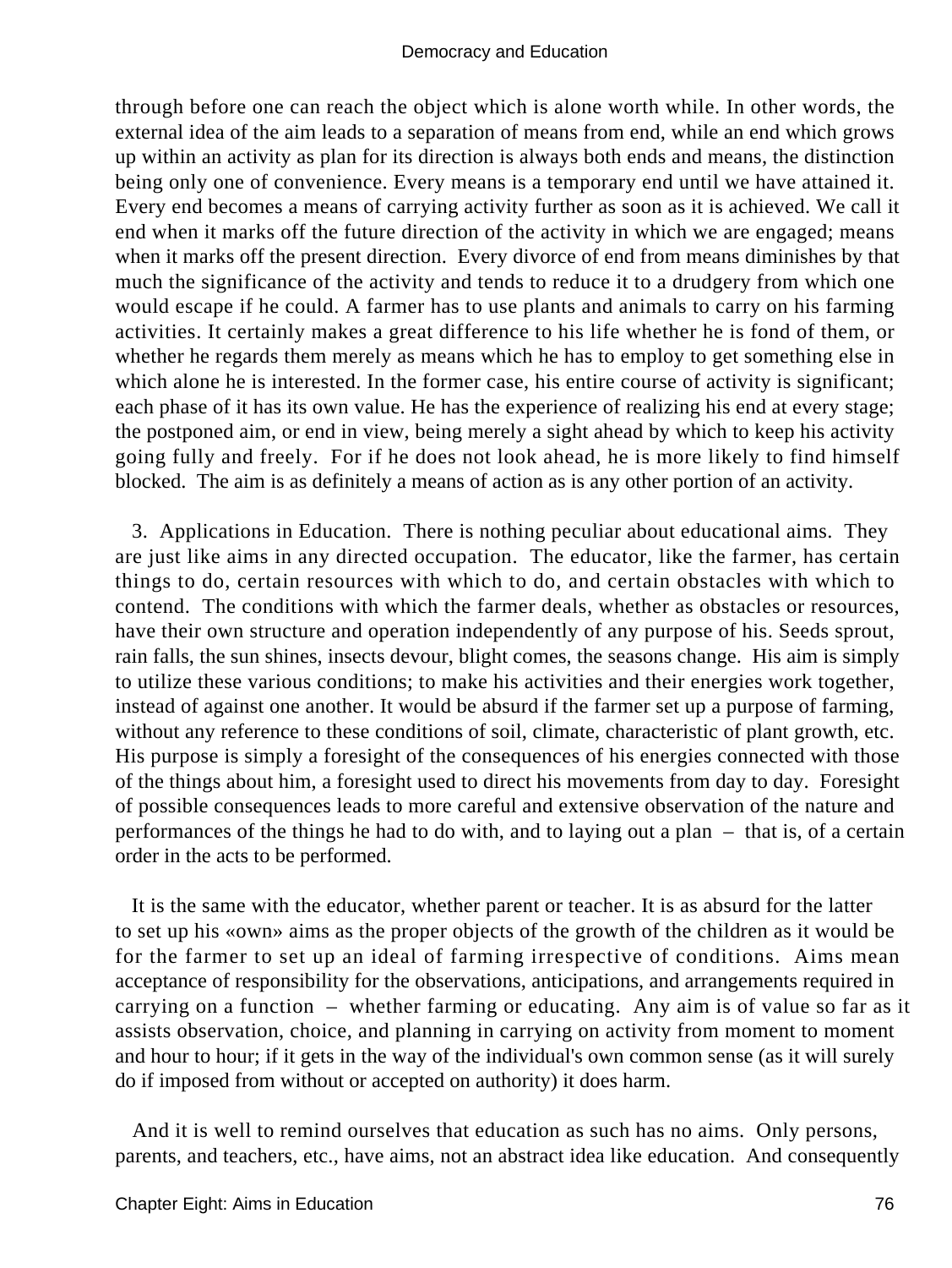through before one can reach the object which is alone worth while. In other words, the external idea of the aim leads to a separation of means from end, while an end which grows up within an activity as plan for its direction is always both ends and means, the distinction being only one of convenience. Every means is a temporary end until we have attained it. Every end becomes a means of carrying activity further as soon as it is achieved. We call it end when it marks off the future direction of the activity in which we are engaged; means when it marks off the present direction. Every divorce of end from means diminishes by that much the significance of the activity and tends to reduce it to a drudgery from which one would escape if he could. A farmer has to use plants and animals to carry on his farming activities. It certainly makes a great difference to his life whether he is fond of them, or whether he regards them merely as means which he has to employ to get something else in which alone he is interested. In the former case, his entire course of activity is significant; each phase of it has its own value. He has the experience of realizing his end at every stage; the postponed aim, or end in view, being merely a sight ahead by which to keep his activity going fully and freely. For if he does not look ahead, he is more likely to find himself blocked. The aim is as definitely a means of action as is any other portion of an activity.

3. Applications in Education. There is nothing peculiar about educational aims. They are just like aims in any directed occupation. The educator, like the farmer, has certain things to do, certain resources with which to do, and certain obstacles with which to contend. The conditions with which the farmer deals, whether as obstacles or resources, have their own structure and operation independently of any purpose of his. Seeds sprout, rain falls, the sun shines, insects devour, blight comes, the seasons change. His aim is simply to utilize these various conditions; to make his activities and their energies work together, instead of against one another. It would be absurd if the farmer set up a purpose of farming, without any reference to these conditions of soil, climate, characteristic of plant growth, etc. His purpose is simply a foresight of the consequences of his energies connected with those of the things about him, a foresight used to direct his movements from day to day. Foresight of possible consequences leads to more careful and extensive observation of the nature and performances of the things he had to do with, and to laying out a plan – that is, of a certain order in the acts to be performed.

It is the same with the educator, whether parent or teacher. It is as absurd for the latter to set up his «own» aims as the proper objects of the growth of the children as it would be for the farmer to set up an ideal of farming irrespective of conditions. Aims mean acceptance of responsibility for the observations, anticipations, and arrangements required in carrying on a function – whether farming or educating. Any aim is of value so far as it assists observation, choice, and planning in carrying on activity from moment to moment and hour to hour; if it gets in the way of the individual's own common sense (as it will surely do if imposed from without or accepted on authority) it does harm.

And it is well to remind ourselves that education as such has no aims. Only persons, parents, and teachers, etc., have aims, not an abstract idea like education. And consequently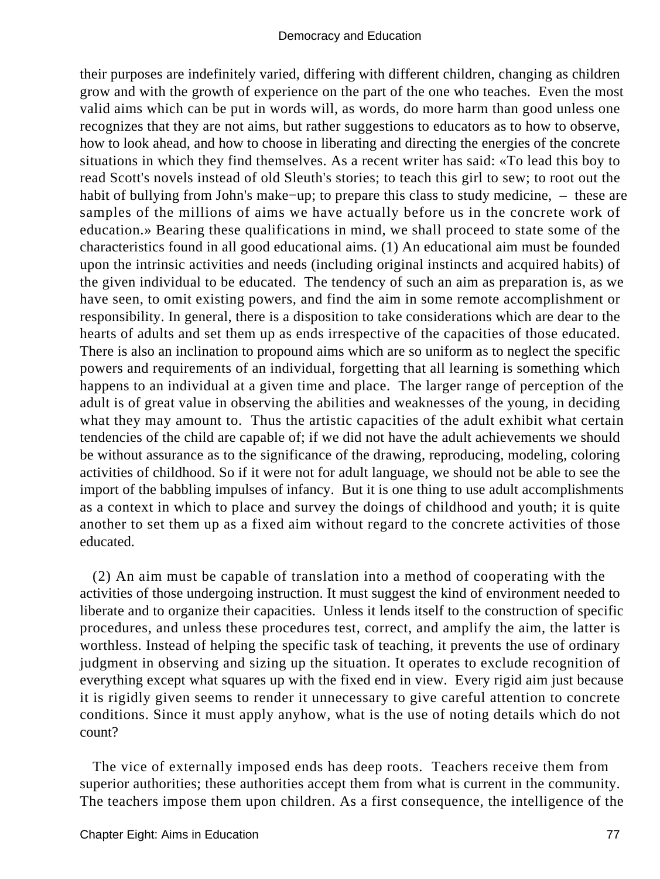their purposes are indefinitely varied, differing with different children, changing as children grow and with the growth of experience on the part of the one who teaches. Even the most valid aims which can be put in words will, as words, do more harm than good unless one recognizes that they are not aims, but rather suggestions to educators as to how to observe, how to look ahead, and how to choose in liberating and directing the energies of the concrete situations in which they find themselves. As a recent writer has said: «To lead this boy to read Scott's novels instead of old Sleuth's stories; to teach this girl to sew; to root out the habit of bullying from John's make−up; to prepare this class to study medicine, – these are samples of the millions of aims we have actually before us in the concrete work of education.» Bearing these qualifications in mind, we shall proceed to state some of the characteristics found in all good educational aims. (1) An educational aim must be founded upon the intrinsic activities and needs (including original instincts and acquired habits) of the given individual to be educated. The tendency of such an aim as preparation is, as we have seen, to omit existing powers, and find the aim in some remote accomplishment or responsibility. In general, there is a disposition to take considerations which are dear to the hearts of adults and set them up as ends irrespective of the capacities of those educated. There is also an inclination to propound aims which are so uniform as to neglect the specific powers and requirements of an individual, forgetting that all learning is something which happens to an individual at a given time and place. The larger range of perception of the adult is of great value in observing the abilities and weaknesses of the young, in deciding what they may amount to. Thus the artistic capacities of the adult exhibit what certain tendencies of the child are capable of; if we did not have the adult achievements we should be without assurance as to the significance of the drawing, reproducing, modeling, coloring activities of childhood. So if it were not for adult language, we should not be able to see the import of the babbling impulses of infancy. But it is one thing to use adult accomplishments as a context in which to place and survey the doings of childhood and youth; it is quite another to set them up as a fixed aim without regard to the concrete activities of those educated.

(2) An aim must be capable of translation into a method of cooperating with the activities of those undergoing instruction. It must suggest the kind of environment needed to liberate and to organize their capacities. Unless it lends itself to the construction of specific procedures, and unless these procedures test, correct, and amplify the aim, the latter is worthless. Instead of helping the specific task of teaching, it prevents the use of ordinary judgment in observing and sizing up the situation. It operates to exclude recognition of everything except what squares up with the fixed end in view. Every rigid aim just because it is rigidly given seems to render it unnecessary to give careful attention to concrete conditions. Since it must apply anyhow, what is the use of noting details which do not count?

The vice of externally imposed ends has deep roots. Teachers receive them from superior authorities; these authorities accept them from what is current in the community. The teachers impose them upon children. As a first consequence, the intelligence of the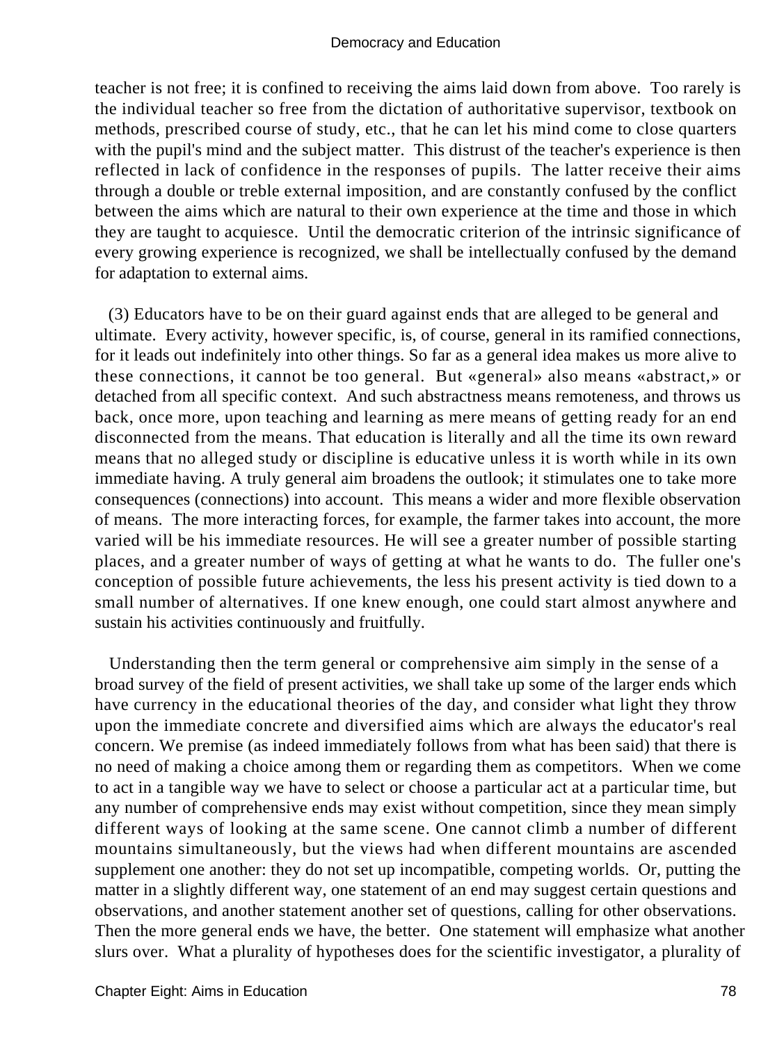teacher is not free; it is confined to receiving the aims laid down from above. Too rarely is the individual teacher so free from the dictation of authoritative supervisor, textbook on methods, prescribed course of study, etc., that he can let his mind come to close quarters with the pupil's mind and the subject matter. This distrust of the teacher's experience is then reflected in lack of confidence in the responses of pupils. The latter receive their aims through a double or treble external imposition, and are constantly confused by the conflict between the aims which are natural to their own experience at the time and those in which they are taught to acquiesce. Until the democratic criterion of the intrinsic significance of every growing experience is recognized, we shall be intellectually confused by the demand for adaptation to external aims.

(3) Educators have to be on their guard against ends that are alleged to be general and ultimate. Every activity, however specific, is, of course, general in its ramified connections, for it leads out indefinitely into other things. So far as a general idea makes us more alive to these connections, it cannot be too general. But «general» also means «abstract,» or detached from all specific context. And such abstractness means remoteness, and throws us back, once more, upon teaching and learning as mere means of getting ready for an end disconnected from the means. That education is literally and all the time its own reward means that no alleged study or discipline is educative unless it is worth while in its own immediate having. A truly general aim broadens the outlook; it stimulates one to take more consequences (connections) into account. This means a wider and more flexible observation of means. The more interacting forces, for example, the farmer takes into account, the more varied will be his immediate resources. He will see a greater number of possible starting places, and a greater number of ways of getting at what he wants to do. The fuller one's conception of possible future achievements, the less his present activity is tied down to a small number of alternatives. If one knew enough, one could start almost anywhere and sustain his activities continuously and fruitfully.

Understanding then the term general or comprehensive aim simply in the sense of a broad survey of the field of present activities, we shall take up some of the larger ends which have currency in the educational theories of the day, and consider what light they throw upon the immediate concrete and diversified aims which are always the educator's real concern. We premise (as indeed immediately follows from what has been said) that there is no need of making a choice among them or regarding them as competitors. When we come to act in a tangible way we have to select or choose a particular act at a particular time, but any number of comprehensive ends may exist without competition, since they mean simply different ways of looking at the same scene. One cannot climb a number of different mountains simultaneously, but the views had when different mountains are ascended supplement one another: they do not set up incompatible, competing worlds. Or, putting the matter in a slightly different way, one statement of an end may suggest certain questions and observations, and another statement another set of questions, calling for other observations. Then the more general ends we have, the better. One statement will emphasize what another slurs over. What a plurality of hypotheses does for the scientific investigator, a plurality of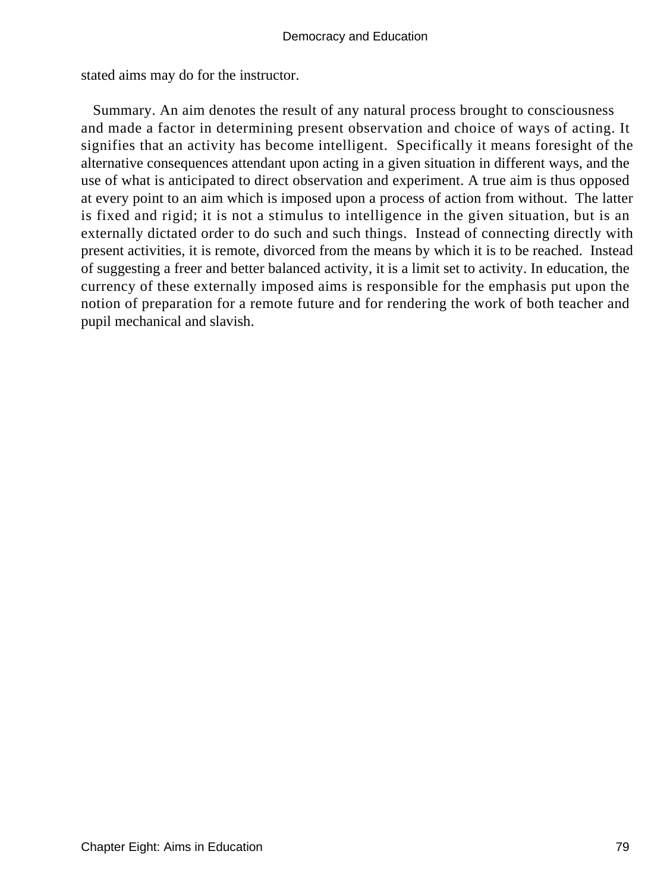stated aims may do for the instructor.

Summary. An aim denotes the result of any natural process brought to consciousness and made a factor in determining present observation and choice of ways of acting. It signifies that an activity has become intelligent. Specifically it means foresight of the alternative consequences attendant upon acting in a given situation in different ways, and the use of what is anticipated to direct observation and experiment. A true aim is thus opposed at every point to an aim which is imposed upon a process of action from without. The latter is fixed and rigid; it is not a stimulus to intelligence in the given situation, but is an externally dictated order to do such and such things. Instead of connecting directly with present activities, it is remote, divorced from the means by which it is to be reached. Instead of suggesting a freer and better balanced activity, it is a limit set to activity. In education, the currency of these externally imposed aims is responsible for the emphasis put upon the notion of preparation for a remote future and for rendering the work of both teacher and pupil mechanical and slavish.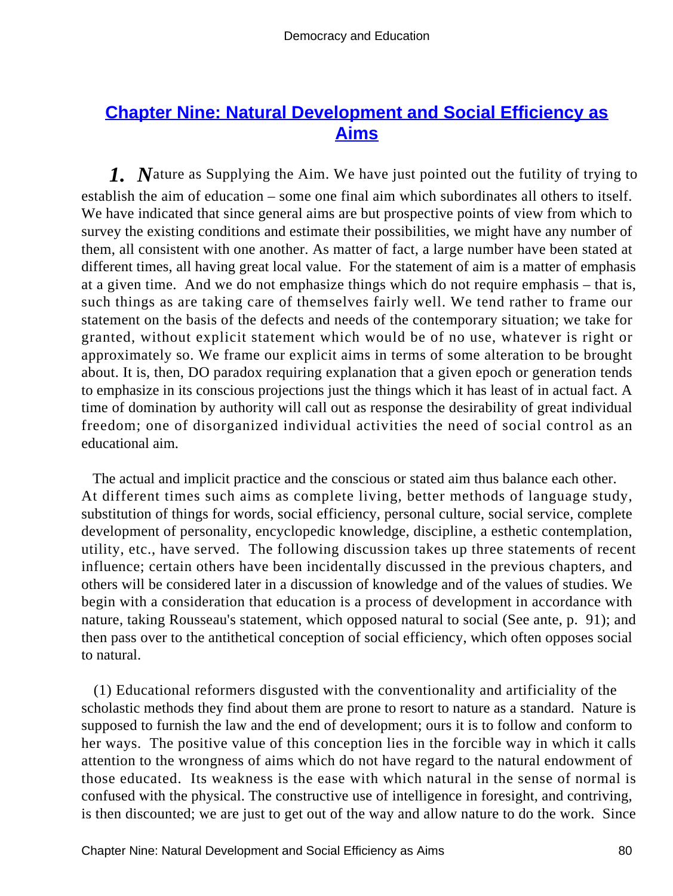## Chapter Nine: Natural Development and Social Efficiency as Aims

***1. N****ature as Supplying the Aim.* We have just pointed out the futility of trying to establish the aim of education – some one final aim which subordinates all others to itself. We have indicated that since general aims are but prospective points of view from which to survey the existing conditions and estimate their possibilities, we might have any number of them, all consistent with one another. As matter of fact, a large number have been stated at different times, all having great local value. For the statement of aim is a matter of emphasis at a given time. And we do not emphasize things which do not require emphasis – that is, such things as are taking care of themselves fairly well. We tend rather to frame our statement on the basis of the defects and needs of the contemporary situation; we take for granted, without explicit statement which would be of no use, whatever is right or approximately so. We frame our explicit aims in terms of some alteration to be brought about. It is, then, DO paradox requiring explanation that a given epoch or generation tends to emphasize in its conscious projections just the things which it has least of in actual fact. A time of domination by authority will call out as response the desirability of great individual freedom; one of disorganized individual activities the need of social control as an educational aim.

The actual and implicit practice and the conscious or stated aim thus balance each other. At different times such aims as complete living, better methods of language study, substitution of things for words, social efficiency, personal culture, social service, complete development of personality, encyclopedic knowledge, discipline, a esthetic contemplation, utility, etc., have served. The following discussion takes up three statements of recent influence; certain others have been incidentally discussed in the previous chapters, and others will be considered later in a discussion of knowledge and of the values of studies. We begin with a consideration that education is a process of development in accordance with nature, taking Rousseau's statement, which opposed natural to social (See ante, p. 91); and then pass over to the antithetical conception of social efficiency, which often opposes social to natural.

(1) Educational reformers disgusted with the conventionality and artificiality of the scholastic methods they find about them are prone to resort to nature as a standard. Nature is supposed to furnish the law and the end of development; ours it is to follow and conform to her ways. The positive value of this conception lies in the forcible way in which it calls attention to the wrongness of aims which do not have regard to the natural endowment of those educated. Its weakness is the ease with which natural in the sense of normal is confused with the physical. The constructive use of intelligence in foresight, and contriving, is then discounted; we are just to get out of the way and allow nature to do the work. Since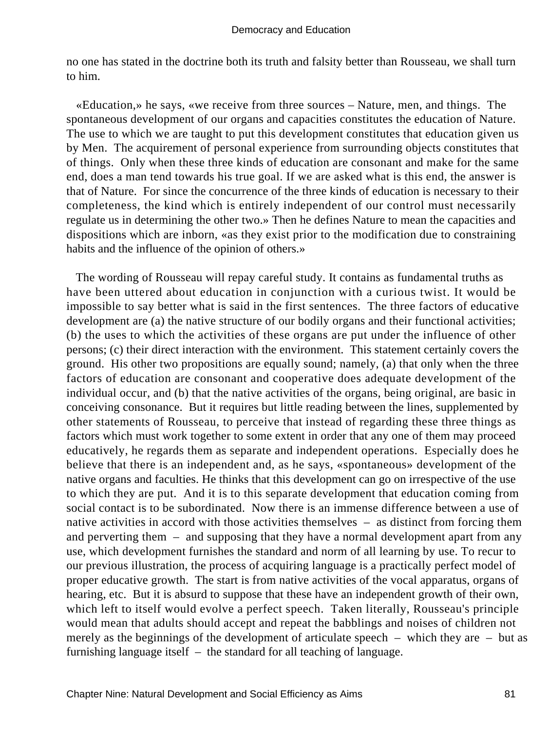no one has stated in the doctrine both its truth and falsity better than Rousseau, we shall turn to him.

«Education,» he says, «we receive from three sources – Nature, men, and things. The spontaneous development of our organs and capacities constitutes the education of Nature. The use to which we are taught to put this development constitutes that education given us by Men. The acquirement of personal experience from surrounding objects constitutes that of things. Only when these three kinds of education are consonant and make for the same end, does a man tend towards his true goal. If we are asked what is this end, the answer is that of Nature. For since the concurrence of the three kinds of education is necessary to their completeness, the kind which is entirely independent of our control must necessarily regulate us in determining the other two.» Then he defines Nature to mean the capacities and dispositions which are inborn, «as they exist prior to the modification due to constraining habits and the influence of the opinion of others.»

The wording of Rousseau will repay careful study. It contains as fundamental truths as have been uttered about education in conjunction with a curious twist. It would be impossible to say better what is said in the first sentences. The three factors of educative development are (a) the native structure of our bodily organs and their functional activities; (b) the uses to which the activities of these organs are put under the influence of other persons; (c) their direct interaction with the environment. This statement certainly covers the ground. His other two propositions are equally sound; namely, (a) that only when the three factors of education are consonant and cooperative does adequate development of the individual occur, and (b) that the native activities of the organs, being original, are basic in conceiving consonance. But it requires but little reading between the lines, supplemented by other statements of Rousseau, to perceive that instead of regarding these three things as factors which must work together to some extent in order that any one of them may proceed educatively, he regards them as separate and independent operations. Especially does he believe that there is an independent and, as he says, «spontaneous» development of the native organs and faculties. He thinks that this development can go on irrespective of the use to which they are put. And it is to this separate development that education coming from social contact is to be subordinated. Now there is an immense difference between a use of native activities in accord with those activities themselves – as distinct from forcing them and perverting them – and supposing that they have a normal development apart from any use, which development furnishes the standard and norm of all learning by use. To recur to our previous illustration, the process of acquiring language is a practically perfect model of proper educative growth. The start is from native activities of the vocal apparatus, organs of hearing, etc. But it is absurd to suppose that these have an independent growth of their own, which left to itself would evolve a perfect speech. Taken literally, Rousseau's principle would mean that adults should accept and repeat the babblings and noises of children not merely as the beginnings of the development of articulate speech – which they are – but as furnishing language itself – the standard for all teaching of language.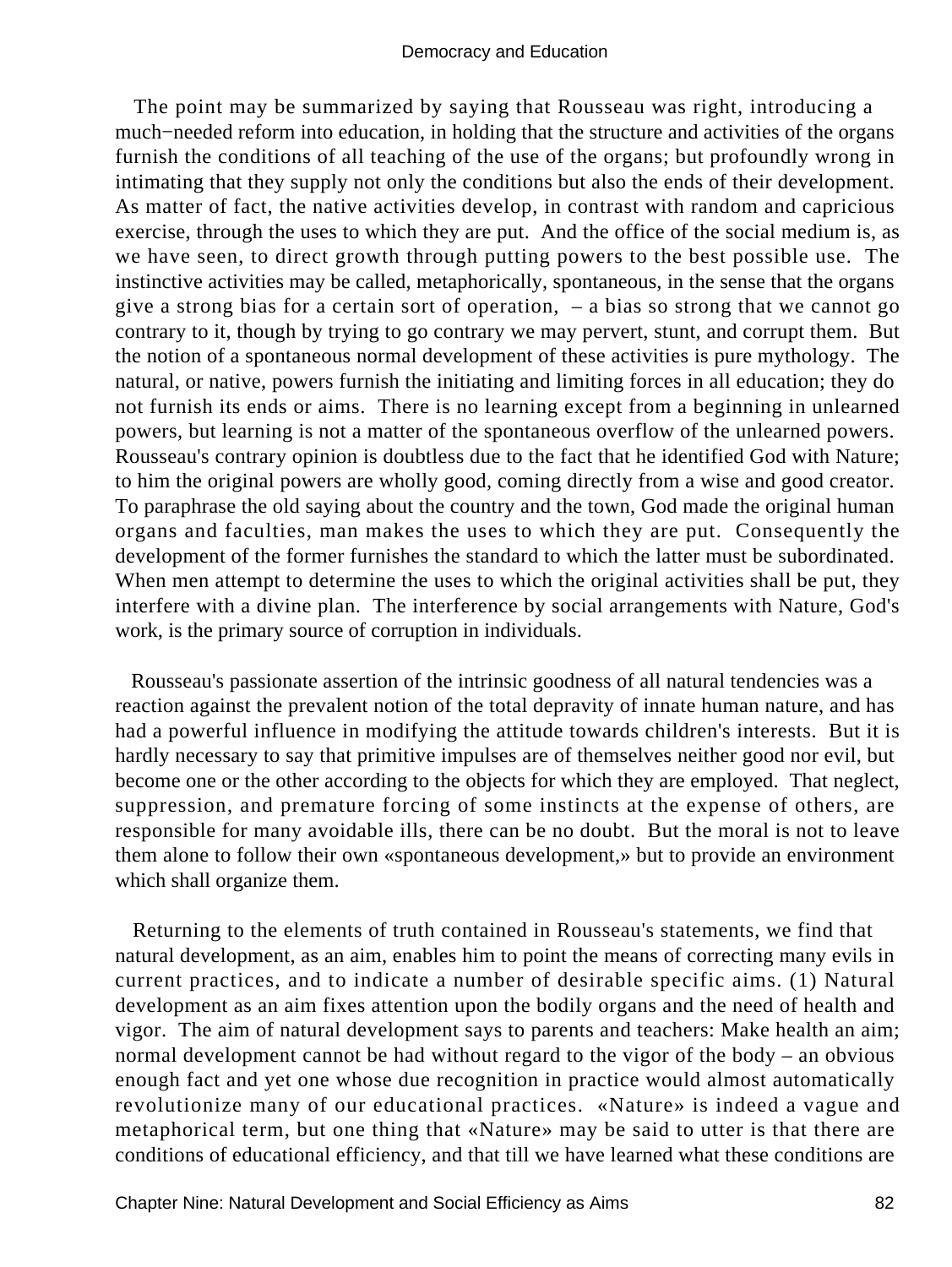The point may be summarized by saying that Rousseau was right, introducing a much−needed reform into education, in holding that the structure and activities of the organs furnish the conditions of all teaching of the use of the organs; but profoundly wrong in intimating that they supply not only the conditions but also the ends of their development. As matter of fact, the native activities develop, in contrast with random and capricious exercise, through the uses to which they are put. And the office of the social medium is, as we have seen, to direct growth through putting powers to the best possible use. The instinctive activities may be called, metaphorically, spontaneous, in the sense that the organs give a strong bias for a certain sort of operation, – a bias so strong that we cannot go contrary to it, though by trying to go contrary we may pervert, stunt, and corrupt them. But the notion of a spontaneous normal development of these activities is pure mythology. The natural, or native, powers furnish the initiating and limiting forces in all education; they do not furnish its ends or aims. There is no learning except from a beginning in unlearned powers, but learning is not a matter of the spontaneous overflow of the unlearned powers. Rousseau's contrary opinion is doubtless due to the fact that he identified God with Nature; to him the original powers are wholly good, coming directly from a wise and good creator. To paraphrase the old saying about the country and the town, God made the original human organs and faculties, man makes the uses to which they are put. Consequently the development of the former furnishes the standard to which the latter must be subordinated. When men attempt to determine the uses to which the original activities shall be put, they interfere with a divine plan. The interference by social arrangements with Nature, God's work, is the primary source of corruption in individuals.

Rousseau's passionate assertion of the intrinsic goodness of all natural tendencies was a reaction against the prevalent notion of the total depravity of innate human nature, and has had a powerful influence in modifying the attitude towards children's interests. But it is hardly necessary to say that primitive impulses are of themselves neither good nor evil, but become one or the other according to the objects for which they are employed. That neglect, suppression, and premature forcing of some instincts at the expense of others, are responsible for many avoidable ills, there can be no doubt. But the moral is not to leave them alone to follow their own «spontaneous development,» but to provide an environment which shall organize them.

Returning to the elements of truth contained in Rousseau's statements, we find that natural development, as an aim, enables him to point the means of correcting many evils in current practices, and to indicate a number of desirable specific aims. (1) Natural development as an aim fixes attention upon the bodily organs and the need of health and vigor. The aim of natural development says to parents and teachers: Make health an aim; normal development cannot be had without regard to the vigor of the body – an obvious enough fact and yet one whose due recognition in practice would almost automatically revolutionize many of our educational practices. «Nature» is indeed a vague and metaphorical term, but one thing that «Nature» may be said to utter is that there are conditions of educational efficiency, and that till we have learned what these conditions are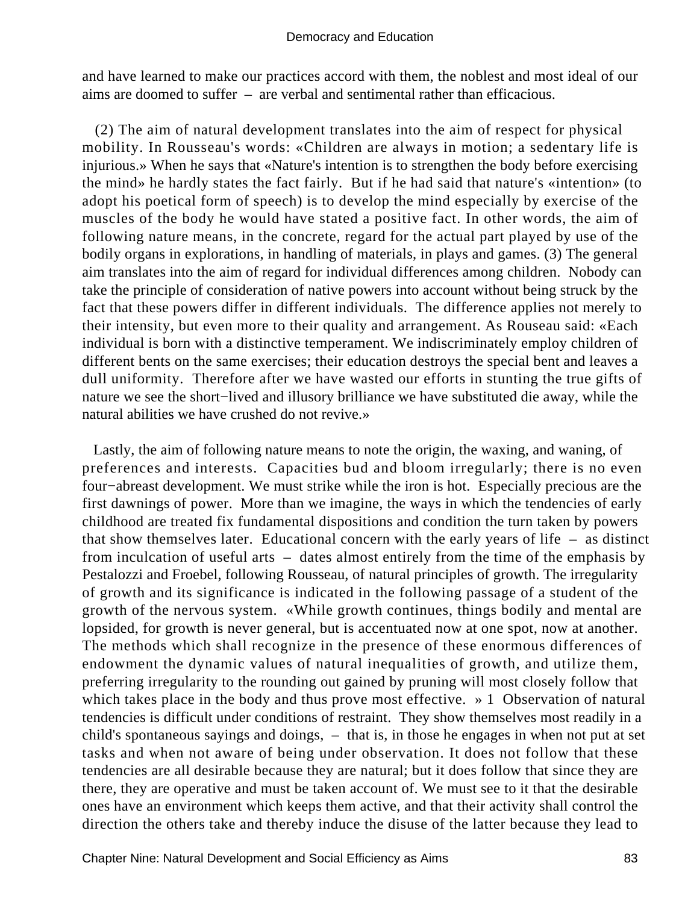and have learned to make our practices accord with them, the noblest and most ideal of our aims are doomed to suffer – are verbal and sentimental rather than efficacious.

(2) The aim of natural development translates into the aim of respect for physical mobility. In Rousseau's words: «Children are always in motion; a sedentary life is injurious.» When he says that «Nature's intention is to strengthen the body before exercising the mind» he hardly states the fact fairly. But if he had said that nature's «intention» (to adopt his poetical form of speech) is to develop the mind especially by exercise of the muscles of the body he would have stated a positive fact. In other words, the aim of following nature means, in the concrete, regard for the actual part played by use of the bodily organs in explorations, in handling of materials, in plays and games. (3) The general aim translates into the aim of regard for individual differences among children. Nobody can take the principle of consideration of native powers into account without being struck by the fact that these powers differ in different individuals. The difference applies not merely to their intensity, but even more to their quality and arrangement. As Rouseau said: «Each individual is born with a distinctive temperament. We indiscriminately employ children of different bents on the same exercises; their education destroys the special bent and leaves a dull uniformity. Therefore after we have wasted our efforts in stunting the true gifts of nature we see the short−lived and illusory brilliance we have substituted die away, while the natural abilities we have crushed do not revive.»

Lastly, the aim of following nature means to note the origin, the waxing, and waning, of preferences and interests. Capacities bud and bloom irregularly; there is no even four−abreast development. We must strike while the iron is hot. Especially precious are the first dawnings of power. More than we imagine, the ways in which the tendencies of early childhood are treated fix fundamental dispositions and condition the turn taken by powers that show themselves later. Educational concern with the early years of life – as distinct from inculcation of useful arts – dates almost entirely from the time of the emphasis by Pestalozzi and Froebel, following Rousseau, of natural principles of growth. The irregularity of growth and its significance is indicated in the following passage of a student of the growth of the nervous system. «While growth continues, things bodily and mental are lopsided, for growth is never general, but is accentuated now at one spot, now at another. The methods which shall recognize in the presence of these enormous differences of endowment the dynamic values of natural inequalities of growth, and utilize them, preferring irregularity to the rounding out gained by pruning will most closely follow that which takes place in the body and thus prove most effective. » 1 Observation of natural tendencies is difficult under conditions of restraint. They show themselves most readily in a child's spontaneous sayings and doings, – that is, in those he engages in when not put at set tasks and when not aware of being under observation. It does not follow that these tendencies are all desirable because they are natural; but it does follow that since they are there, they are operative and must be taken account of. We must see to it that the desirable ones have an environment which keeps them active, and that their activity shall control the direction the others take and thereby induce the disuse of the latter because they lead to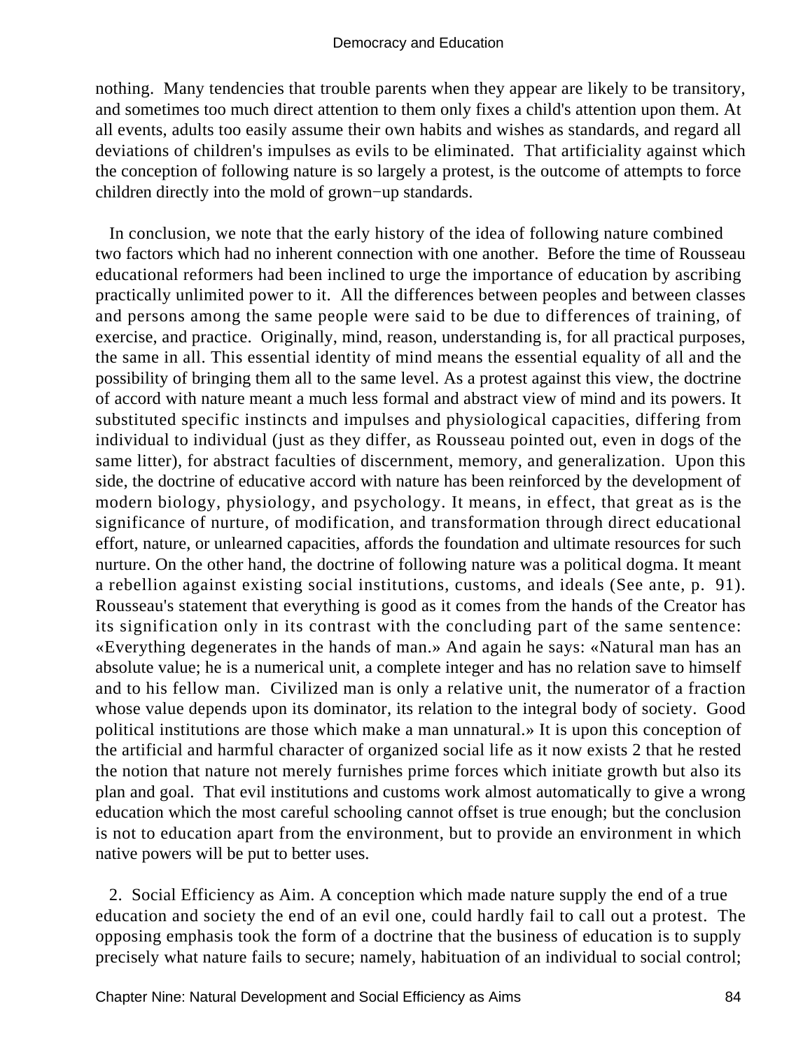nothing. Many tendencies that trouble parents when they appear are likely to be transitory, and sometimes too much direct attention to them only fixes a child's attention upon them. At all events, adults too easily assume their own habits and wishes as standards, and regard all deviations of children's impulses as evils to be eliminated. That artificiality against which the conception of following nature is so largely a protest, is the outcome of attempts to force children directly into the mold of grown−up standards.

In conclusion, we note that the early history of the idea of following nature combined two factors which had no inherent connection with one another. Before the time of Rousseau educational reformers had been inclined to urge the importance of education by ascribing practically unlimited power to it. All the differences between peoples and between classes and persons among the same people were said to be due to differences of training, of exercise, and practice. Originally, mind, reason, understanding is, for all practical purposes, the same in all. This essential identity of mind means the essential equality of all and the possibility of bringing them all to the same level. As a protest against this view, the doctrine of accord with nature meant a much less formal and abstract view of mind and its powers. It substituted specific instincts and impulses and physiological capacities, differing from individual to individual (just as they differ, as Rousseau pointed out, even in dogs of the same litter), for abstract faculties of discernment, memory, and generalization. Upon this side, the doctrine of educative accord with nature has been reinforced by the development of modern biology, physiology, and psychology. It means, in effect, that great as is the significance of nurture, of modification, and transformation through direct educational effort, nature, or unlearned capacities, affords the foundation and ultimate resources for such nurture. On the other hand, the doctrine of following nature was a political dogma. It meant a rebellion against existing social institutions, customs, and ideals (See ante, p. 91). Rousseau's statement that everything is good as it comes from the hands of the Creator has its signification only in its contrast with the concluding part of the same sentence: «Everything degenerates in the hands of man.» And again he says: «Natural man has an absolute value; he is a numerical unit, a complete integer and has no relation save to himself and to his fellow man. Civilized man is only a relative unit, the numerator of a fraction whose value depends upon its dominator, its relation to the integral body of society. Good political institutions are those which make a man unnatural.» It is upon this conception of the artificial and harmful character of organized social life as it now exists 2 that he rested the notion that nature not merely furnishes prime forces which initiate growth but also its plan and goal. That evil institutions and customs work almost automatically to give a wrong education which the most careful schooling cannot offset is true enough; but the conclusion is not to education apart from the environment, but to provide an environment in which native powers will be put to better uses.

2. Social Efficiency as Aim. A conception which made nature supply the end of a true education and society the end of an evil one, could hardly fail to call out a protest. The opposing emphasis took the form of a doctrine that the business of education is to supply precisely what nature fails to secure; namely, habituation of an individual to social control;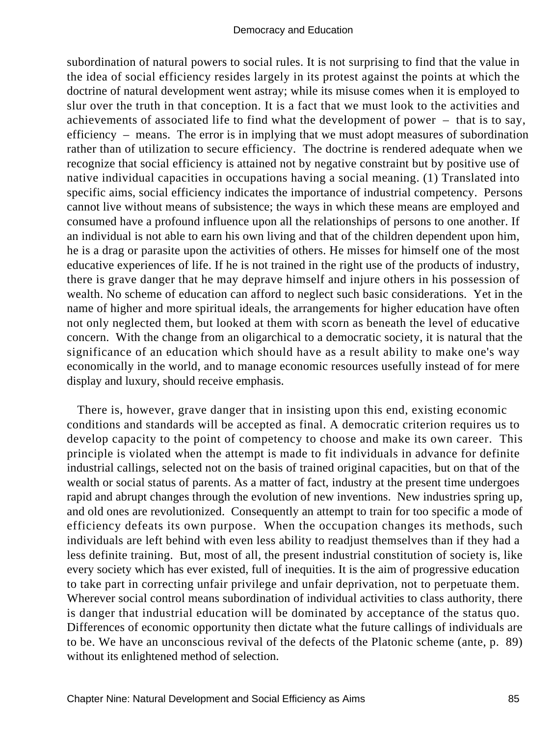subordination of natural powers to social rules. It is not surprising to find that the value in the idea of social efficiency resides largely in its protest against the points at which the doctrine of natural development went astray; while its misuse comes when it is employed to slur over the truth in that conception. It is a fact that we must look to the activities and achievements of associated life to find what the development of power – that is to say, efficiency – means. The error is in implying that we must adopt measures of subordination rather than of utilization to secure efficiency. The doctrine is rendered adequate when we recognize that social efficiency is attained not by negative constraint but by positive use of native individual capacities in occupations having a social meaning. (1) Translated into specific aims, social efficiency indicates the importance of industrial competency. Persons cannot live without means of subsistence; the ways in which these means are employed and consumed have a profound influence upon all the relationships of persons to one another. If an individual is not able to earn his own living and that of the children dependent upon him, he is a drag or parasite upon the activities of others. He misses for himself one of the most educative experiences of life. If he is not trained in the right use of the products of industry, there is grave danger that he may deprave himself and injure others in his possession of wealth. No scheme of education can afford to neglect such basic considerations. Yet in the name of higher and more spiritual ideals, the arrangements for higher education have often not only neglected them, but looked at them with scorn as beneath the level of educative concern. With the change from an oligarchical to a democratic society, it is natural that the significance of an education which should have as a result ability to make one's way economically in the world, and to manage economic resources usefully instead of for mere display and luxury, should receive emphasis.

There is, however, grave danger that in insisting upon this end, existing economic conditions and standards will be accepted as final. A democratic criterion requires us to develop capacity to the point of competency to choose and make its own career. This principle is violated when the attempt is made to fit individuals in advance for definite industrial callings, selected not on the basis of trained original capacities, but on that of the wealth or social status of parents. As a matter of fact, industry at the present time undergoes rapid and abrupt changes through the evolution of new inventions. New industries spring up, and old ones are revolutionized. Consequently an attempt to train for too specific a mode of efficiency defeats its own purpose. When the occupation changes its methods, such individuals are left behind with even less ability to readjust themselves than if they had a less definite training. But, most of all, the present industrial constitution of society is, like every society which has ever existed, full of inequities. It is the aim of progressive education to take part in correcting unfair privilege and unfair deprivation, not to perpetuate them. Wherever social control means subordination of individual activities to class authority, there is danger that industrial education will be dominated by acceptance of the status quo. Differences of economic opportunity then dictate what the future callings of individuals are to be. We have an unconscious revival of the defects of the Platonic scheme (ante, p. 89) without its enlightened method of selection.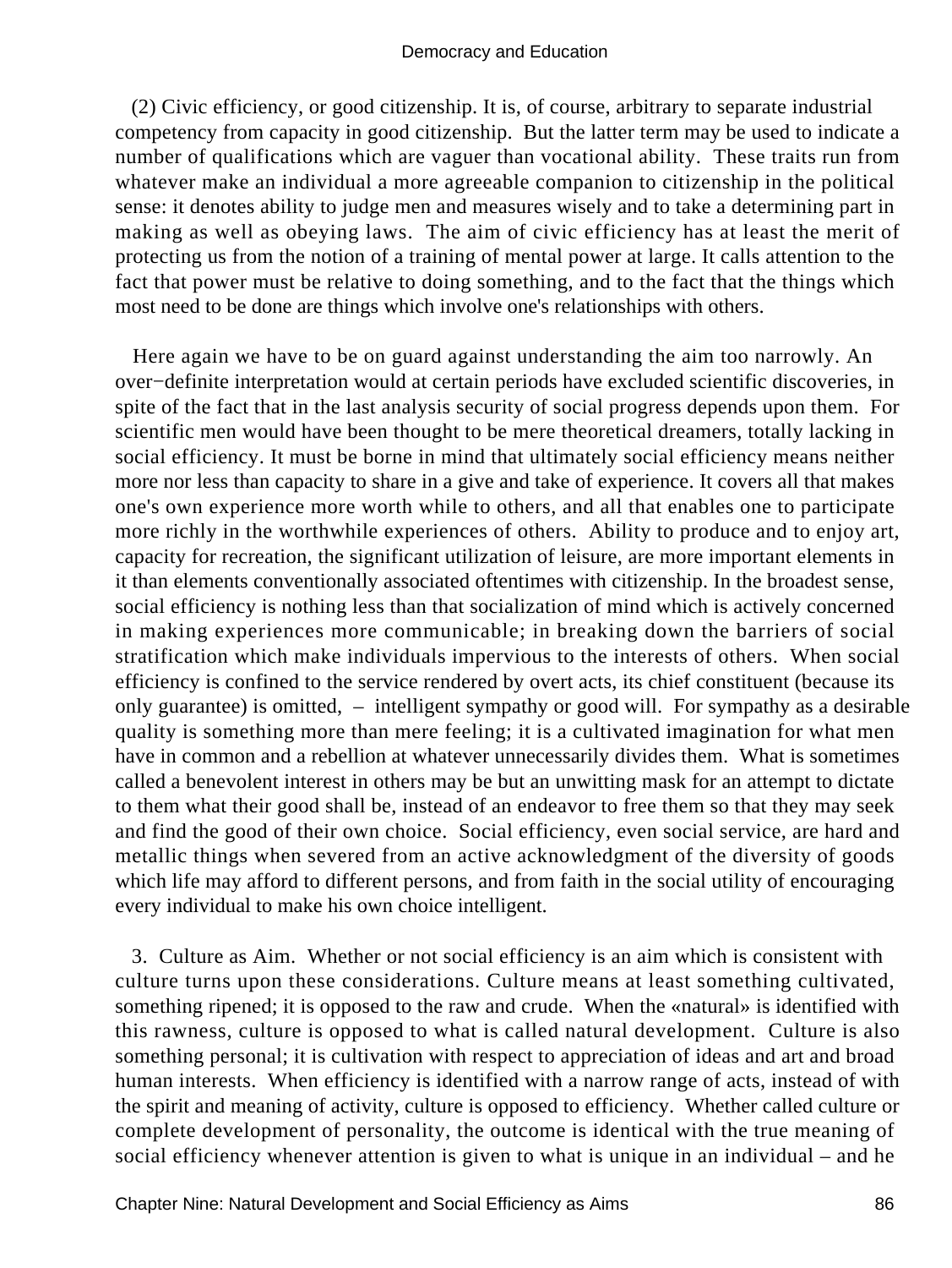(2) Civic efficiency, or good citizenship. It is, of course, arbitrary to separate industrial competency from capacity in good citizenship. But the latter term may be used to indicate a number of qualifications which are vaguer than vocational ability. These traits run from whatever make an individual a more agreeable companion to citizenship in the political sense: it denotes ability to judge men and measures wisely and to take a determining part in making as well as obeying laws. The aim of civic efficiency has at least the merit of protecting us from the notion of a training of mental power at large. It calls attention to the fact that power must be relative to doing something, and to the fact that the things which most need to be done are things which involve one's relationships with others.

Here again we have to be on guard against understanding the aim too narrowly. An over−definite interpretation would at certain periods have excluded scientific discoveries, in spite of the fact that in the last analysis security of social progress depends upon them. For scientific men would have been thought to be mere theoretical dreamers, totally lacking in social efficiency. It must be borne in mind that ultimately social efficiency means neither more nor less than capacity to share in a give and take of experience. It covers all that makes one's own experience more worth while to others, and all that enables one to participate more richly in the worthwhile experiences of others. Ability to produce and to enjoy art, capacity for recreation, the significant utilization of leisure, are more important elements in it than elements conventionally associated oftentimes with citizenship. In the broadest sense, social efficiency is nothing less than that socialization of mind which is actively concerned in making experiences more communicable; in breaking down the barriers of social stratification which make individuals impervious to the interests of others. When social efficiency is confined to the service rendered by overt acts, its chief constituent (because its only guarantee) is omitted, – intelligent sympathy or good will. For sympathy as a desirable quality is something more than mere feeling; it is a cultivated imagination for what men have in common and a rebellion at whatever unnecessarily divides them. What is sometimes called a benevolent interest in others may be but an unwitting mask for an attempt to dictate to them what their good shall be, instead of an endeavor to free them so that they may seek and find the good of their own choice. Social efficiency, even social service, are hard and metallic things when severed from an active acknowledgment of the diversity of goods which life may afford to different persons, and from faith in the social utility of encouraging every individual to make his own choice intelligent.

3. Culture as Aim. Whether or not social efficiency is an aim which is consistent with culture turns upon these considerations. Culture means at least something cultivated, something ripened; it is opposed to the raw and crude. When the «natural» is identified with this rawness, culture is opposed to what is called natural development. Culture is also something personal; it is cultivation with respect to appreciation of ideas and art and broad human interests. When efficiency is identified with a narrow range of acts, instead of with the spirit and meaning of activity, culture is opposed to efficiency. Whether called culture or complete development of personality, the outcome is identical with the true meaning of social efficiency whenever attention is given to what is unique in an individual – and he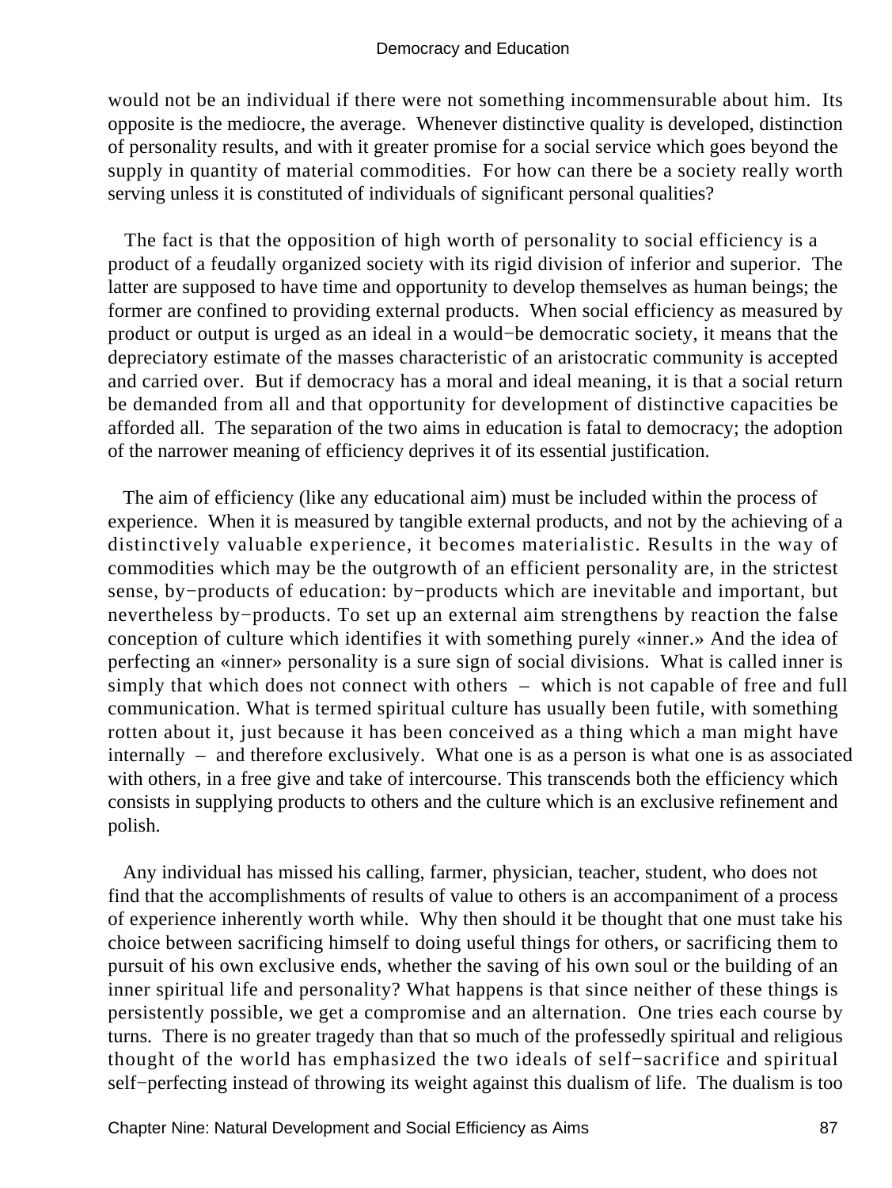would not be an individual if there were not something incommensurable about him. Its opposite is the mediocre, the average. Whenever distinctive quality is developed, distinction of personality results, and with it greater promise for a social service which goes beyond the supply in quantity of material commodities. For how can there be a society really worth serving unless it is constituted of individuals of significant personal qualities?

The fact is that the opposition of high worth of personality to social efficiency is a product of a feudally organized society with its rigid division of inferior and superior. The latter are supposed to have time and opportunity to develop themselves as human beings; the former are confined to providing external products. When social efficiency as measured by product or output is urged as an ideal in a would−be democratic society, it means that the depreciatory estimate of the masses characteristic of an aristocratic community is accepted and carried over. But if democracy has a moral and ideal meaning, it is that a social return be demanded from all and that opportunity for development of distinctive capacities be afforded all. The separation of the two aims in education is fatal to democracy; the adoption of the narrower meaning of efficiency deprives it of its essential justification.

The aim of efficiency (like any educational aim) must be included within the process of experience. When it is measured by tangible external products, and not by the achieving of a distinctively valuable experience, it becomes materialistic. Results in the way of commodities which may be the outgrowth of an efficient personality are, in the strictest sense, by−products of education: by−products which are inevitable and important, but nevertheless by−products. To set up an external aim strengthens by reaction the false conception of culture which identifies it with something purely «inner.» And the idea of perfecting an «inner» personality is a sure sign of social divisions. What is called inner is simply that which does not connect with others – which is not capable of free and full communication. What is termed spiritual culture has usually been futile, with something rotten about it, just because it has been conceived as a thing which a man might have internally – and therefore exclusively. What one is as a person is what one is as associated with others, in a free give and take of intercourse. This transcends both the efficiency which consists in supplying products to others and the culture which is an exclusive refinement and polish.

Any individual has missed his calling, farmer, physician, teacher, student, who does not find that the accomplishments of results of value to others is an accompaniment of a process of experience inherently worth while. Why then should it be thought that one must take his choice between sacrificing himself to doing useful things for others, or sacrificing them to pursuit of his own exclusive ends, whether the saving of his own soul or the building of an inner spiritual life and personality? What happens is that since neither of these things is persistently possible, we get a compromise and an alternation. One tries each course by turns. There is no greater tragedy than that so much of the professedly spiritual and religious thought of the world has emphasized the two ideals of self−sacrifice and spiritual self−perfecting instead of throwing its weight against this dualism of life. The dualism is too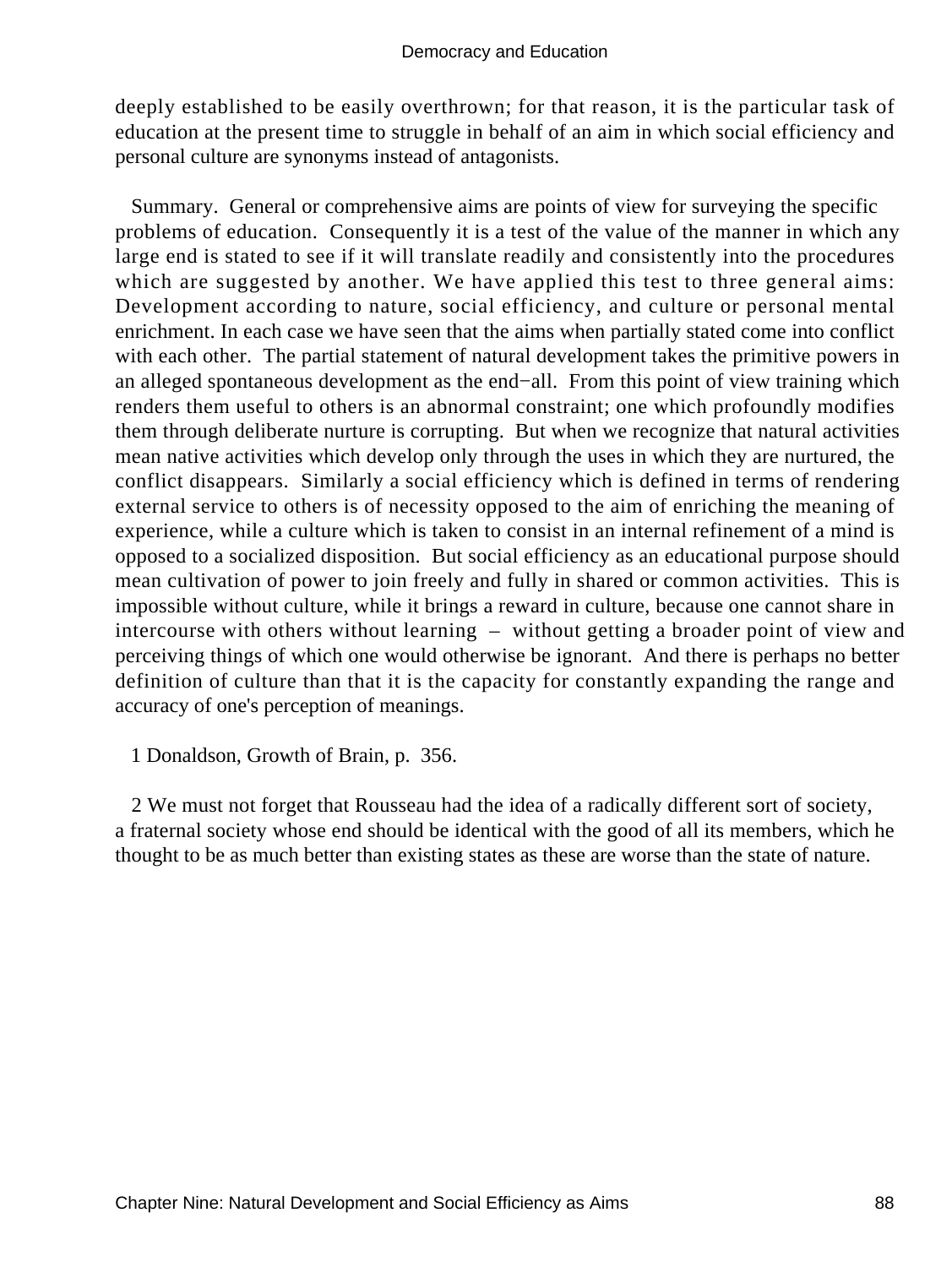deeply established to be easily overthrown; for that reason, it is the particular task of education at the present time to struggle in behalf of an aim in which social efficiency and personal culture are synonyms instead of antagonists.

Summary. General or comprehensive aims are points of view for surveying the specific problems of education. Consequently it is a test of the value of the manner in which any large end is stated to see if it will translate readily and consistently into the procedures which are suggested by another. We have applied this test to three general aims: Development according to nature, social efficiency, and culture or personal mental enrichment. In each case we have seen that the aims when partially stated come into conflict with each other. The partial statement of natural development takes the primitive powers in an alleged spontaneous development as the end−all. From this point of view training which renders them useful to others is an abnormal constraint; one which profoundly modifies them through deliberate nurture is corrupting. But when we recognize that natural activities mean native activities which develop only through the uses in which they are nurtured, the conflict disappears. Similarly a social efficiency which is defined in terms of rendering external service to others is of necessity opposed to the aim of enriching the meaning of experience, while a culture which is taken to consist in an internal refinement of a mind is opposed to a socialized disposition. But social efficiency as an educational purpose should mean cultivation of power to join freely and fully in shared or common activities. This is impossible without culture, while it brings a reward in culture, because one cannot share in intercourse with others without learning – without getting a broader point of view and perceiving things of which one would otherwise be ignorant. And there is perhaps no better definition of culture than that it is the capacity for constantly expanding the range and accuracy of one's perception of meanings.

1 Donaldson, Growth of Brain, p. 356.

2 We must not forget that Rousseau had the idea of a radically different sort of society, a fraternal society whose end should be identical with the good of all its members, which he thought to be as much better than existing states as these are worse than the state of nature.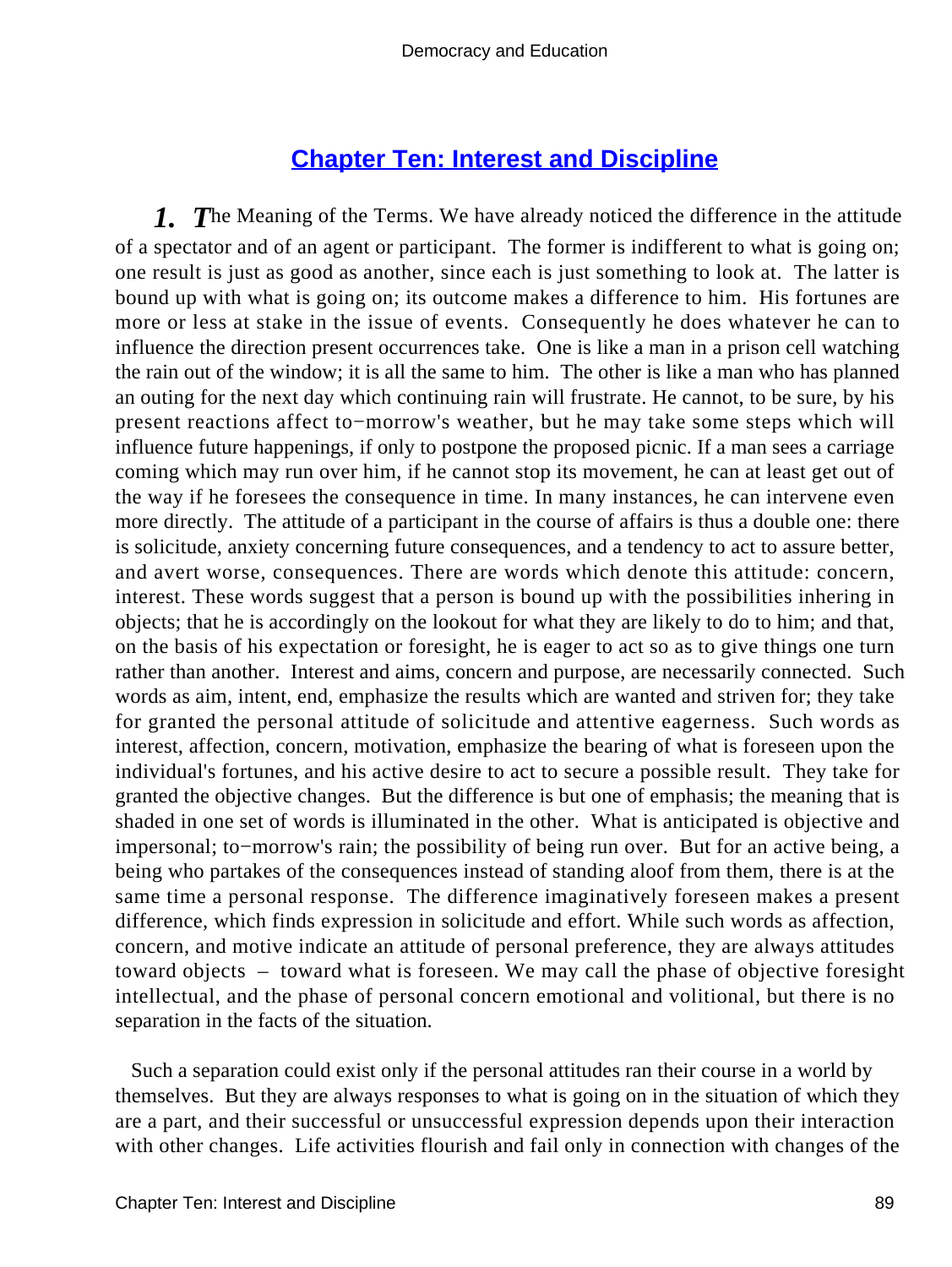## Chapter Ten: Interest and Discipline

***1.*** ***T***he Meaning of the Terms. We have already noticed the difference in the attitude of a spectator and of an agent or participant. The former is indifferent to what is going on; one result is just as good as another, since each is just something to look at. The latter is bound up with what is going on; its outcome makes a difference to him. His fortunes are more or less at stake in the issue of events. Consequently he does whatever he can to influence the direction present occurrences take. One is like a man in a prison cell watching the rain out of the window; it is all the same to him. The other is like a man who has planned an outing for the next day which continuing rain will frustrate. He cannot, to be sure, by his present reactions affect to−morrow's weather, but he may take some steps which will influence future happenings, if only to postpone the proposed picnic. If a man sees a carriage coming which may run over him, if he cannot stop its movement, he can at least get out of the way if he foresees the consequence in time. In many instances, he can intervene even more directly. The attitude of a participant in the course of affairs is thus a double one: there is solicitude, anxiety concerning future consequences, and a tendency to act to assure better, and avert worse, consequences. There are words which denote this attitude: concern, interest. These words suggest that a person is bound up with the possibilities inhering in objects; that he is accordingly on the lookout for what they are likely to do to him; and that, on the basis of his expectation or foresight, he is eager to act so as to give things one turn rather than another. Interest and aims, concern and purpose, are necessarily connected. Such words as aim, intent, end, emphasize the results which are wanted and striven for; they take for granted the personal attitude of solicitude and attentive eagerness. Such words as interest, affection, concern, motivation, emphasize the bearing of what is foreseen upon the individual's fortunes, and his active desire to act to secure a possible result. They take for granted the objective changes. But the difference is but one of emphasis; the meaning that is shaded in one set of words is illuminated in the other. What is anticipated is objective and impersonal; to−morrow's rain; the possibility of being run over. But for an active being, a being who partakes of the consequences instead of standing aloof from them, there is at the same time a personal response. The difference imaginatively foreseen makes a present difference, which finds expression in solicitude and effort. While such words as affection, concern, and motive indicate an attitude of personal preference, they are always attitudes toward objects – toward what is foreseen. We may call the phase of objective foresight intellectual, and the phase of personal concern emotional and volitional, but there is no separation in the facts of the situation.

Such a separation could exist only if the personal attitudes ran their course in a world by themselves. But they are always responses to what is going on in the situation of which they are a part, and their successful or unsuccessful expression depends upon their interaction with other changes. Life activities flourish and fail only in connection with changes of the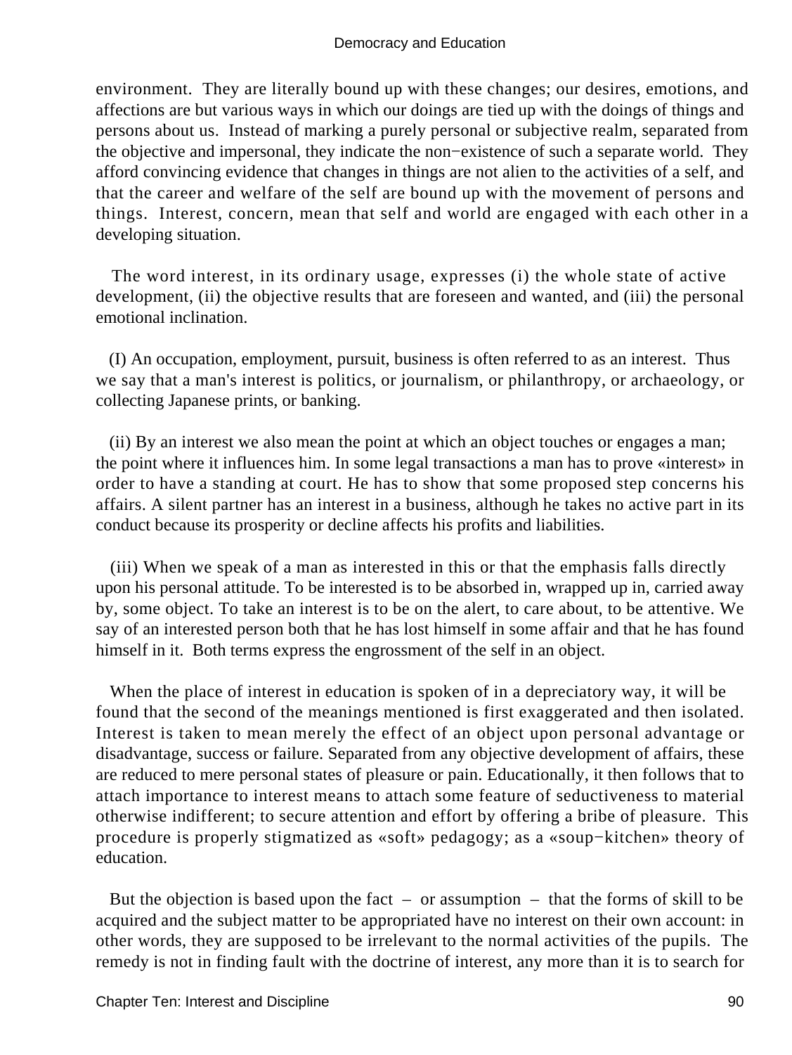environment. They are literally bound up with these changes; our desires, emotions, and affections are but various ways in which our doings are tied up with the doings of things and persons about us. Instead of marking a purely personal or subjective realm, separated from the objective and impersonal, they indicate the non−existence of such a separate world. They afford convincing evidence that changes in things are not alien to the activities of a self, and that the career and welfare of the self are bound up with the movement of persons and things. Interest, concern, mean that self and world are engaged with each other in a developing situation.

The word interest, in its ordinary usage, expresses (i) the whole state of active development, (ii) the objective results that are foreseen and wanted, and (iii) the personal emotional inclination.

(I) An occupation, employment, pursuit, business is often referred to as an interest. Thus we say that a man's interest is politics, or journalism, or philanthropy, or archaeology, or collecting Japanese prints, or banking.

(ii) By an interest we also mean the point at which an object touches or engages a man; the point where it influences him. In some legal transactions a man has to prove «interest» in order to have a standing at court. He has to show that some proposed step concerns his affairs. A silent partner has an interest in a business, although he takes no active part in its conduct because its prosperity or decline affects his profits and liabilities.

(iii) When we speak of a man as interested in this or that the emphasis falls directly upon his personal attitude. To be interested is to be absorbed in, wrapped up in, carried away by, some object. To take an interest is to be on the alert, to care about, to be attentive. We say of an interested person both that he has lost himself in some affair and that he has found himself in it. Both terms express the engrossment of the self in an object.

When the place of interest in education is spoken of in a depreciatory way, it will be found that the second of the meanings mentioned is first exaggerated and then isolated. Interest is taken to mean merely the effect of an object upon personal advantage or disadvantage, success or failure. Separated from any objective development of affairs, these are reduced to mere personal states of pleasure or pain. Educationally, it then follows that to attach importance to interest means to attach some feature of seductiveness to material otherwise indifferent; to secure attention and effort by offering a bribe of pleasure. This procedure is properly stigmatized as «soft» pedagogy; as a «soup−kitchen» theory of education.

But the objection is based upon the fact – or assumption – that the forms of skill to be acquired and the subject matter to be appropriated have no interest on their own account: in other words, they are supposed to be irrelevant to the normal activities of the pupils. The remedy is not in finding fault with the doctrine of interest, any more than it is to search for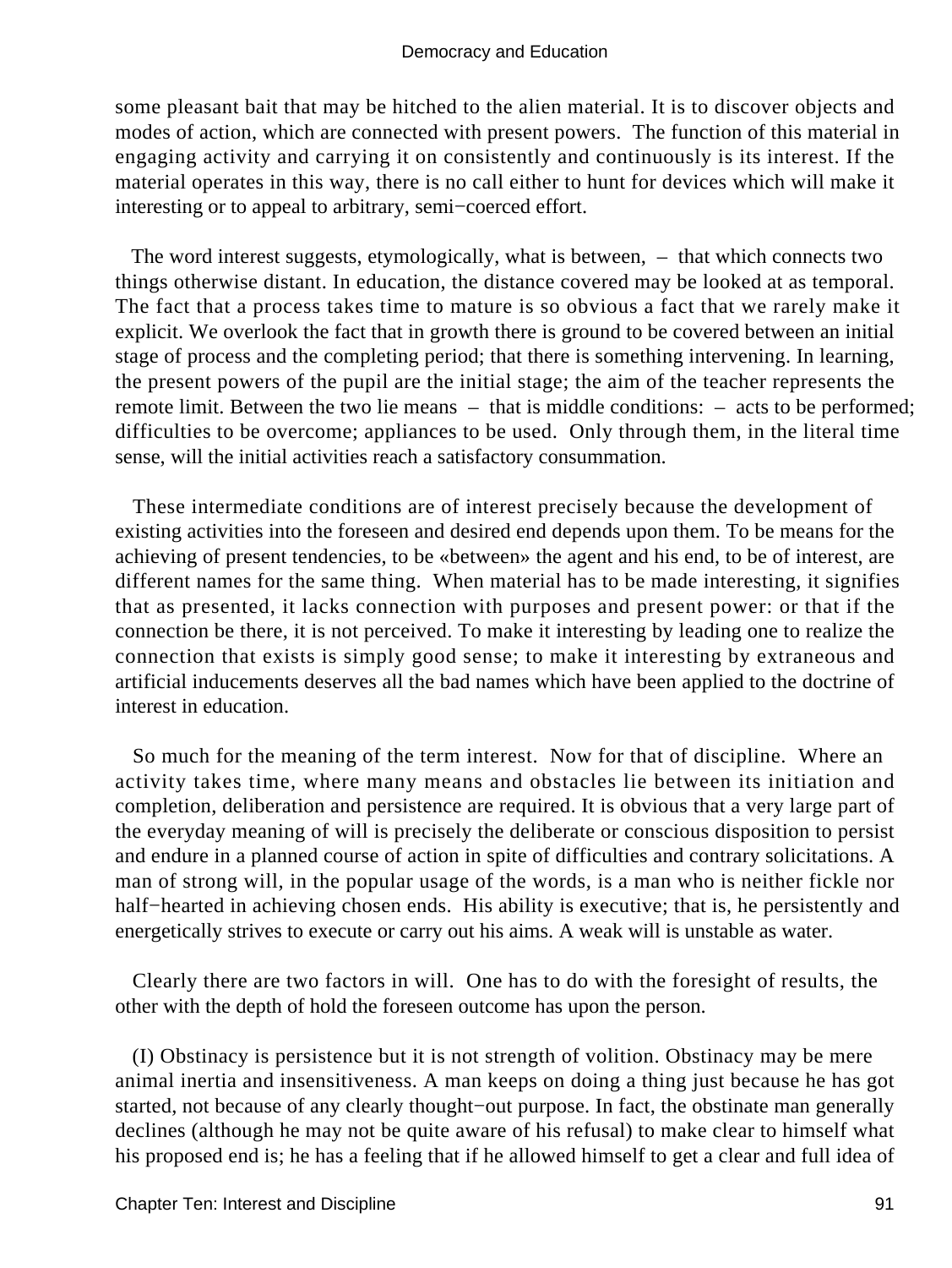some pleasant bait that may be hitched to the alien material. It is to discover objects and modes of action, which are connected with present powers. The function of this material in engaging activity and carrying it on consistently and continuously is its interest. If the material operates in this way, there is no call either to hunt for devices which will make it interesting or to appeal to arbitrary, semi−coerced effort.

The word interest suggests, etymologically, what is between, – that which connects two things otherwise distant. In education, the distance covered may be looked at as temporal. The fact that a process takes time to mature is so obvious a fact that we rarely make it explicit. We overlook the fact that in growth there is ground to be covered between an initial stage of process and the completing period; that there is something intervening. In learning, the present powers of the pupil are the initial stage; the aim of the teacher represents the remote limit. Between the two lie means – that is middle conditions: – acts to be performed; difficulties to be overcome; appliances to be used. Only through them, in the literal time sense, will the initial activities reach a satisfactory consummation.

These intermediate conditions are of interest precisely because the development of existing activities into the foreseen and desired end depends upon them. To be means for the achieving of present tendencies, to be «between» the agent and his end, to be of interest, are different names for the same thing. When material has to be made interesting, it signifies that as presented, it lacks connection with purposes and present power: or that if the connection be there, it is not perceived. To make it interesting by leading one to realize the connection that exists is simply good sense; to make it interesting by extraneous and artificial inducements deserves all the bad names which have been applied to the doctrine of interest in education.

So much for the meaning of the term interest. Now for that of discipline. Where an activity takes time, where many means and obstacles lie between its initiation and completion, deliberation and persistence are required. It is obvious that a very large part of the everyday meaning of will is precisely the deliberate or conscious disposition to persist and endure in a planned course of action in spite of difficulties and contrary solicitations. A man of strong will, in the popular usage of the words, is a man who is neither fickle nor half−hearted in achieving chosen ends. His ability is executive; that is, he persistently and energetically strives to execute or carry out his aims. A weak will is unstable as water.

Clearly there are two factors in will. One has to do with the foresight of results, the other with the depth of hold the foreseen outcome has upon the person.

(I) Obstinacy is persistence but it is not strength of volition. Obstinacy may be mere animal inertia and insensitiveness. A man keeps on doing a thing just because he has got started, not because of any clearly thought−out purpose. In fact, the obstinate man generally declines (although he may not be quite aware of his refusal) to make clear to himself what his proposed end is; he has a feeling that if he allowed himself to get a clear and full idea of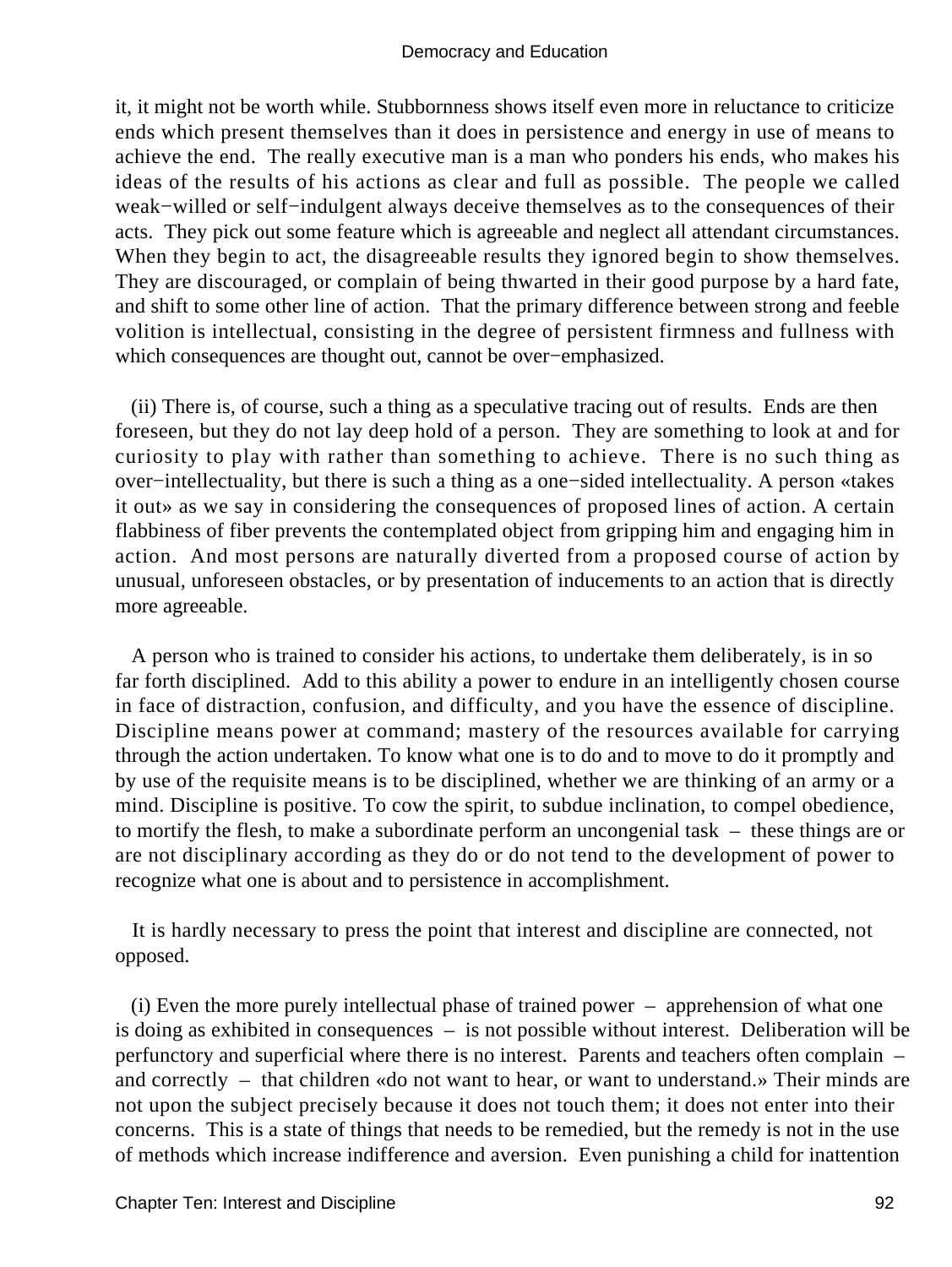it, it might not be worth while. Stubbornness shows itself even more in reluctance to criticize ends which present themselves than it does in persistence and energy in use of means to achieve the end. The really executive man is a man who ponders his ends, who makes his ideas of the results of his actions as clear and full as possible. The people we called weak−willed or self−indulgent always deceive themselves as to the consequences of their acts. They pick out some feature which is agreeable and neglect all attendant circumstances. When they begin to act, the disagreeable results they ignored begin to show themselves. They are discouraged, or complain of being thwarted in their good purpose by a hard fate, and shift to some other line of action. That the primary difference between strong and feeble volition is intellectual, consisting in the degree of persistent firmness and fullness with which consequences are thought out, cannot be over−emphasized.

(ii) There is, of course, such a thing as a speculative tracing out of results. Ends are then foreseen, but they do not lay deep hold of a person. They are something to look at and for curiosity to play with rather than something to achieve. There is no such thing as over−intellectuality, but there is such a thing as a one−sided intellectuality. A person «takes it out» as we say in considering the consequences of proposed lines of action. A certain flabbiness of fiber prevents the contemplated object from gripping him and engaging him in action. And most persons are naturally diverted from a proposed course of action by unusual, unforeseen obstacles, or by presentation of inducements to an action that is directly more agreeable.

A person who is trained to consider his actions, to undertake them deliberately, is in so far forth disciplined. Add to this ability a power to endure in an intelligently chosen course in face of distraction, confusion, and difficulty, and you have the essence of discipline. Discipline means power at command; mastery of the resources available for carrying through the action undertaken. To know what one is to do and to move to do it promptly and by use of the requisite means is to be disciplined, whether we are thinking of an army or a mind. Discipline is positive. To cow the spirit, to subdue inclination, to compel obedience, to mortify the flesh, to make a subordinate perform an uncongenial task – these things are or are not disciplinary according as they do or do not tend to the development of power to recognize what one is about and to persistence in accomplishment.

It is hardly necessary to press the point that interest and discipline are connected, not opposed.

(i) Even the more purely intellectual phase of trained power – apprehension of what one is doing as exhibited in consequences – is not possible without interest. Deliberation will be perfunctory and superficial where there is no interest. Parents and teachers often complain – and correctly – that children «do not want to hear, or want to understand.» Their minds are not upon the subject precisely because it does not touch them; it does not enter into their concerns. This is a state of things that needs to be remedied, but the remedy is not in the use of methods which increase indifference and aversion. Even punishing a child for inattention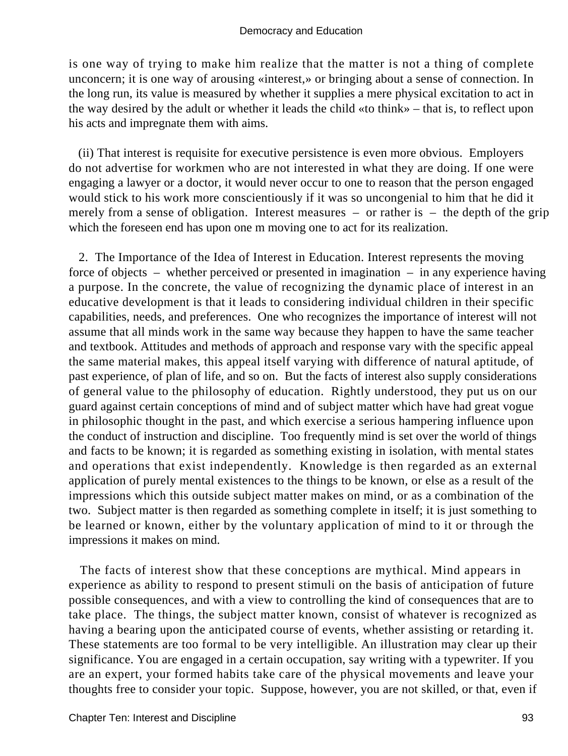is one way of trying to make him realize that the matter is not a thing of complete unconcern; it is one way of arousing «interest,» or bringing about a sense of connection. In the long run, its value is measured by whether it supplies a mere physical excitation to act in the way desired by the adult or whether it leads the child «to think» – that is, to reflect upon his acts and impregnate them with aims.

(ii) That interest is requisite for executive persistence is even more obvious. Employers do not advertise for workmen who are not interested in what they are doing. If one were engaging a lawyer or a doctor, it would never occur to one to reason that the person engaged would stick to his work more conscientiously if it was so uncongenial to him that he did it merely from a sense of obligation. Interest measures – or rather is – the depth of the grip which the foreseen end has upon one m moving one to act for its realization.

2. The Importance of the Idea of Interest in Education. Interest represents the moving force of objects – whether perceived or presented in imagination – in any experience having a purpose. In the concrete, the value of recognizing the dynamic place of interest in an educative development is that it leads to considering individual children in their specific capabilities, needs, and preferences. One who recognizes the importance of interest will not assume that all minds work in the same way because they happen to have the same teacher and textbook. Attitudes and methods of approach and response vary with the specific appeal the same material makes, this appeal itself varying with difference of natural aptitude, of past experience, of plan of life, and so on. But the facts of interest also supply considerations of general value to the philosophy of education. Rightly understood, they put us on our guard against certain conceptions of mind and of subject matter which have had great vogue in philosophic thought in the past, and which exercise a serious hampering influence upon the conduct of instruction and discipline. Too frequently mind is set over the world of things and facts to be known; it is regarded as something existing in isolation, with mental states and operations that exist independently. Knowledge is then regarded as an external application of purely mental existences to the things to be known, or else as a result of the impressions which this outside subject matter makes on mind, or as a combination of the two. Subject matter is then regarded as something complete in itself; it is just something to be learned or known, either by the voluntary application of mind to it or through the impressions it makes on mind.

The facts of interest show that these conceptions are mythical. Mind appears in experience as ability to respond to present stimuli on the basis of anticipation of future possible consequences, and with a view to controlling the kind of consequences that are to take place. The things, the subject matter known, consist of whatever is recognized as having a bearing upon the anticipated course of events, whether assisting or retarding it. These statements are too formal to be very intelligible. An illustration may clear up their significance. You are engaged in a certain occupation, say writing with a typewriter. If you are an expert, your formed habits take care of the physical movements and leave your thoughts free to consider your topic. Suppose, however, you are not skilled, or that, even if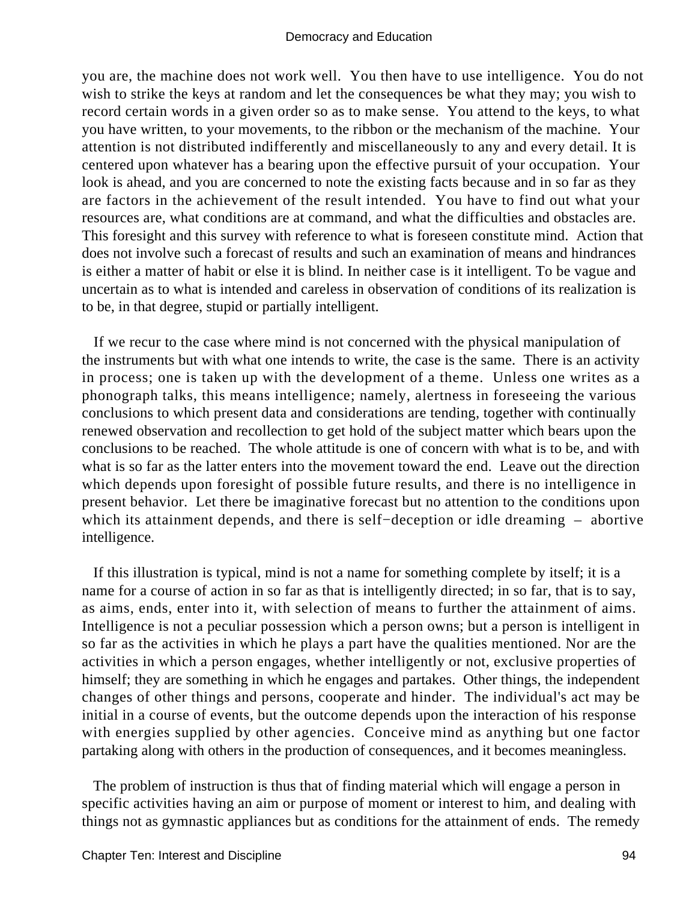you are, the machine does not work well. You then have to use intelligence. You do not wish to strike the keys at random and let the consequences be what they may; you wish to record certain words in a given order so as to make sense. You attend to the keys, to what you have written, to your movements, to the ribbon or the mechanism of the machine. Your attention is not distributed indifferently and miscellaneously to any and every detail. It is centered upon whatever has a bearing upon the effective pursuit of your occupation. Your look is ahead, and you are concerned to note the existing facts because and in so far as they are factors in the achievement of the result intended. You have to find out what your resources are, what conditions are at command, and what the difficulties and obstacles are. This foresight and this survey with reference to what is foreseen constitute mind. Action that does not involve such a forecast of results and such an examination of means and hindrances is either a matter of habit or else it is blind. In neither case is it intelligent. To be vague and uncertain as to what is intended and careless in observation of conditions of its realization is to be, in that degree, stupid or partially intelligent.

If we recur to the case where mind is not concerned with the physical manipulation of the instruments but with what one intends to write, the case is the same. There is an activity in process; one is taken up with the development of a theme. Unless one writes as a phonograph talks, this means intelligence; namely, alertness in foreseeing the various conclusions to which present data and considerations are tending, together with continually renewed observation and recollection to get hold of the subject matter which bears upon the conclusions to be reached. The whole attitude is one of concern with what is to be, and with what is so far as the latter enters into the movement toward the end. Leave out the direction which depends upon foresight of possible future results, and there is no intelligence in present behavior. Let there be imaginative forecast but no attention to the conditions upon which its attainment depends, and there is self−deception or idle dreaming – abortive intelligence.

If this illustration is typical, mind is not a name for something complete by itself; it is a name for a course of action in so far as that is intelligently directed; in so far, that is to say, as aims, ends, enter into it, with selection of means to further the attainment of aims. Intelligence is not a peculiar possession which a person owns; but a person is intelligent in so far as the activities in which he plays a part have the qualities mentioned. Nor are the activities in which a person engages, whether intelligently or not, exclusive properties of himself; they are something in which he engages and partakes. Other things, the independent changes of other things and persons, cooperate and hinder. The individual's act may be initial in a course of events, but the outcome depends upon the interaction of his response with energies supplied by other agencies. Conceive mind as anything but one factor partaking along with others in the production of consequences, and it becomes meaningless.

The problem of instruction is thus that of finding material which will engage a person in specific activities having an aim or purpose of moment or interest to him, and dealing with things not as gymnastic appliances but as conditions for the attainment of ends. The remedy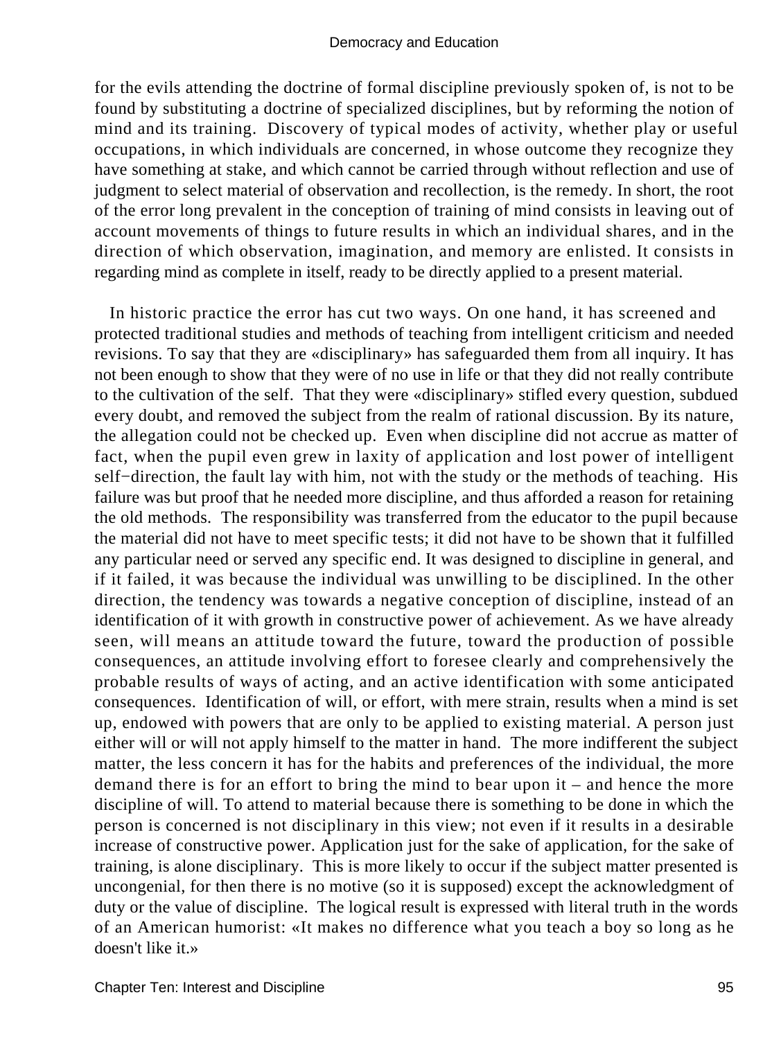for the evils attending the doctrine of formal discipline previously spoken of, is not to be found by substituting a doctrine of specialized disciplines, but by reforming the notion of mind and its training. Discovery of typical modes of activity, whether play or useful occupations, in which individuals are concerned, in whose outcome they recognize they have something at stake, and which cannot be carried through without reflection and use of judgment to select material of observation and recollection, is the remedy. In short, the root of the error long prevalent in the conception of training of mind consists in leaving out of account movements of things to future results in which an individual shares, and in the direction of which observation, imagination, and memory are enlisted. It consists in regarding mind as complete in itself, ready to be directly applied to a present material.

In historic practice the error has cut two ways. On one hand, it has screened and protected traditional studies and methods of teaching from intelligent criticism and needed revisions. To say that they are «disciplinary» has safeguarded them from all inquiry. It has not been enough to show that they were of no use in life or that they did not really contribute to the cultivation of the self. That they were «disciplinary» stifled every question, subdued every doubt, and removed the subject from the realm of rational discussion. By its nature, the allegation could not be checked up. Even when discipline did not accrue as matter of fact, when the pupil even grew in laxity of application and lost power of intelligent self−direction, the fault lay with him, not with the study or the methods of teaching. His failure was but proof that he needed more discipline, and thus afforded a reason for retaining the old methods. The responsibility was transferred from the educator to the pupil because the material did not have to meet specific tests; it did not have to be shown that it fulfilled any particular need or served any specific end. It was designed to discipline in general, and if it failed, it was because the individual was unwilling to be disciplined. In the other direction, the tendency was towards a negative conception of discipline, instead of an identification of it with growth in constructive power of achievement. As we have already seen, will means an attitude toward the future, toward the production of possible consequences, an attitude involving effort to foresee clearly and comprehensively the probable results of ways of acting, and an active identification with some anticipated consequences. Identification of will, or effort, with mere strain, results when a mind is set up, endowed with powers that are only to be applied to existing material. A person just either will or will not apply himself to the matter in hand. The more indifferent the subject matter, the less concern it has for the habits and preferences of the individual, the more demand there is for an effort to bring the mind to bear upon it – and hence the more discipline of will. To attend to material because there is something to be done in which the person is concerned is not disciplinary in this view; not even if it results in a desirable increase of constructive power. Application just for the sake of application, for the sake of training, is alone disciplinary. This is more likely to occur if the subject matter presented is uncongenial, for then there is no motive (so it is supposed) except the acknowledgment of duty or the value of discipline. The logical result is expressed with literal truth in the words of an American humorist: «It makes no difference what you teach a boy so long as he doesn't like it.»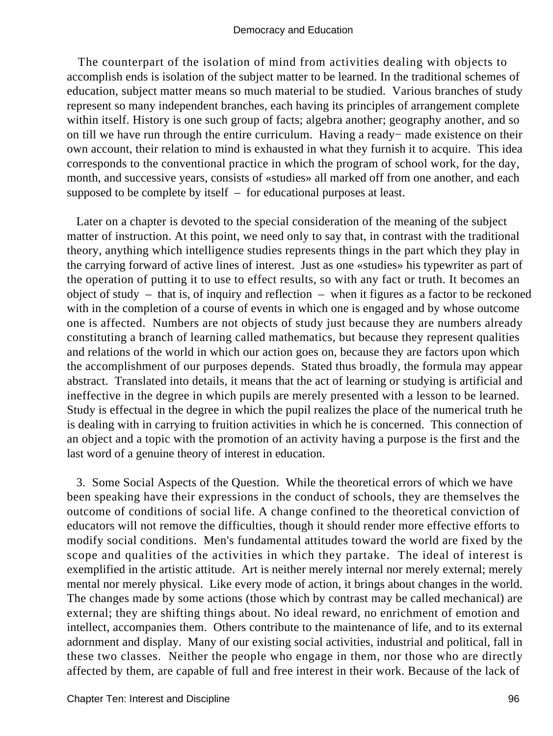The counterpart of the isolation of mind from activities dealing with objects to accomplish ends is isolation of the subject matter to be learned. In the traditional schemes of education, subject matter means so much material to be studied. Various branches of study represent so many independent branches, each having its principles of arrangement complete within itself. History is one such group of facts; algebra another; geography another, and so on till we have run through the entire curriculum. Having a ready− made existence on their own account, their relation to mind is exhausted in what they furnish it to acquire. This idea corresponds to the conventional practice in which the program of school work, for the day, month, and successive years, consists of «studies» all marked off from one another, and each supposed to be complete by itself – for educational purposes at least.

Later on a chapter is devoted to the special consideration of the meaning of the subject matter of instruction. At this point, we need only to say that, in contrast with the traditional theory, anything which intelligence studies represents things in the part which they play in the carrying forward of active lines of interest. Just as one «studies» his typewriter as part of the operation of putting it to use to effect results, so with any fact or truth. It becomes an object of study – that is, of inquiry and reflection – when it figures as a factor to be reckoned with in the completion of a course of events in which one is engaged and by whose outcome one is affected. Numbers are not objects of study just because they are numbers already constituting a branch of learning called mathematics, but because they represent qualities and relations of the world in which our action goes on, because they are factors upon which the accomplishment of our purposes depends. Stated thus broadly, the formula may appear abstract. Translated into details, it means that the act of learning or studying is artificial and ineffective in the degree in which pupils are merely presented with a lesson to be learned. Study is effectual in the degree in which the pupil realizes the place of the numerical truth he is dealing with in carrying to fruition activities in which he is concerned. This connection of an object and a topic with the promotion of an activity having a purpose is the first and the last word of a genuine theory of interest in education.

3. Some Social Aspects of the Question. While the theoretical errors of which we have been speaking have their expressions in the conduct of schools, they are themselves the outcome of conditions of social life. A change confined to the theoretical conviction of educators will not remove the difficulties, though it should render more effective efforts to modify social conditions. Men's fundamental attitudes toward the world are fixed by the scope and qualities of the activities in which they partake. The ideal of interest is exemplified in the artistic attitude. Art is neither merely internal nor merely external; merely mental nor merely physical. Like every mode of action, it brings about changes in the world. The changes made by some actions (those which by contrast may be called mechanical) are external; they are shifting things about. No ideal reward, no enrichment of emotion and intellect, accompanies them. Others contribute to the maintenance of life, and to its external adornment and display. Many of our existing social activities, industrial and political, fall in these two classes. Neither the people who engage in them, nor those who are directly affected by them, are capable of full and free interest in their work. Because of the lack of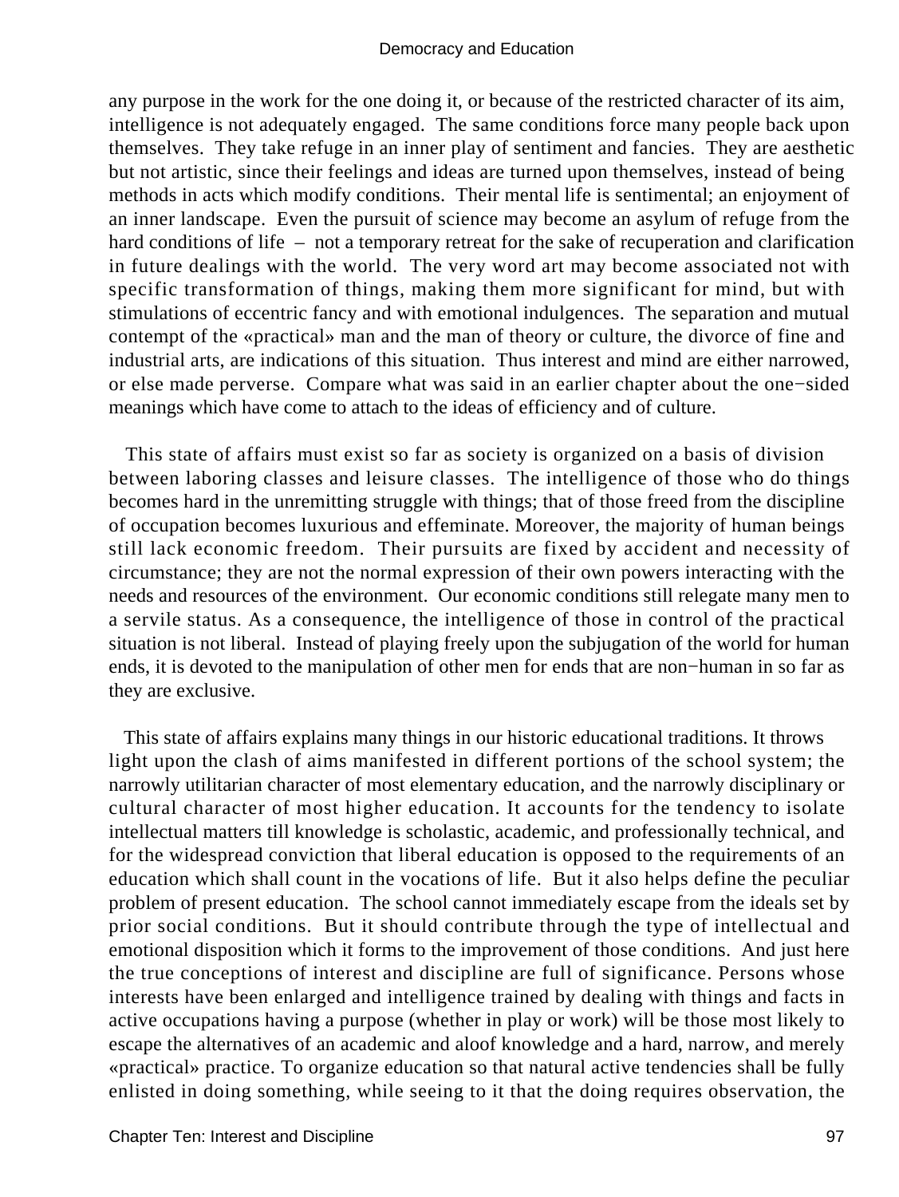any purpose in the work for the one doing it, or because of the restricted character of its aim, intelligence is not adequately engaged. The same conditions force many people back upon themselves. They take refuge in an inner play of sentiment and fancies. They are aesthetic but not artistic, since their feelings and ideas are turned upon themselves, instead of being methods in acts which modify conditions. Their mental life is sentimental; an enjoyment of an inner landscape. Even the pursuit of science may become an asylum of refuge from the hard conditions of life – not a temporary retreat for the sake of recuperation and clarification in future dealings with the world. The very word art may become associated not with specific transformation of things, making them more significant for mind, but with stimulations of eccentric fancy and with emotional indulgences. The separation and mutual contempt of the «practical» man and the man of theory or culture, the divorce of fine and industrial arts, are indications of this situation. Thus interest and mind are either narrowed, or else made perverse. Compare what was said in an earlier chapter about the one−sided meanings which have come to attach to the ideas of efficiency and of culture.

This state of affairs must exist so far as society is organized on a basis of division between laboring classes and leisure classes. The intelligence of those who do things becomes hard in the unremitting struggle with things; that of those freed from the discipline of occupation becomes luxurious and effeminate. Moreover, the majority of human beings still lack economic freedom. Their pursuits are fixed by accident and necessity of circumstance; they are not the normal expression of their own powers interacting with the needs and resources of the environment. Our economic conditions still relegate many men to a servile status. As a consequence, the intelligence of those in control of the practical situation is not liberal. Instead of playing freely upon the subjugation of the world for human ends, it is devoted to the manipulation of other men for ends that are non−human in so far as they are exclusive.

This state of affairs explains many things in our historic educational traditions. It throws light upon the clash of aims manifested in different portions of the school system; the narrowly utilitarian character of most elementary education, and the narrowly disciplinary or cultural character of most higher education. It accounts for the tendency to isolate intellectual matters till knowledge is scholastic, academic, and professionally technical, and for the widespread conviction that liberal education is opposed to the requirements of an education which shall count in the vocations of life. But it also helps define the peculiar problem of present education. The school cannot immediately escape from the ideals set by prior social conditions. But it should contribute through the type of intellectual and emotional disposition which it forms to the improvement of those conditions. And just here the true conceptions of interest and discipline are full of significance. Persons whose interests have been enlarged and intelligence trained by dealing with things and facts in active occupations having a purpose (whether in play or work) will be those most likely to escape the alternatives of an academic and aloof knowledge and a hard, narrow, and merely «practical» practice. To organize education so that natural active tendencies shall be fully enlisted in doing something, while seeing to it that the doing requires observation, the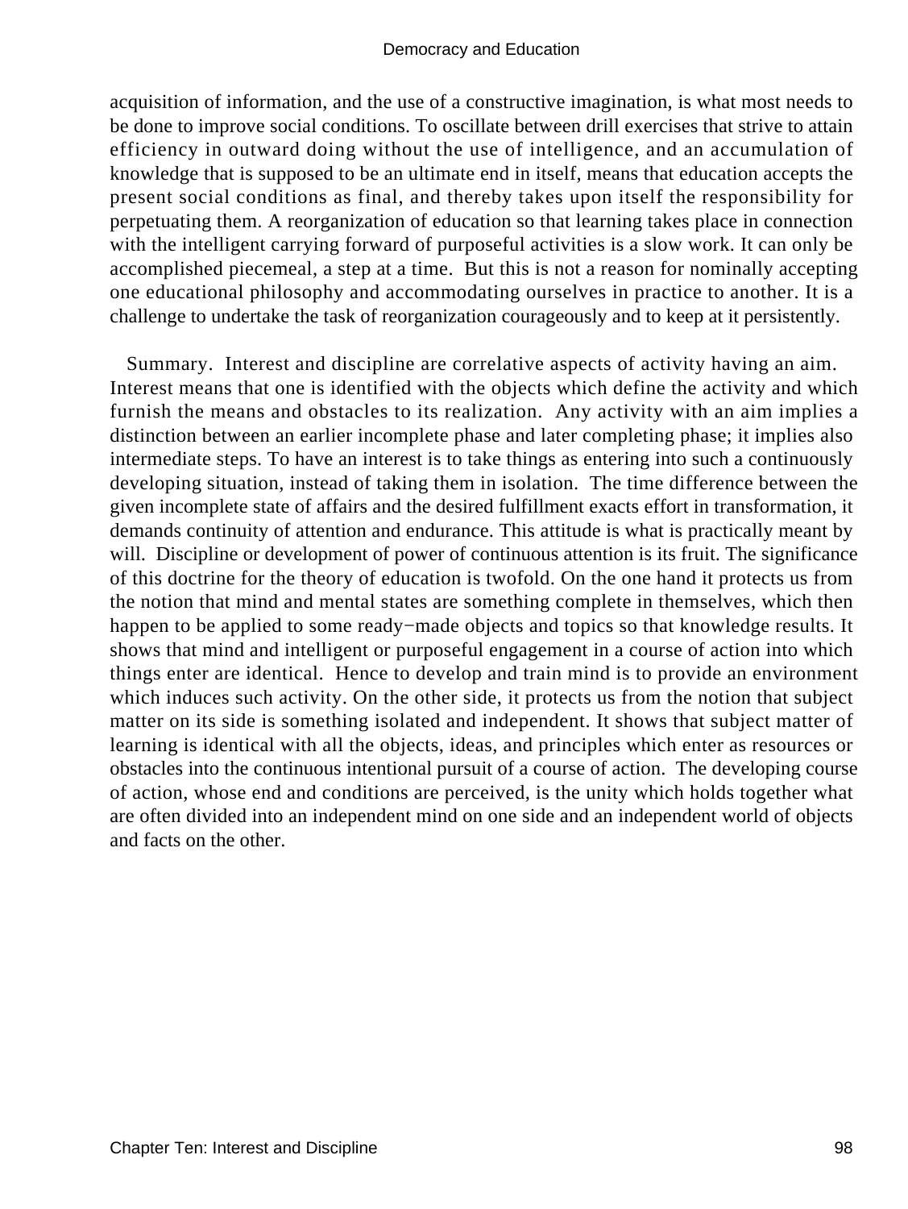acquisition of information, and the use of a constructive imagination, is what most needs to be done to improve social conditions. To oscillate between drill exercises that strive to attain efficiency in outward doing without the use of intelligence, and an accumulation of knowledge that is supposed to be an ultimate end in itself, means that education accepts the present social conditions as final, and thereby takes upon itself the responsibility for perpetuating them. A reorganization of education so that learning takes place in connection with the intelligent carrying forward of purposeful activities is a slow work. It can only be accomplished piecemeal, a step at a time. But this is not a reason for nominally accepting one educational philosophy and accommodating ourselves in practice to another. It is a challenge to undertake the task of reorganization courageously and to keep at it persistently.

Summary. Interest and discipline are correlative aspects of activity having an aim. Interest means that one is identified with the objects which define the activity and which furnish the means and obstacles to its realization. Any activity with an aim implies a distinction between an earlier incomplete phase and later completing phase; it implies also intermediate steps. To have an interest is to take things as entering into such a continuously developing situation, instead of taking them in isolation. The time difference between the given incomplete state of affairs and the desired fulfillment exacts effort in transformation, it demands continuity of attention and endurance. This attitude is what is practically meant by will. Discipline or development of power of continuous attention is its fruit. The significance of this doctrine for the theory of education is twofold. On the one hand it protects us from the notion that mind and mental states are something complete in themselves, which then happen to be applied to some ready−made objects and topics so that knowledge results. It shows that mind and intelligent or purposeful engagement in a course of action into which things enter are identical. Hence to develop and train mind is to provide an environment which induces such activity. On the other side, it protects us from the notion that subject matter on its side is something isolated and independent. It shows that subject matter of learning is identical with all the objects, ideas, and principles which enter as resources or obstacles into the continuous intentional pursuit of a course of action. The developing course of action, whose end and conditions are perceived, is the unity which holds together what are often divided into an independent mind on one side and an independent world of objects and facts on the other.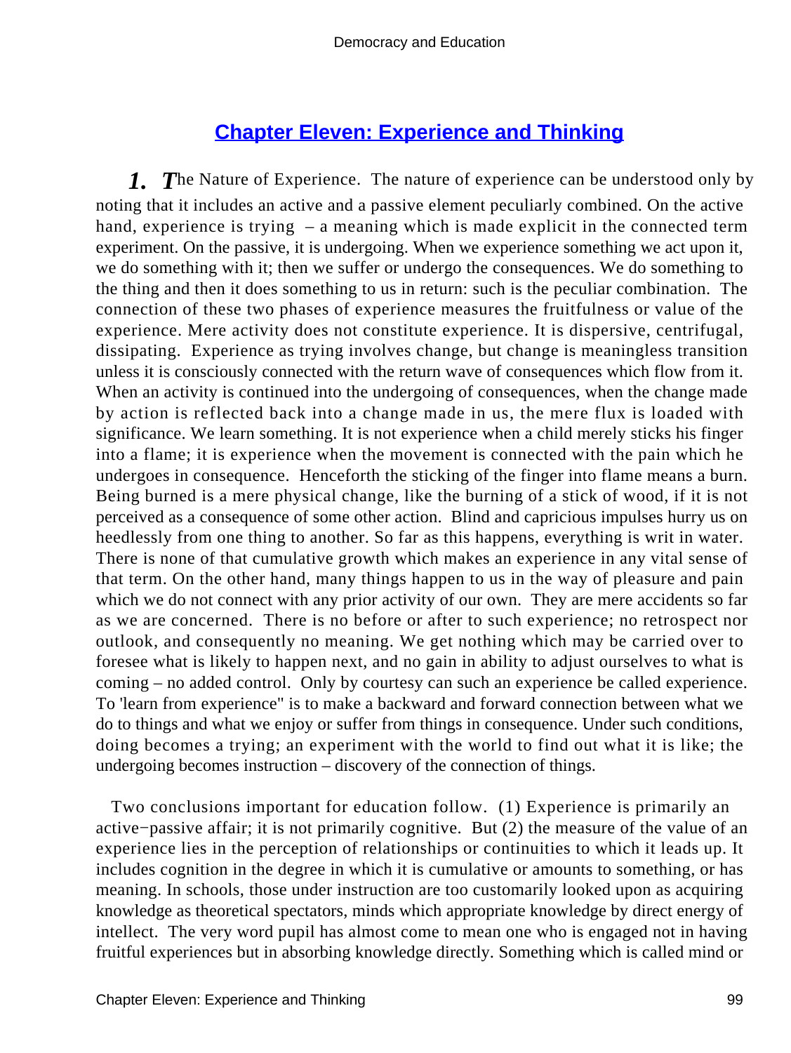## Chapter Eleven: Experience and Thinking

***1.*** ***T***he Nature of Experience. The nature of experience can be understood only by noting that it includes an active and a passive element peculiarly combined. On the active hand, experience is trying – a meaning which is made explicit in the connected term experiment. On the passive, it is undergoing. When we experience something we act upon it, we do something with it; then we suffer or undergo the consequences. We do something to the thing and then it does something to us in return: such is the peculiar combination. The connection of these two phases of experience measures the fruitfulness or value of the experience. Mere activity does not constitute experience. It is dispersive, centrifugal, dissipating. Experience as trying involves change, but change is meaningless transition unless it is consciously connected with the return wave of consequences which flow from it. When an activity is continued into the undergoing of consequences, when the change made by action is reflected back into a change made in us, the mere flux is loaded with significance. We learn something. It is not experience when a child merely sticks his finger into a flame; it is experience when the movement is connected with the pain which he undergoes in consequence. Henceforth the sticking of the finger into flame means a burn. Being burned is a mere physical change, like the burning of a stick of wood, if it is not perceived as a consequence of some other action. Blind and capricious impulses hurry us on heedlessly from one thing to another. So far as this happens, everything is writ in water. There is none of that cumulative growth which makes an experience in any vital sense of that term. On the other hand, many things happen to us in the way of pleasure and pain which we do not connect with any prior activity of our own. They are mere accidents so far as we are concerned. There is no before or after to such experience; no retrospect nor outlook, and consequently no meaning. We get nothing which may be carried over to foresee what is likely to happen next, and no gain in ability to adjust ourselves to what is coming – no added control. Only by courtesy can such an experience be called experience. To 'learn from experience" is to make a backward and forward connection between what we do to things and what we enjoy or suffer from things in consequence. Under such conditions, doing becomes a trying; an experiment with the world to find out what it is like; the undergoing becomes instruction – discovery of the connection of things.

Two conclusions important for education follow. (1) Experience is primarily an active−passive affair; it is not primarily cognitive. But (2) the measure of the value of an experience lies in the perception of relationships or continuities to which it leads up. It includes cognition in the degree in which it is cumulative or amounts to something, or has meaning. In schools, those under instruction are too customarily looked upon as acquiring knowledge as theoretical spectators, minds which appropriate knowledge by direct energy of intellect. The very word pupil has almost come to mean one who is engaged not in having fruitful experiences but in absorbing knowledge directly. Something which is called mind or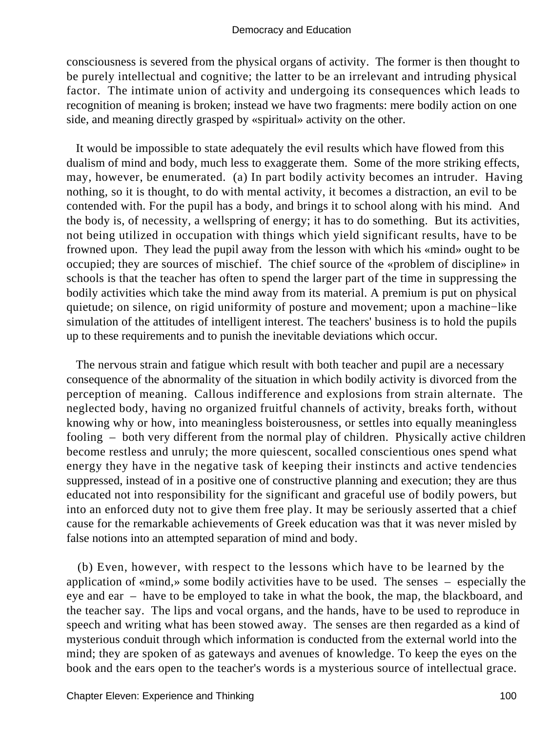consciousness is severed from the physical organs of activity. The former is then thought to be purely intellectual and cognitive; the latter to be an irrelevant and intruding physical factor. The intimate union of activity and undergoing its consequences which leads to recognition of meaning is broken; instead we have two fragments: mere bodily action on one side, and meaning directly grasped by «spiritual» activity on the other.

It would be impossible to state adequately the evil results which have flowed from this dualism of mind and body, much less to exaggerate them. Some of the more striking effects, may, however, be enumerated. (a) In part bodily activity becomes an intruder. Having nothing, so it is thought, to do with mental activity, it becomes a distraction, an evil to be contended with. For the pupil has a body, and brings it to school along with his mind. And the body is, of necessity, a wellspring of energy; it has to do something. But its activities, not being utilized in occupation with things which yield significant results, have to be frowned upon. They lead the pupil away from the lesson with which his «mind» ought to be occupied; they are sources of mischief. The chief source of the «problem of discipline» in schools is that the teacher has often to spend the larger part of the time in suppressing the bodily activities which take the mind away from its material. A premium is put on physical quietude; on silence, on rigid uniformity of posture and movement; upon a machine−like simulation of the attitudes of intelligent interest. The teachers' business is to hold the pupils up to these requirements and to punish the inevitable deviations which occur.

The nervous strain and fatigue which result with both teacher and pupil are a necessary consequence of the abnormality of the situation in which bodily activity is divorced from the perception of meaning. Callous indifference and explosions from strain alternate. The neglected body, having no organized fruitful channels of activity, breaks forth, without knowing why or how, into meaningless boisterousness, or settles into equally meaningless fooling – both very different from the normal play of children. Physically active children become restless and unruly; the more quiescent, socalled conscientious ones spend what energy they have in the negative task of keeping their instincts and active tendencies suppressed, instead of in a positive one of constructive planning and execution; they are thus educated not into responsibility for the significant and graceful use of bodily powers, but into an enforced duty not to give them free play. It may be seriously asserted that a chief cause for the remarkable achievements of Greek education was that it was never misled by false notions into an attempted separation of mind and body.

(b) Even, however, with respect to the lessons which have to be learned by the application of «mind,» some bodily activities have to be used. The senses – especially the eye and ear – have to be employed to take in what the book, the map, the blackboard, and the teacher say. The lips and vocal organs, and the hands, have to be used to reproduce in speech and writing what has been stowed away. The senses are then regarded as a kind of mysterious conduit through which information is conducted from the external world into the mind; they are spoken of as gateways and avenues of knowledge. To keep the eyes on the book and the ears open to the teacher's words is a mysterious source of intellectual grace.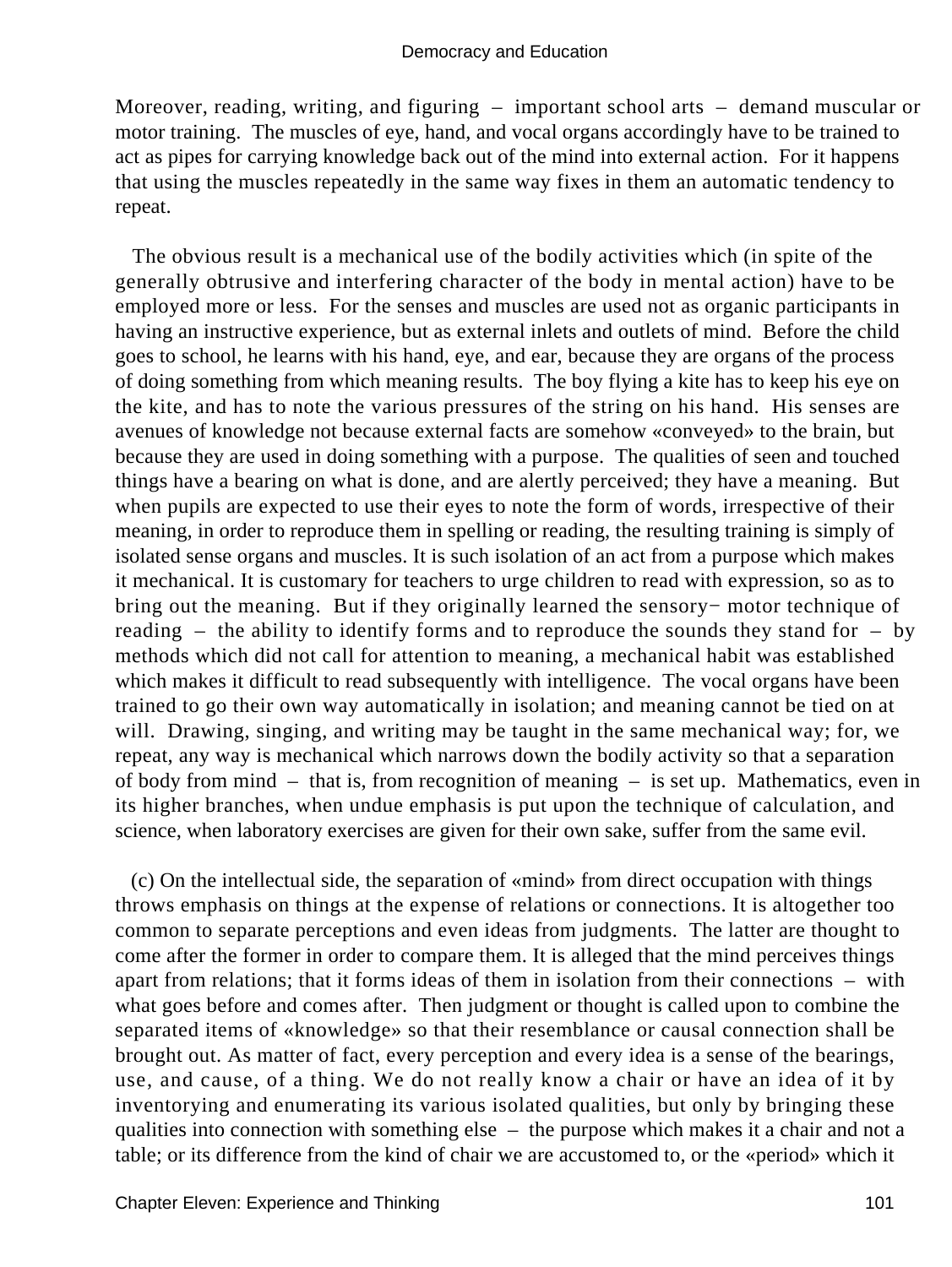Moreover, reading, writing, and figuring – important school arts – demand muscular or motor training. The muscles of eye, hand, and vocal organs accordingly have to be trained to act as pipes for carrying knowledge back out of the mind into external action. For it happens that using the muscles repeatedly in the same way fixes in them an automatic tendency to repeat.

The obvious result is a mechanical use of the bodily activities which (in spite of the generally obtrusive and interfering character of the body in mental action) have to be employed more or less. For the senses and muscles are used not as organic participants in having an instructive experience, but as external inlets and outlets of mind. Before the child goes to school, he learns with his hand, eye, and ear, because they are organs of the process of doing something from which meaning results. The boy flying a kite has to keep his eye on the kite, and has to note the various pressures of the string on his hand. His senses are avenues of knowledge not because external facts are somehow «conveyed» to the brain, but because they are used in doing something with a purpose. The qualities of seen and touched things have a bearing on what is done, and are alertly perceived; they have a meaning. But when pupils are expected to use their eyes to note the form of words, irrespective of their meaning, in order to reproduce them in spelling or reading, the resulting training is simply of isolated sense organs and muscles. It is such isolation of an act from a purpose which makes it mechanical. It is customary for teachers to urge children to read with expression, so as to bring out the meaning. But if they originally learned the sensory− motor technique of reading – the ability to identify forms and to reproduce the sounds they stand for – by methods which did not call for attention to meaning, a mechanical habit was established which makes it difficult to read subsequently with intelligence. The vocal organs have been trained to go their own way automatically in isolation; and meaning cannot be tied on at will. Drawing, singing, and writing may be taught in the same mechanical way; for, we repeat, any way is mechanical which narrows down the bodily activity so that a separation of body from mind – that is, from recognition of meaning – is set up. Mathematics, even in its higher branches, when undue emphasis is put upon the technique of calculation, and science, when laboratory exercises are given for their own sake, suffer from the same evil.

(c) On the intellectual side, the separation of «mind» from direct occupation with things throws emphasis on things at the expense of relations or connections. It is altogether too common to separate perceptions and even ideas from judgments. The latter are thought to come after the former in order to compare them. It is alleged that the mind perceives things apart from relations; that it forms ideas of them in isolation from their connections – with what goes before and comes after. Then judgment or thought is called upon to combine the separated items of «knowledge» so that their resemblance or causal connection shall be brought out. As matter of fact, every perception and every idea is a sense of the bearings, use, and cause, of a thing. We do not really know a chair or have an idea of it by inventorying and enumerating its various isolated qualities, but only by bringing these qualities into connection with something else – the purpose which makes it a chair and not a table; or its difference from the kind of chair we are accustomed to, or the «period» which it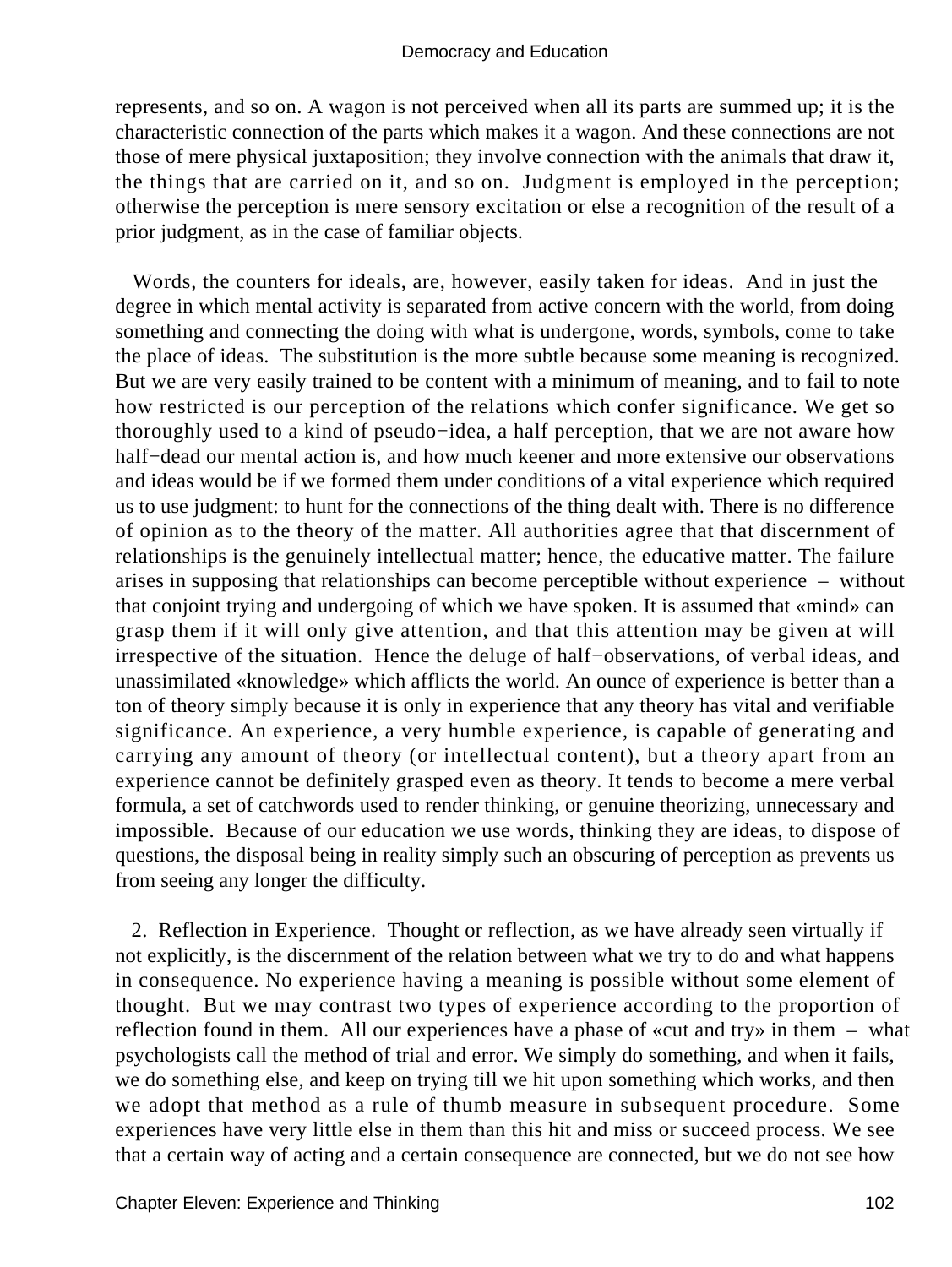represents, and so on. A wagon is not perceived when all its parts are summed up; it is the characteristic connection of the parts which makes it a wagon. And these connections are not those of mere physical juxtaposition; they involve connection with the animals that draw it, the things that are carried on it, and so on. Judgment is employed in the perception; otherwise the perception is mere sensory excitation or else a recognition of the result of a prior judgment, as in the case of familiar objects.

Words, the counters for ideals, are, however, easily taken for ideas. And in just the degree in which mental activity is separated from active concern with the world, from doing something and connecting the doing with what is undergone, words, symbols, come to take the place of ideas. The substitution is the more subtle because some meaning is recognized. But we are very easily trained to be content with a minimum of meaning, and to fail to note how restricted is our perception of the relations which confer significance. We get so thoroughly used to a kind of pseudo−idea, a half perception, that we are not aware how half−dead our mental action is, and how much keener and more extensive our observations and ideas would be if we formed them under conditions of a vital experience which required us to use judgment: to hunt for the connections of the thing dealt with. There is no difference of opinion as to the theory of the matter. All authorities agree that that discernment of relationships is the genuinely intellectual matter; hence, the educative matter. The failure arises in supposing that relationships can become perceptible without experience – without that conjoint trying and undergoing of which we have spoken. It is assumed that «mind» can grasp them if it will only give attention, and that this attention may be given at will irrespective of the situation. Hence the deluge of half−observations, of verbal ideas, and unassimilated «knowledge» which afflicts the world. An ounce of experience is better than a ton of theory simply because it is only in experience that any theory has vital and verifiable significance. An experience, a very humble experience, is capable of generating and carrying any amount of theory (or intellectual content), but a theory apart from an experience cannot be definitely grasped even as theory. It tends to become a mere verbal formula, a set of catchwords used to render thinking, or genuine theorizing, unnecessary and impossible. Because of our education we use words, thinking they are ideas, to dispose of questions, the disposal being in reality simply such an obscuring of perception as prevents us from seeing any longer the difficulty.

2. Reflection in Experience. Thought or reflection, as we have already seen virtually if not explicitly, is the discernment of the relation between what we try to do and what happens in consequence. No experience having a meaning is possible without some element of thought. But we may contrast two types of experience according to the proportion of reflection found in them. All our experiences have a phase of «cut and try» in them – what psychologists call the method of trial and error. We simply do something, and when it fails, we do something else, and keep on trying till we hit upon something which works, and then we adopt that method as a rule of thumb measure in subsequent procedure. Some experiences have very little else in them than this hit and miss or succeed process. We see that a certain way of acting and a certain consequence are connected, but we do not see how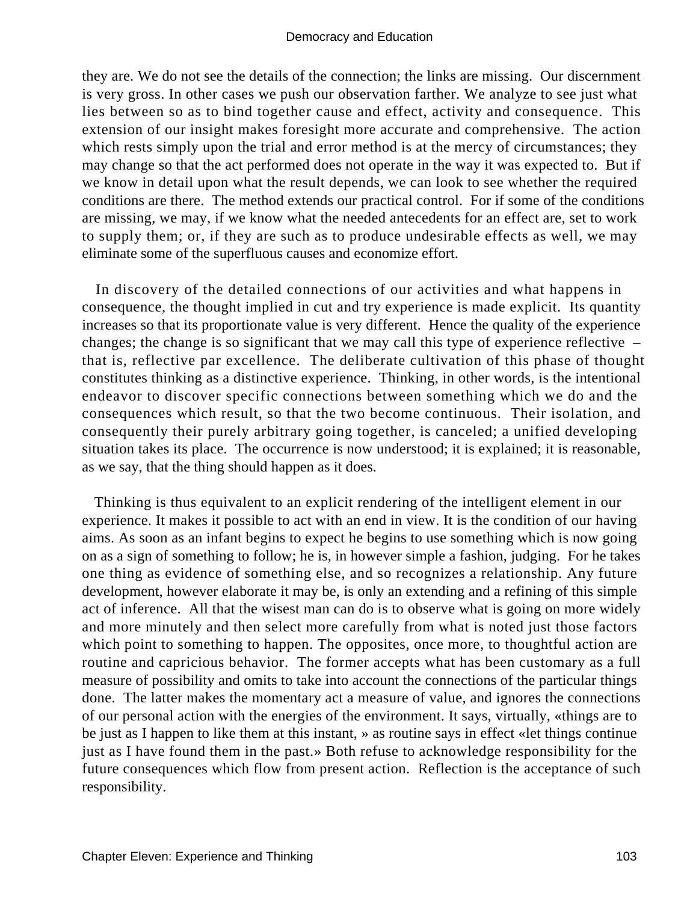they are. We do not see the details of the connection; the links are missing. Our discernment is very gross. In other cases we push our observation farther. We analyze to see just what lies between so as to bind together cause and effect, activity and consequence. This extension of our insight makes foresight more accurate and comprehensive. The action which rests simply upon the trial and error method is at the mercy of circumstances; they may change so that the act performed does not operate in the way it was expected to. But if we know in detail upon what the result depends, we can look to see whether the required conditions are there. The method extends our practical control. For if some of the conditions are missing, we may, if we know what the needed antecedents for an effect are, set to work to supply them; or, if they are such as to produce undesirable effects as well, we may eliminate some of the superfluous causes and economize effort.

In discovery of the detailed connections of our activities and what happens in consequence, the thought implied in cut and try experience is made explicit. Its quantity increases so that its proportionate value is very different. Hence the quality of the experience changes; the change is so significant that we may call this type of experience reflective – that is, reflective par excellence. The deliberate cultivation of this phase of thought constitutes thinking as a distinctive experience. Thinking, in other words, is the intentional endeavor to discover specific connections between something which we do and the consequences which result, so that the two become continuous. Their isolation, and consequently their purely arbitrary going together, is canceled; a unified developing situation takes its place. The occurrence is now understood; it is explained; it is reasonable, as we say, that the thing should happen as it does.

Thinking is thus equivalent to an explicit rendering of the intelligent element in our experience. It makes it possible to act with an end in view. It is the condition of our having aims. As soon as an infant begins to expect he begins to use something which is now going on as a sign of something to follow; he is, in however simple a fashion, judging. For he takes one thing as evidence of something else, and so recognizes a relationship. Any future development, however elaborate it may be, is only an extending and a refining of this simple act of inference. All that the wisest man can do is to observe what is going on more widely and more minutely and then select more carefully from what is noted just those factors which point to something to happen. The opposites, once more, to thoughtful action are routine and capricious behavior. The former accepts what has been customary as a full measure of possibility and omits to take into account the connections of the particular things done. The latter makes the momentary act a measure of value, and ignores the connections of our personal action with the energies of the environment. It says, virtually, «things are to be just as I happen to like them at this instant, » as routine says in effect «let things continue just as I have found them in the past.» Both refuse to acknowledge responsibility for the future consequences which flow from present action. Reflection is the acceptance of such responsibility.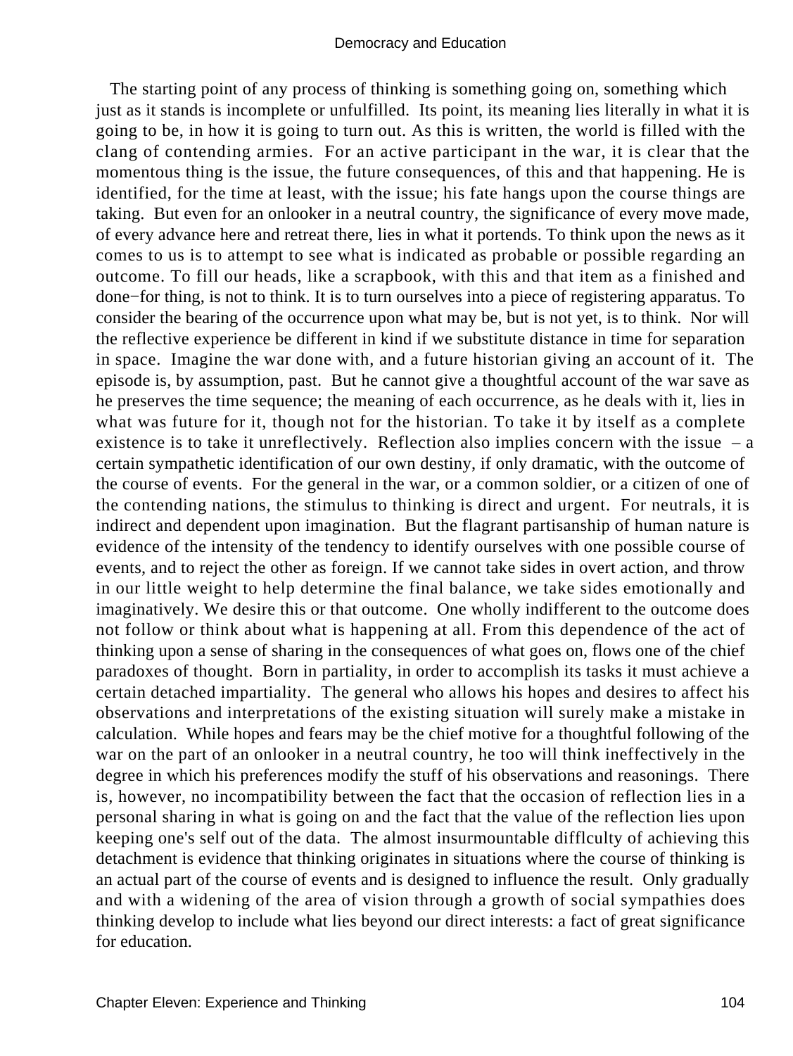The starting point of any process of thinking is something going on, something which just as it stands is incomplete or unfulfilled. Its point, its meaning lies literally in what it is going to be, in how it is going to turn out. As this is written, the world is filled with the clang of contending armies. For an active participant in the war, it is clear that the momentous thing is the issue, the future consequences, of this and that happening. He is identified, for the time at least, with the issue; his fate hangs upon the course things are taking. But even for an onlooker in a neutral country, the significance of every move made, of every advance here and retreat there, lies in what it portends. To think upon the news as it comes to us is to attempt to see what is indicated as probable or possible regarding an outcome. To fill our heads, like a scrapbook, with this and that item as a finished and done−for thing, is not to think. It is to turn ourselves into a piece of registering apparatus. To consider the bearing of the occurrence upon what may be, but is not yet, is to think. Nor will the reflective experience be different in kind if we substitute distance in time for separation in space. Imagine the war done with, and a future historian giving an account of it. The episode is, by assumption, past. But he cannot give a thoughtful account of the war save as he preserves the time sequence; the meaning of each occurrence, as he deals with it, lies in what was future for it, though not for the historian. To take it by itself as a complete existence is to take it unreflectively. Reflection also implies concern with the issue – a certain sympathetic identification of our own destiny, if only dramatic, with the outcome of the course of events. For the general in the war, or a common soldier, or a citizen of one of the contending nations, the stimulus to thinking is direct and urgent. For neutrals, it is indirect and dependent upon imagination. But the flagrant partisanship of human nature is evidence of the intensity of the tendency to identify ourselves with one possible course of events, and to reject the other as foreign. If we cannot take sides in overt action, and throw in our little weight to help determine the final balance, we take sides emotionally and imaginatively. We desire this or that outcome. One wholly indifferent to the outcome does not follow or think about what is happening at all. From this dependence of the act of thinking upon a sense of sharing in the consequences of what goes on, flows one of the chief paradoxes of thought. Born in partiality, in order to accomplish its tasks it must achieve a certain detached impartiality. The general who allows his hopes and desires to affect his observations and interpretations of the existing situation will surely make a mistake in calculation. While hopes and fears may be the chief motive for a thoughtful following of the war on the part of an onlooker in a neutral country, he too will think ineffectively in the degree in which his preferences modify the stuff of his observations and reasonings. There is, however, no incompatibility between the fact that the occasion of reflection lies in a personal sharing in what is going on and the fact that the value of the reflection lies upon keeping one's self out of the data. The almost insurmountable difflculty of achieving this detachment is evidence that thinking originates in situations where the course of thinking is an actual part of the course of events and is designed to influence the result. Only gradually and with a widening of the area of vision through a growth of social sympathies does thinking develop to include what lies beyond our direct interests: a fact of great significance for education.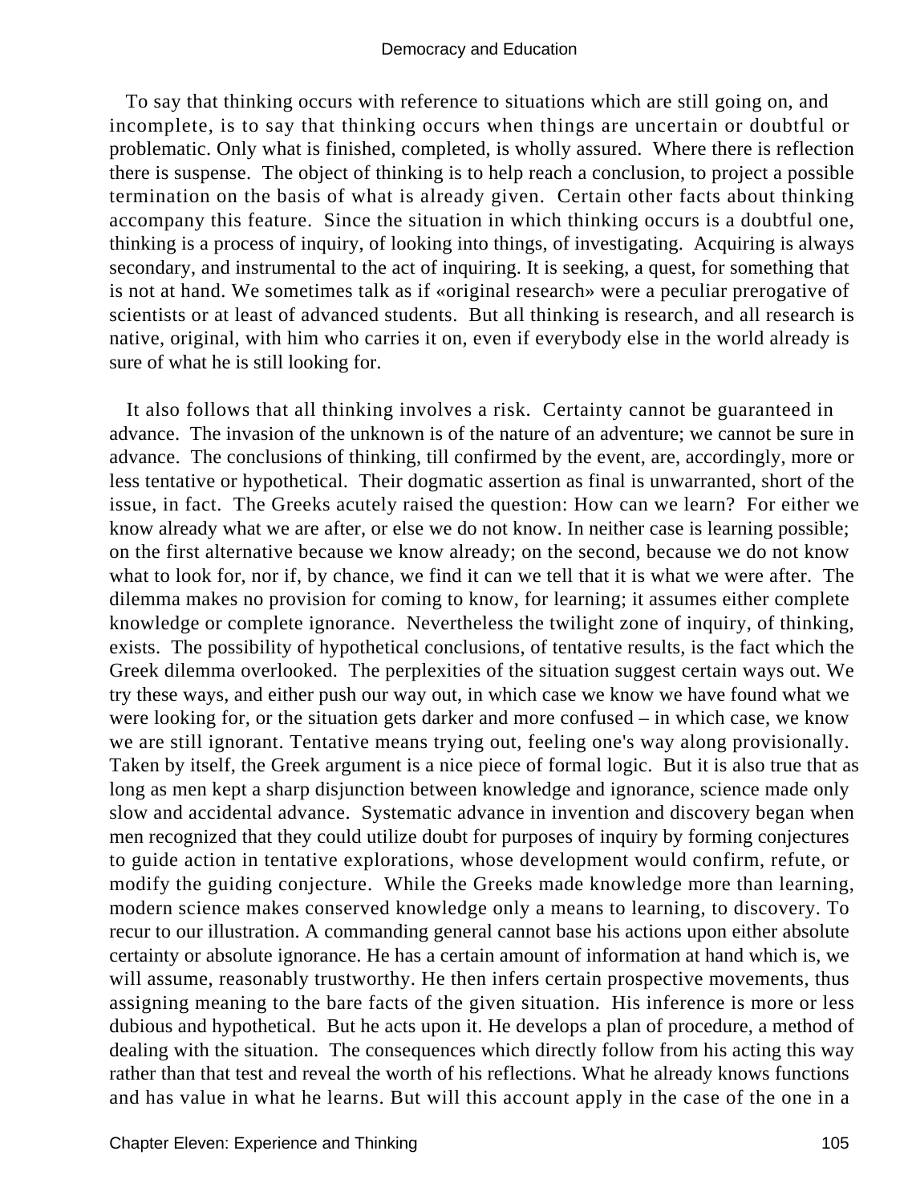To say that thinking occurs with reference to situations which are still going on, and incomplete, is to say that thinking occurs when things are uncertain or doubtful or problematic. Only what is finished, completed, is wholly assured. Where there is reflection there is suspense. The object of thinking is to help reach a conclusion, to project a possible termination on the basis of what is already given. Certain other facts about thinking accompany this feature. Since the situation in which thinking occurs is a doubtful one, thinking is a process of inquiry, of looking into things, of investigating. Acquiring is always secondary, and instrumental to the act of inquiring. It is seeking, a quest, for something that is not at hand. We sometimes talk as if «original research» were a peculiar prerogative of scientists or at least of advanced students. But all thinking is research, and all research is native, original, with him who carries it on, even if everybody else in the world already is sure of what he is still looking for.

It also follows that all thinking involves a risk. Certainty cannot be guaranteed in advance. The invasion of the unknown is of the nature of an adventure; we cannot be sure in advance. The conclusions of thinking, till confirmed by the event, are, accordingly, more or less tentative or hypothetical. Their dogmatic assertion as final is unwarranted, short of the issue, in fact. The Greeks acutely raised the question: How can we learn? For either we know already what we are after, or else we do not know. In neither case is learning possible; on the first alternative because we know already; on the second, because we do not know what to look for, nor if, by chance, we find it can we tell that it is what we were after. The dilemma makes no provision for coming to know, for learning; it assumes either complete knowledge or complete ignorance. Nevertheless the twilight zone of inquiry, of thinking, exists. The possibility of hypothetical conclusions, of tentative results, is the fact which the Greek dilemma overlooked. The perplexities of the situation suggest certain ways out. We try these ways, and either push our way out, in which case we know we have found what we were looking for, or the situation gets darker and more confused – in which case, we know we are still ignorant. Tentative means trying out, feeling one's way along provisionally. Taken by itself, the Greek argument is a nice piece of formal logic. But it is also true that as long as men kept a sharp disjunction between knowledge and ignorance, science made only slow and accidental advance. Systematic advance in invention and discovery began when men recognized that they could utilize doubt for purposes of inquiry by forming conjectures to guide action in tentative explorations, whose development would confirm, refute, or modify the guiding conjecture. While the Greeks made knowledge more than learning, modern science makes conserved knowledge only a means to learning, to discovery. To recur to our illustration. A commanding general cannot base his actions upon either absolute certainty or absolute ignorance. He has a certain amount of information at hand which is, we will assume, reasonably trustworthy. He then infers certain prospective movements, thus assigning meaning to the bare facts of the given situation. His inference is more or less dubious and hypothetical. But he acts upon it. He develops a plan of procedure, a method of dealing with the situation. The consequences which directly follow from his acting this way rather than that test and reveal the worth of his reflections. What he already knows functions and has value in what he learns. But will this account apply in the case of the one in a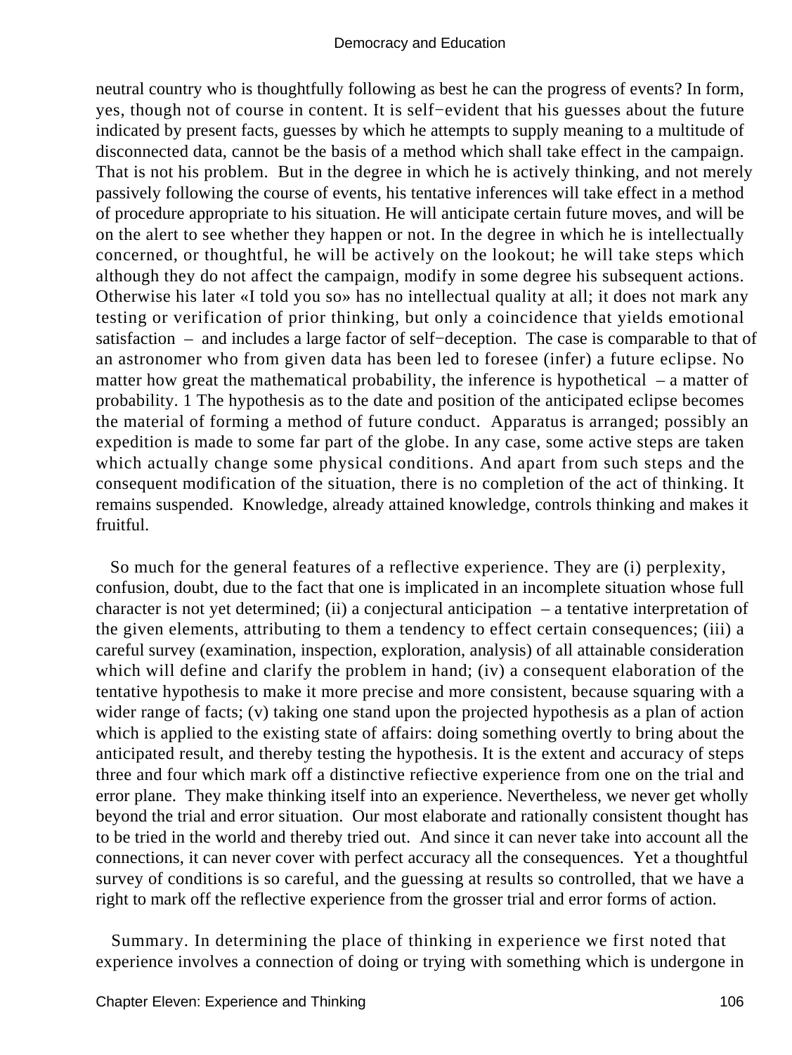neutral country who is thoughtfully following as best he can the progress of events? In form, yes, though not of course in content. It is self−evident that his guesses about the future indicated by present facts, guesses by which he attempts to supply meaning to a multitude of disconnected data, cannot be the basis of a method which shall take effect in the campaign. That is not his problem. But in the degree in which he is actively thinking, and not merely passively following the course of events, his tentative inferences will take effect in a method of procedure appropriate to his situation. He will anticipate certain future moves, and will be on the alert to see whether they happen or not. In the degree in which he is intellectually concerned, or thoughtful, he will be actively on the lookout; he will take steps which although they do not affect the campaign, modify in some degree his subsequent actions. Otherwise his later «I told you so» has no intellectual quality at all; it does not mark any testing or verification of prior thinking, but only a coincidence that yields emotional satisfaction – and includes a large factor of self−deception. The case is comparable to that of an astronomer who from given data has been led to foresee (infer) a future eclipse. No matter how great the mathematical probability, the inference is hypothetical – a matter of probability. 1 The hypothesis as to the date and position of the anticipated eclipse becomes the material of forming a method of future conduct. Apparatus is arranged; possibly an expedition is made to some far part of the globe. In any case, some active steps are taken which actually change some physical conditions. And apart from such steps and the consequent modification of the situation, there is no completion of the act of thinking. It remains suspended. Knowledge, already attained knowledge, controls thinking and makes it fruitful.

So much for the general features of a reflective experience. They are (i) perplexity, confusion, doubt, due to the fact that one is implicated in an incomplete situation whose full character is not yet determined; (ii) a conjectural anticipation – a tentative interpretation of the given elements, attributing to them a tendency to effect certain consequences; (iii) a careful survey (examination, inspection, exploration, analysis) of all attainable consideration which will define and clarify the problem in hand; (iv) a consequent elaboration of the tentative hypothesis to make it more precise and more consistent, because squaring with a wider range of facts; (v) taking one stand upon the projected hypothesis as a plan of action which is applied to the existing state of affairs: doing something overtly to bring about the anticipated result, and thereby testing the hypothesis. It is the extent and accuracy of steps three and four which mark off a distinctive reflective experience from one on the trial and error plane. They make thinking itself into an experience. Nevertheless, we never get wholly beyond the trial and error situation. Our most elaborate and rationally consistent thought has to be tried in the world and thereby tried out. And since it can never take into account all the connections, it can never cover with perfect accuracy all the consequences. Yet a thoughtful survey of conditions is so careful, and the guessing at results so controlled, that we have a right to mark off the reflective experience from the grosser trial and error forms of action.

Summary. In determining the place of thinking in experience we first noted that experience involves a connection of doing or trying with something which is undergone in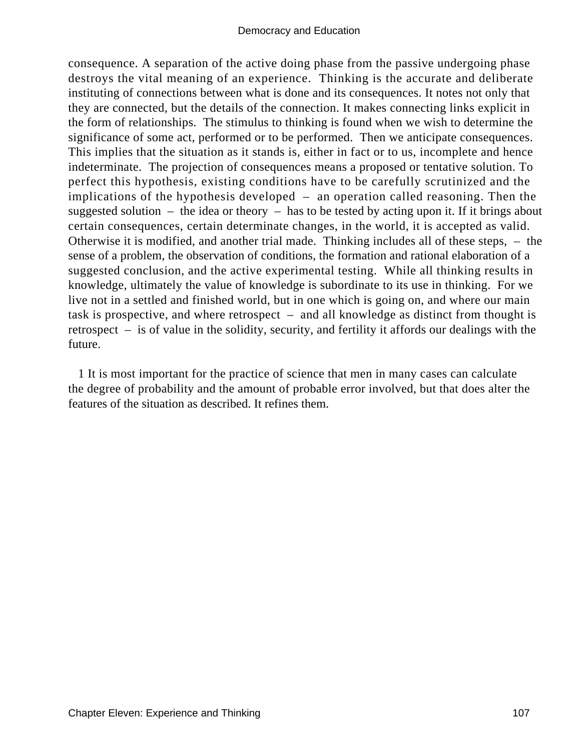consequence. A separation of the active doing phase from the passive undergoing phase destroys the vital meaning of an experience. Thinking is the accurate and deliberate instituting of connections between what is done and its consequences. It notes not only that they are connected, but the details of the connection. It makes connecting links explicit in the form of relationships. The stimulus to thinking is found when we wish to determine the significance of some act, performed or to be performed. Then we anticipate consequences. This implies that the situation as it stands is, either in fact or to us, incomplete and hence indeterminate. The projection of consequences means a proposed or tentative solution. To perfect this hypothesis, existing conditions have to be carefully scrutinized and the implications of the hypothesis developed – an operation called reasoning. Then the suggested solution – the idea or theory – has to be tested by acting upon it. If it brings about certain consequences, certain determinate changes, in the world, it is accepted as valid. Otherwise it is modified, and another trial made. Thinking includes all of these steps, – the sense of a problem, the observation of conditions, the formation and rational elaboration of a suggested conclusion, and the active experimental testing. While all thinking results in knowledge, ultimately the value of knowledge is subordinate to its use in thinking. For we live not in a settled and finished world, but in one which is going on, and where our main task is prospective, and where retrospect – and all knowledge as distinct from thought is retrospect – is of value in the solidity, security, and fertility it affords our dealings with the future.

1 It is most important for the practice of science that men in many cases can calculate the degree of probability and the amount of probable error involved, but that does alter the features of the situation as described. It refines them.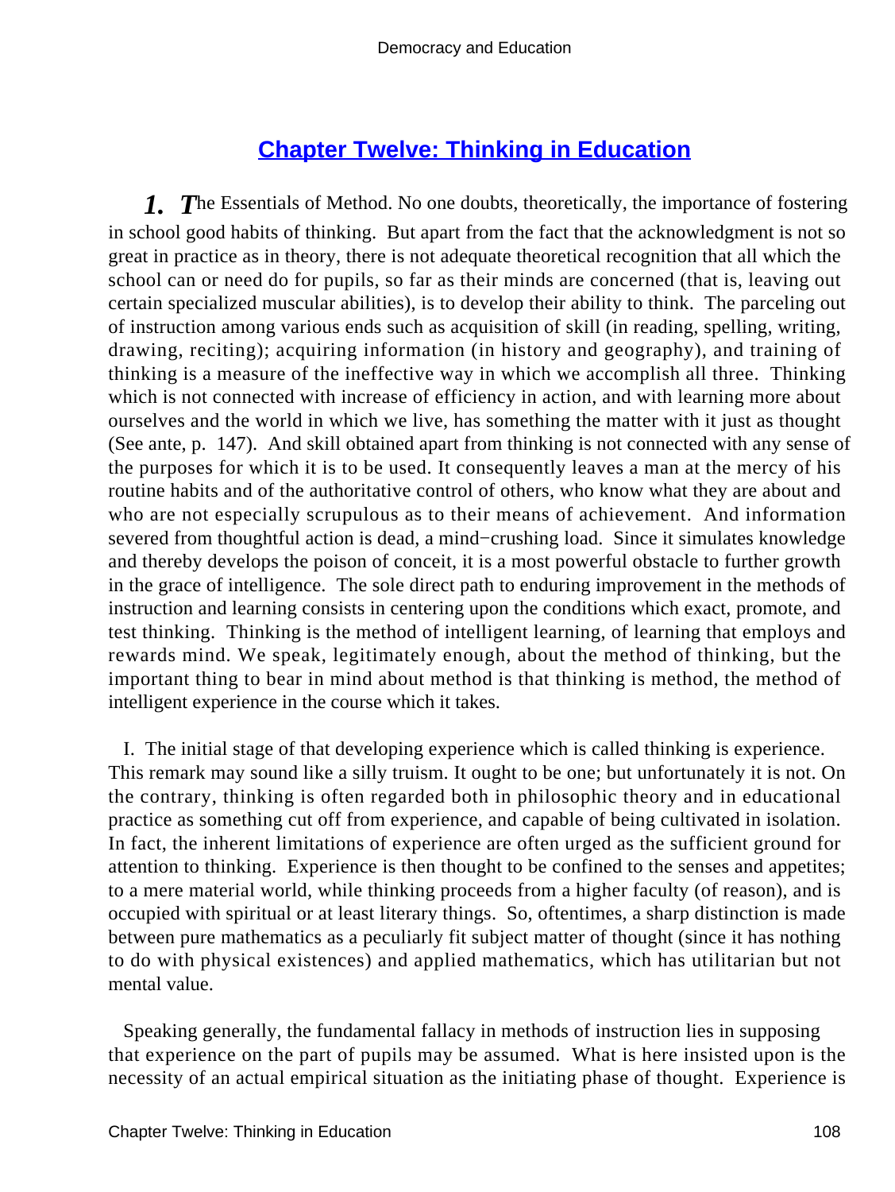## Chapter Twelve: Thinking in Education

**1. The Essentials of Method.** No one doubts, theoretically, the importance of fostering in school good habits of thinking. But apart from the fact that the acknowledgment is not so great in practice as in theory, there is not adequate theoretical recognition that all which the school can or need do for pupils, so far as their minds are concerned (that is, leaving out certain specialized muscular abilities), is to develop their ability to think. The parceling out of instruction among various ends such as acquisition of skill (in reading, spelling, writing, drawing, reciting); acquiring information (in history and geography), and training of thinking is a measure of the ineffective way in which we accomplish all three. Thinking which is not connected with increase of efficiency in action, and with learning more about ourselves and the world in which we live, has something the matter with it just as thought (See ante, p. 147). And skill obtained apart from thinking is not connected with any sense of the purposes for which it is to be used. It consequently leaves a man at the mercy of his routine habits and of the authoritative control of others, who know what they are about and who are not especially scrupulous as to their means of achievement. And information severed from thoughtful action is dead, a mind−crushing load. Since it simulates knowledge and thereby develops the poison of conceit, it is a most powerful obstacle to further growth in the grace of intelligence. The sole direct path to enduring improvement in the methods of instruction and learning consists in centering upon the conditions which exact, promote, and test thinking. Thinking is the method of intelligent learning, of learning that employs and rewards mind. We speak, legitimately enough, about the method of thinking, but the important thing to bear in mind about method is that thinking is method, the method of intelligent experience in the course which it takes.

I. The initial stage of that developing experience which is called thinking is experience. This remark may sound like a silly truism. It ought to be one; but unfortunately it is not. On the contrary, thinking is often regarded both in philosophic theory and in educational practice as something cut off from experience, and capable of being cultivated in isolation. In fact, the inherent limitations of experience are often urged as the sufficient ground for attention to thinking. Experience is then thought to be confined to the senses and appetites; to a mere material world, while thinking proceeds from a higher faculty (of reason), and is occupied with spiritual or at least literary things. So, oftentimes, a sharp distinction is made between pure mathematics as a peculiarly fit subject matter of thought (since it has nothing to do with physical existences) and applied mathematics, which has utilitarian but not mental value.

Speaking generally, the fundamental fallacy in methods of instruction lies in supposing that experience on the part of pupils may be assumed. What is here insisted upon is the necessity of an actual empirical situation as the initiating phase of thought. Experience is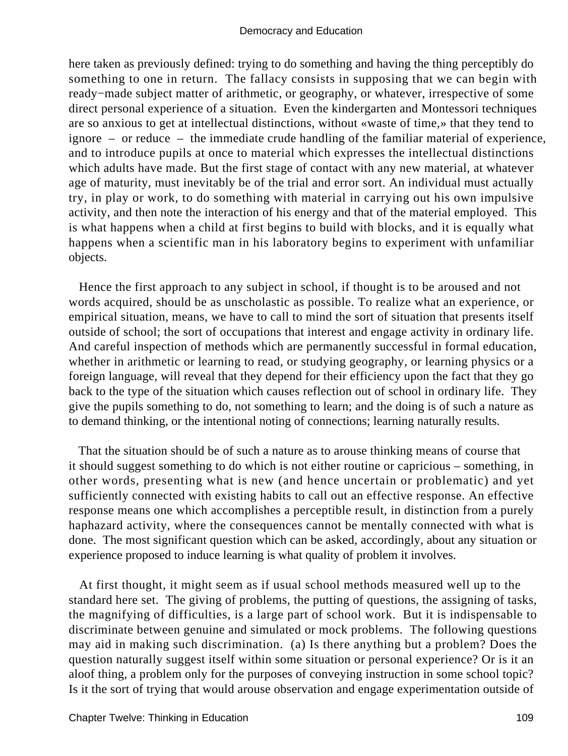here taken as previously defined: trying to do something and having the thing perceptibly do something to one in return. The fallacy consists in supposing that we can begin with ready−made subject matter of arithmetic, or geography, or whatever, irrespective of some direct personal experience of a situation. Even the kindergarten and Montessori techniques are so anxious to get at intellectual distinctions, without «waste of time,» that they tend to ignore – or reduce – the immediate crude handling of the familiar material of experience, and to introduce pupils at once to material which expresses the intellectual distinctions which adults have made. But the first stage of contact with any new material, at whatever age of maturity, must inevitably be of the trial and error sort. An individual must actually try, in play or work, to do something with material in carrying out his own impulsive activity, and then note the interaction of his energy and that of the material employed. This is what happens when a child at first begins to build with blocks, and it is equally what happens when a scientific man in his laboratory begins to experiment with unfamiliar objects.

Hence the first approach to any subject in school, if thought is to be aroused and not words acquired, should be as unscholastic as possible. To realize what an experience, or empirical situation, means, we have to call to mind the sort of situation that presents itself outside of school; the sort of occupations that interest and engage activity in ordinary life. And careful inspection of methods which are permanently successful in formal education, whether in arithmetic or learning to read, or studying geography, or learning physics or a foreign language, will reveal that they depend for their efficiency upon the fact that they go back to the type of the situation which causes reflection out of school in ordinary life. They give the pupils something to do, not something to learn; and the doing is of such a nature as to demand thinking, or the intentional noting of connections; learning naturally results.

That the situation should be of such a nature as to arouse thinking means of course that it should suggest something to do which is not either routine or capricious – something, in other words, presenting what is new (and hence uncertain or problematic) and yet sufficiently connected with existing habits to call out an effective response. An effective response means one which accomplishes a perceptible result, in distinction from a purely haphazard activity, where the consequences cannot be mentally connected with what is done. The most significant question which can be asked, accordingly, about any situation or experience proposed to induce learning is what quality of problem it involves.

At first thought, it might seem as if usual school methods measured well up to the standard here set. The giving of problems, the putting of questions, the assigning of tasks, the magnifying of difficulties, is a large part of school work. But it is indispensable to discriminate between genuine and simulated or mock problems. The following questions may aid in making such discrimination. (a) Is there anything but a problem? Does the question naturally suggest itself within some situation or personal experience? Or is it an aloof thing, a problem only for the purposes of conveying instruction in some school topic? Is it the sort of trying that would arouse observation and engage experimentation outside of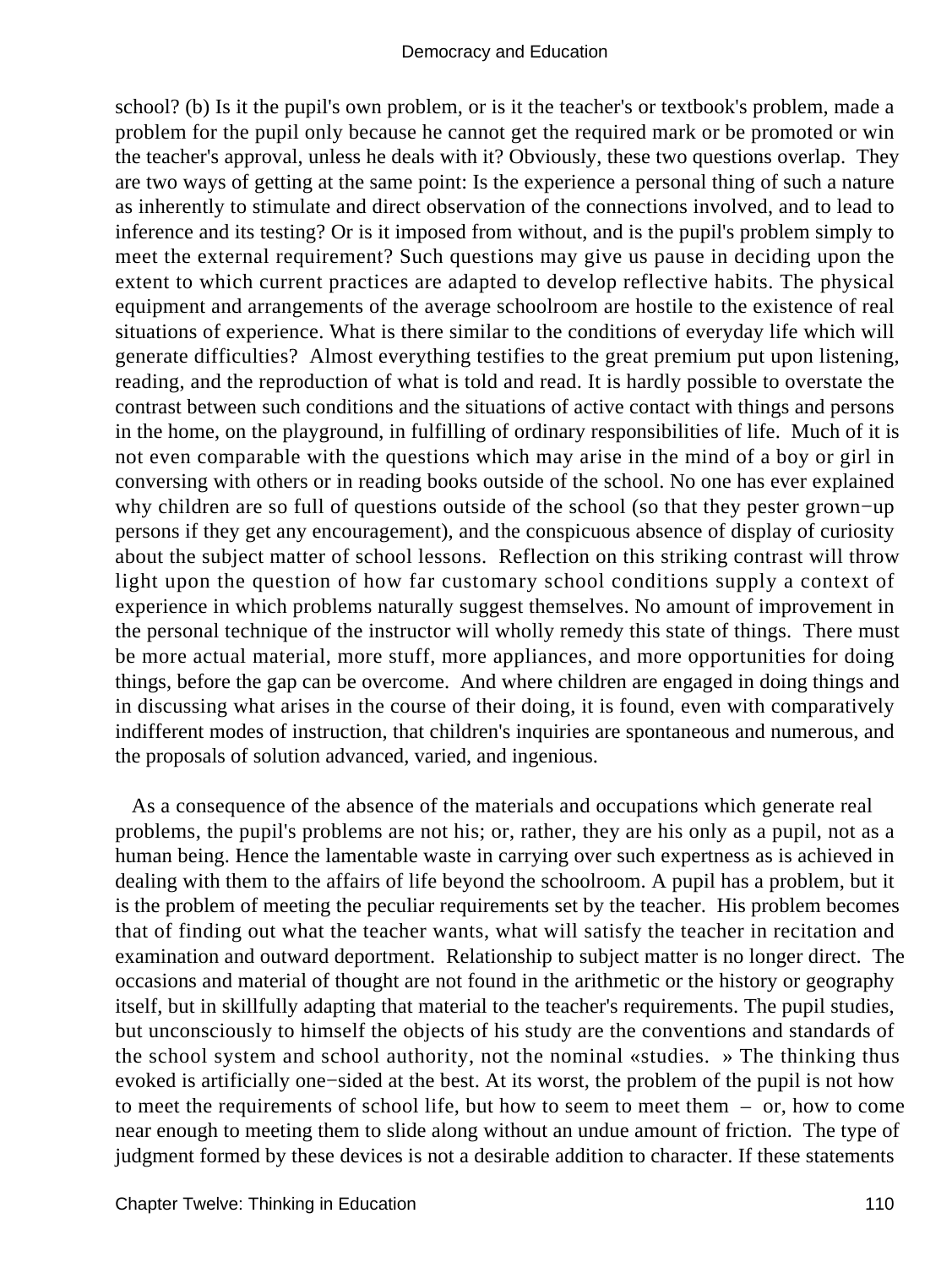school? (b) Is it the pupil's own problem, or is it the teacher's or textbook's problem, made a problem for the pupil only because he cannot get the required mark or be promoted or win the teacher's approval, unless he deals with it? Obviously, these two questions overlap. They are two ways of getting at the same point: Is the experience a personal thing of such a nature as inherently to stimulate and direct observation of the connections involved, and to lead to inference and its testing? Or is it imposed from without, and is the pupil's problem simply to meet the external requirement? Such questions may give us pause in deciding upon the extent to which current practices are adapted to develop reflective habits. The physical equipment and arrangements of the average schoolroom are hostile to the existence of real situations of experience. What is there similar to the conditions of everyday life which will generate difficulties? Almost everything testifies to the great premium put upon listening, reading, and the reproduction of what is told and read. It is hardly possible to overstate the contrast between such conditions and the situations of active contact with things and persons in the home, on the playground, in fulfilling of ordinary responsibilities of life. Much of it is not even comparable with the questions which may arise in the mind of a boy or girl in conversing with others or in reading books outside of the school. No one has ever explained why children are so full of questions outside of the school (so that they pester grown−up persons if they get any encouragement), and the conspicuous absence of display of curiosity about the subject matter of school lessons. Reflection on this striking contrast will throw light upon the question of how far customary school conditions supply a context of experience in which problems naturally suggest themselves. No amount of improvement in the personal technique of the instructor will wholly remedy this state of things. There must be more actual material, more stuff, more appliances, and more opportunities for doing things, before the gap can be overcome. And where children are engaged in doing things and in discussing what arises in the course of their doing, it is found, even with comparatively indifferent modes of instruction, that children's inquiries are spontaneous and numerous, and the proposals of solution advanced, varied, and ingenious.

As a consequence of the absence of the materials and occupations which generate real problems, the pupil's problems are not his; or, rather, they are his only as a pupil, not as a human being. Hence the lamentable waste in carrying over such expertness as is achieved in dealing with them to the affairs of life beyond the schoolroom. A pupil has a problem, but it is the problem of meeting the peculiar requirements set by the teacher. His problem becomes that of finding out what the teacher wants, what will satisfy the teacher in recitation and examination and outward deportment. Relationship to subject matter is no longer direct. The occasions and material of thought are not found in the arithmetic or the history or geography itself, but in skillfully adapting that material to the teacher's requirements. The pupil studies, but unconsciously to himself the objects of his study are the conventions and standards of the school system and school authority, not the nominal «studies. » The thinking thus evoked is artificially one−sided at the best. At its worst, the problem of the pupil is not how to meet the requirements of school life, but how to seem to meet them – or, how to come near enough to meeting them to slide along without an undue amount of friction. The type of judgment formed by these devices is not a desirable addition to character. If these statements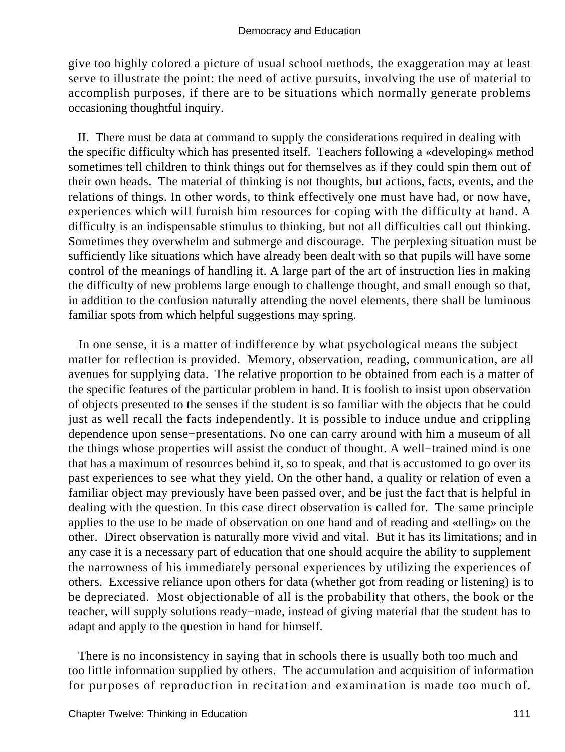give too highly colored a picture of usual school methods, the exaggeration may at least serve to illustrate the point: the need of active pursuits, involving the use of material to accomplish purposes, if there are to be situations which normally generate problems occasioning thoughtful inquiry.

II. There must be data at command to supply the considerations required in dealing with the specific difficulty which has presented itself. Teachers following a «developing» method sometimes tell children to think things out for themselves as if they could spin them out of their own heads. The material of thinking is not thoughts, but actions, facts, events, and the relations of things. In other words, to think effectively one must have had, or now have, experiences which will furnish him resources for coping with the difficulty at hand. A difficulty is an indispensable stimulus to thinking, but not all difficulties call out thinking. Sometimes they overwhelm and submerge and discourage. The perplexing situation must be sufficiently like situations which have already been dealt with so that pupils will have some control of the meanings of handling it. A large part of the art of instruction lies in making the difficulty of new problems large enough to challenge thought, and small enough so that, in addition to the confusion naturally attending the novel elements, there shall be luminous familiar spots from which helpful suggestions may spring.

In one sense, it is a matter of indifference by what psychological means the subject matter for reflection is provided. Memory, observation, reading, communication, are all avenues for supplying data. The relative proportion to be obtained from each is a matter of the specific features of the particular problem in hand. It is foolish to insist upon observation of objects presented to the senses if the student is so familiar with the objects that he could just as well recall the facts independently. It is possible to induce undue and crippling dependence upon sense−presentations. No one can carry around with him a museum of all the things whose properties will assist the conduct of thought. A well−trained mind is one that has a maximum of resources behind it, so to speak, and that is accustomed to go over its past experiences to see what they yield. On the other hand, a quality or relation of even a familiar object may previously have been passed over, and be just the fact that is helpful in dealing with the question. In this case direct observation is called for. The same principle applies to the use to be made of observation on one hand and of reading and «telling» on the other. Direct observation is naturally more vivid and vital. But it has its limitations; and in any case it is a necessary part of education that one should acquire the ability to supplement the narrowness of his immediately personal experiences by utilizing the experiences of others. Excessive reliance upon others for data (whether got from reading or listening) is to be depreciated. Most objectionable of all is the probability that others, the book or the teacher, will supply solutions ready−made, instead of giving material that the student has to adapt and apply to the question in hand for himself.

There is no inconsistency in saying that in schools there is usually both too much and too little information supplied by others. The accumulation and acquisition of information for purposes of reproduction in recitation and examination is made too much of.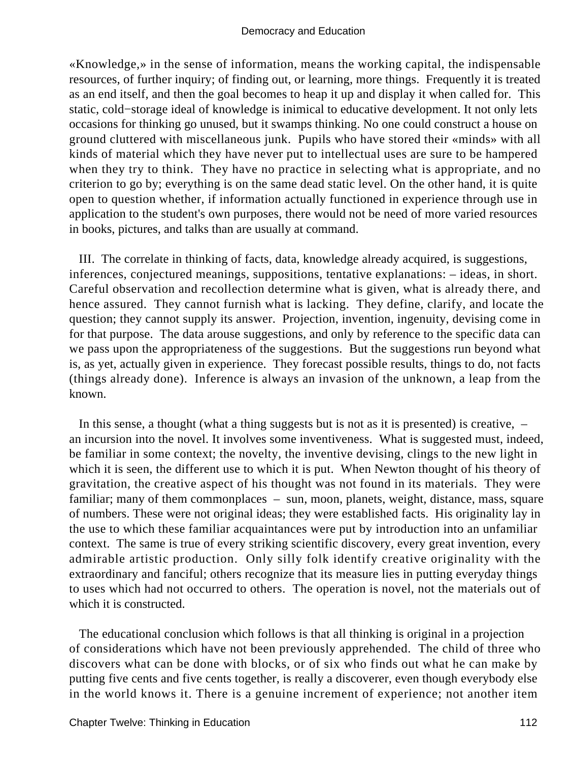«Knowledge,» in the sense of information, means the working capital, the indispensable resources, of further inquiry; of finding out, or learning, more things. Frequently it is treated as an end itself, and then the goal becomes to heap it up and display it when called for. This static, cold−storage ideal of knowledge is inimical to educative development. It not only lets occasions for thinking go unused, but it swamps thinking. No one could construct a house on ground cluttered with miscellaneous junk. Pupils who have stored their «minds» with all kinds of material which they have never put to intellectual uses are sure to be hampered when they try to think. They have no practice in selecting what is appropriate, and no criterion to go by; everything is on the same dead static level. On the other hand, it is quite open to question whether, if information actually functioned in experience through use in application to the student's own purposes, there would not be need of more varied resources in books, pictures, and talks than are usually at command.

III. The correlate in thinking of facts, data, knowledge already acquired, is suggestions, inferences, conjectured meanings, suppositions, tentative explanations: – ideas, in short. Careful observation and recollection determine what is given, what is already there, and hence assured. They cannot furnish what is lacking. They define, clarify, and locate the question; they cannot supply its answer. Projection, invention, ingenuity, devising come in for that purpose. The data arouse suggestions, and only by reference to the specific data can we pass upon the appropriateness of the suggestions. But the suggestions run beyond what is, as yet, actually given in experience. They forecast possible results, things to do, not facts (things already done). Inference is always an invasion of the unknown, a leap from the known.

In this sense, a thought (what a thing suggests but is not as it is presented) is creative, – an incursion into the novel. It involves some inventiveness. What is suggested must, indeed, be familiar in some context; the novelty, the inventive devising, clings to the new light in which it is seen, the different use to which it is put. When Newton thought of his theory of gravitation, the creative aspect of his thought was not found in its materials. They were familiar; many of them commonplaces – sun, moon, planets, weight, distance, mass, square of numbers. These were not original ideas; they were established facts. His originality lay in the use to which these familiar acquaintances were put by introduction into an unfamiliar context. The same is true of every striking scientific discovery, every great invention, every admirable artistic production. Only silly folk identify creative originality with the extraordinary and fanciful; others recognize that its measure lies in putting everyday things to uses which had not occurred to others. The operation is novel, not the materials out of which it is constructed.

The educational conclusion which follows is that all thinking is original in a projection of considerations which have not been previously apprehended. The child of three who discovers what can be done with blocks, or of six who finds out what he can make by putting five cents and five cents together, is really a discoverer, even though everybody else in the world knows it. There is a genuine increment of experience; not another item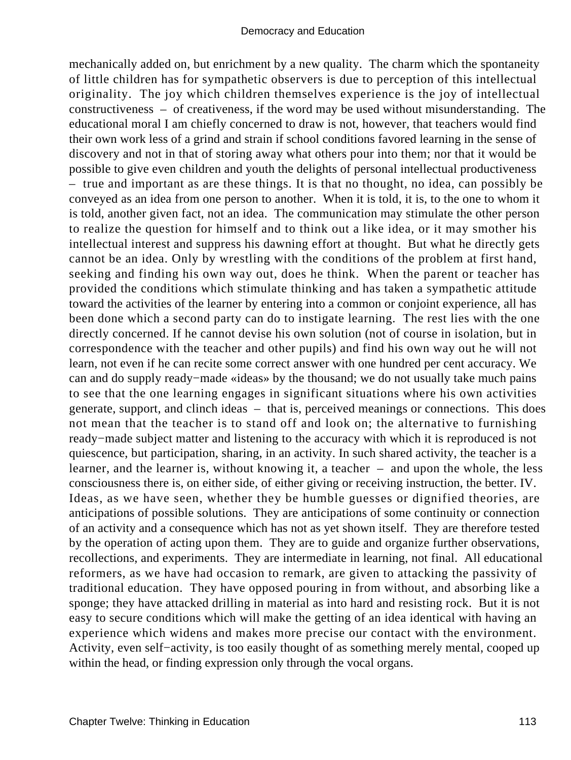mechanically added on, but enrichment by a new quality. The charm which the spontaneity of little children has for sympathetic observers is due to perception of this intellectual originality. The joy which children themselves experience is the joy of intellectual constructiveness – of creativeness, if the word may be used without misunderstanding. The educational moral I am chiefly concerned to draw is not, however, that teachers would find their own work less of a grind and strain if school conditions favored learning in the sense of discovery and not in that of storing away what others pour into them; nor that it would be possible to give even children and youth the delights of personal intellectual productiveness – true and important as are these things. It is that no thought, no idea, can possibly be conveyed as an idea from one person to another. When it is told, it is, to the one to whom it is told, another given fact, not an idea. The communication may stimulate the other person to realize the question for himself and to think out a like idea, or it may smother his intellectual interest and suppress his dawning effort at thought. But what he directly gets cannot be an idea. Only by wrestling with the conditions of the problem at first hand, seeking and finding his own way out, does he think. When the parent or teacher has provided the conditions which stimulate thinking and has taken a sympathetic attitude toward the activities of the learner by entering into a common or conjoint experience, all has been done which a second party can do to instigate learning. The rest lies with the one directly concerned. If he cannot devise his own solution (not of course in isolation, but in correspondence with the teacher and other pupils) and find his own way out he will not learn, not even if he can recite some correct answer with one hundred per cent accuracy. We can and do supply ready−made «ideas» by the thousand; we do not usually take much pains to see that the one learning engages in significant situations where his own activities generate, support, and clinch ideas – that is, perceived meanings or connections. This does not mean that the teacher is to stand off and look on; the alternative to furnishing ready−made subject matter and listening to the accuracy with which it is reproduced is not quiescence, but participation, sharing, in an activity. In such shared activity, the teacher is a learner, and the learner is, without knowing it, a teacher – and upon the whole, the less consciousness there is, on either side, of either giving or receiving instruction, the better. IV. Ideas, as we have seen, whether they be humble guesses or dignified theories, are anticipations of possible solutions. They are anticipations of some continuity or connection of an activity and a consequence which has not as yet shown itself. They are therefore tested by the operation of acting upon them. They are to guide and organize further observations, recollections, and experiments. They are intermediate in learning, not final. All educational reformers, as we have had occasion to remark, are given to attacking the passivity of traditional education. They have opposed pouring in from without, and absorbing like a sponge; they have attacked drilling in material as into hard and resisting rock. But it is not easy to secure conditions which will make the getting of an idea identical with having an experience which widens and makes more precise our contact with the environment. Activity, even self−activity, is too easily thought of as something merely mental, cooped up within the head, or finding expression only through the vocal organs.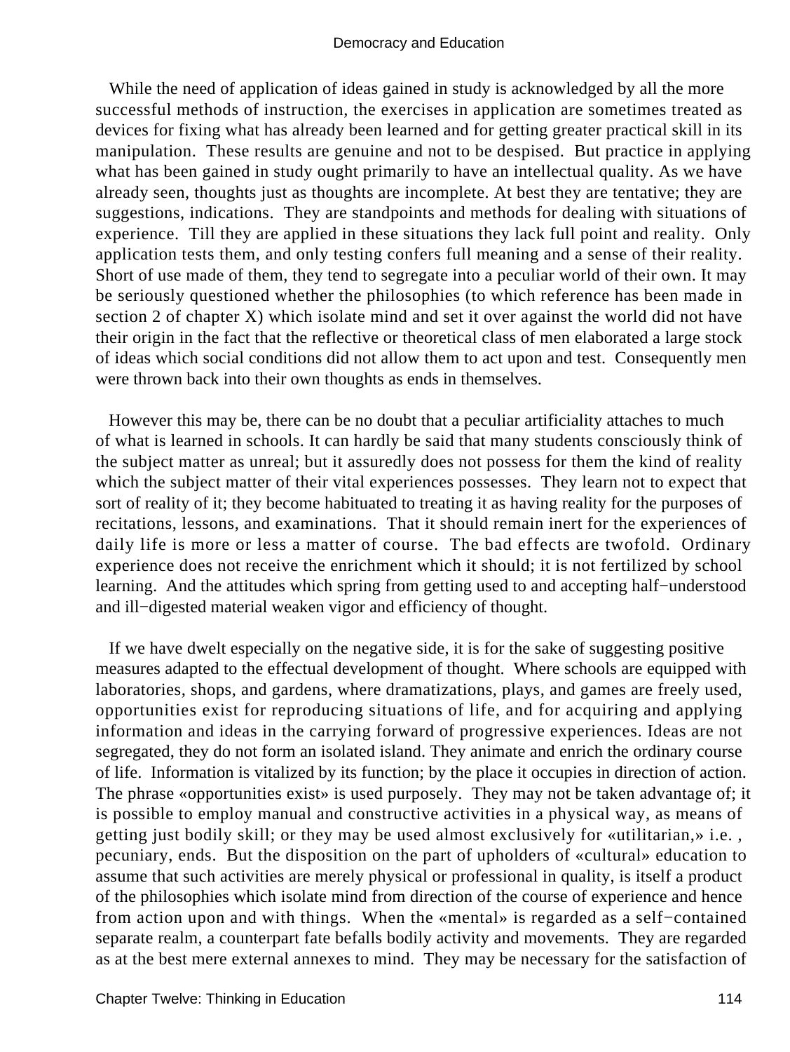While the need of application of ideas gained in study is acknowledged by all the more successful methods of instruction, the exercises in application are sometimes treated as devices for fixing what has already been learned and for getting greater practical skill in its manipulation. These results are genuine and not to be despised. But practice in applying what has been gained in study ought primarily to have an intellectual quality. As we have already seen, thoughts just as thoughts are incomplete. At best they are tentative; they are suggestions, indications. They are standpoints and methods for dealing with situations of experience. Till they are applied in these situations they lack full point and reality. Only application tests them, and only testing confers full meaning and a sense of their reality. Short of use made of them, they tend to segregate into a peculiar world of their own. It may be seriously questioned whether the philosophies (to which reference has been made in section 2 of chapter X) which isolate mind and set it over against the world did not have their origin in the fact that the reflective or theoretical class of men elaborated a large stock of ideas which social conditions did not allow them to act upon and test. Consequently men were thrown back into their own thoughts as ends in themselves.

However this may be, there can be no doubt that a peculiar artificiality attaches to much of what is learned in schools. It can hardly be said that many students consciously think of the subject matter as unreal; but it assuredly does not possess for them the kind of reality which the subject matter of their vital experiences possesses. They learn not to expect that sort of reality of it; they become habituated to treating it as having reality for the purposes of recitations, lessons, and examinations. That it should remain inert for the experiences of daily life is more or less a matter of course. The bad effects are twofold. Ordinary experience does not receive the enrichment which it should; it is not fertilized by school learning. And the attitudes which spring from getting used to and accepting half−understood and ill−digested material weaken vigor and efficiency of thought.

If we have dwelt especially on the negative side, it is for the sake of suggesting positive measures adapted to the effectual development of thought. Where schools are equipped with laboratories, shops, and gardens, where dramatizations, plays, and games are freely used, opportunities exist for reproducing situations of life, and for acquiring and applying information and ideas in the carrying forward of progressive experiences. Ideas are not segregated, they do not form an isolated island. They animate and enrich the ordinary course of life. Information is vitalized by its function; by the place it occupies in direction of action. The phrase «opportunities exist» is used purposely. They may not be taken advantage of; it is possible to employ manual and constructive activities in a physical way, as means of getting just bodily skill; or they may be used almost exclusively for «utilitarian,» i.e. , pecuniary, ends. But the disposition on the part of upholders of «cultural» education to assume that such activities are merely physical or professional in quality, is itself a product of the philosophies which isolate mind from direction of the course of experience and hence from action upon and with things. When the «mental» is regarded as a self−contained separate realm, a counterpart fate befalls bodily activity and movements. They are regarded as at the best mere external annexes to mind. They may be necessary for the satisfaction of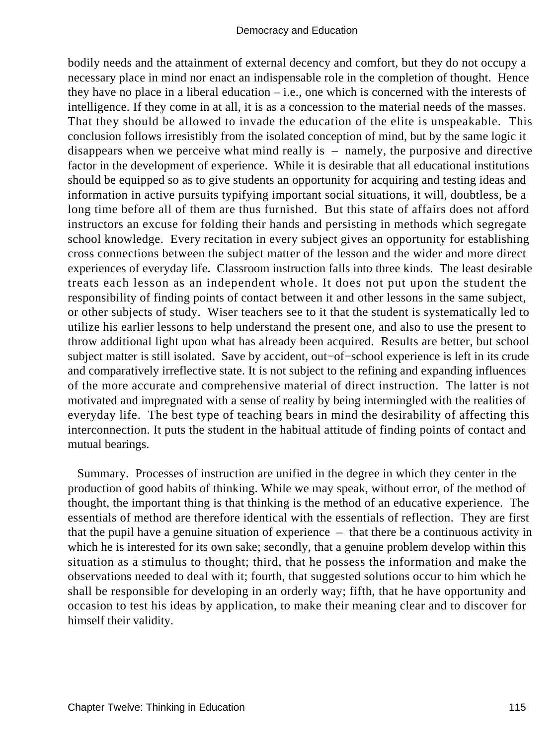bodily needs and the attainment of external decency and comfort, but they do not occupy a necessary place in mind nor enact an indispensable role in the completion of thought. Hence they have no place in a liberal education – i.e., one which is concerned with the interests of intelligence. If they come in at all, it is as a concession to the material needs of the masses. That they should be allowed to invade the education of the elite is unspeakable. This conclusion follows irresistibly from the isolated conception of mind, but by the same logic it disappears when we perceive what mind really is – namely, the purposive and directive factor in the development of experience. While it is desirable that all educational institutions should be equipped so as to give students an opportunity for acquiring and testing ideas and information in active pursuits typifying important social situations, it will, doubtless, be a long time before all of them are thus furnished. But this state of affairs does not afford instructors an excuse for folding their hands and persisting in methods which segregate school knowledge. Every recitation in every subject gives an opportunity for establishing cross connections between the subject matter of the lesson and the wider and more direct experiences of everyday life. Classroom instruction falls into three kinds. The least desirable treats each lesson as an independent whole. It does not put upon the student the responsibility of finding points of contact between it and other lessons in the same subject, or other subjects of study. Wiser teachers see to it that the student is systematically led to utilize his earlier lessons to help understand the present one, and also to use the present to throw additional light upon what has already been acquired. Results are better, but school subject matter is still isolated. Save by accident, out−of−school experience is left in its crude and comparatively irreflective state. It is not subject to the refining and expanding influences of the more accurate and comprehensive material of direct instruction. The latter is not motivated and impregnated with a sense of reality by being intermingled with the realities of everyday life. The best type of teaching bears in mind the desirability of affecting this interconnection. It puts the student in the habitual attitude of finding points of contact and mutual bearings.

Summary. Processes of instruction are unified in the degree in which they center in the production of good habits of thinking. While we may speak, without error, of the method of thought, the important thing is that thinking is the method of an educative experience. The essentials of method are therefore identical with the essentials of reflection. They are first that the pupil have a genuine situation of experience – that there be a continuous activity in which he is interested for its own sake; secondly, that a genuine problem develop within this situation as a stimulus to thought; third, that he possess the information and make the observations needed to deal with it; fourth, that suggested solutions occur to him which he shall be responsible for developing in an orderly way; fifth, that he have opportunity and occasion to test his ideas by application, to make their meaning clear and to discover for himself their validity.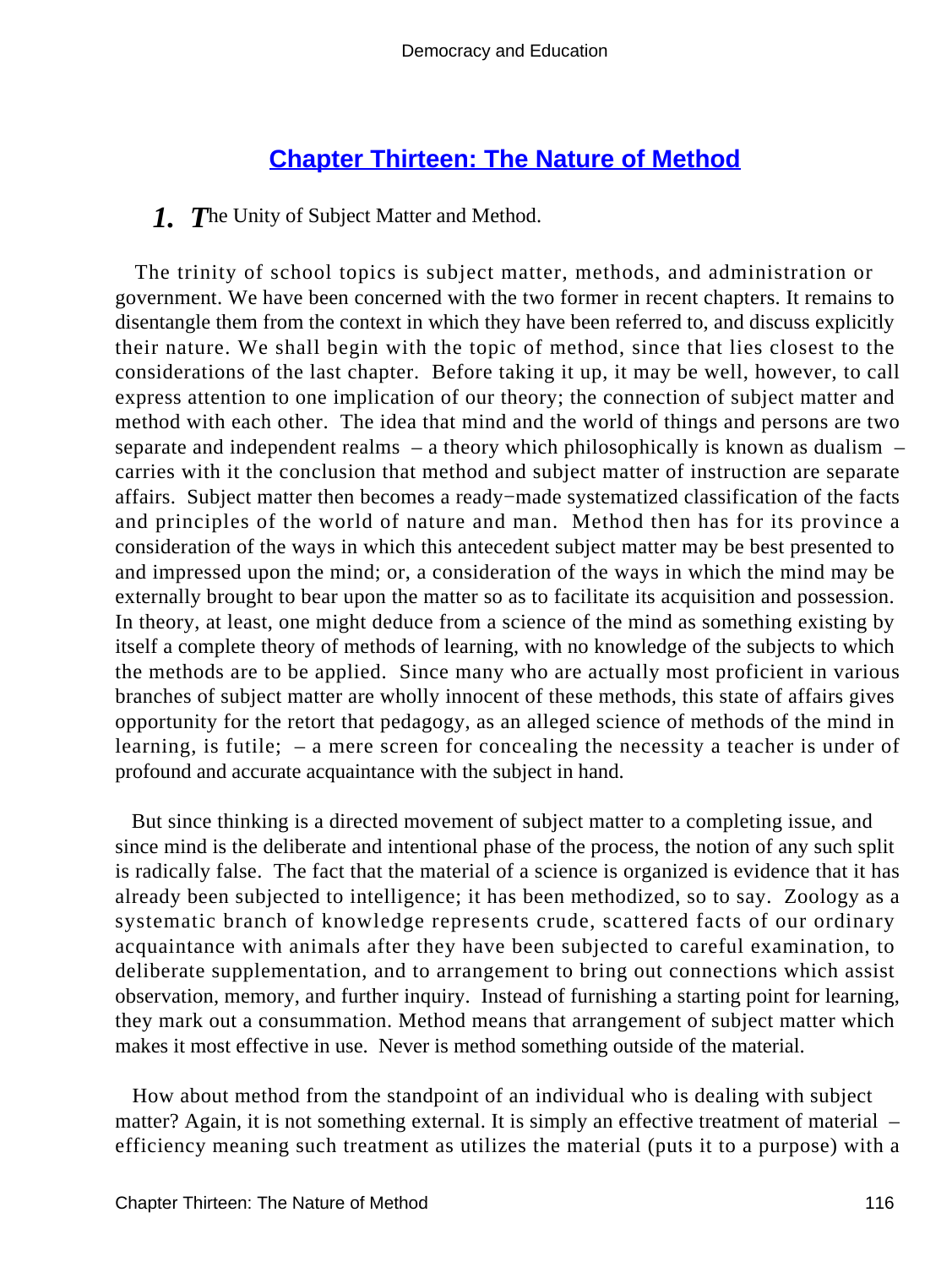## Chapter Thirteen: The Nature of Method

### 1. The Unity of Subject Matter and Method.

The trinity of school topics is subject matter, methods, and administration or government. We have been concerned with the two former in recent chapters. It remains to disentangle them from the context in which they have been referred to, and discuss explicitly their nature. We shall begin with the topic of method, since that lies closest to the considerations of the last chapter. Before taking it up, it may be well, however, to call express attention to one implication of our theory; the connection of subject matter and method with each other. The idea that mind and the world of things and persons are two separate and independent realms – a theory which philosophically is known as dualism – carries with it the conclusion that method and subject matter of instruction are separate affairs. Subject matter then becomes a ready−made systematized classification of the facts and principles of the world of nature and man. Method then has for its province a consideration of the ways in which this antecedent subject matter may be best presented to and impressed upon the mind; or, a consideration of the ways in which the mind may be externally brought to bear upon the matter so as to facilitate its acquisition and possession. In theory, at least, one might deduce from a science of the mind as something existing by itself a complete theory of methods of learning, with no knowledge of the subjects to which the methods are to be applied. Since many who are actually most proficient in various branches of subject matter are wholly innocent of these methods, this state of affairs gives opportunity for the retort that pedagogy, as an alleged science of methods of the mind in learning, is futile; – a mere screen for concealing the necessity a teacher is under of profound and accurate acquaintance with the subject in hand.

But since thinking is a directed movement of subject matter to a completing issue, and since mind is the deliberate and intentional phase of the process, the notion of any such split is radically false. The fact that the material of a science is organized is evidence that it has already been subjected to intelligence; it has been methodized, so to say. Zoology as a systematic branch of knowledge represents crude, scattered facts of our ordinary acquaintance with animals after they have been subjected to careful examination, to deliberate supplementation, and to arrangement to bring out connections which assist observation, memory, and further inquiry. Instead of furnishing a starting point for learning, they mark out a consummation. Method means that arrangement of subject matter which makes it most effective in use. Never is method something outside of the material.

How about method from the standpoint of an individual who is dealing with subject matter? Again, it is not something external. It is simply an effective treatment of material – efficiency meaning such treatment as utilizes the material (puts it to a purpose) with a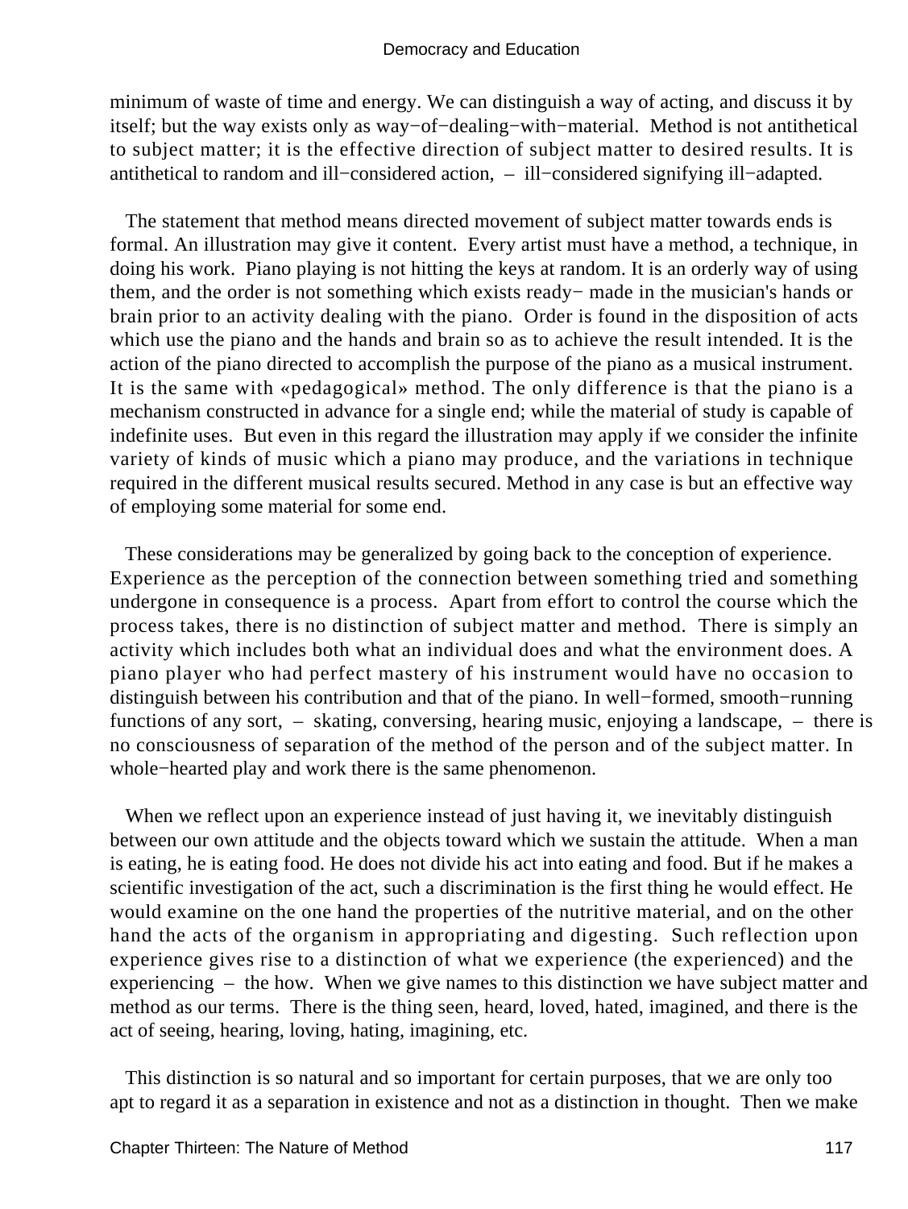minimum of waste of time and energy. We can distinguish a way of acting, and discuss it by itself; but the way exists only as way−of−dealing−with−material. Method is not antithetical to subject matter; it is the effective direction of subject matter to desired results. It is antithetical to random and ill−considered action, – ill−considered signifying ill−adapted.

The statement that method means directed movement of subject matter towards ends is formal. An illustration may give it content. Every artist must have a method, a technique, in doing his work. Piano playing is not hitting the keys at random. It is an orderly way of using them, and the order is not something which exists ready− made in the musician's hands or brain prior to an activity dealing with the piano. Order is found in the disposition of acts which use the piano and the hands and brain so as to achieve the result intended. It is the action of the piano directed to accomplish the purpose of the piano as a musical instrument. It is the same with «pedagogical» method. The only difference is that the piano is a mechanism constructed in advance for a single end; while the material of study is capable of indefinite uses. But even in this regard the illustration may apply if we consider the infinite variety of kinds of music which a piano may produce, and the variations in technique required in the different musical results secured. Method in any case is but an effective way of employing some material for some end.

These considerations may be generalized by going back to the conception of experience. Experience as the perception of the connection between something tried and something undergone in consequence is a process. Apart from effort to control the course which the process takes, there is no distinction of subject matter and method. There is simply an activity which includes both what an individual does and what the environment does. A piano player who had perfect mastery of his instrument would have no occasion to distinguish between his contribution and that of the piano. In well−formed, smooth−running functions of any sort, – skating, conversing, hearing music, enjoying a landscape, – there is no consciousness of separation of the method of the person and of the subject matter. In whole−hearted play and work there is the same phenomenon.

When we reflect upon an experience instead of just having it, we inevitably distinguish between our own attitude and the objects toward which we sustain the attitude. When a man is eating, he is eating food. He does not divide his act into eating and food. But if he makes a scientific investigation of the act, such a discrimination is the first thing he would effect. He would examine on the one hand the properties of the nutritive material, and on the other hand the acts of the organism in appropriating and digesting. Such reflection upon experience gives rise to a distinction of what we experience (the experienced) and the experiencing – the how. When we give names to this distinction we have subject matter and method as our terms. There is the thing seen, heard, loved, hated, imagined, and there is the act of seeing, hearing, loving, hating, imagining, etc.

This distinction is so natural and so important for certain purposes, that we are only too apt to regard it as a separation in existence and not as a distinction in thought. Then we make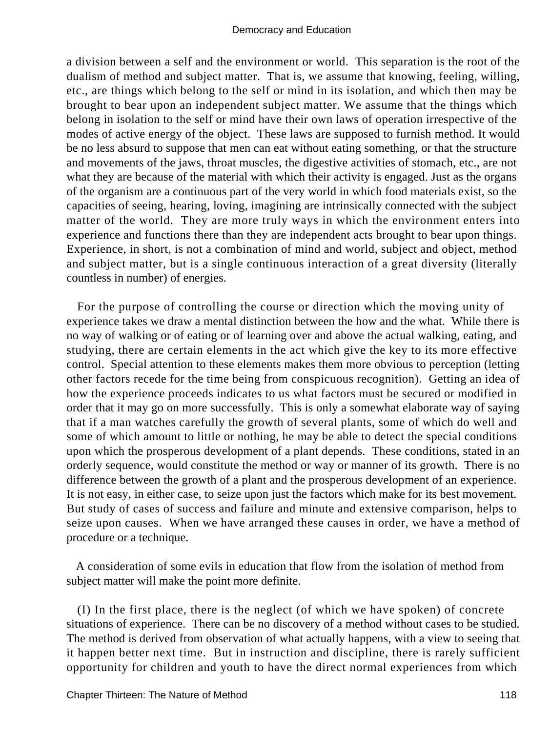a division between a self and the environment or world. This separation is the root of the dualism of method and subject matter. That is, we assume that knowing, feeling, willing, etc., are things which belong to the self or mind in its isolation, and which then may be brought to bear upon an independent subject matter. We assume that the things which belong in isolation to the self or mind have their own laws of operation irrespective of the modes of active energy of the object. These laws are supposed to furnish method. It would be no less absurd to suppose that men can eat without eating something, or that the structure and movements of the jaws, throat muscles, the digestive activities of stomach, etc., are not what they are because of the material with which their activity is engaged. Just as the organs of the organism are a continuous part of the very world in which food materials exist, so the capacities of seeing, hearing, loving, imagining are intrinsically connected with the subject matter of the world. They are more truly ways in which the environment enters into experience and functions there than they are independent acts brought to bear upon things. Experience, in short, is not a combination of mind and world, subject and object, method and subject matter, but is a single continuous interaction of a great diversity (literally countless in number) of energies.

For the purpose of controlling the course or direction which the moving unity of experience takes we draw a mental distinction between the how and the what. While there is no way of walking or of eating or of learning over and above the actual walking, eating, and studying, there are certain elements in the act which give the key to its more effective control. Special attention to these elements makes them more obvious to perception (letting other factors recede for the time being from conspicuous recognition). Getting an idea of how the experience proceeds indicates to us what factors must be secured or modified in order that it may go on more successfully. This is only a somewhat elaborate way of saying that if a man watches carefully the growth of several plants, some of which do well and some of which amount to little or nothing, he may be able to detect the special conditions upon which the prosperous development of a plant depends. These conditions, stated in an orderly sequence, would constitute the method or way or manner of its growth. There is no difference between the growth of a plant and the prosperous development of an experience. It is not easy, in either case, to seize upon just the factors which make for its best movement. But study of cases of success and failure and minute and extensive comparison, helps to seize upon causes. When we have arranged these causes in order, we have a method of procedure or a technique.

A consideration of some evils in education that flow from the isolation of method from subject matter will make the point more definite.

(I) In the first place, there is the neglect (of which we have spoken) of concrete situations of experience. There can be no discovery of a method without cases to be studied. The method is derived from observation of what actually happens, with a view to seeing that it happen better next time. But in instruction and discipline, there is rarely sufficient opportunity for children and youth to have the direct normal experiences from which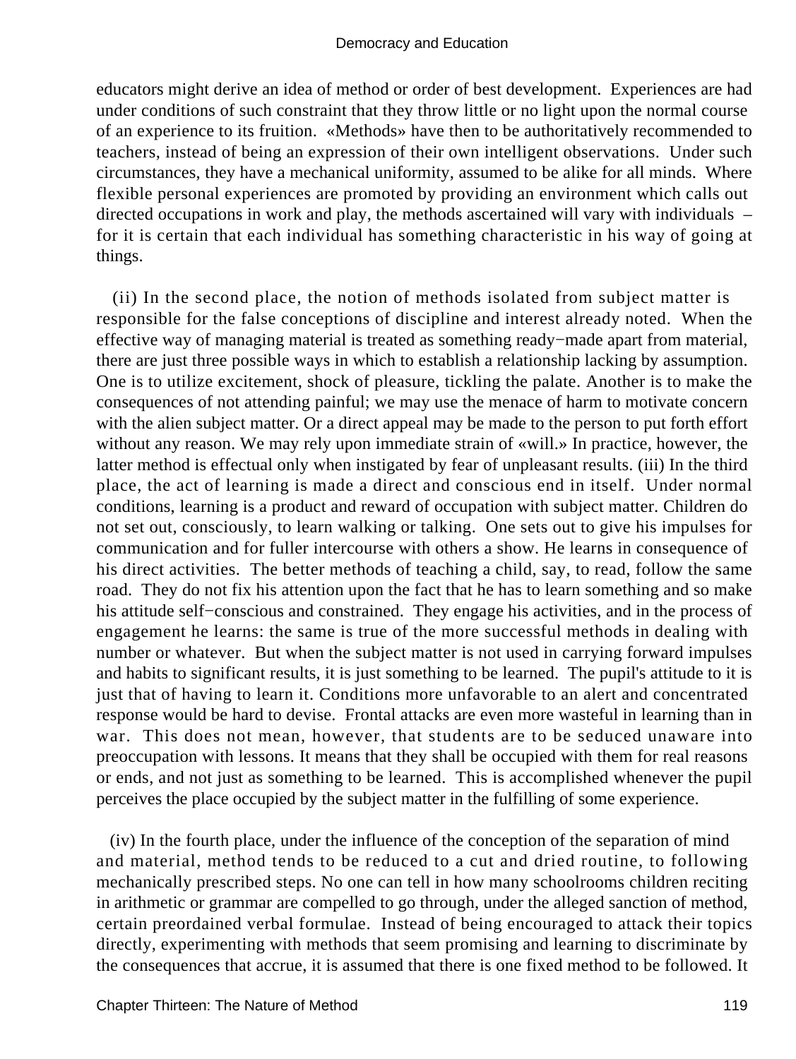educators might derive an idea of method or order of best development. Experiences are had under conditions of such constraint that they throw little or no light upon the normal course of an experience to its fruition. «Methods» have then to be authoritatively recommended to teachers, instead of being an expression of their own intelligent observations. Under such circumstances, they have a mechanical uniformity, assumed to be alike for all minds. Where flexible personal experiences are promoted by providing an environment which calls out directed occupations in work and play, the methods ascertained will vary with individuals – for it is certain that each individual has something characteristic in his way of going at things.

(ii) In the second place, the notion of methods isolated from subject matter is responsible for the false conceptions of discipline and interest already noted. When the effective way of managing material is treated as something ready−made apart from material, there are just three possible ways in which to establish a relationship lacking by assumption. One is to utilize excitement, shock of pleasure, tickling the palate. Another is to make the consequences of not attending painful; we may use the menace of harm to motivate concern with the alien subject matter. Or a direct appeal may be made to the person to put forth effort without any reason. We may rely upon immediate strain of «will.» In practice, however, the latter method is effectual only when instigated by fear of unpleasant results. (iii) In the third place, the act of learning is made a direct and conscious end in itself. Under normal conditions, learning is a product and reward of occupation with subject matter. Children do not set out, consciously, to learn walking or talking. One sets out to give his impulses for communication and for fuller intercourse with others a show. He learns in consequence of his direct activities. The better methods of teaching a child, say, to read, follow the same road. They do not fix his attention upon the fact that he has to learn something and so make his attitude self−conscious and constrained. They engage his activities, and in the process of engagement he learns: the same is true of the more successful methods in dealing with number or whatever. But when the subject matter is not used in carrying forward impulses and habits to significant results, it is just something to be learned. The pupil's attitude to it is just that of having to learn it. Conditions more unfavorable to an alert and concentrated response would be hard to devise. Frontal attacks are even more wasteful in learning than in war. This does not mean, however, that students are to be seduced unaware into preoccupation with lessons. It means that they shall be occupied with them for real reasons or ends, and not just as something to be learned. This is accomplished whenever the pupil perceives the place occupied by the subject matter in the fulfilling of some experience.

(iv) In the fourth place, under the influence of the conception of the separation of mind and material, method tends to be reduced to a cut and dried routine, to following mechanically prescribed steps. No one can tell in how many schoolrooms children reciting in arithmetic or grammar are compelled to go through, under the alleged sanction of method, certain preordained verbal formulae. Instead of being encouraged to attack their topics directly, experimenting with methods that seem promising and learning to discriminate by the consequences that accrue, it is assumed that there is one fixed method to be followed. It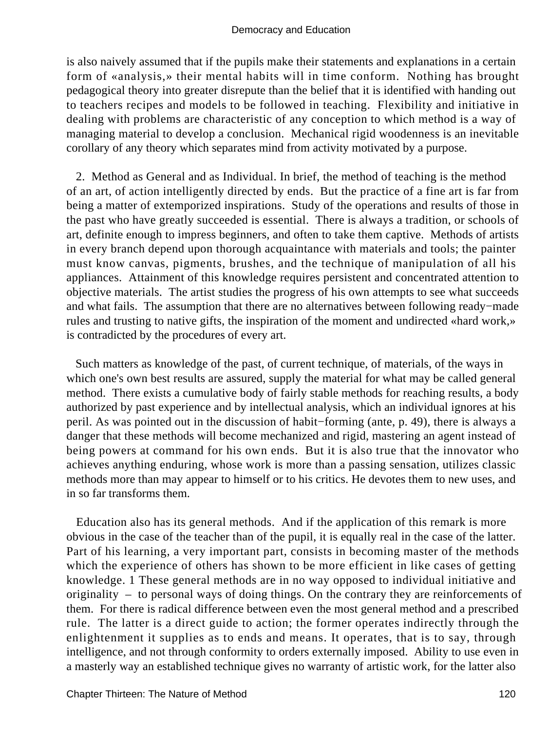is also naively assumed that if the pupils make their statements and explanations in a certain form of «analysis,» their mental habits will in time conform. Nothing has brought pedagogical theory into greater disrepute than the belief that it is identified with handing out to teachers recipes and models to be followed in teaching. Flexibility and initiative in dealing with problems are characteristic of any conception to which method is a way of managing material to develop a conclusion. Mechanical rigid woodenness is an inevitable corollary of any theory which separates mind from activity motivated by a purpose.

2. Method as General and as Individual. In brief, the method of teaching is the method of an art, of action intelligently directed by ends. But the practice of a fine art is far from being a matter of extemporized inspirations. Study of the operations and results of those in the past who have greatly succeeded is essential. There is always a tradition, or schools of art, definite enough to impress beginners, and often to take them captive. Methods of artists in every branch depend upon thorough acquaintance with materials and tools; the painter must know canvas, pigments, brushes, and the technique of manipulation of all his appliances. Attainment of this knowledge requires persistent and concentrated attention to objective materials. The artist studies the progress of his own attempts to see what succeeds and what fails. The assumption that there are no alternatives between following ready−made rules and trusting to native gifts, the inspiration of the moment and undirected «hard work,» is contradicted by the procedures of every art.

Such matters as knowledge of the past, of current technique, of materials, of the ways in which one's own best results are assured, supply the material for what may be called general method. There exists a cumulative body of fairly stable methods for reaching results, a body authorized by past experience and by intellectual analysis, which an individual ignores at his peril. As was pointed out in the discussion of habit−forming (ante, p. 49), there is always a danger that these methods will become mechanized and rigid, mastering an agent instead of being powers at command for his own ends. But it is also true that the innovator who achieves anything enduring, whose work is more than a passing sensation, utilizes classic methods more than may appear to himself or to his critics. He devotes them to new uses, and in so far transforms them.

Education also has its general methods. And if the application of this remark is more obvious in the case of the teacher than of the pupil, it is equally real in the case of the latter. Part of his learning, a very important part, consists in becoming master of the methods which the experience of others has shown to be more efficient in like cases of getting knowledge. 1 These general methods are in no way opposed to individual initiative and originality – to personal ways of doing things. On the contrary they are reinforcements of them. For there is radical difference between even the most general method and a prescribed rule. The latter is a direct guide to action; the former operates indirectly through the enlightenment it supplies as to ends and means. It operates, that is to say, through intelligence, and not through conformity to orders externally imposed. Ability to use even in a masterly way an established technique gives no warranty of artistic work, for the latter also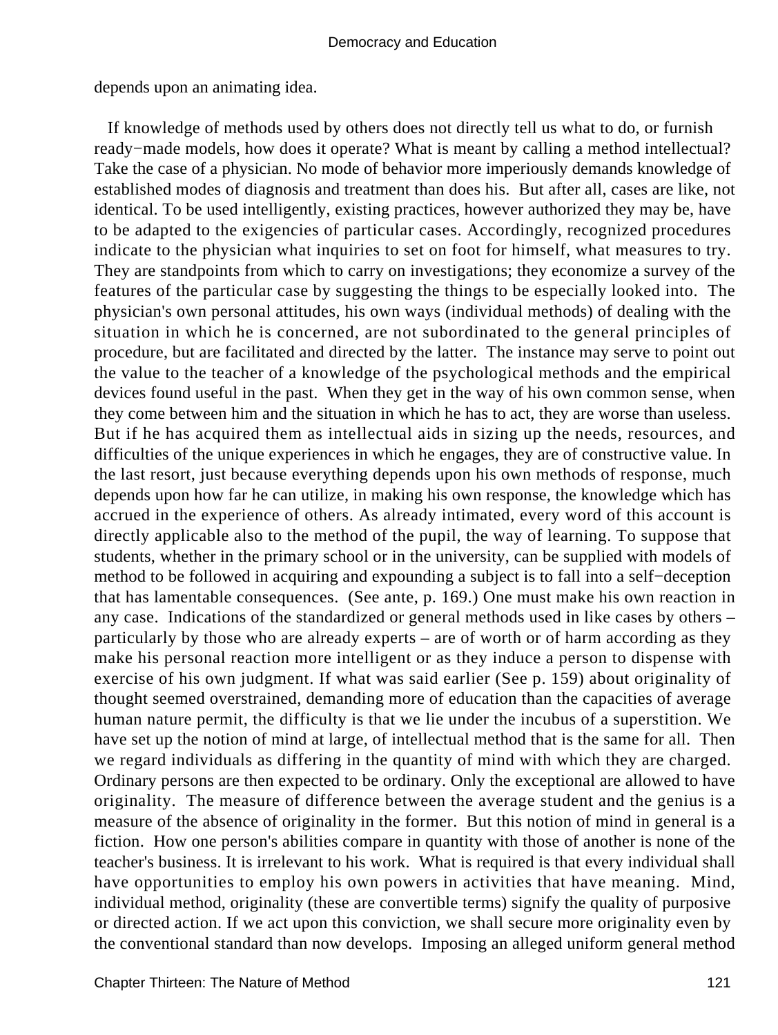depends upon an animating idea.

If knowledge of methods used by others does not directly tell us what to do, or furnish ready−made models, how does it operate? What is meant by calling a method intellectual? Take the case of a physician. No mode of behavior more imperiously demands knowledge of established modes of diagnosis and treatment than does his. But after all, cases are like, not identical. To be used intelligently, existing practices, however authorized they may be, have to be adapted to the exigencies of particular cases. Accordingly, recognized procedures indicate to the physician what inquiries to set on foot for himself, what measures to try. They are standpoints from which to carry on investigations; they economize a survey of the features of the particular case by suggesting the things to be especially looked into. The physician's own personal attitudes, his own ways (individual methods) of dealing with the situation in which he is concerned, are not subordinated to the general principles of procedure, but are facilitated and directed by the latter. The instance may serve to point out the value to the teacher of a knowledge of the psychological methods and the empirical devices found useful in the past. When they get in the way of his own common sense, when they come between him and the situation in which he has to act, they are worse than useless. But if he has acquired them as intellectual aids in sizing up the needs, resources, and difficulties of the unique experiences in which he engages, they are of constructive value. In the last resort, just because everything depends upon his own methods of response, much depends upon how far he can utilize, in making his own response, the knowledge which has accrued in the experience of others. As already intimated, every word of this account is directly applicable also to the method of the pupil, the way of learning. To suppose that students, whether in the primary school or in the university, can be supplied with models of method to be followed in acquiring and expounding a subject is to fall into a self−deception that has lamentable consequences. (See ante, p. 169.) One must make his own reaction in any case. Indications of the standardized or general methods used in like cases by others – particularly by those who are already experts – are of worth or of harm according as they make his personal reaction more intelligent or as they induce a person to dispense with exercise of his own judgment. If what was said earlier (See p. 159) about originality of thought seemed overstrained, demanding more of education than the capacities of average human nature permit, the difficulty is that we lie under the incubus of a superstition. We have set up the notion of mind at large, of intellectual method that is the same for all. Then we regard individuals as differing in the quantity of mind with which they are charged. Ordinary persons are then expected to be ordinary. Only the exceptional are allowed to have originality. The measure of difference between the average student and the genius is a measure of the absence of originality in the former. But this notion of mind in general is a fiction. How one person's abilities compare in quantity with those of another is none of the teacher's business. It is irrelevant to his work. What is required is that every individual shall have opportunities to employ his own powers in activities that have meaning. Mind, individual method, originality (these are convertible terms) signify the quality of purposive or directed action. If we act upon this conviction, we shall secure more originality even by the conventional standard than now develops. Imposing an alleged uniform general method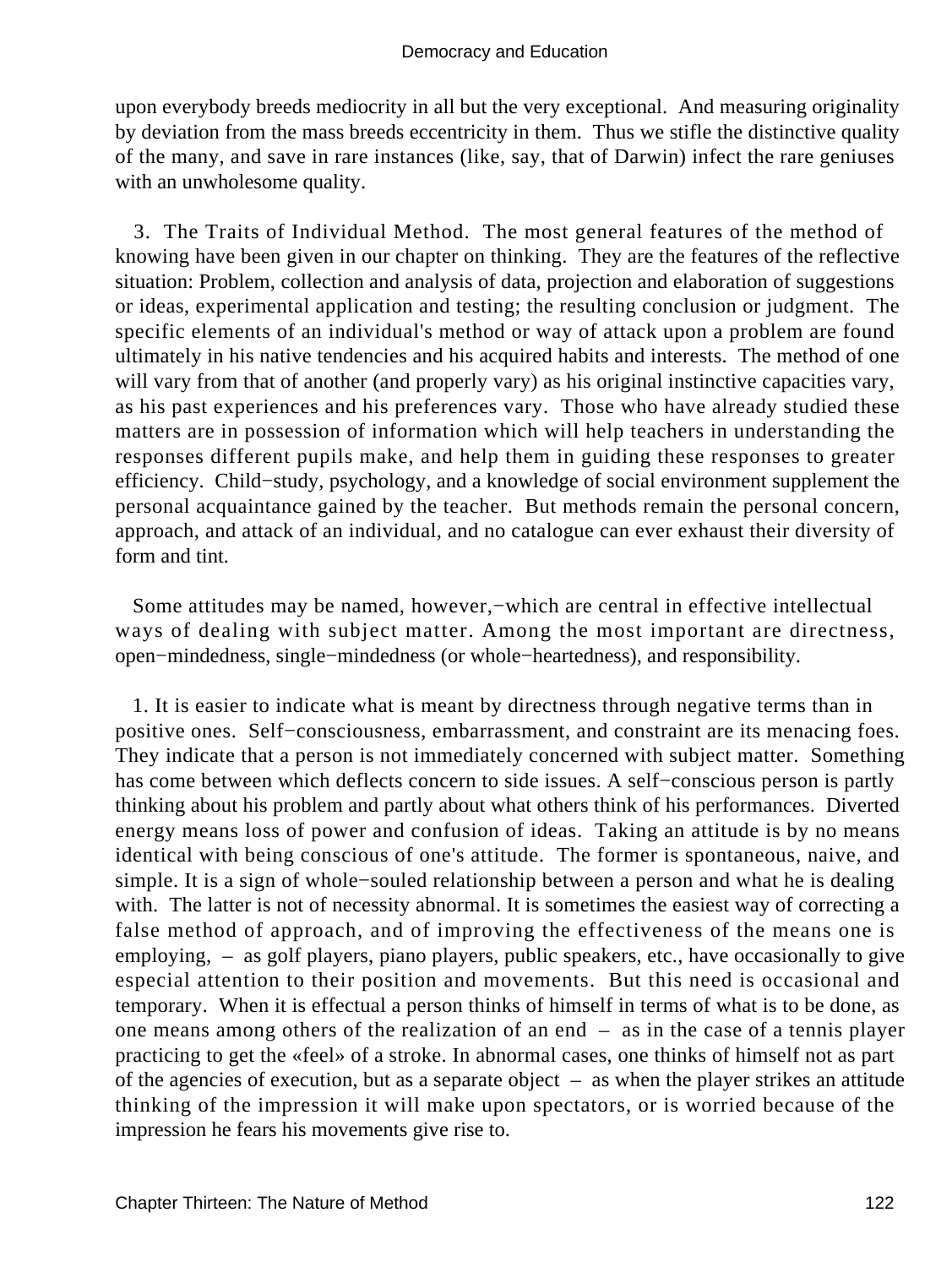upon everybody breeds mediocrity in all but the very exceptional. And measuring originality by deviation from the mass breeds eccentricity in them. Thus we stifle the distinctive quality of the many, and save in rare instances (like, say, that of Darwin) infect the rare geniuses with an unwholesome quality.

3. The Traits of Individual Method. The most general features of the method of knowing have been given in our chapter on thinking. They are the features of the reflective situation: Problem, collection and analysis of data, projection and elaboration of suggestions or ideas, experimental application and testing; the resulting conclusion or judgment. The specific elements of an individual's method or way of attack upon a problem are found ultimately in his native tendencies and his acquired habits and interests. The method of one will vary from that of another (and properly vary) as his original instinctive capacities vary, as his past experiences and his preferences vary. Those who have already studied these matters are in possession of information which will help teachers in understanding the responses different pupils make, and help them in guiding these responses to greater efficiency. Child−study, psychology, and a knowledge of social environment supplement the personal acquaintance gained by the teacher. But methods remain the personal concern, approach, and attack of an individual, and no catalogue can ever exhaust their diversity of form and tint.

Some attitudes may be named, however,−which are central in effective intellectual ways of dealing with subject matter. Among the most important are directness, open−mindedness, single−mindedness (or whole−heartedness), and responsibility.

1. It is easier to indicate what is meant by directness through negative terms than in positive ones. Self−consciousness, embarrassment, and constraint are its menacing foes. They indicate that a person is not immediately concerned with subject matter. Something has come between which deflects concern to side issues. A self−conscious person is partly thinking about his problem and partly about what others think of his performances. Diverted energy means loss of power and confusion of ideas. Taking an attitude is by no means identical with being conscious of one's attitude. The former is spontaneous, naive, and simple. It is a sign of whole−souled relationship between a person and what he is dealing with. The latter is not of necessity abnormal. It is sometimes the easiest way of correcting a false method of approach, and of improving the effectiveness of the means one is employing, – as golf players, piano players, public speakers, etc., have occasionally to give especial attention to their position and movements. But this need is occasional and temporary. When it is effectual a person thinks of himself in terms of what is to be done, as one means among others of the realization of an end – as in the case of a tennis player practicing to get the «feel» of a stroke. In abnormal cases, one thinks of himself not as part of the agencies of execution, but as a separate object – as when the player strikes an attitude thinking of the impression it will make upon spectators, or is worried because of the impression he fears his movements give rise to.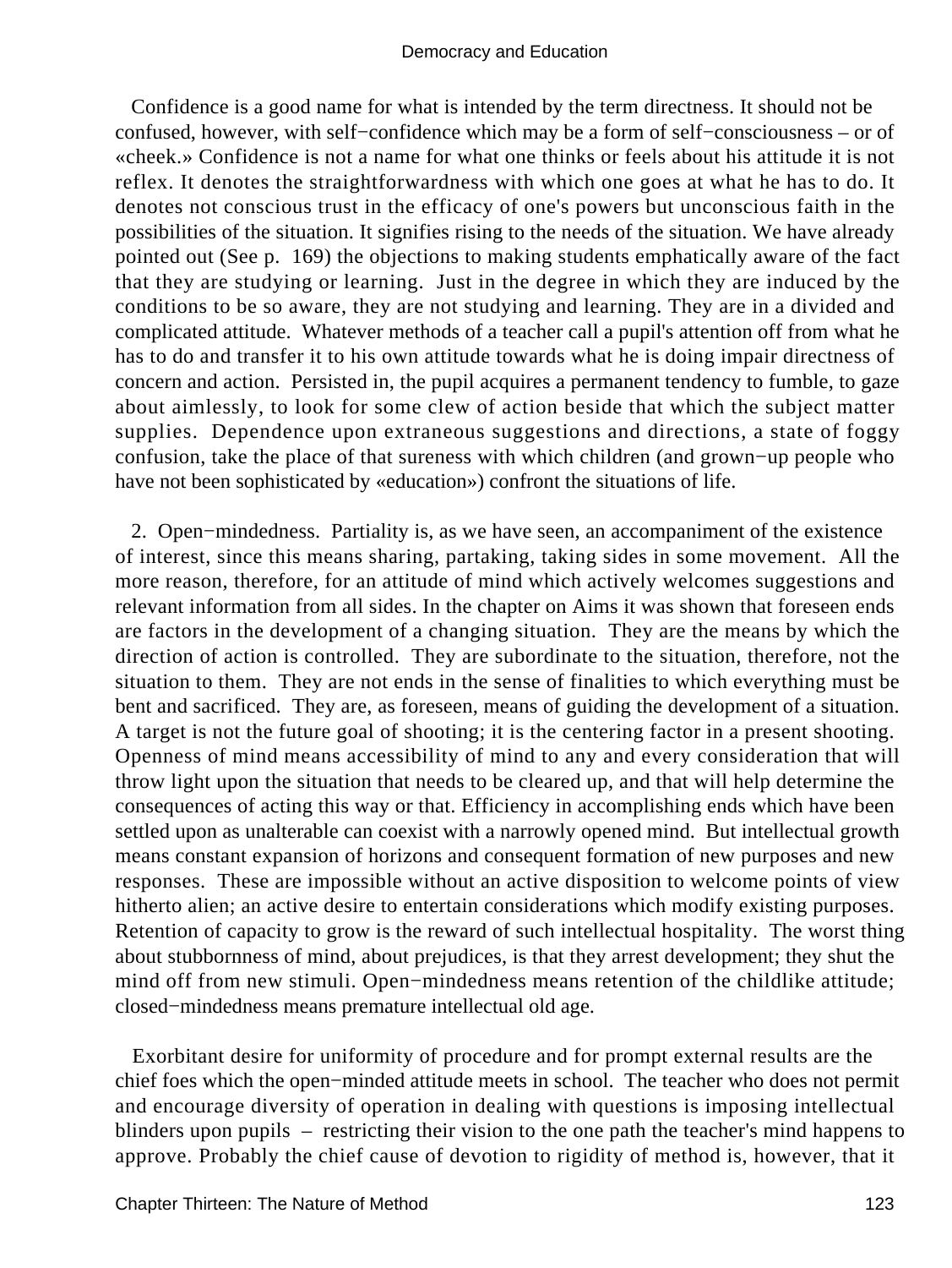Confidence is a good name for what is intended by the term directness. It should not be confused, however, with self−confidence which may be a form of self−consciousness – or of «cheek.» Confidence is not a name for what one thinks or feels about his attitude it is not reflex. It denotes the straightforwardness with which one goes at what he has to do. It denotes not conscious trust in the efficacy of one's powers but unconscious faith in the possibilities of the situation. It signifies rising to the needs of the situation. We have already pointed out (See p. 169) the objections to making students emphatically aware of the fact that they are studying or learning. Just in the degree in which they are induced by the conditions to be so aware, they are not studying and learning. They are in a divided and complicated attitude. Whatever methods of a teacher call a pupil's attention off from what he has to do and transfer it to his own attitude towards what he is doing impair directness of concern and action. Persisted in, the pupil acquires a permanent tendency to fumble, to gaze about aimlessly, to look for some clew of action beside that which the subject matter supplies. Dependence upon extraneous suggestions and directions, a state of foggy confusion, take the place of that sureness with which children (and grown−up people who have not been sophisticated by «education») confront the situations of life.

2. Open−mindedness. Partiality is, as we have seen, an accompaniment of the existence of interest, since this means sharing, partaking, taking sides in some movement. All the more reason, therefore, for an attitude of mind which actively welcomes suggestions and relevant information from all sides. In the chapter on Aims it was shown that foreseen ends are factors in the development of a changing situation. They are the means by which the direction of action is controlled. They are subordinate to the situation, therefore, not the situation to them. They are not ends in the sense of finalities to which everything must be bent and sacrificed. They are, as foreseen, means of guiding the development of a situation. A target is not the future goal of shooting; it is the centering factor in a present shooting. Openness of mind means accessibility of mind to any and every consideration that will throw light upon the situation that needs to be cleared up, and that will help determine the consequences of acting this way or that. Efficiency in accomplishing ends which have been settled upon as unalterable can coexist with a narrowly opened mind. But intellectual growth means constant expansion of horizons and consequent formation of new purposes and new responses. These are impossible without an active disposition to welcome points of view hitherto alien; an active desire to entertain considerations which modify existing purposes. Retention of capacity to grow is the reward of such intellectual hospitality. The worst thing about stubbornness of mind, about prejudices, is that they arrest development; they shut the mind off from new stimuli. Open−mindedness means retention of the childlike attitude; closed−mindedness means premature intellectual old age.

Exorbitant desire for uniformity of procedure and for prompt external results are the chief foes which the open−minded attitude meets in school. The teacher who does not permit and encourage diversity of operation in dealing with questions is imposing intellectual blinders upon pupils – restricting their vision to the one path the teacher's mind happens to approve. Probably the chief cause of devotion to rigidity of method is, however, that it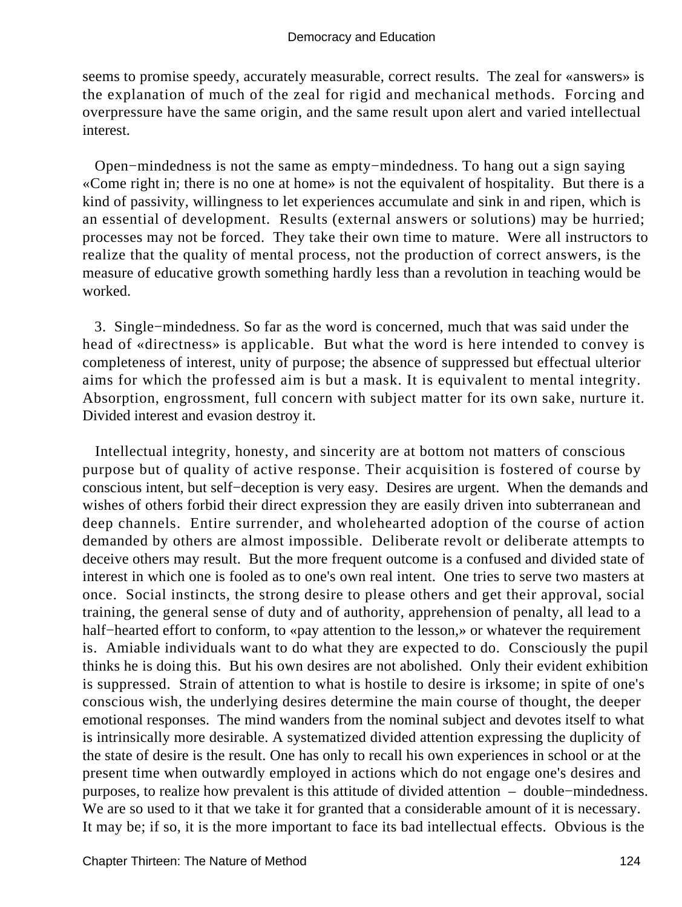seems to promise speedy, accurately measurable, correct results. The zeal for «answers» is the explanation of much of the zeal for rigid and mechanical methods. Forcing and overpressure have the same origin, and the same result upon alert and varied intellectual interest.

Open−mindedness is not the same as empty−mindedness. To hang out a sign saying «Come right in; there is no one at home» is not the equivalent of hospitality. But there is a kind of passivity, willingness to let experiences accumulate and sink in and ripen, which is an essential of development. Results (external answers or solutions) may be hurried; processes may not be forced. They take their own time to mature. Were all instructors to realize that the quality of mental process, not the production of correct answers, is the measure of educative growth something hardly less than a revolution in teaching would be worked.

3. Single−mindedness. So far as the word is concerned, much that was said under the head of «directness» is applicable. But what the word is here intended to convey is completeness of interest, unity of purpose; the absence of suppressed but effectual ulterior aims for which the professed aim is but a mask. It is equivalent to mental integrity. Absorption, engrossment, full concern with subject matter for its own sake, nurture it. Divided interest and evasion destroy it.

Intellectual integrity, honesty, and sincerity are at bottom not matters of conscious purpose but of quality of active response. Their acquisition is fostered of course by conscious intent, but self−deception is very easy. Desires are urgent. When the demands and wishes of others forbid their direct expression they are easily driven into subterranean and deep channels. Entire surrender, and wholehearted adoption of the course of action demanded by others are almost impossible. Deliberate revolt or deliberate attempts to deceive others may result. But the more frequent outcome is a confused and divided state of interest in which one is fooled as to one's own real intent. One tries to serve two masters at once. Social instincts, the strong desire to please others and get their approval, social training, the general sense of duty and of authority, apprehension of penalty, all lead to a half−hearted effort to conform, to «pay attention to the lesson,» or whatever the requirement is. Amiable individuals want to do what they are expected to do. Consciously the pupil thinks he is doing this. But his own desires are not abolished. Only their evident exhibition is suppressed. Strain of attention to what is hostile to desire is irksome; in spite of one's conscious wish, the underlying desires determine the main course of thought, the deeper emotional responses. The mind wanders from the nominal subject and devotes itself to what is intrinsically more desirable. A systematized divided attention expressing the duplicity of the state of desire is the result. One has only to recall his own experiences in school or at the present time when outwardly employed in actions which do not engage one's desires and purposes, to realize how prevalent is this attitude of divided attention – double−mindedness. We are so used to it that we take it for granted that a considerable amount of it is necessary. It may be; if so, it is the more important to face its bad intellectual effects. Obvious is the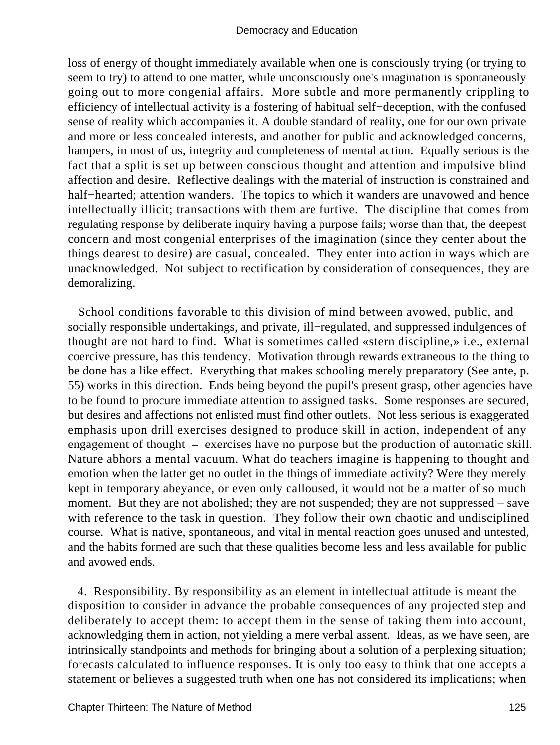loss of energy of thought immediately available when one is consciously trying (or trying to seem to try) to attend to one matter, while unconsciously one's imagination is spontaneously going out to more congenial affairs. More subtle and more permanently crippling to efficiency of intellectual activity is a fostering of habitual self−deception, with the confused sense of reality which accompanies it. A double standard of reality, one for our own private and more or less concealed interests, and another for public and acknowledged concerns, hampers, in most of us, integrity and completeness of mental action. Equally serious is the fact that a split is set up between conscious thought and attention and impulsive blind affection and desire. Reflective dealings with the material of instruction is constrained and half−hearted; attention wanders. The topics to which it wanders are unavowed and hence intellectually illicit; transactions with them are furtive. The discipline that comes from regulating response by deliberate inquiry having a purpose fails; worse than that, the deepest concern and most congenial enterprises of the imagination (since they center about the things dearest to desire) are casual, concealed. They enter into action in ways which are unacknowledged. Not subject to rectification by consideration of consequences, they are demoralizing.

School conditions favorable to this division of mind between avowed, public, and socially responsible undertakings, and private, ill−regulated, and suppressed indulgences of thought are not hard to find. What is sometimes called «stern discipline,» i.e., external coercive pressure, has this tendency. Motivation through rewards extraneous to the thing to be done has a like effect. Everything that makes schooling merely preparatory (See ante, p. 55) works in this direction. Ends being beyond the pupil's present grasp, other agencies have to be found to procure immediate attention to assigned tasks. Some responses are secured, but desires and affections not enlisted must find other outlets. Not less serious is exaggerated emphasis upon drill exercises designed to produce skill in action, independent of any engagement of thought – exercises have no purpose but the production of automatic skill. Nature abhors a mental vacuum. What do teachers imagine is happening to thought and emotion when the latter get no outlet in the things of immediate activity? Were they merely kept in temporary abeyance, or even only calloused, it would not be a matter of so much moment. But they are not abolished; they are not suspended; they are not suppressed – save with reference to the task in question. They follow their own chaotic and undisciplined course. What is native, spontaneous, and vital in mental reaction goes unused and untested, and the habits formed are such that these qualities become less and less available for public and avowed ends.

4. Responsibility. By responsibility as an element in intellectual attitude is meant the disposition to consider in advance the probable consequences of any projected step and deliberately to accept them: to accept them in the sense of taking them into account, acknowledging them in action, not yielding a mere verbal assent. Ideas, as we have seen, are intrinsically standpoints and methods for bringing about a solution of a perplexing situation; forecasts calculated to influence responses. It is only too easy to think that one accepts a statement or believes a suggested truth when one has not considered its implications; when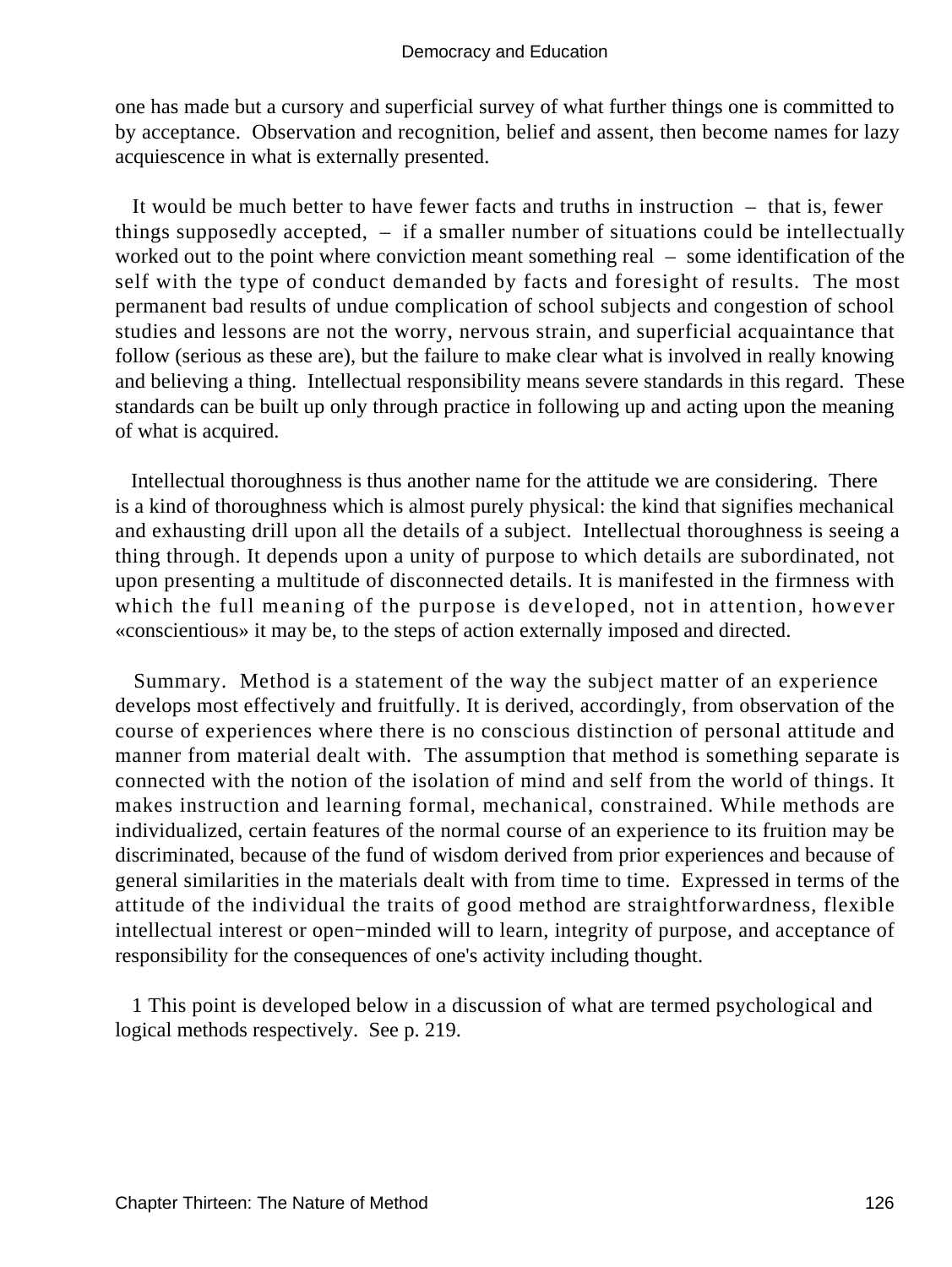one has made but a cursory and superficial survey of what further things one is committed to by acceptance. Observation and recognition, belief and assent, then become names for lazy acquiescence in what is externally presented.

It would be much better to have fewer facts and truths in instruction – that is, fewer things supposedly accepted, – if a smaller number of situations could be intellectually worked out to the point where conviction meant something real – some identification of the self with the type of conduct demanded by facts and foresight of results. The most permanent bad results of undue complication of school subjects and congestion of school studies and lessons are not the worry, nervous strain, and superficial acquaintance that follow (serious as these are), but the failure to make clear what is involved in really knowing and believing a thing. Intellectual responsibility means severe standards in this regard. These standards can be built up only through practice in following up and acting upon the meaning of what is acquired.

Intellectual thoroughness is thus another name for the attitude we are considering. There is a kind of thoroughness which is almost purely physical: the kind that signifies mechanical and exhausting drill upon all the details of a subject. Intellectual thoroughness is seeing a thing through. It depends upon a unity of purpose to which details are subordinated, not upon presenting a multitude of disconnected details. It is manifested in the firmness with which the full meaning of the purpose is developed, not in attention, however «conscientious» it may be, to the steps of action externally imposed and directed.

Summary. Method is a statement of the way the subject matter of an experience develops most effectively and fruitfully. It is derived, accordingly, from observation of the course of experiences where there is no conscious distinction of personal attitude and manner from material dealt with. The assumption that method is something separate is connected with the notion of the isolation of mind and self from the world of things. It makes instruction and learning formal, mechanical, constrained. While methods are individualized, certain features of the normal course of an experience to its fruition may be discriminated, because of the fund of wisdom derived from prior experiences and because of general similarities in the materials dealt with from time to time. Expressed in terms of the attitude of the individual the traits of good method are straightforwardness, flexible intellectual interest or open−minded will to learn, integrity of purpose, and acceptance of responsibility for the consequences of one's activity including thought.

1 This point is developed below in a discussion of what are termed psychological and logical methods respectively. See p. 219.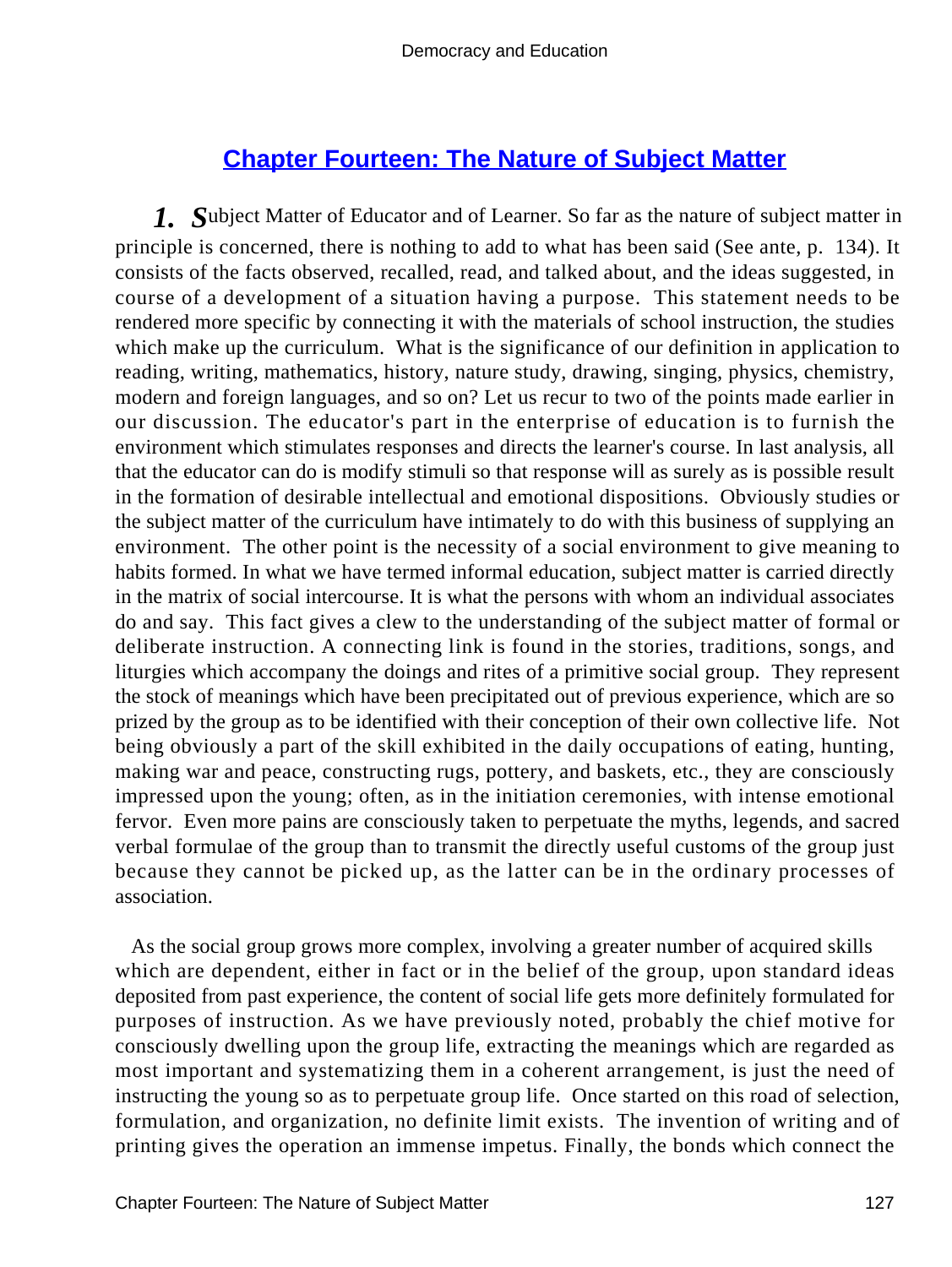## Chapter Fourteen: The Nature of Subject Matter

***1. S***ubject Matter of Educator and of Learner. So far as the nature of subject matter in principle is concerned, there is nothing to add to what has been said (See ante, p. 134). It consists of the facts observed, recalled, read, and talked about, and the ideas suggested, in course of a development of a situation having a purpose. This statement needs to be rendered more specific by connecting it with the materials of school instruction, the studies which make up the curriculum. What is the significance of our definition in application to reading, writing, mathematics, history, nature study, drawing, singing, physics, chemistry, modern and foreign languages, and so on? Let us recur to two of the points made earlier in our discussion. The educator's part in the enterprise of education is to furnish the environment which stimulates responses and directs the learner's course. In last analysis, all that the educator can do is modify stimuli so that response will as surely as is possible result in the formation of desirable intellectual and emotional dispositions. Obviously studies or the subject matter of the curriculum have intimately to do with this business of supplying an environment. The other point is the necessity of a social environment to give meaning to habits formed. In what we have termed informal education, subject matter is carried directly in the matrix of social intercourse. It is what the persons with whom an individual associates do and say. This fact gives a clew to the understanding of the subject matter of formal or deliberate instruction. A connecting link is found in the stories, traditions, songs, and liturgies which accompany the doings and rites of a primitive social group. They represent the stock of meanings which have been precipitated out of previous experience, which are so prized by the group as to be identified with their conception of their own collective life. Not being obviously a part of the skill exhibited in the daily occupations of eating, hunting, making war and peace, constructing rugs, pottery, and baskets, etc., they are consciously impressed upon the young; often, as in the initiation ceremonies, with intense emotional fervor. Even more pains are consciously taken to perpetuate the myths, legends, and sacred verbal formulae of the group than to transmit the directly useful customs of the group just because they cannot be picked up, as the latter can be in the ordinary processes of association.

As the social group grows more complex, involving a greater number of acquired skills which are dependent, either in fact or in the belief of the group, upon standard ideas deposited from past experience, the content of social life gets more definitely formulated for purposes of instruction. As we have previously noted, probably the chief motive for consciously dwelling upon the group life, extracting the meanings which are regarded as most important and systematizing them in a coherent arrangement, is just the need of instructing the young so as to perpetuate group life. Once started on this road of selection, formulation, and organization, no definite limit exists. The invention of writing and of printing gives the operation an immense impetus. Finally, the bonds which connect the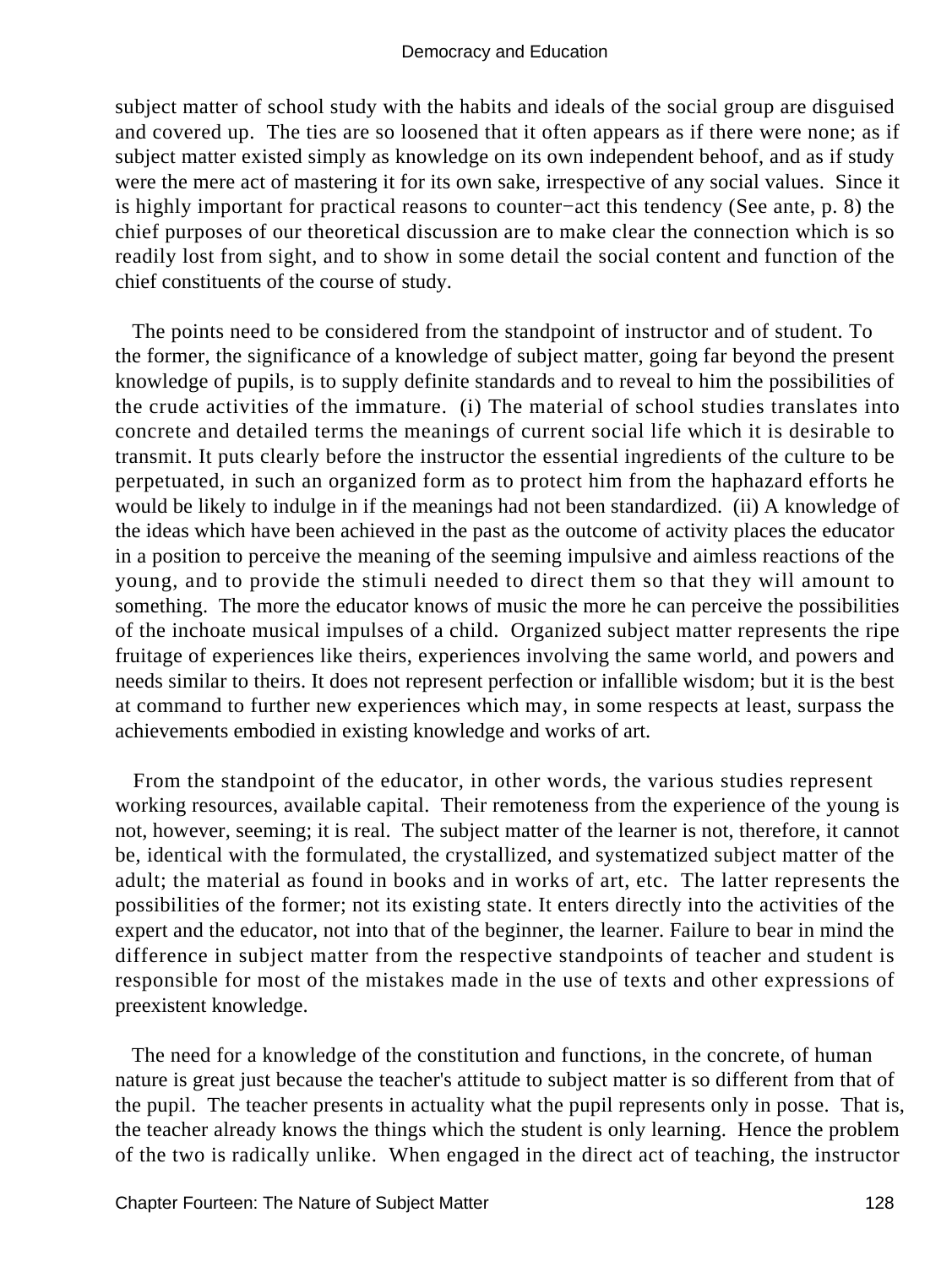subject matter of school study with the habits and ideals of the social group are disguised and covered up. The ties are so loosened that it often appears as if there were none; as if subject matter existed simply as knowledge on its own independent behoof, and as if study were the mere act of mastering it for its own sake, irrespective of any social values. Since it is highly important for practical reasons to counter−act this tendency (See ante, p. 8) the chief purposes of our theoretical discussion are to make clear the connection which is so readily lost from sight, and to show in some detail the social content and function of the chief constituents of the course of study.

The points need to be considered from the standpoint of instructor and of student. To the former, the significance of a knowledge of subject matter, going far beyond the present knowledge of pupils, is to supply definite standards and to reveal to him the possibilities of the crude activities of the immature. (i) The material of school studies translates into concrete and detailed terms the meanings of current social life which it is desirable to transmit. It puts clearly before the instructor the essential ingredients of the culture to be perpetuated, in such an organized form as to protect him from the haphazard efforts he would be likely to indulge in if the meanings had not been standardized. (ii) A knowledge of the ideas which have been achieved in the past as the outcome of activity places the educator in a position to perceive the meaning of the seeming impulsive and aimless reactions of the young, and to provide the stimuli needed to direct them so that they will amount to something. The more the educator knows of music the more he can perceive the possibilities of the inchoate musical impulses of a child. Organized subject matter represents the ripe fruitage of experiences like theirs, experiences involving the same world, and powers and needs similar to theirs. It does not represent perfection or infallible wisdom; but it is the best at command to further new experiences which may, in some respects at least, surpass the achievements embodied in existing knowledge and works of art.

From the standpoint of the educator, in other words, the various studies represent working resources, available capital. Their remoteness from the experience of the young is not, however, seeming; it is real. The subject matter of the learner is not, therefore, it cannot be, identical with the formulated, the crystallized, and systematized subject matter of the adult; the material as found in books and in works of art, etc. The latter represents the possibilities of the former; not its existing state. It enters directly into the activities of the expert and the educator, not into that of the beginner, the learner. Failure to bear in mind the difference in subject matter from the respective standpoints of teacher and student is responsible for most of the mistakes made in the use of texts and other expressions of preexistent knowledge.

The need for a knowledge of the constitution and functions, in the concrete, of human nature is great just because the teacher's attitude to subject matter is so different from that of the pupil. The teacher presents in actuality what the pupil represents only in posse. That is, the teacher already knows the things which the student is only learning. Hence the problem of the two is radically unlike. When engaged in the direct act of teaching, the instructor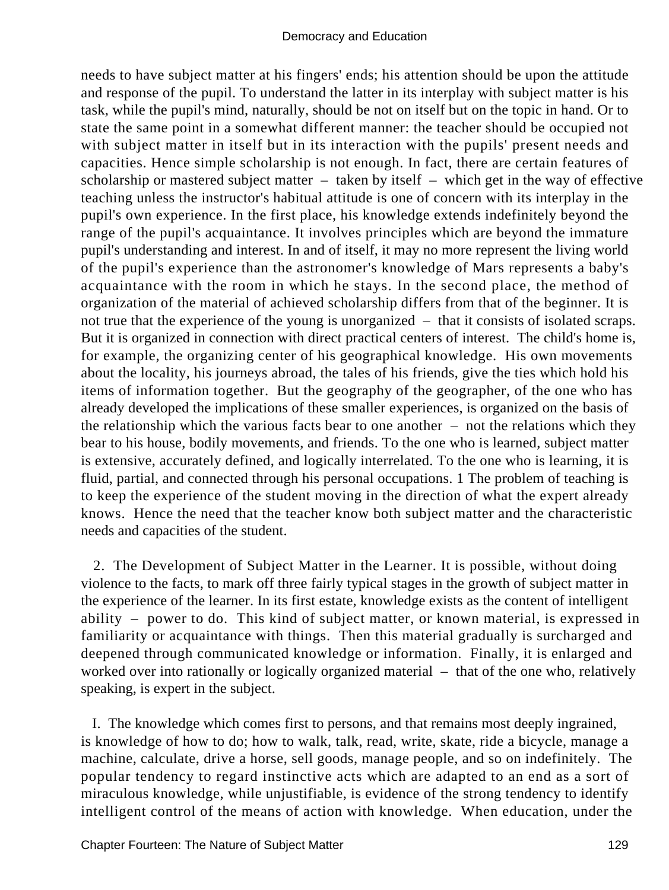needs to have subject matter at his fingers' ends; his attention should be upon the attitude and response of the pupil. To understand the latter in its interplay with subject matter is his task, while the pupil's mind, naturally, should be not on itself but on the topic in hand. Or to state the same point in a somewhat different manner: the teacher should be occupied not with subject matter in itself but in its interaction with the pupils' present needs and capacities. Hence simple scholarship is not enough. In fact, there are certain features of scholarship or mastered subject matter – taken by itself – which get in the way of effective teaching unless the instructor's habitual attitude is one of concern with its interplay in the pupil's own experience. In the first place, his knowledge extends indefinitely beyond the range of the pupil's acquaintance. It involves principles which are beyond the immature pupil's understanding and interest. In and of itself, it may no more represent the living world of the pupil's experience than the astronomer's knowledge of Mars represents a baby's acquaintance with the room in which he stays. In the second place, the method of organization of the material of achieved scholarship differs from that of the beginner. It is not true that the experience of the young is unorganized – that it consists of isolated scraps. But it is organized in connection with direct practical centers of interest. The child's home is, for example, the organizing center of his geographical knowledge. His own movements about the locality, his journeys abroad, the tales of his friends, give the ties which hold his items of information together. But the geography of the geographer, of the one who has already developed the implications of these smaller experiences, is organized on the basis of the relationship which the various facts bear to one another – not the relations which they bear to his house, bodily movements, and friends. To the one who is learned, subject matter is extensive, accurately defined, and logically interrelated. To the one who is learning, it is fluid, partial, and connected through his personal occupations. 1 The problem of teaching is to keep the experience of the student moving in the direction of what the expert already knows. Hence the need that the teacher know both subject matter and the characteristic needs and capacities of the student.

2. The Development of Subject Matter in the Learner. It is possible, without doing violence to the facts, to mark off three fairly typical stages in the growth of subject matter in the experience of the learner. In its first estate, knowledge exists as the content of intelligent ability – power to do. This kind of subject matter, or known material, is expressed in familiarity or acquaintance with things. Then this material gradually is surcharged and deepened through communicated knowledge or information. Finally, it is enlarged and worked over into rationally or logically organized material – that of the one who, relatively speaking, is expert in the subject.

I. The knowledge which comes first to persons, and that remains most deeply ingrained, is knowledge of how to do; how to walk, talk, read, write, skate, ride a bicycle, manage a machine, calculate, drive a horse, sell goods, manage people, and so on indefinitely. The popular tendency to regard instinctive acts which are adapted to an end as a sort of miraculous knowledge, while unjustifiable, is evidence of the strong tendency to identify intelligent control of the means of action with knowledge. When education, under the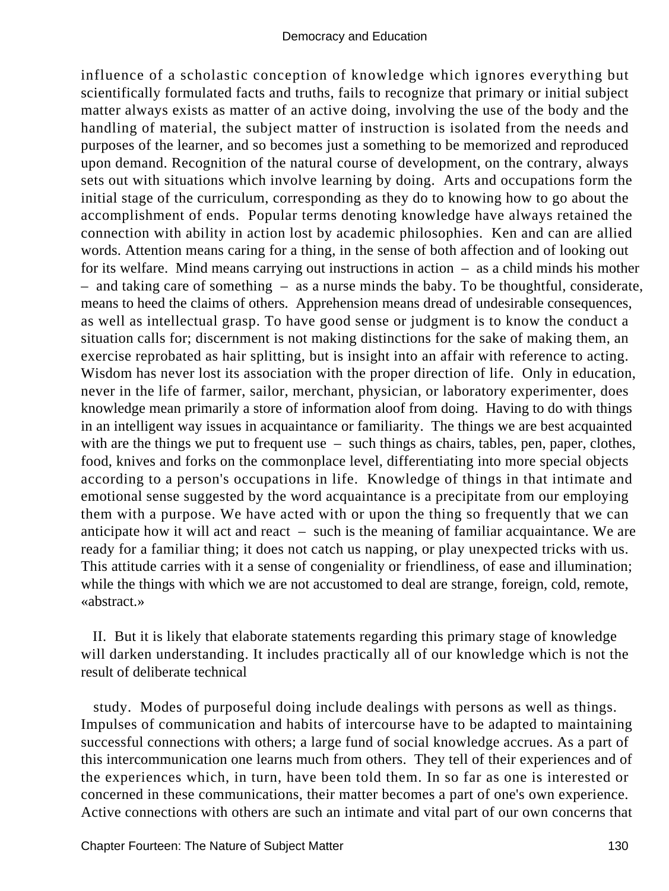influence of a scholastic conception of knowledge which ignores everything but scientifically formulated facts and truths, fails to recognize that primary or initial subject matter always exists as matter of an active doing, involving the use of the body and the handling of material, the subject matter of instruction is isolated from the needs and purposes of the learner, and so becomes just a something to be memorized and reproduced upon demand. Recognition of the natural course of development, on the contrary, always sets out with situations which involve learning by doing. Arts and occupations form the initial stage of the curriculum, corresponding as they do to knowing how to go about the accomplishment of ends. Popular terms denoting knowledge have always retained the connection with ability in action lost by academic philosophies. Ken and can are allied words. Attention means caring for a thing, in the sense of both affection and of looking out for its welfare. Mind means carrying out instructions in action – as a child minds his mother – and taking care of something – as a nurse minds the baby. To be thoughtful, considerate, means to heed the claims of others. Apprehension means dread of undesirable consequences, as well as intellectual grasp. To have good sense or judgment is to know the conduct a situation calls for; discernment is not making distinctions for the sake of making them, an exercise reprobated as hair splitting, but is insight into an affair with reference to acting. Wisdom has never lost its association with the proper direction of life. Only in education, never in the life of farmer, sailor, merchant, physician, or laboratory experimenter, does knowledge mean primarily a store of information aloof from doing. Having to do with things in an intelligent way issues in acquaintance or familiarity. The things we are best acquainted with are the things we put to frequent use – such things as chairs, tables, pen, paper, clothes, food, knives and forks on the commonplace level, differentiating into more special objects according to a person's occupations in life. Knowledge of things in that intimate and emotional sense suggested by the word acquaintance is a precipitate from our employing them with a purpose. We have acted with or upon the thing so frequently that we can anticipate how it will act and react – such is the meaning of familiar acquaintance. We are ready for a familiar thing; it does not catch us napping, or play unexpected tricks with us. This attitude carries with it a sense of congeniality or friendliness, of ease and illumination; while the things with which we are not accustomed to deal are strange, foreign, cold, remote, «abstract.»

II. But it is likely that elaborate statements regarding this primary stage of knowledge will darken understanding. It includes practically all of our knowledge which is not the result of deliberate technical study. Modes of purposeful doing include dealings with persons as well as things. Impulses of communication and habits of intercourse have to be adapted to maintaining successful connections with others; a large fund of social knowledge accrues. As a part of this intercommunication one learns much from others. They tell of their experiences and of the experiences which, in turn, have been told them. In so far as one is interested or concerned in these communications, their matter becomes a part of one's own experience. Active connections with others are such an intimate and vital part of our own concerns that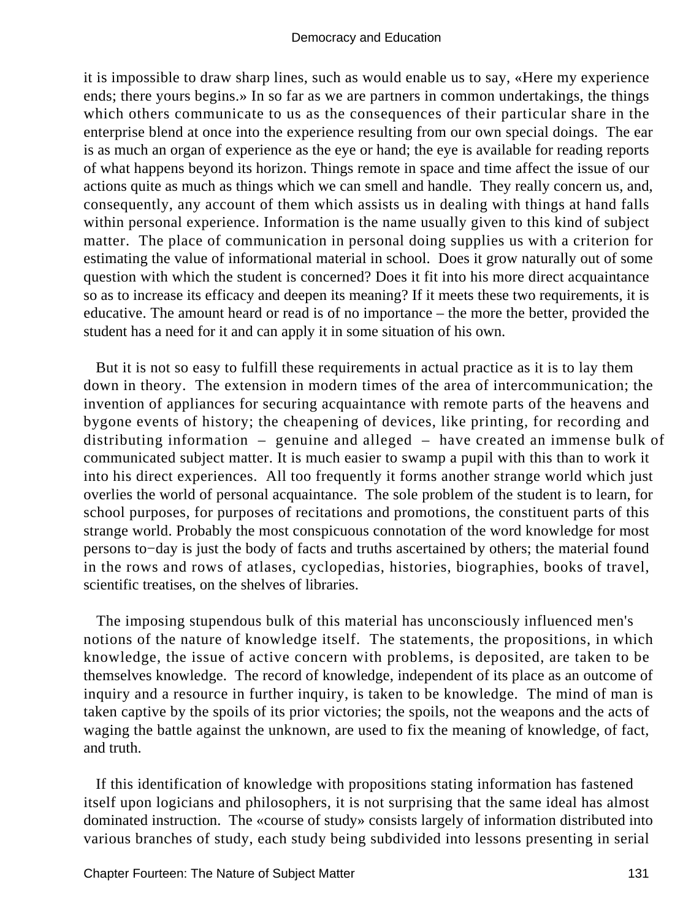it is impossible to draw sharp lines, such as would enable us to say, «Here my experience ends; there yours begins.» In so far as we are partners in common undertakings, the things which others communicate to us as the consequences of their particular share in the enterprise blend at once into the experience resulting from our own special doings. The ear is as much an organ of experience as the eye or hand; the eye is available for reading reports of what happens beyond its horizon. Things remote in space and time affect the issue of our actions quite as much as things which we can smell and handle. They really concern us, and, consequently, any account of them which assists us in dealing with things at hand falls within personal experience. Information is the name usually given to this kind of subject matter. The place of communication in personal doing supplies us with a criterion for estimating the value of informational material in school. Does it grow naturally out of some question with which the student is concerned? Does it fit into his more direct acquaintance so as to increase its efficacy and deepen its meaning? If it meets these two requirements, it is educative. The amount heard or read is of no importance – the more the better, provided the student has a need for it and can apply it in some situation of his own.

But it is not so easy to fulfill these requirements in actual practice as it is to lay them down in theory. The extension in modern times of the area of intercommunication; the invention of appliances for securing acquaintance with remote parts of the heavens and bygone events of history; the cheapening of devices, like printing, for recording and distributing information – genuine and alleged – have created an immense bulk of communicated subject matter. It is much easier to swamp a pupil with this than to work it into his direct experiences. All too frequently it forms another strange world which just overlies the world of personal acquaintance. The sole problem of the student is to learn, for school purposes, for purposes of recitations and promotions, the constituent parts of this strange world. Probably the most conspicuous connotation of the word knowledge for most persons to−day is just the body of facts and truths ascertained by others; the material found in the rows and rows of atlases, cyclopedias, histories, biographies, books of travel, scientific treatises, on the shelves of libraries.

The imposing stupendous bulk of this material has unconsciously influenced men's notions of the nature of knowledge itself. The statements, the propositions, in which knowledge, the issue of active concern with problems, is deposited, are taken to be themselves knowledge. The record of knowledge, independent of its place as an outcome of inquiry and a resource in further inquiry, is taken to be knowledge. The mind of man is taken captive by the spoils of its prior victories; the spoils, not the weapons and the acts of waging the battle against the unknown, are used to fix the meaning of knowledge, of fact, and truth.

If this identification of knowledge with propositions stating information has fastened itself upon logicians and philosophers, it is not surprising that the same ideal has almost dominated instruction. The «course of study» consists largely of information distributed into various branches of study, each study being subdivided into lessons presenting in serial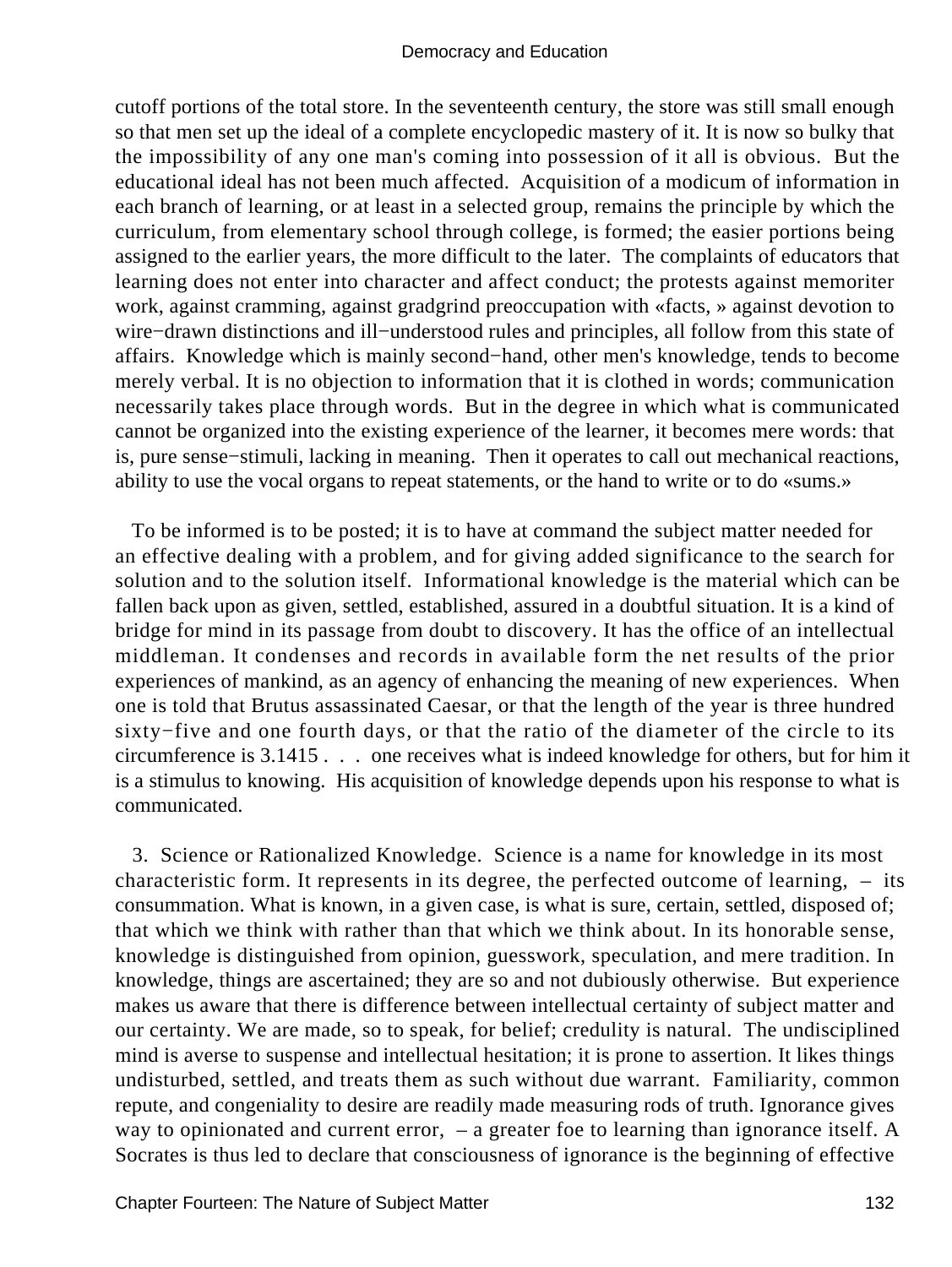cutoff portions of the total store. In the seventeenth century, the store was still small enough so that men set up the ideal of a complete encyclopedic mastery of it. It is now so bulky that the impossibility of any one man's coming into possession of it all is obvious. But the educational ideal has not been much affected. Acquisition of a modicum of information in each branch of learning, or at least in a selected group, remains the principle by which the curriculum, from elementary school through college, is formed; the easier portions being assigned to the earlier years, the more difficult to the later. The complaints of educators that learning does not enter into character and affect conduct; the protests against memoriter work, against cramming, against gradgrind preoccupation with «facts, » against devotion to wire−drawn distinctions and ill−understood rules and principles, all follow from this state of affairs. Knowledge which is mainly second−hand, other men's knowledge, tends to become merely verbal. It is no objection to information that it is clothed in words; communication necessarily takes place through words. But in the degree in which what is communicated cannot be organized into the existing experience of the learner, it becomes mere words: that is, pure sense−stimuli, lacking in meaning. Then it operates to call out mechanical reactions, ability to use the vocal organs to repeat statements, or the hand to write or to do «sums.»

To be informed is to be posted; it is to have at command the subject matter needed for an effective dealing with a problem, and for giving added significance to the search for solution and to the solution itself. Informational knowledge is the material which can be fallen back upon as given, settled, established, assured in a doubtful situation. It is a kind of bridge for mind in its passage from doubt to discovery. It has the office of an intellectual middleman. It condenses and records in available form the net results of the prior experiences of mankind, as an agency of enhancing the meaning of new experiences. When one is told that Brutus assassinated Caesar, or that the length of the year is three hundred sixty−five and one fourth days, or that the ratio of the diameter of the circle to its circumference is 3.1415 . . . one receives what is indeed knowledge for others, but for him it is a stimulus to knowing. His acquisition of knowledge depends upon his response to what is communicated.

3. Science or Rationalized Knowledge. Science is a name for knowledge in its most characteristic form. It represents in its degree, the perfected outcome of learning, – its consummation. What is known, in a given case, is what is sure, certain, settled, disposed of; that which we think with rather than that which we think about. In its honorable sense, knowledge is distinguished from opinion, guesswork, speculation, and mere tradition. In knowledge, things are ascertained; they are so and not dubiously otherwise. But experience makes us aware that there is difference between intellectual certainty of subject matter and our certainty. We are made, so to speak, for belief; credulity is natural. The undisciplined mind is averse to suspense and intellectual hesitation; it is prone to assertion. It likes things undisturbed, settled, and treats them as such without due warrant. Familiarity, common repute, and congeniality to desire are readily made measuring rods of truth. Ignorance gives way to opinionated and current error, – a greater foe to learning than ignorance itself. A Socrates is thus led to declare that consciousness of ignorance is the beginning of effective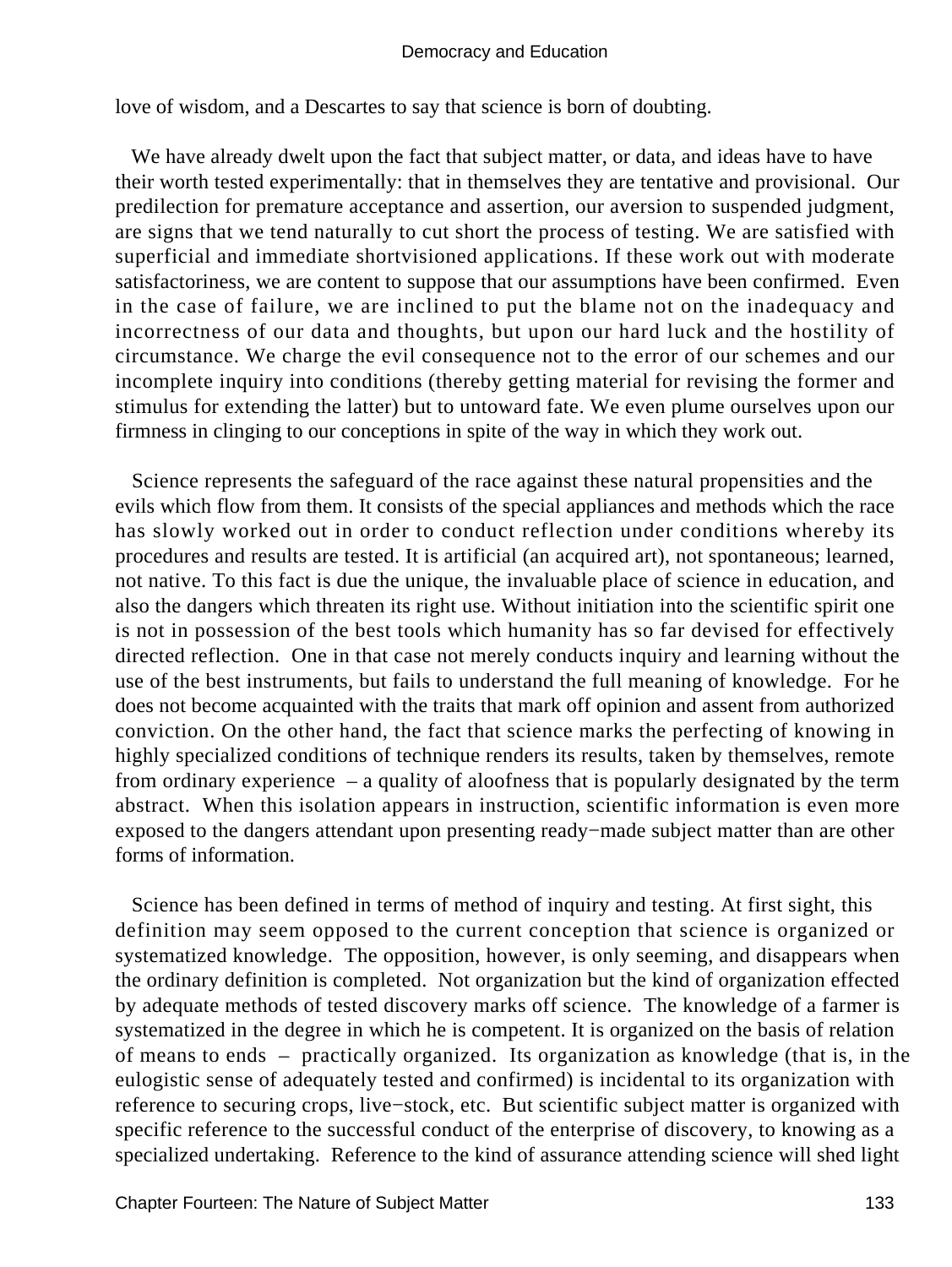love of wisdom, and a Descartes to say that science is born of doubting.

We have already dwelt upon the fact that subject matter, or data, and ideas have to have their worth tested experimentally: that in themselves they are tentative and provisional. Our predilection for premature acceptance and assertion, our aversion to suspended judgment, are signs that we tend naturally to cut short the process of testing. We are satisfied with superficial and immediate shortvisioned applications. If these work out with moderate satisfactoriness, we are content to suppose that our assumptions have been confirmed. Even in the case of failure, we are inclined to put the blame not on the inadequacy and incorrectness of our data and thoughts, but upon our hard luck and the hostility of circumstance. We charge the evil consequence not to the error of our schemes and our incomplete inquiry into conditions (thereby getting material for revising the former and stimulus for extending the latter) but to untoward fate. We even plume ourselves upon our firmness in clinging to our conceptions in spite of the way in which they work out.

Science represents the safeguard of the race against these natural propensities and the evils which flow from them. It consists of the special appliances and methods which the race has slowly worked out in order to conduct reflection under conditions whereby its procedures and results are tested. It is artificial (an acquired art), not spontaneous; learned, not native. To this fact is due the unique, the invaluable place of science in education, and also the dangers which threaten its right use. Without initiation into the scientific spirit one is not in possession of the best tools which humanity has so far devised for effectively directed reflection. One in that case not merely conducts inquiry and learning without the use of the best instruments, but fails to understand the full meaning of knowledge. For he does not become acquainted with the traits that mark off opinion and assent from authorized conviction. On the other hand, the fact that science marks the perfecting of knowing in highly specialized conditions of technique renders its results, taken by themselves, remote from ordinary experience – a quality of aloofness that is popularly designated by the term abstract. When this isolation appears in instruction, scientific information is even more exposed to the dangers attendant upon presenting ready−made subject matter than are other forms of information.

Science has been defined in terms of method of inquiry and testing. At first sight, this definition may seem opposed to the current conception that science is organized or systematized knowledge. The opposition, however, is only seeming, and disappears when the ordinary definition is completed. Not organization but the kind of organization effected by adequate methods of tested discovery marks off science. The knowledge of a farmer is systematized in the degree in which he is competent. It is organized on the basis of relation of means to ends – practically organized. Its organization as knowledge (that is, in the eulogistic sense of adequately tested and confirmed) is incidental to its organization with reference to securing crops, live−stock, etc. But scientific subject matter is organized with specific reference to the successful conduct of the enterprise of discovery, to knowing as a specialized undertaking. Reference to the kind of assurance attending science will shed light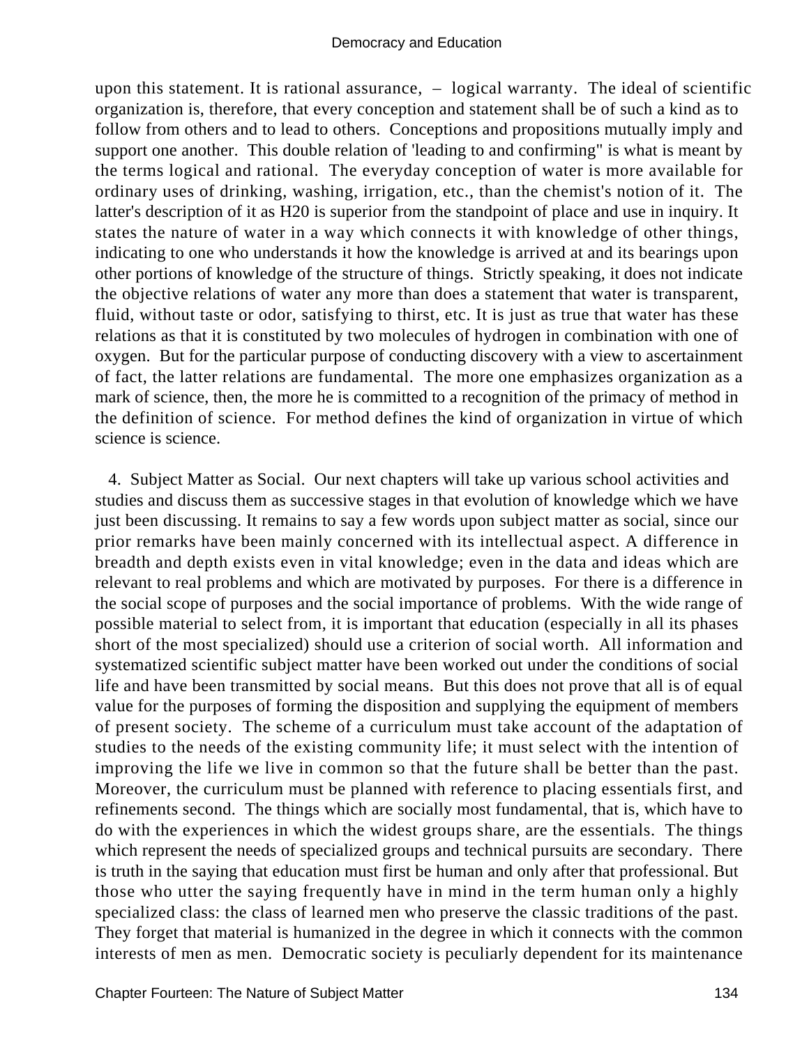upon this statement. It is rational assurance, – logical warranty. The ideal of scientific organization is, therefore, that every conception and statement shall be of such a kind as to follow from others and to lead to others. Conceptions and propositions mutually imply and support one another. This double relation of 'leading to and confirming" is what is meant by the terms logical and rational. The everyday conception of water is more available for ordinary uses of drinking, washing, irrigation, etc., than the chemist's notion of it. The latter's description of it as $H_2O$ is superior from the standpoint of place and use in inquiry. It states the nature of water in a way which connects it with knowledge of other things, indicating to one who understands it how the knowledge is arrived at and its bearings upon other portions of knowledge of the structure of things. Strictly speaking, it does not indicate the objective relations of water any more than does a statement that water is transparent, fluid, without taste or odor, satisfying to thirst, etc. It is just as true that water has these relations as that it is constituted by two molecules of hydrogen in combination with one of oxygen. But for the particular purpose of conducting discovery with a view to ascertainment of fact, the latter relations are fundamental. The more one emphasizes organization as a mark of science, then, the more he is committed to a recognition of the primacy of method in the definition of science. For method defines the kind of organization in virtue of which science is science.

4. Subject Matter as Social. Our next chapters will take up various school activities and studies and discuss them as successive stages in that evolution of knowledge which we have just been discussing. It remains to say a few words upon subject matter as social, since our prior remarks have been mainly concerned with its intellectual aspect. A difference in breadth and depth exists even in vital knowledge; even in the data and ideas which are relevant to real problems and which are motivated by purposes. For there is a difference in the social scope of purposes and the social importance of problems. With the wide range of possible material to select from, it is important that education (especially in all its phases short of the most specialized) should use a criterion of social worth. All information and systematized scientific subject matter have been worked out under the conditions of social life and have been transmitted by social means. But this does not prove that all is of equal value for the purposes of forming the disposition and supplying the equipment of members of present society. The scheme of a curriculum must take account of the adaptation of studies to the needs of the existing community life; it must select with the intention of improving the life we live in common so that the future shall be better than the past. Moreover, the curriculum must be planned with reference to placing essentials first, and refinements second. The things which are socially most fundamental, that is, which have to do with the experiences in which the widest groups share, are the essentials. The things which represent the needs of specialized groups and technical pursuits are secondary. There is truth in the saying that education must first be human and only after that professional. But those who utter the saying frequently have in mind in the term human only a highly specialized class: the class of learned men who preserve the classic traditions of the past. They forget that material is humanized in the degree in which it connects with the common interests of men as men. Democratic society is peculiarly dependent for its maintenance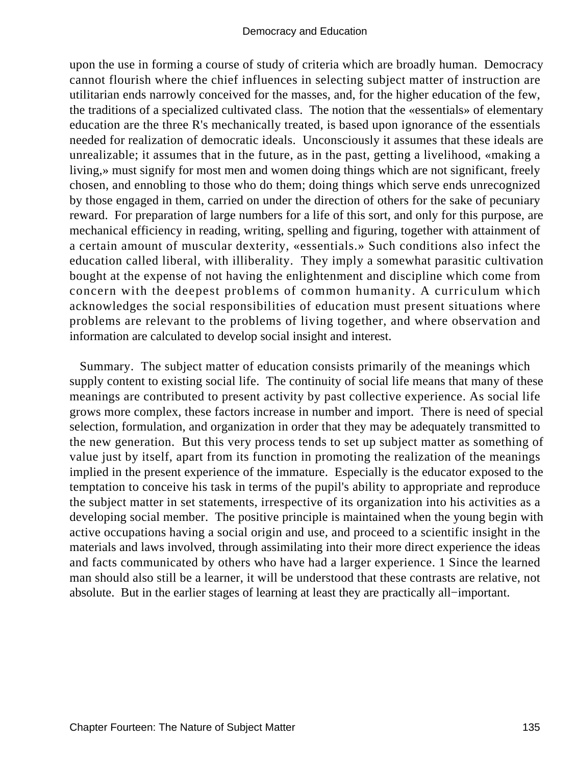upon the use in forming a course of study of criteria which are broadly human. Democracy cannot flourish where the chief influences in selecting subject matter of instruction are utilitarian ends narrowly conceived for the masses, and, for the higher education of the few, the traditions of a specialized cultivated class. The notion that the «essentials» of elementary education are the three R's mechanically treated, is based upon ignorance of the essentials needed for realization of democratic ideals. Unconsciously it assumes that these ideals are unrealizable; it assumes that in the future, as in the past, getting a livelihood, «making a living,» must signify for most men and women doing things which are not significant, freely chosen, and ennobling to those who do them; doing things which serve ends unrecognized by those engaged in them, carried on under the direction of others for the sake of pecuniary reward. For preparation of large numbers for a life of this sort, and only for this purpose, are mechanical efficiency in reading, writing, spelling and figuring, together with attainment of a certain amount of muscular dexterity, «essentials.» Such conditions also infect the education called liberal, with illiberality. They imply a somewhat parasitic cultivation bought at the expense of not having the enlightenment and discipline which come from concern with the deepest problems of common humanity. A curriculum which acknowledges the social responsibilities of education must present situations where problems are relevant to the problems of living together, and where observation and information are calculated to develop social insight and interest.

Summary. The subject matter of education consists primarily of the meanings which supply content to existing social life. The continuity of social life means that many of these meanings are contributed to present activity by past collective experience. As social life grows more complex, these factors increase in number and import. There is need of special selection, formulation, and organization in order that they may be adequately transmitted to the new generation. But this very process tends to set up subject matter as something of value just by itself, apart from its function in promoting the realization of the meanings implied in the present experience of the immature. Especially is the educator exposed to the temptation to conceive his task in terms of the pupil's ability to appropriate and reproduce the subject matter in set statements, irrespective of its organization into his activities as a developing social member. The positive principle is maintained when the young begin with active occupations having a social origin and use, and proceed to a scientific insight in the materials and laws involved, through assimilating into their more direct experience the ideas and facts communicated by others who have had a larger experience. 1 Since the learned man should also still be a learner, it will be understood that these contrasts are relative, not absolute. But in the earlier stages of learning at least they are practically all−important.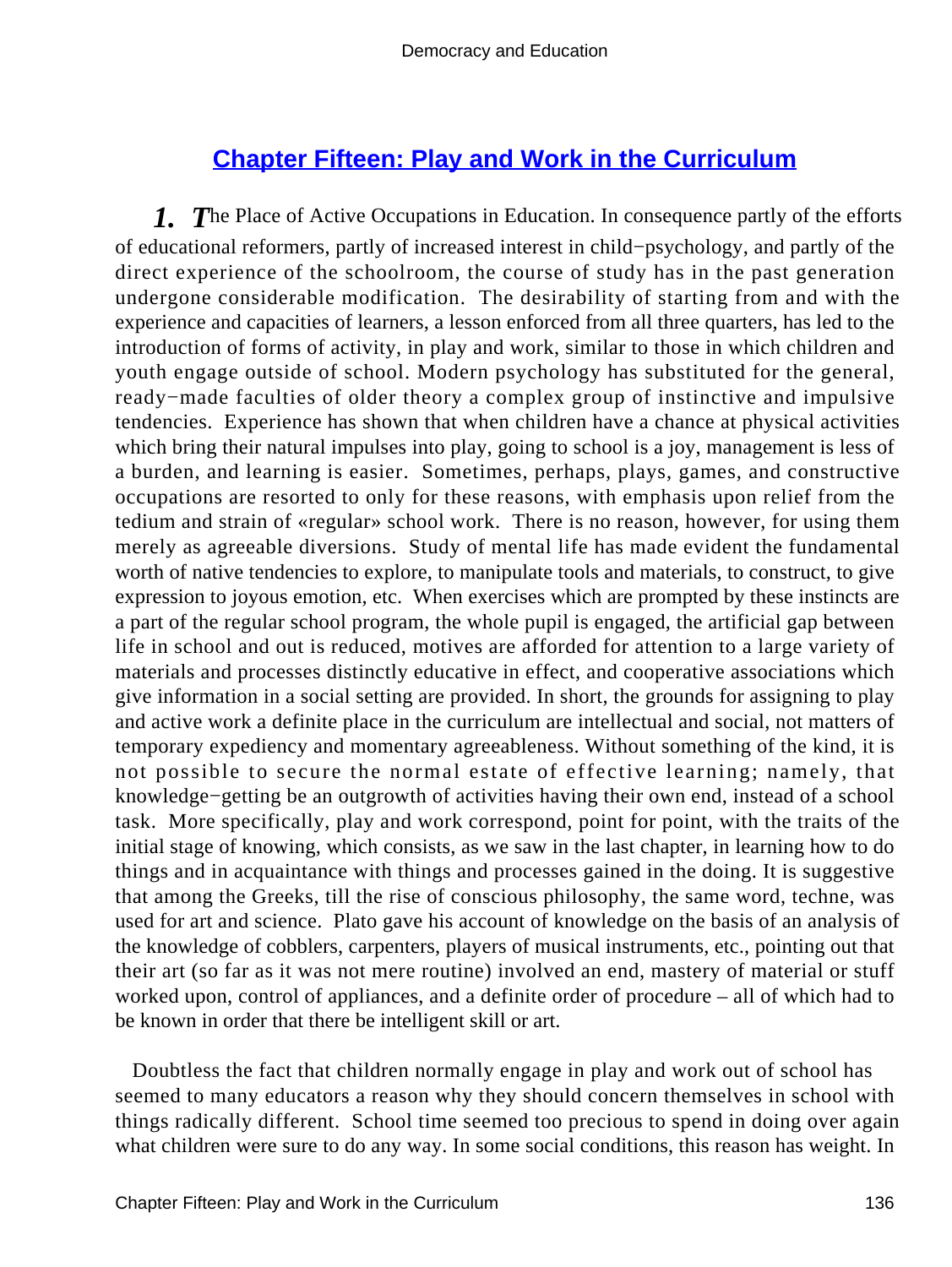## Chapter Fifteen: Play and Work in the Curriculum

***1. T***he Place of Active Occupations in Education. In consequence partly of the efforts of educational reformers, partly of increased interest in child−psychology, and partly of the direct experience of the schoolroom, the course of study has in the past generation undergone considerable modification. The desirability of starting from and with the experience and capacities of learners, a lesson enforced from all three quarters, has led to the introduction of forms of activity, in play and work, similar to those in which children and youth engage outside of school. Modern psychology has substituted for the general, ready−made faculties of older theory a complex group of instinctive and impulsive tendencies. Experience has shown that when children have a chance at physical activities which bring their natural impulses into play, going to school is a joy, management is less of a burden, and learning is easier. Sometimes, perhaps, plays, games, and constructive occupations are resorted to only for these reasons, with emphasis upon relief from the tedium and strain of «regular» school work. There is no reason, however, for using them merely as agreeable diversions. Study of mental life has made evident the fundamental worth of native tendencies to explore, to manipulate tools and materials, to construct, to give expression to joyous emotion, etc. When exercises which are prompted by these instincts are a part of the regular school program, the whole pupil is engaged, the artificial gap between life in school and out is reduced, motives are afforded for attention to a large variety of materials and processes distinctly educative in effect, and cooperative associations which give information in a social setting are provided. In short, the grounds for assigning to play and active work a definite place in the curriculum are intellectual and social, not matters of temporary expediency and momentary agreeableness. Without something of the kind, it is not possible to secure the normal estate of effective learning; namely, that knowledge−getting be an outgrowth of activities having their own end, instead of a school task. More specifically, play and work correspond, point for point, with the traits of the initial stage of knowing, which consists, as we saw in the last chapter, in learning how to do things and in acquaintance with things and processes gained in the doing. It is suggestive that among the Greeks, till the rise of conscious philosophy, the same word, techne, was used for art and science. Plato gave his account of knowledge on the basis of an analysis of the knowledge of cobblers, carpenters, players of musical instruments, etc., pointing out that their art (so far as it was not mere routine) involved an end, mastery of material or stuff worked upon, control of appliances, and a definite order of procedure – all of which had to be known in order that there be intelligent skill or art.

Doubtless the fact that children normally engage in play and work out of school has seemed to many educators a reason why they should concern themselves in school with things radically different. School time seemed too precious to spend in doing over again what children were sure to do any way. In some social conditions, this reason has weight. In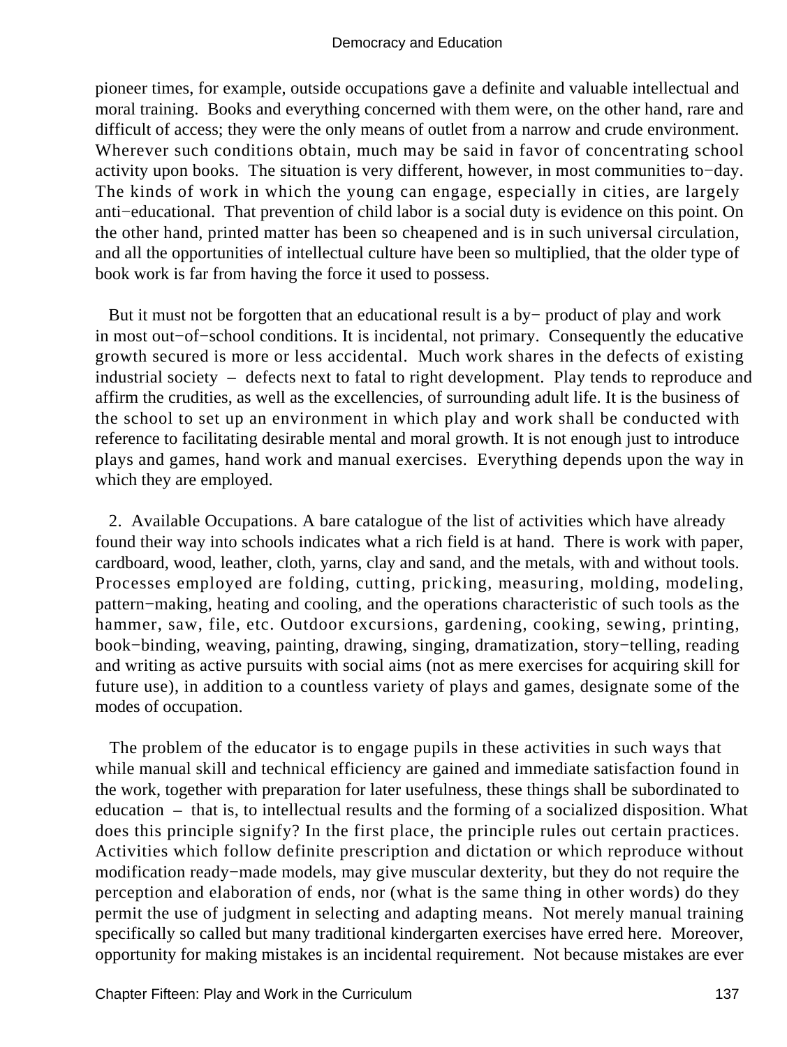pioneer times, for example, outside occupations gave a definite and valuable intellectual and moral training. Books and everything concerned with them were, on the other hand, rare and difficult of access; they were the only means of outlet from a narrow and crude environment. Wherever such conditions obtain, much may be said in favor of concentrating school activity upon books. The situation is very different, however, in most communities to−day. The kinds of work in which the young can engage, especially in cities, are largely anti−educational. That prevention of child labor is a social duty is evidence on this point. On the other hand, printed matter has been so cheapened and is in such universal circulation, and all the opportunities of intellectual culture have been so multiplied, that the older type of book work is far from having the force it used to possess.

But it must not be forgotten that an educational result is a by− product of play and work in most out−of−school conditions. It is incidental, not primary. Consequently the educative growth secured is more or less accidental. Much work shares in the defects of existing industrial society – defects next to fatal to right development. Play tends to reproduce and affirm the crudities, as well as the excellencies, of surrounding adult life. It is the business of the school to set up an environment in which play and work shall be conducted with reference to facilitating desirable mental and moral growth. It is not enough just to introduce plays and games, hand work and manual exercises. Everything depends upon the way in which they are employed.

2. Available Occupations. A bare catalogue of the list of activities which have already found their way into schools indicates what a rich field is at hand. There is work with paper, cardboard, wood, leather, cloth, yarns, clay and sand, and the metals, with and without tools. Processes employed are folding, cutting, pricking, measuring, molding, modeling, pattern−making, heating and cooling, and the operations characteristic of such tools as the hammer, saw, file, etc. Outdoor excursions, gardening, cooking, sewing, printing, book−binding, weaving, painting, drawing, singing, dramatization, story−telling, reading and writing as active pursuits with social aims (not as mere exercises for acquiring skill for future use), in addition to a countless variety of plays and games, designate some of the modes of occupation.

The problem of the educator is to engage pupils in these activities in such ways that while manual skill and technical efficiency are gained and immediate satisfaction found in the work, together with preparation for later usefulness, these things shall be subordinated to education – that is, to intellectual results and the forming of a socialized disposition. What does this principle signify? In the first place, the principle rules out certain practices. Activities which follow definite prescription and dictation or which reproduce without modification ready−made models, may give muscular dexterity, but they do not require the perception and elaboration of ends, nor (what is the same thing in other words) do they permit the use of judgment in selecting and adapting means. Not merely manual training specifically so called but many traditional kindergarten exercises have erred here. Moreover, opportunity for making mistakes is an incidental requirement. Not because mistakes are ever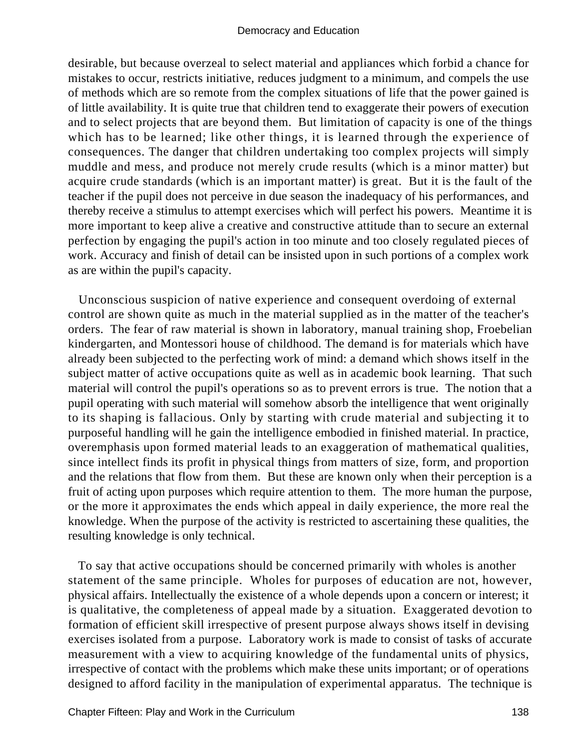desirable, but because overzeal to select material and appliances which forbid a chance for mistakes to occur, restricts initiative, reduces judgment to a minimum, and compels the use of methods which are so remote from the complex situations of life that the power gained is of little availability. It is quite true that children tend to exaggerate their powers of execution and to select projects that are beyond them. But limitation of capacity is one of the things which has to be learned; like other things, it is learned through the experience of consequences. The danger that children undertaking too complex projects will simply muddle and mess, and produce not merely crude results (which is a minor matter) but acquire crude standards (which is an important matter) is great. But it is the fault of the teacher if the pupil does not perceive in due season the inadequacy of his performances, and thereby receive a stimulus to attempt exercises which will perfect his powers. Meantime it is more important to keep alive a creative and constructive attitude than to secure an external perfection by engaging the pupil's action in too minute and too closely regulated pieces of work. Accuracy and finish of detail can be insisted upon in such portions of a complex work as are within the pupil's capacity.

Unconscious suspicion of native experience and consequent overdoing of external control are shown quite as much in the material supplied as in the matter of the teacher's orders. The fear of raw material is shown in laboratory, manual training shop, Froebelian kindergarten, and Montessori house of childhood. The demand is for materials which have already been subjected to the perfecting work of mind: a demand which shows itself in the subject matter of active occupations quite as well as in academic book learning. That such material will control the pupil's operations so as to prevent errors is true. The notion that a pupil operating with such material will somehow absorb the intelligence that went originally to its shaping is fallacious. Only by starting with crude material and subjecting it to purposeful handling will he gain the intelligence embodied in finished material. In practice, overemphasis upon formed material leads to an exaggeration of mathematical qualities, since intellect finds its profit in physical things from matters of size, form, and proportion and the relations that flow from them. But these are known only when their perception is a fruit of acting upon purposes which require attention to them. The more human the purpose, or the more it approximates the ends which appeal in daily experience, the more real the knowledge. When the purpose of the activity is restricted to ascertaining these qualities, the resulting knowledge is only technical.

To say that active occupations should be concerned primarily with wholes is another statement of the same principle. Wholes for purposes of education are not, however, physical affairs. Intellectually the existence of a whole depends upon a concern or interest; it is qualitative, the completeness of appeal made by a situation. Exaggerated devotion to formation of efficient skill irrespective of present purpose always shows itself in devising exercises isolated from a purpose. Laboratory work is made to consist of tasks of accurate measurement with a view to acquiring knowledge of the fundamental units of physics, irrespective of contact with the problems which make these units important; or of operations designed to afford facility in the manipulation of experimental apparatus. The technique is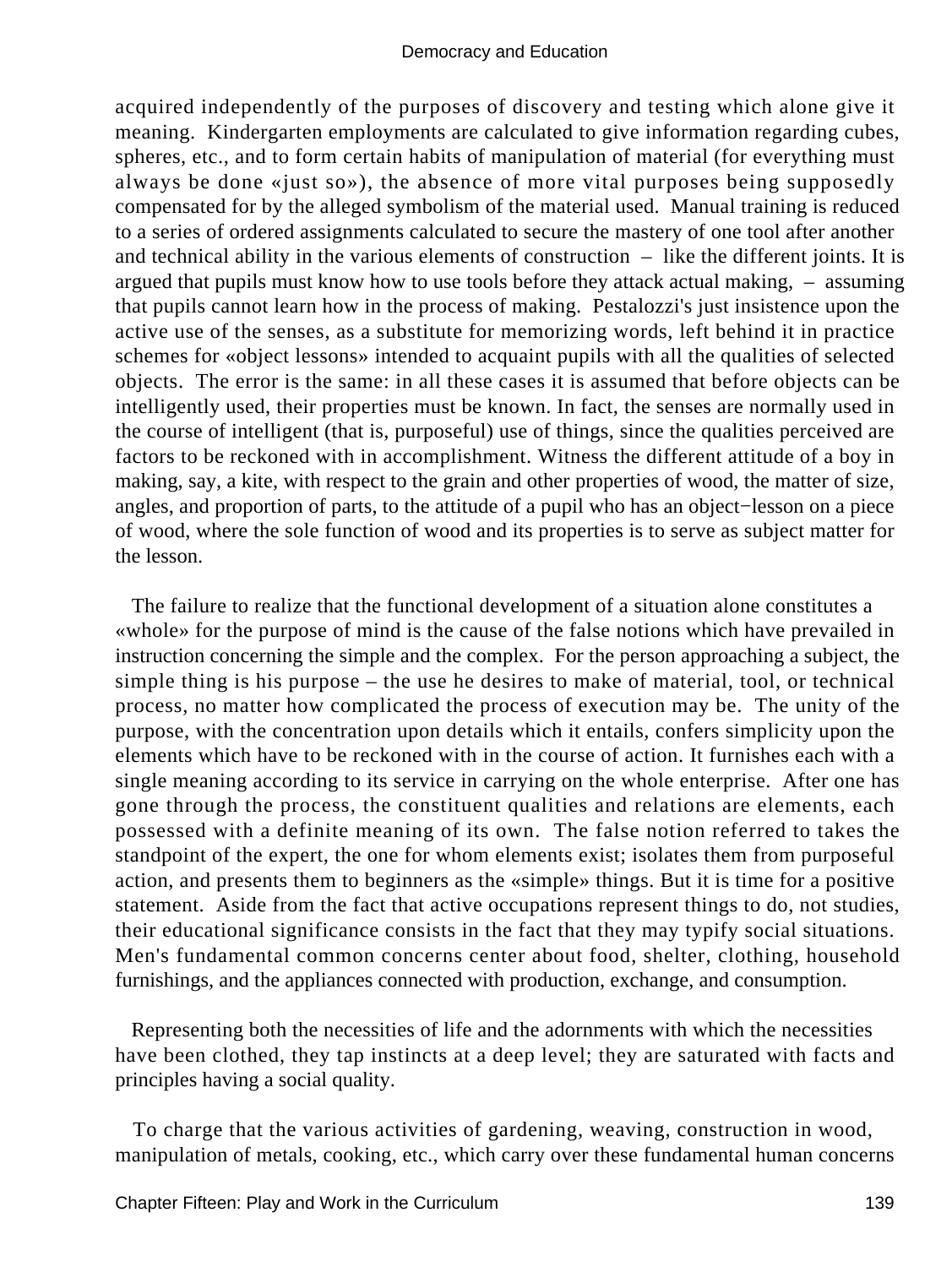acquired independently of the purposes of discovery and testing which alone give it meaning. Kindergarten employments are calculated to give information regarding cubes, spheres, etc., and to form certain habits of manipulation of material (for everything must always be done «just so»), the absence of more vital purposes being supposedly compensated for by the alleged symbolism of the material used. Manual training is reduced to a series of ordered assignments calculated to secure the mastery of one tool after another and technical ability in the various elements of construction – like the different joints. It is argued that pupils must know how to use tools before they attack actual making, – assuming that pupils cannot learn how in the process of making. Pestalozzi's just insistence upon the active use of the senses, as a substitute for memorizing words, left behind it in practice schemes for «object lessons» intended to acquaint pupils with all the qualities of selected objects. The error is the same: in all these cases it is assumed that before objects can be intelligently used, their properties must be known. In fact, the senses are normally used in the course of intelligent (that is, purposeful) use of things, since the qualities perceived are factors to be reckoned with in accomplishment. Witness the different attitude of a boy in making, say, a kite, with respect to the grain and other properties of wood, the matter of size, angles, and proportion of parts, to the attitude of a pupil who has an object−lesson on a piece of wood, where the sole function of wood and its properties is to serve as subject matter for the lesson.

The failure to realize that the functional development of a situation alone constitutes a «whole» for the purpose of mind is the cause of the false notions which have prevailed in instruction concerning the simple and the complex. For the person approaching a subject, the simple thing is his purpose – the use he desires to make of material, tool, or technical process, no matter how complicated the process of execution may be. The unity of the purpose, with the concentration upon details which it entails, confers simplicity upon the elements which have to be reckoned with in the course of action. It furnishes each with a single meaning according to its service in carrying on the whole enterprise. After one has gone through the process, the constituent qualities and relations are elements, each possessed with a definite meaning of its own. The false notion referred to takes the standpoint of the expert, the one for whom elements exist; isolates them from purposeful action, and presents them to beginners as the «simple» things. But it is time for a positive statement. Aside from the fact that active occupations represent things to do, not studies, their educational significance consists in the fact that they may typify social situations. Men's fundamental common concerns center about food, shelter, clothing, household furnishings, and the appliances connected with production, exchange, and consumption.

Representing both the necessities of life and the adornments with which the necessities have been clothed, they tap instincts at a deep level; they are saturated with facts and principles having a social quality.

To charge that the various activities of gardening, weaving, construction in wood, manipulation of metals, cooking, etc., which carry over these fundamental human concerns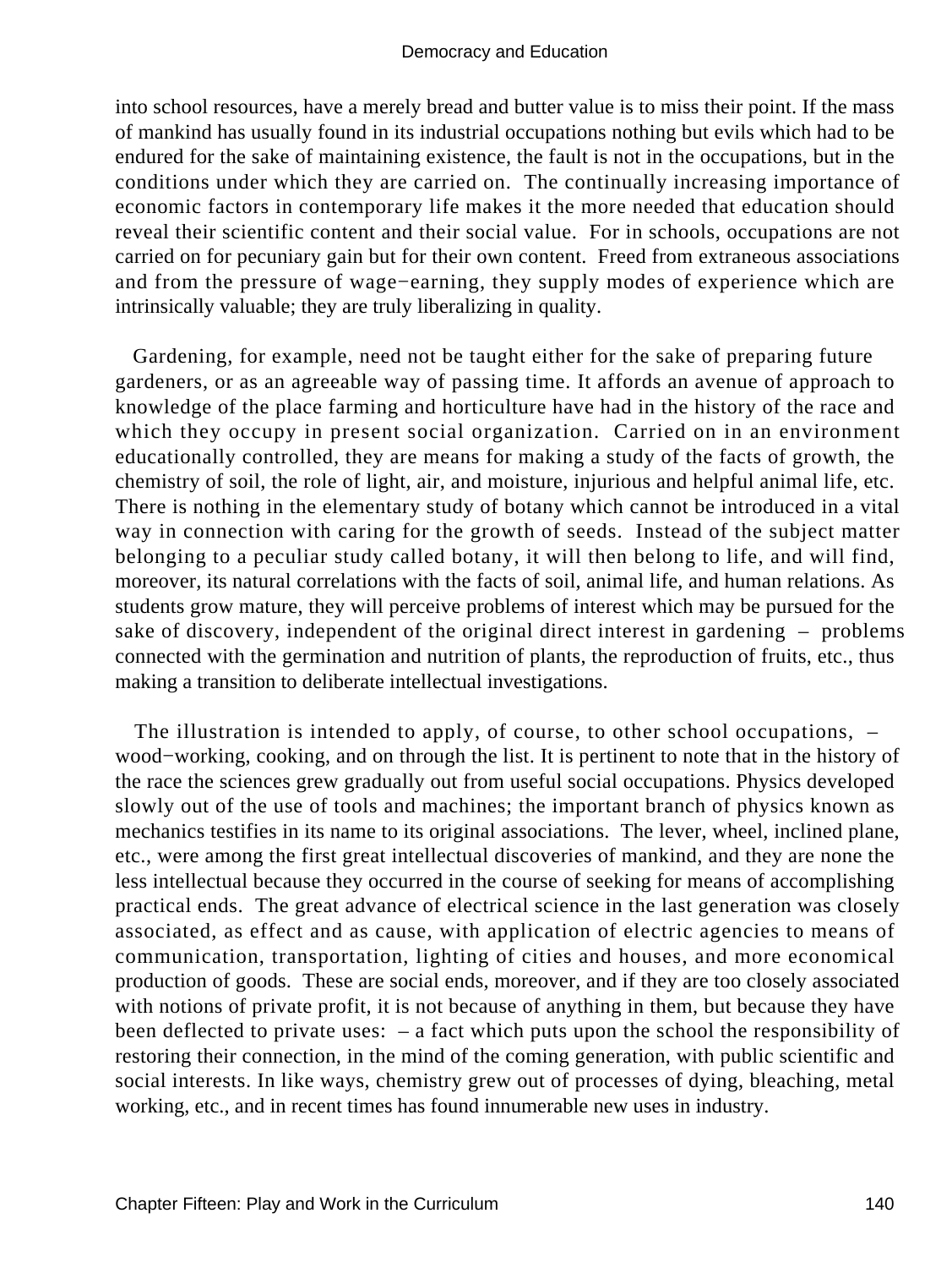into school resources, have a merely bread and butter value is to miss their point. If the mass of mankind has usually found in its industrial occupations nothing but evils which had to be endured for the sake of maintaining existence, the fault is not in the occupations, but in the conditions under which they are carried on. The continually increasing importance of economic factors in contemporary life makes it the more needed that education should reveal their scientific content and their social value. For in schools, occupations are not carried on for pecuniary gain but for their own content. Freed from extraneous associations and from the pressure of wage−earning, they supply modes of experience which are intrinsically valuable; they are truly liberalizing in quality.

Gardening, for example, need not be taught either for the sake of preparing future gardeners, or as an agreeable way of passing time. It affords an avenue of approach to knowledge of the place farming and horticulture have had in the history of the race and which they occupy in present social organization. Carried on in an environment educationally controlled, they are means for making a study of the facts of growth, the chemistry of soil, the role of light, air, and moisture, injurious and helpful animal life, etc. There is nothing in the elementary study of botany which cannot be introduced in a vital way in connection with caring for the growth of seeds. Instead of the subject matter belonging to a peculiar study called botany, it will then belong to life, and will find, moreover, its natural correlations with the facts of soil, animal life, and human relations. As students grow mature, they will perceive problems of interest which may be pursued for the sake of discovery, independent of the original direct interest in gardening – problems connected with the germination and nutrition of plants, the reproduction of fruits, etc., thus making a transition to deliberate intellectual investigations.

The illustration is intended to apply, of course, to other school occupations, – wood−working, cooking, and on through the list. It is pertinent to note that in the history of the race the sciences grew gradually out from useful social occupations. Physics developed slowly out of the use of tools and machines; the important branch of physics known as mechanics testifies in its name to its original associations. The lever, wheel, inclined plane, etc., were among the first great intellectual discoveries of mankind, and they are none the less intellectual because they occurred in the course of seeking for means of accomplishing practical ends. The great advance of electrical science in the last generation was closely associated, as effect and as cause, with application of electric agencies to means of communication, transportation, lighting of cities and houses, and more economical production of goods. These are social ends, moreover, and if they are too closely associated with notions of private profit, it is not because of anything in them, but because they have been deflected to private uses: – a fact which puts upon the school the responsibility of restoring their connection, in the mind of the coming generation, with public scientific and social interests. In like ways, chemistry grew out of processes of dying, bleaching, metal working, etc., and in recent times has found innumerable new uses in industry.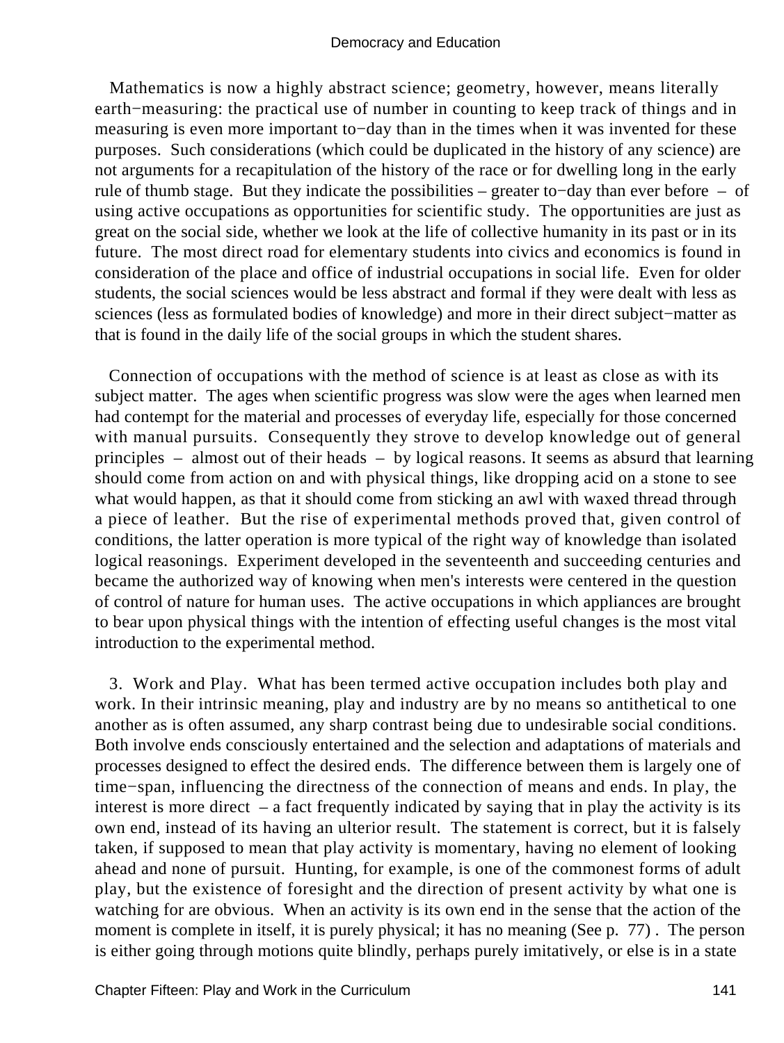Mathematics is now a highly abstract science; geometry, however, means literally earth−measuring: the practical use of number in counting to keep track of things and in measuring is even more important to−day than in the times when it was invented for these purposes. Such considerations (which could be duplicated in the history of any science) are not arguments for a recapitulation of the history of the race or for dwelling long in the early rule of thumb stage. But they indicate the possibilities – greater to−day than ever before – of using active occupations as opportunities for scientific study. The opportunities are just as great on the social side, whether we look at the life of collective humanity in its past or in its future. The most direct road for elementary students into civics and economics is found in consideration of the place and office of industrial occupations in social life. Even for older students, the social sciences would be less abstract and formal if they were dealt with less as sciences (less as formulated bodies of knowledge) and more in their direct subject−matter as that is found in the daily life of the social groups in which the student shares.

Connection of occupations with the method of science is at least as close as with its subject matter. The ages when scientific progress was slow were the ages when learned men had contempt for the material and processes of everyday life, especially for those concerned with manual pursuits. Consequently they strove to develop knowledge out of general principles – almost out of their heads – by logical reasons. It seems as absurd that learning should come from action on and with physical things, like dropping acid on a stone to see what would happen, as that it should come from sticking an awl with waxed thread through a piece of leather. But the rise of experimental methods proved that, given control of conditions, the latter operation is more typical of the right way of knowledge than isolated logical reasonings. Experiment developed in the seventeenth and succeeding centuries and became the authorized way of knowing when men's interests were centered in the question of control of nature for human uses. The active occupations in which appliances are brought to bear upon physical things with the intention of effecting useful changes is the most vital introduction to the experimental method.

3. Work and Play. What has been termed active occupation includes both play and work. In their intrinsic meaning, play and industry are by no means so antithetical to one another as is often assumed, any sharp contrast being due to undesirable social conditions. Both involve ends consciously entertained and the selection and adaptations of materials and processes designed to effect the desired ends. The difference between them is largely one of time−span, influencing the directness of the connection of means and ends. In play, the interest is more direct – a fact frequently indicated by saying that in play the activity is its own end, instead of its having an ulterior result. The statement is correct, but it is falsely taken, if supposed to mean that play activity is momentary, having no element of looking ahead and none of pursuit. Hunting, for example, is one of the commonest forms of adult play, but the existence of foresight and the direction of present activity by what one is watching for are obvious. When an activity is its own end in the sense that the action of the moment is complete in itself, it is purely physical; it has no meaning (See p. 77) . The person is either going through motions quite blindly, perhaps purely imitatively, or else is in a state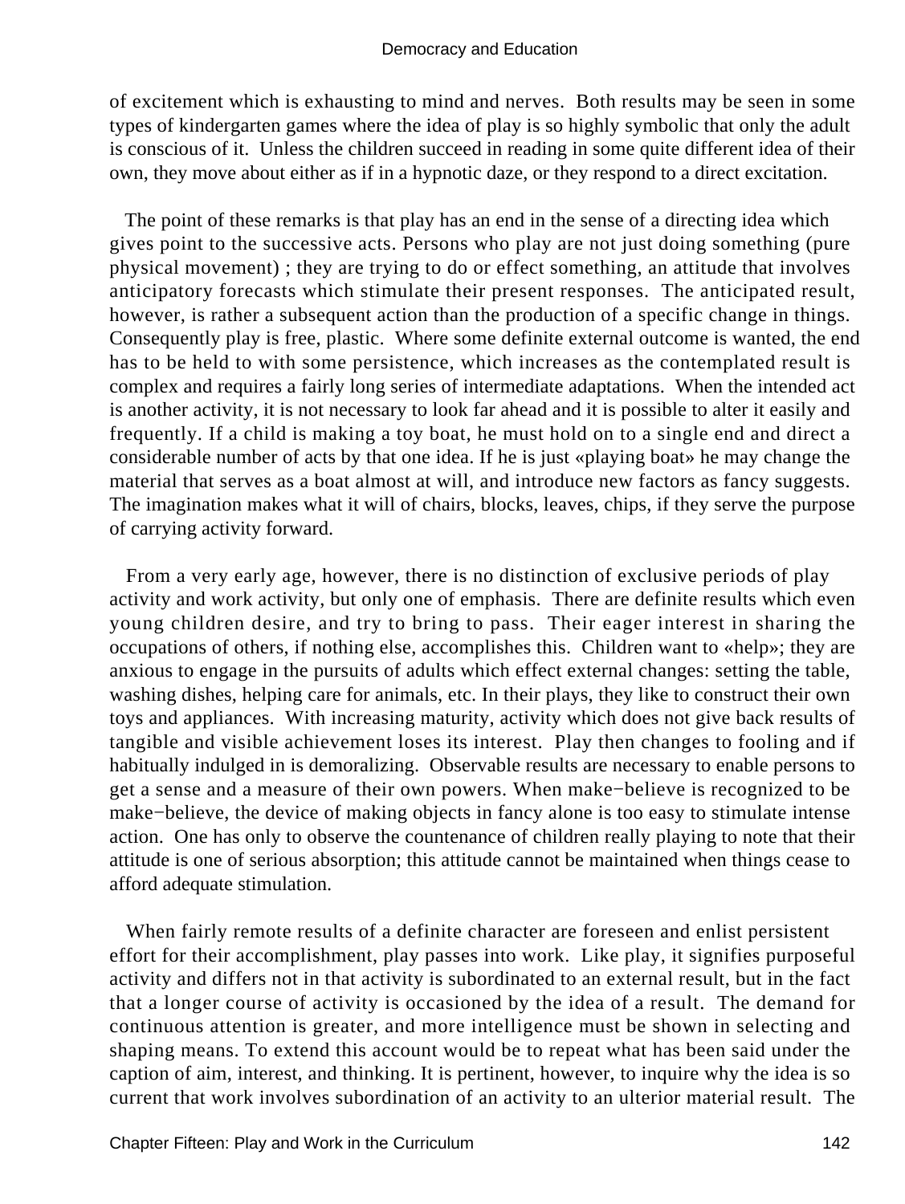of excitement which is exhausting to mind and nerves. Both results may be seen in some types of kindergarten games where the idea of play is so highly symbolic that only the adult is conscious of it. Unless the children succeed in reading in some quite different idea of their own, they move about either as if in a hypnotic daze, or they respond to a direct excitation.

The point of these remarks is that play has an end in the sense of a directing idea which gives point to the successive acts. Persons who play are not just doing something (pure physical movement) ; they are trying to do or effect something, an attitude that involves anticipatory forecasts which stimulate their present responses. The anticipated result, however, is rather a subsequent action than the production of a specific change in things. Consequently play is free, plastic. Where some definite external outcome is wanted, the end has to be held to with some persistence, which increases as the contemplated result is complex and requires a fairly long series of intermediate adaptations. When the intended act is another activity, it is not necessary to look far ahead and it is possible to alter it easily and frequently. If a child is making a toy boat, he must hold on to a single end and direct a considerable number of acts by that one idea. If he is just «playing boat» he may change the material that serves as a boat almost at will, and introduce new factors as fancy suggests. The imagination makes what it will of chairs, blocks, leaves, chips, if they serve the purpose of carrying activity forward.

From a very early age, however, there is no distinction of exclusive periods of play activity and work activity, but only one of emphasis. There are definite results which even young children desire, and try to bring to pass. Their eager interest in sharing the occupations of others, if nothing else, accomplishes this. Children want to «help»; they are anxious to engage in the pursuits of adults which effect external changes: setting the table, washing dishes, helping care for animals, etc. In their plays, they like to construct their own toys and appliances. With increasing maturity, activity which does not give back results of tangible and visible achievement loses its interest. Play then changes to fooling and if habitually indulged in is demoralizing. Observable results are necessary to enable persons to get a sense and a measure of their own powers. When make−believe is recognized to be make−believe, the device of making objects in fancy alone is too easy to stimulate intense action. One has only to observe the countenance of children really playing to note that their attitude is one of serious absorption; this attitude cannot be maintained when things cease to afford adequate stimulation.

When fairly remote results of a definite character are foreseen and enlist persistent effort for their accomplishment, play passes into work. Like play, it signifies purposeful activity and differs not in that activity is subordinated to an external result, but in the fact that a longer course of activity is occasioned by the idea of a result. The demand for continuous attention is greater, and more intelligence must be shown in selecting and shaping means. To extend this account would be to repeat what has been said under the caption of aim, interest, and thinking. It is pertinent, however, to inquire why the idea is so current that work involves subordination of an activity to an ulterior material result. The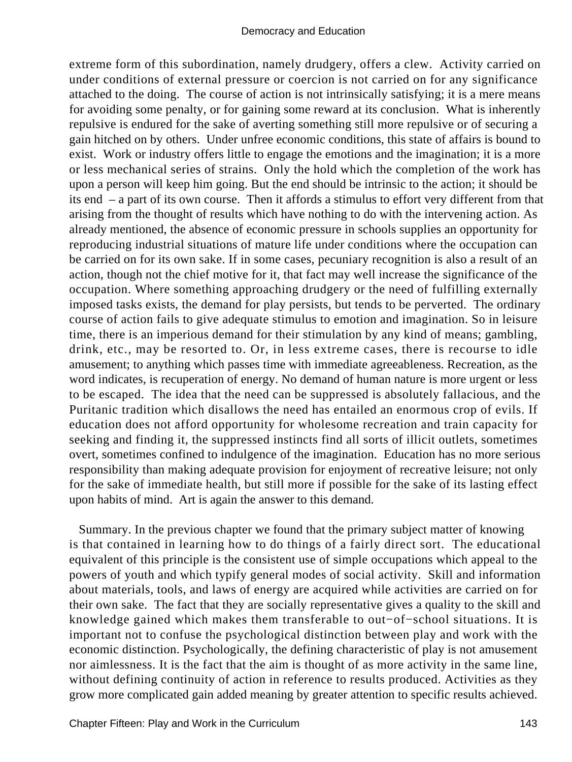extreme form of this subordination, namely drudgery, offers a clew. Activity carried on under conditions of external pressure or coercion is not carried on for any significance attached to the doing. The course of action is not intrinsically satisfying; it is a mere means for avoiding some penalty, or for gaining some reward at its conclusion. What is inherently repulsive is endured for the sake of averting something still more repulsive or of securing a gain hitched on by others. Under unfree economic conditions, this state of affairs is bound to exist. Work or industry offers little to engage the emotions and the imagination; it is a more or less mechanical series of strains. Only the hold which the completion of the work has upon a person will keep him going. But the end should be intrinsic to the action; it should be its end – a part of its own course. Then it affords a stimulus to effort very different from that arising from the thought of results which have nothing to do with the intervening action. As already mentioned, the absence of economic pressure in schools supplies an opportunity for reproducing industrial situations of mature life under conditions where the occupation can be carried on for its own sake. If in some cases, pecuniary recognition is also a result of an action, though not the chief motive for it, that fact may well increase the significance of the occupation. Where something approaching drudgery or the need of fulfilling externally imposed tasks exists, the demand for play persists, but tends to be perverted. The ordinary course of action fails to give adequate stimulus to emotion and imagination. So in leisure time, there is an imperious demand for their stimulation by any kind of means; gambling, drink, etc., may be resorted to. Or, in less extreme cases, there is recourse to idle amusement; to anything which passes time with immediate agreeableness. Recreation, as the word indicates, is recuperation of energy. No demand of human nature is more urgent or less to be escaped. The idea that the need can be suppressed is absolutely fallacious, and the Puritanic tradition which disallows the need has entailed an enormous crop of evils. If education does not afford opportunity for wholesome recreation and train capacity for seeking and finding it, the suppressed instincts find all sorts of illicit outlets, sometimes overt, sometimes confined to indulgence of the imagination. Education has no more serious responsibility than making adequate provision for enjoyment of recreative leisure; not only for the sake of immediate health, but still more if possible for the sake of its lasting effect upon habits of mind. Art is again the answer to this demand.

Summary. In the previous chapter we found that the primary subject matter of knowing is that contained in learning how to do things of a fairly direct sort. The educational equivalent of this principle is the consistent use of simple occupations which appeal to the powers of youth and which typify general modes of social activity. Skill and information about materials, tools, and laws of energy are acquired while activities are carried on for their own sake. The fact that they are socially representative gives a quality to the skill and knowledge gained which makes them transferable to out−of−school situations. It is important not to confuse the psychological distinction between play and work with the economic distinction. Psychologically, the defining characteristic of play is not amusement nor aimlessness. It is the fact that the aim is thought of as more activity in the same line, without defining continuity of action in reference to results produced. Activities as they grow more complicated gain added meaning by greater attention to specific results achieved.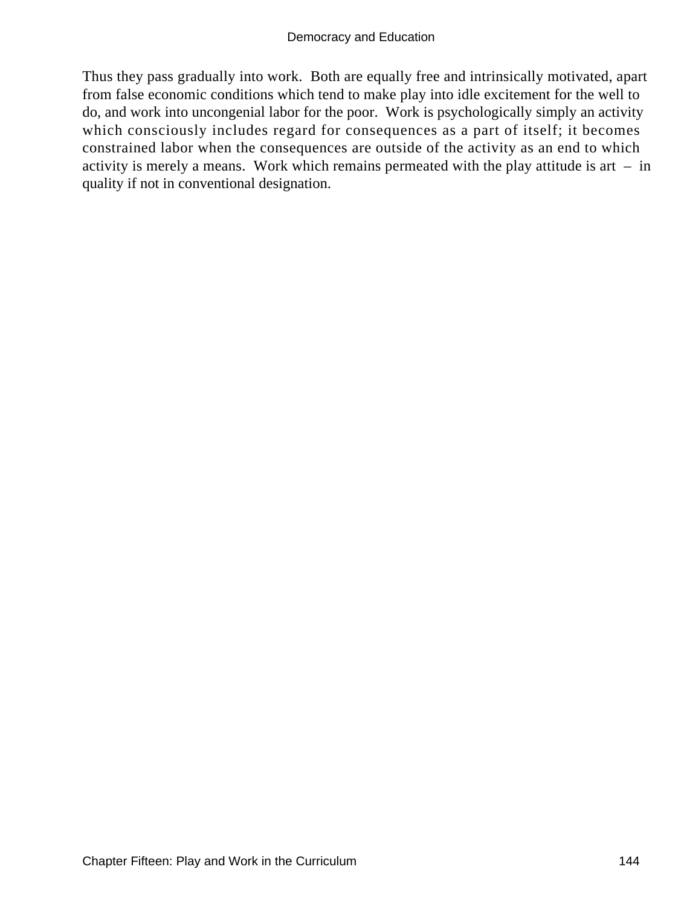Thus they pass gradually into work.  Both are equally free and intrinsically motivated, apart from false economic conditions which tend to make play into idle excitement for the well to do, and work into uncongenial labor for the poor.  Work is psychologically simply an activity which consciously includes regard for consequences as a part of itself; it becomes constrained labor when the consequences are outside of the activity as an end to which activity is merely a means.  Work which remains permeated with the play attitude is art – in quality if not in conventional designation.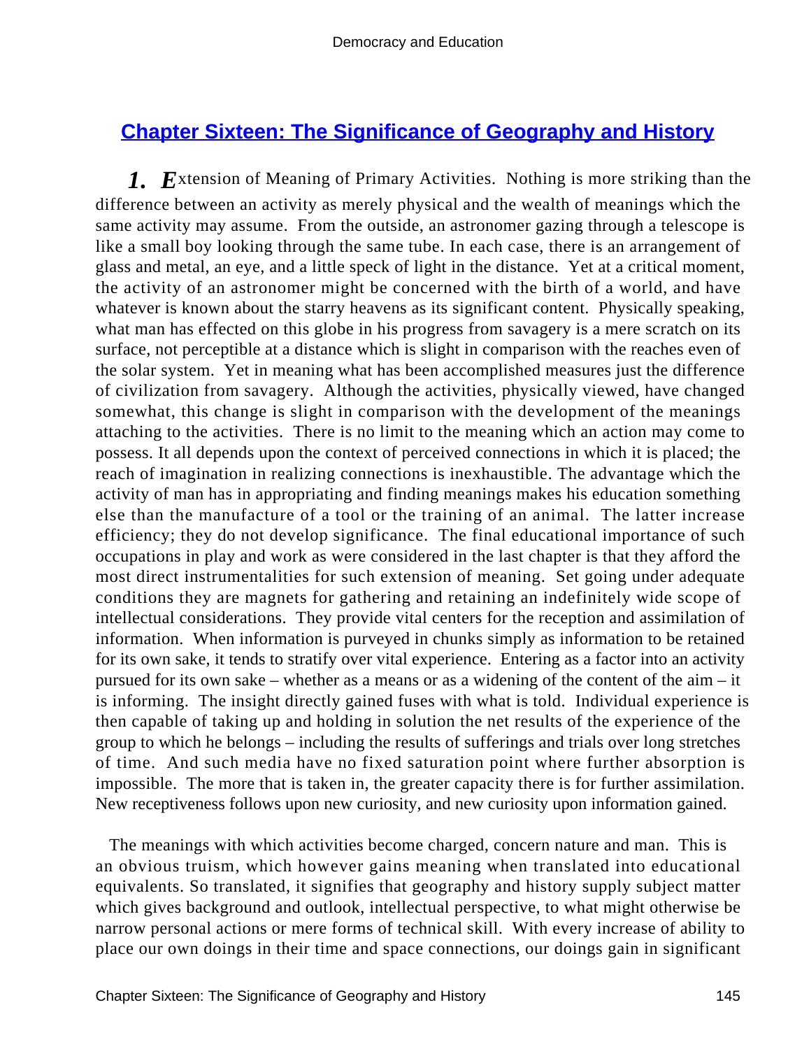## Chapter Sixteen: The Significance of Geography and History

***1.*** ***E***xtension of Meaning of Primary Activities. Nothing is more striking than the difference between an activity as merely physical and the wealth of meanings which the same activity may assume. From the outside, an astronomer gazing through a telescope is like a small boy looking through the same tube. In each case, there is an arrangement of glass and metal, an eye, and a little speck of light in the distance. Yet at a critical moment, the activity of an astronomer might be concerned with the birth of a world, and have whatever is known about the starry heavens as its significant content. Physically speaking, what man has effected on this globe in his progress from savagery is a mere scratch on its surface, not perceptible at a distance which is slight in comparison with the reaches even of the solar system. Yet in meaning what has been accomplished measures just the difference of civilization from savagery. Although the activities, physically viewed, have changed somewhat, this change is slight in comparison with the development of the meanings attaching to the activities. There is no limit to the meaning which an action may come to possess. It all depends upon the context of perceived connections in which it is placed; the reach of imagination in realizing connections is inexhaustible. The advantage which the activity of man has in appropriating and finding meanings makes his education something else than the manufacture of a tool or the training of an animal. The latter increase efficiency; they do not develop significance. The final educational importance of such occupations in play and work as were considered in the last chapter is that they afford the most direct instrumentalities for such extension of meaning. Set going under adequate conditions they are magnets for gathering and retaining an indefinitely wide scope of intellectual considerations. They provide vital centers for the reception and assimilation of information. When information is purveyed in chunks simply as information to be retained for its own sake, it tends to stratify over vital experience. Entering as a factor into an activity pursued for its own sake – whether as a means or as a widening of the content of the aim – it is informing. The insight directly gained fuses with what is told. Individual experience is then capable of taking up and holding in solution the net results of the experience of the group to which he belongs – including the results of sufferings and trials over long stretches of time. And such media have no fixed saturation point where further absorption is impossible. The more that is taken in, the greater capacity there is for further assimilation. New receptiveness follows upon new curiosity, and new curiosity upon information gained.

The meanings with which activities become charged, concern nature and man. This is an obvious truism, which however gains meaning when translated into educational equivalents. So translated, it signifies that geography and history supply subject matter which gives background and outlook, intellectual perspective, to what might otherwise be narrow personal actions or mere forms of technical skill. With every increase of ability to place our own doings in their time and space connections, our doings gain in significant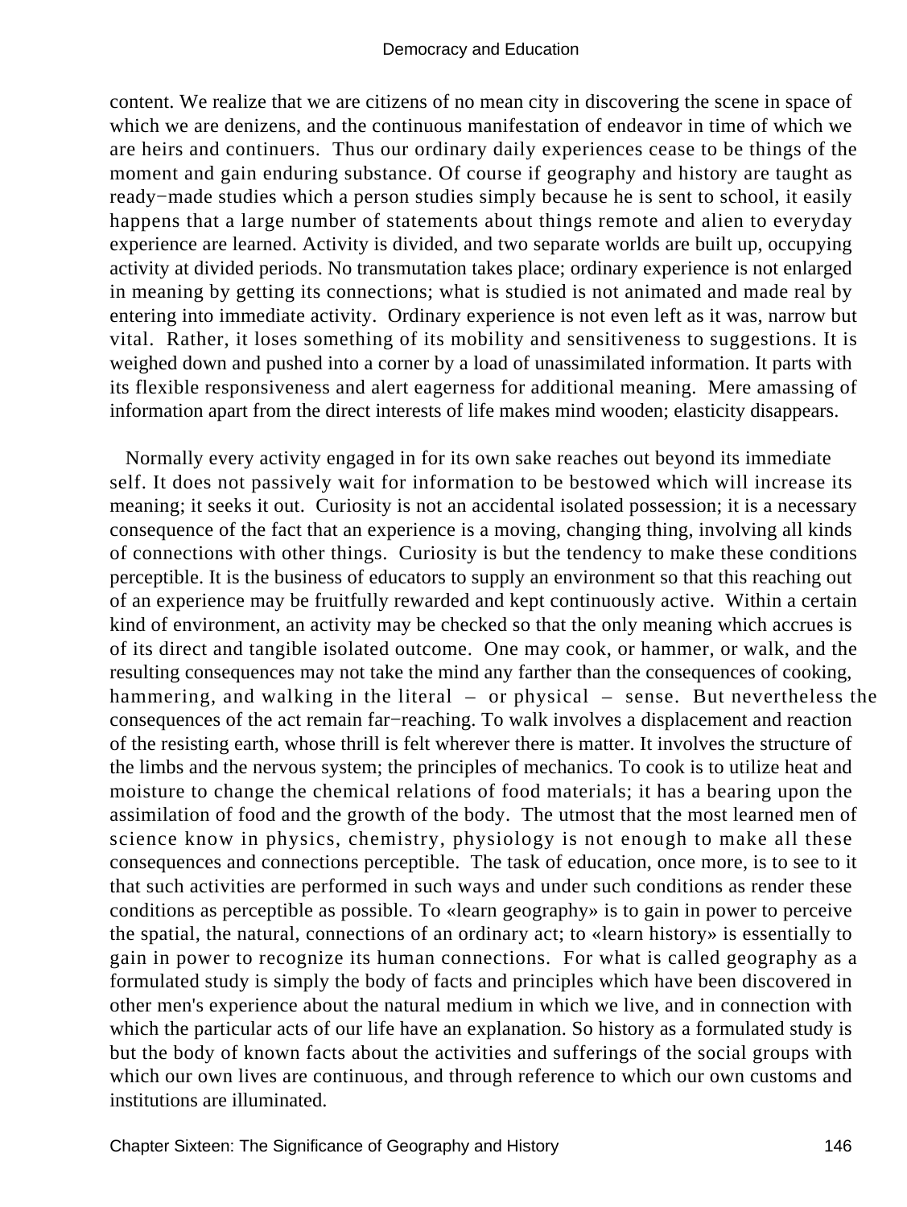content. We realize that we are citizens of no mean city in discovering the scene in space of which we are denizens, and the continuous manifestation of endeavor in time of which we are heirs and continuers. Thus our ordinary daily experiences cease to be things of the moment and gain enduring substance. Of course if geography and history are taught as ready−made studies which a person studies simply because he is sent to school, it easily happens that a large number of statements about things remote and alien to everyday experience are learned. Activity is divided, and two separate worlds are built up, occupying activity at divided periods. No transmutation takes place; ordinary experience is not enlarged in meaning by getting its connections; what is studied is not animated and made real by entering into immediate activity. Ordinary experience is not even left as it was, narrow but vital. Rather, it loses something of its mobility and sensitiveness to suggestions. It is weighed down and pushed into a corner by a load of unassimilated information. It parts with its flexible responsiveness and alert eagerness for additional meaning. Mere amassing of information apart from the direct interests of life makes mind wooden; elasticity disappears.

Normally every activity engaged in for its own sake reaches out beyond its immediate self. It does not passively wait for information to be bestowed which will increase its meaning; it seeks it out. Curiosity is not an accidental isolated possession; it is a necessary consequence of the fact that an experience is a moving, changing thing, involving all kinds of connections with other things. Curiosity is but the tendency to make these conditions perceptible. It is the business of educators to supply an environment so that this reaching out of an experience may be fruitfully rewarded and kept continuously active. Within a certain kind of environment, an activity may be checked so that the only meaning which accrues is of its direct and tangible isolated outcome. One may cook, or hammer, or walk, and the resulting consequences may not take the mind any farther than the consequences of cooking, hammering, and walking in the literal – or physical – sense. But nevertheless the consequences of the act remain far−reaching. To walk involves a displacement and reaction of the resisting earth, whose thrill is felt wherever there is matter. It involves the structure of the limbs and the nervous system; the principles of mechanics. To cook is to utilize heat and moisture to change the chemical relations of food materials; it has a bearing upon the assimilation of food and the growth of the body. The utmost that the most learned men of science know in physics, chemistry, physiology is not enough to make all these consequences and connections perceptible. The task of education, once more, is to see to it that such activities are performed in such ways and under such conditions as render these conditions as perceptible as possible. To «learn geography» is to gain in power to perceive the spatial, the natural, connections of an ordinary act; to «learn history» is essentially to gain in power to recognize its human connections. For what is called geography as a formulated study is simply the body of facts and principles which have been discovered in other men's experience about the natural medium in which we live, and in connection with which the particular acts of our life have an explanation. So history as a formulated study is but the body of known facts about the activities and sufferings of the social groups with which our own lives are continuous, and through reference to which our own customs and institutions are illuminated.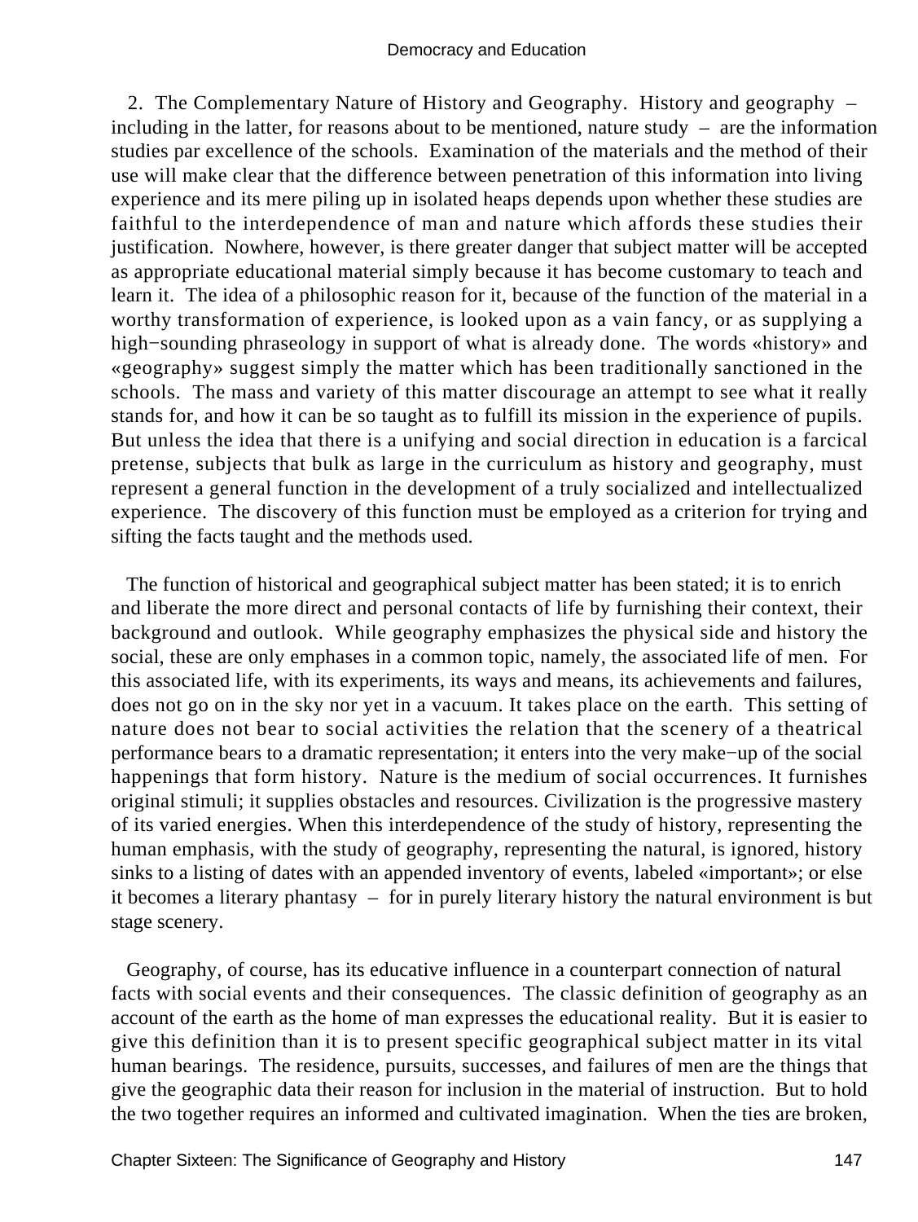2. The Complementary Nature of History and Geography. History and geography – including in the latter, for reasons about to be mentioned, nature study – are the information studies par excellence of the schools. Examination of the materials and the method of their use will make clear that the difference between penetration of this information into living experience and its mere piling up in isolated heaps depends upon whether these studies are faithful to the interdependence of man and nature which affords these studies their justification. Nowhere, however, is there greater danger that subject matter will be accepted as appropriate educational material simply because it has become customary to teach and learn it. The idea of a philosophic reason for it, because of the function of the material in a worthy transformation of experience, is looked upon as a vain fancy, or as supplying a high−sounding phraseology in support of what is already done. The words «history» and «geography» suggest simply the matter which has been traditionally sanctioned in the schools. The mass and variety of this matter discourage an attempt to see what it really stands for, and how it can be so taught as to fulfill its mission in the experience of pupils. But unless the idea that there is a unifying and social direction in education is a farcical pretense, subjects that bulk as large in the curriculum as history and geography, must represent a general function in the development of a truly socialized and intellectualized experience. The discovery of this function must be employed as a criterion for trying and sifting the facts taught and the methods used.

The function of historical and geographical subject matter has been stated; it is to enrich and liberate the more direct and personal contacts of life by furnishing their context, their background and outlook. While geography emphasizes the physical side and history the social, these are only emphases in a common topic, namely, the associated life of men. For this associated life, with its experiments, its ways and means, its achievements and failures, does not go on in the sky nor yet in a vacuum. It takes place on the earth. This setting of nature does not bear to social activities the relation that the scenery of a theatrical performance bears to a dramatic representation; it enters into the very make−up of the social happenings that form history. Nature is the medium of social occurrences. It furnishes original stimuli; it supplies obstacles and resources. Civilization is the progressive mastery of its varied energies. When this interdependence of the study of history, representing the human emphasis, with the study of geography, representing the natural, is ignored, history sinks to a listing of dates with an appended inventory of events, labeled «important»; or else it becomes a literary phantasy – for in purely literary history the natural environment is but stage scenery.

Geography, of course, has its educative influence in a counterpart connection of natural facts with social events and their consequences. The classic definition of geography as an account of the earth as the home of man expresses the educational reality. But it is easier to give this definition than it is to present specific geographical subject matter in its vital human bearings. The residence, pursuits, successes, and failures of men are the things that give the geographic data their reason for inclusion in the material of instruction. But to hold the two together requires an informed and cultivated imagination. When the ties are broken,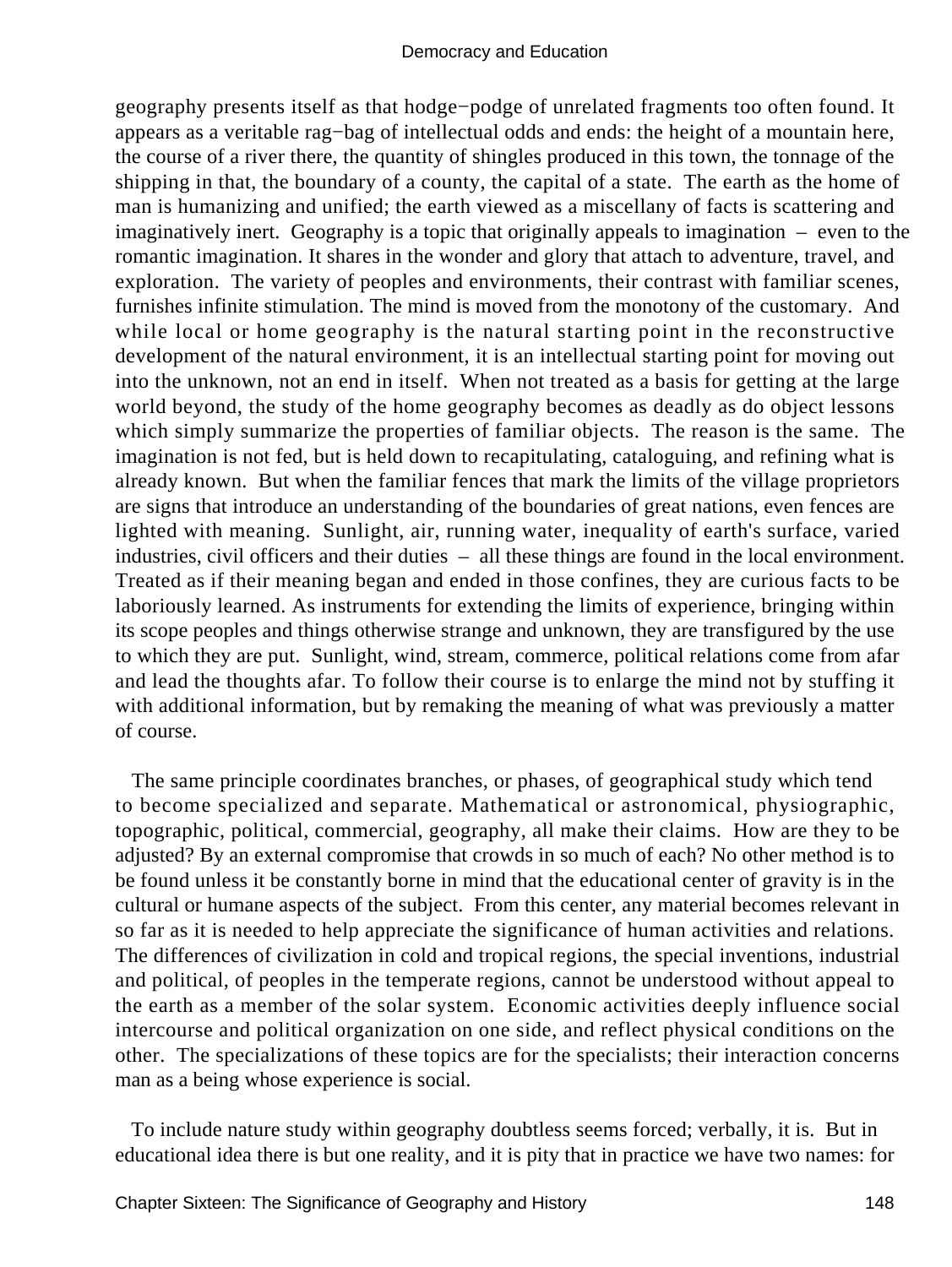geography presents itself as that hodge−podge of unrelated fragments too often found. It appears as a veritable rag−bag of intellectual odds and ends: the height of a mountain here, the course of a river there, the quantity of shingles produced in this town, the tonnage of the shipping in that, the boundary of a county, the capital of a state. The earth as the home of man is humanizing and unified; the earth viewed as a miscellany of facts is scattering and imaginatively inert. Geography is a topic that originally appeals to imagination – even to the romantic imagination. It shares in the wonder and glory that attach to adventure, travel, and exploration. The variety of peoples and environments, their contrast with familiar scenes, furnishes infinite stimulation. The mind is moved from the monotony of the customary. And while local or home geography is the natural starting point in the reconstructive development of the natural environment, it is an intellectual starting point for moving out into the unknown, not an end in itself. When not treated as a basis for getting at the large world beyond, the study of the home geography becomes as deadly as do object lessons which simply summarize the properties of familiar objects. The reason is the same. The imagination is not fed, but is held down to recapitulating, cataloguing, and refining what is already known. But when the familiar fences that mark the limits of the village proprietors are signs that introduce an understanding of the boundaries of great nations, even fences are lighted with meaning. Sunlight, air, running water, inequality of earth's surface, varied industries, civil officers and their duties – all these things are found in the local environment. Treated as if their meaning began and ended in those confines, they are curious facts to be laboriously learned. As instruments for extending the limits of experience, bringing within its scope peoples and things otherwise strange and unknown, they are transfigured by the use to which they are put. Sunlight, wind, stream, commerce, political relations come from afar and lead the thoughts afar. To follow their course is to enlarge the mind not by stuffing it with additional information, but by remaking the meaning of what was previously a matter of course.

The same principle coordinates branches, or phases, of geographical study which tend to become specialized and separate. Mathematical or astronomical, physiographic, topographic, political, commercial, geography, all make their claims. How are they to be adjusted? By an external compromise that crowds in so much of each? No other method is to be found unless it be constantly borne in mind that the educational center of gravity is in the cultural or humane aspects of the subject. From this center, any material becomes relevant in so far as it is needed to help appreciate the significance of human activities and relations. The differences of civilization in cold and tropical regions, the special inventions, industrial and political, of peoples in the temperate regions, cannot be understood without appeal to the earth as a member of the solar system. Economic activities deeply influence social intercourse and political organization on one side, and reflect physical conditions on the other. The specializations of these topics are for the specialists; their interaction concerns man as a being whose experience is social.

To include nature study within geography doubtless seems forced; verbally, it is. But in educational idea there is but one reality, and it is pity that in practice we have two names: for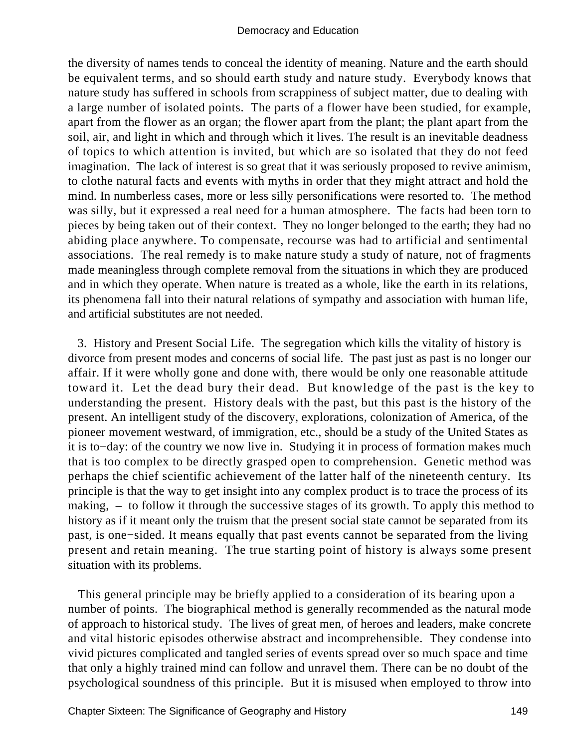the diversity of names tends to conceal the identity of meaning. Nature and the earth should be equivalent terms, and so should earth study and nature study. Everybody knows that nature study has suffered in schools from scrappiness of subject matter, due to dealing with a large number of isolated points. The parts of a flower have been studied, for example, apart from the flower as an organ; the flower apart from the plant; the plant apart from the soil, air, and light in which and through which it lives. The result is an inevitable deadness of topics to which attention is invited, but which are so isolated that they do not feed imagination. The lack of interest is so great that it was seriously proposed to revive animism, to clothe natural facts and events with myths in order that they might attract and hold the mind. In numberless cases, more or less silly personifications were resorted to. The method was silly, but it expressed a real need for a human atmosphere. The facts had been torn to pieces by being taken out of their context. They no longer belonged to the earth; they had no abiding place anywhere. To compensate, recourse was had to artificial and sentimental associations. The real remedy is to make nature study a study of nature, not of fragments made meaningless through complete removal from the situations in which they are produced and in which they operate. When nature is treated as a whole, like the earth in its relations, its phenomena fall into their natural relations of sympathy and association with human life, and artificial substitutes are not needed.

3. History and Present Social Life. The segregation which kills the vitality of history is divorce from present modes and concerns of social life. The past just as past is no longer our affair. If it were wholly gone and done with, there would be only one reasonable attitude toward it. Let the dead bury their dead. But knowledge of the past is the key to understanding the present. History deals with the past, but this past is the history of the present. An intelligent study of the discovery, explorations, colonization of America, of the pioneer movement westward, of immigration, etc., should be a study of the United States as it is to−day: of the country we now live in. Studying it in process of formation makes much that is too complex to be directly grasped open to comprehension. Genetic method was perhaps the chief scientific achievement of the latter half of the nineteenth century. Its principle is that the way to get insight into any complex product is to trace the process of its making, – to follow it through the successive stages of its growth. To apply this method to history as if it meant only the truism that the present social state cannot be separated from its past, is one−sided. It means equally that past events cannot be separated from the living present and retain meaning. The true starting point of history is always some present situation with its problems.

This general principle may be briefly applied to a consideration of its bearing upon a number of points. The biographical method is generally recommended as the natural mode of approach to historical study. The lives of great men, of heroes and leaders, make concrete and vital historic episodes otherwise abstract and incomprehensible. They condense into vivid pictures complicated and tangled series of events spread over so much space and time that only a highly trained mind can follow and unravel them. There can be no doubt of the psychological soundness of this principle. But it is misused when employed to throw into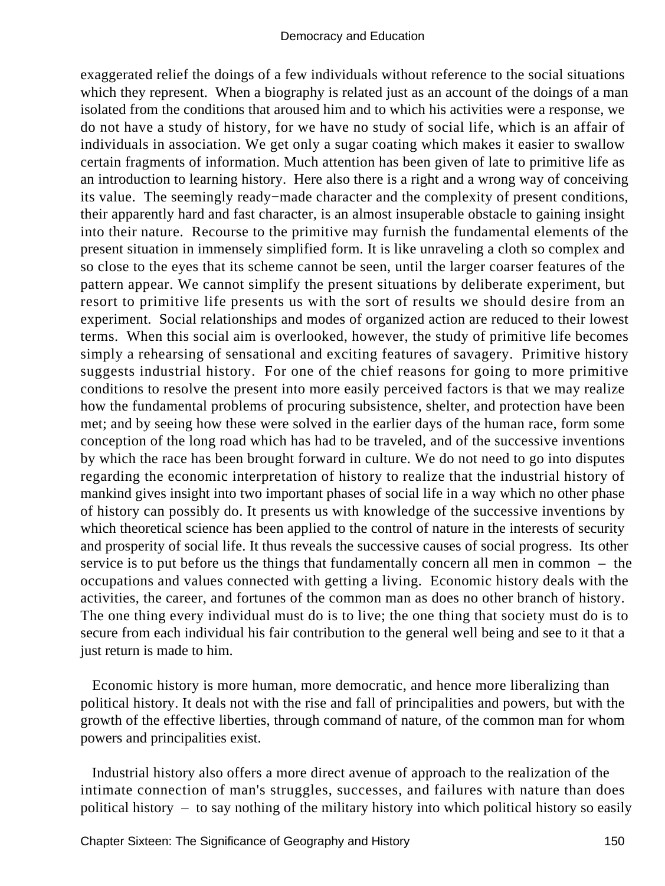exaggerated relief the doings of a few individuals without reference to the social situations which they represent. When a biography is related just as an account of the doings of a man isolated from the conditions that aroused him and to which his activities were a response, we do not have a study of history, for we have no study of social life, which is an affair of individuals in association. We get only a sugar coating which makes it easier to swallow certain fragments of information. Much attention has been given of late to primitive life as an introduction to learning history. Here also there is a right and a wrong way of conceiving its value. The seemingly ready−made character and the complexity of present conditions, their apparently hard and fast character, is an almost insuperable obstacle to gaining insight into their nature. Recourse to the primitive may furnish the fundamental elements of the present situation in immensely simplified form. It is like unraveling a cloth so complex and so close to the eyes that its scheme cannot be seen, until the larger coarser features of the pattern appear. We cannot simplify the present situations by deliberate experiment, but resort to primitive life presents us with the sort of results we should desire from an experiment. Social relationships and modes of organized action are reduced to their lowest terms. When this social aim is overlooked, however, the study of primitive life becomes simply a rehearsing of sensational and exciting features of savagery. Primitive history suggests industrial history. For one of the chief reasons for going to more primitive conditions to resolve the present into more easily perceived factors is that we may realize how the fundamental problems of procuring subsistence, shelter, and protection have been met; and by seeing how these were solved in the earlier days of the human race, form some conception of the long road which has had to be traveled, and of the successive inventions by which the race has been brought forward in culture. We do not need to go into disputes regarding the economic interpretation of history to realize that the industrial history of mankind gives insight into two important phases of social life in a way which no other phase of history can possibly do. It presents us with knowledge of the successive inventions by which theoretical science has been applied to the control of nature in the interests of security and prosperity of social life. It thus reveals the successive causes of social progress. Its other service is to put before us the things that fundamentally concern all men in common – the occupations and values connected with getting a living. Economic history deals with the activities, the career, and fortunes of the common man as does no other branch of history. The one thing every individual must do is to live; the one thing that society must do is to secure from each individual his fair contribution to the general well being and see to it that a just return is made to him.

Economic history is more human, more democratic, and hence more liberalizing than political history. It deals not with the rise and fall of principalities and powers, but with the growth of the effective liberties, through command of nature, of the common man for whom powers and principalities exist.

Industrial history also offers a more direct avenue of approach to the realization of the intimate connection of man's struggles, successes, and failures with nature than does political history – to say nothing of the military history into which political history so easily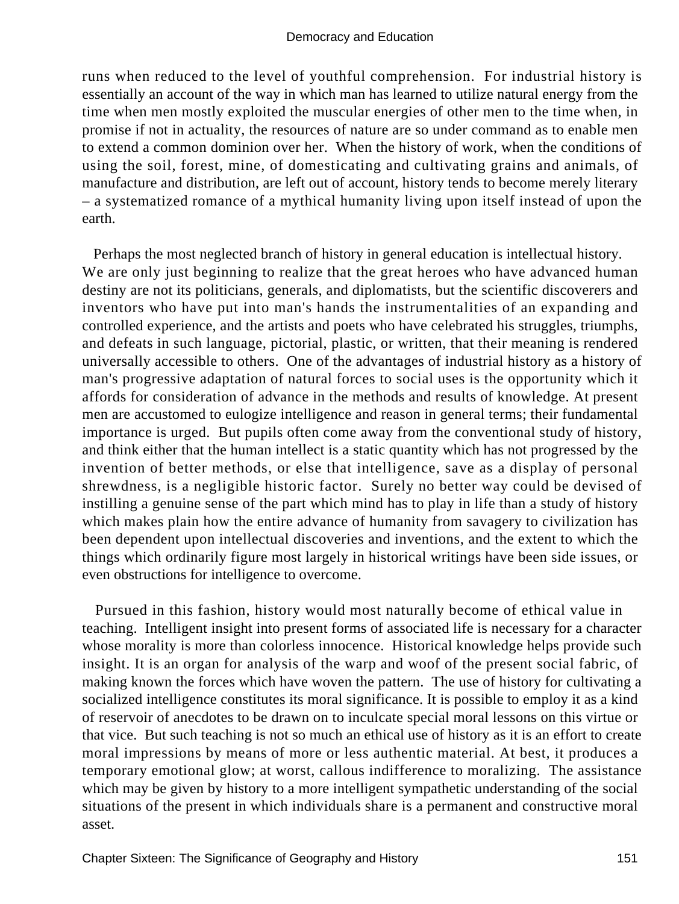runs when reduced to the level of youthful comprehension. For industrial history is essentially an account of the way in which man has learned to utilize natural energy from the time when men mostly exploited the muscular energies of other men to the time when, in promise if not in actuality, the resources of nature are so under command as to enable men to extend a common dominion over her. When the history of work, when the conditions of using the soil, forest, mine, of domesticating and cultivating grains and animals, of manufacture and distribution, are left out of account, history tends to become merely literary – a systematized romance of a mythical humanity living upon itself instead of upon the earth.

Perhaps the most neglected branch of history in general education is intellectual history. We are only just beginning to realize that the great heroes who have advanced human destiny are not its politicians, generals, and diplomatists, but the scientific discoverers and inventors who have put into man's hands the instrumentalities of an expanding and controlled experience, and the artists and poets who have celebrated his struggles, triumphs, and defeats in such language, pictorial, plastic, or written, that their meaning is rendered universally accessible to others. One of the advantages of industrial history as a history of man's progressive adaptation of natural forces to social uses is the opportunity which it affords for consideration of advance in the methods and results of knowledge. At present men are accustomed to eulogize intelligence and reason in general terms; their fundamental importance is urged. But pupils often come away from the conventional study of history, and think either that the human intellect is a static quantity which has not progressed by the invention of better methods, or else that intelligence, save as a display of personal shrewdness, is a negligible historic factor. Surely no better way could be devised of instilling a genuine sense of the part which mind has to play in life than a study of history which makes plain how the entire advance of humanity from savagery to civilization has been dependent upon intellectual discoveries and inventions, and the extent to which the things which ordinarily figure most largely in historical writings have been side issues, or even obstructions for intelligence to overcome.

Pursued in this fashion, history would most naturally become of ethical value in teaching. Intelligent insight into present forms of associated life is necessary for a character whose morality is more than colorless innocence. Historical knowledge helps provide such insight. It is an organ for analysis of the warp and woof of the present social fabric, of making known the forces which have woven the pattern. The use of history for cultivating a socialized intelligence constitutes its moral significance. It is possible to employ it as a kind of reservoir of anecdotes to be drawn on to inculcate special moral lessons on this virtue or that vice. But such teaching is not so much an ethical use of history as it is an effort to create moral impressions by means of more or less authentic material. At best, it produces a temporary emotional glow; at worst, callous indifference to moralizing. The assistance which may be given by history to a more intelligent sympathetic understanding of the social situations of the present in which individuals share is a permanent and constructive moral asset.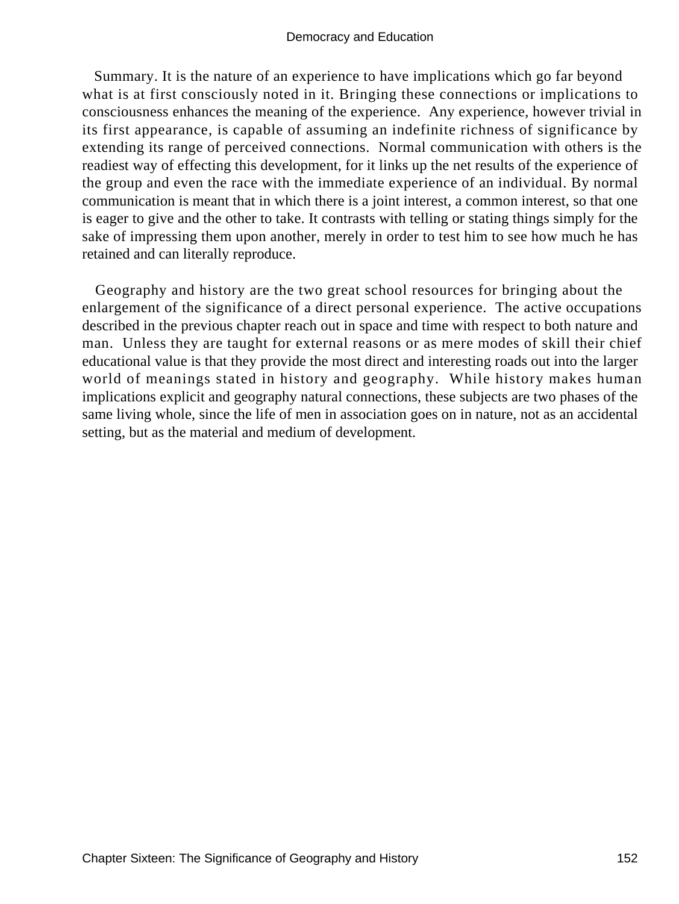Summary. It is the nature of an experience to have implications which go far beyond what is at first consciously noted in it. Bringing these connections or implications to consciousness enhances the meaning of the experience. Any experience, however trivial in its first appearance, is capable of assuming an indefinite richness of significance by extending its range of perceived connections. Normal communication with others is the readiest way of effecting this development, for it links up the net results of the experience of the group and even the race with the immediate experience of an individual. By normal communication is meant that in which there is a joint interest, a common interest, so that one is eager to give and the other to take. It contrasts with telling or stating things simply for the sake of impressing them upon another, merely in order to test him to see how much he has retained and can literally reproduce.

Geography and history are the two great school resources for bringing about the enlargement of the significance of a direct personal experience. The active occupations described in the previous chapter reach out in space and time with respect to both nature and man. Unless they are taught for external reasons or as mere modes of skill their chief educational value is that they provide the most direct and interesting roads out into the larger world of meanings stated in history and geography. While history makes human implications explicit and geography natural connections, these subjects are two phases of the same living whole, since the life of men in association goes on in nature, not as an accidental setting, but as the material and medium of development.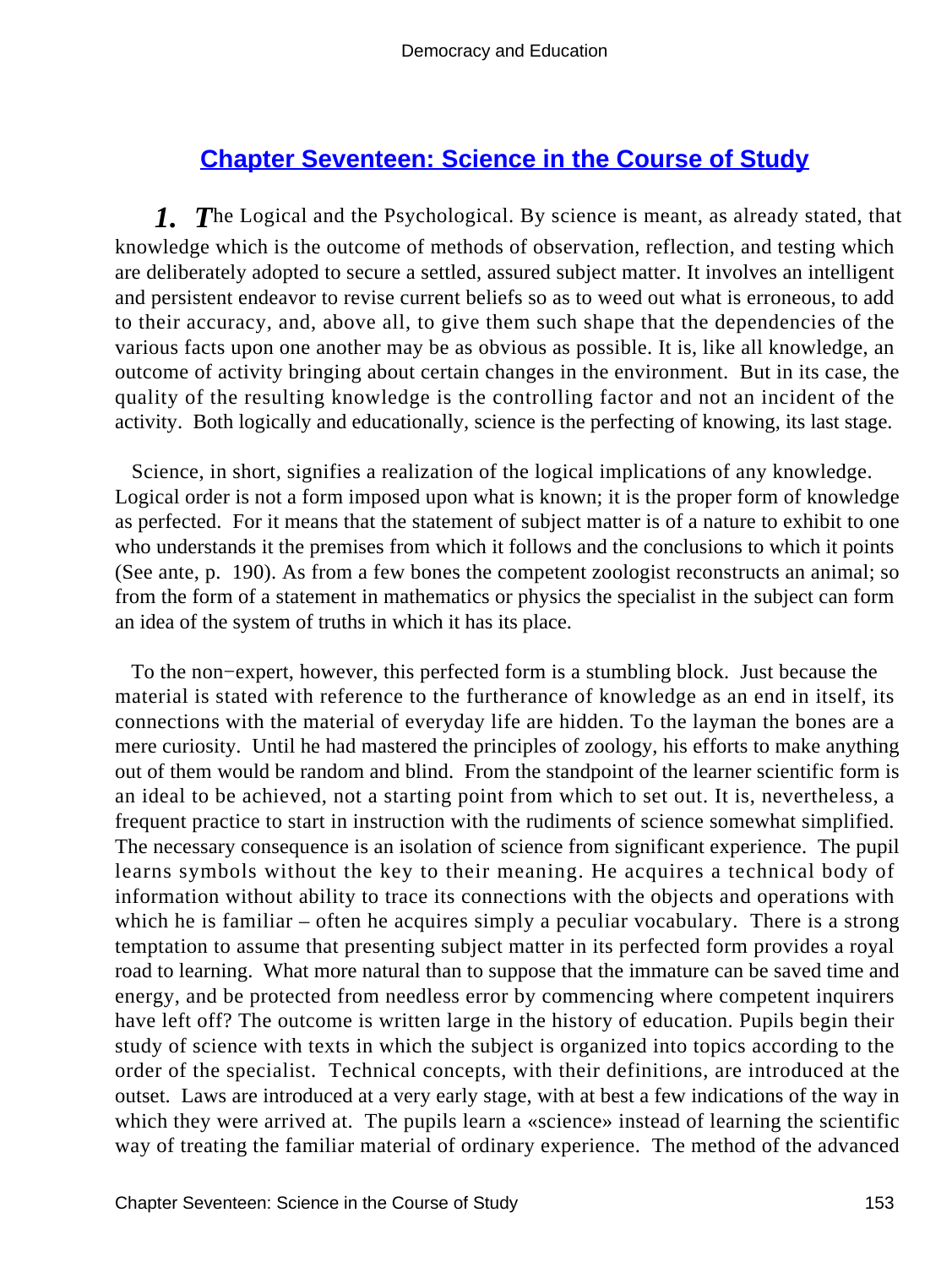## Chapter Seventeen: Science in the Course of Study

***1. T***he Logical and the Psychological. By science is meant, as already stated, that knowledge which is the outcome of methods of observation, reflection, and testing which are deliberately adopted to secure a settled, assured subject matter. It involves an intelligent and persistent endeavor to revise current beliefs so as to weed out what is erroneous, to add to their accuracy, and, above all, to give them such shape that the dependencies of the various facts upon one another may be as obvious as possible. It is, like all knowledge, an outcome of activity bringing about certain changes in the environment. But in its case, the quality of the resulting knowledge is the controlling factor and not an incident of the activity. Both logically and educationally, science is the perfecting of knowing, its last stage.

Science, in short, signifies a realization of the logical implications of any knowledge. Logical order is not a form imposed upon what is known; it is the proper form of knowledge as perfected. For it means that the statement of subject matter is of a nature to exhibit to one who understands it the premises from which it follows and the conclusions to which it points (See ante, p. 190). As from a few bones the competent zoologist reconstructs an animal; so from the form of a statement in mathematics or physics the specialist in the subject can form an idea of the system of truths in which it has its place.

To the non−expert, however, this perfected form is a stumbling block. Just because the material is stated with reference to the furtherance of knowledge as an end in itself, its connections with the material of everyday life are hidden. To the layman the bones are a mere curiosity. Until he had mastered the principles of zoology, his efforts to make anything out of them would be random and blind. From the standpoint of the learner scientific form is an ideal to be achieved, not a starting point from which to set out. It is, nevertheless, a frequent practice to start in instruction with the rudiments of science somewhat simplified. The necessary consequence is an isolation of science from significant experience. The pupil learns symbols without the key to their meaning. He acquires a technical body of information without ability to trace its connections with the objects and operations with which he is familiar – often he acquires simply a peculiar vocabulary. There is a strong temptation to assume that presenting subject matter in its perfected form provides a royal road to learning. What more natural than to suppose that the immature can be saved time and energy, and be protected from needless error by commencing where competent inquirers have left off? The outcome is written large in the history of education. Pupils begin their study of science with texts in which the subject is organized into topics according to the order of the specialist. Technical concepts, with their definitions, are introduced at the outset. Laws are introduced at a very early stage, with at best a few indications of the way in which they were arrived at. The pupils learn a «science» instead of learning the scientific way of treating the familiar material of ordinary experience. The method of the advanced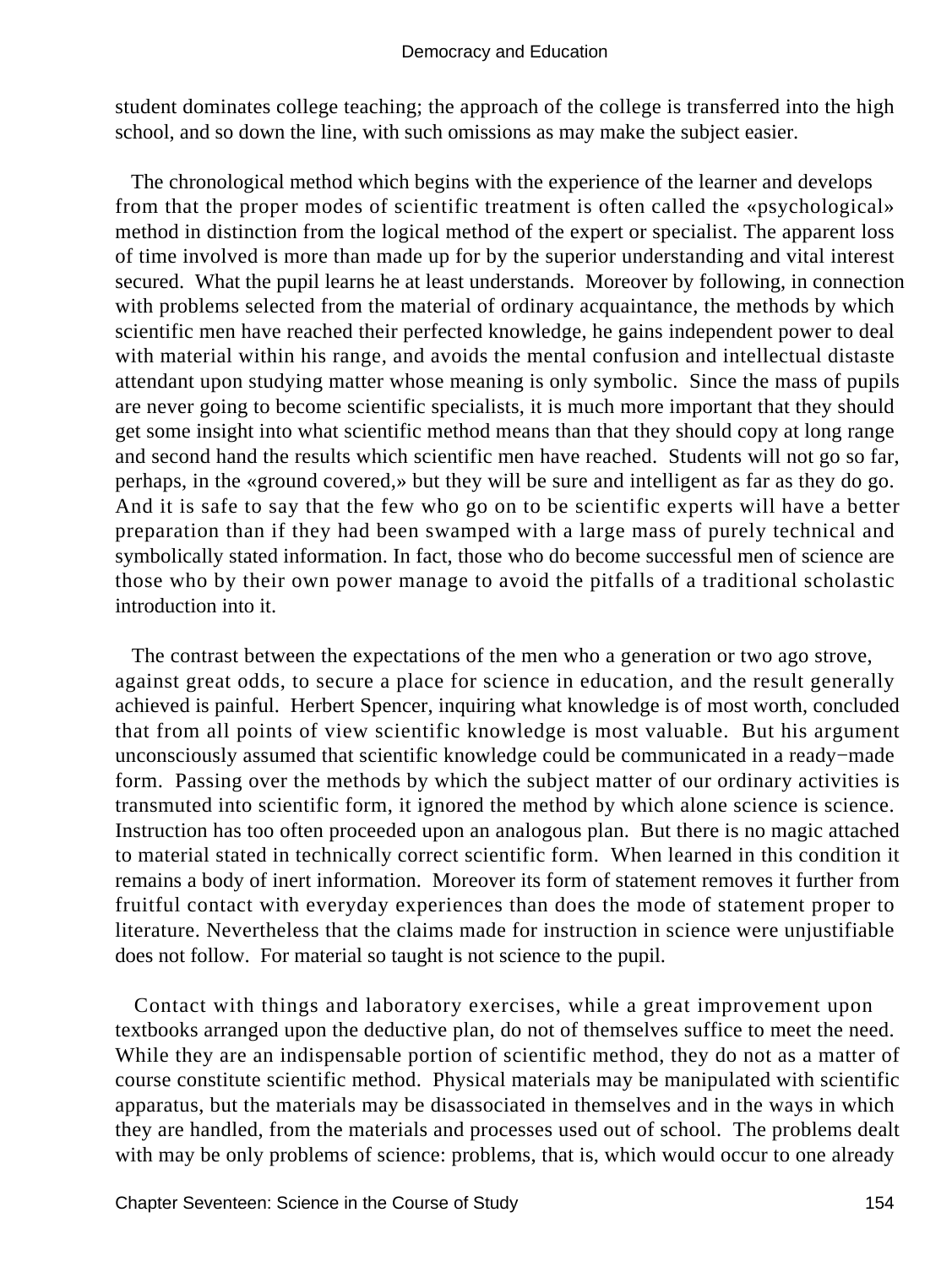student dominates college teaching; the approach of the college is transferred into the high school, and so down the line, with such omissions as may make the subject easier.

The chronological method which begins with the experience of the learner and develops from that the proper modes of scientific treatment is often called the «psychological» method in distinction from the logical method of the expert or specialist. The apparent loss of time involved is more than made up for by the superior understanding and vital interest secured. What the pupil learns he at least understands. Moreover by following, in connection with problems selected from the material of ordinary acquaintance, the methods by which scientific men have reached their perfected knowledge, he gains independent power to deal with material within his range, and avoids the mental confusion and intellectual distaste attendant upon studying matter whose meaning is only symbolic. Since the mass of pupils are never going to become scientific specialists, it is much more important that they should get some insight into what scientific method means than that they should copy at long range and second hand the results which scientific men have reached. Students will not go so far, perhaps, in the «ground covered,» but they will be sure and intelligent as far as they do go. And it is safe to say that the few who go on to be scientific experts will have a better preparation than if they had been swamped with a large mass of purely technical and symbolically stated information. In fact, those who do become successful men of science are those who by their own power manage to avoid the pitfalls of a traditional scholastic introduction into it.

The contrast between the expectations of the men who a generation or two ago strove, against great odds, to secure a place for science in education, and the result generally achieved is painful. Herbert Spencer, inquiring what knowledge is of most worth, concluded that from all points of view scientific knowledge is most valuable. But his argument unconsciously assumed that scientific knowledge could be communicated in a ready−made form. Passing over the methods by which the subject matter of our ordinary activities is transmuted into scientific form, it ignored the method by which alone science is science. Instruction has too often proceeded upon an analogous plan. But there is no magic attached to material stated in technically correct scientific form. When learned in this condition it remains a body of inert information. Moreover its form of statement removes it further from fruitful contact with everyday experiences than does the mode of statement proper to literature. Nevertheless that the claims made for instruction in science were unjustifiable does not follow. For material so taught is not science to the pupil.

Contact with things and laboratory exercises, while a great improvement upon textbooks arranged upon the deductive plan, do not of themselves suffice to meet the need. While they are an indispensable portion of scientific method, they do not as a matter of course constitute scientific method. Physical materials may be manipulated with scientific apparatus, but the materials may be disassociated in themselves and in the ways in which they are handled, from the materials and processes used out of school. The problems dealt with may be only problems of science: problems, that is, which would occur to one already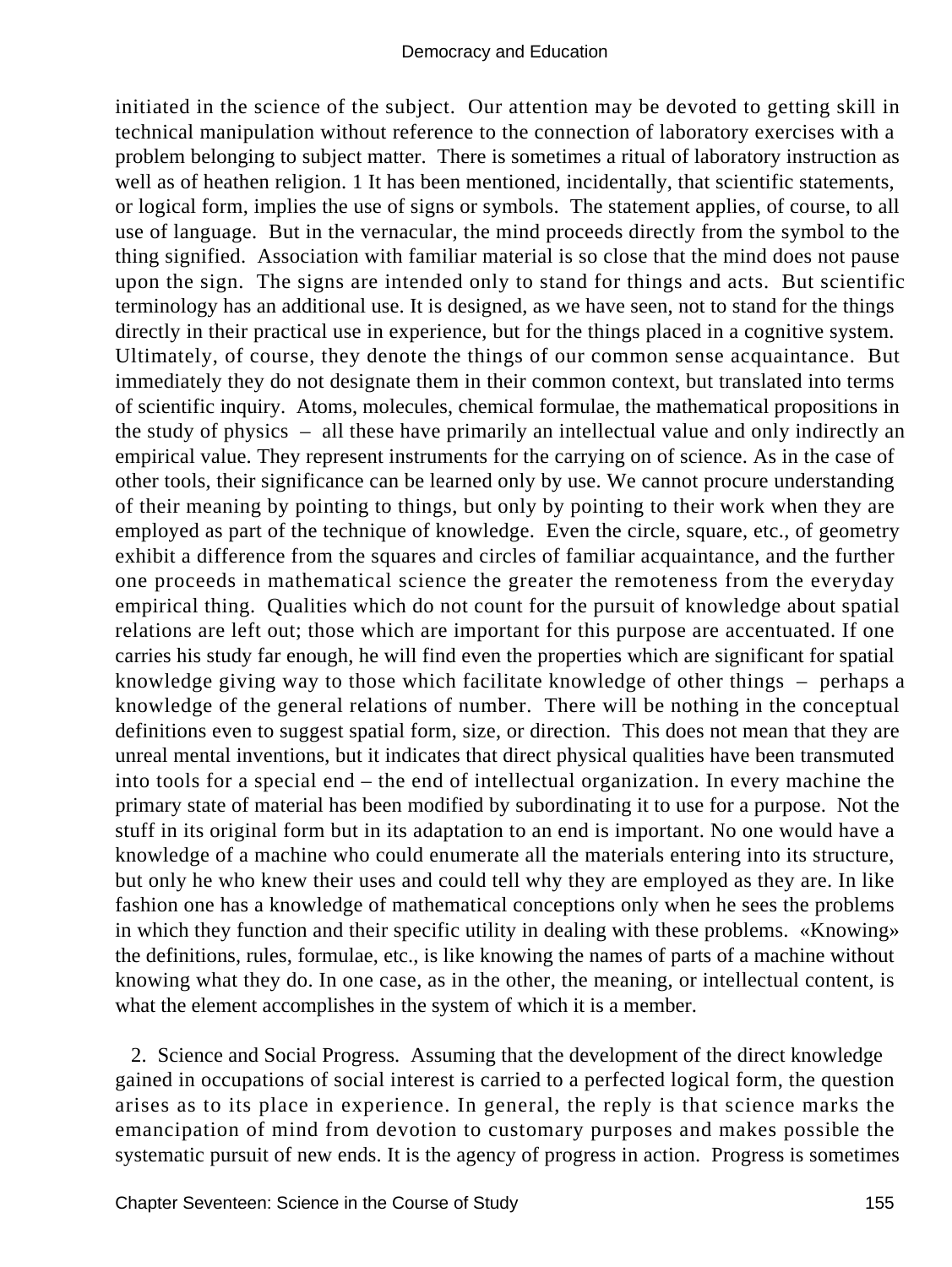initiated in the science of the subject. Our attention may be devoted to getting skill in technical manipulation without reference to the connection of laboratory exercises with a problem belonging to subject matter. There is sometimes a ritual of laboratory instruction as well as of heathen religion. 1 It has been mentioned, incidentally, that scientific statements, or logical form, implies the use of signs or symbols. The statement applies, of course, to all use of language. But in the vernacular, the mind proceeds directly from the symbol to the thing signified. Association with familiar material is so close that the mind does not pause upon the sign. The signs are intended only to stand for things and acts. But scientific terminology has an additional use. It is designed, as we have seen, not to stand for the things directly in their practical use in experience, but for the things placed in a cognitive system. Ultimately, of course, they denote the things of our common sense acquaintance. But immediately they do not designate them in their common context, but translated into terms of scientific inquiry. Atoms, molecules, chemical formulae, the mathematical propositions in the study of physics – all these have primarily an intellectual value and only indirectly an empirical value. They represent instruments for the carrying on of science. As in the case of other tools, their significance can be learned only by use. We cannot procure understanding of their meaning by pointing to things, but only by pointing to their work when they are employed as part of the technique of knowledge. Even the circle, square, etc., of geometry exhibit a difference from the squares and circles of familiar acquaintance, and the further one proceeds in mathematical science the greater the remoteness from the everyday empirical thing. Qualities which do not count for the pursuit of knowledge about spatial relations are left out; those which are important for this purpose are accentuated. If one carries his study far enough, he will find even the properties which are significant for spatial knowledge giving way to those which facilitate knowledge of other things – perhaps a knowledge of the general relations of number. There will be nothing in the conceptual definitions even to suggest spatial form, size, or direction. This does not mean that they are unreal mental inventions, but it indicates that direct physical qualities have been transmuted into tools for a special end – the end of intellectual organization. In every machine the primary state of material has been modified by subordinating it to use for a purpose. Not the stuff in its original form but in its adaptation to an end is important. No one would have a knowledge of a machine who could enumerate all the materials entering into its structure, but only he who knew their uses and could tell why they are employed as they are. In like fashion one has a knowledge of mathematical conceptions only when he sees the problems in which they function and their specific utility in dealing with these problems. «Knowing» the definitions, rules, formulae, etc., is like knowing the names of parts of a machine without knowing what they do. In one case, as in the other, the meaning, or intellectual content, is what the element accomplishes in the system of which it is a member.

2. Science and Social Progress. Assuming that the development of the direct knowledge gained in occupations of social interest is carried to a perfected logical form, the question arises as to its place in experience. In general, the reply is that science marks the emancipation of mind from devotion to customary purposes and makes possible the systematic pursuit of new ends. It is the agency of progress in action. Progress is sometimes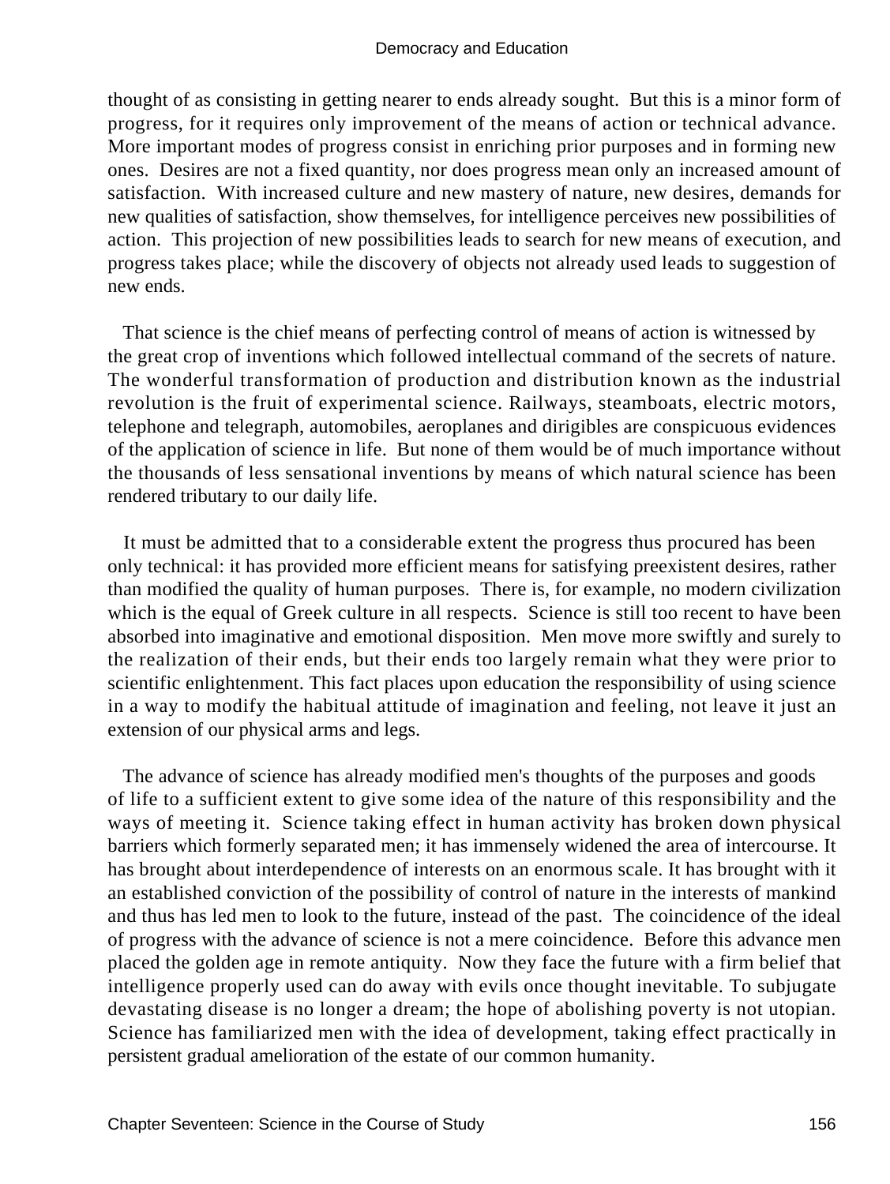thought of as consisting in getting nearer to ends already sought. But this is a minor form of progress, for it requires only improvement of the means of action or technical advance. More important modes of progress consist in enriching prior purposes and in forming new ones. Desires are not a fixed quantity, nor does progress mean only an increased amount of satisfaction. With increased culture and new mastery of nature, new desires, demands for new qualities of satisfaction, show themselves, for intelligence perceives new possibilities of action. This projection of new possibilities leads to search for new means of execution, and progress takes place; while the discovery of objects not already used leads to suggestion of new ends.

That science is the chief means of perfecting control of means of action is witnessed by the great crop of inventions which followed intellectual command of the secrets of nature. The wonderful transformation of production and distribution known as the industrial revolution is the fruit of experimental science. Railways, steamboats, electric motors, telephone and telegraph, automobiles, aeroplanes and dirigibles are conspicuous evidences of the application of science in life. But none of them would be of much importance without the thousands of less sensational inventions by means of which natural science has been rendered tributary to our daily life.

It must be admitted that to a considerable extent the progress thus procured has been only technical: it has provided more efficient means for satisfying preexistent desires, rather than modified the quality of human purposes. There is, for example, no modern civilization which is the equal of Greek culture in all respects. Science is still too recent to have been absorbed into imaginative and emotional disposition. Men move more swiftly and surely to the realization of their ends, but their ends too largely remain what they were prior to scientific enlightenment. This fact places upon education the responsibility of using science in a way to modify the habitual attitude of imagination and feeling, not leave it just an extension of our physical arms and legs.

The advance of science has already modified men's thoughts of the purposes and goods of life to a sufficient extent to give some idea of the nature of this responsibility and the ways of meeting it. Science taking effect in human activity has broken down physical barriers which formerly separated men; it has immensely widened the area of intercourse. It has brought about interdependence of interests on an enormous scale. It has brought with it an established conviction of the possibility of control of nature in the interests of mankind and thus has led men to look to the future, instead of the past. The coincidence of the ideal of progress with the advance of science is not a mere coincidence. Before this advance men placed the golden age in remote antiquity. Now they face the future with a firm belief that intelligence properly used can do away with evils once thought inevitable. To subjugate devastating disease is no longer a dream; the hope of abolishing poverty is not utopian. Science has familiarized men with the idea of development, taking effect practically in persistent gradual amelioration of the estate of our common humanity.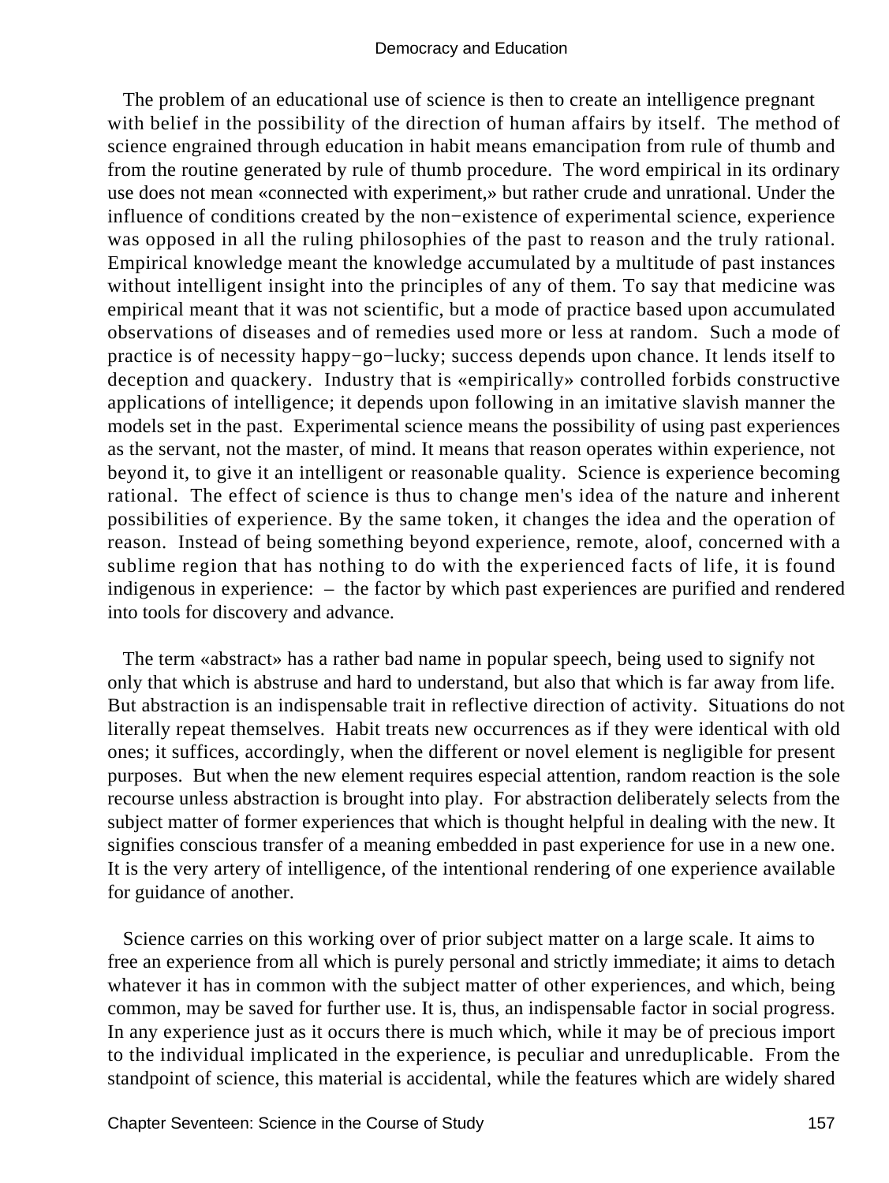The problem of an educational use of science is then to create an intelligence pregnant with belief in the possibility of the direction of human affairs by itself. The method of science engrained through education in habit means emancipation from rule of thumb and from the routine generated by rule of thumb procedure. The word empirical in its ordinary use does not mean «connected with experiment,» but rather crude and unrational. Under the influence of conditions created by the non−existence of experimental science, experience was opposed in all the ruling philosophies of the past to reason and the truly rational. Empirical knowledge meant the knowledge accumulated by a multitude of past instances without intelligent insight into the principles of any of them. To say that medicine was empirical meant that it was not scientific, but a mode of practice based upon accumulated observations of diseases and of remedies used more or less at random. Such a mode of practice is of necessity happy−go−lucky; success depends upon chance. It lends itself to deception and quackery. Industry that is «empirically» controlled forbids constructive applications of intelligence; it depends upon following in an imitative slavish manner the models set in the past. Experimental science means the possibility of using past experiences as the servant, not the master, of mind. It means that reason operates within experience, not beyond it, to give it an intelligent or reasonable quality. Science is experience becoming rational. The effect of science is thus to change men's idea of the nature and inherent possibilities of experience. By the same token, it changes the idea and the operation of reason. Instead of being something beyond experience, remote, aloof, concerned with a sublime region that has nothing to do with the experienced facts of life, it is found indigenous in experience: – the factor by which past experiences are purified and rendered into tools for discovery and advance.

The term «abstract» has a rather bad name in popular speech, being used to signify not only that which is abstruse and hard to understand, but also that which is far away from life. But abstraction is an indispensable trait in reflective direction of activity. Situations do not literally repeat themselves. Habit treats new occurrences as if they were identical with old ones; it suffices, accordingly, when the different or novel element is negligible for present purposes. But when the new element requires especial attention, random reaction is the sole recourse unless abstraction is brought into play. For abstraction deliberately selects from the subject matter of former experiences that which is thought helpful in dealing with the new. It signifies conscious transfer of a meaning embedded in past experience for use in a new one. It is the very artery of intelligence, of the intentional rendering of one experience available for guidance of another.

Science carries on this working over of prior subject matter on a large scale. It aims to free an experience from all which is purely personal and strictly immediate; it aims to detach whatever it has in common with the subject matter of other experiences, and which, being common, may be saved for further use. It is, thus, an indispensable factor in social progress. In any experience just as it occurs there is much which, while it may be of precious import to the individual implicated in the experience, is peculiar and unreduplicable. From the standpoint of science, this material is accidental, while the features which are widely shared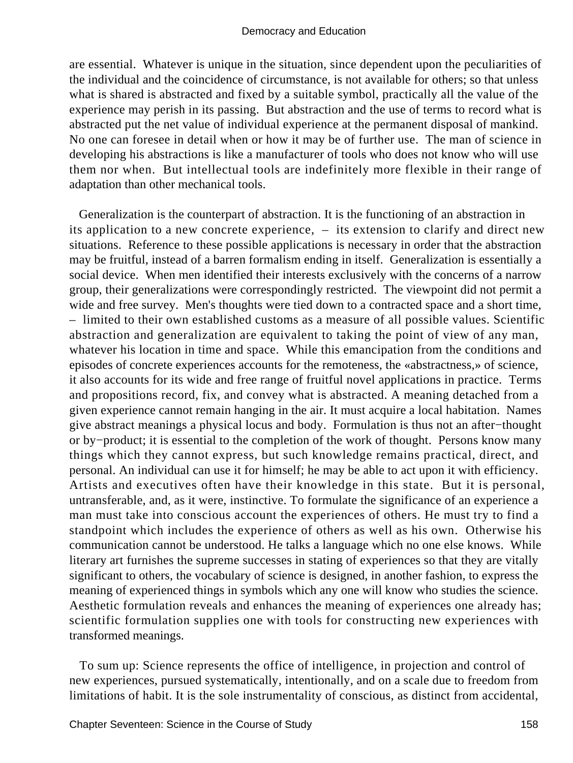are essential. Whatever is unique in the situation, since dependent upon the peculiarities of the individual and the coincidence of circumstance, is not available for others; so that unless what is shared is abstracted and fixed by a suitable symbol, practically all the value of the experience may perish in its passing. But abstraction and the use of terms to record what is abstracted put the net value of individual experience at the permanent disposal of mankind. No one can foresee in detail when or how it may be of further use. The man of science in developing his abstractions is like a manufacturer of tools who does not know who will use them nor when. But intellectual tools are indefinitely more flexible in their range of adaptation than other mechanical tools.

Generalization is the counterpart of abstraction. It is the functioning of an abstraction in its application to a new concrete experience, – its extension to clarify and direct new situations. Reference to these possible applications is necessary in order that the abstraction may be fruitful, instead of a barren formalism ending in itself. Generalization is essentially a social device. When men identified their interests exclusively with the concerns of a narrow group, their generalizations were correspondingly restricted. The viewpoint did not permit a wide and free survey. Men's thoughts were tied down to a contracted space and a short time, – limited to their own established customs as a measure of all possible values. Scientific abstraction and generalization are equivalent to taking the point of view of any man, whatever his location in time and space. While this emancipation from the conditions and episodes of concrete experiences accounts for the remoteness, the «abstractness,» of science, it also accounts for its wide and free range of fruitful novel applications in practice. Terms and propositions record, fix, and convey what is abstracted. A meaning detached from a given experience cannot remain hanging in the air. It must acquire a local habitation. Names give abstract meanings a physical locus and body. Formulation is thus not an after−thought or by−product; it is essential to the completion of the work of thought. Persons know many things which they cannot express, but such knowledge remains practical, direct, and personal. An individual can use it for himself; he may be able to act upon it with efficiency. Artists and executives often have their knowledge in this state. But it is personal, untransferable, and, as it were, instinctive. To formulate the significance of an experience a man must take into conscious account the experiences of others. He must try to find a standpoint which includes the experience of others as well as his own. Otherwise his communication cannot be understood. He talks a language which no one else knows. While literary art furnishes the supreme successes in stating of experiences so that they are vitally significant to others, the vocabulary of science is designed, in another fashion, to express the meaning of experienced things in symbols which any one will know who studies the science. Aesthetic formulation reveals and enhances the meaning of experiences one already has; scientific formulation supplies one with tools for constructing new experiences with transformed meanings.

To sum up: Science represents the office of intelligence, in projection and control of new experiences, pursued systematically, intentionally, and on a scale due to freedom from limitations of habit. It is the sole instrumentality of conscious, as distinct from accidental,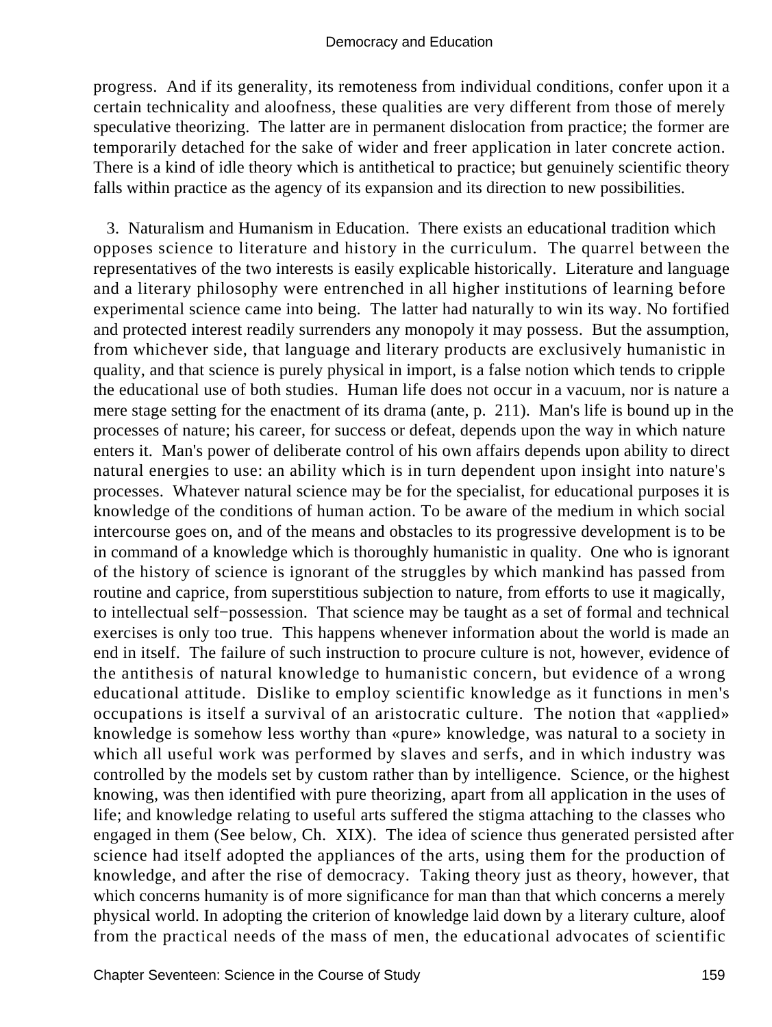progress. And if its generality, its remoteness from individual conditions, confer upon it a certain technicality and aloofness, these qualities are very different from those of merely speculative theorizing. The latter are in permanent dislocation from practice; the former are temporarily detached for the sake of wider and freer application in later concrete action. There is a kind of idle theory which is antithetical to practice; but genuinely scientific theory falls within practice as the agency of its expansion and its direction to new possibilities.

3. Naturalism and Humanism in Education. There exists an educational tradition which opposes science to literature and history in the curriculum. The quarrel between the representatives of the two interests is easily explicable historically. Literature and language and a literary philosophy were entrenched in all higher institutions of learning before experimental science came into being. The latter had naturally to win its way. No fortified and protected interest readily surrenders any monopoly it may possess. But the assumption, from whichever side, that language and literary products are exclusively humanistic in quality, and that science is purely physical in import, is a false notion which tends to cripple the educational use of both studies. Human life does not occur in a vacuum, nor is nature a mere stage setting for the enactment of its drama (ante, p. 211). Man's life is bound up in the processes of nature; his career, for success or defeat, depends upon the way in which nature enters it. Man's power of deliberate control of his own affairs depends upon ability to direct natural energies to use: an ability which is in turn dependent upon insight into nature's processes. Whatever natural science may be for the specialist, for educational purposes it is knowledge of the conditions of human action. To be aware of the medium in which social intercourse goes on, and of the means and obstacles to its progressive development is to be in command of a knowledge which is thoroughly humanistic in quality. One who is ignorant of the history of science is ignorant of the struggles by which mankind has passed from routine and caprice, from superstitious subjection to nature, from efforts to use it magically, to intellectual self−possession. That science may be taught as a set of formal and technical exercises is only too true. This happens whenever information about the world is made an end in itself. The failure of such instruction to procure culture is not, however, evidence of the antithesis of natural knowledge to humanistic concern, but evidence of a wrong educational attitude. Dislike to employ scientific knowledge as it functions in men's occupations is itself a survival of an aristocratic culture. The notion that «applied» knowledge is somehow less worthy than «pure» knowledge, was natural to a society in which all useful work was performed by slaves and serfs, and in which industry was controlled by the models set by custom rather than by intelligence. Science, or the highest knowing, was then identified with pure theorizing, apart from all application in the uses of life; and knowledge relating to useful arts suffered the stigma attaching to the classes who engaged in them (See below, Ch. XIX). The idea of science thus generated persisted after science had itself adopted the appliances of the arts, using them for the production of knowledge, and after the rise of democracy. Taking theory just as theory, however, that which concerns humanity is of more significance for man than that which concerns a merely physical world. In adopting the criterion of knowledge laid down by a literary culture, aloof from the practical needs of the mass of men, the educational advocates of scientific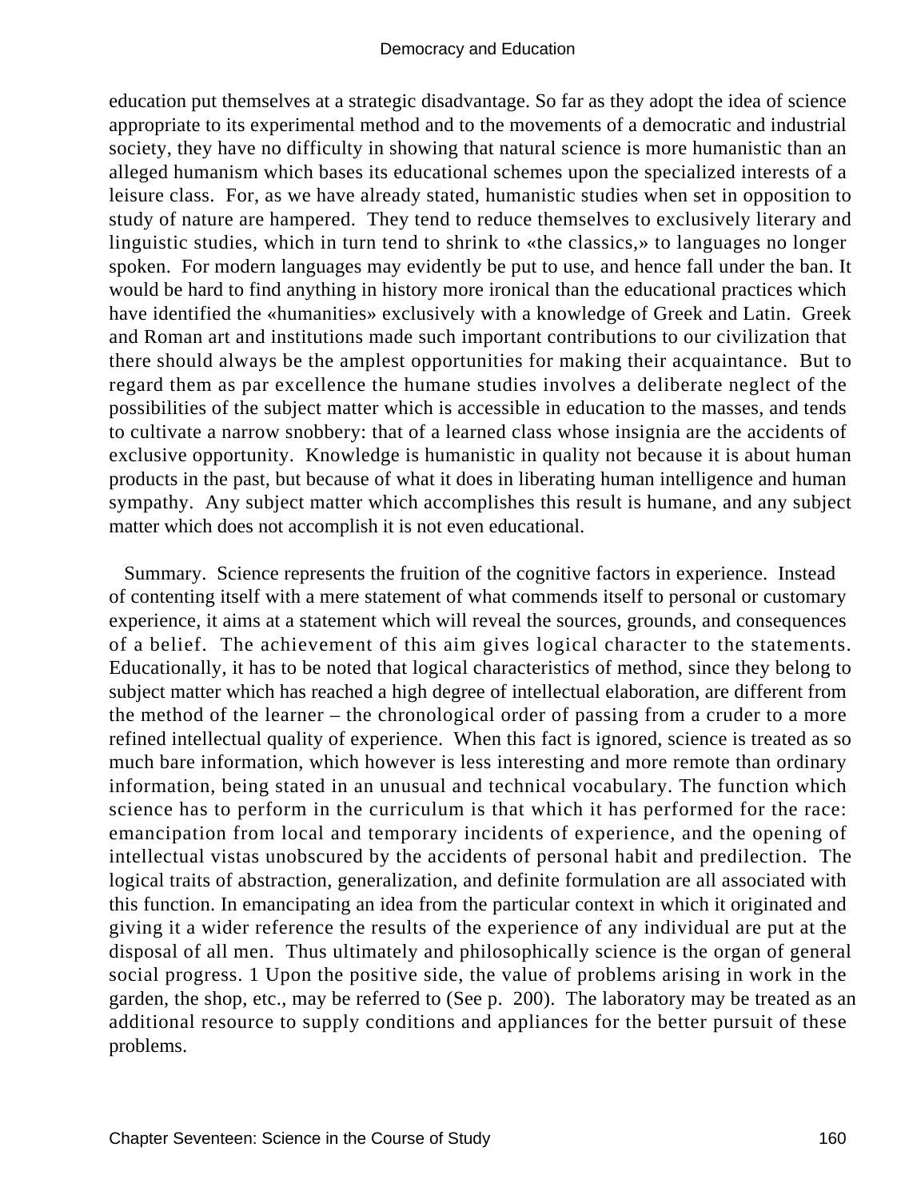education put themselves at a strategic disadvantage. So far as they adopt the idea of science appropriate to its experimental method and to the movements of a democratic and industrial society, they have no difficulty in showing that natural science is more humanistic than an alleged humanism which bases its educational schemes upon the specialized interests of a leisure class. For, as we have already stated, humanistic studies when set in opposition to study of nature are hampered. They tend to reduce themselves to exclusively literary and linguistic studies, which in turn tend to shrink to «the classics,» to languages no longer spoken. For modern languages may evidently be put to use, and hence fall under the ban. It would be hard to find anything in history more ironical than the educational practices which have identified the «humanities» exclusively with a knowledge of Greek and Latin. Greek and Roman art and institutions made such important contributions to our civilization that there should always be the amplest opportunities for making their acquaintance. But to regard them as par excellence the humane studies involves a deliberate neglect of the possibilities of the subject matter which is accessible in education to the masses, and tends to cultivate a narrow snobbery: that of a learned class whose insignia are the accidents of exclusive opportunity. Knowledge is humanistic in quality not because it is about human products in the past, but because of what it does in liberating human intelligence and human sympathy. Any subject matter which accomplishes this result is humane, and any subject matter which does not accomplish it is not even educational.

Summary. Science represents the fruition of the cognitive factors in experience. Instead of contenting itself with a mere statement of what commends itself to personal or customary experience, it aims at a statement which will reveal the sources, grounds, and consequences of a belief. The achievement of this aim gives logical character to the statements. Educationally, it has to be noted that logical characteristics of method, since they belong to subject matter which has reached a high degree of intellectual elaboration, are different from the method of the learner – the chronological order of passing from a cruder to a more refined intellectual quality of experience. When this fact is ignored, science is treated as so much bare information, which however is less interesting and more remote than ordinary information, being stated in an unusual and technical vocabulary. The function which science has to perform in the curriculum is that which it has performed for the race: emancipation from local and temporary incidents of experience, and the opening of intellectual vistas unobscured by the accidents of personal habit and predilection. The logical traits of abstraction, generalization, and definite formulation are all associated with this function. In emancipating an idea from the particular context in which it originated and giving it a wider reference the results of the experience of any individual are put at the disposal of all men. Thus ultimately and philosophically science is the organ of general social progress. 1 Upon the positive side, the value of problems arising in work in the garden, the shop, etc., may be referred to (See p. 200). The laboratory may be treated as an additional resource to supply conditions and appliances for the better pursuit of these problems.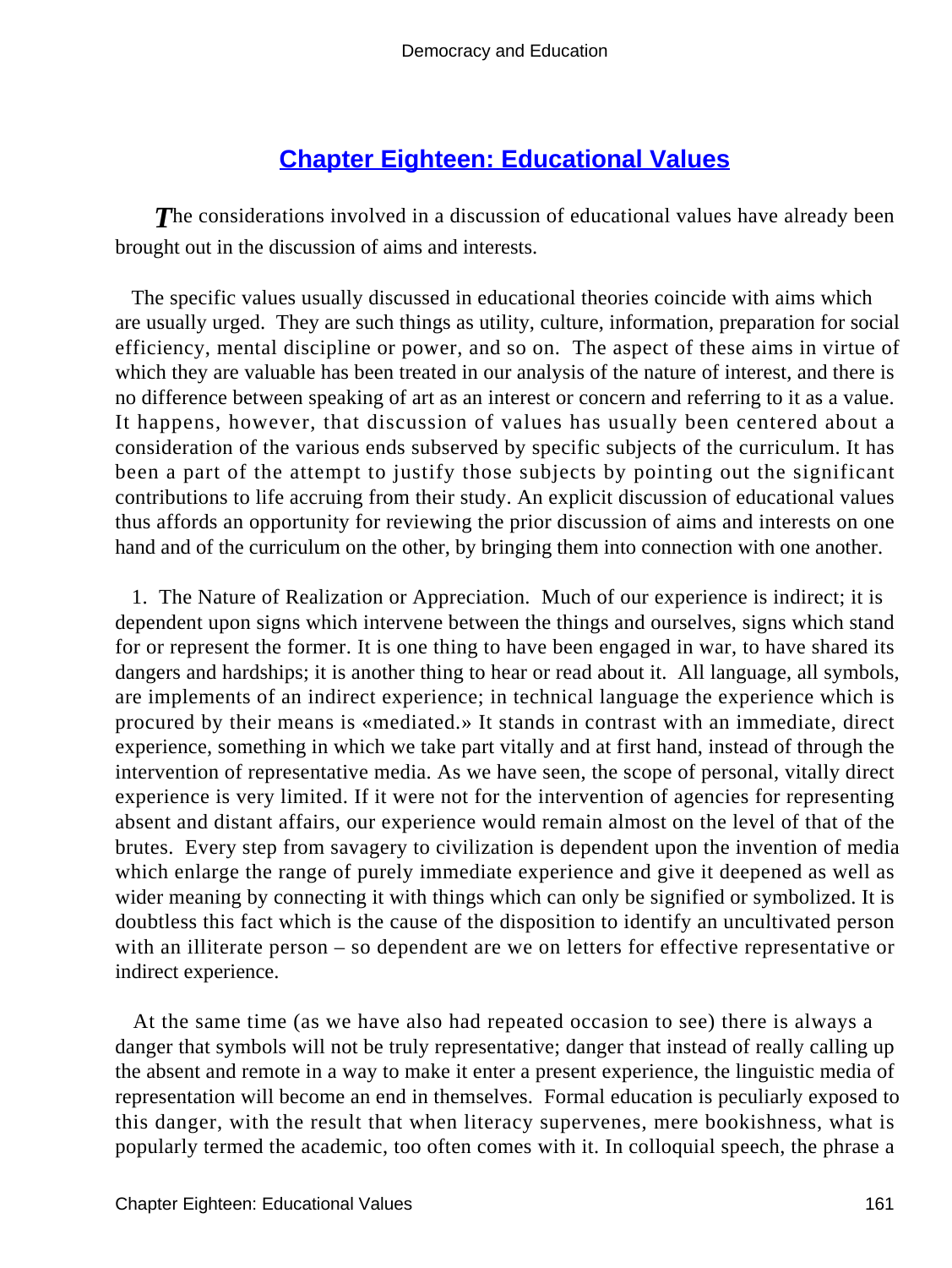# Chapter Eighteen: Educational Values

The considerations involved in a discussion of educational values have already been brought out in the discussion of aims and interests.

The specific values usually discussed in educational theories coincide with aims which are usually urged. They are such things as utility, culture, information, preparation for social efficiency, mental discipline or power, and so on. The aspect of these aims in virtue of which they are valuable has been treated in our analysis of the nature of interest, and there is no difference between speaking of art as an interest or concern and referring to it as a value. It happens, however, that discussion of values has usually been centered about a consideration of the various ends subserved by specific subjects of the curriculum. It has been a part of the attempt to justify those subjects by pointing out the significant contributions to life accruing from their study. An explicit discussion of educational values thus affords an opportunity for reviewing the prior discussion of aims and interests on one hand and of the curriculum on the other, by bringing them into connection with one another.

1. The Nature of Realization or Appreciation. Much of our experience is indirect; it is dependent upon signs which intervene between the things and ourselves, signs which stand for or represent the former. It is one thing to have been engaged in war, to have shared its dangers and hardships; it is another thing to hear or read about it. All language, all symbols, are implements of an indirect experience; in technical language the experience which is procured by their means is «mediated.» It stands in contrast with an immediate, direct experience, something in which we take part vitally and at first hand, instead of through the intervention of representative media. As we have seen, the scope of personal, vitally direct experience is very limited. If it were not for the intervention of agencies for representing absent and distant affairs, our experience would remain almost on the level of that of the brutes. Every step from savagery to civilization is dependent upon the invention of media which enlarge the range of purely immediate experience and give it deepened as well as wider meaning by connecting it with things which can only be signified or symbolized. It is doubtless this fact which is the cause of the disposition to identify an uncultivated person with an illiterate person – so dependent are we on letters for effective representative or indirect experience.

At the same time (as we have also had repeated occasion to see) there is always a danger that symbols will not be truly representative; danger that instead of really calling up the absent and remote in a way to make it enter a present experience, the linguistic media of representation will become an end in themselves. Formal education is peculiarly exposed to this danger, with the result that when literacy supervenes, mere bookishness, what is popularly termed the academic, too often comes with it. In colloquial speech, the phrase a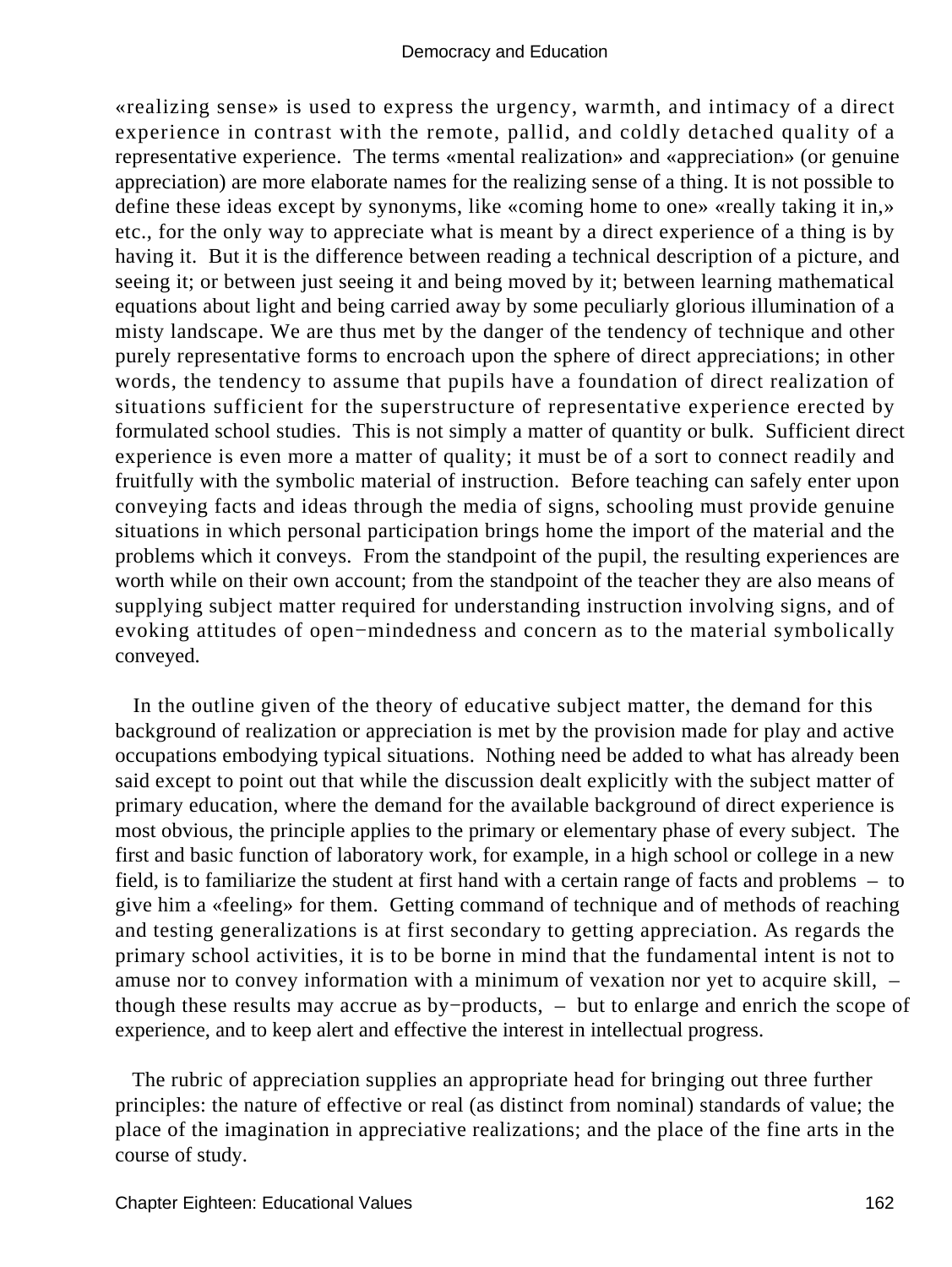«realizing sense» is used to express the urgency, warmth, and intimacy of a direct experience in contrast with the remote, pallid, and coldly detached quality of a representative experience. The terms «mental realization» and «appreciation» (or genuine appreciation) are more elaborate names for the realizing sense of a thing. It is not possible to define these ideas except by synonyms, like «coming home to one» «really taking it in,» etc., for the only way to appreciate what is meant by a direct experience of a thing is by having it. But it is the difference between reading a technical description of a picture, and seeing it; or between just seeing it and being moved by it; between learning mathematical equations about light and being carried away by some peculiarly glorious illumination of a misty landscape. We are thus met by the danger of the tendency of technique and other purely representative forms to encroach upon the sphere of direct appreciations; in other words, the tendency to assume that pupils have a foundation of direct realization of situations sufficient for the superstructure of representative experience erected by formulated school studies. This is not simply a matter of quantity or bulk. Sufficient direct experience is even more a matter of quality; it must be of a sort to connect readily and fruitfully with the symbolic material of instruction. Before teaching can safely enter upon conveying facts and ideas through the media of signs, schooling must provide genuine situations in which personal participation brings home the import of the material and the problems which it conveys. From the standpoint of the pupil, the resulting experiences are worth while on their own account; from the standpoint of the teacher they are also means of supplying subject matter required for understanding instruction involving signs, and of evoking attitudes of open−mindedness and concern as to the material symbolically conveyed.

In the outline given of the theory of educative subject matter, the demand for this background of realization or appreciation is met by the provision made for play and active occupations embodying typical situations. Nothing need be added to what has already been said except to point out that while the discussion dealt explicitly with the subject matter of primary education, where the demand for the available background of direct experience is most obvious, the principle applies to the primary or elementary phase of every subject. The first and basic function of laboratory work, for example, in a high school or college in a new field, is to familiarize the student at first hand with a certain range of facts and problems – to give him a «feeling» for them. Getting command of technique and of methods of reaching and testing generalizations is at first secondary to getting appreciation. As regards the primary school activities, it is to be borne in mind that the fundamental intent is not to amuse nor to convey information with a minimum of vexation nor yet to acquire skill, – though these results may accrue as by−products, – but to enlarge and enrich the scope of experience, and to keep alert and effective the interest in intellectual progress.

The rubric of appreciation supplies an appropriate head for bringing out three further principles: the nature of effective or real (as distinct from nominal) standards of value; the place of the imagination in appreciative realizations; and the place of the fine arts in the course of study.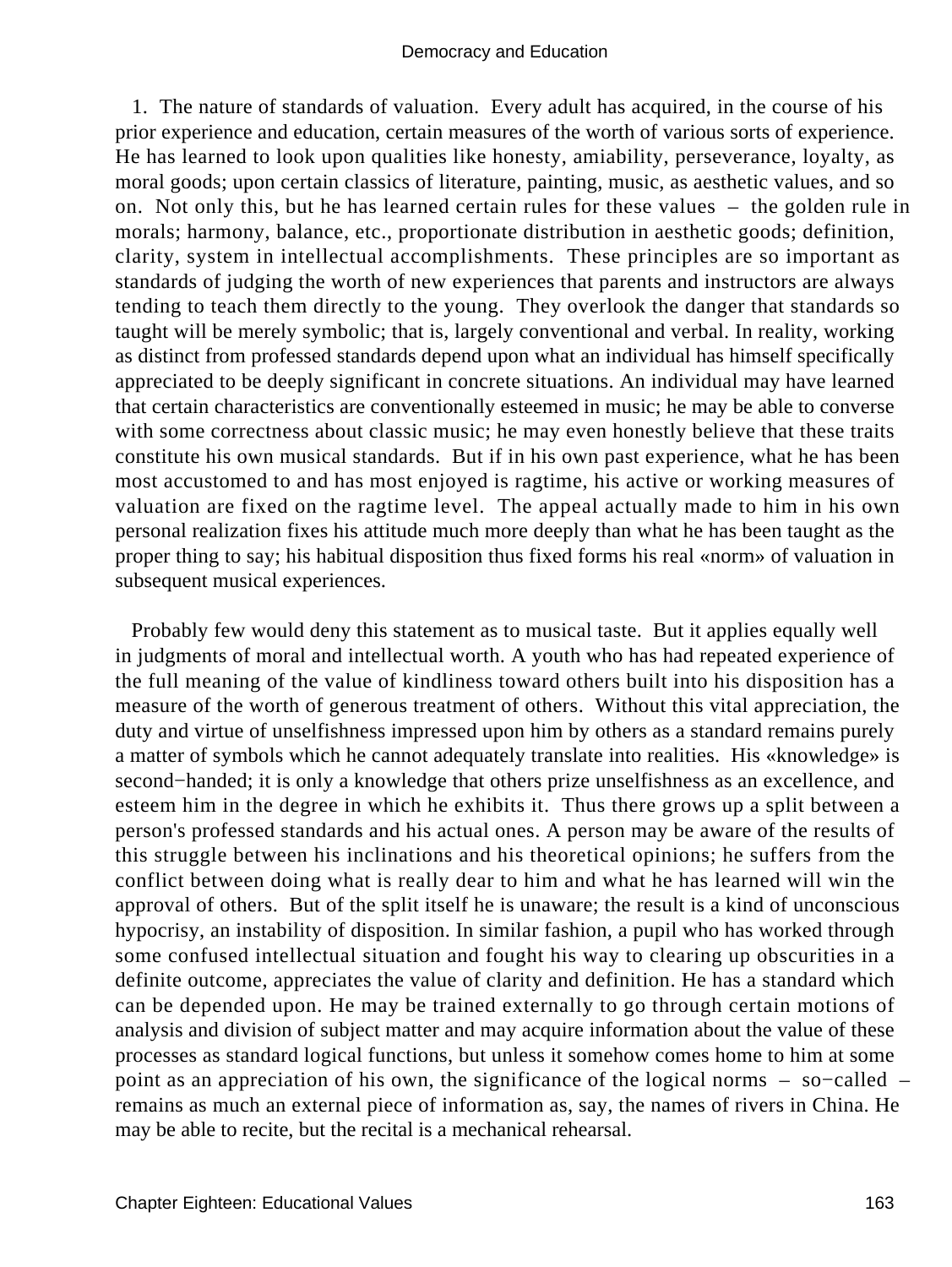1. The nature of standards of valuation. Every adult has acquired, in the course of his prior experience and education, certain measures of the worth of various sorts of experience. He has learned to look upon qualities like honesty, amiability, perseverance, loyalty, as moral goods; upon certain classics of literature, painting, music, as aesthetic values, and so on. Not only this, but he has learned certain rules for these values – the golden rule in morals; harmony, balance, etc., proportionate distribution in aesthetic goods; definition, clarity, system in intellectual accomplishments. These principles are so important as standards of judging the worth of new experiences that parents and instructors are always tending to teach them directly to the young. They overlook the danger that standards so taught will be merely symbolic; that is, largely conventional and verbal. In reality, working as distinct from professed standards depend upon what an individual has himself specifically appreciated to be deeply significant in concrete situations. An individual may have learned that certain characteristics are conventionally esteemed in music; he may be able to converse with some correctness about classic music; he may even honestly believe that these traits constitute his own musical standards. But if in his own past experience, what he has been most accustomed to and has most enjoyed is ragtime, his active or working measures of valuation are fixed on the ragtime level. The appeal actually made to him in his own personal realization fixes his attitude much more deeply than what he has been taught as the proper thing to say; his habitual disposition thus fixed forms his real «norm» of valuation in subsequent musical experiences.

Probably few would deny this statement as to musical taste. But it applies equally well in judgments of moral and intellectual worth. A youth who has had repeated experience of the full meaning of the value of kindliness toward others built into his disposition has a measure of the worth of generous treatment of others. Without this vital appreciation, the duty and virtue of unselfishness impressed upon him by others as a standard remains purely a matter of symbols which he cannot adequately translate into realities. His «knowledge» is second−handed; it is only a knowledge that others prize unselfishness as an excellence, and esteem him in the degree in which he exhibits it. Thus there grows up a split between a person's professed standards and his actual ones. A person may be aware of the results of this struggle between his inclinations and his theoretical opinions; he suffers from the conflict between doing what is really dear to him and what he has learned will win the approval of others. But of the split itself he is unaware; the result is a kind of unconscious hypocrisy, an instability of disposition. In similar fashion, a pupil who has worked through some confused intellectual situation and fought his way to clearing up obscurities in a definite outcome, appreciates the value of clarity and definition. He has a standard which can be depended upon. He may be trained externally to go through certain motions of analysis and division of subject matter and may acquire information about the value of these processes as standard logical functions, but unless it somehow comes home to him at some point as an appreciation of his own, the significance of the logical norms – so−called – remains as much an external piece of information as, say, the names of rivers in China. He may be able to recite, but the recital is a mechanical rehearsal.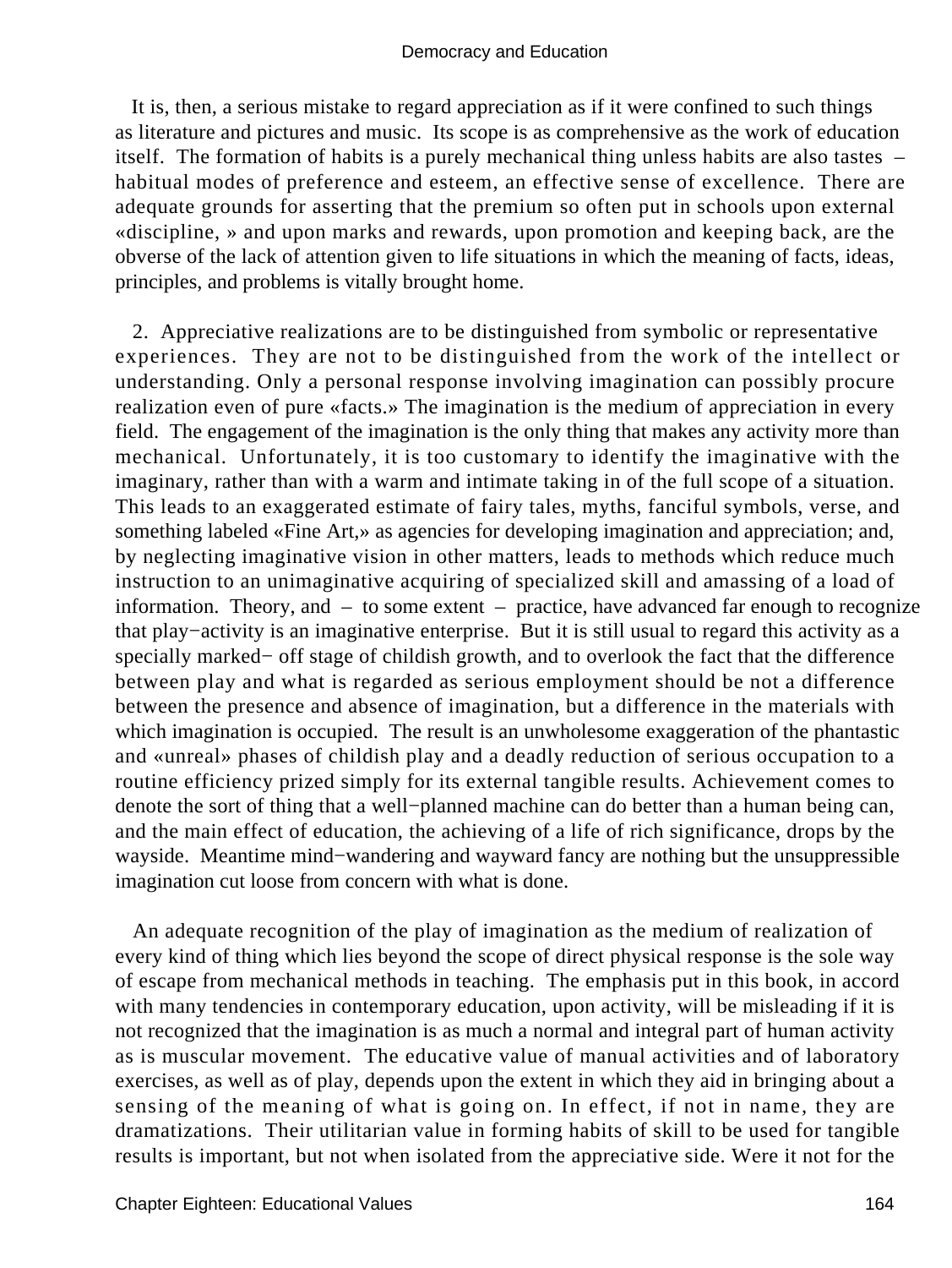It is, then, a serious mistake to regard appreciation as if it were confined to such things as literature and pictures and music. Its scope is as comprehensive as the work of education itself. The formation of habits is a purely mechanical thing unless habits are also tastes – habitual modes of preference and esteem, an effective sense of excellence. There are adequate grounds for asserting that the premium so often put in schools upon external «discipline, » and upon marks and rewards, upon promotion and keeping back, are the obverse of the lack of attention given to life situations in which the meaning of facts, ideas, principles, and problems is vitally brought home.

2. Appreciative realizations are to be distinguished from symbolic or representative experiences. They are not to be distinguished from the work of the intellect or understanding. Only a personal response involving imagination can possibly procure realization even of pure «facts.» The imagination is the medium of appreciation in every field. The engagement of the imagination is the only thing that makes any activity more than mechanical. Unfortunately, it is too customary to identify the imaginative with the imaginary, rather than with a warm and intimate taking in of the full scope of a situation. This leads to an exaggerated estimate of fairy tales, myths, fanciful symbols, verse, and something labeled «Fine Art,» as agencies for developing imagination and appreciation; and, by neglecting imaginative vision in other matters, leads to methods which reduce much instruction to an unimaginative acquiring of specialized skill and amassing of a load of information. Theory, and – to some extent – practice, have advanced far enough to recognize that play−activity is an imaginative enterprise. But it is still usual to regard this activity as a specially marked− off stage of childish growth, and to overlook the fact that the difference between play and what is regarded as serious employment should be not a difference between the presence and absence of imagination, but a difference in the materials with which imagination is occupied. The result is an unwholesome exaggeration of the phantastic and «unreal» phases of childish play and a deadly reduction of serious occupation to a routine efficiency prized simply for its external tangible results. Achievement comes to denote the sort of thing that a well−planned machine can do better than a human being can, and the main effect of education, the achieving of a life of rich significance, drops by the wayside. Meantime mind−wandering and wayward fancy are nothing but the unsuppressible imagination cut loose from concern with what is done.

An adequate recognition of the play of imagination as the medium of realization of every kind of thing which lies beyond the scope of direct physical response is the sole way of escape from mechanical methods in teaching. The emphasis put in this book, in accord with many tendencies in contemporary education, upon activity, will be misleading if it is not recognized that the imagination is as much a normal and integral part of human activity as is muscular movement. The educative value of manual activities and of laboratory exercises, as well as of play, depends upon the extent in which they aid in bringing about a sensing of the meaning of what is going on. In effect, if not in name, they are dramatizations. Their utilitarian value in forming habits of skill to be used for tangible results is important, but not when isolated from the appreciative side. Were it not for the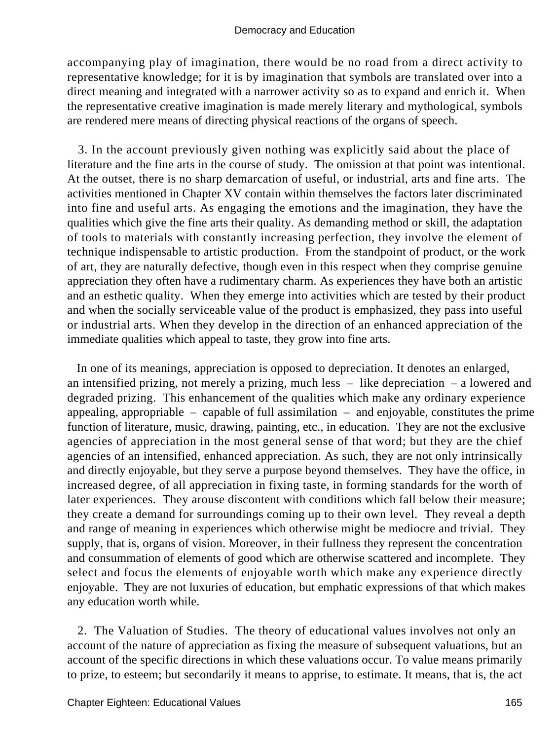accompanying play of imagination, there would be no road from a direct activity to representative knowledge; for it is by imagination that symbols are translated over into a direct meaning and integrated with a narrower activity so as to expand and enrich it. When the representative creative imagination is made merely literary and mythological, symbols are rendered mere means of directing physical reactions of the organs of speech.

3. In the account previously given nothing was explicitly said about the place of literature and the fine arts in the course of study. The omission at that point was intentional. At the outset, there is no sharp demarcation of useful, or industrial, arts and fine arts. The activities mentioned in Chapter XV contain within themselves the factors later discriminated into fine and useful arts. As engaging the emotions and the imagination, they have the qualities which give the fine arts their quality. As demanding method or skill, the adaptation of tools to materials with constantly increasing perfection, they involve the element of technique indispensable to artistic production. From the standpoint of product, or the work of art, they are naturally defective, though even in this respect when they comprise genuine appreciation they often have a rudimentary charm. As experiences they have both an artistic and an esthetic quality. When they emerge into activities which are tested by their product and when the socially serviceable value of the product is emphasized, they pass into useful or industrial arts. When they develop in the direction of an enhanced appreciation of the immediate qualities which appeal to taste, they grow into fine arts.

In one of its meanings, appreciation is opposed to depreciation. It denotes an enlarged, an intensified prizing, not merely a prizing, much less – like depreciation – a lowered and degraded prizing. This enhancement of the qualities which make any ordinary experience appealing, appropriable – capable of full assimilation – and enjoyable, constitutes the prime function of literature, music, drawing, painting, etc., in education. They are not the exclusive agencies of appreciation in the most general sense of that word; but they are the chief agencies of an intensified, enhanced appreciation. As such, they are not only intrinsically and directly enjoyable, but they serve a purpose beyond themselves. They have the office, in increased degree, of all appreciation in fixing taste, in forming standards for the worth of later experiences. They arouse discontent with conditions which fall below their measure; they create a demand for surroundings coming up to their own level. They reveal a depth and range of meaning in experiences which otherwise might be mediocre and trivial. They supply, that is, organs of vision. Moreover, in their fullness they represent the concentration and consummation of elements of good which are otherwise scattered and incomplete. They select and focus the elements of enjoyable worth which make any experience directly enjoyable. They are not luxuries of education, but emphatic expressions of that which makes any education worth while.

2. The Valuation of Studies. The theory of educational values involves not only an account of the nature of appreciation as fixing the measure of subsequent valuations, but an account of the specific directions in which these valuations occur. To value means primarily to prize, to esteem; but secondarily it means to apprise, to estimate. It means, that is, the act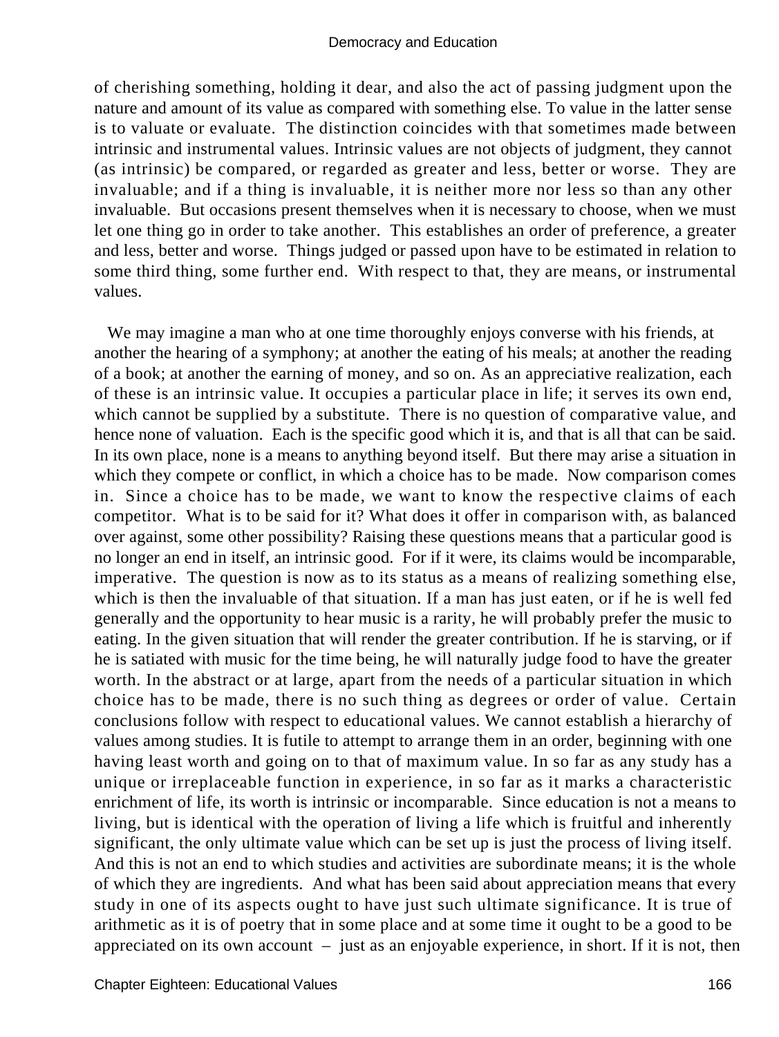of cherishing something, holding it dear, and also the act of passing judgment upon the nature and amount of its value as compared with something else. To value in the latter sense is to valuate or evaluate. The distinction coincides with that sometimes made between intrinsic and instrumental values. Intrinsic values are not objects of judgment, they cannot (as intrinsic) be compared, or regarded as greater and less, better or worse. They are invaluable; and if a thing is invaluable, it is neither more nor less so than any other invaluable. But occasions present themselves when it is necessary to choose, when we must let one thing go in order to take another. This establishes an order of preference, a greater and less, better and worse. Things judged or passed upon have to be estimated in relation to some third thing, some further end. With respect to that, they are means, or instrumental values.

We may imagine a man who at one time thoroughly enjoys converse with his friends, at another the hearing of a symphony; at another the eating of his meals; at another the reading of a book; at another the earning of money, and so on. As an appreciative realization, each of these is an intrinsic value. It occupies a particular place in life; it serves its own end, which cannot be supplied by a substitute. There is no question of comparative value, and hence none of valuation. Each is the specific good which it is, and that is all that can be said. In its own place, none is a means to anything beyond itself. But there may arise a situation in which they compete or conflict, in which a choice has to be made. Now comparison comes in. Since a choice has to be made, we want to know the respective claims of each competitor. What is to be said for it? What does it offer in comparison with, as balanced over against, some other possibility? Raising these questions means that a particular good is no longer an end in itself, an intrinsic good. For if it were, its claims would be incomparable, imperative. The question is now as to its status as a means of realizing something else, which is then the invaluable of that situation. If a man has just eaten, or if he is well fed generally and the opportunity to hear music is a rarity, he will probably prefer the music to eating. In the given situation that will render the greater contribution. If he is starving, or if he is satiated with music for the time being, he will naturally judge food to have the greater worth. In the abstract or at large, apart from the needs of a particular situation in which choice has to be made, there is no such thing as degrees or order of value. Certain conclusions follow with respect to educational values. We cannot establish a hierarchy of values among studies. It is futile to attempt to arrange them in an order, beginning with one having least worth and going on to that of maximum value. In so far as any study has a unique or irreplaceable function in experience, in so far as it marks a characteristic enrichment of life, its worth is intrinsic or incomparable. Since education is not a means to living, but is identical with the operation of living a life which is fruitful and inherently significant, the only ultimate value which can be set up is just the process of living itself. And this is not an end to which studies and activities are subordinate means; it is the whole of which they are ingredients. And what has been said about appreciation means that every study in one of its aspects ought to have just such ultimate significance. It is true of arithmetic as it is of poetry that in some place and at some time it ought to be a good to be appreciated on its own account – just as an enjoyable experience, in short. If it is not, then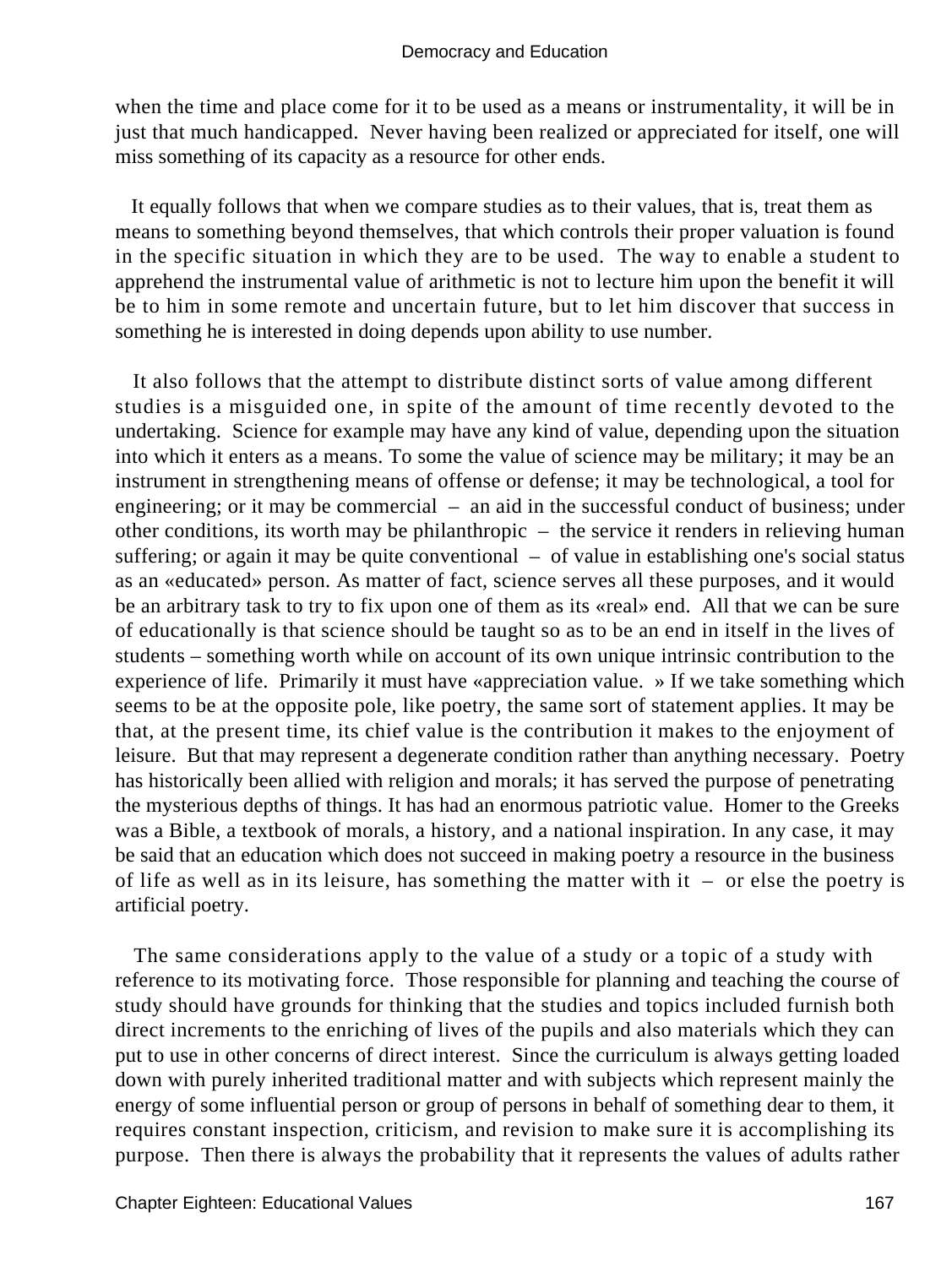when the time and place come for it to be used as a means or instrumentality, it will be in just that much handicapped. Never having been realized or appreciated for itself, one will miss something of its capacity as a resource for other ends.

It equally follows that when we compare studies as to their values, that is, treat them as means to something beyond themselves, that which controls their proper valuation is found in the specific situation in which they are to be used. The way to enable a student to apprehend the instrumental value of arithmetic is not to lecture him upon the benefit it will be to him in some remote and uncertain future, but to let him discover that success in something he is interested in doing depends upon ability to use number.

It also follows that the attempt to distribute distinct sorts of value among different studies is a misguided one, in spite of the amount of time recently devoted to the undertaking. Science for example may have any kind of value, depending upon the situation into which it enters as a means. To some the value of science may be military; it may be an instrument in strengthening means of offense or defense; it may be technological, a tool for engineering; or it may be commercial – an aid in the successful conduct of business; under other conditions, its worth may be philanthropic – the service it renders in relieving human suffering; or again it may be quite conventional – of value in establishing one's social status as an «educated» person. As matter of fact, science serves all these purposes, and it would be an arbitrary task to try to fix upon one of them as its «real» end. All that we can be sure of educationally is that science should be taught so as to be an end in itself in the lives of students – something worth while on account of its own unique intrinsic contribution to the experience of life. Primarily it must have «appreciation value. » If we take something which seems to be at the opposite pole, like poetry, the same sort of statement applies. It may be that, at the present time, its chief value is the contribution it makes to the enjoyment of leisure. But that may represent a degenerate condition rather than anything necessary. Poetry has historically been allied with religion and morals; it has served the purpose of penetrating the mysterious depths of things. It has had an enormous patriotic value. Homer to the Greeks was a Bible, a textbook of morals, a history, and a national inspiration. In any case, it may be said that an education which does not succeed in making poetry a resource in the business of life as well as in its leisure, has something the matter with it – or else the poetry is artificial poetry.

The same considerations apply to the value of a study or a topic of a study with reference to its motivating force. Those responsible for planning and teaching the course of study should have grounds for thinking that the studies and topics included furnish both direct increments to the enriching of lives of the pupils and also materials which they can put to use in other concerns of direct interest. Since the curriculum is always getting loaded down with purely inherited traditional matter and with subjects which represent mainly the energy of some influential person or group of persons in behalf of something dear to them, it requires constant inspection, criticism, and revision to make sure it is accomplishing its purpose. Then there is always the probability that it represents the values of adults rather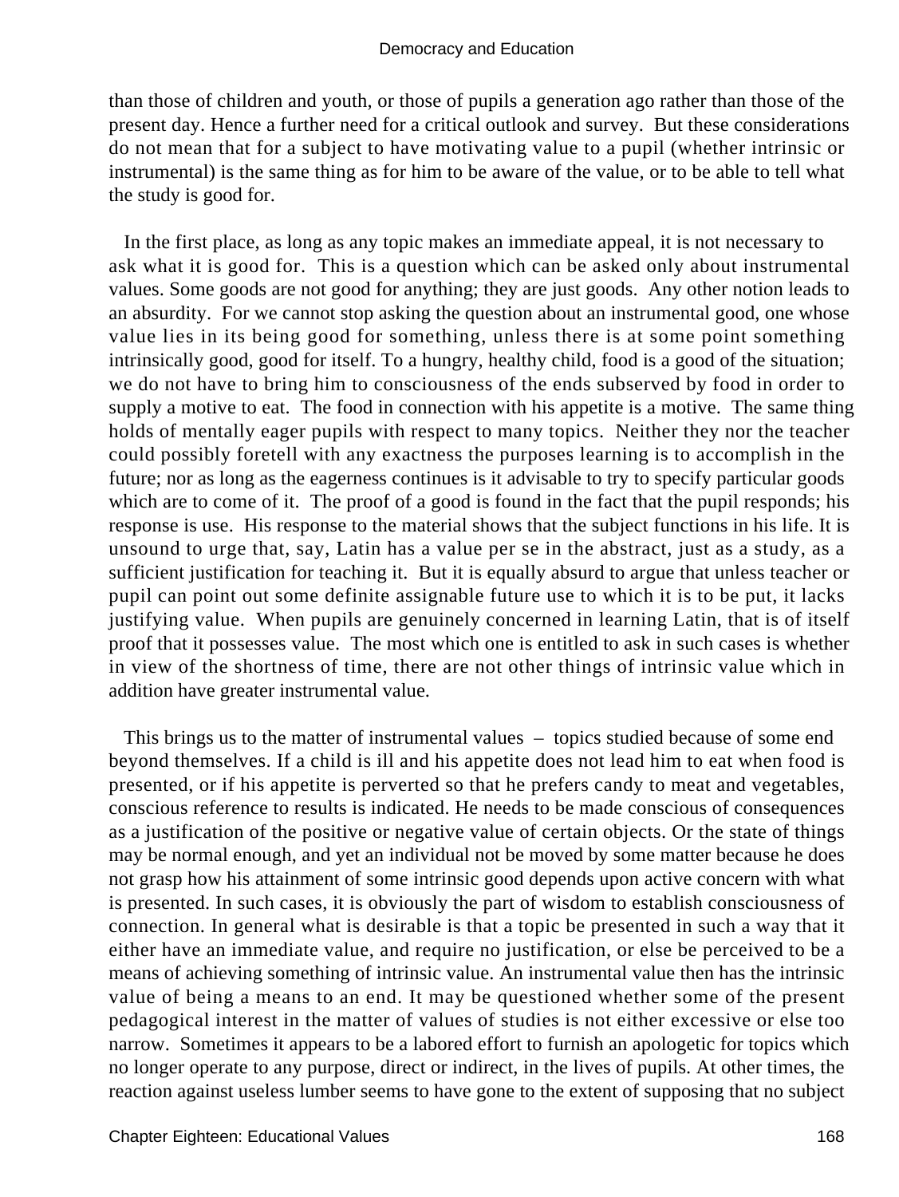than those of children and youth, or those of pupils a generation ago rather than those of the present day. Hence a further need for a critical outlook and survey. But these considerations do not mean that for a subject to have motivating value to a pupil (whether intrinsic or instrumental) is the same thing as for him to be aware of the value, or to be able to tell what the study is good for.

In the first place, as long as any topic makes an immediate appeal, it is not necessary to ask what it is good for. This is a question which can be asked only about instrumental values. Some goods are not good for anything; they are just goods. Any other notion leads to an absurdity. For we cannot stop asking the question about an instrumental good, one whose value lies in its being good for something, unless there is at some point something intrinsically good, good for itself. To a hungry, healthy child, food is a good of the situation; we do not have to bring him to consciousness of the ends subserved by food in order to supply a motive to eat. The food in connection with his appetite is a motive. The same thing holds of mentally eager pupils with respect to many topics. Neither they nor the teacher could possibly foretell with any exactness the purposes learning is to accomplish in the future; nor as long as the eagerness continues is it advisable to try to specify particular goods which are to come of it. The proof of a good is found in the fact that the pupil responds; his response is use. His response to the material shows that the subject functions in his life. It is unsound to urge that, say, Latin has a value per se in the abstract, just as a study, as a sufficient justification for teaching it. But it is equally absurd to argue that unless teacher or pupil can point out some definite assignable future use to which it is to be put, it lacks justifying value. When pupils are genuinely concerned in learning Latin, that is of itself proof that it possesses value. The most which one is entitled to ask in such cases is whether in view of the shortness of time, there are not other things of intrinsic value which in addition have greater instrumental value.

This brings us to the matter of instrumental values – topics studied because of some end beyond themselves. If a child is ill and his appetite does not lead him to eat when food is presented, or if his appetite is perverted so that he prefers candy to meat and vegetables, conscious reference to results is indicated. He needs to be made conscious of consequences as a justification of the positive or negative value of certain objects. Or the state of things may be normal enough, and yet an individual not be moved by some matter because he does not grasp how his attainment of some intrinsic good depends upon active concern with what is presented. In such cases, it is obviously the part of wisdom to establish consciousness of connection. In general what is desirable is that a topic be presented in such a way that it either have an immediate value, and require no justification, or else be perceived to be a means of achieving something of intrinsic value. An instrumental value then has the intrinsic value of being a means to an end. It may be questioned whether some of the present pedagogical interest in the matter of values of studies is not either excessive or else too narrow. Sometimes it appears to be a labored effort to furnish an apologetic for topics which no longer operate to any purpose, direct or indirect, in the lives of pupils. At other times, the reaction against useless lumber seems to have gone to the extent of supposing that no subject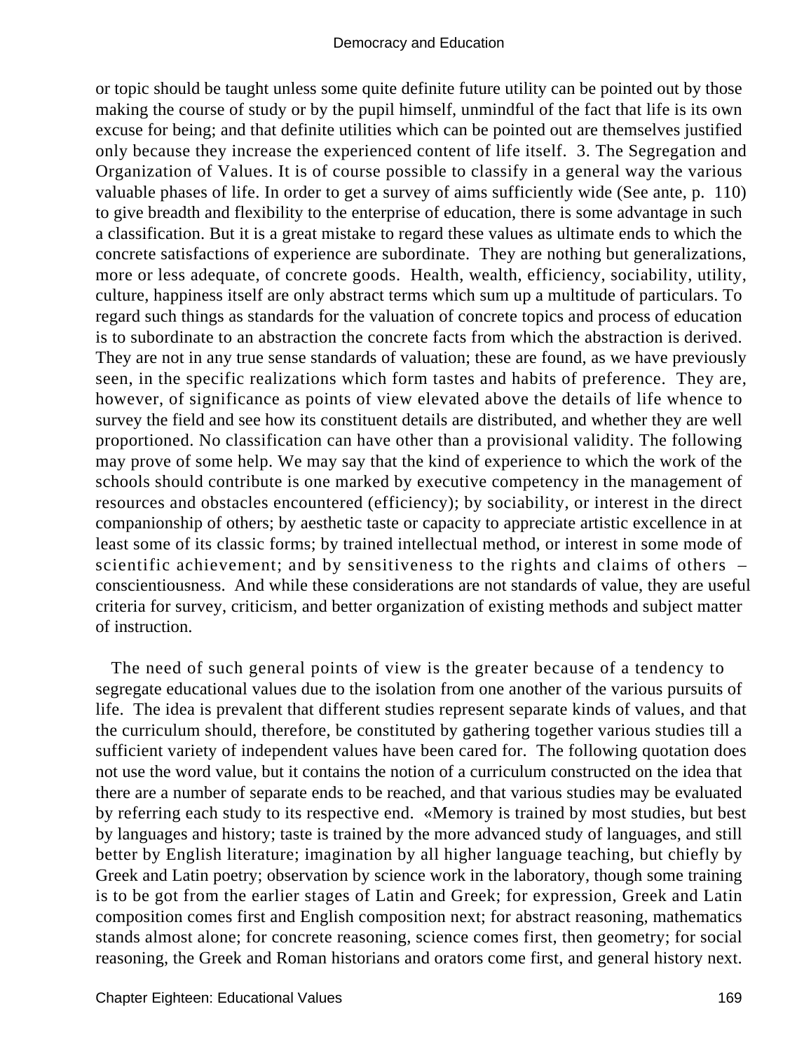or topic should be taught unless some quite definite future utility can be pointed out by those making the course of study or by the pupil himself, unmindful of the fact that life is its own excuse for being; and that definite utilities which can be pointed out are themselves justified only because they increase the experienced content of life itself. 3. The Segregation and Organization of Values. It is of course possible to classify in a general way the various valuable phases of life. In order to get a survey of aims sufficiently wide (See ante, p. 110) to give breadth and flexibility to the enterprise of education, there is some advantage in such a classification. But it is a great mistake to regard these values as ultimate ends to which the concrete satisfactions of experience are subordinate. They are nothing but generalizations, more or less adequate, of concrete goods. Health, wealth, efficiency, sociability, utility, culture, happiness itself are only abstract terms which sum up a multitude of particulars. To regard such things as standards for the valuation of concrete topics and process of education is to subordinate to an abstraction the concrete facts from which the abstraction is derived. They are not in any true sense standards of valuation; these are found, as we have previously seen, in the specific realizations which form tastes and habits of preference. They are, however, of significance as points of view elevated above the details of life whence to survey the field and see how its constituent details are distributed, and whether they are well proportioned. No classification can have other than a provisional validity. The following may prove of some help. We may say that the kind of experience to which the work of the schools should contribute is one marked by executive competency in the management of resources and obstacles encountered (efficiency); by sociability, or interest in the direct companionship of others; by aesthetic taste or capacity to appreciate artistic excellence in at least some of its classic forms; by trained intellectual method, or interest in some mode of scientific achievement; and by sensitiveness to the rights and claims of others – conscientiousness. And while these considerations are not standards of value, they are useful criteria for survey, criticism, and better organization of existing methods and subject matter of instruction.

The need of such general points of view is the greater because of a tendency to segregate educational values due to the isolation from one another of the various pursuits of life. The idea is prevalent that different studies represent separate kinds of values, and that the curriculum should, therefore, be constituted by gathering together various studies till a sufficient variety of independent values have been cared for. The following quotation does not use the word value, but it contains the notion of a curriculum constructed on the idea that there are a number of separate ends to be reached, and that various studies may be evaluated by referring each study to its respective end. «Memory is trained by most studies, but best by languages and history; taste is trained by the more advanced study of languages, and still better by English literature; imagination by all higher language teaching, but chiefly by Greek and Latin poetry; observation by science work in the laboratory, though some training is to be got from the earlier stages of Latin and Greek; for expression, Greek and Latin composition comes first and English composition next; for abstract reasoning, mathematics stands almost alone; for concrete reasoning, science comes first, then geometry; for social reasoning, the Greek and Roman historians and orators come first, and general history next.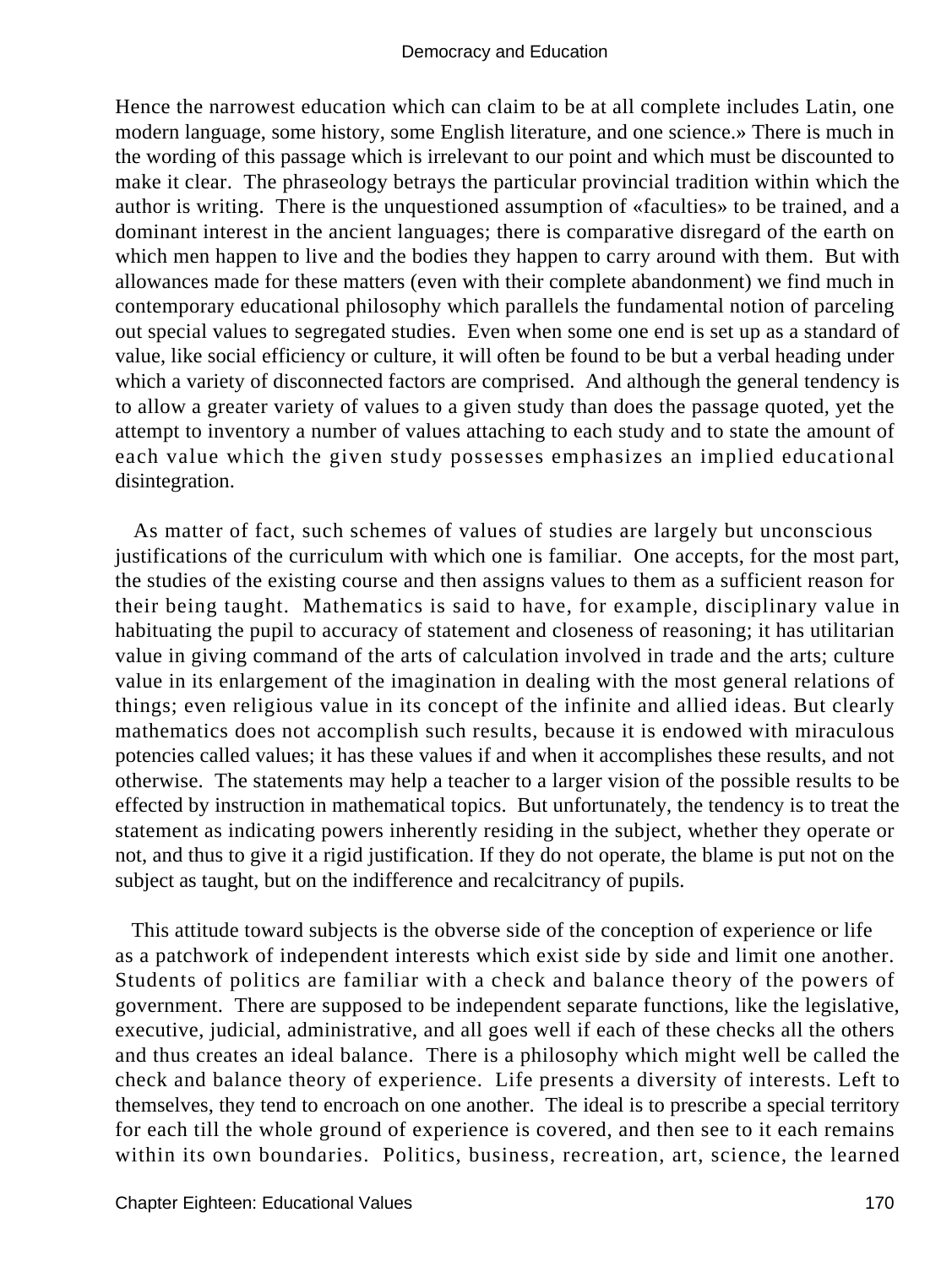Hence the narrowest education which can claim to be at all complete includes Latin, one modern language, some history, some English literature, and one science.» There is much in the wording of this passage which is irrelevant to our point and which must be discounted to make it clear. The phraseology betrays the particular provincial tradition within which the author is writing. There is the unquestioned assumption of «faculties» to be trained, and a dominant interest in the ancient languages; there is comparative disregard of the earth on which men happen to live and the bodies they happen to carry around with them. But with allowances made for these matters (even with their complete abandonment) we find much in contemporary educational philosophy which parallels the fundamental notion of parceling out special values to segregated studies. Even when some one end is set up as a standard of value, like social efficiency or culture, it will often be found to be but a verbal heading under which a variety of disconnected factors are comprised. And although the general tendency is to allow a greater variety of values to a given study than does the passage quoted, yet the attempt to inventory a number of values attaching to each study and to state the amount of each value which the given study possesses emphasizes an implied educational disintegration.

As matter of fact, such schemes of values of studies are largely but unconscious justifications of the curriculum with which one is familiar. One accepts, for the most part, the studies of the existing course and then assigns values to them as a sufficient reason for their being taught. Mathematics is said to have, for example, disciplinary value in habituating the pupil to accuracy of statement and closeness of reasoning; it has utilitarian value in giving command of the arts of calculation involved in trade and the arts; culture value in its enlargement of the imagination in dealing with the most general relations of things; even religious value in its concept of the infinite and allied ideas. But clearly mathematics does not accomplish such results, because it is endowed with miraculous potencies called values; it has these values if and when it accomplishes these results, and not otherwise. The statements may help a teacher to a larger vision of the possible results to be effected by instruction in mathematical topics. But unfortunately, the tendency is to treat the statement as indicating powers inherently residing in the subject, whether they operate or not, and thus to give it a rigid justification. If they do not operate, the blame is put not on the subject as taught, but on the indifference and recalcitrancy of pupils.

This attitude toward subjects is the obverse side of the conception of experience or life as a patchwork of independent interests which exist side by side and limit one another. Students of politics are familiar with a check and balance theory of the powers of government. There are supposed to be independent separate functions, like the legislative, executive, judicial, administrative, and all goes well if each of these checks all the others and thus creates an ideal balance. There is a philosophy which might well be called the check and balance theory of experience. Life presents a diversity of interests. Left to themselves, they tend to encroach on one another. The ideal is to prescribe a special territory for each till the whole ground of experience is covered, and then see to it each remains within its own boundaries. Politics, business, recreation, art, science, the learned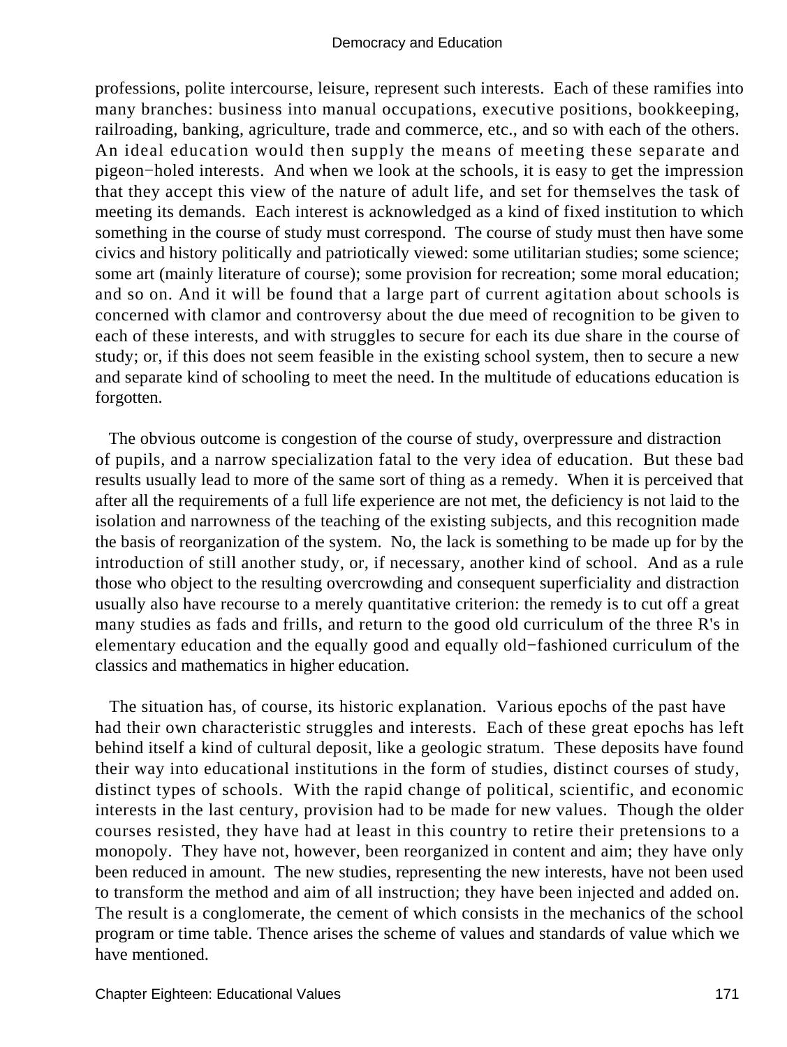professions, polite intercourse, leisure, represent such interests. Each of these ramifies into many branches: business into manual occupations, executive positions, bookkeeping, railroading, banking, agriculture, trade and commerce, etc., and so with each of the others. An ideal education would then supply the means of meeting these separate and pigeon−holed interests. And when we look at the schools, it is easy to get the impression that they accept this view of the nature of adult life, and set for themselves the task of meeting its demands. Each interest is acknowledged as a kind of fixed institution to which something in the course of study must correspond. The course of study must then have some civics and history politically and patriotically viewed: some utilitarian studies; some science; some art (mainly literature of course); some provision for recreation; some moral education; and so on. And it will be found that a large part of current agitation about schools is concerned with clamor and controversy about the due meed of recognition to be given to each of these interests, and with struggles to secure for each its due share in the course of study; or, if this does not seem feasible in the existing school system, then to secure a new and separate kind of schooling to meet the need. In the multitude of educations education is forgotten.

The obvious outcome is congestion of the course of study, overpressure and distraction of pupils, and a narrow specialization fatal to the very idea of education. But these bad results usually lead to more of the same sort of thing as a remedy. When it is perceived that after all the requirements of a full life experience are not met, the deficiency is not laid to the isolation and narrowness of the teaching of the existing subjects, and this recognition made the basis of reorganization of the system. No, the lack is something to be made up for by the introduction of still another study, or, if necessary, another kind of school. And as a rule those who object to the resulting overcrowding and consequent superficiality and distraction usually also have recourse to a merely quantitative criterion: the remedy is to cut off a great many studies as fads and frills, and return to the good old curriculum of the three R's in elementary education and the equally good and equally old−fashioned curriculum of the classics and mathematics in higher education.

The situation has, of course, its historic explanation. Various epochs of the past have had their own characteristic struggles and interests. Each of these great epochs has left behind itself a kind of cultural deposit, like a geologic stratum. These deposits have found their way into educational institutions in the form of studies, distinct courses of study, distinct types of schools. With the rapid change of political, scientific, and economic interests in the last century, provision had to be made for new values. Though the older courses resisted, they have had at least in this country to retire their pretensions to a monopoly. They have not, however, been reorganized in content and aim; they have only been reduced in amount. The new studies, representing the new interests, have not been used to transform the method and aim of all instruction; they have been injected and added on. The result is a conglomerate, the cement of which consists in the mechanics of the school program or time table. Thence arises the scheme of values and standards of value which we have mentioned.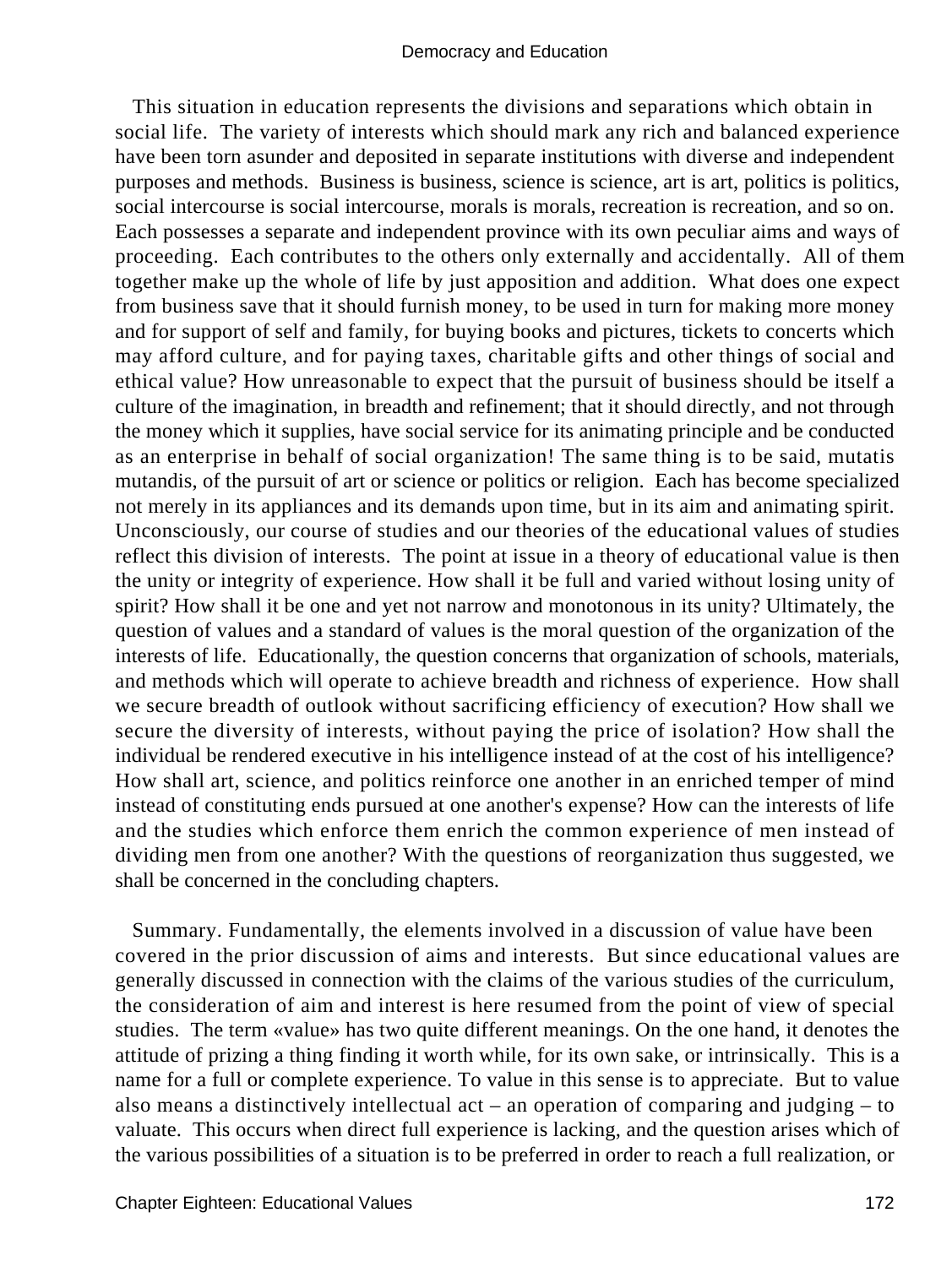This situation in education represents the divisions and separations which obtain in social life. The variety of interests which should mark any rich and balanced experience have been torn asunder and deposited in separate institutions with diverse and independent purposes and methods. Business is business, science is science, art is art, politics is politics, social intercourse is social intercourse, morals is morals, recreation is recreation, and so on. Each possesses a separate and independent province with its own peculiar aims and ways of proceeding. Each contributes to the others only externally and accidentally. All of them together make up the whole of life by just apposition and addition. What does one expect from business save that it should furnish money, to be used in turn for making more money and for support of self and family, for buying books and pictures, tickets to concerts which may afford culture, and for paying taxes, charitable gifts and other things of social and ethical value? How unreasonable to expect that the pursuit of business should be itself a culture of the imagination, in breadth and refinement; that it should directly, and not through the money which it supplies, have social service for its animating principle and be conducted as an enterprise in behalf of social organization! The same thing is to be said, mutatis mutandis, of the pursuit of art or science or politics or religion. Each has become specialized not merely in its appliances and its demands upon time, but in its aim and animating spirit. Unconsciously, our course of studies and our theories of the educational values of studies reflect this division of interests. The point at issue in a theory of educational value is then the unity or integrity of experience. How shall it be full and varied without losing unity of spirit? How shall it be one and yet not narrow and monotonous in its unity? Ultimately, the question of values and a standard of values is the moral question of the organization of the interests of life. Educationally, the question concerns that organization of schools, materials, and methods which will operate to achieve breadth and richness of experience. How shall we secure breadth of outlook without sacrificing efficiency of execution? How shall we secure the diversity of interests, without paying the price of isolation? How shall the individual be rendered executive in his intelligence instead of at the cost of his intelligence? How shall art, science, and politics reinforce one another in an enriched temper of mind instead of constituting ends pursued at one another's expense? How can the interests of life and the studies which enforce them enrich the common experience of men instead of dividing men from one another? With the questions of reorganization thus suggested, we shall be concerned in the concluding chapters.

Summary. Fundamentally, the elements involved in a discussion of value have been covered in the prior discussion of aims and interests. But since educational values are generally discussed in connection with the claims of the various studies of the curriculum, the consideration of aim and interest is here resumed from the point of view of special studies. The term «value» has two quite different meanings. On the one hand, it denotes the attitude of prizing a thing finding it worth while, for its own sake, or intrinsically. This is a name for a full or complete experience. To value in this sense is to appreciate. But to value also means a distinctively intellectual act – an operation of comparing and judging – to valuate. This occurs when direct full experience is lacking, and the question arises which of the various possibilities of a situation is to be preferred in order to reach a full realization, or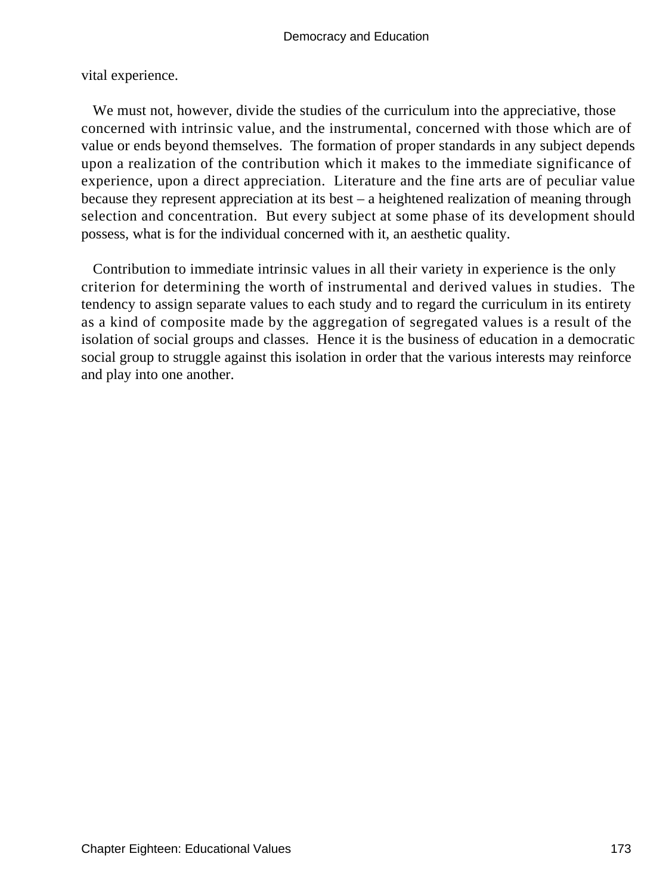vital experience.

We must not, however, divide the studies of the curriculum into the appreciative, those concerned with intrinsic value, and the instrumental, concerned with those which are of value or ends beyond themselves. The formation of proper standards in any subject depends upon a realization of the contribution which it makes to the immediate significance of experience, upon a direct appreciation. Literature and the fine arts are of peculiar value because they represent appreciation at its best – a heightened realization of meaning through selection and concentration. But every subject at some phase of its development should possess, what is for the individual concerned with it, an aesthetic quality.

Contribution to immediate intrinsic values in all their variety in experience is the only criterion for determining the worth of instrumental and derived values in studies. The tendency to assign separate values to each study and to regard the curriculum in its entirety as a kind of composite made by the aggregation of segregated values is a result of the isolation of social groups and classes. Hence it is the business of education in a democratic social group to struggle against this isolation in order that the various interests may reinforce and play into one another.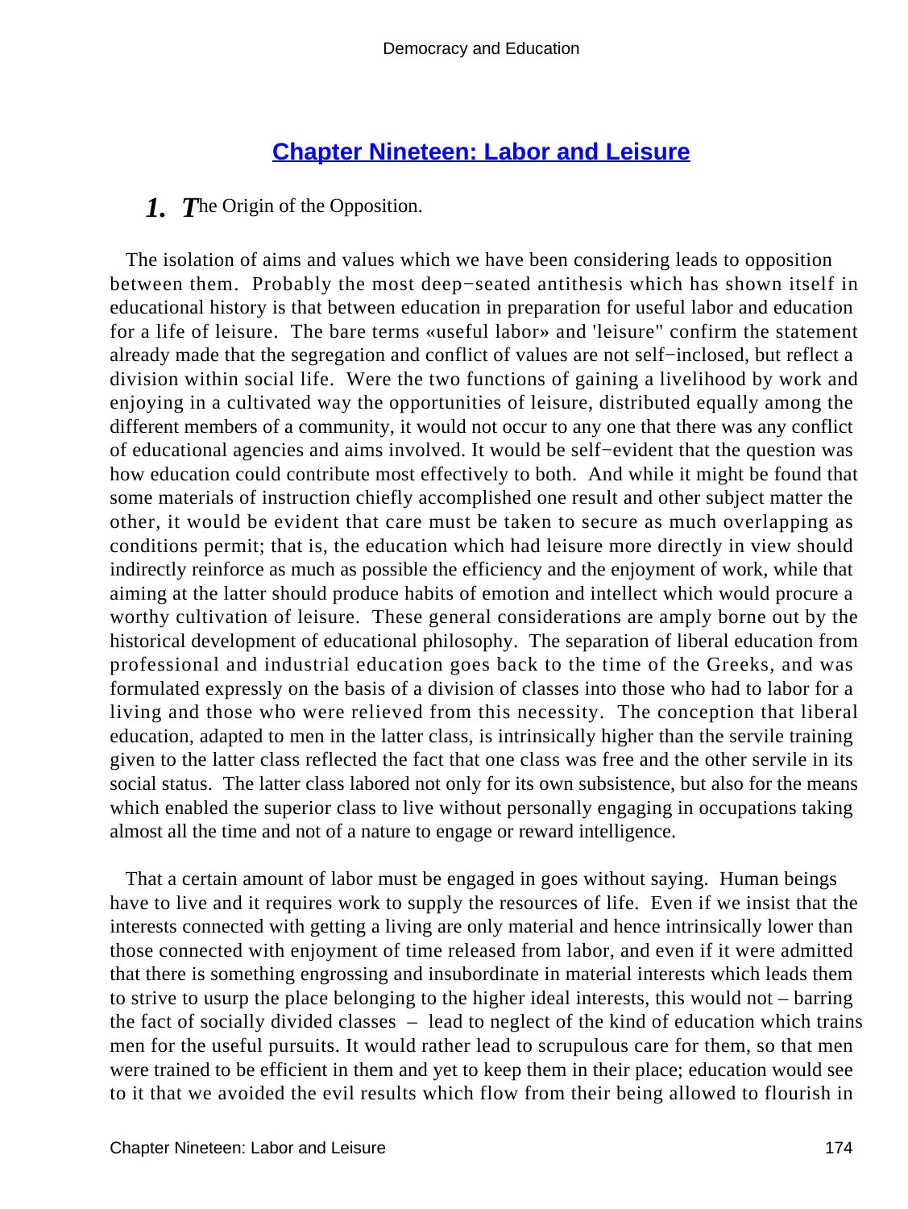# Chapter Nineteen: Labor and Leisure

## 1. The Origin of the Opposition.

The isolation of aims and values which we have been considering leads to opposition between them. Probably the most deep−seated antithesis which has shown itself in educational history is that between education in preparation for useful labor and education for a life of leisure. The bare terms «useful labor» and 'leisure" confirm the statement already made that the segregation and conflict of values are not self−inclosed, but reflect a division within social life. Were the two functions of gaining a livelihood by work and enjoying in a cultivated way the opportunities of leisure, distributed equally among the different members of a community, it would not occur to any one that there was any conflict of educational agencies and aims involved. It would be self−evident that the question was how education could contribute most effectively to both. And while it might be found that some materials of instruction chiefly accomplished one result and other subject matter the other, it would be evident that care must be taken to secure as much overlapping as conditions permit; that is, the education which had leisure more directly in view should indirectly reinforce as much as possible the efficiency and the enjoyment of work, while that aiming at the latter should produce habits of emotion and intellect which would procure a worthy cultivation of leisure. These general considerations are amply borne out by the historical development of educational philosophy. The separation of liberal education from professional and industrial education goes back to the time of the Greeks, and was formulated expressly on the basis of a division of classes into those who had to labor for a living and those who were relieved from this necessity. The conception that liberal education, adapted to men in the latter class, is intrinsically higher than the servile training given to the latter class reflected the fact that one class was free and the other servile in its social status. The latter class labored not only for its own subsistence, but also for the means which enabled the superior class to live without personally engaging in occupations taking almost all the time and not of a nature to engage or reward intelligence.

That a certain amount of labor must be engaged in goes without saying. Human beings have to live and it requires work to supply the resources of life. Even if we insist that the interests connected with getting a living are only material and hence intrinsically lower than those connected with enjoyment of time released from labor, and even if it were admitted that there is something engrossing and insubordinate in material interests which leads them to strive to usurp the place belonging to the higher ideal interests, this would not – barring the fact of socially divided classes – lead to neglect of the kind of education which trains men for the useful pursuits. It would rather lead to scrupulous care for them, so that men were trained to be efficient in them and yet to keep them in their place; education would see to it that we avoided the evil results which flow from their being allowed to flourish in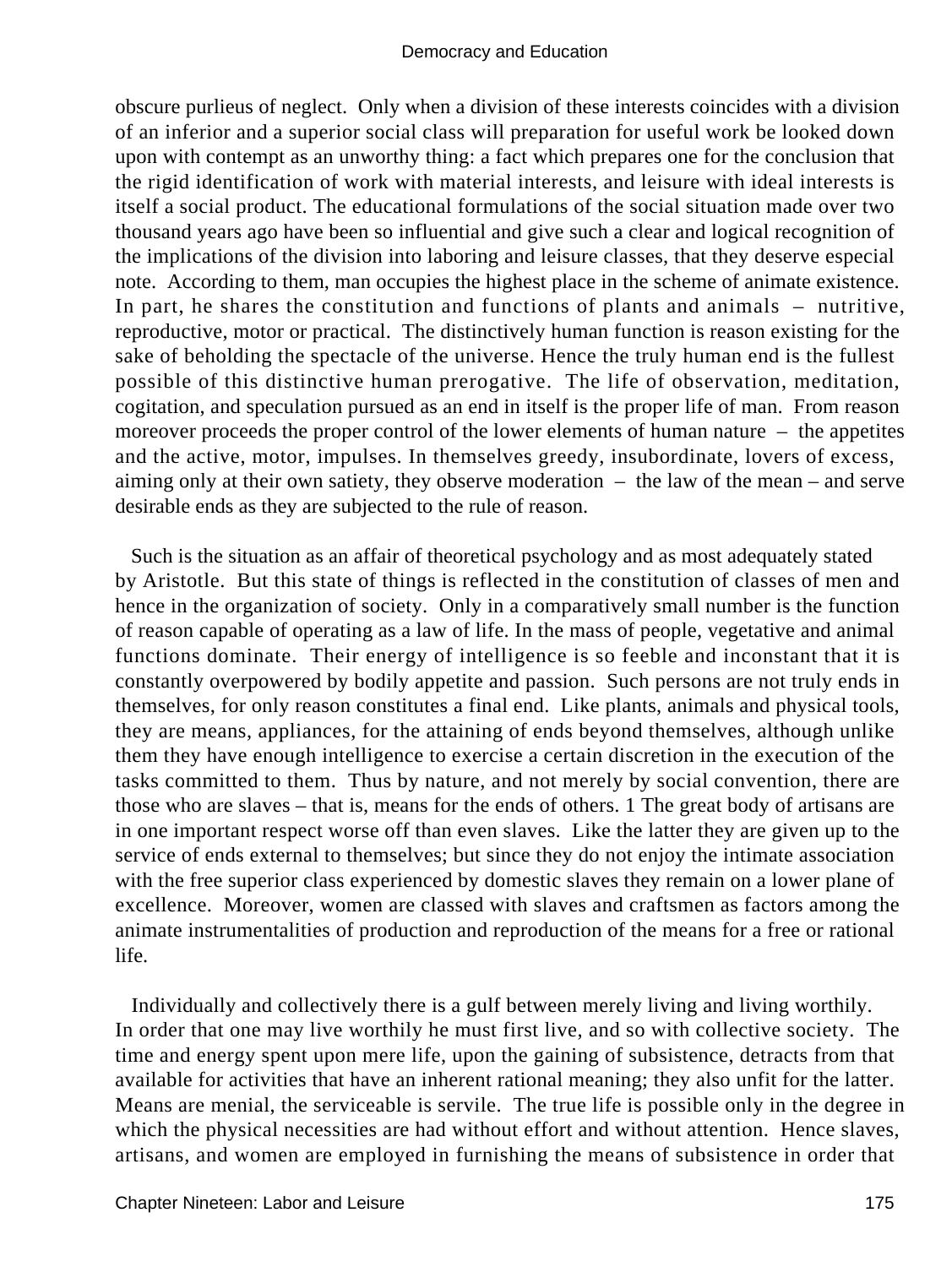obscure purlieus of neglect. Only when a division of these interests coincides with a division of an inferior and a superior social class will preparation for useful work be looked down upon with contempt as an unworthy thing: a fact which prepares one for the conclusion that the rigid identification of work with material interests, and leisure with ideal interests is itself a social product. The educational formulations of the social situation made over two thousand years ago have been so influential and give such a clear and logical recognition of the implications of the division into laboring and leisure classes, that they deserve especial note. According to them, man occupies the highest place in the scheme of animate existence. In part, he shares the constitution and functions of plants and animals – nutritive, reproductive, motor or practical. The distinctively human function is reason existing for the sake of beholding the spectacle of the universe. Hence the truly human end is the fullest possible of this distinctive human prerogative. The life of observation, meditation, cogitation, and speculation pursued as an end in itself is the proper life of man. From reason moreover proceeds the proper control of the lower elements of human nature – the appetites and the active, motor, impulses. In themselves greedy, insubordinate, lovers of excess, aiming only at their own satiety, they observe moderation – the law of the mean – and serve desirable ends as they are subjected to the rule of reason.

Such is the situation as an affair of theoretical psychology and as most adequately stated by Aristotle. But this state of things is reflected in the constitution of classes of men and hence in the organization of society. Only in a comparatively small number is the function of reason capable of operating as a law of life. In the mass of people, vegetative and animal functions dominate. Their energy of intelligence is so feeble and inconstant that it is constantly overpowered by bodily appetite and passion. Such persons are not truly ends in themselves, for only reason constitutes a final end. Like plants, animals and physical tools, they are means, appliances, for the attaining of ends beyond themselves, although unlike them they have enough intelligence to exercise a certain discretion in the execution of the tasks committed to them. Thus by nature, and not merely by social convention, there are those who are slaves – that is, means for the ends of others. [1] The great body of artisans are in one important respect worse off than even slaves. Like the latter they are given up to the service of ends external to themselves; but since they do not enjoy the intimate association with the free superior class experienced by domestic slaves they remain on a lower plane of excellence. Moreover, women are classed with slaves and craftsmen as factors among the animate instrumentalities of production and reproduction of the means for a free or rational life.

Individually and collectively there is a gulf between merely living and living worthily. In order that one may live worthily he must first live, and so with collective society. The time and energy spent upon mere life, upon the gaining of subsistence, detracts from that available for activities that have an inherent rational meaning; they also unfit for the latter. Means are menial, the serviceable is servile. The true life is possible only in the degree in which the physical necessities are had without effort and without attention. Hence slaves, artisans, and women are employed in furnishing the means of subsistence in order that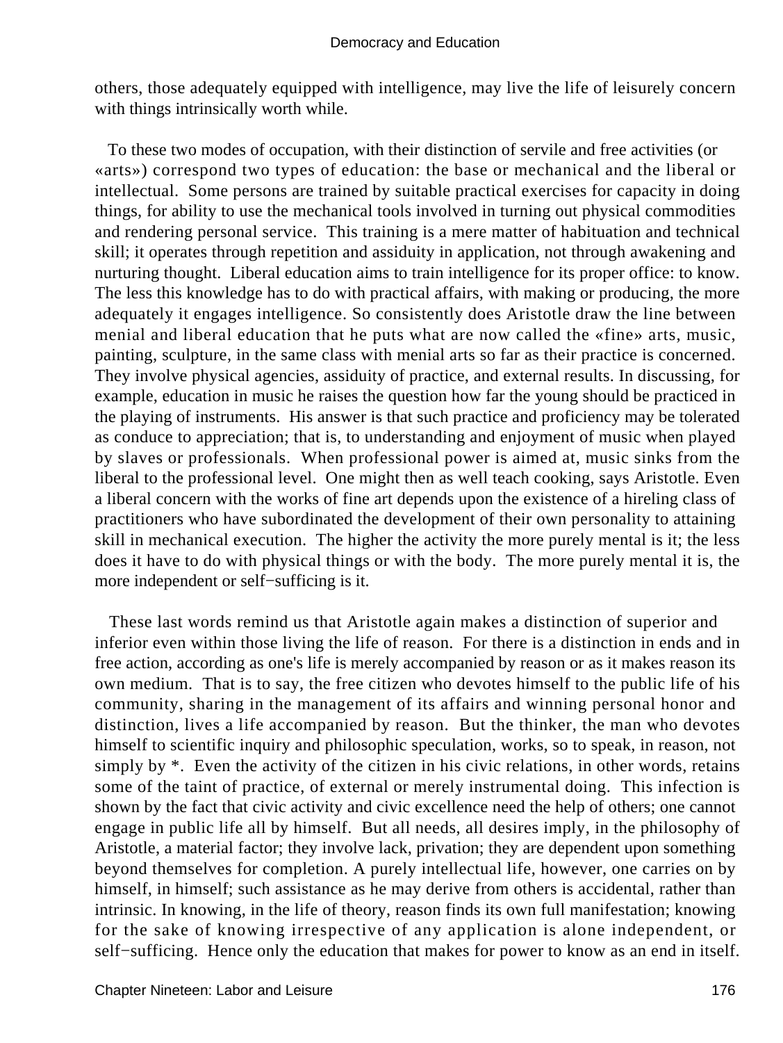others, those adequately equipped with intelligence, may live the life of leisurely concern with things intrinsically worth while.

To these two modes of occupation, with their distinction of servile and free activities (or «arts») correspond two types of education: the base or mechanical and the liberal or intellectual. Some persons are trained by suitable practical exercises for capacity in doing things, for ability to use the mechanical tools involved in turning out physical commodities and rendering personal service. This training is a mere matter of habituation and technical skill; it operates through repetition and assiduity in application, not through awakening and nurturing thought. Liberal education aims to train intelligence for its proper office: to know. The less this knowledge has to do with practical affairs, with making or producing, the more adequately it engages intelligence. So consistently does Aristotle draw the line between menial and liberal education that he puts what are now called the «fine» arts, music, painting, sculpture, in the same class with menial arts so far as their practice is concerned. They involve physical agencies, assiduity of practice, and external results. In discussing, for example, education in music he raises the question how far the young should be practiced in the playing of instruments. His answer is that such practice and proficiency may be tolerated as conduce to appreciation; that is, to understanding and enjoyment of music when played by slaves or professionals. When professional power is aimed at, music sinks from the liberal to the professional level. One might then as well teach cooking, says Aristotle. Even a liberal concern with the works of fine art depends upon the existence of a hireling class of practitioners who have subordinated the development of their own personality to attaining skill in mechanical execution. The higher the activity the more purely mental is it; the less does it have to do with physical things or with the body. The more purely mental it is, the more independent or self−sufficing is it.

These last words remind us that Aristotle again makes a distinction of superior and inferior even within those living the life of reason. For there is a distinction in ends and in free action, according as one's life is merely accompanied by reason or as it makes reason its own medium. That is to say, the free citizen who devotes himself to the public life of his community, sharing in the management of its affairs and winning personal honor and distinction, lives a life accompanied by reason. But the thinker, the man who devotes himself to scientific inquiry and philosophic speculation, works, so to speak, in reason, not simply by *. Even the activity of the citizen in his civic relations, in other words, retains some of the taint of practice, of external or merely instrumental doing. This infection is shown by the fact that civic activity and civic excellence need the help of others; one cannot engage in public life all by himself. But all needs, all desires imply, in the philosophy of Aristotle, a material factor; they involve lack, privation; they are dependent upon something beyond themselves for completion. A purely intellectual life, however, one carries on by himself, in himself; such assistance as he may derive from others is accidental, rather than intrinsic. In knowing, in the life of theory, reason finds its own full manifestation; knowing for the sake of knowing irrespective of any application is alone independent, or self−sufficing. Hence only the education that makes for power to know as an end in itself.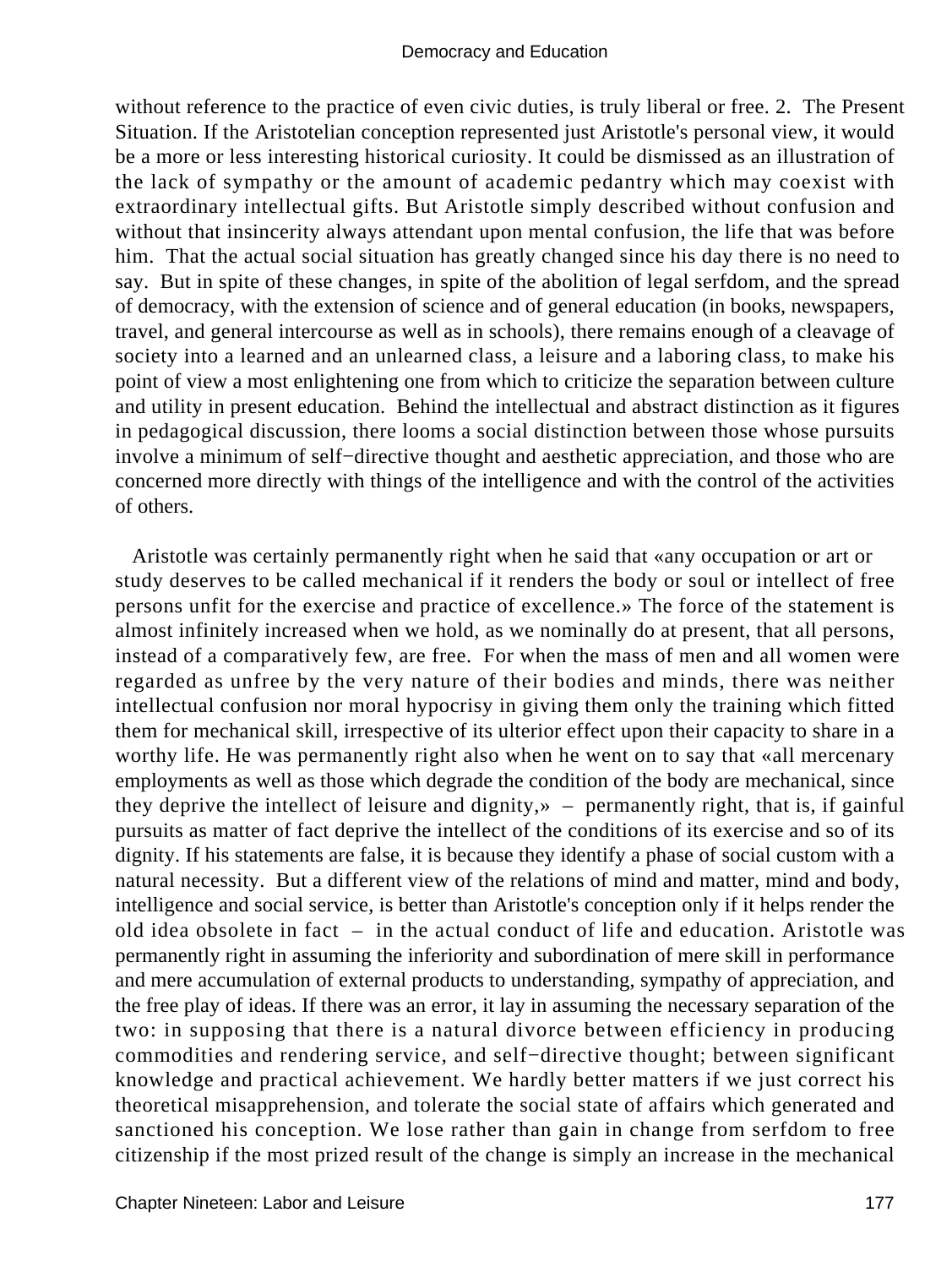without reference to the practice of even civic duties, is truly liberal or free. 2. The Present Situation. If the Aristotelian conception represented just Aristotle's personal view, it would be a more or less interesting historical curiosity. It could be dismissed as an illustration of the lack of sympathy or the amount of academic pedantry which may coexist with extraordinary intellectual gifts. But Aristotle simply described without confusion and without that insincerity always attendant upon mental confusion, the life that was before him. That the actual social situation has greatly changed since his day there is no need to say. But in spite of these changes, in spite of the abolition of legal serfdom, and the spread of democracy, with the extension of science and of general education (in books, newspapers, travel, and general intercourse as well as in schools), there remains enough of a cleavage of society into a learned and an unlearned class, a leisure and a laboring class, to make his point of view a most enlightening one from which to criticize the separation between culture and utility in present education. Behind the intellectual and abstract distinction as it figures in pedagogical discussion, there looms a social distinction between those whose pursuits involve a minimum of self−directive thought and aesthetic appreciation, and those who are concerned more directly with things of the intelligence and with the control of the activities of others.

Aristotle was certainly permanently right when he said that «any occupation or art or study deserves to be called mechanical if it renders the body or soul or intellect of free persons unfit for the exercise and practice of excellence.» The force of the statement is almost infinitely increased when we hold, as we nominally do at present, that all persons, instead of a comparatively few, are free. For when the mass of men and all women were regarded as unfree by the very nature of their bodies and minds, there was neither intellectual confusion nor moral hypocrisy in giving them only the training which fitted them for mechanical skill, irrespective of its ulterior effect upon their capacity to share in a worthy life. He was permanently right also when he went on to say that «all mercenary employments as well as those which degrade the condition of the body are mechanical, since they deprive the intellect of leisure and dignity,» – permanently right, that is, if gainful pursuits as matter of fact deprive the intellect of the conditions of its exercise and so of its dignity. If his statements are false, it is because they identify a phase of social custom with a natural necessity. But a different view of the relations of mind and matter, mind and body, intelligence and social service, is better than Aristotle's conception only if it helps render the old idea obsolete in fact – in the actual conduct of life and education. Aristotle was permanently right in assuming the inferiority and subordination of mere skill in performance and mere accumulation of external products to understanding, sympathy of appreciation, and the free play of ideas. If there was an error, it lay in assuming the necessary separation of the two: in supposing that there is a natural divorce between efficiency in producing commodities and rendering service, and self−directive thought; between significant knowledge and practical achievement. We hardly better matters if we just correct his theoretical misapprehension, and tolerate the social state of affairs which generated and sanctioned his conception. We lose rather than gain in change from serfdom to free citizenship if the most prized result of the change is simply an increase in the mechanical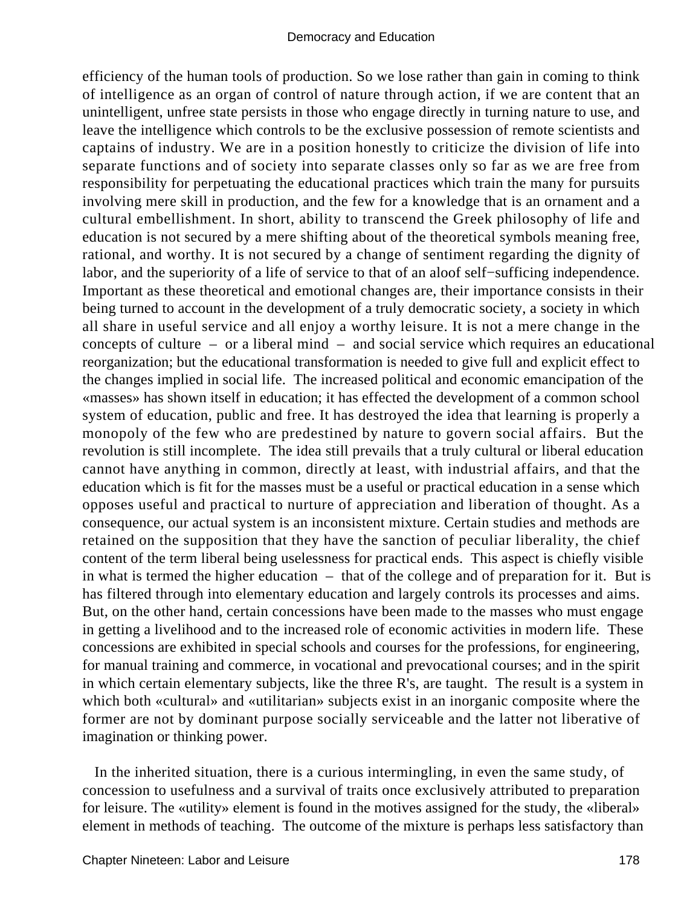efficiency of the human tools of production. So we lose rather than gain in coming to think of intelligence as an organ of control of nature through action, if we are content that an unintelligent, unfree state persists in those who engage directly in turning nature to use, and leave the intelligence which controls to be the exclusive possession of remote scientists and captains of industry. We are in a position honestly to criticize the division of life into separate functions and of society into separate classes only so far as we are free from responsibility for perpetuating the educational practices which train the many for pursuits involving mere skill in production, and the few for a knowledge that is an ornament and a cultural embellishment. In short, ability to transcend the Greek philosophy of life and education is not secured by a mere shifting about of the theoretical symbols meaning free, rational, and worthy. It is not secured by a change of sentiment regarding the dignity of labor, and the superiority of a life of service to that of an aloof self−sufficing independence. Important as these theoretical and emotional changes are, their importance consists in their being turned to account in the development of a truly democratic society, a society in which all share in useful service and all enjoy a worthy leisure. It is not a mere change in the concepts of culture – or a liberal mind – and social service which requires an educational reorganization; but the educational transformation is needed to give full and explicit effect to the changes implied in social life. The increased political and economic emancipation of the «masses» has shown itself in education; it has effected the development of a common school system of education, public and free. It has destroyed the idea that learning is properly a monopoly of the few who are predestined by nature to govern social affairs. But the revolution is still incomplete. The idea still prevails that a truly cultural or liberal education cannot have anything in common, directly at least, with industrial affairs, and that the education which is fit for the masses must be a useful or practical education in a sense which opposes useful and practical to nurture of appreciation and liberation of thought. As a consequence, our actual system is an inconsistent mixture. Certain studies and methods are retained on the supposition that they have the sanction of peculiar liberality, the chief content of the term liberal being uselessness for practical ends. This aspect is chiefly visible in what is termed the higher education – that of the college and of preparation for it. But is has filtered through into elementary education and largely controls its processes and aims. But, on the other hand, certain concessions have been made to the masses who must engage in getting a livelihood and to the increased role of economic activities in modern life. These concessions are exhibited in special schools and courses for the professions, for engineering, for manual training and commerce, in vocational and prevocational courses; and in the spirit in which certain elementary subjects, like the three R's, are taught. The result is a system in which both «cultural» and «utilitarian» subjects exist in an inorganic composite where the former are not by dominant purpose socially serviceable and the latter not liberative of imagination or thinking power.

In the inherited situation, there is a curious intermingling, in even the same study, of concession to usefulness and a survival of traits once exclusively attributed to preparation for leisure. The «utility» element is found in the motives assigned for the study, the «liberal» element in methods of teaching. The outcome of the mixture is perhaps less satisfactory than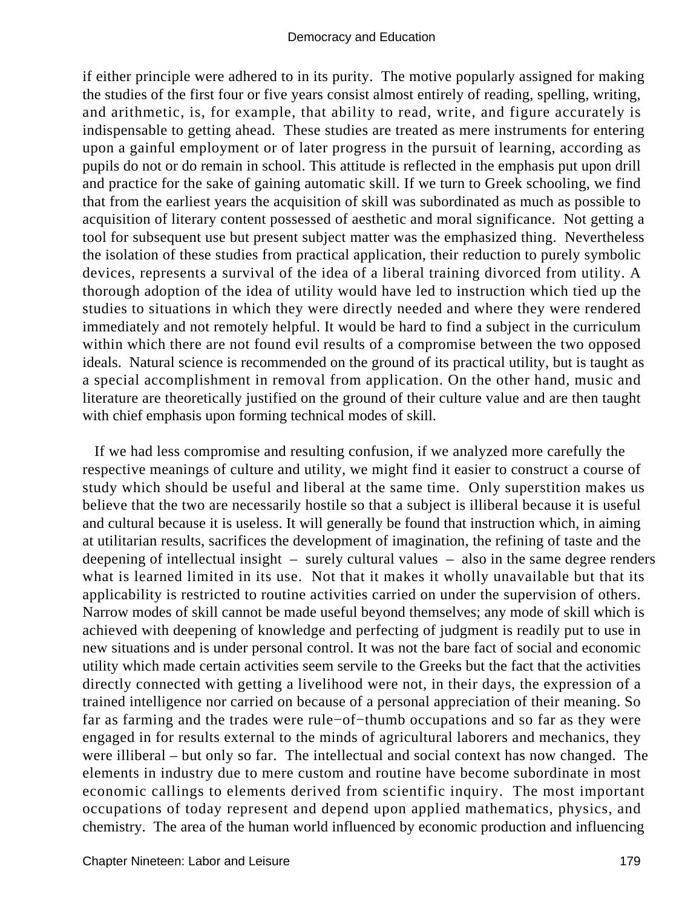if either principle were adhered to in its purity. The motive popularly assigned for making the studies of the first four or five years consist almost entirely of reading, spelling, writing, and arithmetic, is, for example, that ability to read, write, and figure accurately is indispensable to getting ahead. These studies are treated as mere instruments for entering upon a gainful employment or of later progress in the pursuit of learning, according as pupils do not or do remain in school. This attitude is reflected in the emphasis put upon drill and practice for the sake of gaining automatic skill. If we turn to Greek schooling, we find that from the earliest years the acquisition of skill was subordinated as much as possible to acquisition of literary content possessed of aesthetic and moral significance. Not getting a tool for subsequent use but present subject matter was the emphasized thing. Nevertheless the isolation of these studies from practical application, their reduction to purely symbolic devices, represents a survival of the idea of a liberal training divorced from utility. A thorough adoption of the idea of utility would have led to instruction which tied up the studies to situations in which they were directly needed and where they were rendered immediately and not remotely helpful. It would be hard to find a subject in the curriculum within which there are not found evil results of a compromise between the two opposed ideals. Natural science is recommended on the ground of its practical utility, but is taught as a special accomplishment in removal from application. On the other hand, music and literature are theoretically justified on the ground of their culture value and are then taught with chief emphasis upon forming technical modes of skill.

If we had less compromise and resulting confusion, if we analyzed more carefully the respective meanings of culture and utility, we might find it easier to construct a course of study which should be useful and liberal at the same time. Only superstition makes us believe that the two are necessarily hostile so that a subject is illiberal because it is useful and cultural because it is useless. It will generally be found that instruction which, in aiming at utilitarian results, sacrifices the development of imagination, the refining of taste and the deepening of intellectual insight – surely cultural values – also in the same degree renders what is learned limited in its use. Not that it makes it wholly unavailable but that its applicability is restricted to routine activities carried on under the supervision of others. Narrow modes of skill cannot be made useful beyond themselves; any mode of skill which is achieved with deepening of knowledge and perfecting of judgment is readily put to use in new situations and is under personal control. It was not the bare fact of social and economic utility which made certain activities seem servile to the Greeks but the fact that the activities directly connected with getting a livelihood were not, in their days, the expression of a trained intelligence nor carried on because of a personal appreciation of their meaning. So far as farming and the trades were rule-of-thumb occupations and so far as they were engaged in for results external to the minds of agricultural laborers and mechanics, they were illiberal – but only so far. The intellectual and social context has now changed. The elements in industry due to mere custom and routine have become subordinate in most economic callings to elements derived from scientific inquiry. The most important occupations of today represent and depend upon applied mathematics, physics, and chemistry. The area of the human world influenced by economic production and influencing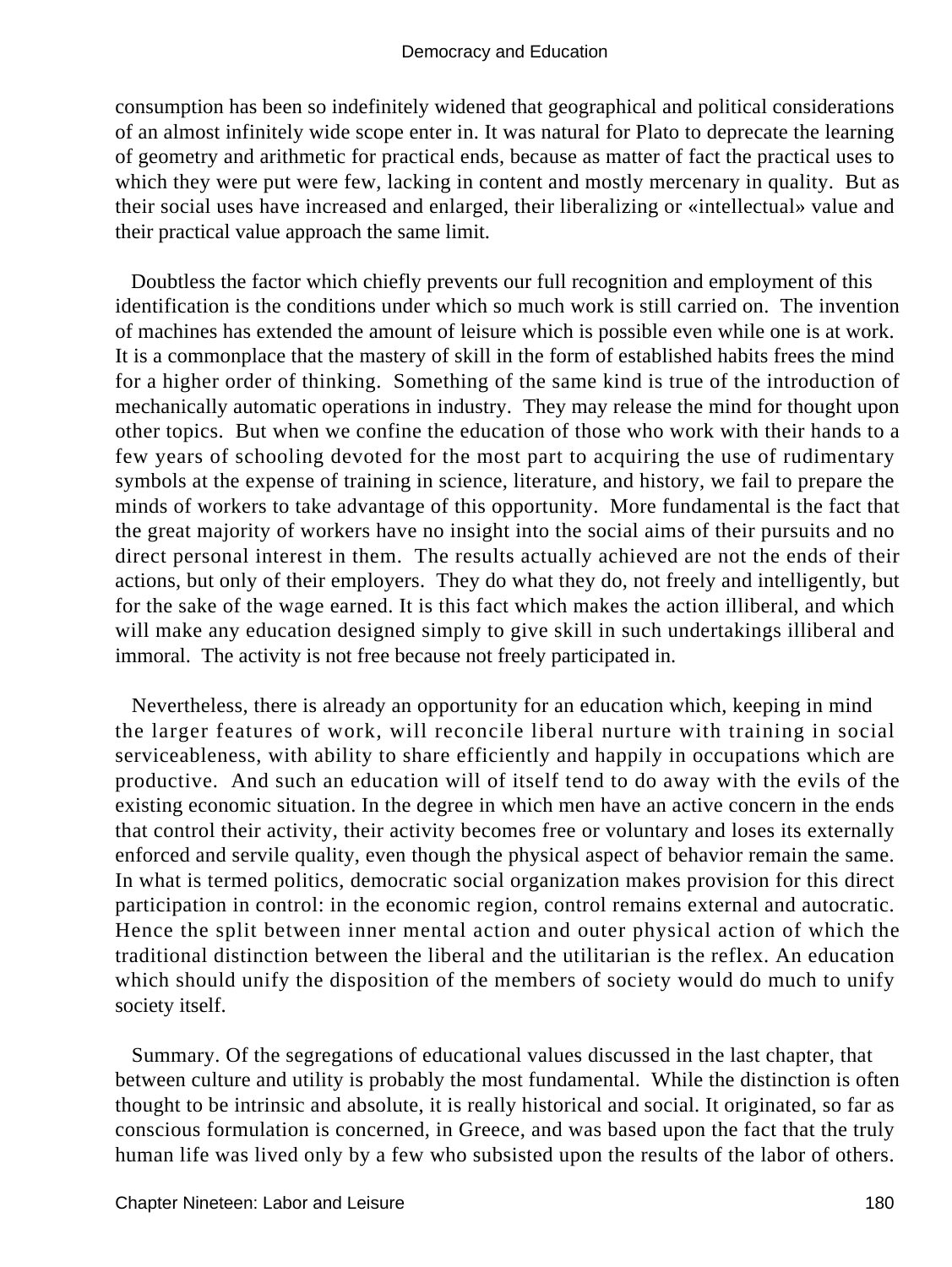consumption has been so indefinitely widened that geographical and political considerations of an almost infinitely wide scope enter in. It was natural for Plato to deprecate the learning of geometry and arithmetic for practical ends, because as matter of fact the practical uses to which they were put were few, lacking in content and mostly mercenary in quality. But as their social uses have increased and enlarged, their liberalizing or «intellectual» value and their practical value approach the same limit.

Doubtless the factor which chiefly prevents our full recognition and employment of this identification is the conditions under which so much work is still carried on. The invention of machines has extended the amount of leisure which is possible even while one is at work. It is a commonplace that the mastery of skill in the form of established habits frees the mind for a higher order of thinking. Something of the same kind is true of the introduction of mechanically automatic operations in industry. They may release the mind for thought upon other topics. But when we confine the education of those who work with their hands to a few years of schooling devoted for the most part to acquiring the use of rudimentary symbols at the expense of training in science, literature, and history, we fail to prepare the minds of workers to take advantage of this opportunity. More fundamental is the fact that the great majority of workers have no insight into the social aims of their pursuits and no direct personal interest in them. The results actually achieved are not the ends of their actions, but only of their employers. They do what they do, not freely and intelligently, but for the sake of the wage earned. It is this fact which makes the action illiberal, and which will make any education designed simply to give skill in such undertakings illiberal and immoral. The activity is not free because not freely participated in.

Nevertheless, there is already an opportunity for an education which, keeping in mind the larger features of work, will reconcile liberal nurture with training in social serviceableness, with ability to share efficiently and happily in occupations which are productive. And such an education will of itself tend to do away with the evils of the existing economic situation. In the degree in which men have an active concern in the ends that control their activity, their activity becomes free or voluntary and loses its externally enforced and servile quality, even though the physical aspect of behavior remain the same. In what is termed politics, democratic social organization makes provision for this direct participation in control: in the economic region, control remains external and autocratic. Hence the split between inner mental action and outer physical action of which the traditional distinction between the liberal and the utilitarian is the reflex. An education which should unify the disposition of the members of society would do much to unify society itself.

Summary. Of the segregations of educational values discussed in the last chapter, that between culture and utility is probably the most fundamental. While the distinction is often thought to be intrinsic and absolute, it is really historical and social. It originated, so far as conscious formulation is concerned, in Greece, and was based upon the fact that the truly human life was lived only by a few who subsisted upon the results of the labor of others.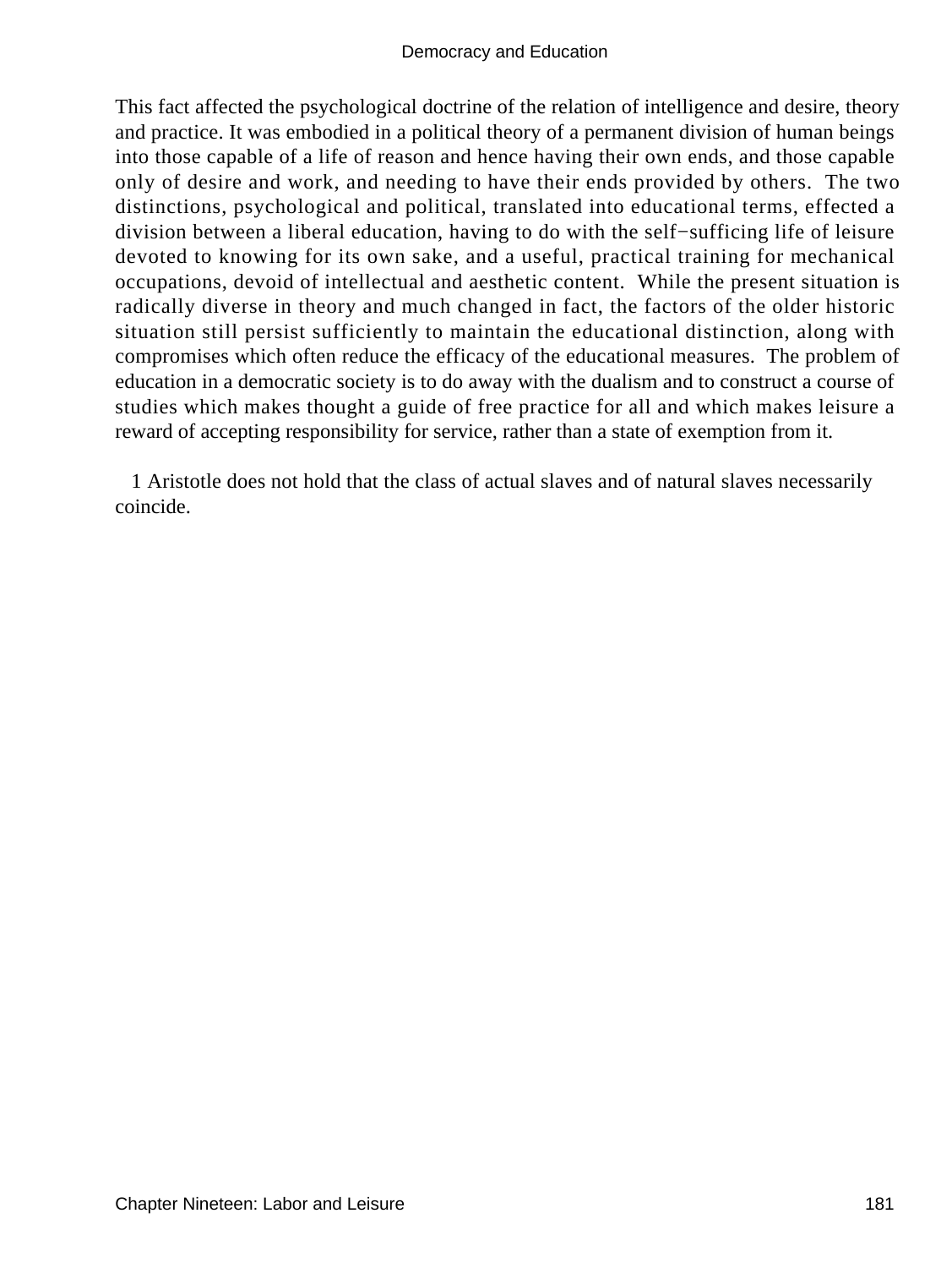This fact affected the psychological doctrine of the relation of intelligence and desire, theory and practice. It was embodied in a political theory of a permanent division of human beings into those capable of a life of reason and hence having their own ends, and those capable only of desire and work, and needing to have their ends provided by others. The two distinctions, psychological and political, translated into educational terms, effected a division between a liberal education, having to do with the self−sufficing life of leisure devoted to knowing for its own sake, and a useful, practical training for mechanical occupations, devoid of intellectual and aesthetic content. While the present situation is radically diverse in theory and much changed in fact, the factors of the older historic situation still persist sufficiently to maintain the educational distinction, along with compromises which often reduce the efficacy of the educational measures. The problem of education in a democratic society is to do away with the dualism and to construct a course of studies which makes thought a guide of free practice for all and which makes leisure a reward of accepting responsibility for service, rather than a state of exemption from it.

1 Aristotle does not hold that the class of actual slaves and of natural slaves necessarily coincide.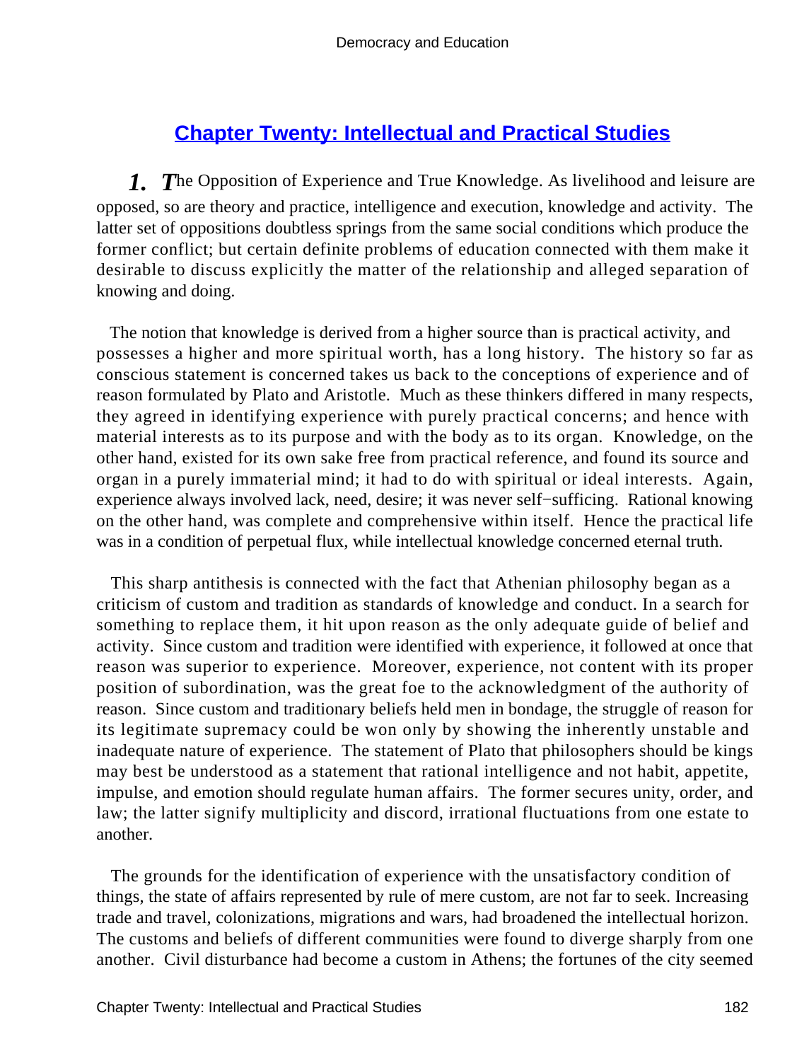## Chapter Twenty: Intellectual and Practical Studies

***1. T***he Opposition of Experience and True Knowledge. As livelihood and leisure are opposed, so are theory and practice, intelligence and execution, knowledge and activity. The latter set of oppositions doubtless springs from the same social conditions which produce the former conflict; but certain definite problems of education connected with them make it desirable to discuss explicitly the matter of the relationship and alleged separation of knowing and doing.

The notion that knowledge is derived from a higher source than is practical activity, and possesses a higher and more spiritual worth, has a long history. The history so far as conscious statement is concerned takes us back to the conceptions of experience and of reason formulated by Plato and Aristotle. Much as these thinkers differed in many respects, they agreed in identifying experience with purely practical concerns; and hence with material interests as to its purpose and with the body as to its organ. Knowledge, on the other hand, existed for its own sake free from practical reference, and found its source and organ in a purely immaterial mind; it had to do with spiritual or ideal interests. Again, experience always involved lack, need, desire; it was never self−sufficing. Rational knowing on the other hand, was complete and comprehensive within itself. Hence the practical life was in a condition of perpetual flux, while intellectual knowledge concerned eternal truth.

This sharp antithesis is connected with the fact that Athenian philosophy began as a criticism of custom and tradition as standards of knowledge and conduct. In a search for something to replace them, it hit upon reason as the only adequate guide of belief and activity. Since custom and tradition were identified with experience, it followed at once that reason was superior to experience. Moreover, experience, not content with its proper position of subordination, was the great foe to the acknowledgment of the authority of reason. Since custom and traditionary beliefs held men in bondage, the struggle of reason for its legitimate supremacy could be won only by showing the inherently unstable and inadequate nature of experience. The statement of Plato that philosophers should be kings may best be understood as a statement that rational intelligence and not habit, appetite, impulse, and emotion should regulate human affairs. The former secures unity, order, and law; the latter signify multiplicity and discord, irrational fluctuations from one estate to another.

The grounds for the identification of experience with the unsatisfactory condition of things, the state of affairs represented by rule of mere custom, are not far to seek. Increasing trade and travel, colonizations, migrations and wars, had broadened the intellectual horizon. The customs and beliefs of different communities were found to diverge sharply from one another. Civil disturbance had become a custom in Athens; the fortunes of the city seemed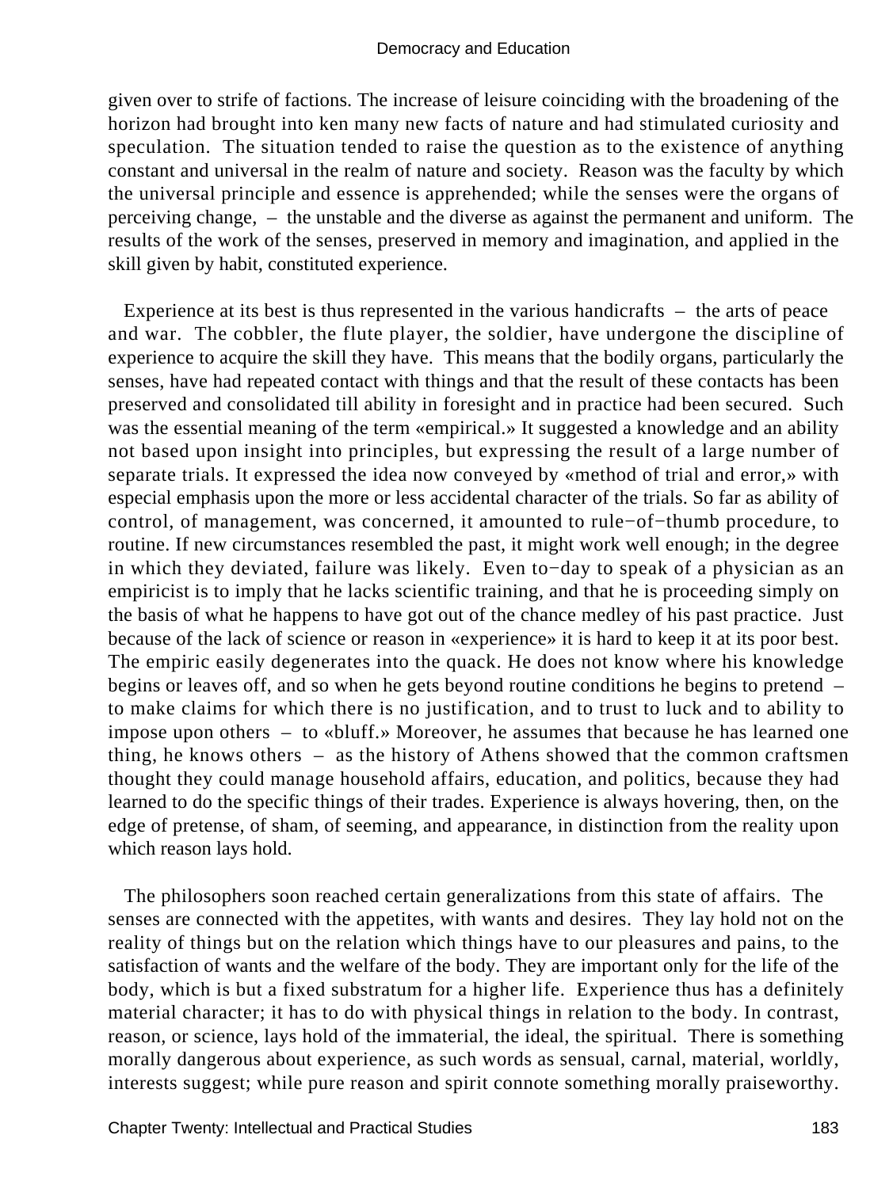given over to strife of factions. The increase of leisure coinciding with the broadening of the horizon had brought into ken many new facts of nature and had stimulated curiosity and speculation. The situation tended to raise the question as to the existence of anything constant and universal in the realm of nature and society. Reason was the faculty by which the universal principle and essence is apprehended; while the senses were the organs of perceiving change, – the unstable and the diverse as against the permanent and uniform. The results of the work of the senses, preserved in memory and imagination, and applied in the skill given by habit, constituted experience.

Experience at its best is thus represented in the various handicrafts – the arts of peace and war. The cobbler, the flute player, the soldier, have undergone the discipline of experience to acquire the skill they have. This means that the bodily organs, particularly the senses, have had repeated contact with things and that the result of these contacts has been preserved and consolidated till ability in foresight and in practice had been secured. Such was the essential meaning of the term «empirical.» It suggested a knowledge and an ability not based upon insight into principles, but expressing the result of a large number of separate trials. It expressed the idea now conveyed by «method of trial and error,» with especial emphasis upon the more or less accidental character of the trials. So far as ability of control, of management, was concerned, it amounted to rule−of−thumb procedure, to routine. If new circumstances resembled the past, it might work well enough; in the degree in which they deviated, failure was likely. Even to−day to speak of a physician as an empiricist is to imply that he lacks scientific training, and that he is proceeding simply on the basis of what he happens to have got out of the chance medley of his past practice. Just because of the lack of science or reason in «experience» it is hard to keep it at its poor best. The empiric easily degenerates into the quack. He does not know where his knowledge begins or leaves off, and so when he gets beyond routine conditions he begins to pretend – to make claims for which there is no justification, and to trust to luck and to ability to impose upon others – to «bluff.» Moreover, he assumes that because he has learned one thing, he knows others – as the history of Athens showed that the common craftsmen thought they could manage household affairs, education, and politics, because they had learned to do the specific things of their trades. Experience is always hovering, then, on the edge of pretense, of sham, of seeming, and appearance, in distinction from the reality upon which reason lays hold.

The philosophers soon reached certain generalizations from this state of affairs. The senses are connected with the appetites, with wants and desires. They lay hold not on the reality of things but on the relation which things have to our pleasures and pains, to the satisfaction of wants and the welfare of the body. They are important only for the life of the body, which is but a fixed substratum for a higher life. Experience thus has a definitely material character; it has to do with physical things in relation to the body. In contrast, reason, or science, lays hold of the immaterial, the ideal, the spiritual. There is something morally dangerous about experience, as such words as sensual, carnal, material, worldly, interests suggest; while pure reason and spirit connote something morally praiseworthy.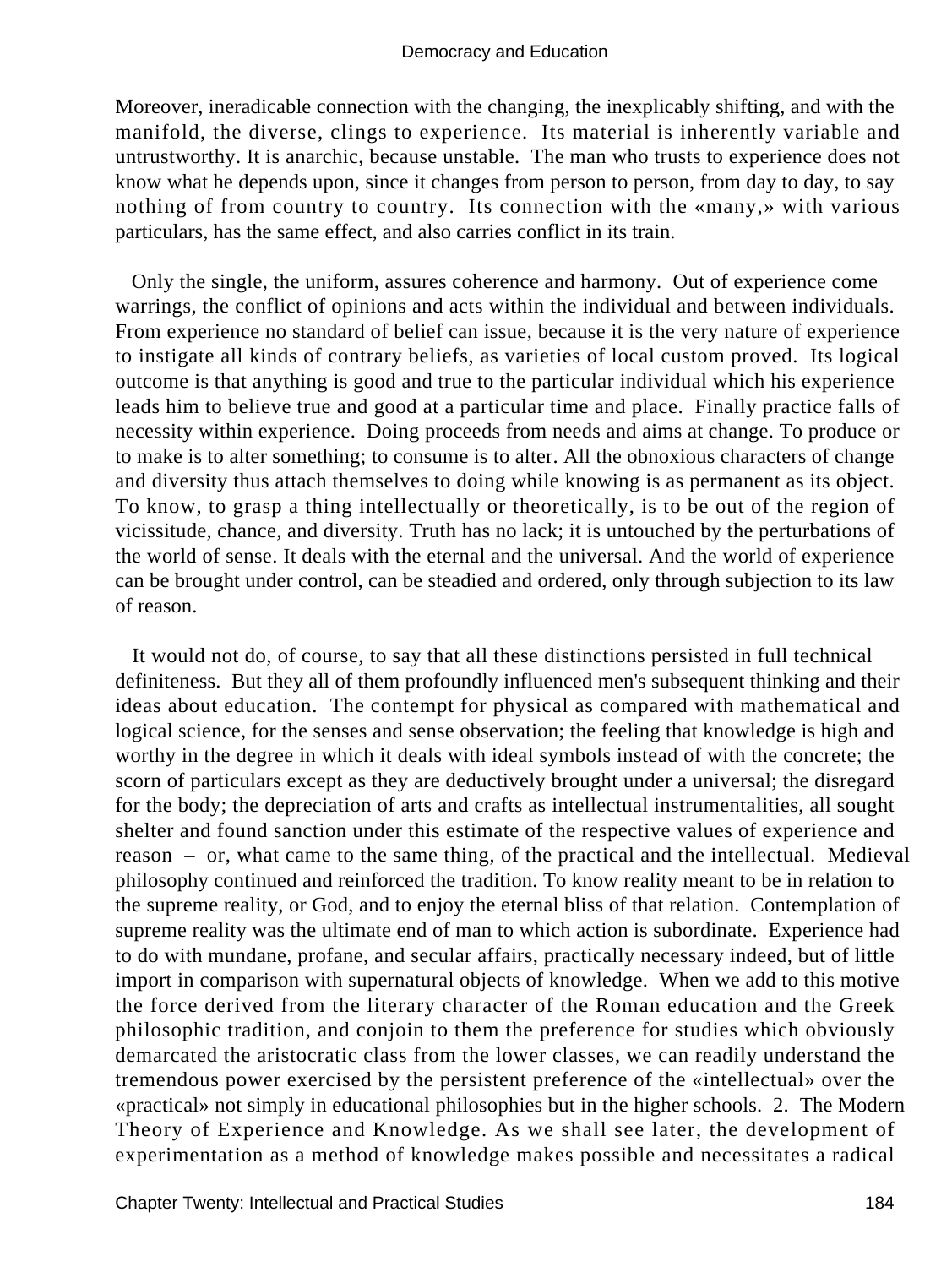Moreover, ineradicable connection with the changing, the inexplicably shifting, and with the manifold, the diverse, clings to experience. Its material is inherently variable and untrustworthy. It is anarchic, because unstable. The man who trusts to experience does not know what he depends upon, since it changes from person to person, from day to day, to say nothing of from country to country. Its connection with the «many,» with various particulars, has the same effect, and also carries conflict in its train.

Only the single, the uniform, assures coherence and harmony. Out of experience come warrings, the conflict of opinions and acts within the individual and between individuals. From experience no standard of belief can issue, because it is the very nature of experience to instigate all kinds of contrary beliefs, as varieties of local custom proved. Its logical outcome is that anything is good and true to the particular individual which his experience leads him to believe true and good at a particular time and place. Finally practice falls of necessity within experience. Doing proceeds from needs and aims at change. To produce or to make is to alter something; to consume is to alter. All the obnoxious characters of change and diversity thus attach themselves to doing while knowing is as permanent as its object. To know, to grasp a thing intellectually or theoretically, is to be out of the region of vicissitude, chance, and diversity. Truth has no lack; it is untouched by the perturbations of the world of sense. It deals with the eternal and the universal. And the world of experience can be brought under control, can be steadied and ordered, only through subjection to its law of reason.

It would not do, of course, to say that all these distinctions persisted in full technical definiteness. But they all of them profoundly influenced men's subsequent thinking and their ideas about education. The contempt for physical as compared with mathematical and logical science, for the senses and sense observation; the feeling that knowledge is high and worthy in the degree in which it deals with ideal symbols instead of with the concrete; the scorn of particulars except as they are deductively brought under a universal; the disregard for the body; the depreciation of arts and crafts as intellectual instrumentalities, all sought shelter and found sanction under this estimate of the respective values of experience and reason – or, what came to the same thing, of the practical and the intellectual. Medieval philosophy continued and reinforced the tradition. To know reality meant to be in relation to the supreme reality, or God, and to enjoy the eternal bliss of that relation. Contemplation of supreme reality was the ultimate end of man to which action is subordinate. Experience had to do with mundane, profane, and secular affairs, practically necessary indeed, but of little import in comparison with supernatural objects of knowledge. When we add to this motive the force derived from the literary character of the Roman education and the Greek philosophic tradition, and conjoin to them the preference for studies which obviously demarcated the aristocratic class from the lower classes, we can readily understand the tremendous power exercised by the persistent preference of the «intellectual» over the «practical» not simply in educational philosophies but in the higher schools. 2. The Modern Theory of Experience and Knowledge. As we shall see later, the development of experimentation as a method of knowledge makes possible and necessitates a radical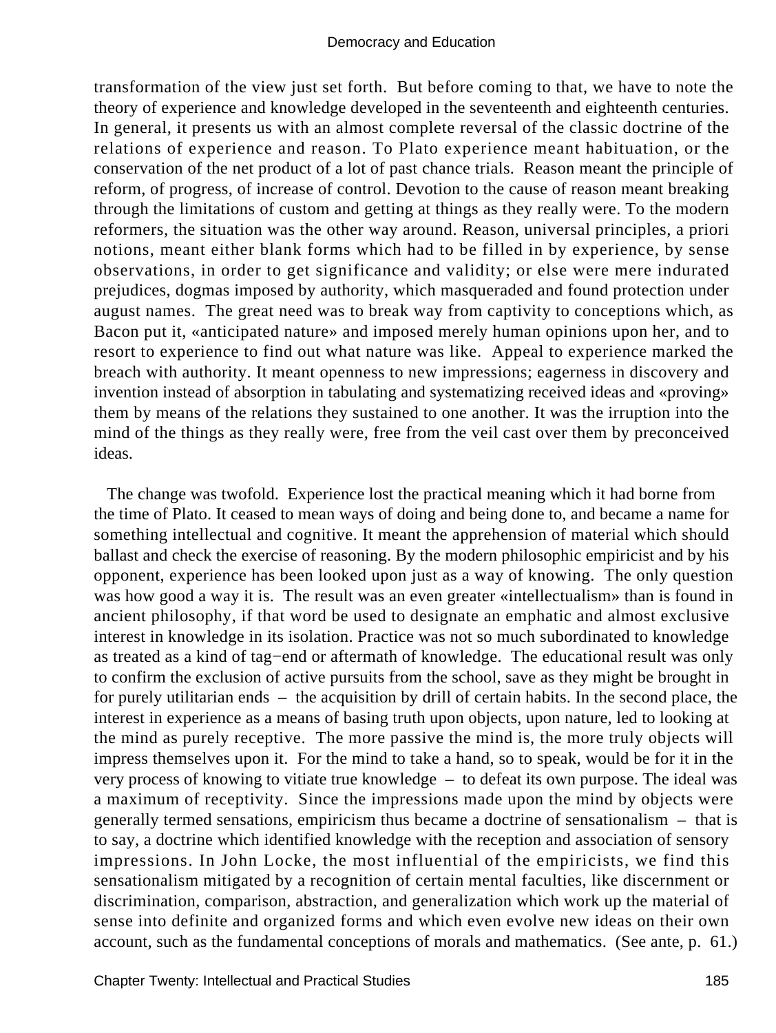transformation of the view just set forth. But before coming to that, we have to note the theory of experience and knowledge developed in the seventeenth and eighteenth centuries. In general, it presents us with an almost complete reversal of the classic doctrine of the relations of experience and reason. To Plato experience meant habituation, or the conservation of the net product of a lot of past chance trials. Reason meant the principle of reform, of progress, of increase of control. Devotion to the cause of reason meant breaking through the limitations of custom and getting at things as they really were. To the modern reformers, the situation was the other way around. Reason, universal principles, a priori notions, meant either blank forms which had to be filled in by experience, by sense observations, in order to get significance and validity; or else were mere indurated prejudices, dogmas imposed by authority, which masqueraded and found protection under august names. The great need was to break way from captivity to conceptions which, as Bacon put it, «anticipated nature» and imposed merely human opinions upon her, and to resort to experience to find out what nature was like. Appeal to experience marked the breach with authority. It meant openness to new impressions; eagerness in discovery and invention instead of absorption in tabulating and systematizing received ideas and «proving» them by means of the relations they sustained to one another. It was the irruption into the mind of the things as they really were, free from the veil cast over them by preconceived ideas.

The change was twofold. Experience lost the practical meaning which it had borne from the time of Plato. It ceased to mean ways of doing and being done to, and became a name for something intellectual and cognitive. It meant the apprehension of material which should ballast and check the exercise of reasoning. By the modern philosophic empiricist and by his opponent, experience has been looked upon just as a way of knowing. The only question was how good a way it is. The result was an even greater «intellectualism» than is found in ancient philosophy, if that word be used to designate an emphatic and almost exclusive interest in knowledge in its isolation. Practice was not so much subordinated to knowledge as treated as a kind of tag−end or aftermath of knowledge. The educational result was only to confirm the exclusion of active pursuits from the school, save as they might be brought in for purely utilitarian ends – the acquisition by drill of certain habits. In the second place, the interest in experience as a means of basing truth upon objects, upon nature, led to looking at the mind as purely receptive. The more passive the mind is, the more truly objects will impress themselves upon it. For the mind to take a hand, so to speak, would be for it in the very process of knowing to vitiate true knowledge – to defeat its own purpose. The ideal was a maximum of receptivity. Since the impressions made upon the mind by objects were generally termed sensations, empiricism thus became a doctrine of sensationalism – that is to say, a doctrine which identified knowledge with the reception and association of sensory impressions. In John Locke, the most influential of the empiricists, we find this sensationalism mitigated by a recognition of certain mental faculties, like discernment or discrimination, comparison, abstraction, and generalization which work up the material of sense into definite and organized forms and which even evolve new ideas on their own account, such as the fundamental conceptions of morals and mathematics. (See ante, p. 61.)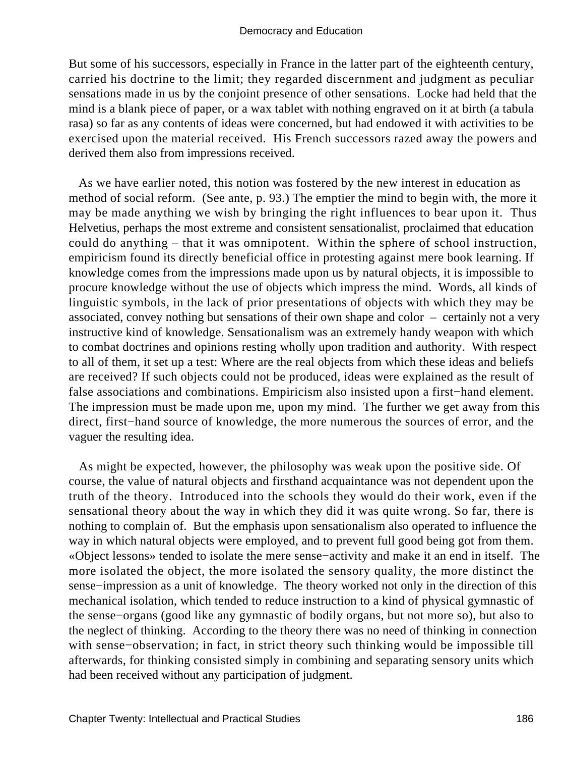But some of his successors, especially in France in the latter part of the eighteenth century, carried his doctrine to the limit; they regarded discernment and judgment as peculiar sensations made in us by the conjoint presence of other sensations. Locke had held that the mind is a blank piece of paper, or a wax tablet with nothing engraved on it at birth (a tabula rasa) so far as any contents of ideas were concerned, but had endowed it with activities to be exercised upon the material received. His French successors razed away the powers and derived them also from impressions received.

As we have earlier noted, this notion was fostered by the new interest in education as method of social reform. (See ante, p. 93.) The emptier the mind to begin with, the more it may be made anything we wish by bringing the right influences to bear upon it. Thus Helvetius, perhaps the most extreme and consistent sensationalist, proclaimed that education could do anything – that it was omnipotent. Within the sphere of school instruction, empiricism found its directly beneficial office in protesting against mere book learning. If knowledge comes from the impressions made upon us by natural objects, it is impossible to procure knowledge without the use of objects which impress the mind. Words, all kinds of linguistic symbols, in the lack of prior presentations of objects with which they may be associated, convey nothing but sensations of their own shape and color – certainly not a very instructive kind of knowledge. Sensationalism was an extremely handy weapon with which to combat doctrines and opinions resting wholly upon tradition and authority. With respect to all of them, it set up a test: Where are the real objects from which these ideas and beliefs are received? If such objects could not be produced, ideas were explained as the result of false associations and combinations. Empiricism also insisted upon a first−hand element. The impression must be made upon me, upon my mind. The further we get away from this direct, first−hand source of knowledge, the more numerous the sources of error, and the vaguer the resulting idea.

As might be expected, however, the philosophy was weak upon the positive side. Of course, the value of natural objects and firsthand acquaintance was not dependent upon the truth of the theory. Introduced into the schools they would do their work, even if the sensational theory about the way in which they did it was quite wrong. So far, there is nothing to complain of. But the emphasis upon sensationalism also operated to influence the way in which natural objects were employed, and to prevent full good being got from them. «Object lessons» tended to isolate the mere sense−activity and make it an end in itself. The more isolated the object, the more isolated the sensory quality, the more distinct the sense−impression as a unit of knowledge. The theory worked not only in the direction of this mechanical isolation, which tended to reduce instruction to a kind of physical gymnastic of the sense−organs (good like any gymnastic of bodily organs, but not more so), but also to the neglect of thinking. According to the theory there was no need of thinking in connection with sense−observation; in fact, in strict theory such thinking would be impossible till afterwards, for thinking consisted simply in combining and separating sensory units which had been received without any participation of judgment.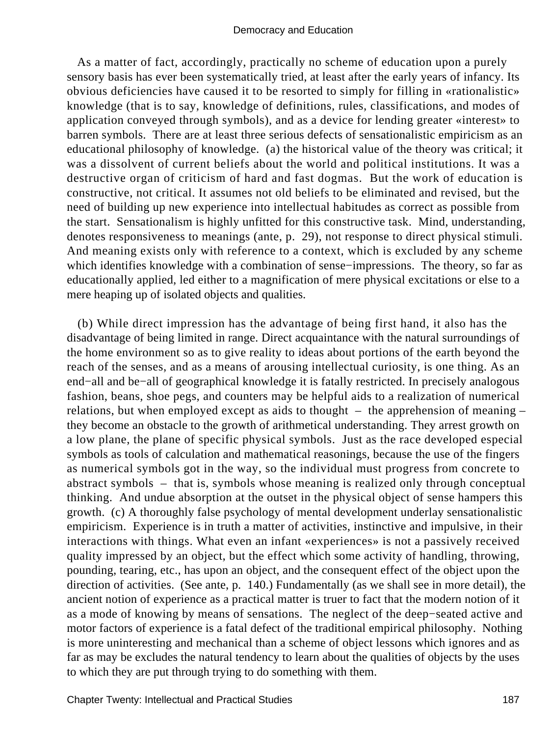As a matter of fact, accordingly, practically no scheme of education upon a purely sensory basis has ever been systematically tried, at least after the early years of infancy. Its obvious deficiencies have caused it to be resorted to simply for filling in «rationalistic» knowledge (that is to say, knowledge of definitions, rules, classifications, and modes of application conveyed through symbols), and as a device for lending greater «interest» to barren symbols. There are at least three serious defects of sensationalistic empiricism as an educational philosophy of knowledge. (a) the historical value of the theory was critical; it was a dissolvent of current beliefs about the world and political institutions. It was a destructive organ of criticism of hard and fast dogmas. But the work of education is constructive, not critical. It assumes not old beliefs to be eliminated and revised, but the need of building up new experience into intellectual habitudes as correct as possible from the start. Sensationalism is highly unfitted for this constructive task. Mind, understanding, denotes responsiveness to meanings (ante, p. 29), not response to direct physical stimuli. And meaning exists only with reference to a context, which is excluded by any scheme which identifies knowledge with a combination of sense−impressions. The theory, so far as educationally applied, led either to a magnification of mere physical excitations or else to a mere heaping up of isolated objects and qualities.

(b) While direct impression has the advantage of being first hand, it also has the disadvantage of being limited in range. Direct acquaintance with the natural surroundings of the home environment so as to give reality to ideas about portions of the earth beyond the reach of the senses, and as a means of arousing intellectual curiosity, is one thing. As an end−all and be−all of geographical knowledge it is fatally restricted. In precisely analogous fashion, beans, shoe pegs, and counters may be helpful aids to a realization of numerical relations, but when employed except as aids to thought – the apprehension of meaning – they become an obstacle to the growth of arithmetical understanding. They arrest growth on a low plane, the plane of specific physical symbols. Just as the race developed especial symbols as tools of calculation and mathematical reasonings, because the use of the fingers as numerical symbols got in the way, so the individual must progress from concrete to abstract symbols – that is, symbols whose meaning is realized only through conceptual thinking. And undue absorption at the outset in the physical object of sense hampers this growth. (c) A thoroughly false psychology of mental development underlay sensationalistic empiricism. Experience is in truth a matter of activities, instinctive and impulsive, in their interactions with things. What even an infant «experiences» is not a passively received quality impressed by an object, but the effect which some activity of handling, throwing, pounding, tearing, etc., has upon an object, and the consequent effect of the object upon the direction of activities. (See ante, p. 140.) Fundamentally (as we shall see in more detail), the ancient notion of experience as a practical matter is truer to fact that the modern notion of it as a mode of knowing by means of sensations. The neglect of the deep−seated active and motor factors of experience is a fatal defect of the traditional empirical philosophy. Nothing is more uninteresting and mechanical than a scheme of object lessons which ignores and as far as may be excludes the natural tendency to learn about the qualities of objects by the uses to which they are put through trying to do something with them.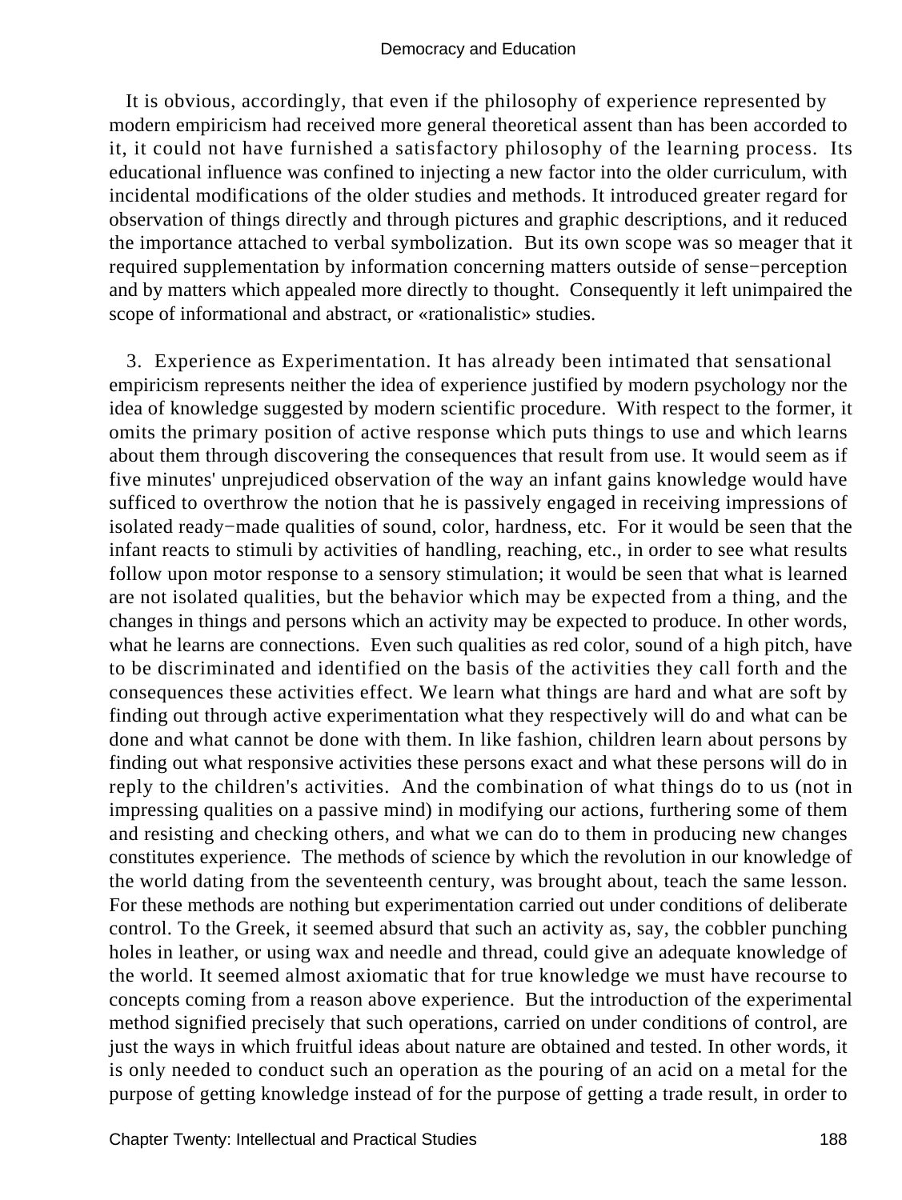It is obvious, accordingly, that even if the philosophy of experience represented by modern empiricism had received more general theoretical assent than has been accorded to it, it could not have furnished a satisfactory philosophy of the learning process. Its educational influence was confined to injecting a new factor into the older curriculum, with incidental modifications of the older studies and methods. It introduced greater regard for observation of things directly and through pictures and graphic descriptions, and it reduced the importance attached to verbal symbolization. But its own scope was so meager that it required supplementation by information concerning matters outside of sense−perception and by matters which appealed more directly to thought. Consequently it left unimpaired the scope of informational and abstract, or «rationalistic» studies.

3. Experience as Experimentation. It has already been intimated that sensational empiricism represents neither the idea of experience justified by modern psychology nor the idea of knowledge suggested by modern scientific procedure. With respect to the former, it omits the primary position of active response which puts things to use and which learns about them through discovering the consequences that result from use. It would seem as if five minutes' unprejudiced observation of the way an infant gains knowledge would have sufficed to overthrow the notion that he is passively engaged in receiving impressions of isolated ready−made qualities of sound, color, hardness, etc. For it would be seen that the infant reacts to stimuli by activities of handling, reaching, etc., in order to see what results follow upon motor response to a sensory stimulation; it would be seen that what is learned are not isolated qualities, but the behavior which may be expected from a thing, and the changes in things and persons which an activity may be expected to produce. In other words, what he learns are connections. Even such qualities as red color, sound of a high pitch, have to be discriminated and identified on the basis of the activities they call forth and the consequences these activities effect. We learn what things are hard and what are soft by finding out through active experimentation what they respectively will do and what can be done and what cannot be done with them. In like fashion, children learn about persons by finding out what responsive activities these persons exact and what these persons will do in reply to the children's activities. And the combination of what things do to us (not in impressing qualities on a passive mind) in modifying our actions, furthering some of them and resisting and checking others, and what we can do to them in producing new changes constitutes experience. The methods of science by which the revolution in our knowledge of the world dating from the seventeenth century, was brought about, teach the same lesson. For these methods are nothing but experimentation carried out under conditions of deliberate control. To the Greek, it seemed absurd that such an activity as, say, the cobbler punching holes in leather, or using wax and needle and thread, could give an adequate knowledge of the world. It seemed almost axiomatic that for true knowledge we must have recourse to concepts coming from a reason above experience. But the introduction of the experimental method signified precisely that such operations, carried on under conditions of control, are just the ways in which fruitful ideas about nature are obtained and tested. In other words, it is only needed to conduct such an operation as the pouring of an acid on a metal for the purpose of getting knowledge instead of for the purpose of getting a trade result, in order to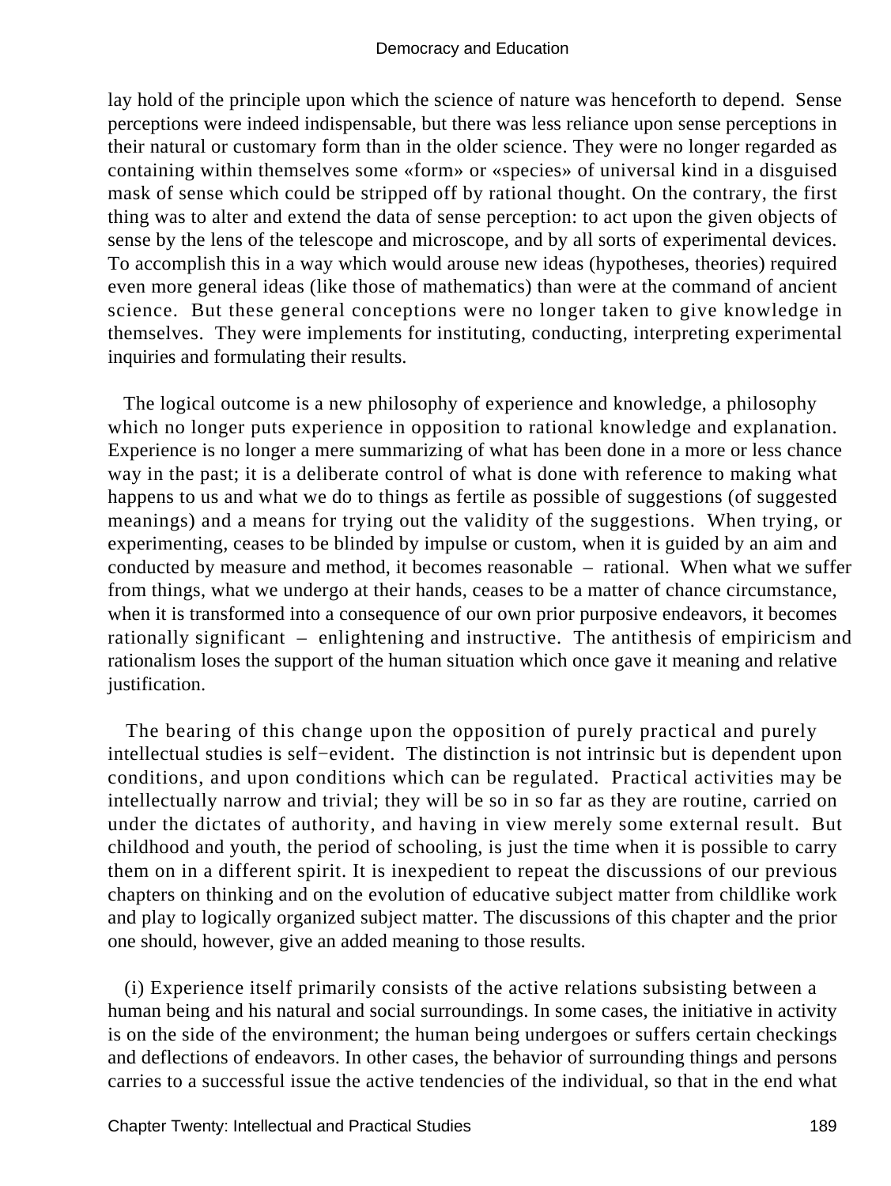lay hold of the principle upon which the science of nature was henceforth to depend. Sense perceptions were indeed indispensable, but there was less reliance upon sense perceptions in their natural or customary form than in the older science. They were no longer regarded as containing within themselves some «form» or «species» of universal kind in a disguised mask of sense which could be stripped off by rational thought. On the contrary, the first thing was to alter and extend the data of sense perception: to act upon the given objects of sense by the lens of the telescope and microscope, and by all sorts of experimental devices. To accomplish this in a way which would arouse new ideas (hypotheses, theories) required even more general ideas (like those of mathematics) than were at the command of ancient science. But these general conceptions were no longer taken to give knowledge in themselves. They were implements for instituting, conducting, interpreting experimental inquiries and formulating their results.

The logical outcome is a new philosophy of experience and knowledge, a philosophy which no longer puts experience in opposition to rational knowledge and explanation. Experience is no longer a mere summarizing of what has been done in a more or less chance way in the past; it is a deliberate control of what is done with reference to making what happens to us and what we do to things as fertile as possible of suggestions (of suggested meanings) and a means for trying out the validity of the suggestions. When trying, or experimenting, ceases to be blinded by impulse or custom, when it is guided by an aim and conducted by measure and method, it becomes reasonable – rational. When what we suffer from things, what we undergo at their hands, ceases to be a matter of chance circumstance, when it is transformed into a consequence of our own prior purposive endeavors, it becomes rationally significant – enlightening and instructive. The antithesis of empiricism and rationalism loses the support of the human situation which once gave it meaning and relative justification.

The bearing of this change upon the opposition of purely practical and purely intellectual studies is self−evident. The distinction is not intrinsic but is dependent upon conditions, and upon conditions which can be regulated. Practical activities may be intellectually narrow and trivial; they will be so in so far as they are routine, carried on under the dictates of authority, and having in view merely some external result. But childhood and youth, the period of schooling, is just the time when it is possible to carry them on in a different spirit. It is inexpedient to repeat the discussions of our previous chapters on thinking and on the evolution of educative subject matter from childlike work and play to logically organized subject matter. The discussions of this chapter and the prior one should, however, give an added meaning to those results.

(i) Experience itself primarily consists of the active relations subsisting between a human being and his natural and social surroundings. In some cases, the initiative in activity is on the side of the environment; the human being undergoes or suffers certain checkings and deflections of endeavors. In other cases, the behavior of surrounding things and persons carries to a successful issue the active tendencies of the individual, so that in the end what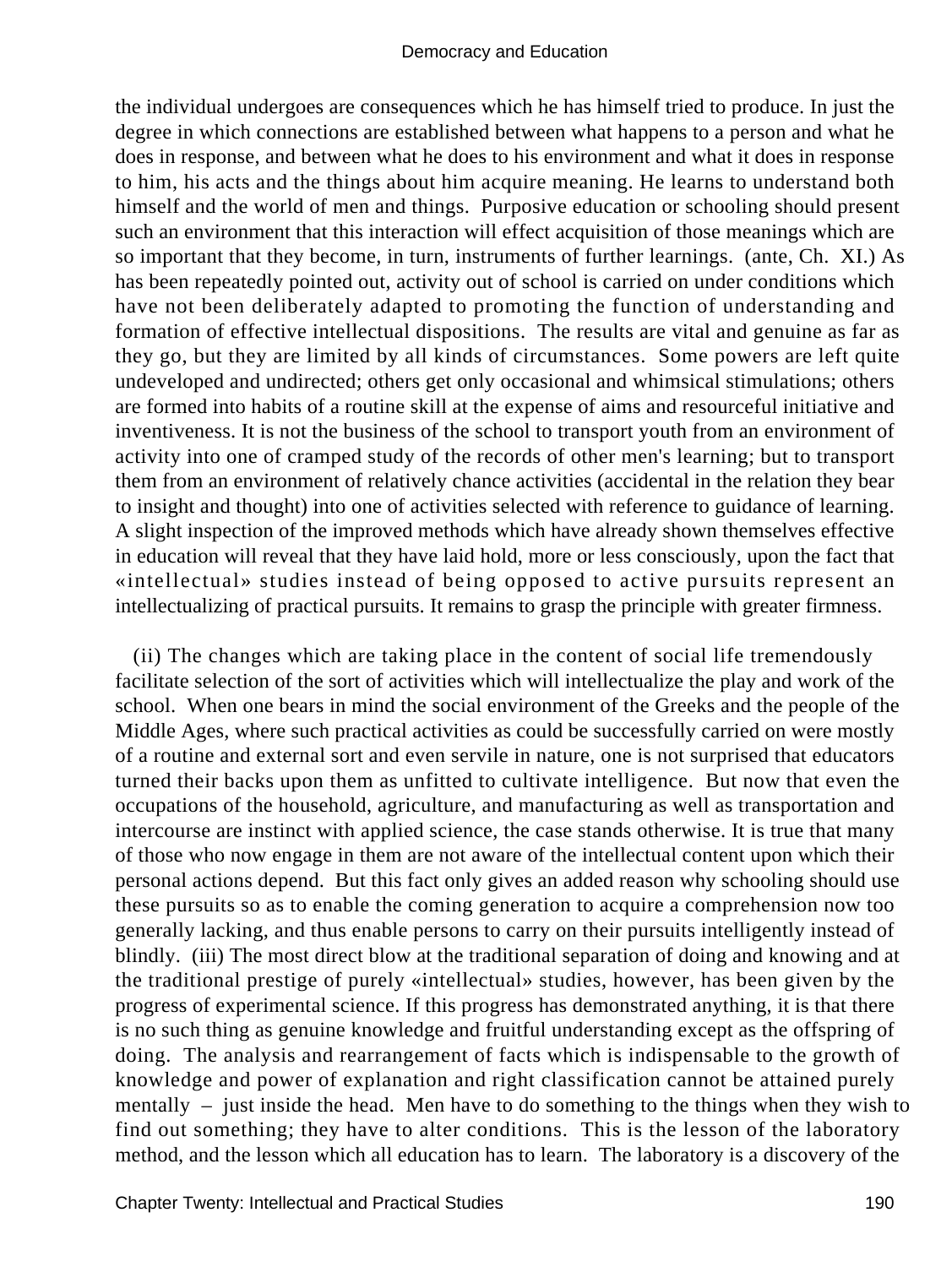the individual undergoes are consequences which he has himself tried to produce. In just the degree in which connections are established between what happens to a person and what he does in response, and between what he does to his environment and what it does in response to him, his acts and the things about him acquire meaning. He learns to understand both himself and the world of men and things. Purposive education or schooling should present such an environment that this interaction will effect acquisition of those meanings which are so important that they become, in turn, instruments of further learnings. (ante, Ch. XI.) As has been repeatedly pointed out, activity out of school is carried on under conditions which have not been deliberately adapted to promoting the function of understanding and formation of effective intellectual dispositions. The results are vital and genuine as far as they go, but they are limited by all kinds of circumstances. Some powers are left quite undeveloped and undirected; others get only occasional and whimsical stimulations; others are formed into habits of a routine skill at the expense of aims and resourceful initiative and inventiveness. It is not the business of the school to transport youth from an environment of activity into one of cramped study of the records of other men's learning; but to transport them from an environment of relatively chance activities (accidental in the relation they bear to insight and thought) into one of activities selected with reference to guidance of learning. A slight inspection of the improved methods which have already shown themselves effective in education will reveal that they have laid hold, more or less consciously, upon the fact that «intellectual» studies instead of being opposed to active pursuits represent an intellectualizing of practical pursuits. It remains to grasp the principle with greater firmness.

(ii) The changes which are taking place in the content of social life tremendously facilitate selection of the sort of activities which will intellectualize the play and work of the school. When one bears in mind the social environment of the Greeks and the people of the Middle Ages, where such practical activities as could be successfully carried on were mostly of a routine and external sort and even servile in nature, one is not surprised that educators turned their backs upon them as unfitted to cultivate intelligence. But now that even the occupations of the household, agriculture, and manufacturing as well as transportation and intercourse are instinct with applied science, the case stands otherwise. It is true that many of those who now engage in them are not aware of the intellectual content upon which their personal actions depend. But this fact only gives an added reason why schooling should use these pursuits so as to enable the coming generation to acquire a comprehension now too generally lacking, and thus enable persons to carry on their pursuits intelligently instead of blindly. (iii) The most direct blow at the traditional separation of doing and knowing and at the traditional prestige of purely «intellectual» studies, however, has been given by the progress of experimental science. If this progress has demonstrated anything, it is that there is no such thing as genuine knowledge and fruitful understanding except as the offspring of doing. The analysis and rearrangement of facts which is indispensable to the growth of knowledge and power of explanation and right classification cannot be attained purely mentally – just inside the head. Men have to do something to the things when they wish to find out something; they have to alter conditions. This is the lesson of the laboratory method, and the lesson which all education has to learn. The laboratory is a discovery of the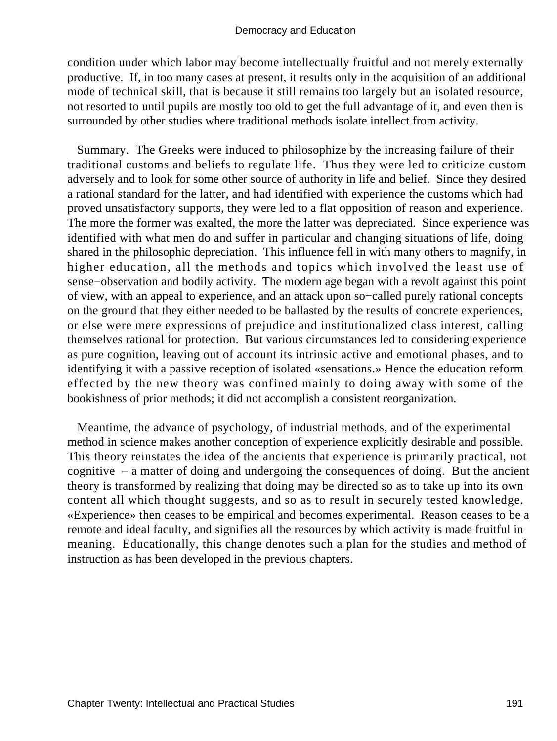condition under which labor may become intellectually fruitful and not merely externally productive. If, in too many cases at present, it results only in the acquisition of an additional mode of technical skill, that is because it still remains too largely but an isolated resource, not resorted to until pupils are mostly too old to get the full advantage of it, and even then is surrounded by other studies where traditional methods isolate intellect from activity.

Summary. The Greeks were induced to philosophize by the increasing failure of their traditional customs and beliefs to regulate life. Thus they were led to criticize custom adversely and to look for some other source of authority in life and belief. Since they desired a rational standard for the latter, and had identified with experience the customs which had proved unsatisfactory supports, they were led to a flat opposition of reason and experience. The more the former was exalted, the more the latter was depreciated. Since experience was identified with what men do and suffer in particular and changing situations of life, doing shared in the philosophic depreciation. This influence fell in with many others to magnify, in higher education, all the methods and topics which involved the least use of sense−observation and bodily activity. The modern age began with a revolt against this point of view, with an appeal to experience, and an attack upon so−called purely rational concepts on the ground that they either needed to be ballasted by the results of concrete experiences, or else were mere expressions of prejudice and institutionalized class interest, calling themselves rational for protection. But various circumstances led to considering experience as pure cognition, leaving out of account its intrinsic active and emotional phases, and to identifying it with a passive reception of isolated «sensations.» Hence the education reform effected by the new theory was confined mainly to doing away with some of the bookishness of prior methods; it did not accomplish a consistent reorganization.

Meantime, the advance of psychology, of industrial methods, and of the experimental method in science makes another conception of experience explicitly desirable and possible. This theory reinstates the idea of the ancients that experience is primarily practical, not cognitive – a matter of doing and undergoing the consequences of doing. But the ancient theory is transformed by realizing that doing may be directed so as to take up into its own content all which thought suggests, and so as to result in securely tested knowledge. «Experience» then ceases to be empirical and becomes experimental. Reason ceases to be a remote and ideal faculty, and signifies all the resources by which activity is made fruitful in meaning. Educationally, this change denotes such a plan for the studies and method of instruction as has been developed in the previous chapters.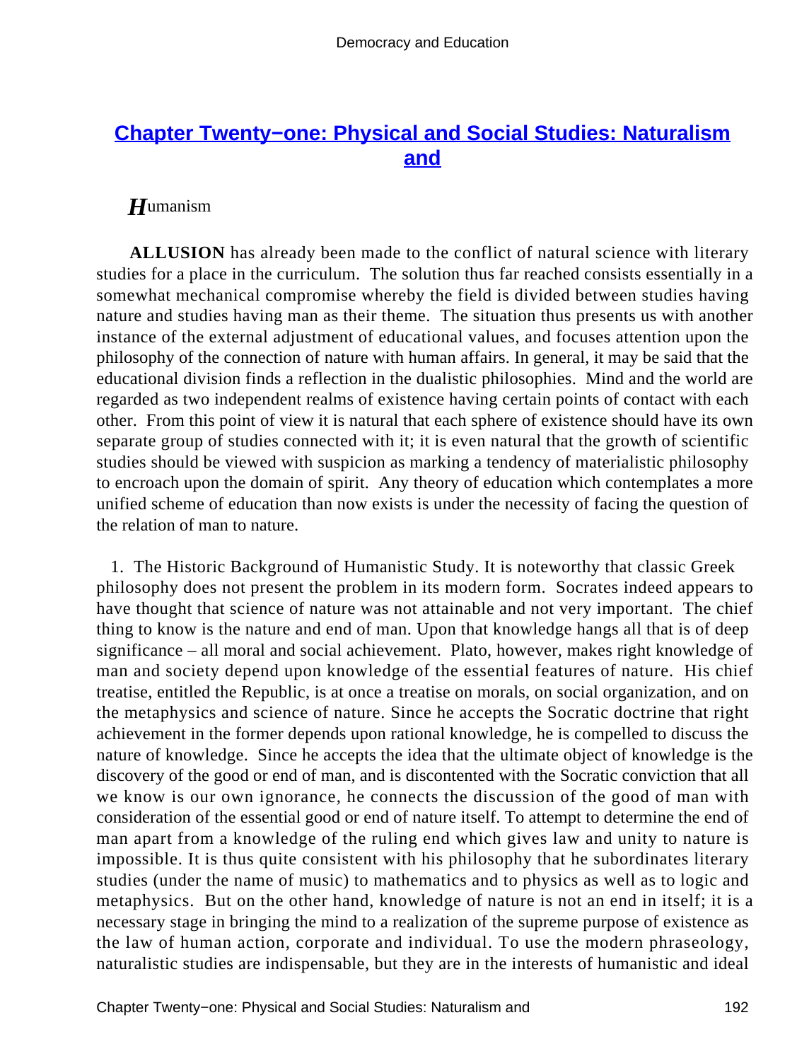## Chapter Twenty−one: Physical and Social Studies: Naturalism and Humanism

**ALLUSION** has already been made to the conflict of natural science with literary studies for a place in the curriculum. The solution thus far reached consists essentially in a somewhat mechanical compromise whereby the field is divided between studies having nature and studies having man as their theme. The situation thus presents us with another instance of the external adjustment of educational values, and focuses attention upon the philosophy of the connection of nature with human affairs. In general, it may be said that the educational division finds a reflection in the dualistic philosophies. Mind and the world are regarded as two independent realms of existence having certain points of contact with each other. From this point of view it is natural that each sphere of existence should have its own separate group of studies connected with it; it is even natural that the growth of scientific studies should be viewed with suspicion as marking a tendency of materialistic philosophy to encroach upon the domain of spirit. Any theory of education which contemplates a more unified scheme of education than now exists is under the necessity of facing the question of the relation of man to nature.

1. The Historic Background of Humanistic Study. It is noteworthy that classic Greek philosophy does not present the problem in its modern form. Socrates indeed appears to have thought that science of nature was not attainable and not very important. The chief thing to know is the nature and end of man. Upon that knowledge hangs all that is of deep significance – all moral and social achievement. Plato, however, makes right knowledge of man and society depend upon knowledge of the essential features of nature. His chief treatise, entitled the Republic, is at once a treatise on morals, on social organization, and on the metaphysics and science of nature. Since he accepts the Socratic doctrine that right achievement in the former depends upon rational knowledge, he is compelled to discuss the nature of knowledge. Since he accepts the idea that the ultimate object of knowledge is the discovery of the good or end of man, and is discontented with the Socratic conviction that all we know is our own ignorance, he connects the discussion of the good of man with consideration of the essential good or end of nature itself. To attempt to determine the end of man apart from a knowledge of the ruling end which gives law and unity to nature is impossible. It is thus quite consistent with his philosophy that he subordinates literary studies (under the name of music) to mathematics and to physics as well as to logic and metaphysics. But on the other hand, knowledge of nature is not an end in itself; it is a necessary stage in bringing the mind to a realization of the supreme purpose of existence as the law of human action, corporate and individual. To use the modern phraseology, naturalistic studies are indispensable, but they are in the interests of humanistic and ideal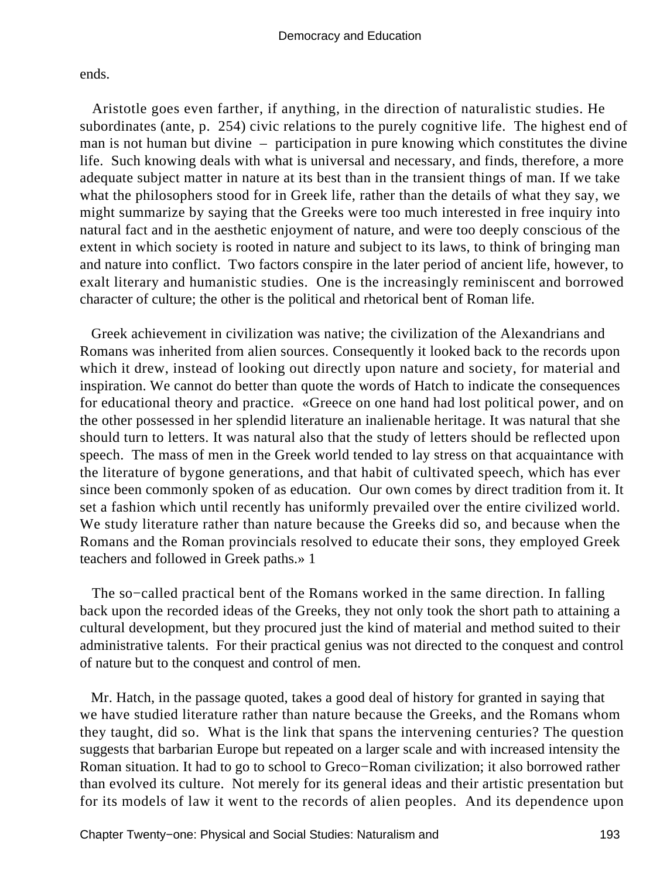ends.

Aristotle goes even farther, if anything, in the direction of naturalistic studies. He subordinates (ante, p. 254) civic relations to the purely cognitive life. The highest end of man is not human but divine – participation in pure knowing which constitutes the divine life. Such knowing deals with what is universal and necessary, and finds, therefore, a more adequate subject matter in nature at its best than in the transient things of man. If we take what the philosophers stood for in Greek life, rather than the details of what they say, we might summarize by saying that the Greeks were too much interested in free inquiry into natural fact and in the aesthetic enjoyment of nature, and were too deeply conscious of the extent in which society is rooted in nature and subject to its laws, to think of bringing man and nature into conflict. Two factors conspire in the later period of ancient life, however, to exalt literary and humanistic studies. One is the increasingly reminiscent and borrowed character of culture; the other is the political and rhetorical bent of Roman life.

Greek achievement in civilization was native; the civilization of the Alexandrians and Romans was inherited from alien sources. Consequently it looked back to the records upon which it drew, instead of looking out directly upon nature and society, for material and inspiration. We cannot do better than quote the words of Hatch to indicate the consequences for educational theory and practice. «Greece on one hand had lost political power, and on the other possessed in her splendid literature an inalienable heritage. It was natural that she should turn to letters. It was natural also that the study of letters should be reflected upon speech. The mass of men in the Greek world tended to lay stress on that acquaintance with the literature of bygone generations, and that habit of cultivated speech, which has ever since been commonly spoken of as education. Our own comes by direct tradition from it. It set a fashion which until recently has uniformly prevailed over the entire civilized world. We study literature rather than nature because the Greeks did so, and because when the Romans and the Roman provincials resolved to educate their sons, they employed Greek teachers and followed in Greek paths.» [1]

The so-called practical bent of the Romans worked in the same direction. In falling back upon the recorded ideas of the Greeks, they not only took the short path to attaining a cultural development, but they procured just the kind of material and method suited to their administrative talents. For their practical genius was not directed to the conquest and control of nature but to the conquest and control of men.

Mr. Hatch, in the passage quoted, takes a good deal of history for granted in saying that we have studied literature rather than nature because the Greeks, and the Romans whom they taught, did so. What is the link that spans the intervening centuries? The question suggests that barbarian Europe but repeated on a larger scale and with increased intensity the Roman situation. It had to go to school to Greco-Roman civilization; it also borrowed rather than evolved its culture. Not merely for its general ideas and their artistic presentation but for its models of law it went to the records of alien peoples. And its dependence upon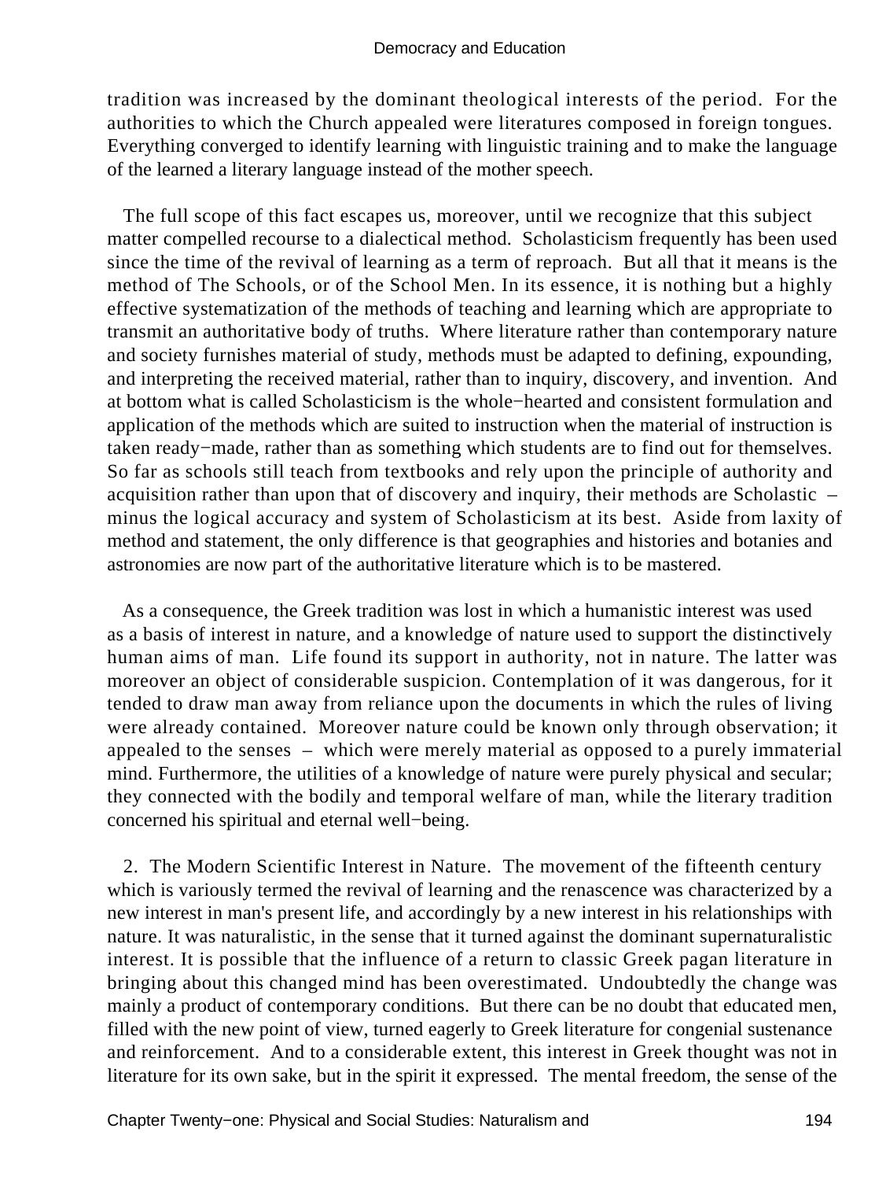tradition was increased by the dominant theological interests of the period. For the authorities to which the Church appealed were literatures composed in foreign tongues. Everything converged to identify learning with linguistic training and to make the language of the learned a literary language instead of the mother speech.

The full scope of this fact escapes us, moreover, until we recognize that this subject matter compelled recourse to a dialectical method. Scholasticism frequently has been used since the time of the revival of learning as a term of reproach. But all that it means is the method of The Schools, or of the School Men. In its essence, it is nothing but a highly effective systematization of the methods of teaching and learning which are appropriate to transmit an authoritative body of truths. Where literature rather than contemporary nature and society furnishes material of study, methods must be adapted to defining, expounding, and interpreting the received material, rather than to inquiry, discovery, and invention. And at bottom what is called Scholasticism is the whole−hearted and consistent formulation and application of the methods which are suited to instruction when the material of instruction is taken ready−made, rather than as something which students are to find out for themselves. So far as schools still teach from textbooks and rely upon the principle of authority and acquisition rather than upon that of discovery and inquiry, their methods are Scholastic – minus the logical accuracy and system of Scholasticism at its best. Aside from laxity of method and statement, the only difference is that geographies and histories and botanies and astronomies are now part of the authoritative literature which is to be mastered.

As a consequence, the Greek tradition was lost in which a humanistic interest was used as a basis of interest in nature, and a knowledge of nature used to support the distinctively human aims of man. Life found its support in authority, not in nature. The latter was moreover an object of considerable suspicion. Contemplation of it was dangerous, for it tended to draw man away from reliance upon the documents in which the rules of living were already contained. Moreover nature could be known only through observation; it appealed to the senses – which were merely material as opposed to a purely immaterial mind. Furthermore, the utilities of a knowledge of nature were purely physical and secular; they connected with the bodily and temporal welfare of man, while the literary tradition concerned his spiritual and eternal well−being.

2. The Modern Scientific Interest in Nature. The movement of the fifteenth century which is variously termed the revival of learning and the renascence was characterized by a new interest in man's present life, and accordingly by a new interest in his relationships with nature. It was naturalistic, in the sense that it turned against the dominant supernaturalistic interest. It is possible that the influence of a return to classic Greek pagan literature in bringing about this changed mind has been overestimated. Undoubtedly the change was mainly a product of contemporary conditions. But there can be no doubt that educated men, filled with the new point of view, turned eagerly to Greek literature for congenial sustenance and reinforcement. And to a considerable extent, this interest in Greek thought was not in literature for its own sake, but in the spirit it expressed. The mental freedom, the sense of the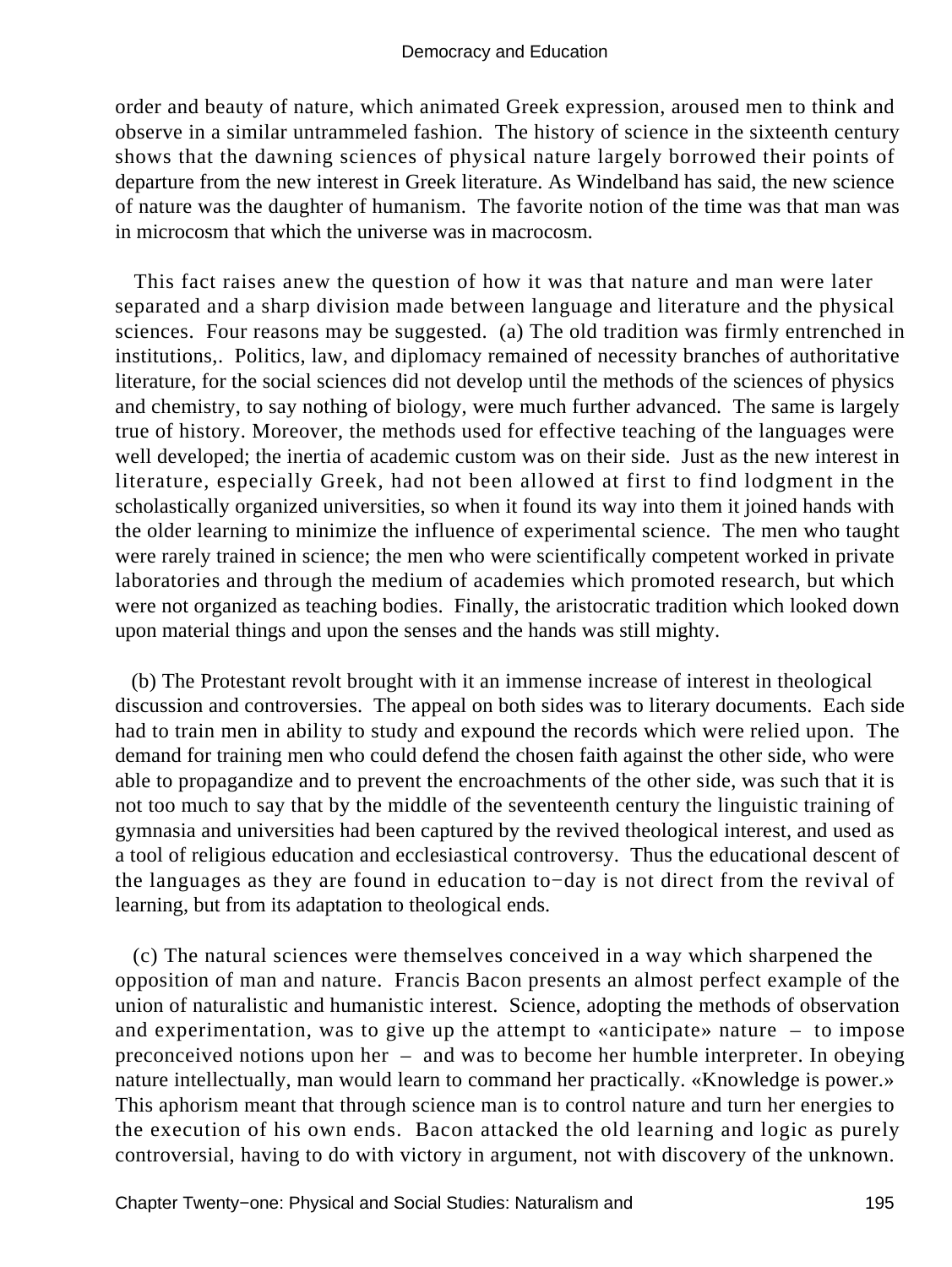order and beauty of nature, which animated Greek expression, aroused men to think and observe in a similar untrammeled fashion. The history of science in the sixteenth century shows that the dawning sciences of physical nature largely borrowed their points of departure from the new interest in Greek literature. As Windelband has said, the new science of nature was the daughter of humanism. The favorite notion of the time was that man was in microcosm that which the universe was in macrocosm.

This fact raises anew the question of how it was that nature and man were later separated and a sharp division made between language and literature and the physical sciences. Four reasons may be suggested. (a) The old tradition was firmly entrenched in institutions,. Politics, law, and diplomacy remained of necessity branches of authoritative literature, for the social sciences did not develop until the methods of the sciences of physics and chemistry, to say nothing of biology, were much further advanced. The same is largely true of history. Moreover, the methods used for effective teaching of the languages were well developed; the inertia of academic custom was on their side. Just as the new interest in literature, especially Greek, had not been allowed at first to find lodgment in the scholastically organized universities, so when it found its way into them it joined hands with the older learning to minimize the influence of experimental science. The men who taught were rarely trained in science; the men who were scientifically competent worked in private laboratories and through the medium of academies which promoted research, but which were not organized as teaching bodies. Finally, the aristocratic tradition which looked down upon material things and upon the senses and the hands was still mighty.

(b) The Protestant revolt brought with it an immense increase of interest in theological discussion and controversies. The appeal on both sides was to literary documents. Each side had to train men in ability to study and expound the records which were relied upon. The demand for training men who could defend the chosen faith against the other side, who were able to propagandize and to prevent the encroachments of the other side, was such that it is not too much to say that by the middle of the seventeenth century the linguistic training of gymnasia and universities had been captured by the revived theological interest, and used as a tool of religious education and ecclesiastical controversy. Thus the educational descent of the languages as they are found in education to−day is not direct from the revival of learning, but from its adaptation to theological ends.

(c) The natural sciences were themselves conceived in a way which sharpened the opposition of man and nature. Francis Bacon presents an almost perfect example of the union of naturalistic and humanistic interest. Science, adopting the methods of observation and experimentation, was to give up the attempt to «anticipate» nature – to impose preconceived notions upon her – and was to become her humble interpreter. In obeying nature intellectually, man would learn to command her practically. «Knowledge is power.» This aphorism meant that through science man is to control nature and turn her energies to the execution of his own ends. Bacon attacked the old learning and logic as purely controversial, having to do with victory in argument, not with discovery of the unknown.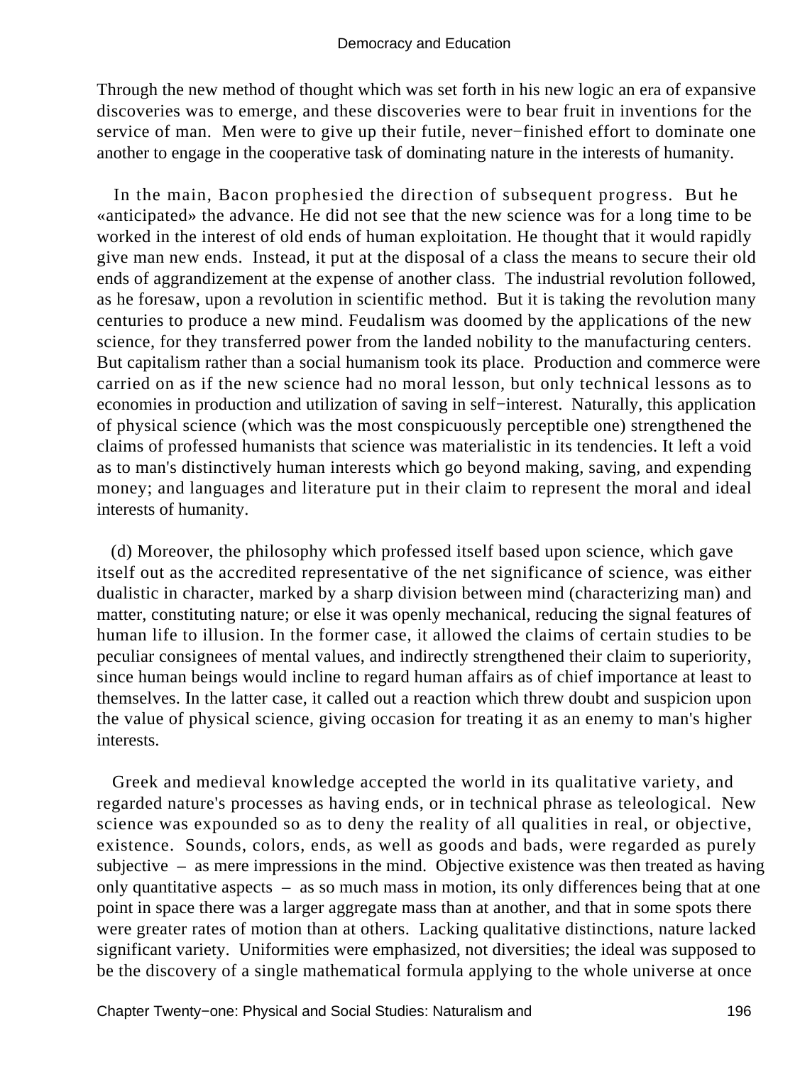Through the new method of thought which was set forth in his new logic an era of expansive discoveries was to emerge, and these discoveries were to bear fruit in inventions for the service of man. Men were to give up their futile, never−finished effort to dominate one another to engage in the cooperative task of dominating nature in the interests of humanity.

In the main, Bacon prophesied the direction of subsequent progress. But he «anticipated» the advance. He did not see that the new science was for a long time to be worked in the interest of old ends of human exploitation. He thought that it would rapidly give man new ends. Instead, it put at the disposal of a class the means to secure their old ends of aggrandizement at the expense of another class. The industrial revolution followed, as he foresaw, upon a revolution in scientific method. But it is taking the revolution many centuries to produce a new mind. Feudalism was doomed by the applications of the new science, for they transferred power from the landed nobility to the manufacturing centers. But capitalism rather than a social humanism took its place. Production and commerce were carried on as if the new science had no moral lesson, but only technical lessons as to economies in production and utilization of saving in self−interest. Naturally, this application of physical science (which was the most conspicuously perceptible one) strengthened the claims of professed humanists that science was materialistic in its tendencies. It left a void as to man's distinctively human interests which go beyond making, saving, and expending money; and languages and literature put in their claim to represent the moral and ideal interests of humanity.

(d) Moreover, the philosophy which professed itself based upon science, which gave itself out as the accredited representative of the net significance of science, was either dualistic in character, marked by a sharp division between mind (characterizing man) and matter, constituting nature; or else it was openly mechanical, reducing the signal features of human life to illusion. In the former case, it allowed the claims of certain studies to be peculiar consignees of mental values, and indirectly strengthened their claim to superiority, since human beings would incline to regard human affairs as of chief importance at least to themselves. In the latter case, it called out a reaction which threw doubt and suspicion upon the value of physical science, giving occasion for treating it as an enemy to man's higher interests.

Greek and medieval knowledge accepted the world in its qualitative variety, and regarded nature's processes as having ends, or in technical phrase as teleological. New science was expounded so as to deny the reality of all qualities in real, or objective, existence. Sounds, colors, ends, as well as goods and bads, were regarded as purely subjective – as mere impressions in the mind. Objective existence was then treated as having only quantitative aspects – as so much mass in motion, its only differences being that at one point in space there was a larger aggregate mass than at another, and that in some spots there were greater rates of motion than at others. Lacking qualitative distinctions, nature lacked significant variety. Uniformities were emphasized, not diversities; the ideal was supposed to be the discovery of a single mathematical formula applying to the whole universe at once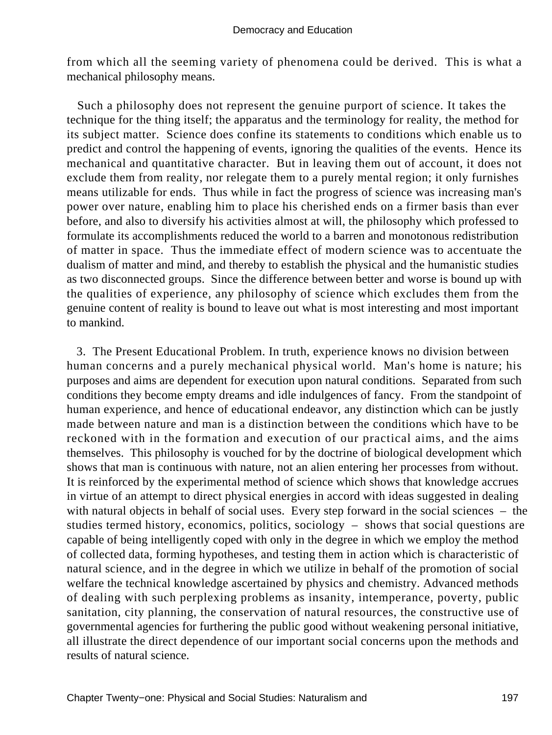from which all the seeming variety of phenomena could be derived. This is what a mechanical philosophy means.

Such a philosophy does not represent the genuine purport of science. It takes the technique for the thing itself; the apparatus and the terminology for reality, the method for its subject matter. Science does confine its statements to conditions which enable us to predict and control the happening of events, ignoring the qualities of the events. Hence its mechanical and quantitative character. But in leaving them out of account, it does not exclude them from reality, nor relegate them to a purely mental region; it only furnishes means utilizable for ends. Thus while in fact the progress of science was increasing man's power over nature, enabling him to place his cherished ends on a firmer basis than ever before, and also to diversify his activities almost at will, the philosophy which professed to formulate its accomplishments reduced the world to a barren and monotonous redistribution of matter in space. Thus the immediate effect of modern science was to accentuate the dualism of matter and mind, and thereby to establish the physical and the humanistic studies as two disconnected groups. Since the difference between better and worse is bound up with the qualities of experience, any philosophy of science which excludes them from the genuine content of reality is bound to leave out what is most interesting and most important to mankind.

3. The Present Educational Problem. In truth, experience knows no division between human concerns and a purely mechanical physical world. Man's home is nature; his purposes and aims are dependent for execution upon natural conditions. Separated from such conditions they become empty dreams and idle indulgences of fancy. From the standpoint of human experience, and hence of educational endeavor, any distinction which can be justly made between nature and man is a distinction between the conditions which have to be reckoned with in the formation and execution of our practical aims, and the aims themselves. This philosophy is vouched for by the doctrine of biological development which shows that man is continuous with nature, not an alien entering her processes from without. It is reinforced by the experimental method of science which shows that knowledge accrues in virtue of an attempt to direct physical energies in accord with ideas suggested in dealing with natural objects in behalf of social uses. Every step forward in the social sciences – the studies termed history, economics, politics, sociology – shows that social questions are capable of being intelligently coped with only in the degree in which we employ the method of collected data, forming hypotheses, and testing them in action which is characteristic of natural science, and in the degree in which we utilize in behalf of the promotion of social welfare the technical knowledge ascertained by physics and chemistry. Advanced methods of dealing with such perplexing problems as insanity, intemperance, poverty, public sanitation, city planning, the conservation of natural resources, the constructive use of governmental agencies for furthering the public good without weakening personal initiative, all illustrate the direct dependence of our important social concerns upon the methods and results of natural science.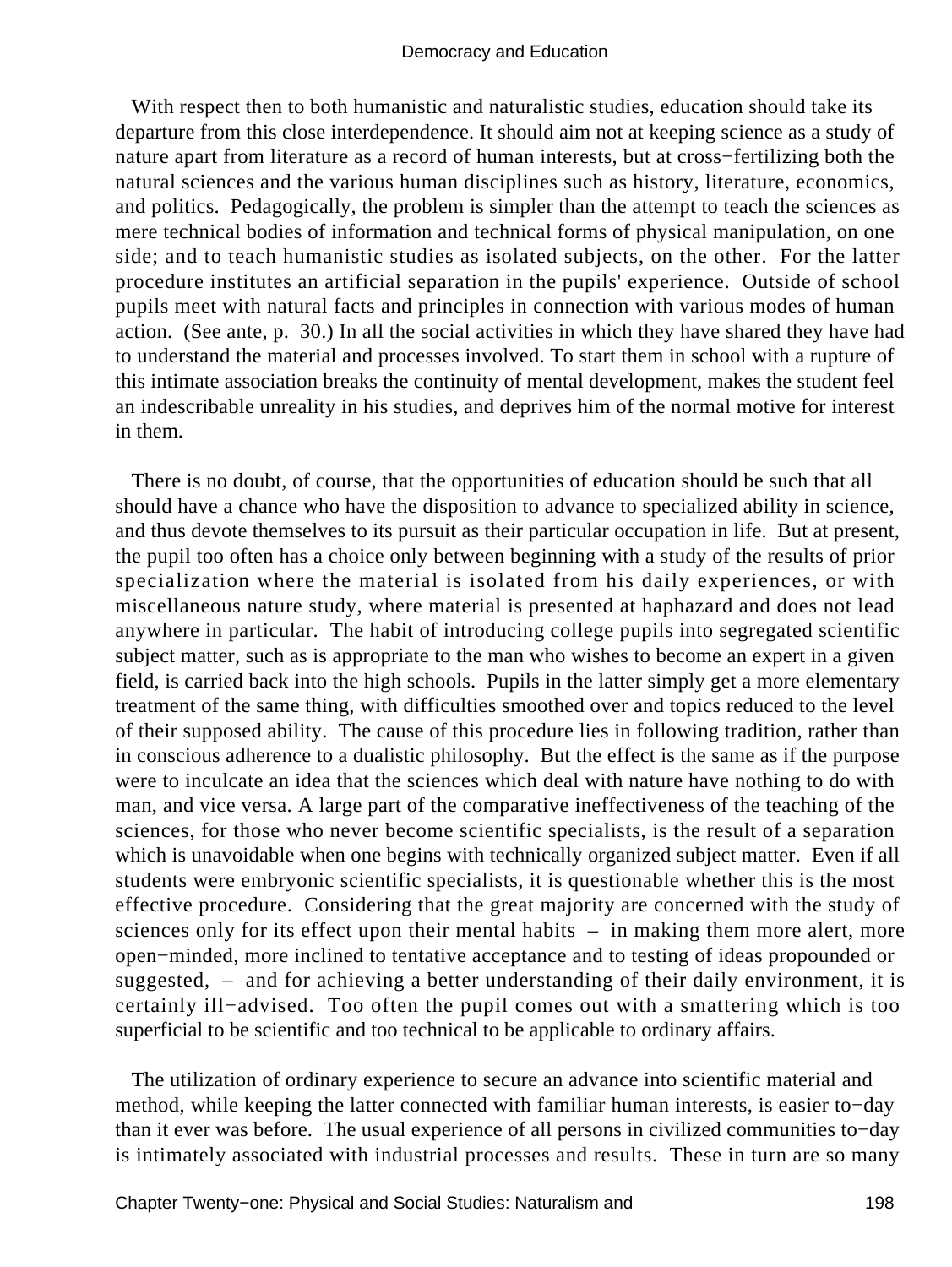With respect then to both humanistic and naturalistic studies, education should take its departure from this close interdependence. It should aim not at keeping science as a study of nature apart from literature as a record of human interests, but at cross−fertilizing both the natural sciences and the various human disciplines such as history, literature, economics, and politics. Pedagogically, the problem is simpler than the attempt to teach the sciences as mere technical bodies of information and technical forms of physical manipulation, on one side; and to teach humanistic studies as isolated subjects, on the other. For the latter procedure institutes an artificial separation in the pupils' experience. Outside of school pupils meet with natural facts and principles in connection with various modes of human action. (See ante, p. 30.) In all the social activities in which they have shared they have had to understand the material and processes involved. To start them in school with a rupture of this intimate association breaks the continuity of mental development, makes the student feel an indescribable unreality in his studies, and deprives him of the normal motive for interest in them.

There is no doubt, of course, that the opportunities of education should be such that all should have a chance who have the disposition to advance to specialized ability in science, and thus devote themselves to its pursuit as their particular occupation in life. But at present, the pupil too often has a choice only between beginning with a study of the results of prior specialization where the material is isolated from his daily experiences, or with miscellaneous nature study, where material is presented at haphazard and does not lead anywhere in particular. The habit of introducing college pupils into segregated scientific subject matter, such as is appropriate to the man who wishes to become an expert in a given field, is carried back into the high schools. Pupils in the latter simply get a more elementary treatment of the same thing, with difficulties smoothed over and topics reduced to the level of their supposed ability. The cause of this procedure lies in following tradition, rather than in conscious adherence to a dualistic philosophy. But the effect is the same as if the purpose were to inculcate an idea that the sciences which deal with nature have nothing to do with man, and vice versa. A large part of the comparative ineffectiveness of the teaching of the sciences, for those who never become scientific specialists, is the result of a separation which is unavoidable when one begins with technically organized subject matter. Even if all students were embryonic scientific specialists, it is questionable whether this is the most effective procedure. Considering that the great majority are concerned with the study of sciences only for its effect upon their mental habits – in making them more alert, more open−minded, more inclined to tentative acceptance and to testing of ideas propounded or suggested, – and for achieving a better understanding of their daily environment, it is certainly ill−advised. Too often the pupil comes out with a smattering which is too superficial to be scientific and too technical to be applicable to ordinary affairs.

The utilization of ordinary experience to secure an advance into scientific material and method, while keeping the latter connected with familiar human interests, is easier to−day than it ever was before. The usual experience of all persons in civilized communities to−day is intimately associated with industrial processes and results. These in turn are so many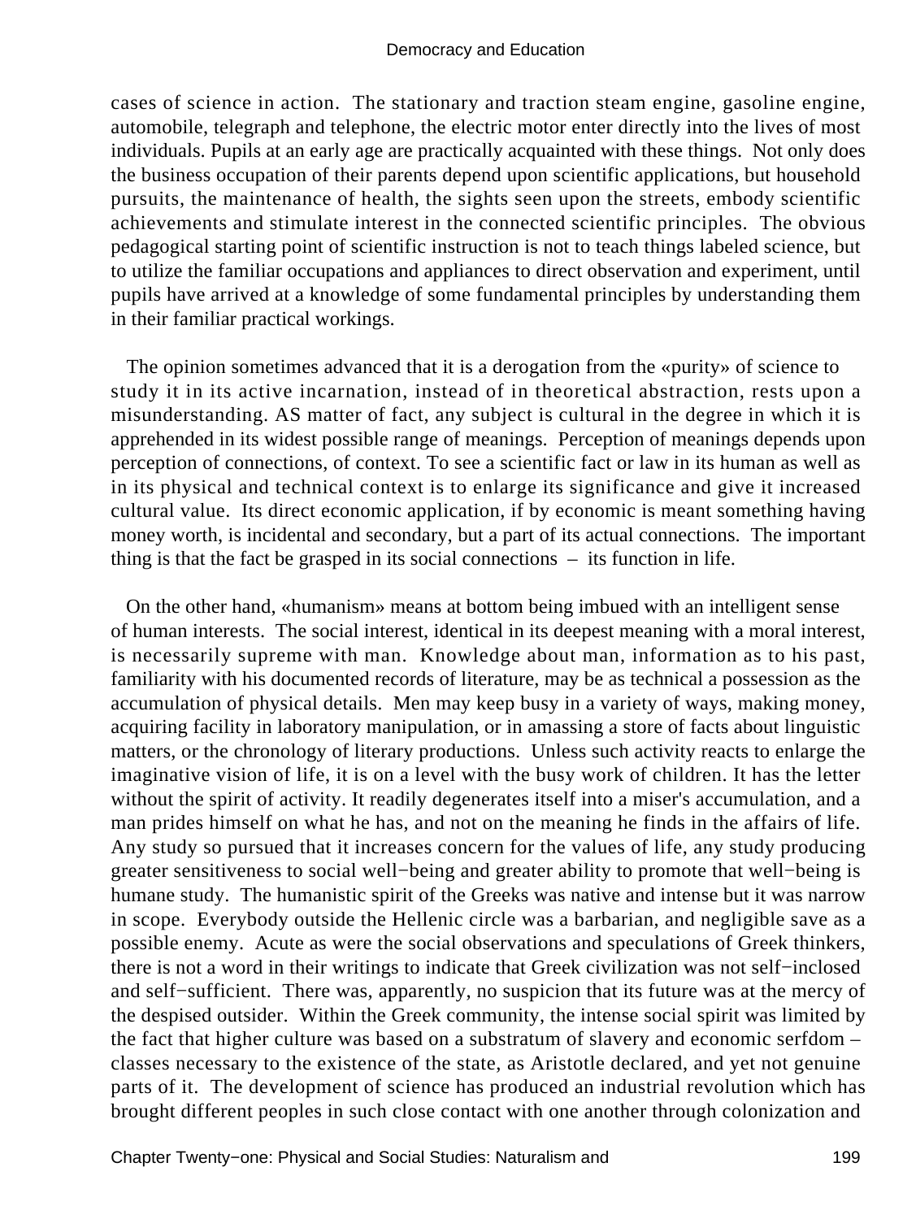cases of science in action. The stationary and traction steam engine, gasoline engine, automobile, telegraph and telephone, the electric motor enter directly into the lives of most individuals. Pupils at an early age are practically acquainted with these things. Not only does the business occupation of their parents depend upon scientific applications, but household pursuits, the maintenance of health, the sights seen upon the streets, embody scientific achievements and stimulate interest in the connected scientific principles. The obvious pedagogical starting point of scientific instruction is not to teach things labeled science, but to utilize the familiar occupations and appliances to direct observation and experiment, until pupils have arrived at a knowledge of some fundamental principles by understanding them in their familiar practical workings.

The opinion sometimes advanced that it is a derogation from the «purity» of science to study it in its active incarnation, instead of in theoretical abstraction, rests upon a misunderstanding. AS matter of fact, any subject is cultural in the degree in which it is apprehended in its widest possible range of meanings. Perception of meanings depends upon perception of connections, of context. To see a scientific fact or law in its human as well as in its physical and technical context is to enlarge its significance and give it increased cultural value. Its direct economic application, if by economic is meant something having money worth, is incidental and secondary, but a part of its actual connections. The important thing is that the fact be grasped in its social connections – its function in life.

On the other hand, «humanism» means at bottom being imbued with an intelligent sense of human interests. The social interest, identical in its deepest meaning with a moral interest, is necessarily supreme with man. Knowledge about man, information as to his past, familiarity with his documented records of literature, may be as technical a possession as the accumulation of physical details. Men may keep busy in a variety of ways, making money, acquiring facility in laboratory manipulation, or in amassing a store of facts about linguistic matters, or the chronology of literary productions. Unless such activity reacts to enlarge the imaginative vision of life, it is on a level with the busy work of children. It has the letter without the spirit of activity. It readily degenerates itself into a miser's accumulation, and a man prides himself on what he has, and not on the meaning he finds in the affairs of life. Any study so pursued that it increases concern for the values of life, any study producing greater sensitiveness to social well−being and greater ability to promote that well−being is humane study. The humanistic spirit of the Greeks was native and intense but it was narrow in scope. Everybody outside the Hellenic circle was a barbarian, and negligible save as a possible enemy. Acute as were the social observations and speculations of Greek thinkers, there is not a word in their writings to indicate that Greek civilization was not self−inclosed and self−sufficient. There was, apparently, no suspicion that its future was at the mercy of the despised outsider. Within the Greek community, the intense social spirit was limited by the fact that higher culture was based on a substratum of slavery and economic serfdom – classes necessary to the existence of the state, as Aristotle declared, and yet not genuine parts of it. The development of science has produced an industrial revolution which has brought different peoples in such close contact with one another through colonization and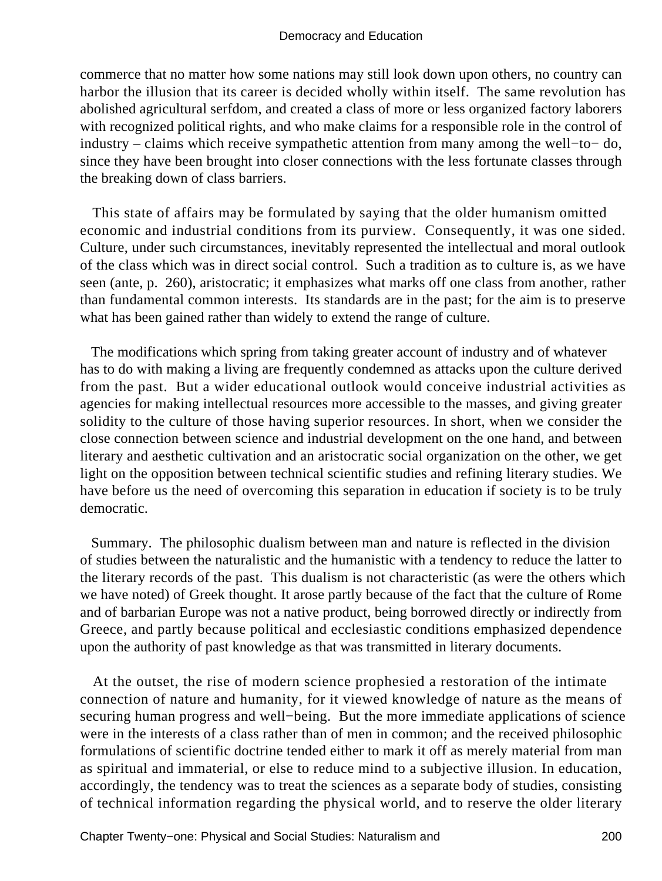commerce that no matter how some nations may still look down upon others, no country can harbor the illusion that its career is decided wholly within itself. The same revolution has abolished agricultural serfdom, and created a class of more or less organized factory laborers with recognized political rights, and who make claims for a responsible role in the control of industry – claims which receive sympathetic attention from many among the well−to− do, since they have been brought into closer connections with the less fortunate classes through the breaking down of class barriers.

This state of affairs may be formulated by saying that the older humanism omitted economic and industrial conditions from its purview. Consequently, it was one sided. Culture, under such circumstances, inevitably represented the intellectual and moral outlook of the class which was in direct social control. Such a tradition as to culture is, as we have seen (ante, p. 260), aristocratic; it emphasizes what marks off one class from another, rather than fundamental common interests. Its standards are in the past; for the aim is to preserve what has been gained rather than widely to extend the range of culture.

The modifications which spring from taking greater account of industry and of whatever has to do with making a living are frequently condemned as attacks upon the culture derived from the past. But a wider educational outlook would conceive industrial activities as agencies for making intellectual resources more accessible to the masses, and giving greater solidity to the culture of those having superior resources. In short, when we consider the close connection between science and industrial development on the one hand, and between literary and aesthetic cultivation and an aristocratic social organization on the other, we get light on the opposition between technical scientific studies and refining literary studies. We have before us the need of overcoming this separation in education if society is to be truly democratic.

Summary. The philosophic dualism between man and nature is reflected in the division of studies between the naturalistic and the humanistic with a tendency to reduce the latter to the literary records of the past. This dualism is not characteristic (as were the others which we have noted) of Greek thought. It arose partly because of the fact that the culture of Rome and of barbarian Europe was not a native product, being borrowed directly or indirectly from Greece, and partly because political and ecclesiastic conditions emphasized dependence upon the authority of past knowledge as that was transmitted in literary documents.

At the outset, the rise of modern science prophesied a restoration of the intimate connection of nature and humanity, for it viewed knowledge of nature as the means of securing human progress and well−being. But the more immediate applications of science were in the interests of a class rather than of men in common; and the received philosophic formulations of scientific doctrine tended either to mark it off as merely material from man as spiritual and immaterial, or else to reduce mind to a subjective illusion. In education, accordingly, the tendency was to treat the sciences as a separate body of studies, consisting of technical information regarding the physical world, and to reserve the older literary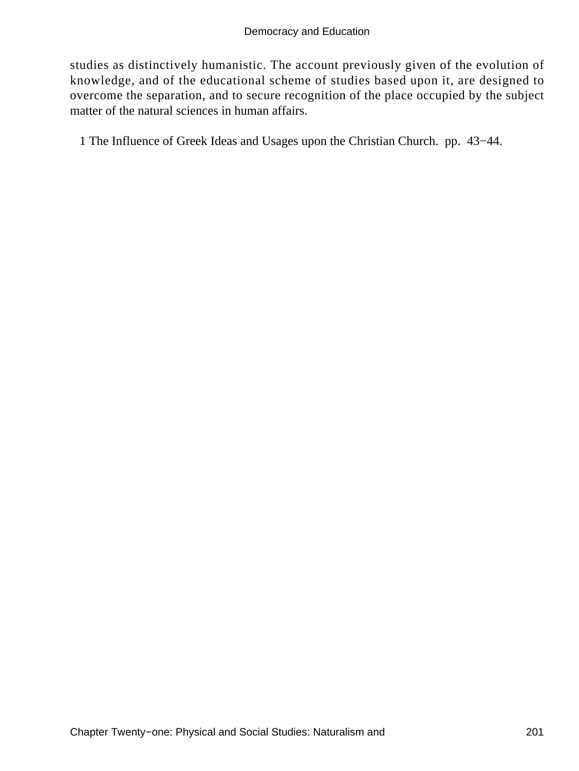studies as distinctively humanistic. The account previously given of the evolution of knowledge, and of the educational scheme of studies based upon it, are designed to overcome the separation, and to secure recognition of the place occupied by the subject matter of the natural sciences in human affairs.

1 The Influence of Greek Ideas and Usages upon the Christian Church. pp. 43−44.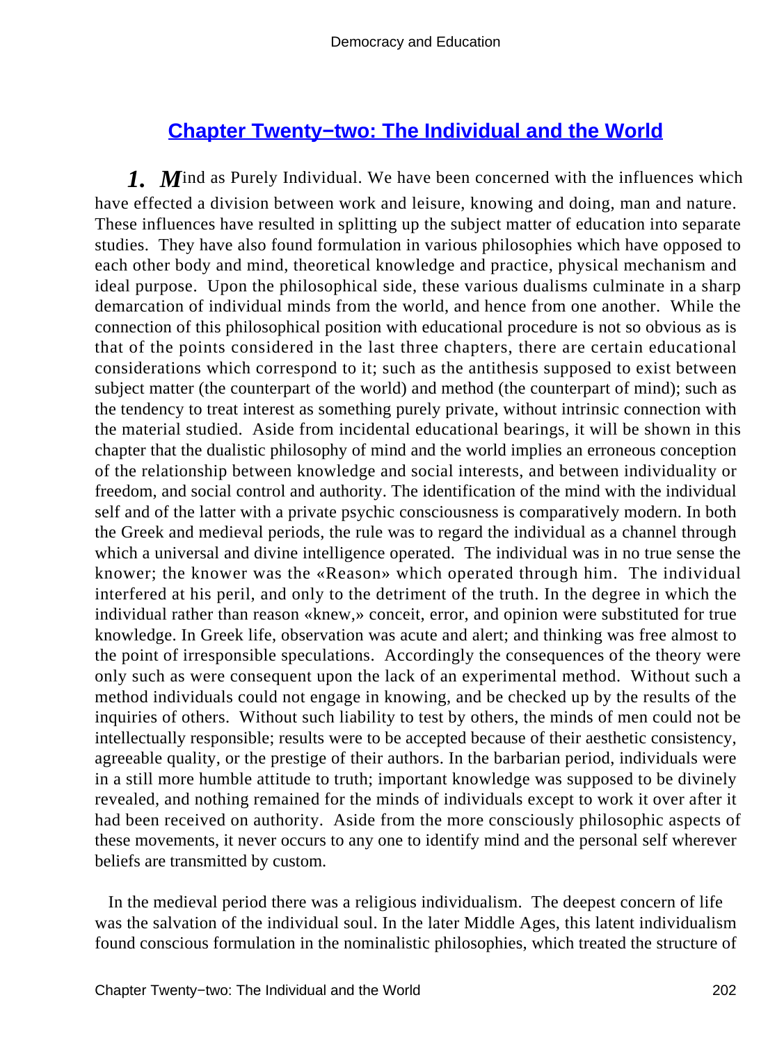## Chapter Twenty−two: The Individual and the World

**1. Mind as Purely Individual.** We have been concerned with the influences which have effected a division between work and leisure, knowing and doing, man and nature. These influences have resulted in splitting up the subject matter of education into separate studies. They have also found formulation in various philosophies which have opposed to each other body and mind, theoretical knowledge and practice, physical mechanism and ideal purpose. Upon the philosophical side, these various dualisms culminate in a sharp demarcation of individual minds from the world, and hence from one another. While the connection of this philosophical position with educational procedure is not so obvious as is that of the points considered in the last three chapters, there are certain educational considerations which correspond to it; such as the antithesis supposed to exist between subject matter (the counterpart of the world) and method (the counterpart of mind); such as the tendency to treat interest as something purely private, without intrinsic connection with the material studied. Aside from incidental educational bearings, it will be shown in this chapter that the dualistic philosophy of mind and the world implies an erroneous conception of the relationship between knowledge and social interests, and between individuality or freedom, and social control and authority. The identification of the mind with the individual self and of the latter with a private psychic consciousness is comparatively modern. In both the Greek and medieval periods, the rule was to regard the individual as a channel through which a universal and divine intelligence operated. The individual was in no true sense the knower; the knower was the «Reason» which operated through him. The individual interfered at his peril, and only to the detriment of the truth. In the degree in which the individual rather than reason «knew,» conceit, error, and opinion were substituted for true knowledge. In Greek life, observation was acute and alert; and thinking was free almost to the point of irresponsible speculations. Accordingly the consequences of the theory were only such as were consequent upon the lack of an experimental method. Without such a method individuals could not engage in knowing, and be checked up by the results of the inquiries of others. Without such liability to test by others, the minds of men could not be intellectually responsible; results were to be accepted because of their aesthetic consistency, agreeable quality, or the prestige of their authors. In the barbarian period, individuals were in a still more humble attitude to truth; important knowledge was supposed to be divinely revealed, and nothing remained for the minds of individuals except to work it over after it had been received on authority. Aside from the more consciously philosophic aspects of these movements, it never occurs to any one to identify mind and the personal self wherever beliefs are transmitted by custom.

In the medieval period there was a religious individualism. The deepest concern of life was the salvation of the individual soul. In the later Middle Ages, this latent individualism found conscious formulation in the nominalistic philosophies, which treated the structure of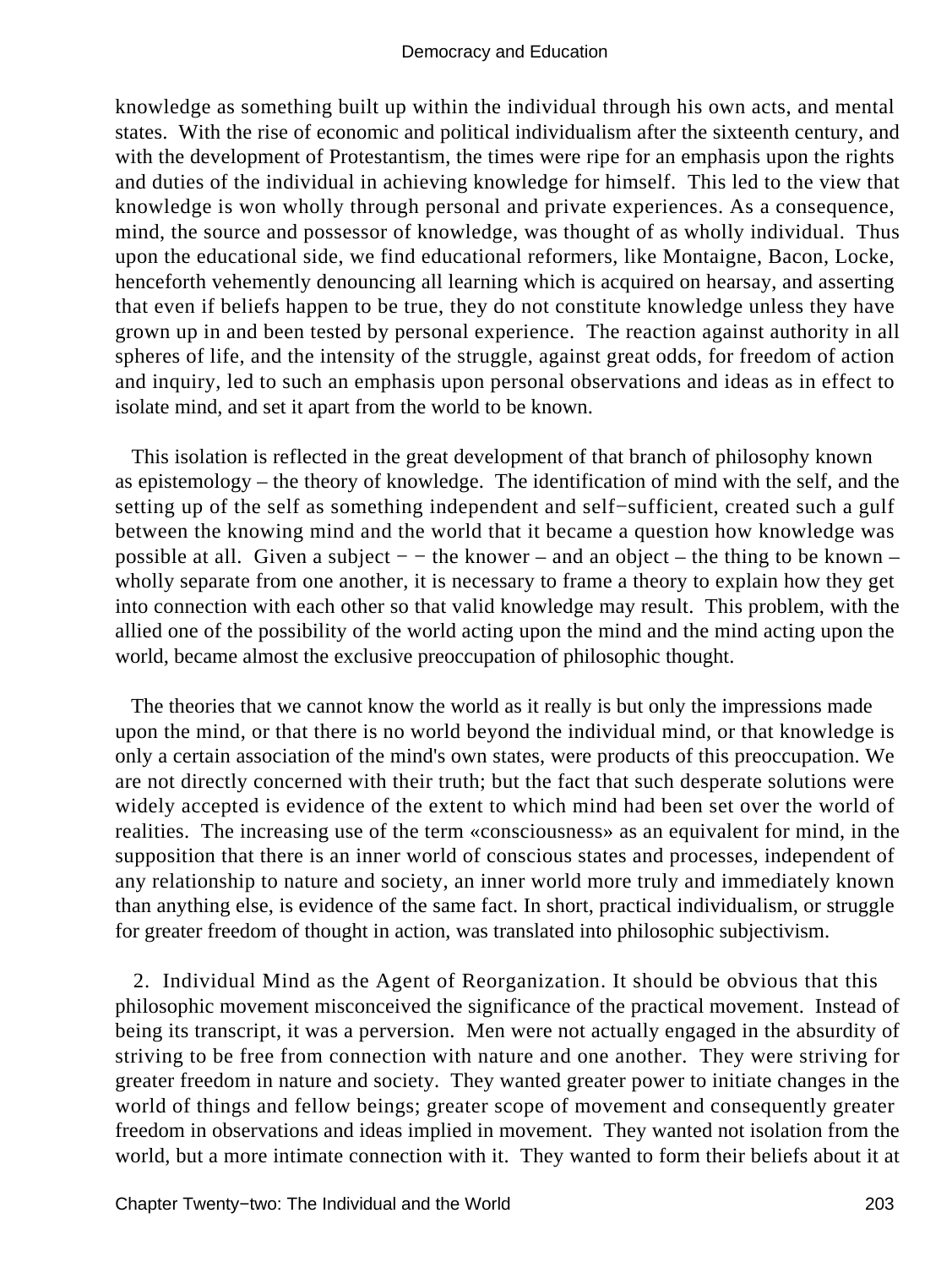knowledge as something built up within the individual through his own acts, and mental states. With the rise of economic and political individualism after the sixteenth century, and with the development of Protestantism, the times were ripe for an emphasis upon the rights and duties of the individual in achieving knowledge for himself. This led to the view that knowledge is won wholly through personal and private experiences. As a consequence, mind, the source and possessor of knowledge, was thought of as wholly individual. Thus upon the educational side, we find educational reformers, like Montaigne, Bacon, Locke, henceforth vehemently denouncing all learning which is acquired on hearsay, and asserting that even if beliefs happen to be true, they do not constitute knowledge unless they have grown up in and been tested by personal experience. The reaction against authority in all spheres of life, and the intensity of the struggle, against great odds, for freedom of action and inquiry, led to such an emphasis upon personal observations and ideas as in effect to isolate mind, and set it apart from the world to be known.

This isolation is reflected in the great development of that branch of philosophy known as epistemology – the theory of knowledge. The identification of mind with the self, and the setting up of the self as something independent and self−sufficient, created such a gulf between the knowing mind and the world that it became a question how knowledge was possible at all. Given a subject − − the knower – and an object – the thing to be known – wholly separate from one another, it is necessary to frame a theory to explain how they get into connection with each other so that valid knowledge may result. This problem, with the allied one of the possibility of the world acting upon the mind and the mind acting upon the world, became almost the exclusive preoccupation of philosophic thought.

The theories that we cannot know the world as it really is but only the impressions made upon the mind, or that there is no world beyond the individual mind, or that knowledge is only a certain association of the mind's own states, were products of this preoccupation. We are not directly concerned with their truth; but the fact that such desperate solutions were widely accepted is evidence of the extent to which mind had been set over the world of realities. The increasing use of the term «consciousness» as an equivalent for mind, in the supposition that there is an inner world of conscious states and processes, independent of any relationship to nature and society, an inner world more truly and immediately known than anything else, is evidence of the same fact. In short, practical individualism, or struggle for greater freedom of thought in action, was translated into philosophic subjectivism.

2. Individual Mind as the Agent of Reorganization. It should be obvious that this philosophic movement misconceived the significance of the practical movement. Instead of being its transcript, it was a perversion. Men were not actually engaged in the absurdity of striving to be free from connection with nature and one another. They were striving for greater freedom in nature and society. They wanted greater power to initiate changes in the world of things and fellow beings; greater scope of movement and consequently greater freedom in observations and ideas implied in movement. They wanted not isolation from the world, but a more intimate connection with it. They wanted to form their beliefs about it at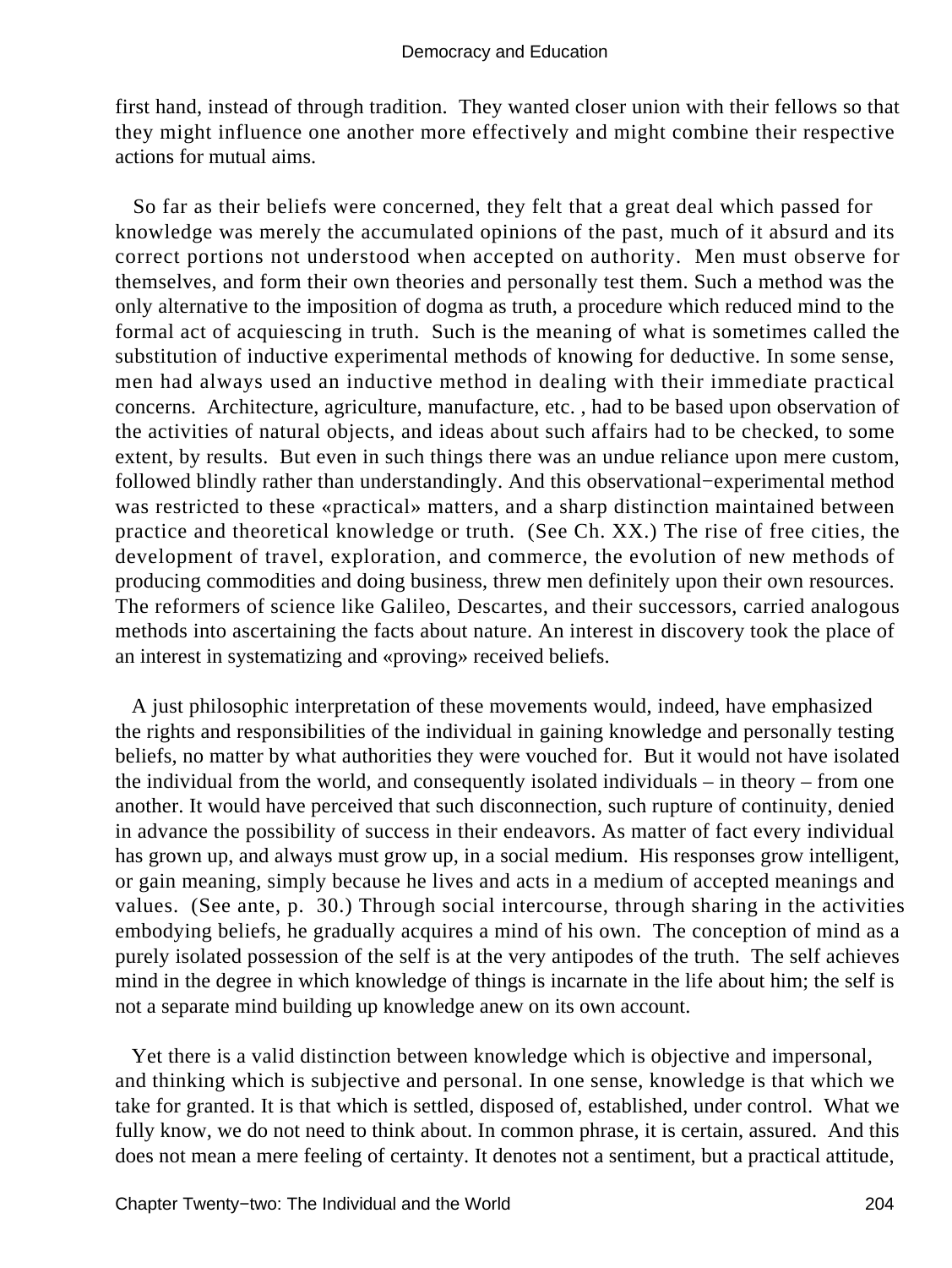first hand, instead of through tradition. They wanted closer union with their fellows so that they might influence one another more effectively and might combine their respective actions for mutual aims.

So far as their beliefs were concerned, they felt that a great deal which passed for knowledge was merely the accumulated opinions of the past, much of it absurd and its correct portions not understood when accepted on authority. Men must observe for themselves, and form their own theories and personally test them. Such a method was the only alternative to the imposition of dogma as truth, a procedure which reduced mind to the formal act of acquiescing in truth. Such is the meaning of what is sometimes called the substitution of inductive experimental methods of knowing for deductive. In some sense, men had always used an inductive method in dealing with their immediate practical concerns. Architecture, agriculture, manufacture, etc. , had to be based upon observation of the activities of natural objects, and ideas about such affairs had to be checked, to some extent, by results. But even in such things there was an undue reliance upon mere custom, followed blindly rather than understandingly. And this observational−experimental method was restricted to these «practical» matters, and a sharp distinction maintained between practice and theoretical knowledge or truth. (See Ch. XX.) The rise of free cities, the development of travel, exploration, and commerce, the evolution of new methods of producing commodities and doing business, threw men definitely upon their own resources. The reformers of science like Galileo, Descartes, and their successors, carried analogous methods into ascertaining the facts about nature. An interest in discovery took the place of an interest in systematizing and «proving» received beliefs.

A just philosophic interpretation of these movements would, indeed, have emphasized the rights and responsibilities of the individual in gaining knowledge and personally testing beliefs, no matter by what authorities they were vouched for. But it would not have isolated the individual from the world, and consequently isolated individuals – in theory – from one another. It would have perceived that such disconnection, such rupture of continuity, denied in advance the possibility of success in their endeavors. As matter of fact every individual has grown up, and always must grow up, in a social medium. His responses grow intelligent, or gain meaning, simply because he lives and acts in a medium of accepted meanings and values. (See ante, p. 30.) Through social intercourse, through sharing in the activities embodying beliefs, he gradually acquires a mind of his own. The conception of mind as a purely isolated possession of the self is at the very antipodes of the truth. The self achieves mind in the degree in which knowledge of things is incarnate in the life about him; the self is not a separate mind building up knowledge anew on its own account.

Yet there is a valid distinction between knowledge which is objective and impersonal, and thinking which is subjective and personal. In one sense, knowledge is that which we take for granted. It is that which is settled, disposed of, established, under control. What we fully know, we do not need to think about. In common phrase, it is certain, assured. And this does not mean a mere feeling of certainty. It denotes not a sentiment, but a practical attitude,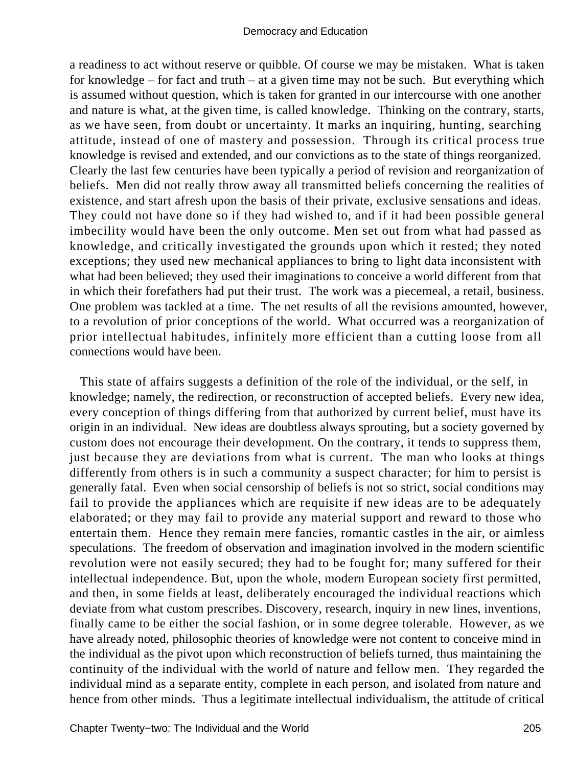a readiness to act without reserve or quibble. Of course we may be mistaken. What is taken for knowledge – for fact and truth – at a given time may not be such. But everything which is assumed without question, which is taken for granted in our intercourse with one another and nature is what, at the given time, is called knowledge. Thinking on the contrary, starts, as we have seen, from doubt or uncertainty. It marks an inquiring, hunting, searching attitude, instead of one of mastery and possession. Through its critical process true knowledge is revised and extended, and our convictions as to the state of things reorganized. Clearly the last few centuries have been typically a period of revision and reorganization of beliefs. Men did not really throw away all transmitted beliefs concerning the realities of existence, and start afresh upon the basis of their private, exclusive sensations and ideas. They could not have done so if they had wished to, and if it had been possible general imbecility would have been the only outcome. Men set out from what had passed as knowledge, and critically investigated the grounds upon which it rested; they noted exceptions; they used new mechanical appliances to bring to light data inconsistent with what had been believed; they used their imaginations to conceive a world different from that in which their forefathers had put their trust. The work was a piecemeal, a retail, business. One problem was tackled at a time. The net results of all the revisions amounted, however, to a revolution of prior conceptions of the world. What occurred was a reorganization of prior intellectual habitudes, infinitely more efficient than a cutting loose from all connections would have been.

This state of affairs suggests a definition of the role of the individual, or the self, in knowledge; namely, the redirection, or reconstruction of accepted beliefs. Every new idea, every conception of things differing from that authorized by current belief, must have its origin in an individual. New ideas are doubtless always sprouting, but a society governed by custom does not encourage their development. On the contrary, it tends to suppress them, just because they are deviations from what is current. The man who looks at things differently from others is in such a community a suspect character; for him to persist is generally fatal. Even when social censorship of beliefs is not so strict, social conditions may fail to provide the appliances which are requisite if new ideas are to be adequately elaborated; or they may fail to provide any material support and reward to those who entertain them. Hence they remain mere fancies, romantic castles in the air, or aimless speculations. The freedom of observation and imagination involved in the modern scientific revolution were not easily secured; they had to be fought for; many suffered for their intellectual independence. But, upon the whole, modern European society first permitted, and then, in some fields at least, deliberately encouraged the individual reactions which deviate from what custom prescribes. Discovery, research, inquiry in new lines, inventions, finally came to be either the social fashion, or in some degree tolerable. However, as we have already noted, philosophic theories of knowledge were not content to conceive mind in the individual as the pivot upon which reconstruction of beliefs turned, thus maintaining the continuity of the individual with the world of nature and fellow men. They regarded the individual mind as a separate entity, complete in each person, and isolated from nature and hence from other minds. Thus a legitimate intellectual individualism, the attitude of critical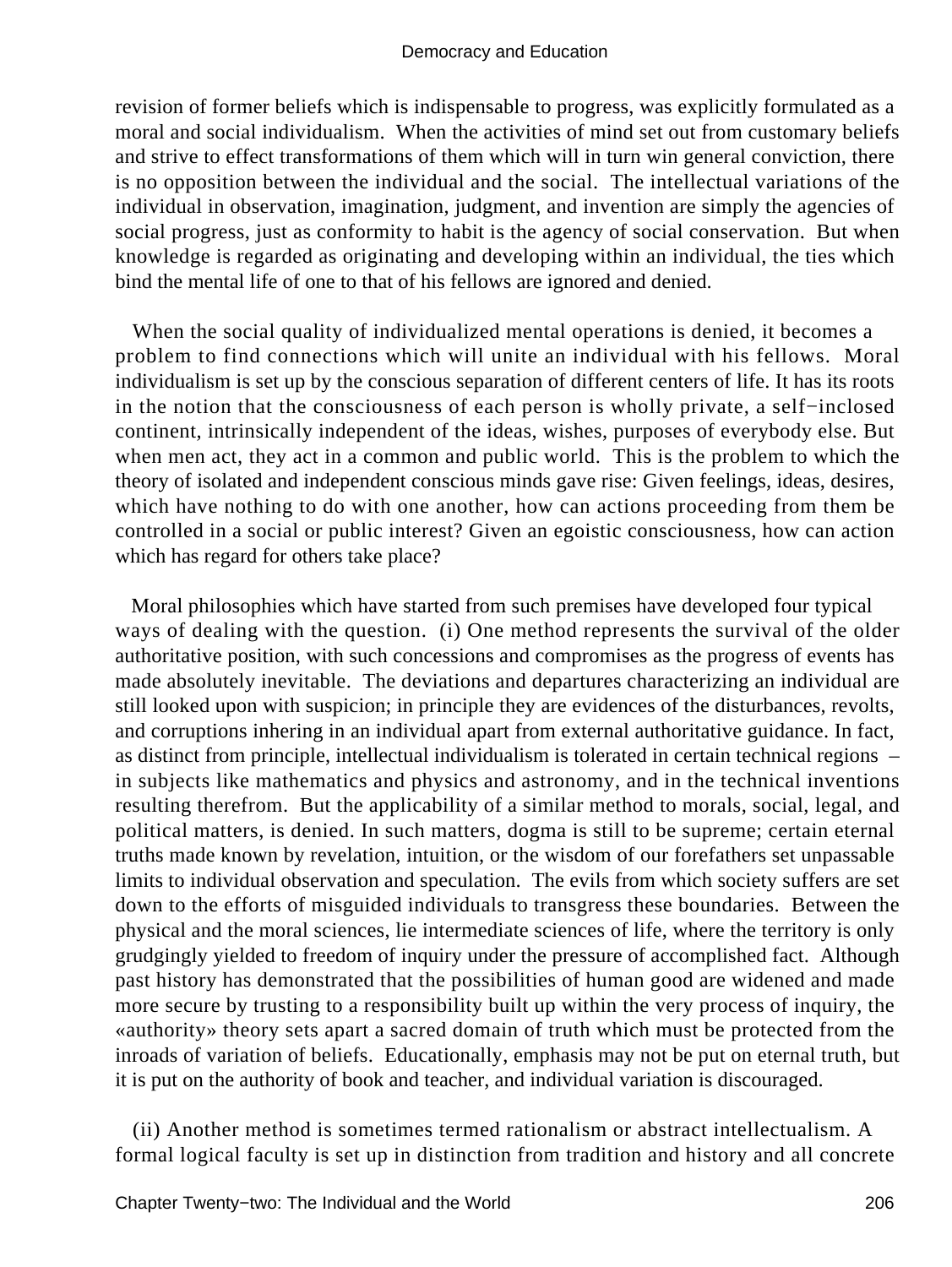revision of former beliefs which is indispensable to progress, was explicitly formulated as a moral and social individualism. When the activities of mind set out from customary beliefs and strive to effect transformations of them which will in turn win general conviction, there is no opposition between the individual and the social. The intellectual variations of the individual in observation, imagination, judgment, and invention are simply the agencies of social progress, just as conformity to habit is the agency of social conservation. But when knowledge is regarded as originating and developing within an individual, the ties which bind the mental life of one to that of his fellows are ignored and denied.

When the social quality of individualized mental operations is denied, it becomes a problem to find connections which will unite an individual with his fellows. Moral individualism is set up by the conscious separation of different centers of life. It has its roots in the notion that the consciousness of each person is wholly private, a self−inclosed continent, intrinsically independent of the ideas, wishes, purposes of everybody else. But when men act, they act in a common and public world. This is the problem to which the theory of isolated and independent conscious minds gave rise: Given feelings, ideas, desires, which have nothing to do with one another, how can actions proceeding from them be controlled in a social or public interest? Given an egoistic consciousness, how can action which has regard for others take place?

Moral philosophies which have started from such premises have developed four typical ways of dealing with the question. (i) One method represents the survival of the older authoritative position, with such concessions and compromises as the progress of events has made absolutely inevitable. The deviations and departures characterizing an individual are still looked upon with suspicion; in principle they are evidences of the disturbances, revolts, and corruptions inhering in an individual apart from external authoritative guidance. In fact, as distinct from principle, intellectual individualism is tolerated in certain technical regions – in subjects like mathematics and physics and astronomy, and in the technical inventions resulting therefrom. But the applicability of a similar method to morals, social, legal, and political matters, is denied. In such matters, dogma is still to be supreme; certain eternal truths made known by revelation, intuition, or the wisdom of our forefathers set unpassable limits to individual observation and speculation. The evils from which society suffers are set down to the efforts of misguided individuals to transgress these boundaries. Between the physical and the moral sciences, lie intermediate sciences of life, where the territory is only grudgingly yielded to freedom of inquiry under the pressure of accomplished fact. Although past history has demonstrated that the possibilities of human good are widened and made more secure by trusting to a responsibility built up within the very process of inquiry, the «authority» theory sets apart a sacred domain of truth which must be protected from the inroads of variation of beliefs. Educationally, emphasis may not be put on eternal truth, but it is put on the authority of book and teacher, and individual variation is discouraged.

(ii) Another method is sometimes termed rationalism or abstract intellectualism. A formal logical faculty is set up in distinction from tradition and history and all concrete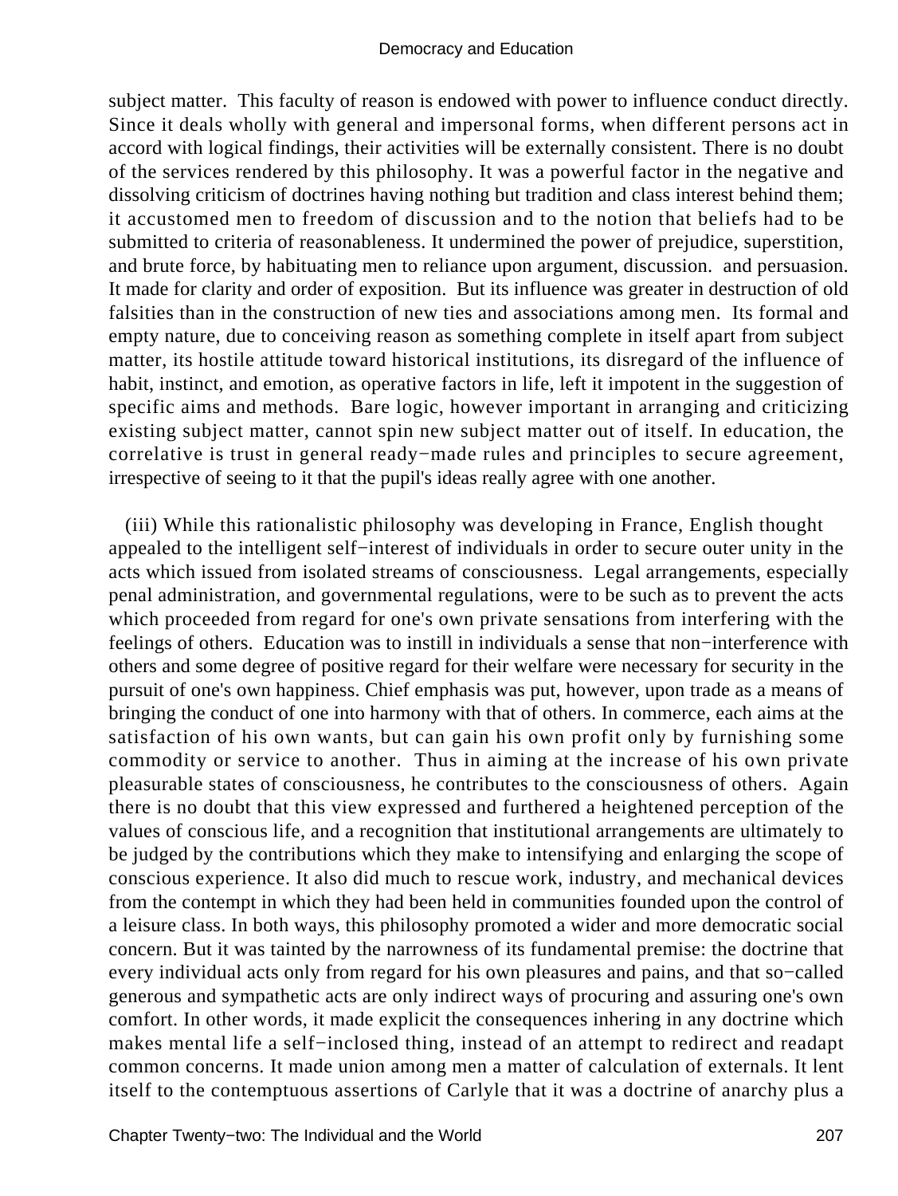subject matter. This faculty of reason is endowed with power to influence conduct directly. Since it deals wholly with general and impersonal forms, when different persons act in accord with logical findings, their activities will be externally consistent. There is no doubt of the services rendered by this philosophy. It was a powerful factor in the negative and dissolving criticism of doctrines having nothing but tradition and class interest behind them; it accustomed men to freedom of discussion and to the notion that beliefs had to be submitted to criteria of reasonableness. It undermined the power of prejudice, superstition, and brute force, by habituating men to reliance upon argument, discussion. and persuasion. It made for clarity and order of exposition. But its influence was greater in destruction of old falsities than in the construction of new ties and associations among men. Its formal and empty nature, due to conceiving reason as something complete in itself apart from subject matter, its hostile attitude toward historical institutions, its disregard of the influence of habit, instinct, and emotion, as operative factors in life, left it impotent in the suggestion of specific aims and methods. Bare logic, however important in arranging and criticizing existing subject matter, cannot spin new subject matter out of itself. In education, the correlative is trust in general ready−made rules and principles to secure agreement, irrespective of seeing to it that the pupil's ideas really agree with one another.

(iii) While this rationalistic philosophy was developing in France, English thought appealed to the intelligent self−interest of individuals in order to secure outer unity in the acts which issued from isolated streams of consciousness. Legal arrangements, especially penal administration, and governmental regulations, were to be such as to prevent the acts which proceeded from regard for one's own private sensations from interfering with the feelings of others. Education was to instill in individuals a sense that non−interference with others and some degree of positive regard for their welfare were necessary for security in the pursuit of one's own happiness. Chief emphasis was put, however, upon trade as a means of bringing the conduct of one into harmony with that of others. In commerce, each aims at the satisfaction of his own wants, but can gain his own profit only by furnishing some commodity or service to another. Thus in aiming at the increase of his own private pleasurable states of consciousness, he contributes to the consciousness of others. Again there is no doubt that this view expressed and furthered a heightened perception of the values of conscious life, and a recognition that institutional arrangements are ultimately to be judged by the contributions which they make to intensifying and enlarging the scope of conscious experience. It also did much to rescue work, industry, and mechanical devices from the contempt in which they had been held in communities founded upon the control of a leisure class. In both ways, this philosophy promoted a wider and more democratic social concern. But it was tainted by the narrowness of its fundamental premise: the doctrine that every individual acts only from regard for his own pleasures and pains, and that so−called generous and sympathetic acts are only indirect ways of procuring and assuring one's own comfort. In other words, it made explicit the consequences inhering in any doctrine which makes mental life a self−inclosed thing, instead of an attempt to redirect and readapt common concerns. It made union among men a matter of calculation of externals. It lent itself to the contemptuous assertions of Carlyle that it was a doctrine of anarchy plus a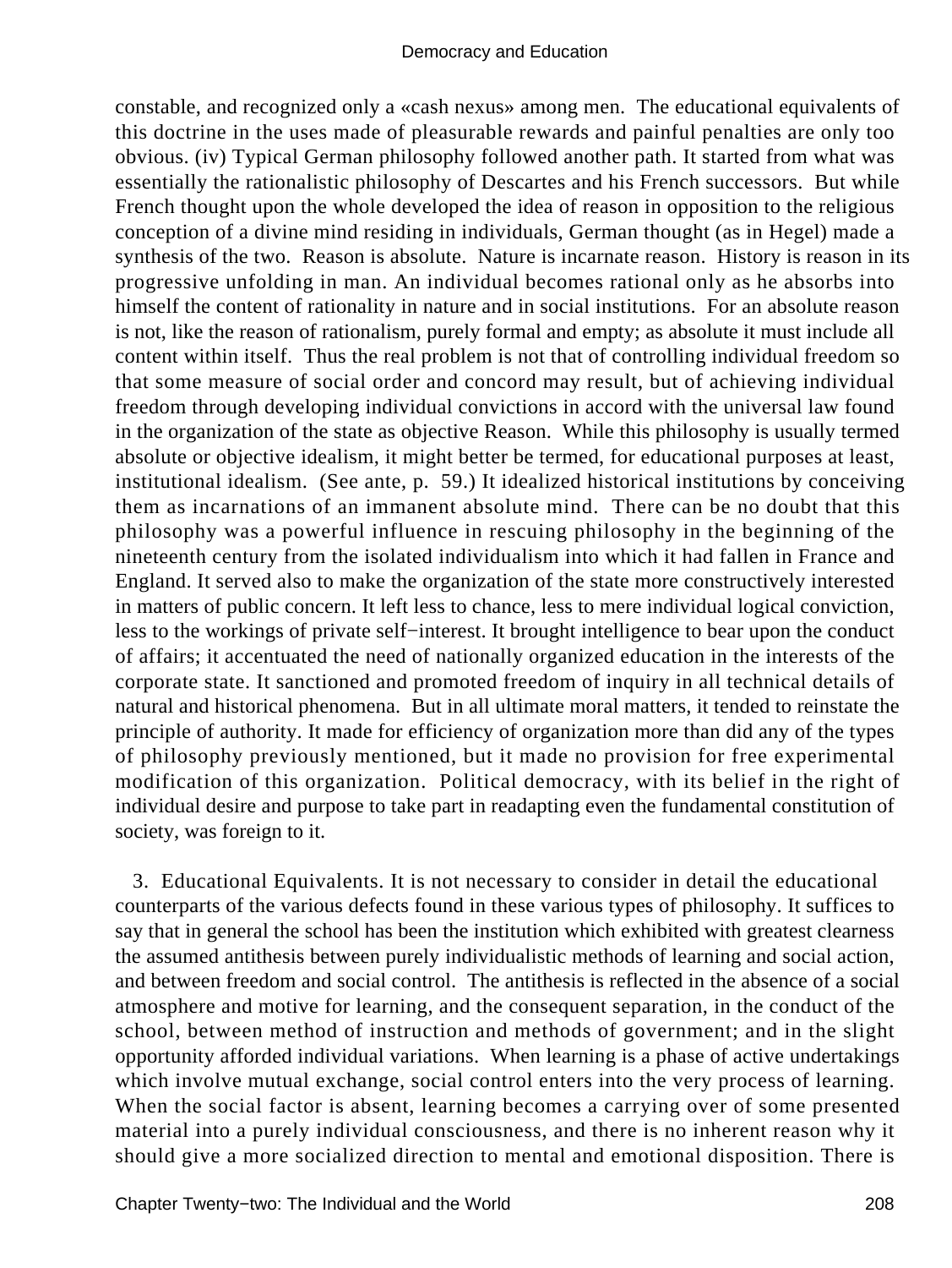constable, and recognized only a «cash nexus» among men. The educational equivalents of this doctrine in the uses made of pleasurable rewards and painful penalties are only too obvious. (iv) Typical German philosophy followed another path. It started from what was essentially the rationalistic philosophy of Descartes and his French successors. But while French thought upon the whole developed the idea of reason in opposition to the religious conception of a divine mind residing in individuals, German thought (as in Hegel) made a synthesis of the two. Reason is absolute. Nature is incarnate reason. History is reason in its progressive unfolding in man. An individual becomes rational only as he absorbs into himself the content of rationality in nature and in social institutions. For an absolute reason is not, like the reason of rationalism, purely formal and empty; as absolute it must include all content within itself. Thus the real problem is not that of controlling individual freedom so that some measure of social order and concord may result, but of achieving individual freedom through developing individual convictions in accord with the universal law found in the organization of the state as objective Reason. While this philosophy is usually termed absolute or objective idealism, it might better be termed, for educational purposes at least, institutional idealism. (See ante, p. 59.) It idealized historical institutions by conceiving them as incarnations of an immanent absolute mind. There can be no doubt that this philosophy was a powerful influence in rescuing philosophy in the beginning of the nineteenth century from the isolated individualism into which it had fallen in France and England. It served also to make the organization of the state more constructively interested in matters of public concern. It left less to chance, less to mere individual logical conviction, less to the workings of private self−interest. It brought intelligence to bear upon the conduct of affairs; it accentuated the need of nationally organized education in the interests of the corporate state. It sanctioned and promoted freedom of inquiry in all technical details of natural and historical phenomena. But in all ultimate moral matters, it tended to reinstate the principle of authority. It made for efficiency of organization more than did any of the types of philosophy previously mentioned, but it made no provision for free experimental modification of this organization. Political democracy, with its belief in the right of individual desire and purpose to take part in readapting even the fundamental constitution of society, was foreign to it.

3. Educational Equivalents. It is not necessary to consider in detail the educational counterparts of the various defects found in these various types of philosophy. It suffices to say that in general the school has been the institution which exhibited with greatest clearness the assumed antithesis between purely individualistic methods of learning and social action, and between freedom and social control. The antithesis is reflected in the absence of a social atmosphere and motive for learning, and the consequent separation, in the conduct of the school, between method of instruction and methods of government; and in the slight opportunity afforded individual variations. When learning is a phase of active undertakings which involve mutual exchange, social control enters into the very process of learning. When the social factor is absent, learning becomes a carrying over of some presented material into a purely individual consciousness, and there is no inherent reason why it should give a more socialized direction to mental and emotional disposition. There is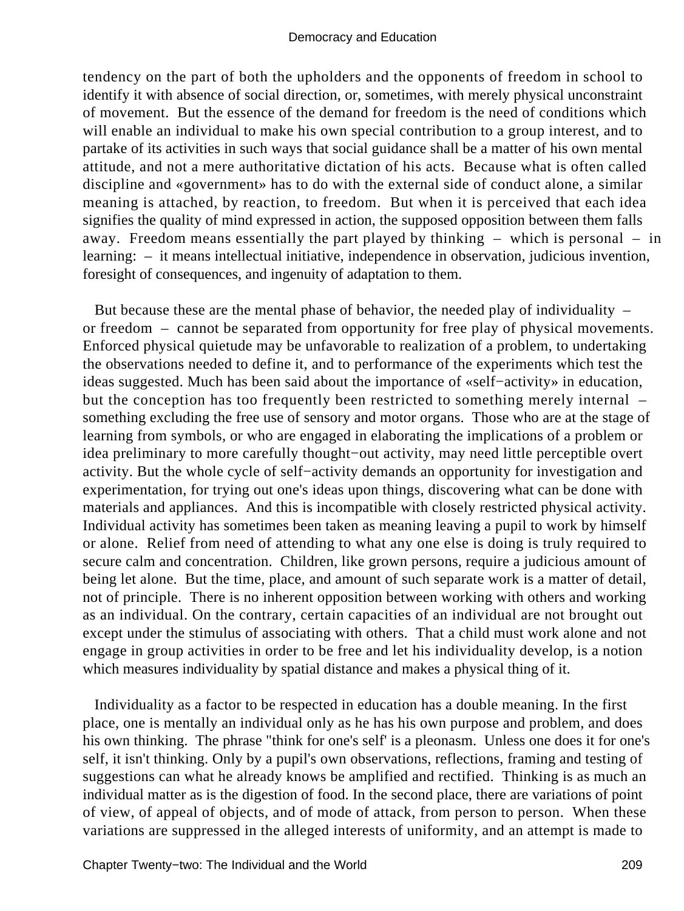tendency on the part of both the upholders and the opponents of freedom in school to identify it with absence of social direction, or, sometimes, with merely physical unconstraint of movement. But the essence of the demand for freedom is the need of conditions which will enable an individual to make his own special contribution to a group interest, and to partake of its activities in such ways that social guidance shall be a matter of his own mental attitude, and not a mere authoritative dictation of his acts. Because what is often called discipline and «government» has to do with the external side of conduct alone, a similar meaning is attached, by reaction, to freedom. But when it is perceived that each idea signifies the quality of mind expressed in action, the supposed opposition between them falls away. Freedom means essentially the part played by thinking – which is personal – in learning: – it means intellectual initiative, independence in observation, judicious invention, foresight of consequences, and ingenuity of adaptation to them.

But because these are the mental phase of behavior, the needed play of individuality – or freedom – cannot be separated from opportunity for free play of physical movements. Enforced physical quietude may be unfavorable to realization of a problem, to undertaking the observations needed to define it, and to performance of the experiments which test the ideas suggested. Much has been said about the importance of «self−activity» in education, but the conception has too frequently been restricted to something merely internal – something excluding the free use of sensory and motor organs. Those who are at the stage of learning from symbols, or who are engaged in elaborating the implications of a problem or idea preliminary to more carefully thought−out activity, may need little perceptible overt activity. But the whole cycle of self−activity demands an opportunity for investigation and experimentation, for trying out one's ideas upon things, discovering what can be done with materials and appliances. And this is incompatible with closely restricted physical activity. Individual activity has sometimes been taken as meaning leaving a pupil to work by himself or alone. Relief from need of attending to what any one else is doing is truly required to secure calm and concentration. Children, like grown persons, require a judicious amount of being let alone. But the time, place, and amount of such separate work is a matter of detail, not of principle. There is no inherent opposition between working with others and working as an individual. On the contrary, certain capacities of an individual are not brought out except under the stimulus of associating with others. That a child must work alone and not engage in group activities in order to be free and let his individuality develop, is a notion which measures individuality by spatial distance and makes a physical thing of it.

Individuality as a factor to be respected in education has a double meaning. In the first place, one is mentally an individual only as he has his own purpose and problem, and does his own thinking. The phrase "think for one's self' is a pleonasm. Unless one does it for one's self, it isn't thinking. Only by a pupil's own observations, reflections, framing and testing of suggestions can what he already knows be amplified and rectified. Thinking is as much an individual matter as is the digestion of food. In the second place, there are variations of point of view, of appeal of objects, and of mode of attack, from person to person. When these variations are suppressed in the alleged interests of uniformity, and an attempt is made to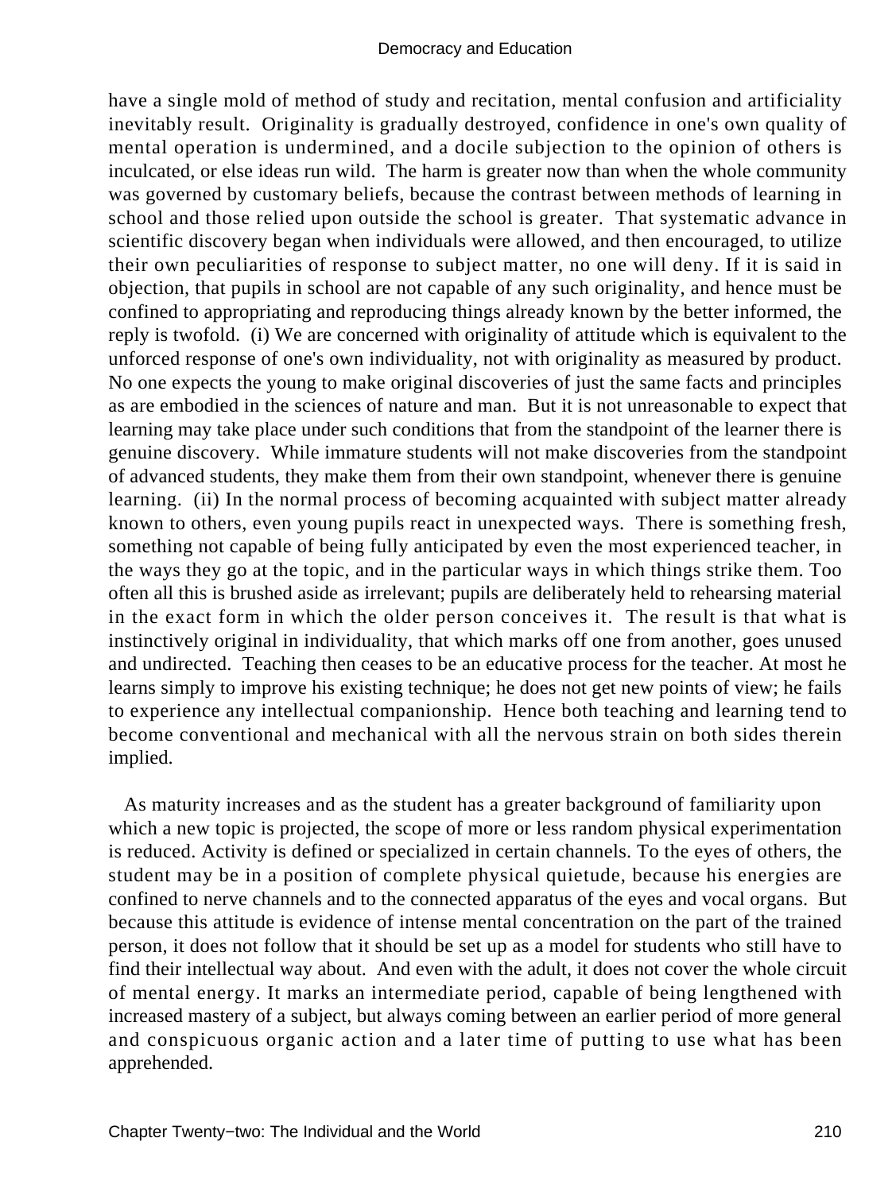have a single mold of method of study and recitation, mental confusion and artificiality inevitably result. Originality is gradually destroyed, confidence in one's own quality of mental operation is undermined, and a docile subjection to the opinion of others is inculcated, or else ideas run wild. The harm is greater now than when the whole community was governed by customary beliefs, because the contrast between methods of learning in school and those relied upon outside the school is greater. That systematic advance in scientific discovery began when individuals were allowed, and then encouraged, to utilize their own peculiarities of response to subject matter, no one will deny. If it is said in objection, that pupils in school are not capable of any such originality, and hence must be confined to appropriating and reproducing things already known by the better informed, the reply is twofold. (i) We are concerned with originality of attitude which is equivalent to the unforced response of one's own individuality, not with originality as measured by product. No one expects the young to make original discoveries of just the same facts and principles as are embodied in the sciences of nature and man. But it is not unreasonable to expect that learning may take place under such conditions that from the standpoint of the learner there is genuine discovery. While immature students will not make discoveries from the standpoint of advanced students, they make them from their own standpoint, whenever there is genuine learning. (ii) In the normal process of becoming acquainted with subject matter already known to others, even young pupils react in unexpected ways. There is something fresh, something not capable of being fully anticipated by even the most experienced teacher, in the ways they go at the topic, and in the particular ways in which things strike them. Too often all this is brushed aside as irrelevant; pupils are deliberately held to rehearsing material in the exact form in which the older person conceives it. The result is that what is instinctively original in individuality, that which marks off one from another, goes unused and undirected. Teaching then ceases to be an educative process for the teacher. At most he learns simply to improve his existing technique; he does not get new points of view; he fails to experience any intellectual companionship. Hence both teaching and learning tend to become conventional and mechanical with all the nervous strain on both sides therein implied.

As maturity increases and as the student has a greater background of familiarity upon which a new topic is projected, the scope of more or less random physical experimentation is reduced. Activity is defined or specialized in certain channels. To the eyes of others, the student may be in a position of complete physical quietude, because his energies are confined to nerve channels and to the connected apparatus of the eyes and vocal organs. But because this attitude is evidence of intense mental concentration on the part of the trained person, it does not follow that it should be set up as a model for students who still have to find their intellectual way about. And even with the adult, it does not cover the whole circuit of mental energy. It marks an intermediate period, capable of being lengthened with increased mastery of a subject, but always coming between an earlier period of more general and conspicuous organic action and a later time of putting to use what has been apprehended.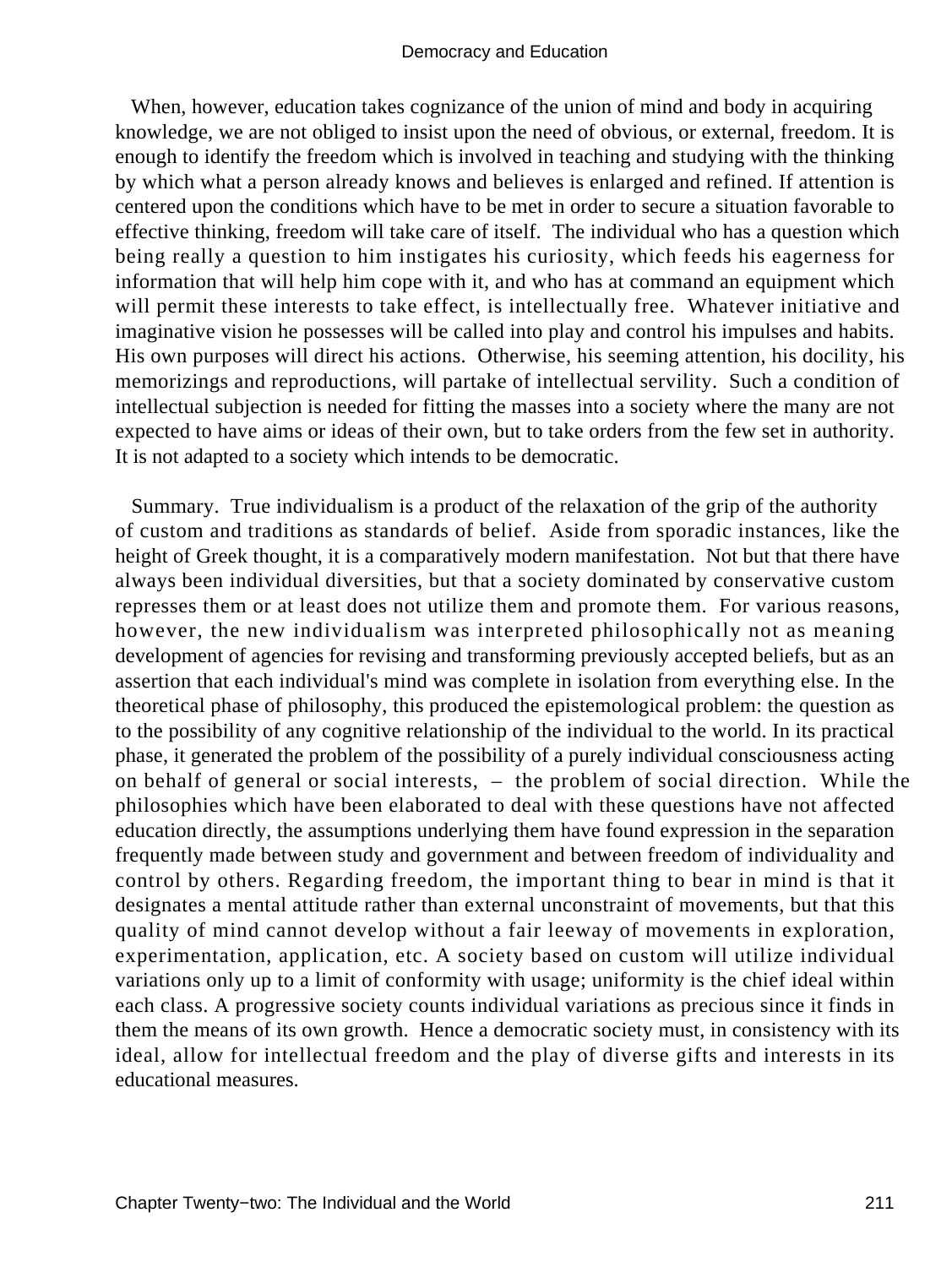When, however, education takes cognizance of the union of mind and body in acquiring knowledge, we are not obliged to insist upon the need of obvious, or external, freedom. It is enough to identify the freedom which is involved in teaching and studying with the thinking by which what a person already knows and believes is enlarged and refined. If attention is centered upon the conditions which have to be met in order to secure a situation favorable to effective thinking, freedom will take care of itself. The individual who has a question which being really a question to him instigates his curiosity, which feeds his eagerness for information that will help him cope with it, and who has at command an equipment which will permit these interests to take effect, is intellectually free. Whatever initiative and imaginative vision he possesses will be called into play and control his impulses and habits. His own purposes will direct his actions. Otherwise, his seeming attention, his docility, his memorizings and reproductions, will partake of intellectual servility. Such a condition of intellectual subjection is needed for fitting the masses into a society where the many are not expected to have aims or ideas of their own, but to take orders from the few set in authority. It is not adapted to a society which intends to be democratic.

Summary. True individualism is a product of the relaxation of the grip of the authority of custom and traditions as standards of belief. Aside from sporadic instances, like the height of Greek thought, it is a comparatively modern manifestation. Not but that there have always been individual diversities, but that a society dominated by conservative custom represses them or at least does not utilize them and promote them. For various reasons, however, the new individualism was interpreted philosophically not as meaning development of agencies for revising and transforming previously accepted beliefs, but as an assertion that each individual's mind was complete in isolation from everything else. In the theoretical phase of philosophy, this produced the epistemological problem: the question as to the possibility of any cognitive relationship of the individual to the world. In its practical phase, it generated the problem of the possibility of a purely individual consciousness acting on behalf of general or social interests, – the problem of social direction. While the philosophies which have been elaborated to deal with these questions have not affected education directly, the assumptions underlying them have found expression in the separation frequently made between study and government and between freedom of individuality and control by others. Regarding freedom, the important thing to bear in mind is that it designates a mental attitude rather than external unconstraint of movements, but that this quality of mind cannot develop without a fair leeway of movements in exploration, experimentation, application, etc. A society based on custom will utilize individual variations only up to a limit of conformity with usage; uniformity is the chief ideal within each class. A progressive society counts individual variations as precious since it finds in them the means of its own growth. Hence a democratic society must, in consistency with its ideal, allow for intellectual freedom and the play of diverse gifts and interests in its educational measures.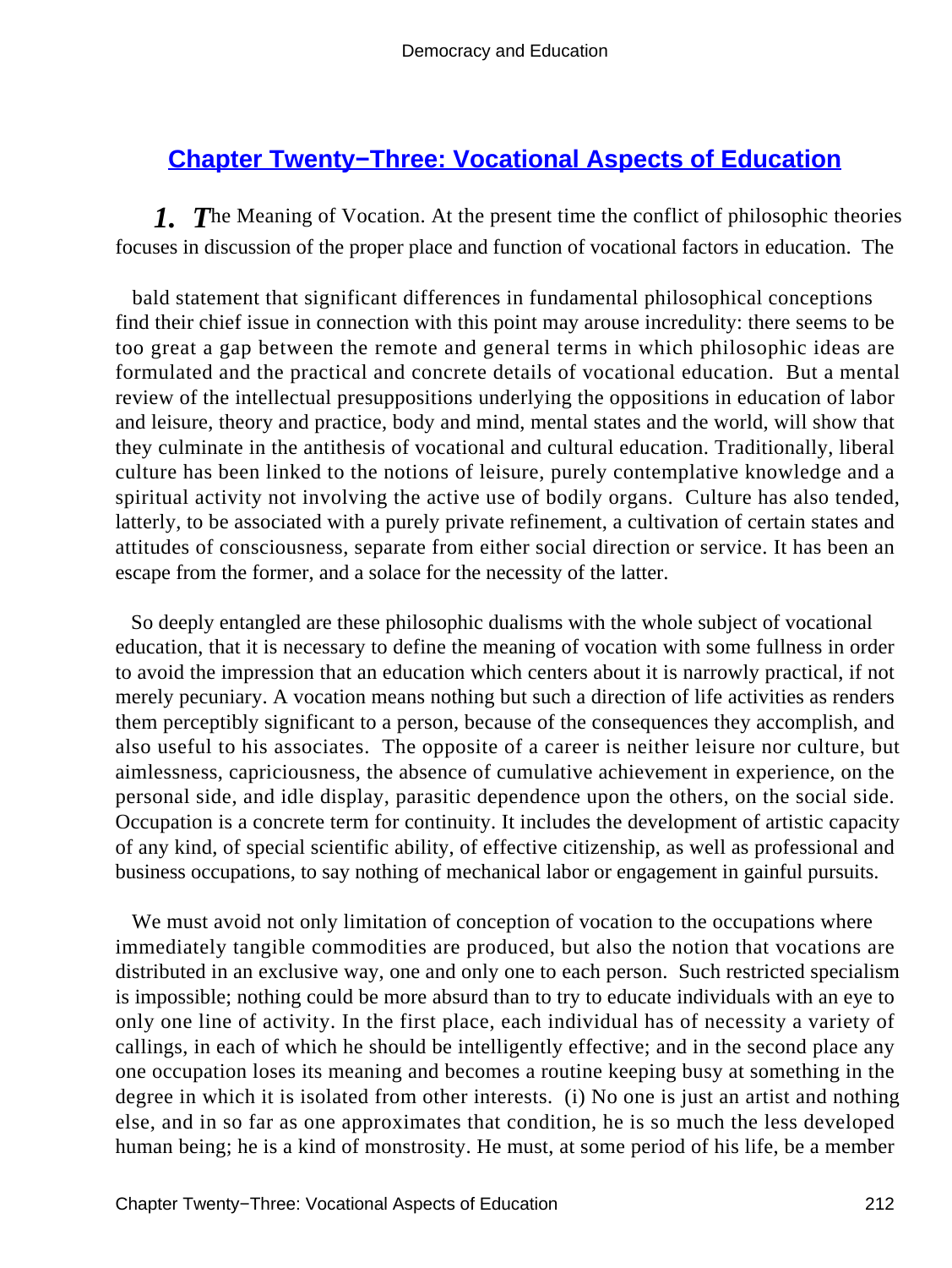## Chapter Twenty−Three: Vocational Aspects of Education

*1. T*he Meaning of Vocation. At the present time the conflict of philosophic theories focuses in discussion of the proper place and function of vocational factors in education. The bald statement that significant differences in fundamental philosophical conceptions find their chief issue in connection with this point may arouse incredulity: there seems to be too great a gap between the remote and general terms in which philosophic ideas are formulated and the practical and concrete details of vocational education. But a mental review of the intellectual presuppositions underlying the oppositions in education of labor and leisure, theory and practice, body and mind, mental states and the world, will show that they culminate in the antithesis of vocational and cultural education. Traditionally, liberal culture has been linked to the notions of leisure, purely contemplative knowledge and a spiritual activity not involving the active use of bodily organs. Culture has also tended, latterly, to be associated with a purely private refinement, a cultivation of certain states and attitudes of consciousness, separate from either social direction or service. It has been an escape from the former, and a solace for the necessity of the latter.

So deeply entangled are these philosophic dualisms with the whole subject of vocational education, that it is necessary to define the meaning of vocation with some fullness in order to avoid the impression that an education which centers about it is narrowly practical, if not merely pecuniary. A vocation means nothing but such a direction of life activities as renders them perceptibly significant to a person, because of the consequences they accomplish, and also useful to his associates. The opposite of a career is neither leisure nor culture, but aimlessness, capriciousness, the absence of cumulative achievement in experience, on the personal side, and idle display, parasitic dependence upon the others, on the social side. Occupation is a concrete term for continuity. It includes the development of artistic capacity of any kind, of special scientific ability, of effective citizenship, as well as professional and business occupations, to say nothing of mechanical labor or engagement in gainful pursuits.

We must avoid not only limitation of conception of vocation to the occupations where immediately tangible commodities are produced, but also the notion that vocations are distributed in an exclusive way, one and only one to each person. Such restricted specialism is impossible; nothing could be more absurd than to try to educate individuals with an eye to only one line of activity. In the first place, each individual has of necessity a variety of callings, in each of which he should be intelligently effective; and in the second place any one occupation loses its meaning and becomes a routine keeping busy at something in the degree in which it is isolated from other interests. (i) No one is just an artist and nothing else, and in so far as one approximates that condition, he is so much the less developed human being; he is a kind of monstrosity. He must, at some period of his life, be a member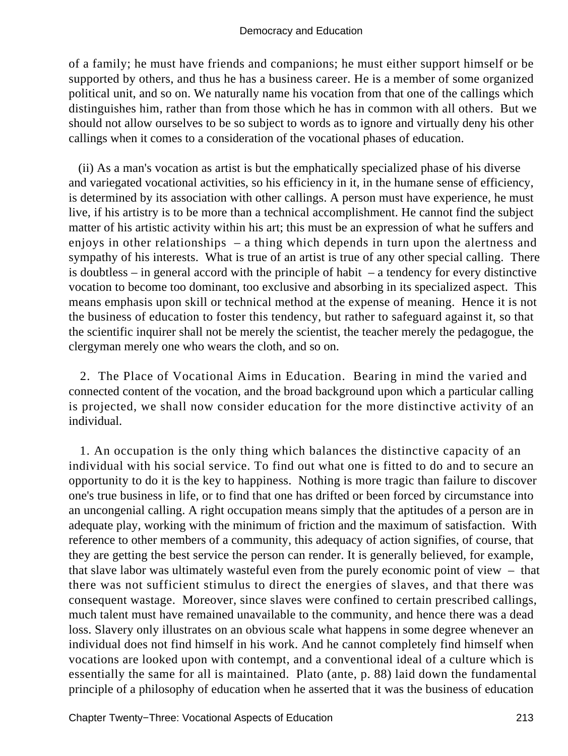of a family; he must have friends and companions; he must either support himself or be supported by others, and thus he has a business career. He is a member of some organized political unit, and so on. We naturally name his vocation from that one of the callings which distinguishes him, rather than from those which he has in common with all others. But we should not allow ourselves to be so subject to words as to ignore and virtually deny his other callings when it comes to a consideration of the vocational phases of education.

(ii) As a man's vocation as artist is but the emphatically specialized phase of his diverse and variegated vocational activities, so his efficiency in it, in the humane sense of efficiency, is determined by its association with other callings. A person must have experience, he must live, if his artistry is to be more than a technical accomplishment. He cannot find the subject matter of his artistic activity within his art; this must be an expression of what he suffers and enjoys in other relationships – a thing which depends in turn upon the alertness and sympathy of his interests. What is true of an artist is true of any other special calling. There is doubtless – in general accord with the principle of habit – a tendency for every distinctive vocation to become too dominant, too exclusive and absorbing in its specialized aspect. This means emphasis upon skill or technical method at the expense of meaning. Hence it is not the business of education to foster this tendency, but rather to safeguard against it, so that the scientific inquirer shall not be merely the scientist, the teacher merely the pedagogue, the clergyman merely one who wears the cloth, and so on.

2. The Place of Vocational Aims in Education. Bearing in mind the varied and connected content of the vocation, and the broad background upon which a particular calling is projected, we shall now consider education for the more distinctive activity of an individual.

1. An occupation is the only thing which balances the distinctive capacity of an individual with his social service. To find out what one is fitted to do and to secure an opportunity to do it is the key to happiness. Nothing is more tragic than failure to discover one's true business in life, or to find that one has drifted or been forced by circumstance into an uncongenial calling. A right occupation means simply that the aptitudes of a person are in adequate play, working with the minimum of friction and the maximum of satisfaction. With reference to other members of a community, this adequacy of action signifies, of course, that they are getting the best service the person can render. It is generally believed, for example, that slave labor was ultimately wasteful even from the purely economic point of view – that there was not sufficient stimulus to direct the energies of slaves, and that there was consequent wastage. Moreover, since slaves were confined to certain prescribed callings, much talent must have remained unavailable to the community, and hence there was a dead loss. Slavery only illustrates on an obvious scale what happens in some degree whenever an individual does not find himself in his work. And he cannot completely find himself when vocations are looked upon with contempt, and a conventional ideal of a culture which is essentially the same for all is maintained. Plato (ante, p. 88) laid down the fundamental principle of a philosophy of education when he asserted that it was the business of education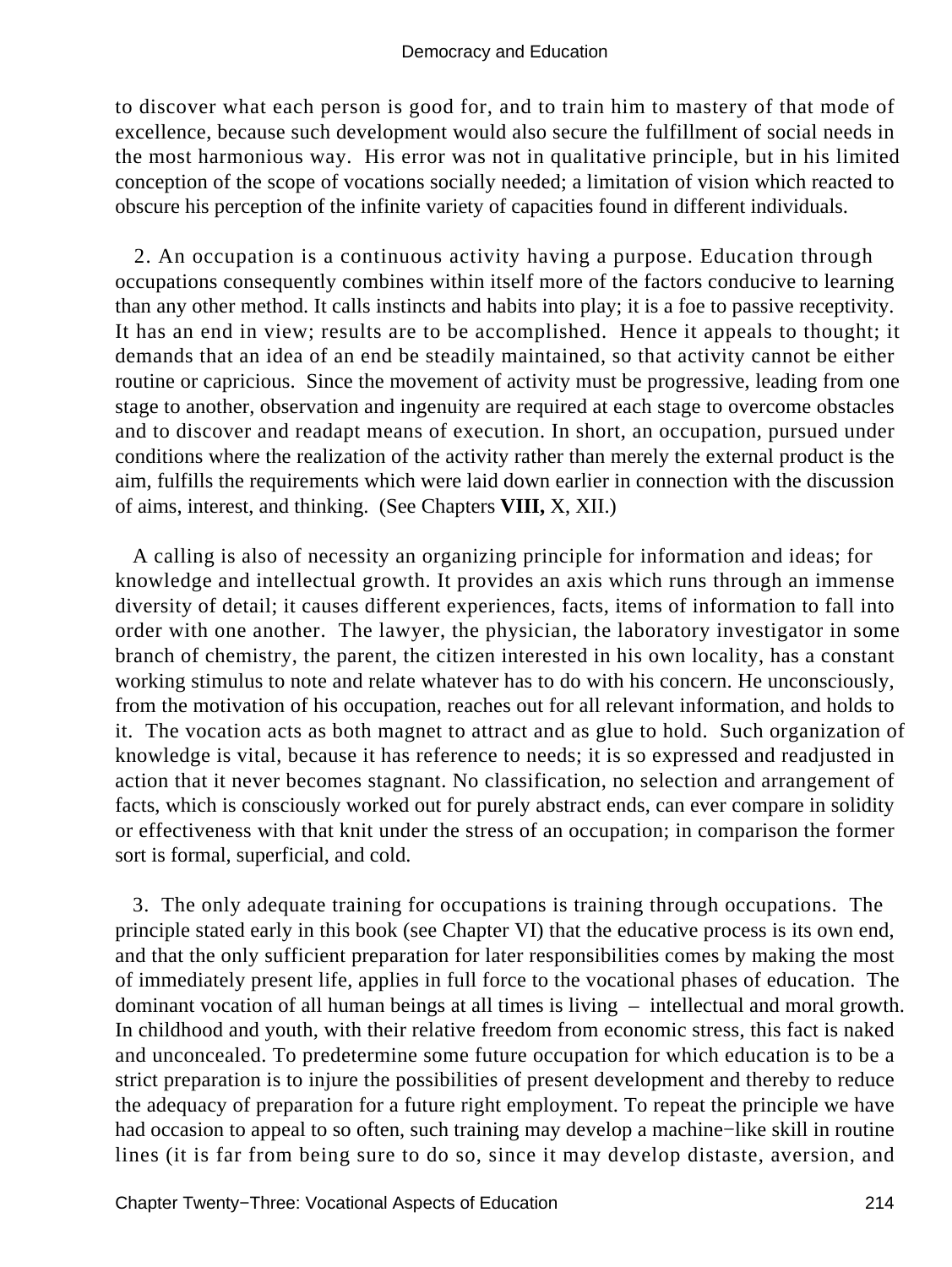to discover what each person is good for, and to train him to mastery of that mode of excellence, because such development would also secure the fulfillment of social needs in the most harmonious way. His error was not in qualitative principle, but in his limited conception of the scope of vocations socially needed; a limitation of vision which reacted to obscure his perception of the infinite variety of capacities found in different individuals.

2. An occupation is a continuous activity having a purpose. Education through occupations consequently combines within itself more of the factors conducive to learning than any other method. It calls instincts and habits into play; it is a foe to passive receptivity. It has an end in view; results are to be accomplished. Hence it appeals to thought; it demands that an idea of an end be steadily maintained, so that activity cannot be either routine or capricious. Since the movement of activity must be progressive, leading from one stage to another, observation and ingenuity are required at each stage to overcome obstacles and to discover and readapt means of execution. In short, an occupation, pursued under conditions where the realization of the activity rather than merely the external product is the aim, fulfills the requirements which were laid down earlier in connection with the discussion of aims, interest, and thinking. (See Chapters **VIII,** X, XII.)

A calling is also of necessity an organizing principle for information and ideas; for knowledge and intellectual growth. It provides an axis which runs through an immense diversity of detail; it causes different experiences, facts, items of information to fall into order with one another. The lawyer, the physician, the laboratory investigator in some branch of chemistry, the parent, the citizen interested in his own locality, has a constant working stimulus to note and relate whatever has to do with his concern. He unconsciously, from the motivation of his occupation, reaches out for all relevant information, and holds to it. The vocation acts as both magnet to attract and as glue to hold. Such organization of knowledge is vital, because it has reference to needs; it is so expressed and readjusted in action that it never becomes stagnant. No classification, no selection and arrangement of facts, which is consciously worked out for purely abstract ends, can ever compare in solidity or effectiveness with that knit under the stress of an occupation; in comparison the former sort is formal, superficial, and cold.

3. The only adequate training for occupations is training through occupations. The principle stated early in this book (see Chapter VI) that the educative process is its own end, and that the only sufficient preparation for later responsibilities comes by making the most of immediately present life, applies in full force to the vocational phases of education. The dominant vocation of all human beings at all times is living – intellectual and moral growth. In childhood and youth, with their relative freedom from economic stress, this fact is naked and unconcealed. To predetermine some future occupation for which education is to be a strict preparation is to injure the possibilities of present development and thereby to reduce the adequacy of preparation for a future right employment. To repeat the principle we have had occasion to appeal to so often, such training may develop a machine−like skill in routine lines (it is far from being sure to do so, since it may develop distaste, aversion, and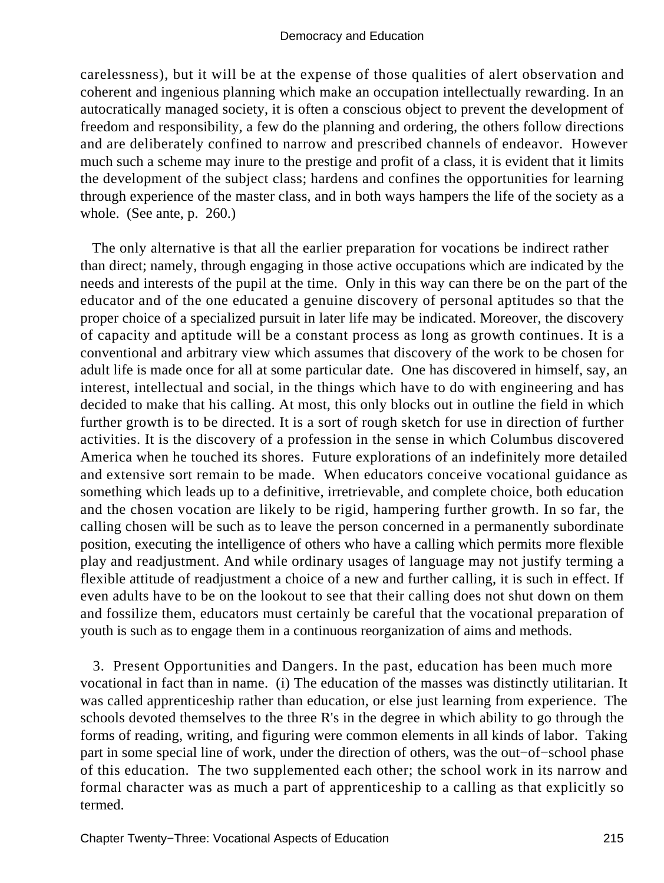carelessness), but it will be at the expense of those qualities of alert observation and coherent and ingenious planning which make an occupation intellectually rewarding. In an autocratically managed society, it is often a conscious object to prevent the development of freedom and responsibility, a few do the planning and ordering, the others follow directions and are deliberately confined to narrow and prescribed channels of endeavor. However much such a scheme may inure to the prestige and profit of a class, it is evident that it limits the development of the subject class; hardens and confines the opportunities for learning through experience of the master class, and in both ways hampers the life of the society as a whole. (See ante, p. 260.)

The only alternative is that all the earlier preparation for vocations be indirect rather than direct; namely, through engaging in those active occupations which are indicated by the needs and interests of the pupil at the time. Only in this way can there be on the part of the educator and of the one educated a genuine discovery of personal aptitudes so that the proper choice of a specialized pursuit in later life may be indicated. Moreover, the discovery of capacity and aptitude will be a constant process as long as growth continues. It is a conventional and arbitrary view which assumes that discovery of the work to be chosen for adult life is made once for all at some particular date. One has discovered in himself, say, an interest, intellectual and social, in the things which have to do with engineering and has decided to make that his calling. At most, this only blocks out in outline the field in which further growth is to be directed. It is a sort of rough sketch for use in direction of further activities. It is the discovery of a profession in the sense in which Columbus discovered America when he touched its shores. Future explorations of an indefinitely more detailed and extensive sort remain to be made. When educators conceive vocational guidance as something which leads up to a definitive, irretrievable, and complete choice, both education and the chosen vocation are likely to be rigid, hampering further growth. In so far, the calling chosen will be such as to leave the person concerned in a permanently subordinate position, executing the intelligence of others who have a calling which permits more flexible play and readjustment. And while ordinary usages of language may not justify terming a flexible attitude of readjustment a choice of a new and further calling, it is such in effect. If even adults have to be on the lookout to see that their calling does not shut down on them and fossilize them, educators must certainly be careful that the vocational preparation of youth is such as to engage them in a continuous reorganization of aims and methods.

3. Present Opportunities and Dangers. In the past, education has been much more vocational in fact than in name. (i) The education of the masses was distinctly utilitarian. It was called apprenticeship rather than education, or else just learning from experience. The schools devoted themselves to the three R's in the degree in which ability to go through the forms of reading, writing, and figuring were common elements in all kinds of labor. Taking part in some special line of work, under the direction of others, was the out-of-school phase of this education. The two supplemented each other; the school work in its narrow and formal character was as much a part of apprenticeship to a calling as that explicitly so termed.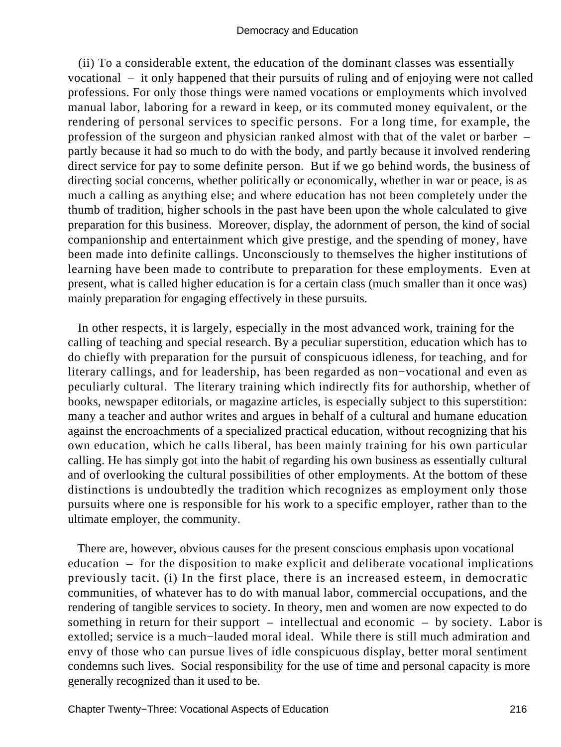(ii) To a considerable extent, the education of the dominant classes was essentially vocational – it only happened that their pursuits of ruling and of enjoying were not called professions. For only those things were named vocations or employments which involved manual labor, laboring for a reward in keep, or its commuted money equivalent, or the rendering of personal services to specific persons. For a long time, for example, the profession of the surgeon and physician ranked almost with that of the valet or barber – partly because it had so much to do with the body, and partly because it involved rendering direct service for pay to some definite person. But if we go behind words, the business of directing social concerns, whether politically or economically, whether in war or peace, is as much a calling as anything else; and where education has not been completely under the thumb of tradition, higher schools in the past have been upon the whole calculated to give preparation for this business. Moreover, display, the adornment of person, the kind of social companionship and entertainment which give prestige, and the spending of money, have been made into definite callings. Unconsciously to themselves the higher institutions of learning have been made to contribute to preparation for these employments. Even at present, what is called higher education is for a certain class (much smaller than it once was) mainly preparation for engaging effectively in these pursuits.

In other respects, it is largely, especially in the most advanced work, training for the calling of teaching and special research. By a peculiar superstition, education which has to do chiefly with preparation for the pursuit of conspicuous idleness, for teaching, and for literary callings, and for leadership, has been regarded as non−vocational and even as peculiarly cultural. The literary training which indirectly fits for authorship, whether of books, newspaper editorials, or magazine articles, is especially subject to this superstition: many a teacher and author writes and argues in behalf of a cultural and humane education against the encroachments of a specialized practical education, without recognizing that his own education, which he calls liberal, has been mainly training for his own particular calling. He has simply got into the habit of regarding his own business as essentially cultural and of overlooking the cultural possibilities of other employments. At the bottom of these distinctions is undoubtedly the tradition which recognizes as employment only those pursuits where one is responsible for his work to a specific employer, rather than to the ultimate employer, the community.

There are, however, obvious causes for the present conscious emphasis upon vocational education – for the disposition to make explicit and deliberate vocational implications previously tacit. (i) In the first place, there is an increased esteem, in democratic communities, of whatever has to do with manual labor, commercial occupations, and the rendering of tangible services to society. In theory, men and women are now expected to do something in return for their support – intellectual and economic – by society. Labor is extolled; service is a much−lauded moral ideal. While there is still much admiration and envy of those who can pursue lives of idle conspicuous display, better moral sentiment condemns such lives. Social responsibility for the use of time and personal capacity is more generally recognized than it used to be.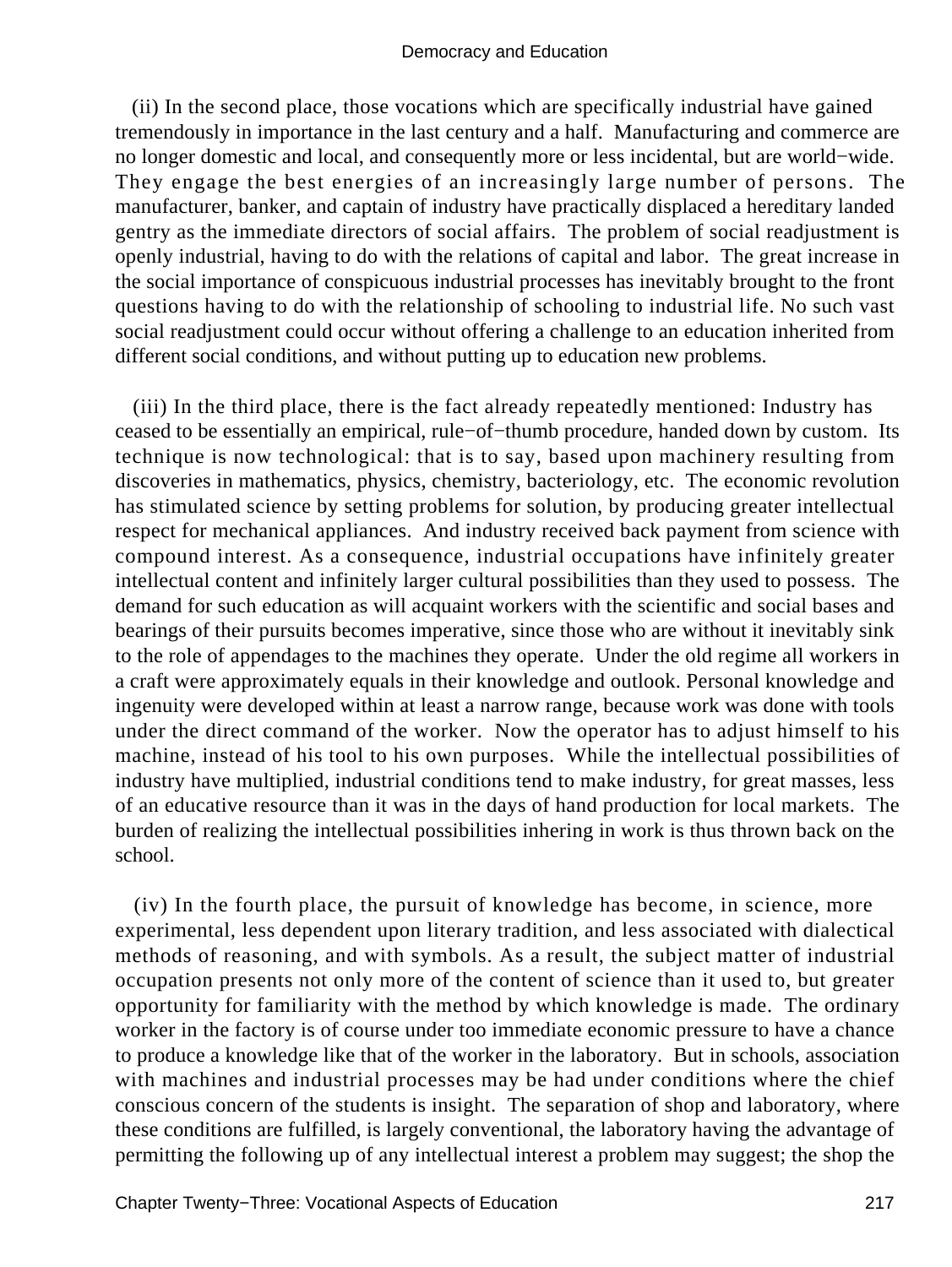(ii) In the second place, those vocations which are specifically industrial have gained tremendously in importance in the last century and a half. Manufacturing and commerce are no longer domestic and local, and consequently more or less incidental, but are world−wide. They engage the best energies of an increasingly large number of persons. The manufacturer, banker, and captain of industry have practically displaced a hereditary landed gentry as the immediate directors of social affairs. The problem of social readjustment is openly industrial, having to do with the relations of capital and labor. The great increase in the social importance of conspicuous industrial processes has inevitably brought to the front questions having to do with the relationship of schooling to industrial life. No such vast social readjustment could occur without offering a challenge to an education inherited from different social conditions, and without putting up to education new problems.

(iii) In the third place, there is the fact already repeatedly mentioned: Industry has ceased to be essentially an empirical, rule−of−thumb procedure, handed down by custom. Its technique is now technological: that is to say, based upon machinery resulting from discoveries in mathematics, physics, chemistry, bacteriology, etc. The economic revolution has stimulated science by setting problems for solution, by producing greater intellectual respect for mechanical appliances. And industry received back payment from science with compound interest. As a consequence, industrial occupations have infinitely greater intellectual content and infinitely larger cultural possibilities than they used to possess. The demand for such education as will acquaint workers with the scientific and social bases and bearings of their pursuits becomes imperative, since those who are without it inevitably sink to the role of appendages to the machines they operate. Under the old regime all workers in a craft were approximately equals in their knowledge and outlook. Personal knowledge and ingenuity were developed within at least a narrow range, because work was done with tools under the direct command of the worker. Now the operator has to adjust himself to his machine, instead of his tool to his own purposes. While the intellectual possibilities of industry have multiplied, industrial conditions tend to make industry, for great masses, less of an educative resource than it was in the days of hand production for local markets. The burden of realizing the intellectual possibilities inhering in work is thus thrown back on the school.

(iv) In the fourth place, the pursuit of knowledge has become, in science, more experimental, less dependent upon literary tradition, and less associated with dialectical methods of reasoning, and with symbols. As a result, the subject matter of industrial occupation presents not only more of the content of science than it used to, but greater opportunity for familiarity with the method by which knowledge is made. The ordinary worker in the factory is of course under too immediate economic pressure to have a chance to produce a knowledge like that of the worker in the laboratory. But in schools, association with machines and industrial processes may be had under conditions where the chief conscious concern of the students is insight. The separation of shop and laboratory, where these conditions are fulfilled, is largely conventional, the laboratory having the advantage of permitting the following up of any intellectual interest a problem may suggest; the shop the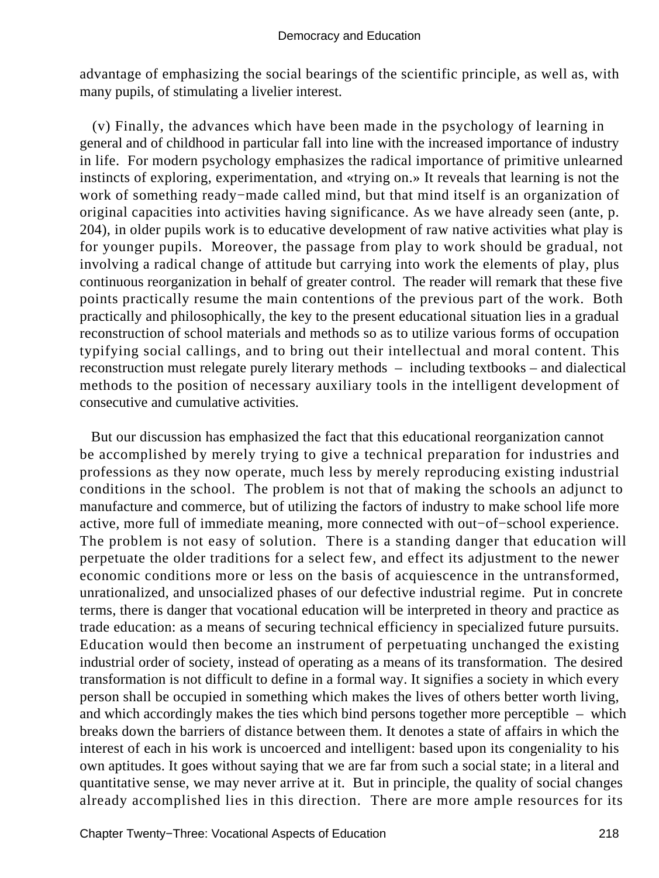advantage of emphasizing the social bearings of the scientific principle, as well as, with many pupils, of stimulating a livelier interest.

(v) Finally, the advances which have been made in the psychology of learning in general and of childhood in particular fall into line with the increased importance of industry in life. For modern psychology emphasizes the radical importance of primitive unlearned instincts of exploring, experimentation, and «trying on.» It reveals that learning is not the work of something ready−made called mind, but that mind itself is an organization of original capacities into activities having significance. As we have already seen (ante, p. 204), in older pupils work is to educative development of raw native activities what play is for younger pupils. Moreover, the passage from play to work should be gradual, not involving a radical change of attitude but carrying into work the elements of play, plus continuous reorganization in behalf of greater control. The reader will remark that these five points practically resume the main contentions of the previous part of the work. Both practically and philosophically, the key to the present educational situation lies in a gradual reconstruction of school materials and methods so as to utilize various forms of occupation typifying social callings, and to bring out their intellectual and moral content. This reconstruction must relegate purely literary methods – including textbooks – and dialectical methods to the position of necessary auxiliary tools in the intelligent development of consecutive and cumulative activities.

But our discussion has emphasized the fact that this educational reorganization cannot be accomplished by merely trying to give a technical preparation for industries and professions as they now operate, much less by merely reproducing existing industrial conditions in the school. The problem is not that of making the schools an adjunct to manufacture and commerce, but of utilizing the factors of industry to make school life more active, more full of immediate meaning, more connected with out−of−school experience. The problem is not easy of solution. There is a standing danger that education will perpetuate the older traditions for a select few, and effect its adjustment to the newer economic conditions more or less on the basis of acquiescence in the untransformed, unrationalized, and unsocialized phases of our defective industrial regime. Put in concrete terms, there is danger that vocational education will be interpreted in theory and practice as trade education: as a means of securing technical efficiency in specialized future pursuits. Education would then become an instrument of perpetuating unchanged the existing industrial order of society, instead of operating as a means of its transformation. The desired transformation is not difficult to define in a formal way. It signifies a society in which every person shall be occupied in something which makes the lives of others better worth living, and which accordingly makes the ties which bind persons together more perceptible – which breaks down the barriers of distance between them. It denotes a state of affairs in which the interest of each in his work is uncoerced and intelligent: based upon its congeniality to his own aptitudes. It goes without saying that we are far from such a social state; in a literal and quantitative sense, we may never arrive at it. But in principle, the quality of social changes already accomplished lies in this direction. There are more ample resources for its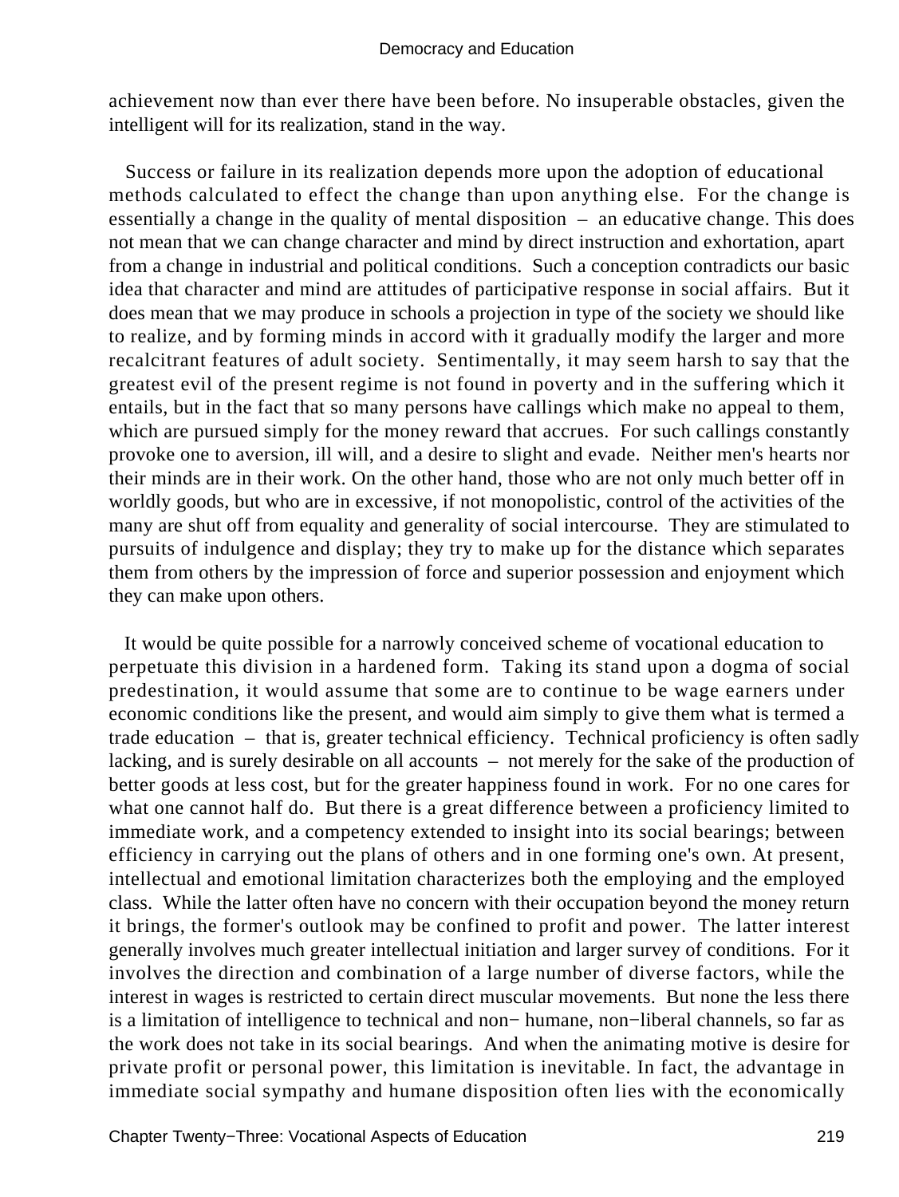achievement now than ever there have been before. No insuperable obstacles, given the intelligent will for its realization, stand in the way.

Success or failure in its realization depends more upon the adoption of educational methods calculated to effect the change than upon anything else. For the change is essentially a change in the quality of mental disposition – an educative change. This does not mean that we can change character and mind by direct instruction and exhortation, apart from a change in industrial and political conditions. Such a conception contradicts our basic idea that character and mind are attitudes of participative response in social affairs. But it does mean that we may produce in schools a projection in type of the society we should like to realize, and by forming minds in accord with it gradually modify the larger and more recalcitrant features of adult society. Sentimentally, it may seem harsh to say that the greatest evil of the present regime is not found in poverty and in the suffering which it entails, but in the fact that so many persons have callings which make no appeal to them, which are pursued simply for the money reward that accrues. For such callings constantly provoke one to aversion, ill will, and a desire to slight and evade. Neither men's hearts nor their minds are in their work. On the other hand, those who are not only much better off in worldly goods, but who are in excessive, if not monopolistic, control of the activities of the many are shut off from equality and generality of social intercourse. They are stimulated to pursuits of indulgence and display; they try to make up for the distance which separates them from others by the impression of force and superior possession and enjoyment which they can make upon others.

It would be quite possible for a narrowly conceived scheme of vocational education to perpetuate this division in a hardened form. Taking its stand upon a dogma of social predestination, it would assume that some are to continue to be wage earners under economic conditions like the present, and would aim simply to give them what is termed a trade education – that is, greater technical efficiency. Technical proficiency is often sadly lacking, and is surely desirable on all accounts – not merely for the sake of the production of better goods at less cost, but for the greater happiness found in work. For no one cares for what one cannot half do. But there is a great difference between a proficiency limited to immediate work, and a competency extended to insight into its social bearings; between efficiency in carrying out the plans of others and in one forming one's own. At present, intellectual and emotional limitation characterizes both the employing and the employed class. While the latter often have no concern with their occupation beyond the money return it brings, the former's outlook may be confined to profit and power. The latter interest generally involves much greater intellectual initiation and larger survey of conditions. For it involves the direction and combination of a large number of diverse factors, while the interest in wages is restricted to certain direct muscular movements. But none the less there is a limitation of intelligence to technical and non−humane, non−liberal channels, so far as the work does not take in its social bearings. And when the animating motive is desire for private profit or personal power, this limitation is inevitable. In fact, the advantage in immediate social sympathy and humane disposition often lies with the economically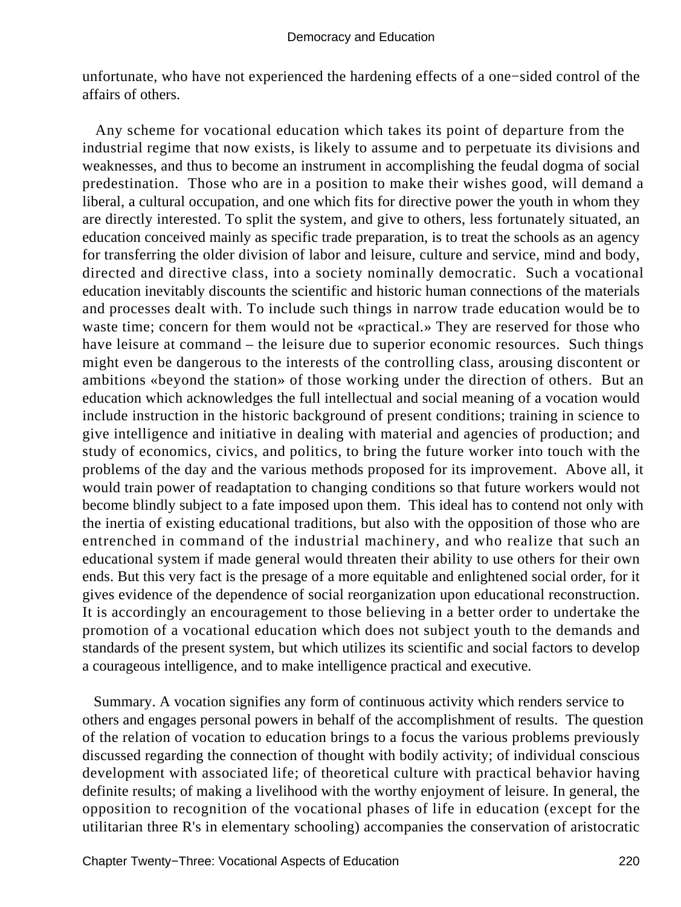unfortunate, who have not experienced the hardening effects of a one−sided control of the affairs of others.

Any scheme for vocational education which takes its point of departure from the industrial regime that now exists, is likely to assume and to perpetuate its divisions and weaknesses, and thus to become an instrument in accomplishing the feudal dogma of social predestination. Those who are in a position to make their wishes good, will demand a liberal, a cultural occupation, and one which fits for directive power the youth in whom they are directly interested. To split the system, and give to others, less fortunately situated, an education conceived mainly as specific trade preparation, is to treat the schools as an agency for transferring the older division of labor and leisure, culture and service, mind and body, directed and directive class, into a society nominally democratic. Such a vocational education inevitably discounts the scientific and historic human connections of the materials and processes dealt with. To include such things in narrow trade education would be to waste time; concern for them would not be «practical.» They are reserved for those who have leisure at command – the leisure due to superior economic resources. Such things might even be dangerous to the interests of the controlling class, arousing discontent or ambitions «beyond the station» of those working under the direction of others. But an education which acknowledges the full intellectual and social meaning of a vocation would include instruction in the historic background of present conditions; training in science to give intelligence and initiative in dealing with material and agencies of production; and study of economics, civics, and politics, to bring the future worker into touch with the problems of the day and the various methods proposed for its improvement. Above all, it would train power of readaptation to changing conditions so that future workers would not become blindly subject to a fate imposed upon them. This ideal has to contend not only with the inertia of existing educational traditions, but also with the opposition of those who are entrenched in command of the industrial machinery, and who realize that such an educational system if made general would threaten their ability to use others for their own ends. But this very fact is the presage of a more equitable and enlightened social order, for it gives evidence of the dependence of social reorganization upon educational reconstruction. It is accordingly an encouragement to those believing in a better order to undertake the promotion of a vocational education which does not subject youth to the demands and standards of the present system, but which utilizes its scientific and social factors to develop a courageous intelligence, and to make intelligence practical and executive.

Summary. A vocation signifies any form of continuous activity which renders service to others and engages personal powers in behalf of the accomplishment of results. The question of the relation of vocation to education brings to a focus the various problems previously discussed regarding the connection of thought with bodily activity; of individual conscious development with associated life; of theoretical culture with practical behavior having definite results; of making a livelihood with the worthy enjoyment of leisure. In general, the opposition to recognition of the vocational phases of life in education (except for the utilitarian three R's in elementary schooling) accompanies the conservation of aristocratic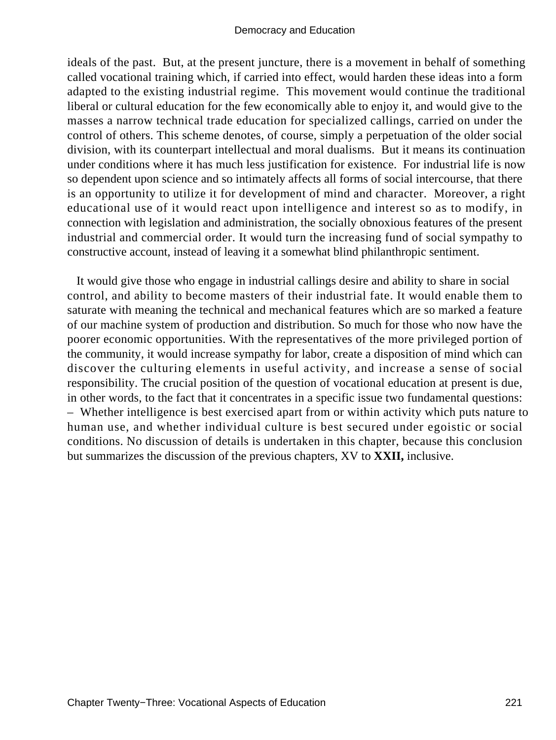ideals of the past. But, at the present juncture, there is a movement in behalf of something called vocational training which, if carried into effect, would harden these ideas into a form adapted to the existing industrial regime. This movement would continue the traditional liberal or cultural education for the few economically able to enjoy it, and would give to the masses a narrow technical trade education for specialized callings, carried on under the control of others. This scheme denotes, of course, simply a perpetuation of the older social division, with its counterpart intellectual and moral dualisms. But it means its continuation under conditions where it has much less justification for existence. For industrial life is now so dependent upon science and so intimately affects all forms of social intercourse, that there is an opportunity to utilize it for development of mind and character. Moreover, a right educational use of it would react upon intelligence and interest so as to modify, in connection with legislation and administration, the socially obnoxious features of the present industrial and commercial order. It would turn the increasing fund of social sympathy to constructive account, instead of leaving it a somewhat blind philanthropic sentiment.

It would give those who engage in industrial callings desire and ability to share in social control, and ability to become masters of their industrial fate. It would enable them to saturate with meaning the technical and mechanical features which are so marked a feature of our machine system of production and distribution. So much for those who now have the poorer economic opportunities. With the representatives of the more privileged portion of the community, it would increase sympathy for labor, create a disposition of mind which can discover the culturing elements in useful activity, and increase a sense of social responsibility. The crucial position of the question of vocational education at present is due, in other words, to the fact that it concentrates in a specific issue two fundamental questions: – Whether intelligence is best exercised apart from or within activity which puts nature to human use, and whether individual culture is best secured under egoistic or social conditions. No discussion of details is undertaken in this chapter, because this conclusion but summarizes the discussion of the previous chapters, XV to **XXII,** inclusive.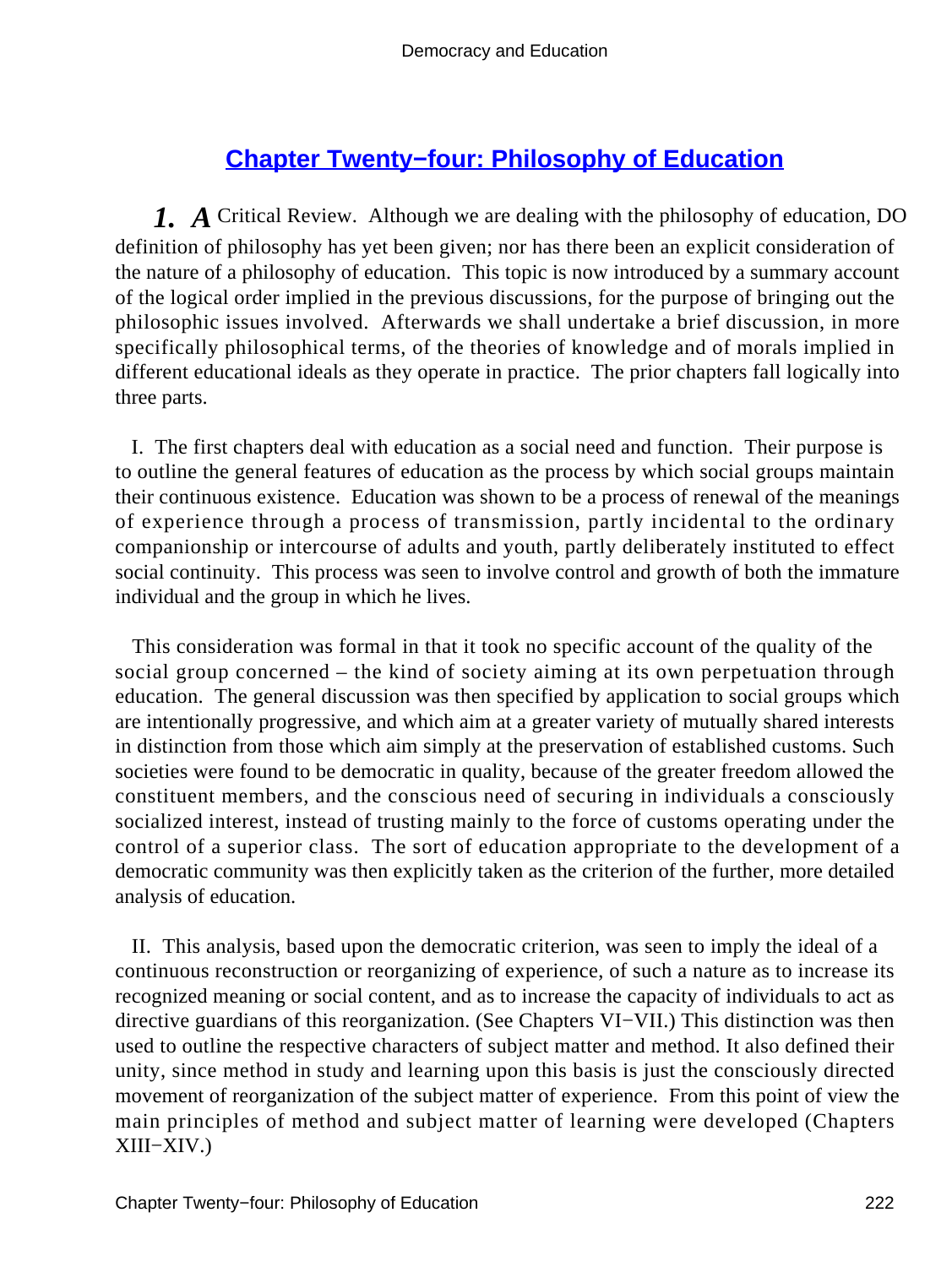## Chapter Twenty−four: Philosophy of Education

***1. A*** Critical Review. Although we are dealing with the philosophy of education, DO definition of philosophy has yet been given; nor has there been an explicit consideration of the nature of a philosophy of education. This topic is now introduced by a summary account of the logical order implied in the previous discussions, for the purpose of bringing out the philosophic issues involved. Afterwards we shall undertake a brief discussion, in more specifically philosophical terms, of the theories of knowledge and of morals implied in different educational ideals as they operate in practice. The prior chapters fall logically into three parts.

I. The first chapters deal with education as a social need and function. Their purpose is to outline the general features of education as the process by which social groups maintain their continuous existence. Education was shown to be a process of renewal of the meanings of experience through a process of transmission, partly incidental to the ordinary companionship or intercourse of adults and youth, partly deliberately instituted to effect social continuity. This process was seen to involve control and growth of both the immature individual and the group in which he lives.

This consideration was formal in that it took no specific account of the quality of the social group concerned – the kind of society aiming at its own perpetuation through education. The general discussion was then specified by application to social groups which are intentionally progressive, and which aim at a greater variety of mutually shared interests in distinction from those which aim simply at the preservation of established customs. Such societies were found to be democratic in quality, because of the greater freedom allowed the constituent members, and the conscious need of securing in individuals a consciously socialized interest, instead of trusting mainly to the force of customs operating under the control of a superior class. The sort of education appropriate to the development of a democratic community was then explicitly taken as the criterion of the further, more detailed analysis of education.

II. This analysis, based upon the democratic criterion, was seen to imply the ideal of a continuous reconstruction or reorganizing of experience, of such a nature as to increase its recognized meaning or social content, and as to increase the capacity of individuals to act as directive guardians of this reorganization. (See Chapters VI−VII.) This distinction was then used to outline the respective characters of subject matter and method. It also defined their unity, since method in study and learning upon this basis is just the consciously directed movement of reorganization of the subject matter of experience. From this point of view the main principles of method and subject matter of learning were developed (Chapters XIII−XIV.)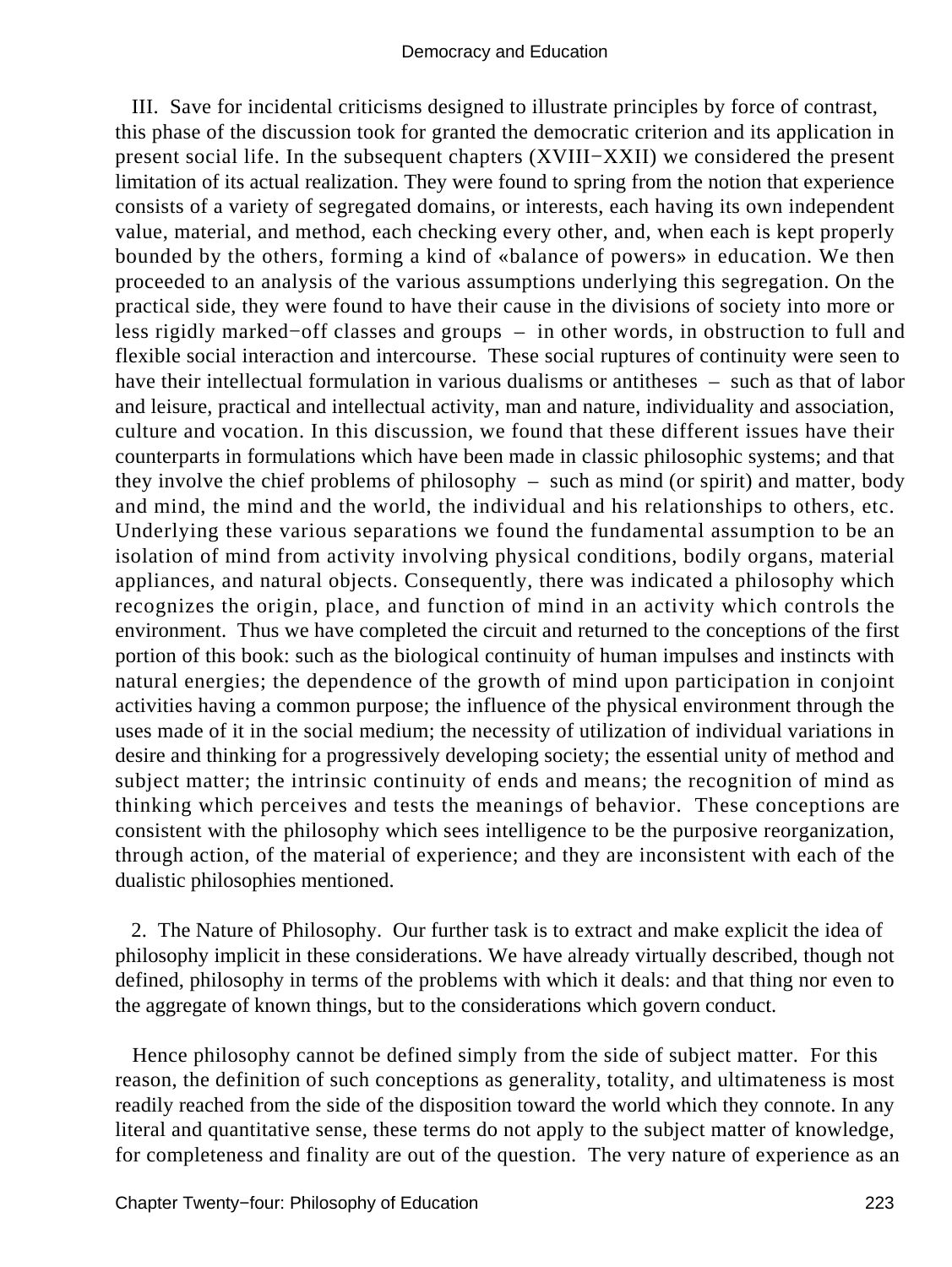III. Save for incidental criticisms designed to illustrate principles by force of contrast, this phase of the discussion took for granted the democratic criterion and its application in present social life. In the subsequent chapters (XVIII−XXII) we considered the present limitation of its actual realization. They were found to spring from the notion that experience consists of a variety of segregated domains, or interests, each having its own independent value, material, and method, each checking every other, and, when each is kept properly bounded by the others, forming a kind of «balance of powers» in education. We then proceeded to an analysis of the various assumptions underlying this segregation. On the practical side, they were found to have their cause in the divisions of society into more or less rigidly marked−off classes and groups – in other words, in obstruction to full and flexible social interaction and intercourse. These social ruptures of continuity were seen to have their intellectual formulation in various dualisms or antitheses – such as that of labor and leisure, practical and intellectual activity, man and nature, individuality and association, culture and vocation. In this discussion, we found that these different issues have their counterparts in formulations which have been made in classic philosophic systems; and that they involve the chief problems of philosophy – such as mind (or spirit) and matter, body and mind, the mind and the world, the individual and his relationships to others, etc. Underlying these various separations we found the fundamental assumption to be an isolation of mind from activity involving physical conditions, bodily organs, material appliances, and natural objects. Consequently, there was indicated a philosophy which recognizes the origin, place, and function of mind in an activity which controls the environment. Thus we have completed the circuit and returned to the conceptions of the first portion of this book: such as the biological continuity of human impulses and instincts with natural energies; the dependence of the growth of mind upon participation in conjoint activities having a common purpose; the influence of the physical environment through the uses made of it in the social medium; the necessity of utilization of individual variations in desire and thinking for a progressively developing society; the essential unity of method and subject matter; the intrinsic continuity of ends and means; the recognition of mind as thinking which perceives and tests the meanings of behavior. These conceptions are consistent with the philosophy which sees intelligence to be the purposive reorganization, through action, of the material of experience; and they are inconsistent with each of the dualistic philosophies mentioned.

2. The Nature of Philosophy. Our further task is to extract and make explicit the idea of philosophy implicit in these considerations. We have already virtually described, though not defined, philosophy in terms of the problems with which it deals: and that thing nor even to the aggregate of known things, but to the considerations which govern conduct.

Hence philosophy cannot be defined simply from the side of subject matter. For this reason, the definition of such conceptions as generality, totality, and ultimateness is most readily reached from the side of the disposition toward the world which they connote. In any literal and quantitative sense, these terms do not apply to the subject matter of knowledge, for completeness and finality are out of the question. The very nature of experience as an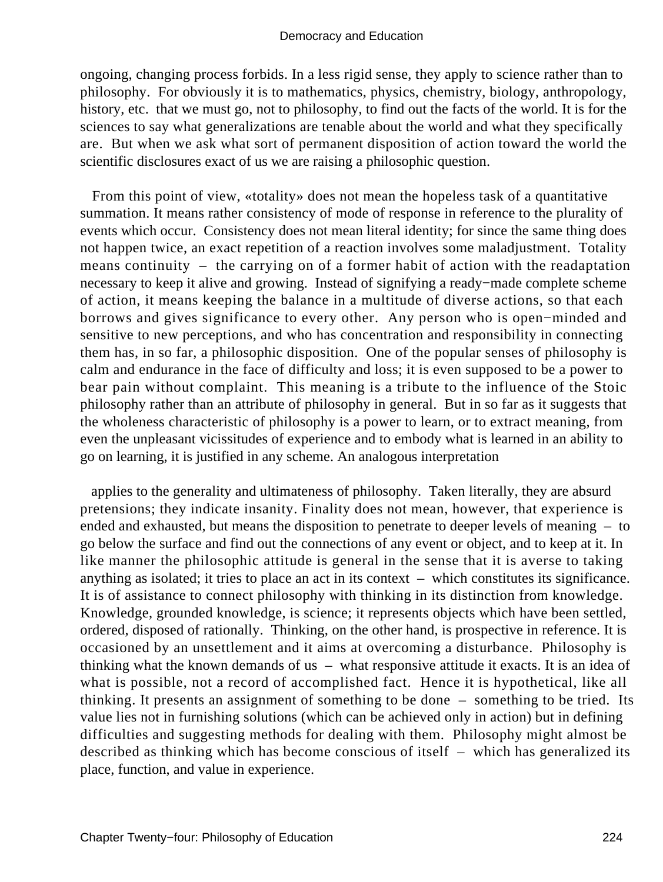ongoing, changing process forbids. In a less rigid sense, they apply to science rather than to philosophy. For obviously it is to mathematics, physics, chemistry, biology, anthropology, history, etc. that we must go, not to philosophy, to find out the facts of the world. It is for the sciences to say what generalizations are tenable about the world and what they specifically are. But when we ask what sort of permanent disposition of action toward the world the scientific disclosures exact of us we are raising a philosophic question.

From this point of view, «totality» does not mean the hopeless task of a quantitative summation. It means rather consistency of mode of response in reference to the plurality of events which occur. Consistency does not mean literal identity; for since the same thing does not happen twice, an exact repetition of a reaction involves some maladjustment. Totality means continuity – the carrying on of a former habit of action with the readaptation necessary to keep it alive and growing. Instead of signifying a ready−made complete scheme of action, it means keeping the balance in a multitude of diverse actions, so that each borrows and gives significance to every other. Any person who is open−minded and sensitive to new perceptions, and who has concentration and responsibility in connecting them has, in so far, a philosophic disposition. One of the popular senses of philosophy is calm and endurance in the face of difficulty and loss; it is even supposed to be a power to bear pain without complaint. This meaning is a tribute to the influence of the Stoic philosophy rather than an attribute of philosophy in general. But in so far as it suggests that the wholeness characteristic of philosophy is a power to learn, or to extract meaning, from even the unpleasant vicissitudes of experience and to embody what is learned in an ability to go on learning, it is justified in any scheme. An analogous interpretation

applies to the generality and ultimateness of philosophy. Taken literally, they are absurd pretensions; they indicate insanity. Finality does not mean, however, that experience is ended and exhausted, but means the disposition to penetrate to deeper levels of meaning – to go below the surface and find out the connections of any event or object, and to keep at it. In like manner the philosophic attitude is general in the sense that it is averse to taking anything as isolated; it tries to place an act in its context – which constitutes its significance. It is of assistance to connect philosophy with thinking in its distinction from knowledge. Knowledge, grounded knowledge, is science; it represents objects which have been settled, ordered, disposed of rationally. Thinking, on the other hand, is prospective in reference. It is occasioned by an unsettlement and it aims at overcoming a disturbance. Philosophy is thinking what the known demands of us – what responsive attitude it exacts. It is an idea of what is possible, not a record of accomplished fact. Hence it is hypothetical, like all thinking. It presents an assignment of something to be done – something to be tried. Its value lies not in furnishing solutions (which can be achieved only in action) but in defining difficulties and suggesting methods for dealing with them. Philosophy might almost be described as thinking which has become conscious of itself – which has generalized its place, function, and value in experience.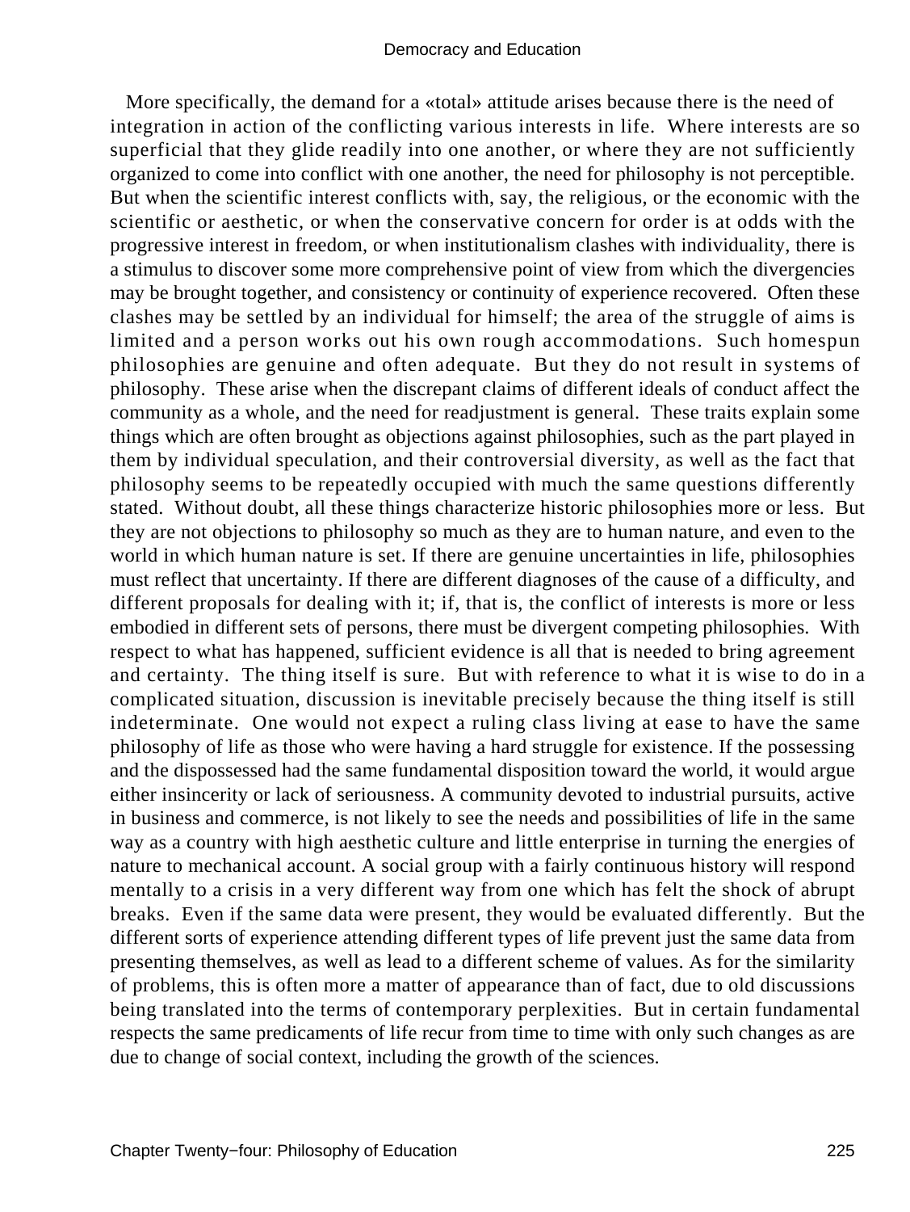More specifically, the demand for a «total» attitude arises because there is the need of integration in action of the conflicting various interests in life. Where interests are so superficial that they glide readily into one another, or where they are not sufficiently organized to come into conflict with one another, the need for philosophy is not perceptible. But when the scientific interest conflicts with, say, the religious, or the economic with the scientific or aesthetic, or when the conservative concern for order is at odds with the progressive interest in freedom, or when institutionalism clashes with individuality, there is a stimulus to discover some more comprehensive point of view from which the divergencies may be brought together, and consistency or continuity of experience recovered. Often these clashes may be settled by an individual for himself; the area of the struggle of aims is limited and a person works out his own rough accommodations. Such homespun philosophies are genuine and often adequate. But they do not result in systems of philosophy. These arise when the discrepant claims of different ideals of conduct affect the community as a whole, and the need for readjustment is general. These traits explain some things which are often brought as objections against philosophies, such as the part played in them by individual speculation, and their controversial diversity, as well as the fact that philosophy seems to be repeatedly occupied with much the same questions differently stated. Without doubt, all these things characterize historic philosophies more or less. But they are not objections to philosophy so much as they are to human nature, and even to the world in which human nature is set. If there are genuine uncertainties in life, philosophies must reflect that uncertainty. If there are different diagnoses of the cause of a difficulty, and different proposals for dealing with it; if, that is, the conflict of interests is more or less embodied in different sets of persons, there must be divergent competing philosophies. With respect to what has happened, sufficient evidence is all that is needed to bring agreement and certainty. The thing itself is sure. But with reference to what it is wise to do in a complicated situation, discussion is inevitable precisely because the thing itself is still indeterminate. One would not expect a ruling class living at ease to have the same philosophy of life as those who were having a hard struggle for existence. If the possessing and the dispossessed had the same fundamental disposition toward the world, it would argue either insincerity or lack of seriousness. A community devoted to industrial pursuits, active in business and commerce, is not likely to see the needs and possibilities of life in the same way as a country with high aesthetic culture and little enterprise in turning the energies of nature to mechanical account. A social group with a fairly continuous history will respond mentally to a crisis in a very different way from one which has felt the shock of abrupt breaks. Even if the same data were present, they would be evaluated differently. But the different sorts of experience attending different types of life prevent just the same data from presenting themselves, as well as lead to a different scheme of values. As for the similarity of problems, this is often more a matter of appearance than of fact, due to old discussions being translated into the terms of contemporary perplexities. But in certain fundamental respects the same predicaments of life recur from time to time with only such changes as are due to change of social context, including the growth of the sciences.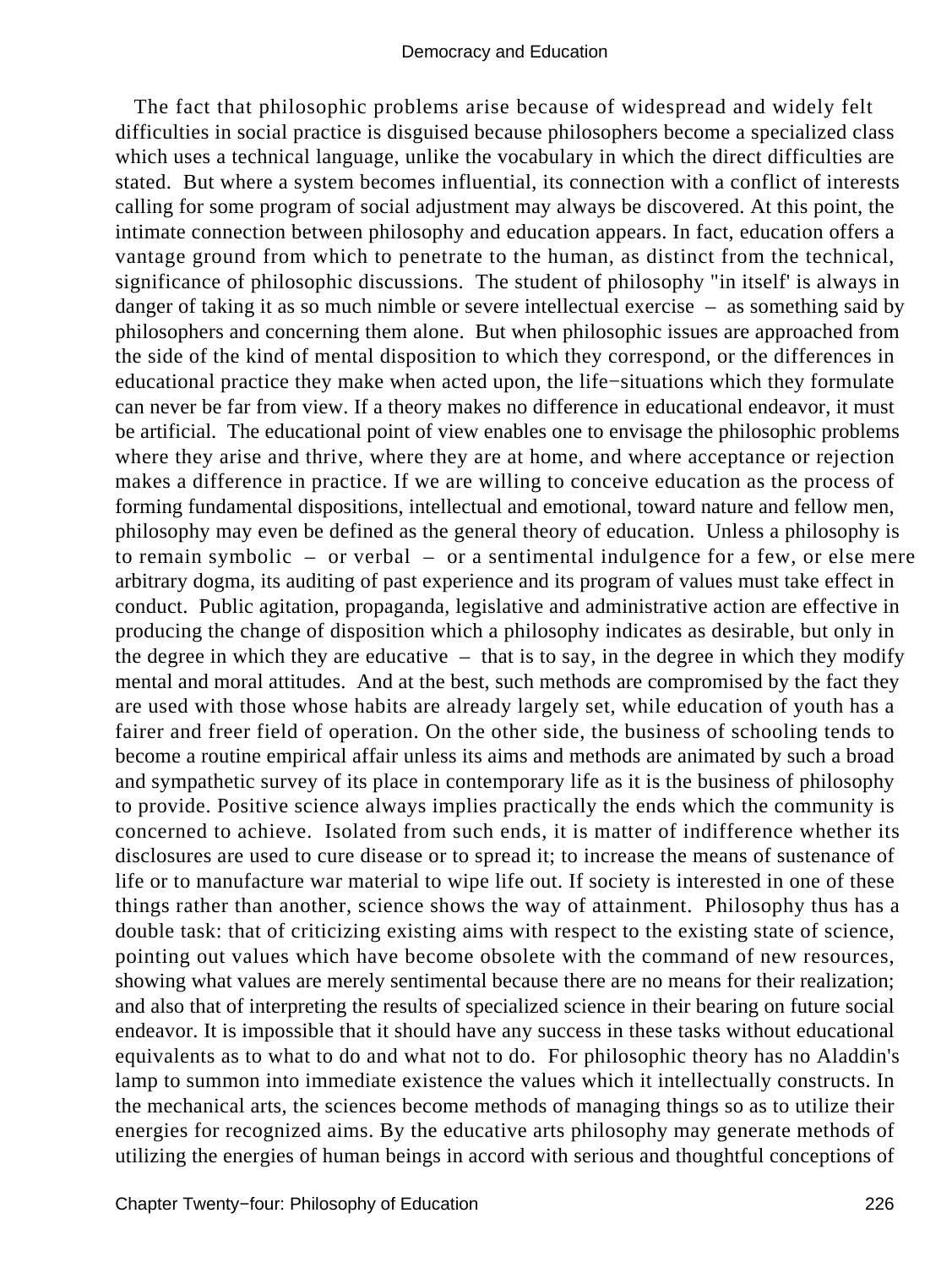The fact that philosophic problems arise because of widespread and widely felt difficulties in social practice is disguised because philosophers become a specialized class which uses a technical language, unlike the vocabulary in which the direct difficulties are stated. But where a system becomes influential, its connection with a conflict of interests calling for some program of social adjustment may always be discovered. At this point, the intimate connection between philosophy and education appears. In fact, education offers a vantage ground from which to penetrate to the human, as distinct from the technical, significance of philosophic discussions. The student of philosophy "in itself' is always in danger of taking it as so much nimble or severe intellectual exercise – as something said by philosophers and concerning them alone. But when philosophic issues are approached from the side of the kind of mental disposition to which they correspond, or the differences in educational practice they make when acted upon, the life−situations which they formulate can never be far from view. If a theory makes no difference in educational endeavor, it must be artificial. The educational point of view enables one to envisage the philosophic problems where they arise and thrive, where they are at home, and where acceptance or rejection makes a difference in practice. If we are willing to conceive education as the process of forming fundamental dispositions, intellectual and emotional, toward nature and fellow men, philosophy may even be defined as the general theory of education. Unless a philosophy is to remain symbolic – or verbal – or a sentimental indulgence for a few, or else mere arbitrary dogma, its auditing of past experience and its program of values must take effect in conduct. Public agitation, propaganda, legislative and administrative action are effective in producing the change of disposition which a philosophy indicates as desirable, but only in the degree in which they are educative – that is to say, in the degree in which they modify mental and moral attitudes. And at the best, such methods are compromised by the fact they are used with those whose habits are already largely set, while education of youth has a fairer and freer field of operation. On the other side, the business of schooling tends to become a routine empirical affair unless its aims and methods are animated by such a broad and sympathetic survey of its place in contemporary life as it is the business of philosophy to provide. Positive science always implies practically the ends which the community is concerned to achieve. Isolated from such ends, it is matter of indifference whether its disclosures are used to cure disease or to spread it; to increase the means of sustenance of life or to manufacture war material to wipe life out. If society is interested in one of these things rather than another, science shows the way of attainment. Philosophy thus has a double task: that of criticizing existing aims with respect to the existing state of science, pointing out values which have become obsolete with the command of new resources, showing what values are merely sentimental because there are no means for their realization; and also that of interpreting the results of specialized science in their bearing on future social endeavor. It is impossible that it should have any success in these tasks without educational equivalents as to what to do and what not to do. For philosophic theory has no Aladdin's lamp to summon into immediate existence the values which it intellectually constructs. In the mechanical arts, the sciences become methods of managing things so as to utilize their energies for recognized aims. By the educative arts philosophy may generate methods of utilizing the energies of human beings in accord with serious and thoughtful conceptions of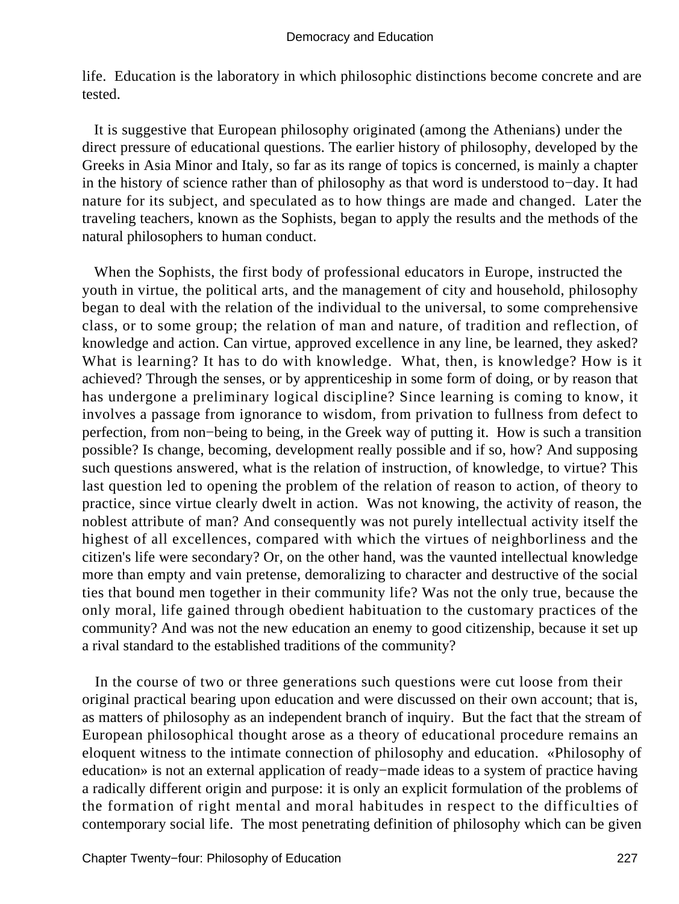life. Education is the laboratory in which philosophic distinctions become concrete and are tested.

It is suggestive that European philosophy originated (among the Athenians) under the direct pressure of educational questions. The earlier history of philosophy, developed by the Greeks in Asia Minor and Italy, so far as its range of topics is concerned, is mainly a chapter in the history of science rather than of philosophy as that word is understood to−day. It had nature for its subject, and speculated as to how things are made and changed. Later the traveling teachers, known as the Sophists, began to apply the results and the methods of the natural philosophers to human conduct.

When the Sophists, the first body of professional educators in Europe, instructed the youth in virtue, the political arts, and the management of city and household, philosophy began to deal with the relation of the individual to the universal, to some comprehensive class, or to some group; the relation of man and nature, of tradition and reflection, of knowledge and action. Can virtue, approved excellence in any line, be learned, they asked? What is learning? It has to do with knowledge. What, then, is knowledge? How is it achieved? Through the senses, or by apprenticeship in some form of doing, or by reason that has undergone a preliminary logical discipline? Since learning is coming to know, it involves a passage from ignorance to wisdom, from privation to fullness from defect to perfection, from non−being to being, in the Greek way of putting it. How is such a transition possible? Is change, becoming, development really possible and if so, how? And supposing such questions answered, what is the relation of instruction, of knowledge, to virtue? This last question led to opening the problem of the relation of reason to action, of theory to practice, since virtue clearly dwelt in action. Was not knowing, the activity of reason, the noblest attribute of man? And consequently was not purely intellectual activity itself the highest of all excellences, compared with which the virtues of neighborliness and the citizen's life were secondary? Or, on the other hand, was the vaunted intellectual knowledge more than empty and vain pretense, demoralizing to character and destructive of the social ties that bound men together in their community life? Was not the only true, because the only moral, life gained through obedient habituation to the customary practices of the community? And was not the new education an enemy to good citizenship, because it set up a rival standard to the established traditions of the community?

In the course of two or three generations such questions were cut loose from their original practical bearing upon education and were discussed on their own account; that is, as matters of philosophy as an independent branch of inquiry. But the fact that the stream of European philosophical thought arose as a theory of educational procedure remains an eloquent witness to the intimate connection of philosophy and education. «Philosophy of education» is not an external application of ready−made ideas to a system of practice having a radically different origin and purpose: it is only an explicit formulation of the problems of the formation of right mental and moral habitudes in respect to the difficulties of contemporary social life. The most penetrating definition of philosophy which can be given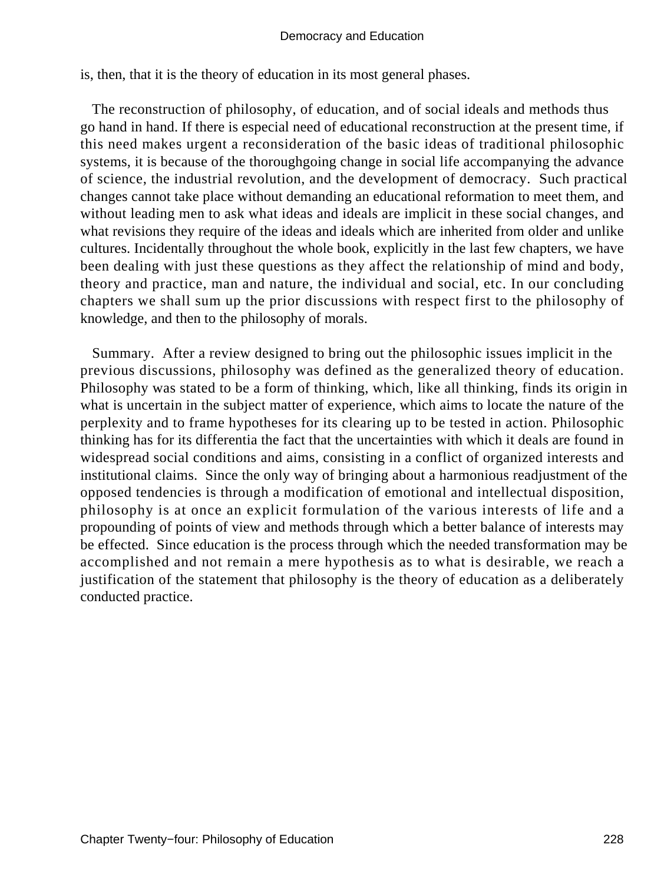is, then, that it is the theory of education in its most general phases.

The reconstruction of philosophy, of education, and of social ideals and methods thus go hand in hand. If there is especial need of educational reconstruction at the present time, if this need makes urgent a reconsideration of the basic ideas of traditional philosophic systems, it is because of the thoroughgoing change in social life accompanying the advance of science, the industrial revolution, and the development of democracy. Such practical changes cannot take place without demanding an educational reformation to meet them, and without leading men to ask what ideas and ideals are implicit in these social changes, and what revisions they require of the ideas and ideals which are inherited from older and unlike cultures. Incidentally throughout the whole book, explicitly in the last few chapters, we have been dealing with just these questions as they affect the relationship of mind and body, theory and practice, man and nature, the individual and social, etc. In our concluding chapters we shall sum up the prior discussions with respect first to the philosophy of knowledge, and then to the philosophy of morals.

Summary. After a review designed to bring out the philosophic issues implicit in the previous discussions, philosophy was defined as the generalized theory of education. Philosophy was stated to be a form of thinking, which, like all thinking, finds its origin in what is uncertain in the subject matter of experience, which aims to locate the nature of the perplexity and to frame hypotheses for its clearing up to be tested in action. Philosophic thinking has for its differentia the fact that the uncertainties with which it deals are found in widespread social conditions and aims, consisting in a conflict of organized interests and institutional claims. Since the only way of bringing about a harmonious readjustment of the opposed tendencies is through a modification of emotional and intellectual disposition, philosophy is at once an explicit formulation of the various interests of life and a propounding of points of view and methods through which a better balance of interests may be effected. Since education is the process through which the needed transformation may be accomplished and not remain a mere hypothesis as to what is desirable, we reach a justification of the statement that philosophy is the theory of education as a deliberately conducted practice.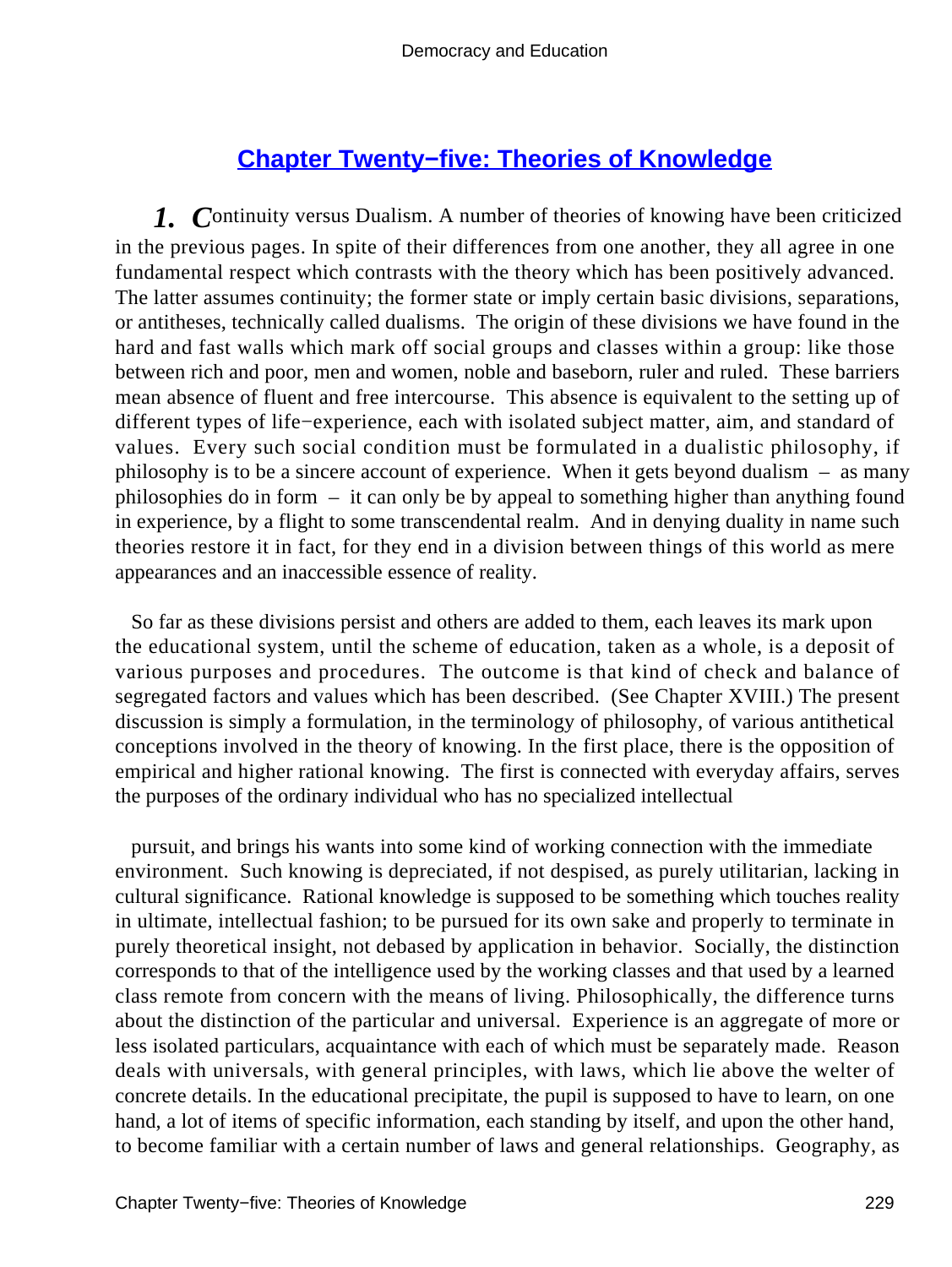## Chapter Twenty−five: Theories of Knowledge

***1.*** ***C***ontinuity versus Dualism. A number of theories of knowing have been criticized in the previous pages. In spite of their differences from one another, they all agree in one fundamental respect which contrasts with the theory which has been positively advanced. The latter assumes continuity; the former state or imply certain basic divisions, separations, or antitheses, technically called dualisms. The origin of these divisions we have found in the hard and fast walls which mark off social groups and classes within a group: like those between rich and poor, men and women, noble and baseborn, ruler and ruled. These barriers mean absence of fluent and free intercourse. This absence is equivalent to the setting up of different types of life−experience, each with isolated subject matter, aim, and standard of values. Every such social condition must be formulated in a dualistic philosophy, if philosophy is to be a sincere account of experience. When it gets beyond dualism – as many philosophies do in form – it can only be by appeal to something higher than anything found in experience, by a flight to some transcendental realm. And in denying duality in name such theories restore it in fact, for they end in a division between things of this world as mere appearances and an inaccessible essence of reality.

So far as these divisions persist and others are added to them, each leaves its mark upon the educational system, until the scheme of education, taken as a whole, is a deposit of various purposes and procedures. The outcome is that kind of check and balance of segregated factors and values which has been described. (See Chapter XVIII.) The present discussion is simply a formulation, in the terminology of philosophy, of various antithetical conceptions involved in the theory of knowing. In the first place, there is the opposition of empirical and higher rational knowing. The first is connected with everyday affairs, serves the purposes of the ordinary individual who has no specialized intellectual pursuit, and brings his wants into some kind of working connection with the immediate environment. Such knowing is depreciated, if not despised, as purely utilitarian, lacking in cultural significance. Rational knowledge is supposed to be something which touches reality in ultimate, intellectual fashion; to be pursued for its own sake and properly to terminate in purely theoretical insight, not debased by application in behavior. Socially, the distinction corresponds to that of the intelligence used by the working classes and that used by a learned class remote from concern with the means of living. Philosophically, the difference turns about the distinction of the particular and universal. Experience is an aggregate of more or less isolated particulars, acquaintance with each of which must be separately made. Reason deals with universals, with general principles, with laws, which lie above the welter of concrete details. In the educational precipitate, the pupil is supposed to have to learn, on one hand, a lot of items of specific information, each standing by itself, and upon the other hand, to become familiar with a certain number of laws and general relationships. Geography, as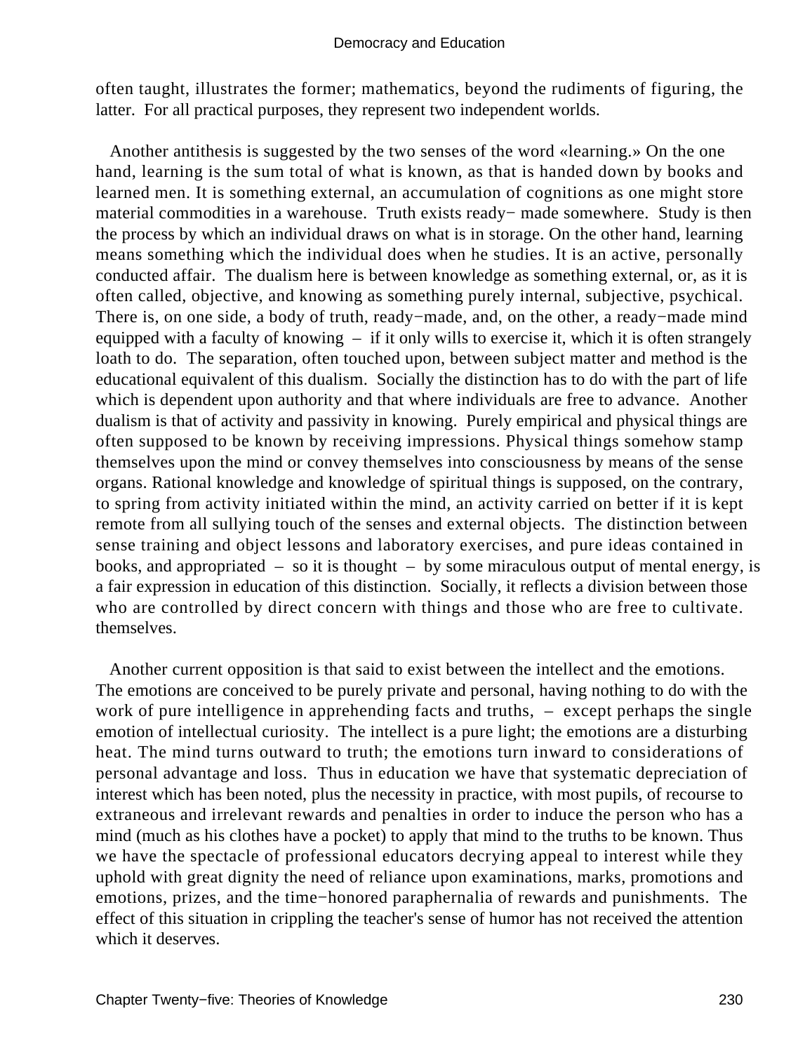often taught, illustrates the former; mathematics, beyond the rudiments of figuring, the latter. For all practical purposes, they represent two independent worlds.

Another antithesis is suggested by the two senses of the word «learning.» On the one hand, learning is the sum total of what is known, as that is handed down by books and learned men. It is something external, an accumulation of cognitions as one might store material commodities in a warehouse. Truth exists ready− made somewhere. Study is then the process by which an individual draws on what is in storage. On the other hand, learning means something which the individual does when he studies. It is an active, personally conducted affair. The dualism here is between knowledge as something external, or, as it is often called, objective, and knowing as something purely internal, subjective, psychical. There is, on one side, a body of truth, ready−made, and, on the other, a ready−made mind equipped with a faculty of knowing – if it only wills to exercise it, which it is often strangely loath to do. The separation, often touched upon, between subject matter and method is the educational equivalent of this dualism. Socially the distinction has to do with the part of life which is dependent upon authority and that where individuals are free to advance. Another dualism is that of activity and passivity in knowing. Purely empirical and physical things are often supposed to be known by receiving impressions. Physical things somehow stamp themselves upon the mind or convey themselves into consciousness by means of the sense organs. Rational knowledge and knowledge of spiritual things is supposed, on the contrary, to spring from activity initiated within the mind, an activity carried on better if it is kept remote from all sullying touch of the senses and external objects. The distinction between sense training and object lessons and laboratory exercises, and pure ideas contained in books, and appropriated – so it is thought – by some miraculous output of mental energy, is a fair expression in education of this distinction. Socially, it reflects a division between those who are controlled by direct concern with things and those who are free to cultivate. themselves.

Another current opposition is that said to exist between the intellect and the emotions. The emotions are conceived to be purely private and personal, having nothing to do with the work of pure intelligence in apprehending facts and truths, – except perhaps the single emotion of intellectual curiosity. The intellect is a pure light; the emotions are a disturbing heat. The mind turns outward to truth; the emotions turn inward to considerations of personal advantage and loss. Thus in education we have that systematic depreciation of interest which has been noted, plus the necessity in practice, with most pupils, of recourse to extraneous and irrelevant rewards and penalties in order to induce the person who has a mind (much as his clothes have a pocket) to apply that mind to the truths to be known. Thus we have the spectacle of professional educators decrying appeal to interest while they uphold with great dignity the need of reliance upon examinations, marks, promotions and emotions, prizes, and the time−honored paraphernalia of rewards and punishments. The effect of this situation in crippling the teacher's sense of humor has not received the attention which it deserves.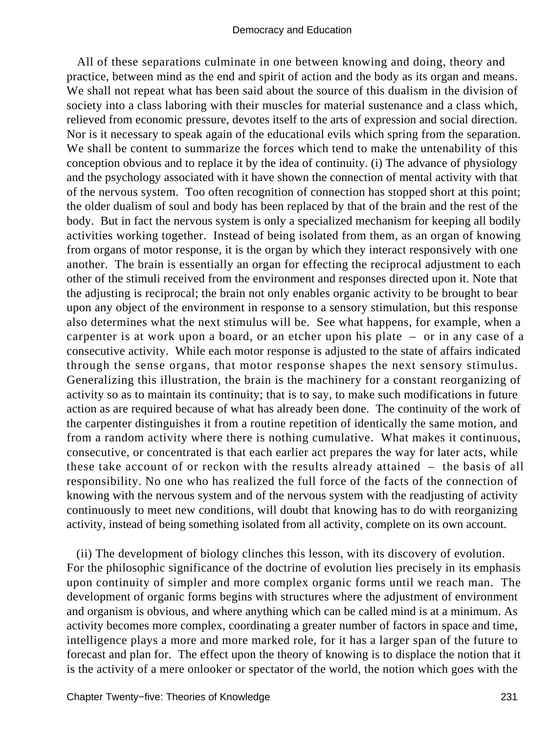All of these separations culminate in one between knowing and doing, theory and practice, between mind as the end and spirit of action and the body as its organ and means. We shall not repeat what has been said about the source of this dualism in the division of society into a class laboring with their muscles for material sustenance and a class which, relieved from economic pressure, devotes itself to the arts of expression and social direction. Nor is it necessary to speak again of the educational evils which spring from the separation. We shall be content to summarize the forces which tend to make the untenability of this conception obvious and to replace it by the idea of continuity. (i) The advance of physiology and the psychology associated with it have shown the connection of mental activity with that of the nervous system. Too often recognition of connection has stopped short at this point; the older dualism of soul and body has been replaced by that of the brain and the rest of the body. But in fact the nervous system is only a specialized mechanism for keeping all bodily activities working together. Instead of being isolated from them, as an organ of knowing from organs of motor response, it is the organ by which they interact responsively with one another. The brain is essentially an organ for effecting the reciprocal adjustment to each other of the stimuli received from the environment and responses directed upon it. Note that the adjusting is reciprocal; the brain not only enables organic activity to be brought to bear upon any object of the environment in response to a sensory stimulation, but this response also determines what the next stimulus will be. See what happens, for example, when a carpenter is at work upon a board, or an etcher upon his plate – or in any case of a consecutive activity. While each motor response is adjusted to the state of affairs indicated through the sense organs, that motor response shapes the next sensory stimulus. Generalizing this illustration, the brain is the machinery for a constant reorganizing of activity so as to maintain its continuity; that is to say, to make such modifications in future action as are required because of what has already been done. The continuity of the work of the carpenter distinguishes it from a routine repetition of identically the same motion, and from a random activity where there is nothing cumulative. What makes it continuous, consecutive, or concentrated is that each earlier act prepares the way for later acts, while these take account of or reckon with the results already attained – the basis of all responsibility. No one who has realized the full force of the facts of the connection of knowing with the nervous system and of the nervous system with the readjusting of activity continuously to meet new conditions, will doubt that knowing has to do with reorganizing activity, instead of being something isolated from all activity, complete on its own account.

(ii) The development of biology clinches this lesson, with its discovery of evolution. For the philosophic significance of the doctrine of evolution lies precisely in its emphasis upon continuity of simpler and more complex organic forms until we reach man. The development of organic forms begins with structures where the adjustment of environment and organism is obvious, and where anything which can be called mind is at a minimum. As activity becomes more complex, coordinating a greater number of factors in space and time, intelligence plays a more and more marked role, for it has a larger span of the future to forecast and plan for. The effect upon the theory of knowing is to displace the notion that it is the activity of a mere onlooker or spectator of the world, the notion which goes with the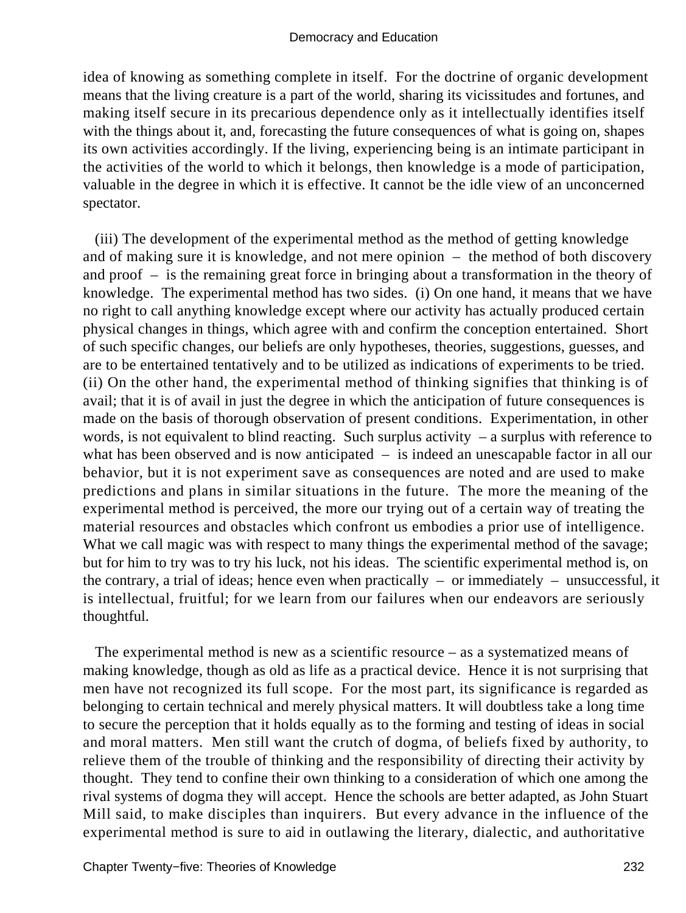idea of knowing as something complete in itself. For the doctrine of organic development means that the living creature is a part of the world, sharing its vicissitudes and fortunes, and making itself secure in its precarious dependence only as it intellectually identifies itself with the things about it, and, forecasting the future consequences of what is going on, shapes its own activities accordingly. If the living, experiencing being is an intimate participant in the activities of the world to which it belongs, then knowledge is a mode of participation, valuable in the degree in which it is effective. It cannot be the idle view of an unconcerned spectator.

(iii) The development of the experimental method as the method of getting knowledge and of making sure it is knowledge, and not mere opinion – the method of both discovery and proof – is the remaining great force in bringing about a transformation in the theory of knowledge. The experimental method has two sides. (i) On one hand, it means that we have no right to call anything knowledge except where our activity has actually produced certain physical changes in things, which agree with and confirm the conception entertained. Short of such specific changes, our beliefs are only hypotheses, theories, suggestions, guesses, and are to be entertained tentatively and to be utilized as indications of experiments to be tried. (ii) On the other hand, the experimental method of thinking signifies that thinking is of avail; that it is of avail in just the degree in which the anticipation of future consequences is made on the basis of thorough observation of present conditions. Experimentation, in other words, is not equivalent to blind reacting. Such surplus activity – a surplus with reference to what has been observed and is now anticipated – is indeed an unescapable factor in all our behavior, but it is not experiment save as consequences are noted and are used to make predictions and plans in similar situations in the future. The more the meaning of the experimental method is perceived, the more our trying out of a certain way of treating the material resources and obstacles which confront us embodies a prior use of intelligence. What we call magic was with respect to many things the experimental method of the savage; but for him to try was to try his luck, not his ideas. The scientific experimental method is, on the contrary, a trial of ideas; hence even when practically – or immediately – unsuccessful, it is intellectual, fruitful; for we learn from our failures when our endeavors are seriously thoughtful.

The experimental method is new as a scientific resource – as a systematized means of making knowledge, though as old as life as a practical device. Hence it is not surprising that men have not recognized its full scope. For the most part, its significance is regarded as belonging to certain technical and merely physical matters. It will doubtless take a long time to secure the perception that it holds equally as to the forming and testing of ideas in social and moral matters. Men still want the crutch of dogma, of beliefs fixed by authority, to relieve them of the trouble of thinking and the responsibility of directing their activity by thought. They tend to confine their own thinking to a consideration of which one among the rival systems of dogma they will accept. Hence the schools are better adapted, as John Stuart Mill said, to make disciples than inquirers. But every advance in the influence of the experimental method is sure to aid in outlawing the literary, dialectic, and authoritative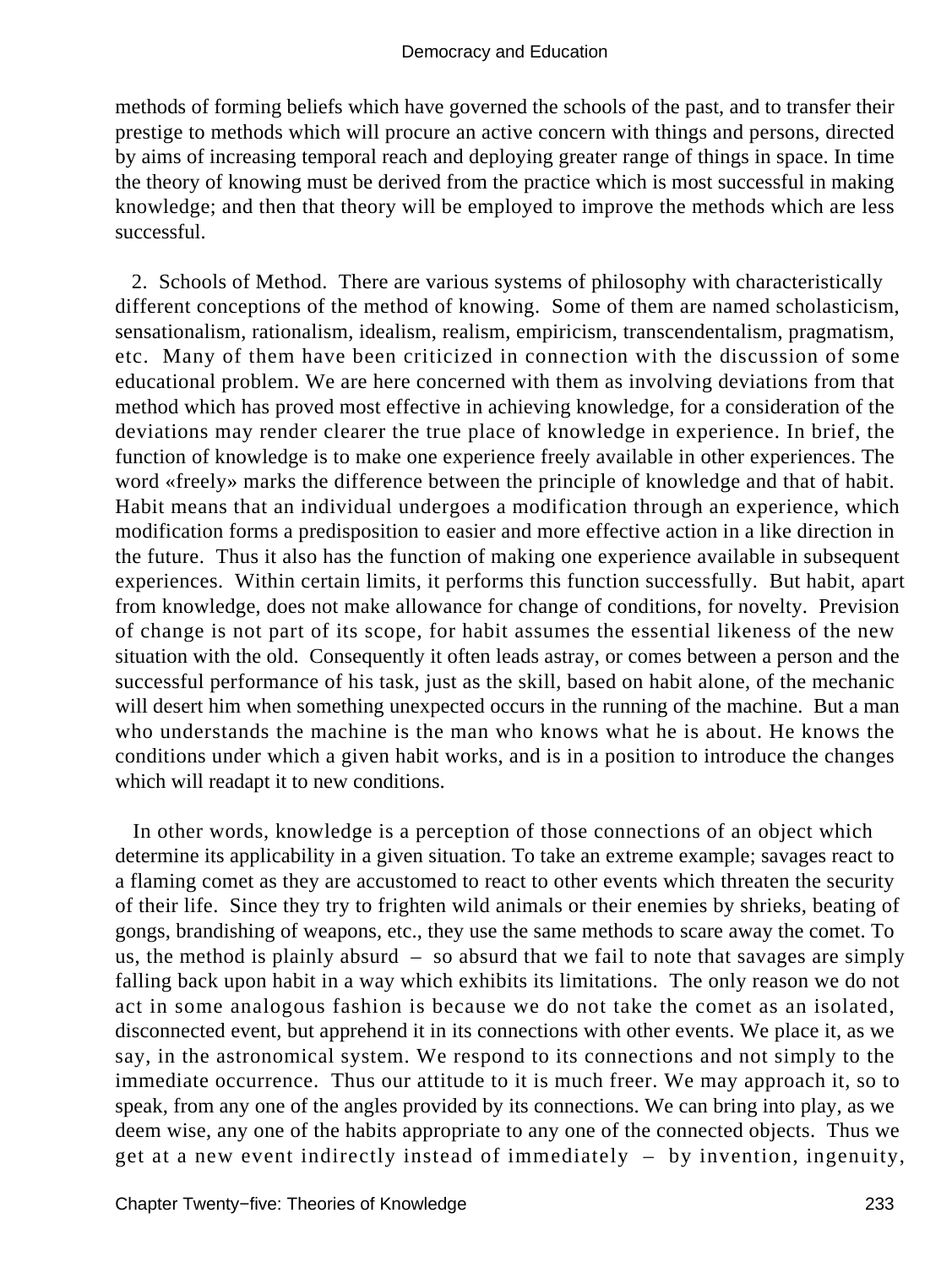methods of forming beliefs which have governed the schools of the past, and to transfer their prestige to methods which will procure an active concern with things and persons, directed by aims of increasing temporal reach and deploying greater range of things in space. In time the theory of knowing must be derived from the practice which is most successful in making knowledge; and then that theory will be employed to improve the methods which are less successful.

2. Schools of Method. There are various systems of philosophy with characteristically different conceptions of the method of knowing. Some of them are named scholasticism, sensationalism, rationalism, idealism, realism, empiricism, transcendentalism, pragmatism, etc. Many of them have been criticized in connection with the discussion of some educational problem. We are here concerned with them as involving deviations from that method which has proved most effective in achieving knowledge, for a consideration of the deviations may render clearer the true place of knowledge in experience. In brief, the function of knowledge is to make one experience freely available in other experiences. The word «freely» marks the difference between the principle of knowledge and that of habit. Habit means that an individual undergoes a modification through an experience, which modification forms a predisposition to easier and more effective action in a like direction in the future. Thus it also has the function of making one experience available in subsequent experiences. Within certain limits, it performs this function successfully. But habit, apart from knowledge, does not make allowance for change of conditions, for novelty. Prevision of change is not part of its scope, for habit assumes the essential likeness of the new situation with the old. Consequently it often leads astray, or comes between a person and the successful performance of his task, just as the skill, based on habit alone, of the mechanic will desert him when something unexpected occurs in the running of the machine. But a man who understands the machine is the man who knows what he is about. He knows the conditions under which a given habit works, and is in a position to introduce the changes which will readapt it to new conditions.

In other words, knowledge is a perception of those connections of an object which determine its applicability in a given situation. To take an extreme example; savages react to a flaming comet as they are accustomed to react to other events which threaten the security of their life. Since they try to frighten wild animals or their enemies by shrieks, beating of gongs, brandishing of weapons, etc., they use the same methods to scare away the comet. To us, the method is plainly absurd – so absurd that we fail to note that savages are simply falling back upon habit in a way which exhibits its limitations. The only reason we do not act in some analogous fashion is because we do not take the comet as an isolated, disconnected event, but apprehend it in its connections with other events. We place it, as we say, in the astronomical system. We respond to its connections and not simply to the immediate occurrence. Thus our attitude to it is much freer. We may approach it, so to speak, from any one of the angles provided by its connections. We can bring into play, as we deem wise, any one of the habits appropriate to any one of the connected objects. Thus we get at a new event indirectly instead of immediately – by invention, ingenuity,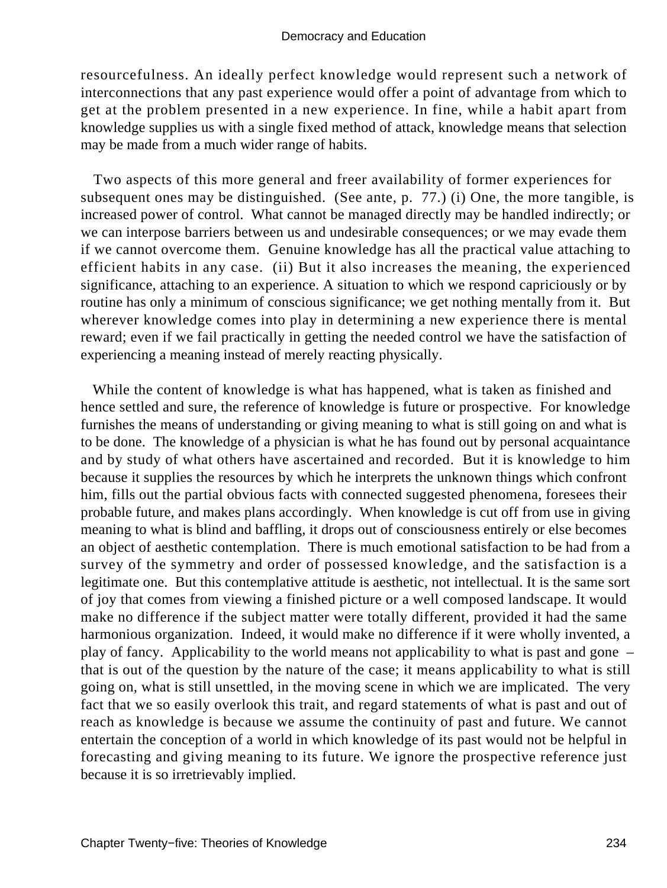resourcefulness. An ideally perfect knowledge would represent such a network of interconnections that any past experience would offer a point of advantage from which to get at the problem presented in a new experience. In fine, while a habit apart from knowledge supplies us with a single fixed method of attack, knowledge means that selection may be made from a much wider range of habits.

Two aspects of this more general and freer availability of former experiences for subsequent ones may be distinguished. (See ante, p. 77.) (i) One, the more tangible, is increased power of control. What cannot be managed directly may be handled indirectly; or we can interpose barriers between us and undesirable consequences; or we may evade them if we cannot overcome them. Genuine knowledge has all the practical value attaching to efficient habits in any case. (ii) But it also increases the meaning, the experienced significance, attaching to an experience. A situation to which we respond capriciously or by routine has only a minimum of conscious significance; we get nothing mentally from it. But wherever knowledge comes into play in determining a new experience there is mental reward; even if we fail practically in getting the needed control we have the satisfaction of experiencing a meaning instead of merely reacting physically.

While the content of knowledge is what has happened, what is taken as finished and hence settled and sure, the reference of knowledge is future or prospective. For knowledge furnishes the means of understanding or giving meaning to what is still going on and what is to be done. The knowledge of a physician is what he has found out by personal acquaintance and by study of what others have ascertained and recorded. But it is knowledge to him because it supplies the resources by which he interprets the unknown things which confront him, fills out the partial obvious facts with connected suggested phenomena, foresees their probable future, and makes plans accordingly. When knowledge is cut off from use in giving meaning to what is blind and baffling, it drops out of consciousness entirely or else becomes an object of aesthetic contemplation. There is much emotional satisfaction to be had from a survey of the symmetry and order of possessed knowledge, and the satisfaction is a legitimate one. But this contemplative attitude is aesthetic, not intellectual. It is the same sort of joy that comes from viewing a finished picture or a well composed landscape. It would make no difference if the subject matter were totally different, provided it had the same harmonious organization. Indeed, it would make no difference if it were wholly invented, a play of fancy. Applicability to the world means not applicability to what is past and gone – that is out of the question by the nature of the case; it means applicability to what is still going on, what is still unsettled, in the moving scene in which we are implicated. The very fact that we so easily overlook this trait, and regard statements of what is past and out of reach as knowledge is because we assume the continuity of past and future. We cannot entertain the conception of a world in which knowledge of its past would not be helpful in forecasting and giving meaning to its future. We ignore the prospective reference just because it is so irretrievably implied.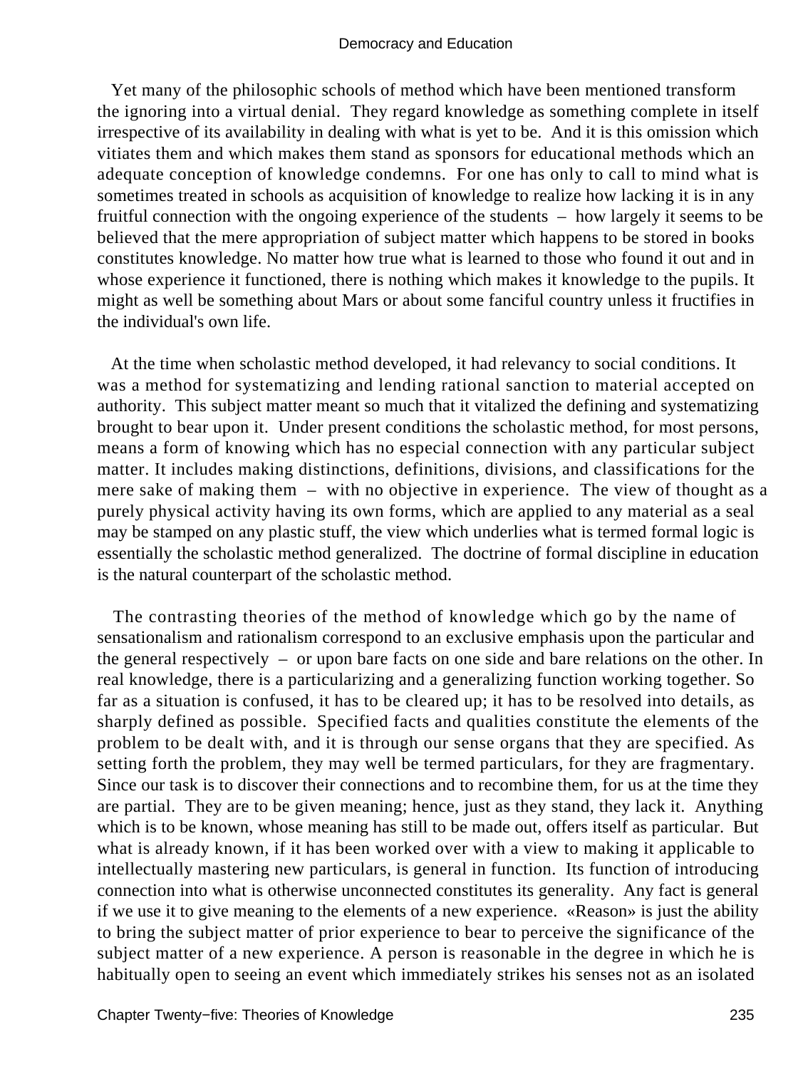Yet many of the philosophic schools of method which have been mentioned transform the ignoring into a virtual denial. They regard knowledge as something complete in itself irrespective of its availability in dealing with what is yet to be. And it is this omission which vitiates them and which makes them stand as sponsors for educational methods which an adequate conception of knowledge condemns. For one has only to call to mind what is sometimes treated in schools as acquisition of knowledge to realize how lacking it is in any fruitful connection with the ongoing experience of the students – how largely it seems to be believed that the mere appropriation of subject matter which happens to be stored in books constitutes knowledge. No matter how true what is learned to those who found it out and in whose experience it functioned, there is nothing which makes it knowledge to the pupils. It might as well be something about Mars or about some fanciful country unless it fructifies in the individual's own life.

At the time when scholastic method developed, it had relevancy to social conditions. It was a method for systematizing and lending rational sanction to material accepted on authority. This subject matter meant so much that it vitalized the defining and systematizing brought to bear upon it. Under present conditions the scholastic method, for most persons, means a form of knowing which has no especial connection with any particular subject matter. It includes making distinctions, definitions, divisions, and classifications for the mere sake of making them – with no objective in experience. The view of thought as a purely physical activity having its own forms, which are applied to any material as a seal may be stamped on any plastic stuff, the view which underlies what is termed formal logic is essentially the scholastic method generalized. The doctrine of formal discipline in education is the natural counterpart of the scholastic method.

The contrasting theories of the method of knowledge which go by the name of sensationalism and rationalism correspond to an exclusive emphasis upon the particular and the general respectively – or upon bare facts on one side and bare relations on the other. In real knowledge, there is a particularizing and a generalizing function working together. So far as a situation is confused, it has to be cleared up; it has to be resolved into details, as sharply defined as possible. Specified facts and qualities constitute the elements of the problem to be dealt with, and it is through our sense organs that they are specified. As setting forth the problem, they may well be termed particulars, for they are fragmentary. Since our task is to discover their connections and to recombine them, for us at the time they are partial. They are to be given meaning; hence, just as they stand, they lack it. Anything which is to be known, whose meaning has still to be made out, offers itself as particular. But what is already known, if it has been worked over with a view to making it applicable to intellectually mastering new particulars, is general in function. Its function of introducing connection into what is otherwise unconnected constitutes its generality. Any fact is general if we use it to give meaning to the elements of a new experience. «Reason» is just the ability to bring the subject matter of prior experience to bear to perceive the significance of the subject matter of a new experience. A person is reasonable in the degree in which he is habitually open to seeing an event which immediately strikes his senses not as an isolated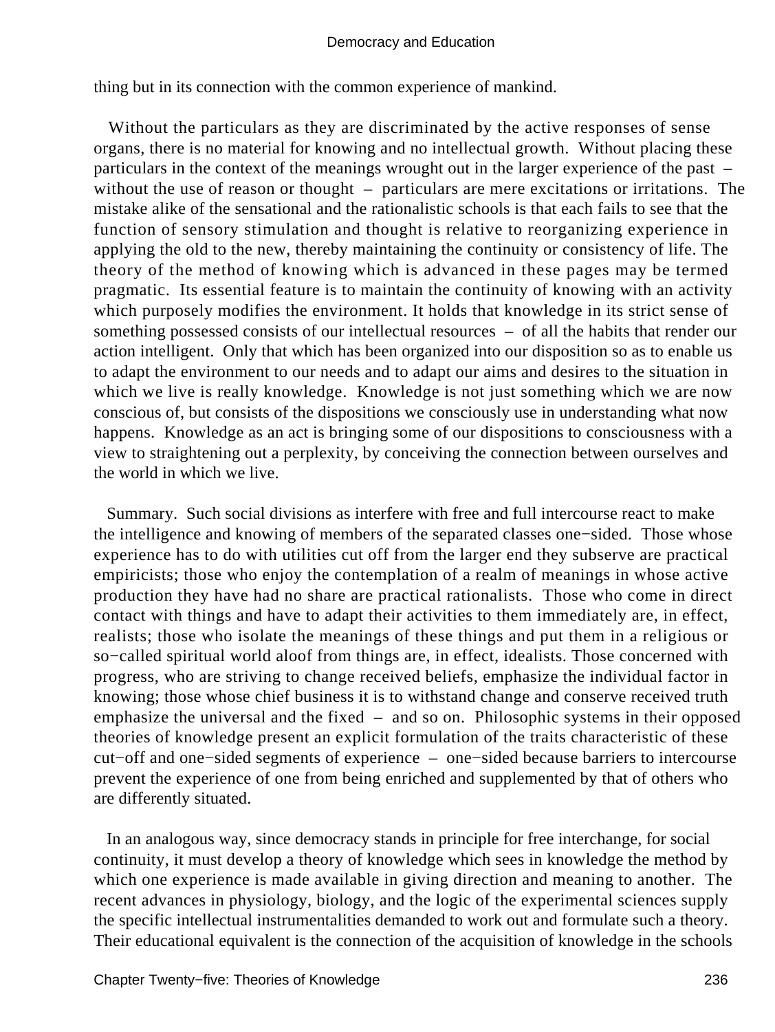thing but in its connection with the common experience of mankind.

Without the particulars as they are discriminated by the active responses of sense organs, there is no material for knowing and no intellectual growth. Without placing these particulars in the context of the meanings wrought out in the larger experience of the past – without the use of reason or thought – particulars are mere excitations or irritations. The mistake alike of the sensational and the rationalistic schools is that each fails to see that the function of sensory stimulation and thought is relative to reorganizing experience in applying the old to the new, thereby maintaining the continuity or consistency of life. The theory of the method of knowing which is advanced in these pages may be termed pragmatic. Its essential feature is to maintain the continuity of knowing with an activity which purposely modifies the environment. It holds that knowledge in its strict sense of something possessed consists of our intellectual resources – of all the habits that render our action intelligent. Only that which has been organized into our disposition so as to enable us to adapt the environment to our needs and to adapt our aims and desires to the situation in which we live is really knowledge. Knowledge is not just something which we are now conscious of, but consists of the dispositions we consciously use in understanding what now happens. Knowledge as an act is bringing some of our dispositions to consciousness with a view to straightening out a perplexity, by conceiving the connection between ourselves and the world in which we live.

Summary. Such social divisions as interfere with free and full intercourse react to make the intelligence and knowing of members of the separated classes one−sided. Those whose experience has to do with utilities cut off from the larger end they subserve are practical empiricists; those who enjoy the contemplation of a realm of meanings in whose active production they have had no share are practical rationalists. Those who come in direct contact with things and have to adapt their activities to them immediately are, in effect, realists; those who isolate the meanings of these things and put them in a religious or so−called spiritual world aloof from things are, in effect, idealists. Those concerned with progress, who are striving to change received beliefs, emphasize the individual factor in knowing; those whose chief business it is to withstand change and conserve received truth emphasize the universal and the fixed – and so on. Philosophic systems in their opposed theories of knowledge present an explicit formulation of the traits characteristic of these cut−off and one−sided segments of experience – one−sided because barriers to intercourse prevent the experience of one from being enriched and supplemented by that of others who are differently situated.

In an analogous way, since democracy stands in principle for free interchange, for social continuity, it must develop a theory of knowledge which sees in knowledge the method by which one experience is made available in giving direction and meaning to another. The recent advances in physiology, biology, and the logic of the experimental sciences supply the specific intellectual instrumentalities demanded to work out and formulate such a theory. Their educational equivalent is the connection of the acquisition of knowledge in the schools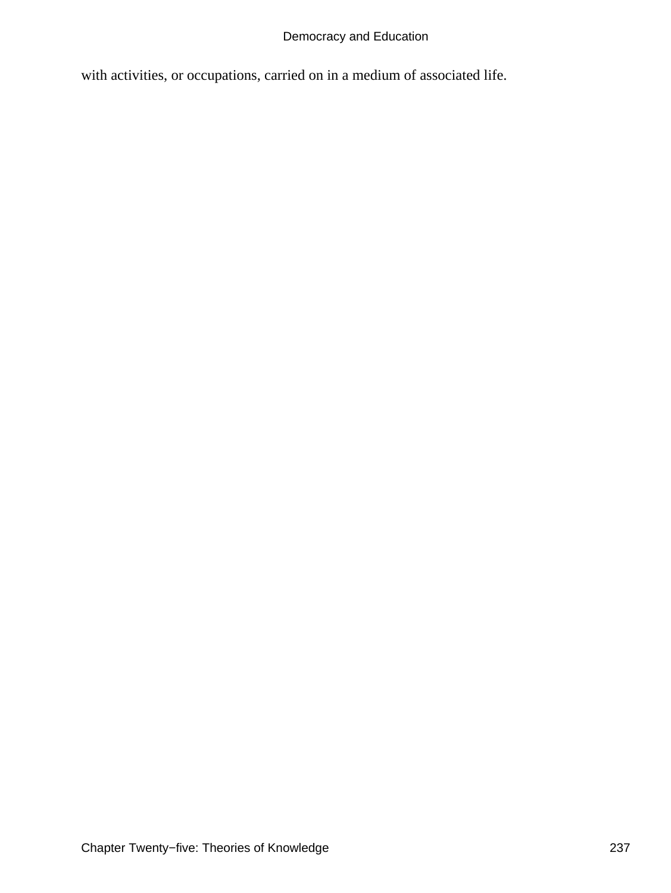with activities, or occupations, carried on in a medium of associated life.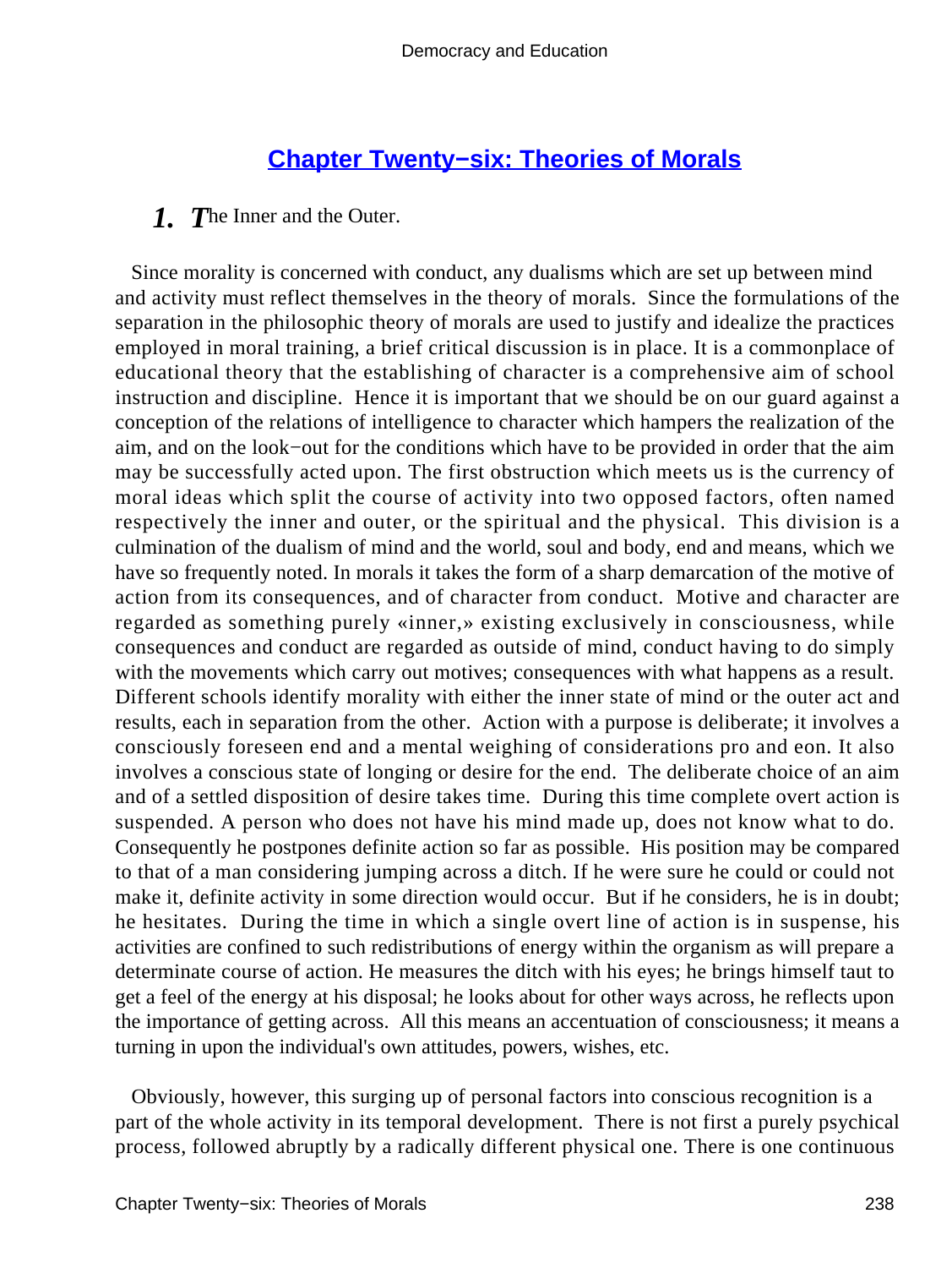## Chapter Twenty−six: Theories of Morals

### 1. The Inner and the Outer.

Since morality is concerned with conduct, any dualisms which are set up between mind and activity must reflect themselves in the theory of morals. Since the formulations of the separation in the philosophic theory of morals are used to justify and idealize the practices employed in moral training, a brief critical discussion is in place. It is a commonplace of educational theory that the establishing of character is a comprehensive aim of school instruction and discipline. Hence it is important that we should be on our guard against a conception of the relations of intelligence to character which hampers the realization of the aim, and on the look−out for the conditions which have to be provided in order that the aim may be successfully acted upon. The first obstruction which meets us is the currency of moral ideas which split the course of activity into two opposed factors, often named respectively the inner and outer, or the spiritual and the physical. This division is a culmination of the dualism of mind and the world, soul and body, end and means, which we have so frequently noted. In morals it takes the form of a sharp demarcation of the motive of action from its consequences, and of character from conduct. Motive and character are regarded as something purely «inner,» existing exclusively in consciousness, while consequences and conduct are regarded as outside of mind, conduct having to do simply with the movements which carry out motives; consequences with what happens as a result. Different schools identify morality with either the inner state of mind or the outer act and results, each in separation from the other. Action with a purpose is deliberate; it involves a consciously foreseen end and a mental weighing of considerations pro and eon. It also involves a conscious state of longing or desire for the end. The deliberate choice of an aim and of a settled disposition of desire takes time. During this time complete overt action is suspended. A person who does not have his mind made up, does not know what to do. Consequently he postpones definite action so far as possible. His position may be compared to that of a man considering jumping across a ditch. If he were sure he could or could not make it, definite activity in some direction would occur. But if he considers, he is in doubt; he hesitates. During the time in which a single overt line of action is in suspense, his activities are confined to such redistributions of energy within the organism as will prepare a determinate course of action. He measures the ditch with his eyes; he brings himself taut to get a feel of the energy at his disposal; he looks about for other ways across, he reflects upon the importance of getting across. All this means an accentuation of consciousness; it means a turning in upon the individual's own attitudes, powers, wishes, etc.

Obviously, however, this surging up of personal factors into conscious recognition is a part of the whole activity in its temporal development. There is not first a purely psychical process, followed abruptly by a radically different physical one. There is one continuous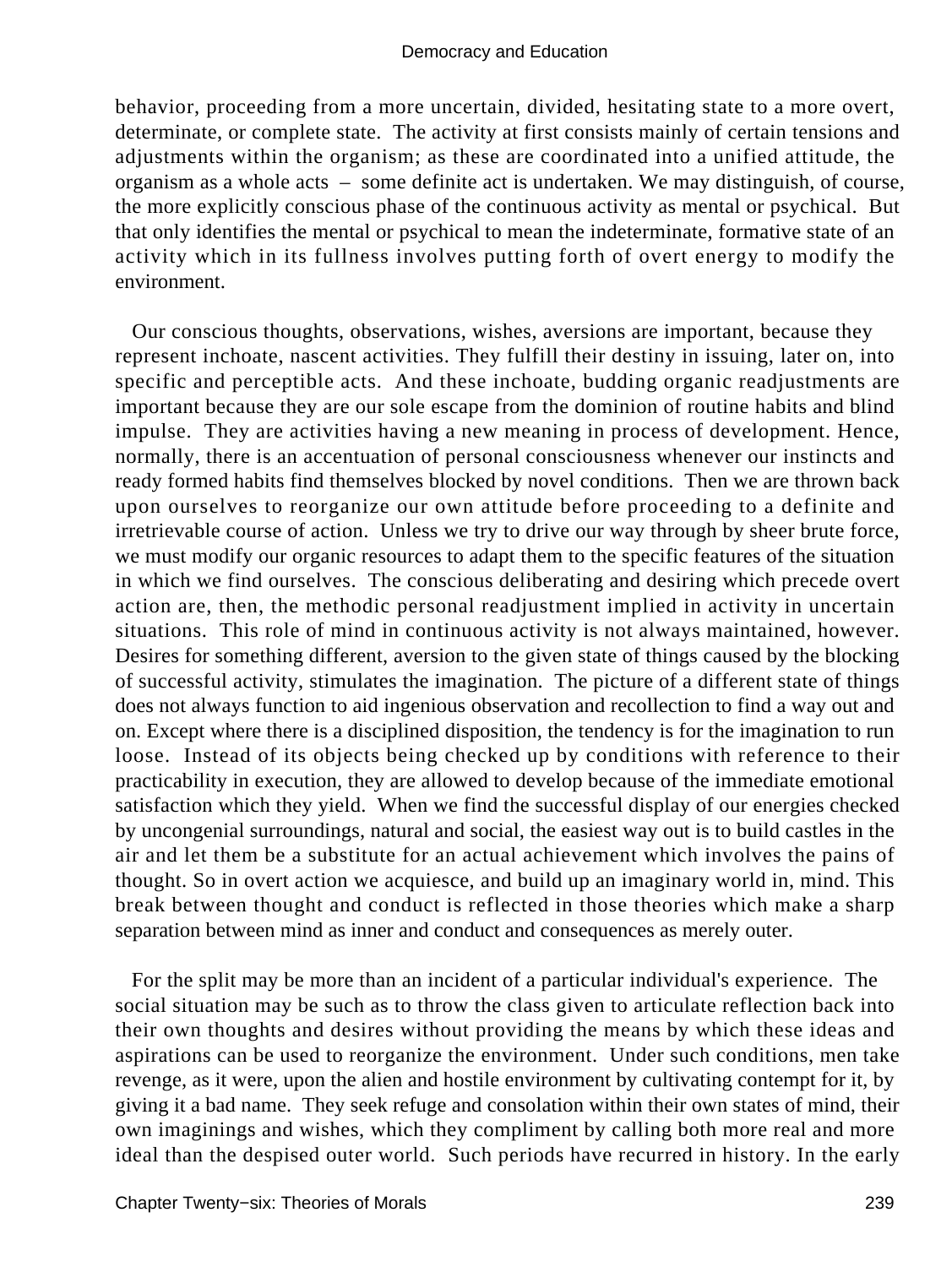behavior, proceeding from a more uncertain, divided, hesitating state to a more overt, determinate, or complete state. The activity at first consists mainly of certain tensions and adjustments within the organism; as these are coordinated into a unified attitude, the organism as a whole acts – some definite act is undertaken. We may distinguish, of course, the more explicitly conscious phase of the continuous activity as mental or psychical. But that only identifies the mental or psychical to mean the indeterminate, formative state of an activity which in its fullness involves putting forth of overt energy to modify the environment.

Our conscious thoughts, observations, wishes, aversions are important, because they represent inchoate, nascent activities. They fulfill their destiny in issuing, later on, into specific and perceptible acts. And these inchoate, budding organic readjustments are important because they are our sole escape from the dominion of routine habits and blind impulse. They are activities having a new meaning in process of development. Hence, normally, there is an accentuation of personal consciousness whenever our instincts and ready formed habits find themselves blocked by novel conditions. Then we are thrown back upon ourselves to reorganize our own attitude before proceeding to a definite and irretrievable course of action. Unless we try to drive our way through by sheer brute force, we must modify our organic resources to adapt them to the specific features of the situation in which we find ourselves. The conscious deliberating and desiring which precede overt action are, then, the methodic personal readjustment implied in activity in uncertain situations. This role of mind in continuous activity is not always maintained, however. Desires for something different, aversion to the given state of things caused by the blocking of successful activity, stimulates the imagination. The picture of a different state of things does not always function to aid ingenious observation and recollection to find a way out and on. Except where there is a disciplined disposition, the tendency is for the imagination to run loose. Instead of its objects being checked up by conditions with reference to their practicability in execution, they are allowed to develop because of the immediate emotional satisfaction which they yield. When we find the successful display of our energies checked by uncongenial surroundings, natural and social, the easiest way out is to build castles in the air and let them be a substitute for an actual achievement which involves the pains of thought. So in overt action we acquiesce, and build up an imaginary world in, mind. This break between thought and conduct is reflected in those theories which make a sharp separation between mind as inner and conduct and consequences as merely outer.

For the split may be more than an incident of a particular individual's experience. The social situation may be such as to throw the class given to articulate reflection back into their own thoughts and desires without providing the means by which these ideas and aspirations can be used to reorganize the environment. Under such conditions, men take revenge, as it were, upon the alien and hostile environment by cultivating contempt for it, by giving it a bad name. They seek refuge and consolation within their own states of mind, their own imaginings and wishes, which they compliment by calling both more real and more ideal than the despised outer world. Such periods have recurred in history. In the early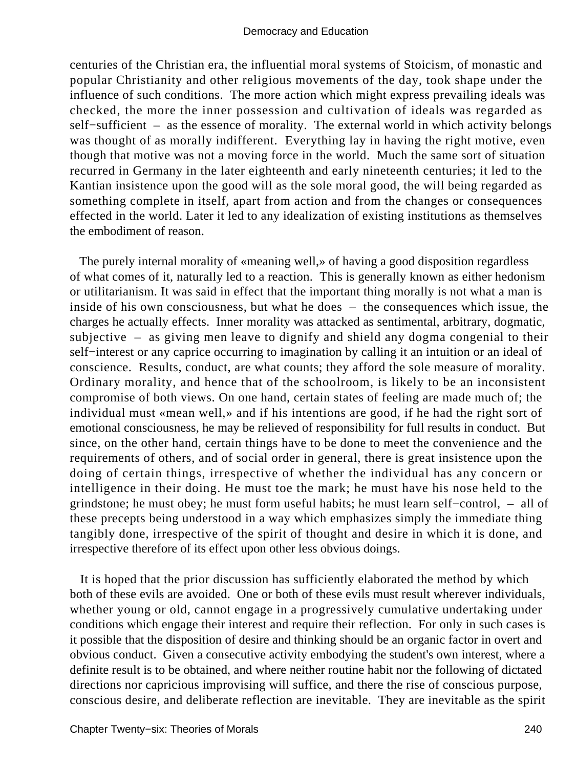centuries of the Christian era, the influential moral systems of Stoicism, of monastic and popular Christianity and other religious movements of the day, took shape under the influence of such conditions. The more action which might express prevailing ideals was checked, the more the inner possession and cultivation of ideals was regarded as self−sufficient – as the essence of morality. The external world in which activity belongs was thought of as morally indifferent. Everything lay in having the right motive, even though that motive was not a moving force in the world. Much the same sort of situation recurred in Germany in the later eighteenth and early nineteenth centuries; it led to the Kantian insistence upon the good will as the sole moral good, the will being regarded as something complete in itself, apart from action and from the changes or consequences effected in the world. Later it led to any idealization of existing institutions as themselves the embodiment of reason.

The purely internal morality of «meaning well,» of having a good disposition regardless of what comes of it, naturally led to a reaction. This is generally known as either hedonism or utilitarianism. It was said in effect that the important thing morally is not what a man is inside of his own consciousness, but what he does – the consequences which issue, the charges he actually effects. Inner morality was attacked as sentimental, arbitrary, dogmatic, subjective – as giving men leave to dignify and shield any dogma congenial to their self−interest or any caprice occurring to imagination by calling it an intuition or an ideal of conscience. Results, conduct, are what counts; they afford the sole measure of morality. Ordinary morality, and hence that of the schoolroom, is likely to be an inconsistent compromise of both views. On one hand, certain states of feeling are made much of; the individual must «mean well,» and if his intentions are good, if he had the right sort of emotional consciousness, he may be relieved of responsibility for full results in conduct. But since, on the other hand, certain things have to be done to meet the convenience and the requirements of others, and of social order in general, there is great insistence upon the doing of certain things, irrespective of whether the individual has any concern or intelligence in their doing. He must toe the mark; he must have his nose held to the grindstone; he must obey; he must form useful habits; he must learn self−control, – all of these precepts being understood in a way which emphasizes simply the immediate thing tangibly done, irrespective of the spirit of thought and desire in which it is done, and irrespective therefore of its effect upon other less obvious doings.

It is hoped that the prior discussion has sufficiently elaborated the method by which both of these evils are avoided. One or both of these evils must result wherever individuals, whether young or old, cannot engage in a progressively cumulative undertaking under conditions which engage their interest and require their reflection. For only in such cases is it possible that the disposition of desire and thinking should be an organic factor in overt and obvious conduct. Given a consecutive activity embodying the student's own interest, where a definite result is to be obtained, and where neither routine habit nor the following of dictated directions nor capricious improvising will suffice, and there the rise of conscious purpose, conscious desire, and deliberate reflection are inevitable. They are inevitable as the spirit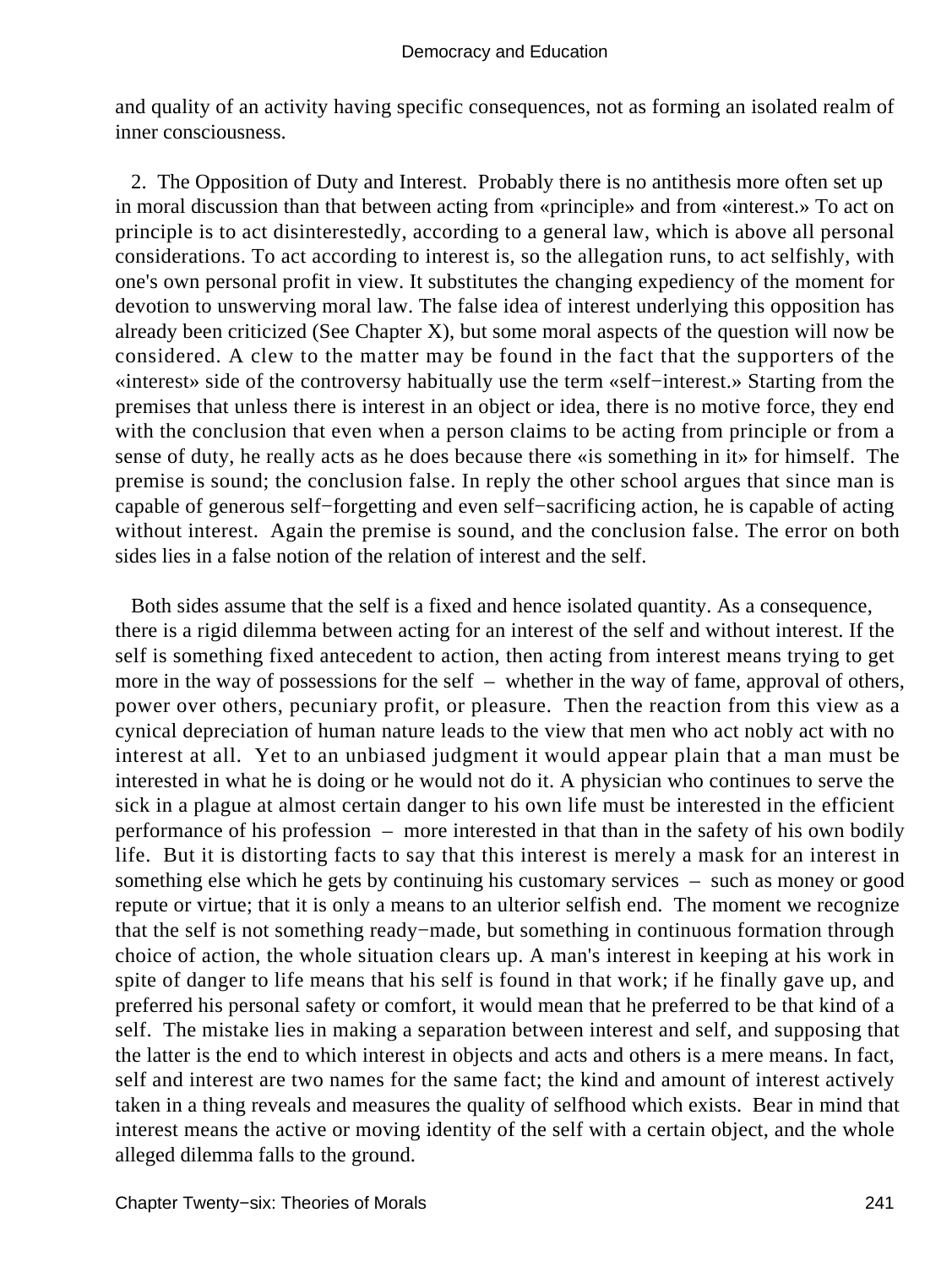and quality of an activity having specific consequences, not as forming an isolated realm of inner consciousness.

2. The Opposition of Duty and Interest. Probably there is no antithesis more often set up in moral discussion than that between acting from «principle» and from «interest.» To act on principle is to act disinterestedly, according to a general law, which is above all personal considerations. To act according to interest is, so the allegation runs, to act selfishly, with one's own personal profit in view. It substitutes the changing expediency of the moment for devotion to unswerving moral law. The false idea of interest underlying this opposition has already been criticized (See Chapter X), but some moral aspects of the question will now be considered. A clew to the matter may be found in the fact that the supporters of the «interest» side of the controversy habitually use the term «self−interest.» Starting from the premises that unless there is interest in an object or idea, there is no motive force, they end with the conclusion that even when a person claims to be acting from principle or from a sense of duty, he really acts as he does because there «is something in it» for himself. The premise is sound; the conclusion false. In reply the other school argues that since man is capable of generous self−forgetting and even self−sacrificing action, he is capable of acting without interest. Again the premise is sound, and the conclusion false. The error on both sides lies in a false notion of the relation of interest and the self.

Both sides assume that the self is a fixed and hence isolated quantity. As a consequence, there is a rigid dilemma between acting for an interest of the self and without interest. If the self is something fixed antecedent to action, then acting from interest means trying to get more in the way of possessions for the self – whether in the way of fame, approval of others, power over others, pecuniary profit, or pleasure. Then the reaction from this view as a cynical depreciation of human nature leads to the view that men who act nobly act with no interest at all. Yet to an unbiased judgment it would appear plain that a man must be interested in what he is doing or he would not do it. A physician who continues to serve the sick in a plague at almost certain danger to his own life must be interested in the efficient performance of his profession – more interested in that than in the safety of his own bodily life. But it is distorting facts to say that this interest is merely a mask for an interest in something else which he gets by continuing his customary services – such as money or good repute or virtue; that it is only a means to an ulterior selfish end. The moment we recognize that the self is not something ready−made, but something in continuous formation through choice of action, the whole situation clears up. A man's interest in keeping at his work in spite of danger to life means that his self is found in that work; if he finally gave up, and preferred his personal safety or comfort, it would mean that he preferred to be that kind of a self. The mistake lies in making a separation between interest and self, and supposing that the latter is the end to which interest in objects and acts and others is a mere means. In fact, self and interest are two names for the same fact; the kind and amount of interest actively taken in a thing reveals and measures the quality of selfhood which exists. Bear in mind that interest means the active or moving identity of the self with a certain object, and the whole alleged dilemma falls to the ground.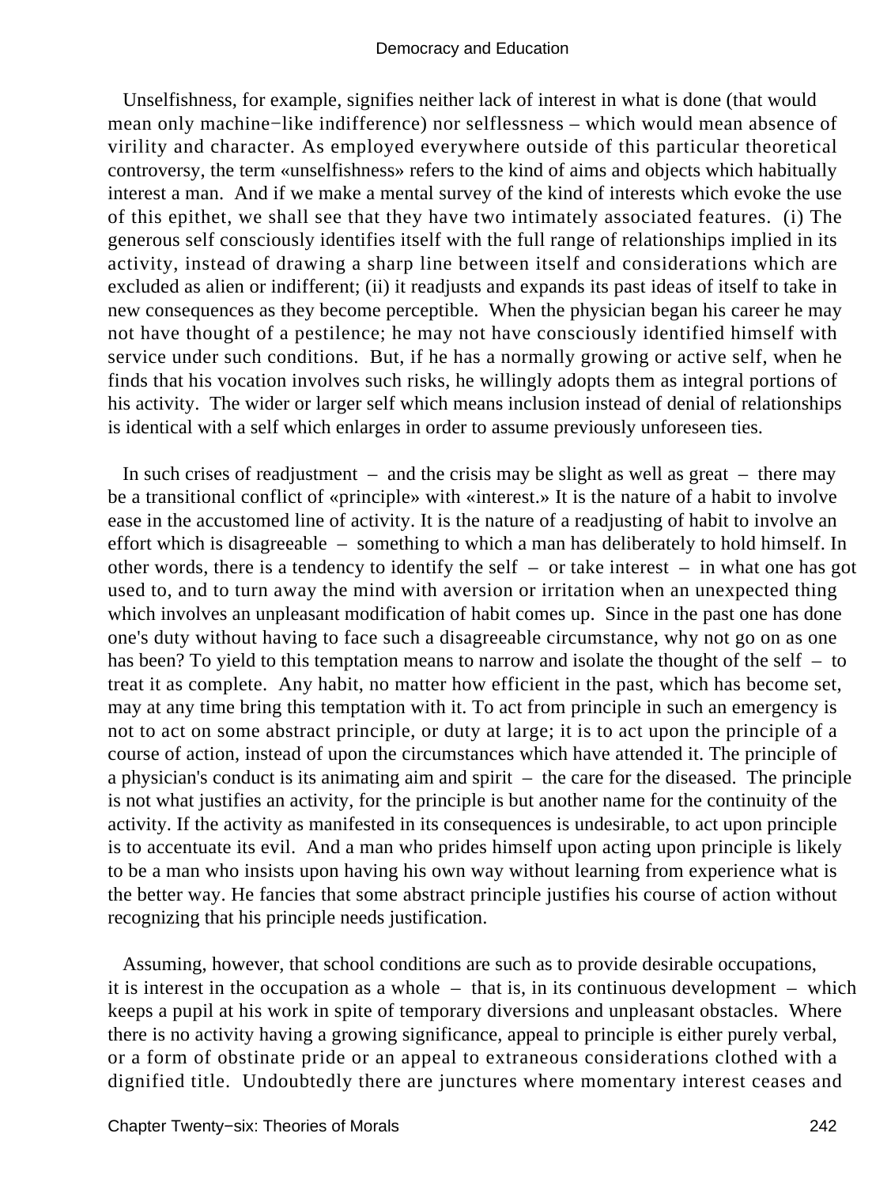Unselfishness, for example, signifies neither lack of interest in what is done (that would mean only machine−like indifference) nor selflessness – which would mean absence of virility and character. As employed everywhere outside of this particular theoretical controversy, the term «unselfishness» refers to the kind of aims and objects which habitually interest a man. And if we make a mental survey of the kind of interests which evoke the use of this epithet, we shall see that they have two intimately associated features. (i) The generous self consciously identifies itself with the full range of relationships implied in its activity, instead of drawing a sharp line between itself and considerations which are excluded as alien or indifferent; (ii) it readjusts and expands its past ideas of itself to take in new consequences as they become perceptible. When the physician began his career he may not have thought of a pestilence; he may not have consciously identified himself with service under such conditions. But, if he has a normally growing or active self, when he finds that his vocation involves such risks, he willingly adopts them as integral portions of his activity. The wider or larger self which means inclusion instead of denial of relationships is identical with a self which enlarges in order to assume previously unforeseen ties.

In such crises of readjustment – and the crisis may be slight as well as great – there may be a transitional conflict of «principle» with «interest.» It is the nature of a habit to involve ease in the accustomed line of activity. It is the nature of a readjusting of habit to involve an effort which is disagreeable – something to which a man has deliberately to hold himself. In other words, there is a tendency to identify the self – or take interest – in what one has got used to, and to turn away the mind with aversion or irritation when an unexpected thing which involves an unpleasant modification of habit comes up. Since in the past one has done one's duty without having to face such a disagreeable circumstance, why not go on as one has been? To yield to this temptation means to narrow and isolate the thought of the self – to treat it as complete. Any habit, no matter how efficient in the past, which has become set, may at any time bring this temptation with it. To act from principle in such an emergency is not to act on some abstract principle, or duty at large; it is to act upon the principle of a course of action, instead of upon the circumstances which have attended it. The principle of a physician's conduct is its animating aim and spirit – the care for the diseased. The principle is not what justifies an activity, for the principle is but another name for the continuity of the activity. If the activity as manifested in its consequences is undesirable, to act upon principle is to accentuate its evil. And a man who prides himself upon acting upon principle is likely to be a man who insists upon having his own way without learning from experience what is the better way. He fancies that some abstract principle justifies his course of action without recognizing that his principle needs justification.

Assuming, however, that school conditions are such as to provide desirable occupations, it is interest in the occupation as a whole – that is, in its continuous development – which keeps a pupil at his work in spite of temporary diversions and unpleasant obstacles. Where there is no activity having a growing significance, appeal to principle is either purely verbal, or a form of obstinate pride or an appeal to extraneous considerations clothed with a dignified title. Undoubtedly there are junctures where momentary interest ceases and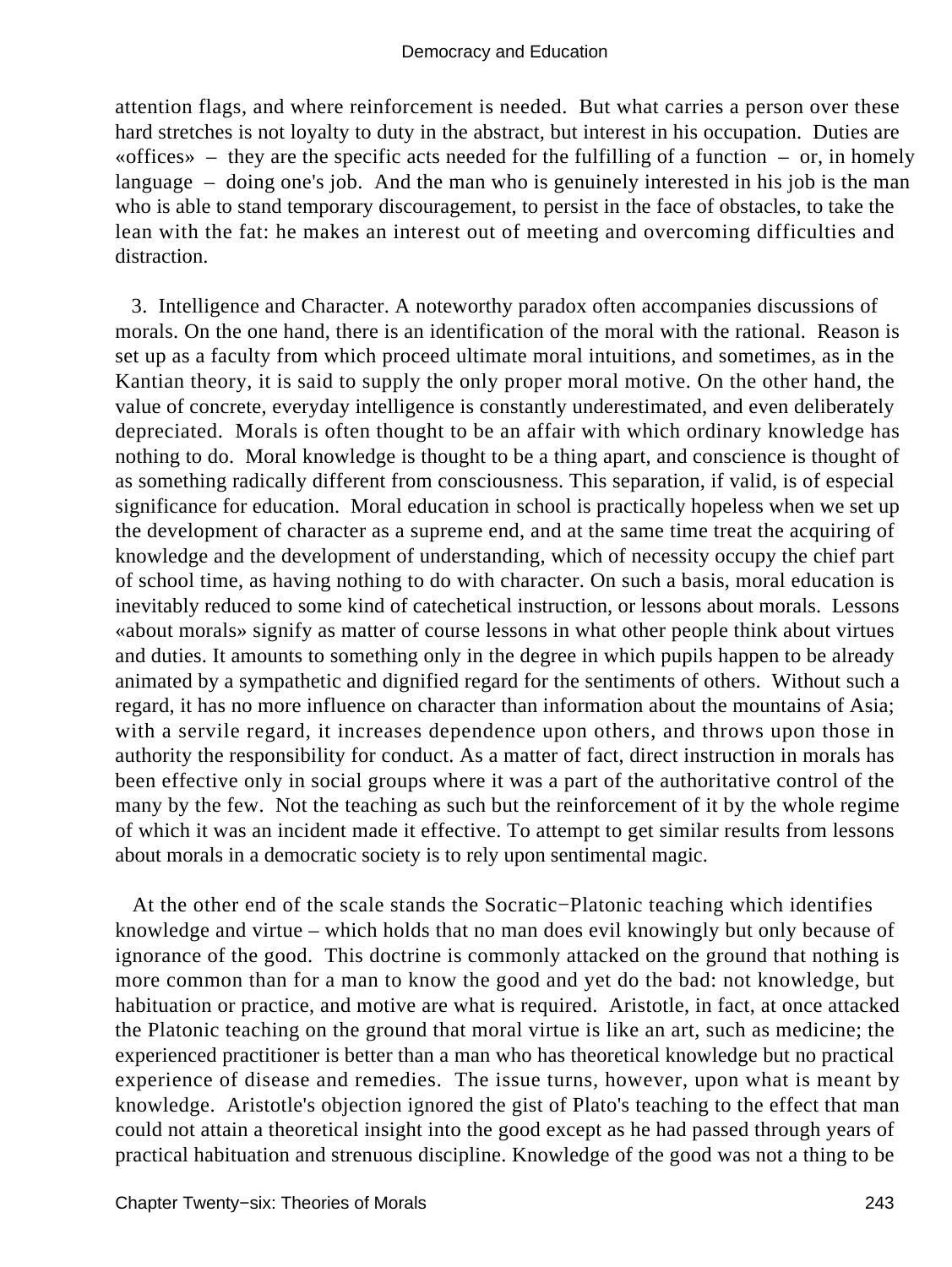attention flags, and where reinforcement is needed. But what carries a person over these hard stretches is not loyalty to duty in the abstract, but interest in his occupation. Duties are «offices» – they are the specific acts needed for the fulfilling of a function – or, in homely language – doing one's job. And the man who is genuinely interested in his job is the man who is able to stand temporary discouragement, to persist in the face of obstacles, to take the lean with the fat: he makes an interest out of meeting and overcoming difficulties and distraction.

3. Intelligence and Character. A noteworthy paradox often accompanies discussions of morals. On the one hand, there is an identification of the moral with the rational. Reason is set up as a faculty from which proceed ultimate moral intuitions, and sometimes, as in the Kantian theory, it is said to supply the only proper moral motive. On the other hand, the value of concrete, everyday intelligence is constantly underestimated, and even deliberately depreciated. Morals is often thought to be an affair with which ordinary knowledge has nothing to do. Moral knowledge is thought to be a thing apart, and conscience is thought of as something radically different from consciousness. This separation, if valid, is of especial significance for education. Moral education in school is practically hopeless when we set up the development of character as a supreme end, and at the same time treat the acquiring of knowledge and the development of understanding, which of necessity occupy the chief part of school time, as having nothing to do with character. On such a basis, moral education is inevitably reduced to some kind of catechetical instruction, or lessons about morals. Lessons «about morals» signify as matter of course lessons in what other people think about virtues and duties. It amounts to something only in the degree in which pupils happen to be already animated by a sympathetic and dignified regard for the sentiments of others. Without such a regard, it has no more influence on character than information about the mountains of Asia; with a servile regard, it increases dependence upon others, and throws upon those in authority the responsibility for conduct. As a matter of fact, direct instruction in morals has been effective only in social groups where it was a part of the authoritative control of the many by the few. Not the teaching as such but the reinforcement of it by the whole regime of which it was an incident made it effective. To attempt to get similar results from lessons about morals in a democratic society is to rely upon sentimental magic.

At the other end of the scale stands the Socratic−Platonic teaching which identifies knowledge and virtue – which holds that no man does evil knowingly but only because of ignorance of the good. This doctrine is commonly attacked on the ground that nothing is more common than for a man to know the good and yet do the bad: not knowledge, but habituation or practice, and motive are what is required. Aristotle, in fact, at once attacked the Platonic teaching on the ground that moral virtue is like an art, such as medicine; the experienced practitioner is better than a man who has theoretical knowledge but no practical experience of disease and remedies. The issue turns, however, upon what is meant by knowledge. Aristotle's objection ignored the gist of Plato's teaching to the effect that man could not attain a theoretical insight into the good except as he had passed through years of practical habituation and strenuous discipline. Knowledge of the good was not a thing to be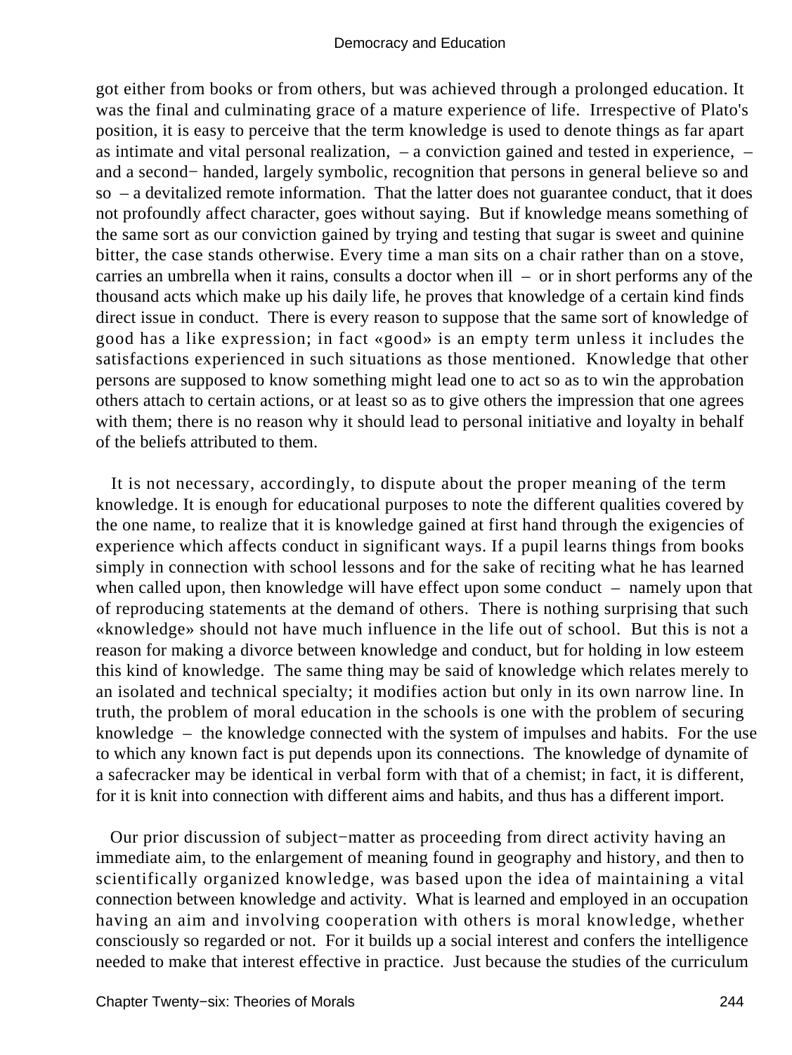got either from books or from others, but was achieved through a prolonged education. It was the final and culminating grace of a mature experience of life. Irrespective of Plato's position, it is easy to perceive that the term knowledge is used to denote things as far apart as intimate and vital personal realization, – a conviction gained and tested in experience, – and a second− handed, largely symbolic, recognition that persons in general believe so and so – a devitalized remote information. That the latter does not guarantee conduct, that it does not profoundly affect character, goes without saying. But if knowledge means something of the same sort as our conviction gained by trying and testing that sugar is sweet and quinine bitter, the case stands otherwise. Every time a man sits on a chair rather than on a stove, carries an umbrella when it rains, consults a doctor when ill – or in short performs any of the thousand acts which make up his daily life, he proves that knowledge of a certain kind finds direct issue in conduct. There is every reason to suppose that the same sort of knowledge of good has a like expression; in fact «good» is an empty term unless it includes the satisfactions experienced in such situations as those mentioned. Knowledge that other persons are supposed to know something might lead one to act so as to win the approbation others attach to certain actions, or at least so as to give others the impression that one agrees with them; there is no reason why it should lead to personal initiative and loyalty in behalf of the beliefs attributed to them.

It is not necessary, accordingly, to dispute about the proper meaning of the term knowledge. It is enough for educational purposes to note the different qualities covered by the one name, to realize that it is knowledge gained at first hand through the exigencies of experience which affects conduct in significant ways. If a pupil learns things from books simply in connection with school lessons and for the sake of reciting what he has learned when called upon, then knowledge will have effect upon some conduct – namely upon that of reproducing statements at the demand of others. There is nothing surprising that such «knowledge» should not have much influence in the life out of school. But this is not a reason for making a divorce between knowledge and conduct, but for holding in low esteem this kind of knowledge. The same thing may be said of knowledge which relates merely to an isolated and technical specialty; it modifies action but only in its own narrow line. In truth, the problem of moral education in the schools is one with the problem of securing knowledge – the knowledge connected with the system of impulses and habits. For the use to which any known fact is put depends upon its connections. The knowledge of dynamite of a safecracker may be identical in verbal form with that of a chemist; in fact, it is different, for it is knit into connection with different aims and habits, and thus has a different import.

Our prior discussion of subject−matter as proceeding from direct activity having an immediate aim, to the enlargement of meaning found in geography and history, and then to scientifically organized knowledge, was based upon the idea of maintaining a vital connection between knowledge and activity. What is learned and employed in an occupation having an aim and involving cooperation with others is moral knowledge, whether consciously so regarded or not. For it builds up a social interest and confers the intelligence needed to make that interest effective in practice. Just because the studies of the curriculum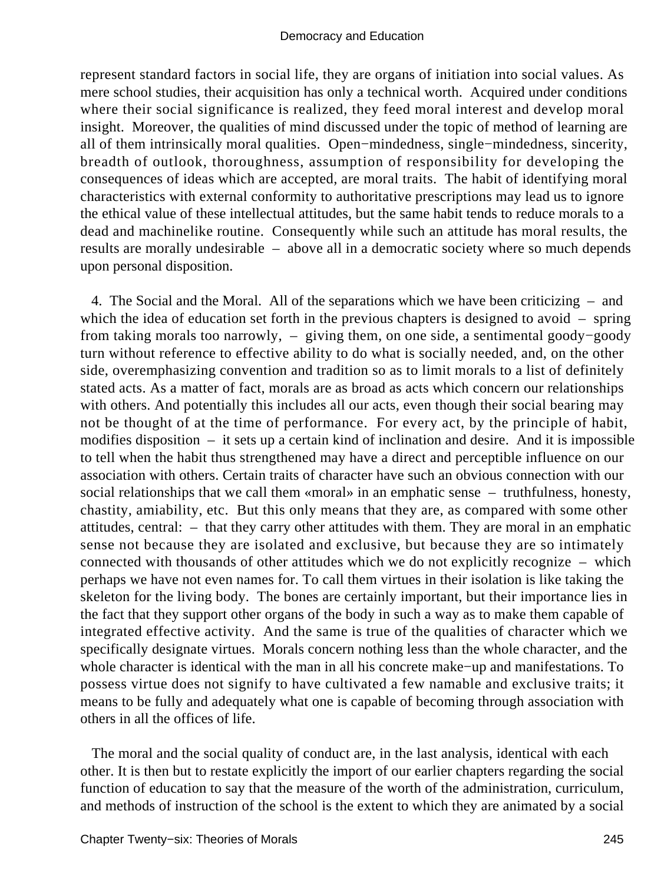represent standard factors in social life, they are organs of initiation into social values. As mere school studies, their acquisition has only a technical worth. Acquired under conditions where their social significance is realized, they feed moral interest and develop moral insight. Moreover, the qualities of mind discussed under the topic of method of learning are all of them intrinsically moral qualities. Open−mindedness, single−mindedness, sincerity, breadth of outlook, thoroughness, assumption of responsibility for developing the consequences of ideas which are accepted, are moral traits. The habit of identifying moral characteristics with external conformity to authoritative prescriptions may lead us to ignore the ethical value of these intellectual attitudes, but the same habit tends to reduce morals to a dead and machinelike routine. Consequently while such an attitude has moral results, the results are morally undesirable – above all in a democratic society where so much depends upon personal disposition.

4. The Social and the Moral. All of the separations which we have been criticizing – and which the idea of education set forth in the previous chapters is designed to avoid – spring from taking morals too narrowly, – giving them, on one side, a sentimental goody−goody turn without reference to effective ability to do what is socially needed, and, on the other side, overemphasizing convention and tradition so as to limit morals to a list of definitely stated acts. As a matter of fact, morals are as broad as acts which concern our relationships with others. And potentially this includes all our acts, even though their social bearing may not be thought of at the time of performance. For every act, by the principle of habit, modifies disposition – it sets up a certain kind of inclination and desire. And it is impossible to tell when the habit thus strengthened may have a direct and perceptible influence on our association with others. Certain traits of character have such an obvious connection with our social relationships that we call them «moral» in an emphatic sense – truthfulness, honesty, chastity, amiability, etc. But this only means that they are, as compared with some other attitudes, central: – that they carry other attitudes with them. They are moral in an emphatic sense not because they are isolated and exclusive, but because they are so intimately connected with thousands of other attitudes which we do not explicitly recognize – which perhaps we have not even names for. To call them virtues in their isolation is like taking the skeleton for the living body. The bones are certainly important, but their importance lies in the fact that they support other organs of the body in such a way as to make them capable of integrated effective activity. And the same is true of the qualities of character which we specifically designate virtues. Morals concern nothing less than the whole character, and the whole character is identical with the man in all his concrete make−up and manifestations. To possess virtue does not signify to have cultivated a few namable and exclusive traits; it means to be fully and adequately what one is capable of becoming through association with others in all the offices of life.

The moral and the social quality of conduct are, in the last analysis, identical with each other. It is then but to restate explicitly the import of our earlier chapters regarding the social function of education to say that the measure of the worth of the administration, curriculum, and methods of instruction of the school is the extent to which they are animated by a social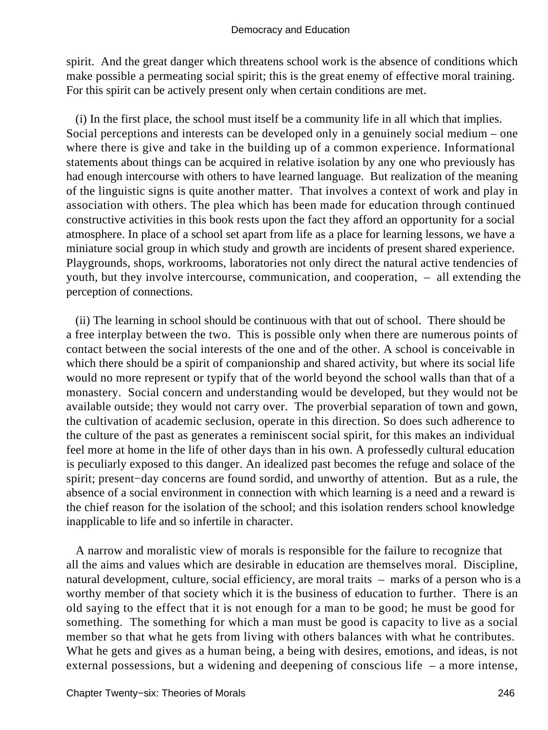spirit. And the great danger which threatens school work is the absence of conditions which make possible a permeating social spirit; this is the great enemy of effective moral training. For this spirit can be actively present only when certain conditions are met.

(i) In the first place, the school must itself be a community life in all which that implies. Social perceptions and interests can be developed only in a genuinely social medium – one where there is give and take in the building up of a common experience. Informational statements about things can be acquired in relative isolation by any one who previously has had enough intercourse with others to have learned language. But realization of the meaning of the linguistic signs is quite another matter. That involves a context of work and play in association with others. The plea which has been made for education through continued constructive activities in this book rests upon the fact they afford an opportunity for a social atmosphere. In place of a school set apart from life as a place for learning lessons, we have a miniature social group in which study and growth are incidents of present shared experience. Playgrounds, shops, workrooms, laboratories not only direct the natural active tendencies of youth, but they involve intercourse, communication, and cooperation, – all extending the perception of connections.

(ii) The learning in school should be continuous with that out of school. There should be a free interplay between the two. This is possible only when there are numerous points of contact between the social interests of the one and of the other. A school is conceivable in which there should be a spirit of companionship and shared activity, but where its social life would no more represent or typify that of the world beyond the school walls than that of a monastery. Social concern and understanding would be developed, but they would not be available outside; they would not carry over. The proverbial separation of town and gown, the cultivation of academic seclusion, operate in this direction. So does such adherence to the culture of the past as generates a reminiscent social spirit, for this makes an individual feel more at home in the life of other days than in his own. A professedly cultural education is peculiarly exposed to this danger. An idealized past becomes the refuge and solace of the spirit; present−day concerns are found sordid, and unworthy of attention. But as a rule, the absence of a social environment in connection with which learning is a need and a reward is the chief reason for the isolation of the school; and this isolation renders school knowledge inapplicable to life and so infertile in character.

A narrow and moralistic view of morals is responsible for the failure to recognize that all the aims and values which are desirable in education are themselves moral. Discipline, natural development, culture, social efficiency, are moral traits – marks of a person who is a worthy member of that society which it is the business of education to further. There is an old saying to the effect that it is not enough for a man to be good; he must be good for something. The something for which a man must be good is capacity to live as a social member so that what he gets from living with others balances with what he contributes. What he gets and gives as a human being, a being with desires, emotions, and ideas, is not external possessions, but a widening and deepening of conscious life – a more intense,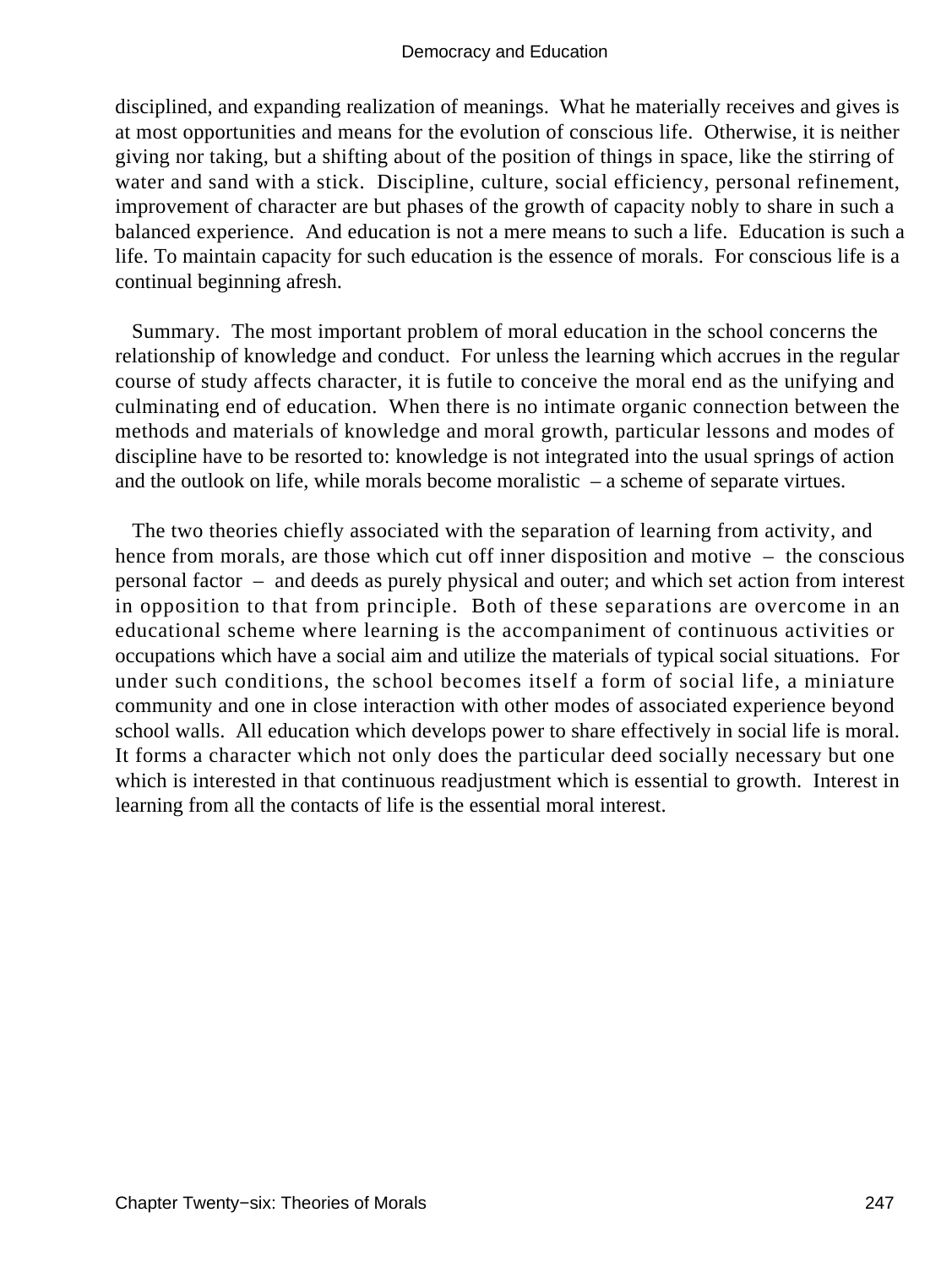disciplined, and expanding realization of meanings. What he materially receives and gives is at most opportunities and means for the evolution of conscious life. Otherwise, it is neither giving nor taking, but a shifting about of the position of things in space, like the stirring of water and sand with a stick. Discipline, culture, social efficiency, personal refinement, improvement of character are but phases of the growth of capacity nobly to share in such a balanced experience. And education is not a mere means to such a life. Education is such a life. To maintain capacity for such education is the essence of morals. For conscious life is a continual beginning afresh.

Summary. The most important problem of moral education in the school concerns the relationship of knowledge and conduct. For unless the learning which accrues in the regular course of study affects character, it is futile to conceive the moral end as the unifying and culminating end of education. When there is no intimate organic connection between the methods and materials of knowledge and moral growth, particular lessons and modes of discipline have to be resorted to: knowledge is not integrated into the usual springs of action and the outlook on life, while morals become moralistic – a scheme of separate virtues.

The two theories chiefly associated with the separation of learning from activity, and hence from morals, are those which cut off inner disposition and motive – the conscious personal factor – and deeds as purely physical and outer; and which set action from interest in opposition to that from principle. Both of these separations are overcome in an educational scheme where learning is the accompaniment of continuous activities or occupations which have a social aim and utilize the materials of typical social situations. For under such conditions, the school becomes itself a form of social life, a miniature community and one in close interaction with other modes of associated experience beyond school walls. All education which develops power to share effectively in social life is moral. It forms a character which not only does the particular deed socially necessary but one which is interested in that continuous readjustment which is essential to growth. Interest in learning from all the contacts of life is the essential moral interest.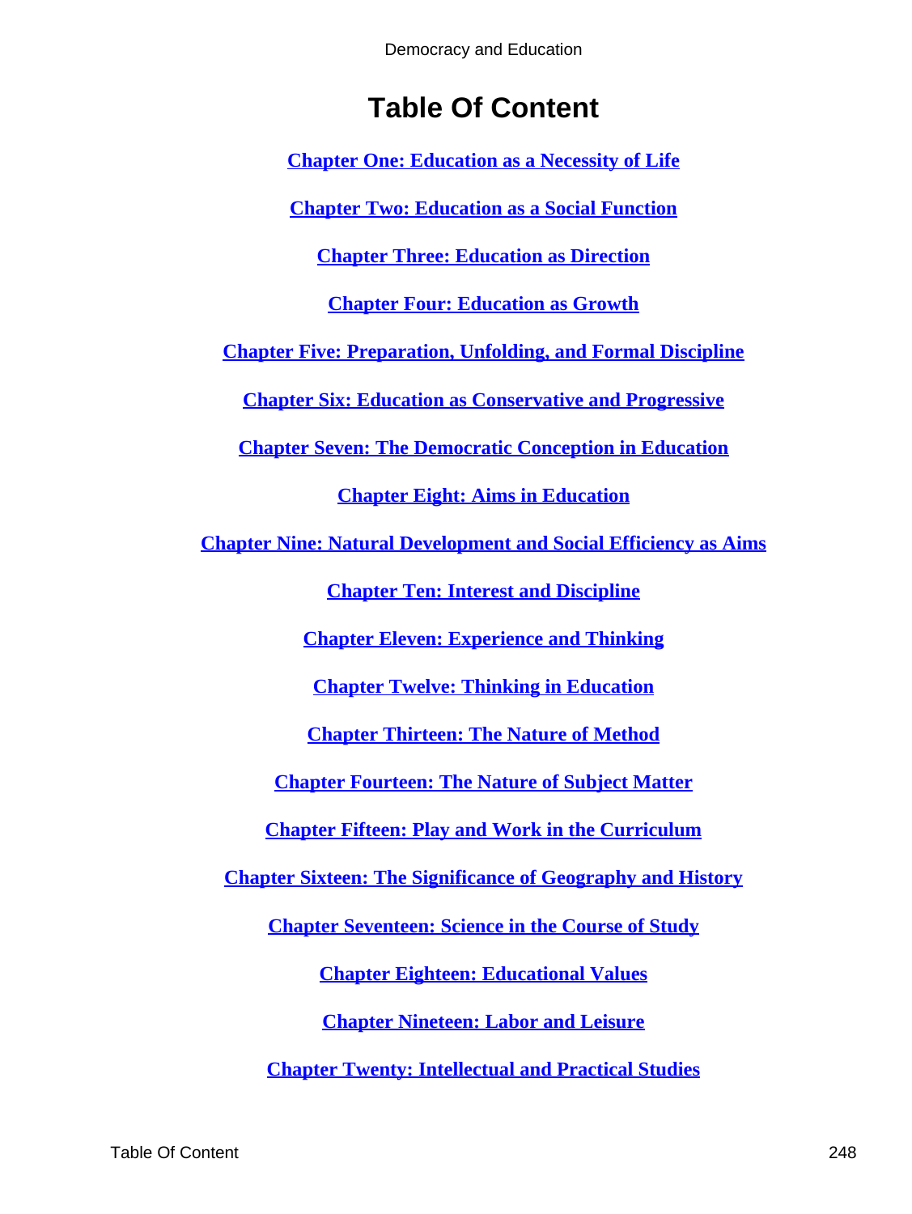# Table Of Content

**Chapter One: Education as a Necessity of Life**

**Chapter Two: Education as a Social Function**

**Chapter Three: Education as Direction**

**Chapter Four: Education as Growth**

**Chapter Five: Preparation, Unfolding, and Formal Discipline**

**Chapter Six: Education as Conservative and Progressive**

**Chapter Seven: The Democratic Conception in Education**

**Chapter Eight: Aims in Education**

**Chapter Nine: Natural Development and Social Efficiency as Aims**

**Chapter Ten: Interest and Discipline**

**Chapter Eleven: Experience and Thinking**

**Chapter Twelve: Thinking in Education**

**Chapter Thirteen: The Nature of Method**

**Chapter Fourteen: The Nature of Subject Matter**

**Chapter Fifteen: Play and Work in the Curriculum**

**Chapter Sixteen: The Significance of Geography and History**

**Chapter Seventeen: Science in the Course of Study**

**Chapter Eighteen: Educational Values**

**Chapter Nineteen: Labor and Leisure**

**Chapter Twenty: Intellectual and Practical Studies**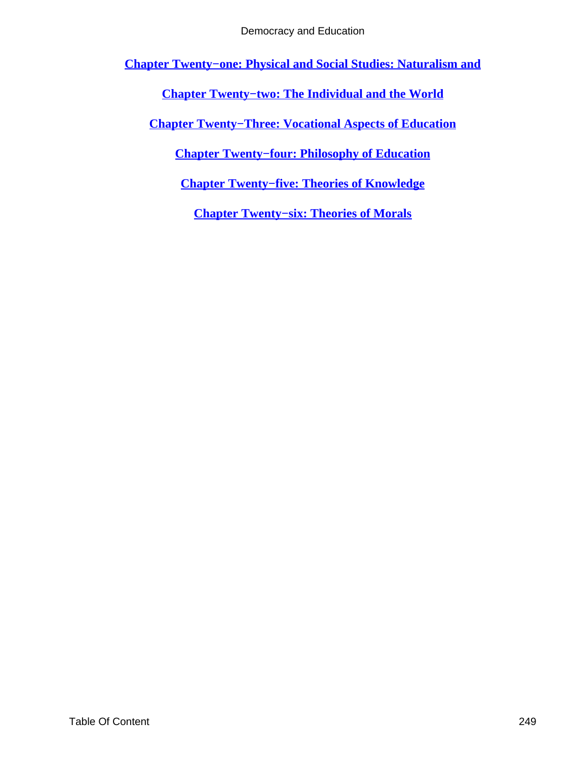[Chapter Twenty−one: Physical and Social Studies: Naturalism and](#)

[Chapter Twenty−two: The Individual and the World](#)

[Chapter Twenty−Three: Vocational Aspects of Education](#)

[Chapter Twenty−four: Philosophy of Education](#)

[Chapter Twenty−five: Theories of Knowledge](#)

[Chapter Twenty−six: Theories of Morals](#)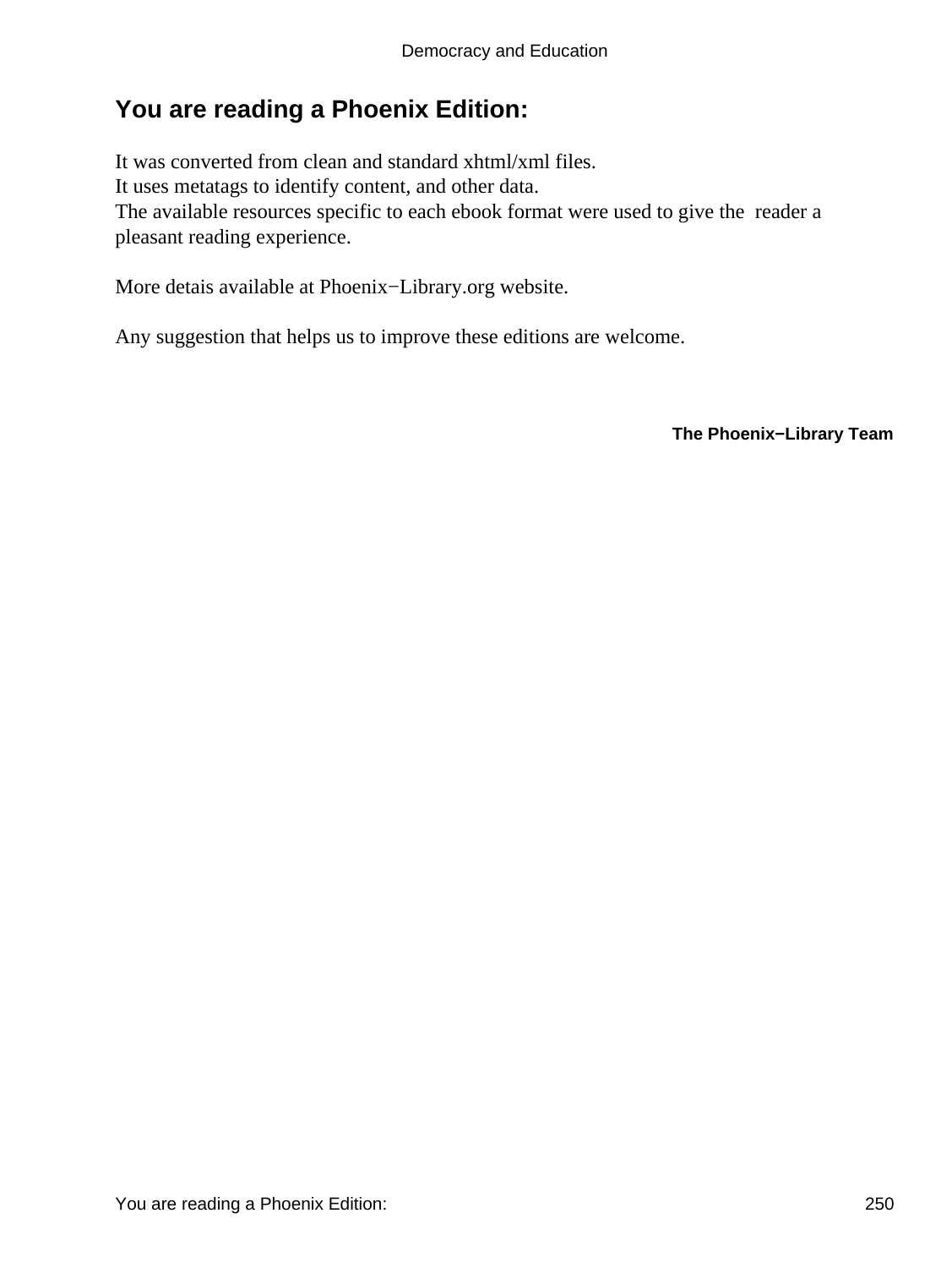## You are reading a Phoenix Edition:

It was converted from clean and standard xhtml/xml files.
It uses metatags to identify content, and other data.
The available resources specific to each ebook format were used to give the reader a pleasant reading experience.

More detais available at Phoenix−Library.org website.

Any suggestion that helps us to improve these editions are welcome.

**The Phoenix−Library Team**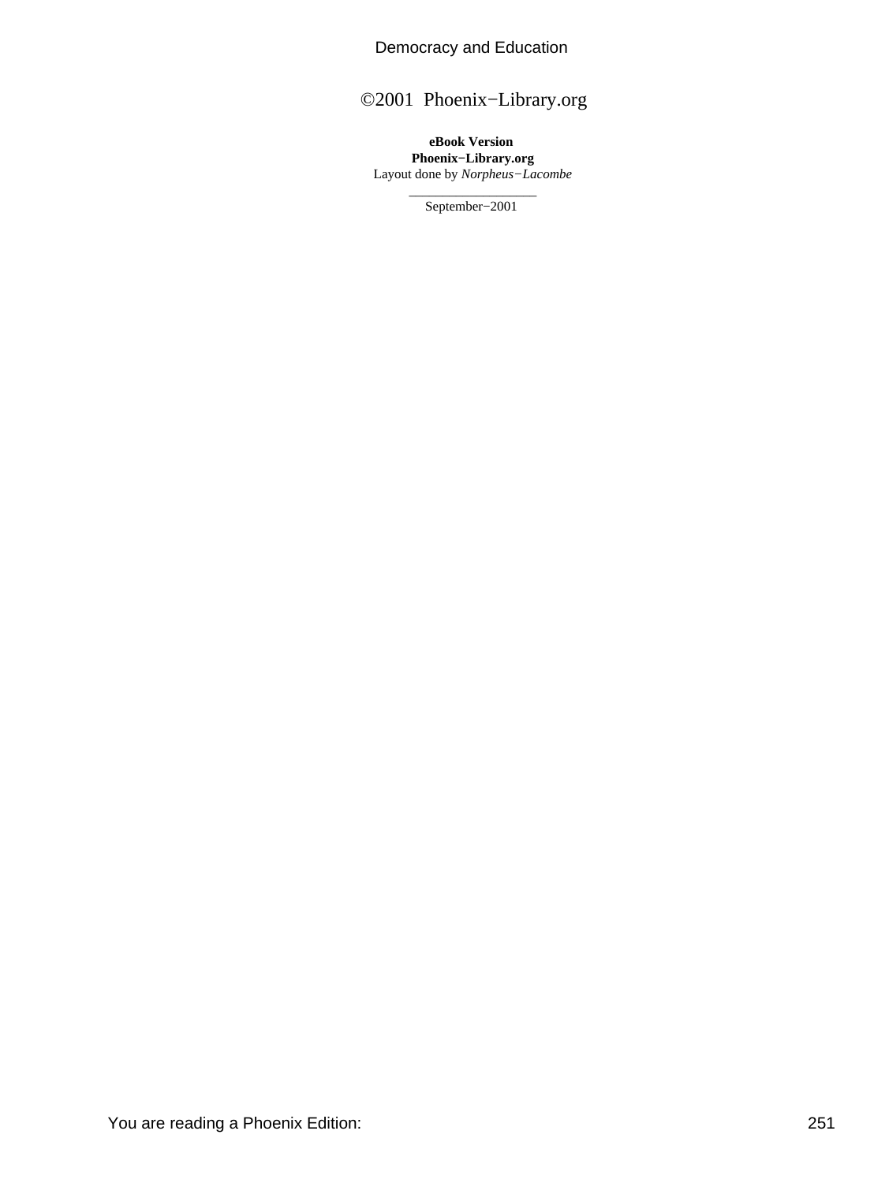©2001 Phoenix−Library.org

**eBook Version**
**Phoenix−Library.org**
Layout done by *Norpheus−Lacombe*

___________________

September−2001